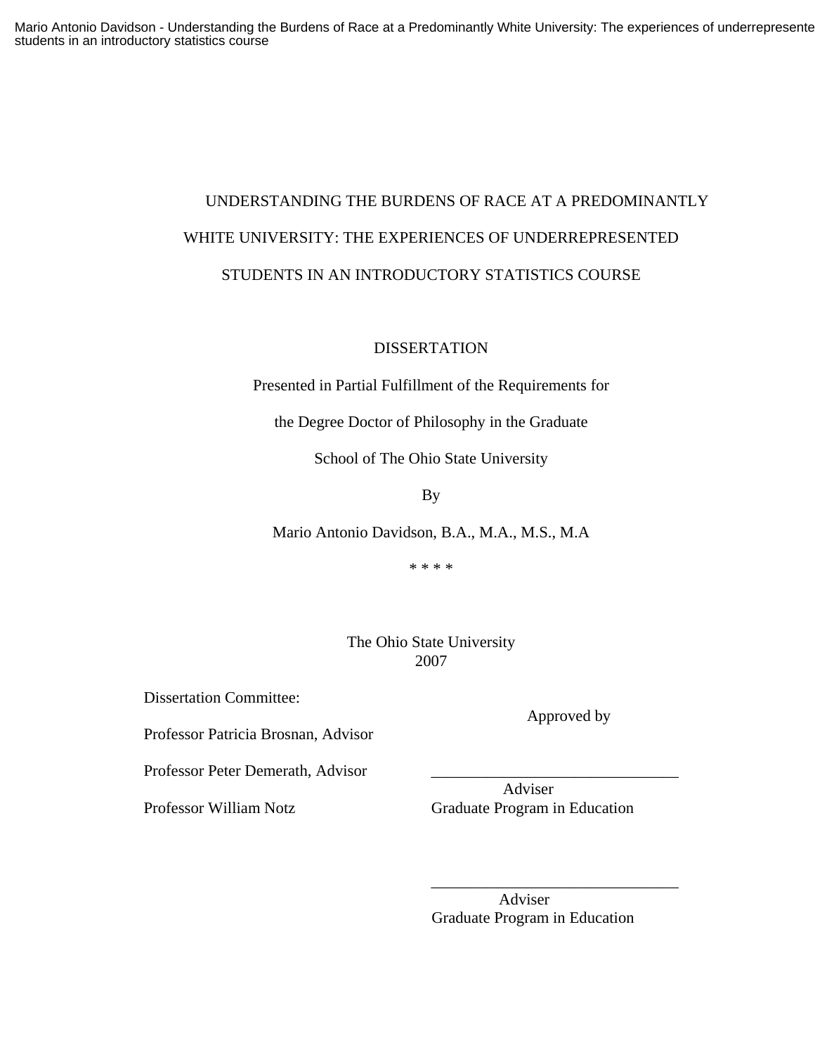# UNDERSTANDING THE BURDENS OF RACE AT A PREDOMINANTLY WHITE UNIVERSITY: THE EXPERIENCES OF UNDERREPRESENTED STUDENTS IN AN INTRODUCTORY STATISTICS COURSE

DISSERTATION

Presented in Partial Fulfillment of the Requirements for

the Degree Doctor of Philosophy in the Graduate

School of The Ohio State University

By

Mario Antonio Davidson, B.A., M.A., M.S., M.A

* * * *

The Ohio State University
2007

Dissertation Committee:

Professor Patricia Brosnan, Advisor

Professor Peter Demerath, Advisor

Professor William Notz

Approved by

______________________________
Adviser
Graduate Program in Education

______________________________
Adviser
Graduate Program in Education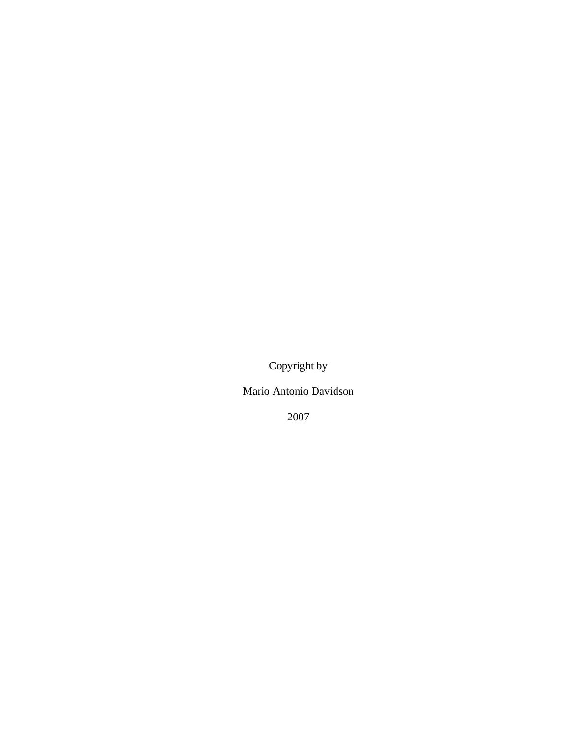Copyright by

Mario Antonio Davidson

2007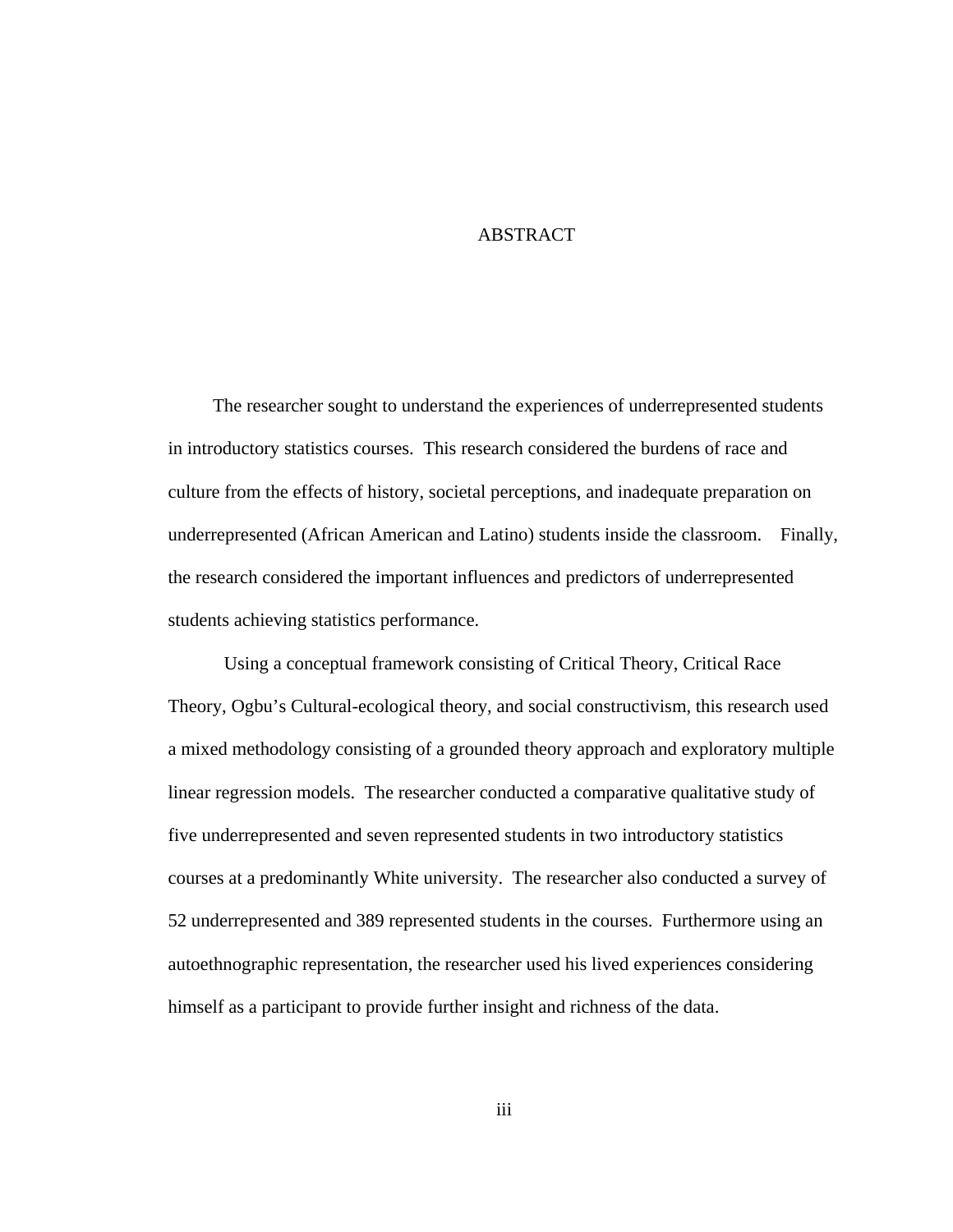# ABSTRACT

The researcher sought to understand the experiences of underrepresented students in introductory statistics courses. This research considered the burdens of race and culture from the effects of history, societal perceptions, and inadequate preparation on underrepresented (African American and Latino) students inside the classroom. Finally, the research considered the important influences and predictors of underrepresented students achieving statistics performance.

Using a conceptual framework consisting of Critical Theory, Critical Race Theory, Ogbu's Cultural-ecological theory, and social constructivism, this research used a mixed methodology consisting of a grounded theory approach and exploratory multiple linear regression models. The researcher conducted a comparative qualitative study of five underrepresented and seven represented students in two introductory statistics courses at a predominantly White university. The researcher also conducted a survey of 52 underrepresented and 389 represented students in the courses. Furthermore using an autoethnographic representation, the researcher used his lived experiences considering himself as a participant to provide further insight and richness of the data.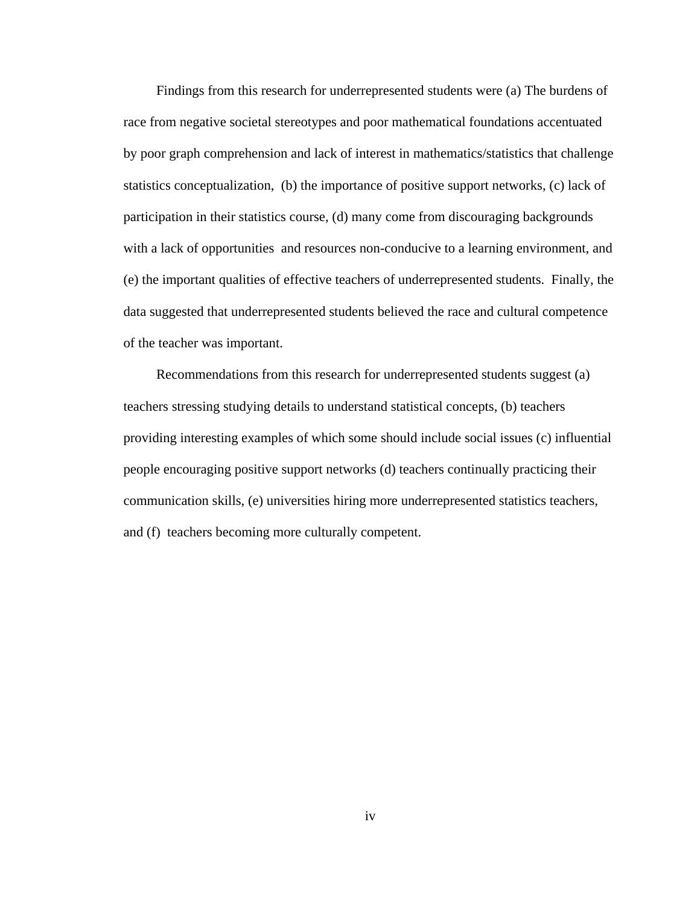Findings from this research for underrepresented students were (a) The burdens of race from negative societal stereotypes and poor mathematical foundations accentuated by poor graph comprehension and lack of interest in mathematics/statistics that challenge statistics conceptualization, (b) the importance of positive support networks, (c) lack of participation in their statistics course, (d) many come from discouraging backgrounds with a lack of opportunities and resources non-conducive to a learning environment, and (e) the important qualities of effective teachers of underrepresented students. Finally, the data suggested that underrepresented students believed the race and cultural competence of the teacher was important.

Recommendations from this research for underrepresented students suggest (a) teachers stressing studying details to understand statistical concepts, (b) teachers providing interesting examples of which some should include social issues (c) influential people encouraging positive support networks (d) teachers continually practicing their communication skills, (e) universities hiring more underrepresented statistics teachers, and (f) teachers becoming more culturally competent.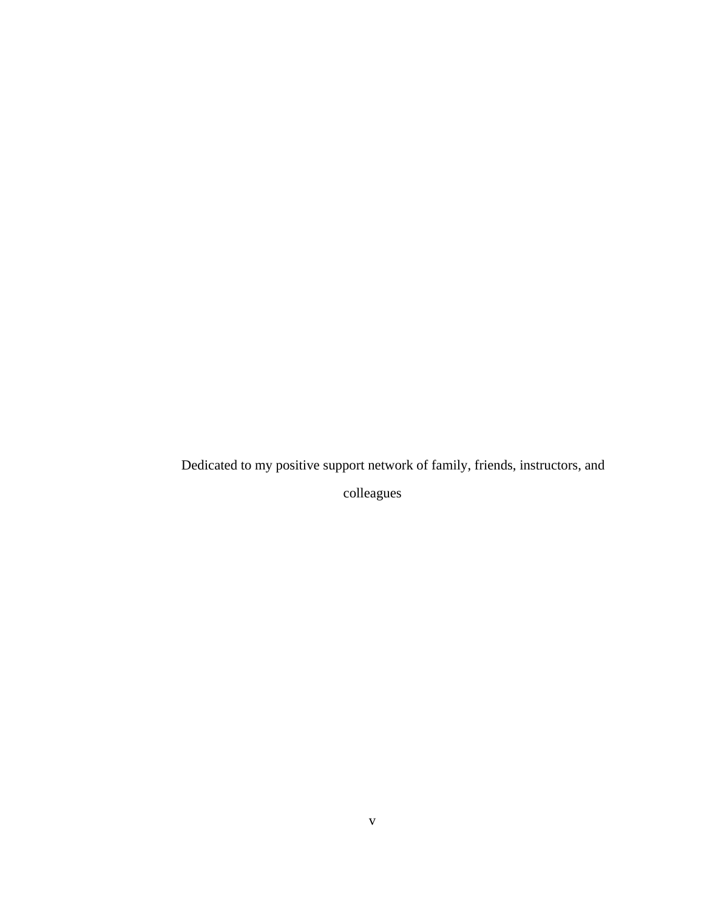Dedicated to my positive support network of family, friends, instructors, and colleagues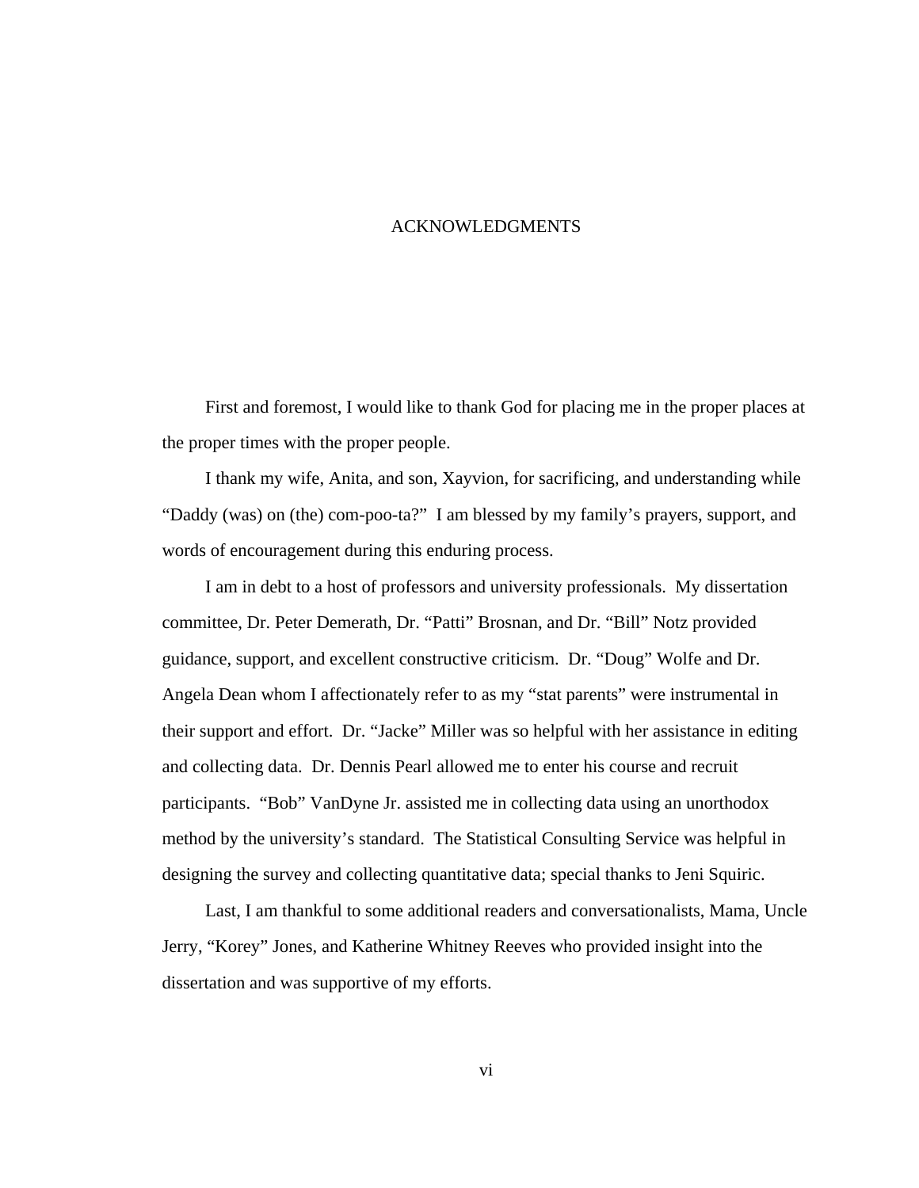# ACKNOWLEDGMENTS

First and foremost, I would like to thank God for placing me in the proper places at the proper times with the proper people.

I thank my wife, Anita, and son, Xayvion, for sacrificing, and understanding while "Daddy (was) on (the) com-poo-ta?" I am blessed by my family's prayers, support, and words of encouragement during this enduring process.

I am in debt to a host of professors and university professionals. My dissertation committee, Dr. Peter Demerath, Dr. "Patti" Brosnan, and Dr. "Bill" Notz provided guidance, support, and excellent constructive criticism. Dr. "Doug" Wolfe and Dr. Angela Dean whom I affectionately refer to as my "stat parents" were instrumental in their support and effort. Dr. "Jacke" Miller was so helpful with her assistance in editing and collecting data. Dr. Dennis Pearl allowed me to enter his course and recruit participants. "Bob" VanDyne Jr. assisted me in collecting data using an unorthodox method by the university's standard. The Statistical Consulting Service was helpful in designing the survey and collecting quantitative data; special thanks to Jeni Squiric.

Last, I am thankful to some additional readers and conversationalists, Mama, Uncle Jerry, "Korey" Jones, and Katherine Whitney Reeves who provided insight into the dissertation and was supportive of my efforts.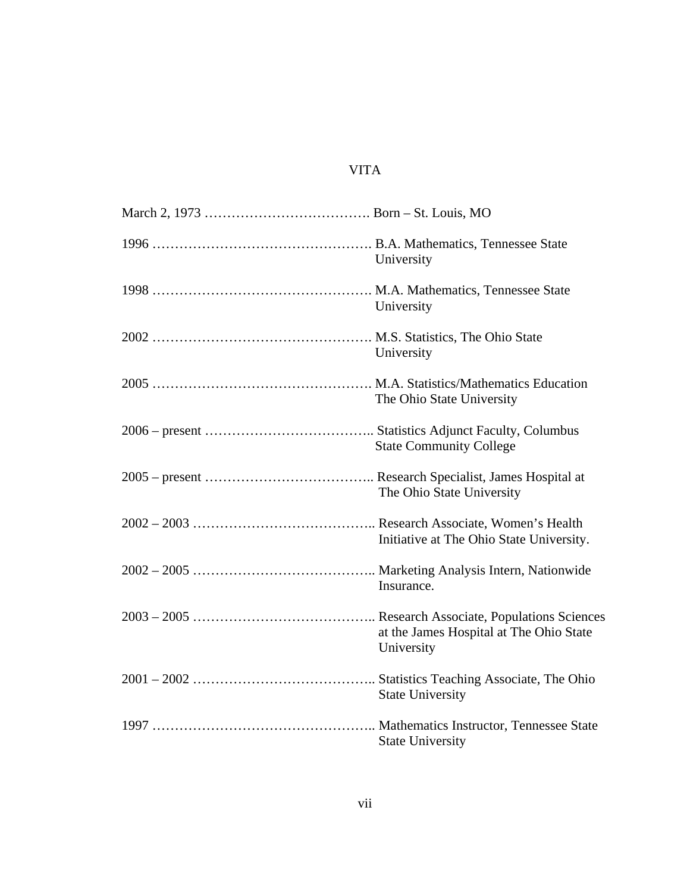# VITA

March 2, 1973 ………………………………. Born – St. Louis, MO

1996 …………………………………………. B.A. Mathematics, Tennessee State University

1998 …………………………………………. M.A. Mathematics, Tennessee State University

2002 …………………………………………. M.S. Statistics, The Ohio State University

2005 …………………………………………. M.A. Statistics/Mathematics Education The Ohio State University

2006 – present ……………………………….. Statistics Adjunct Faculty, Columbus State Community College

2005 – present ……………………………….. Research Specialist, James Hospital at The Ohio State University

2002 – 2003 ………………………………….. Research Associate, Women's Health Initiative at The Ohio State University.

2002 – 2005 ………………………………….. Marketing Analysis Intern, Nationwide Insurance.

2003 – 2005 ………………………………….. Research Associate, Populations Sciences at the James Hospital at The Ohio State University

2001 – 2002 ………………………………….. Statistics Teaching Associate, The Ohio State University

1997 ………………………………………….. Mathematics Instructor, Tennessee State State University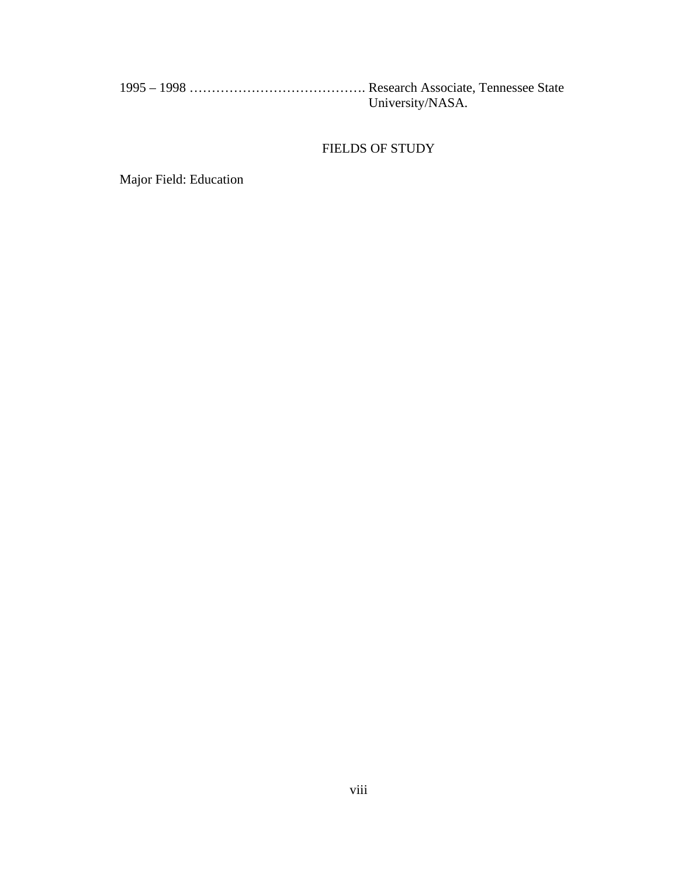1995 – 1998 …………………………………. Research Associate, Tennessee State University/NASA.

## FIELDS OF STUDY

Major Field: Education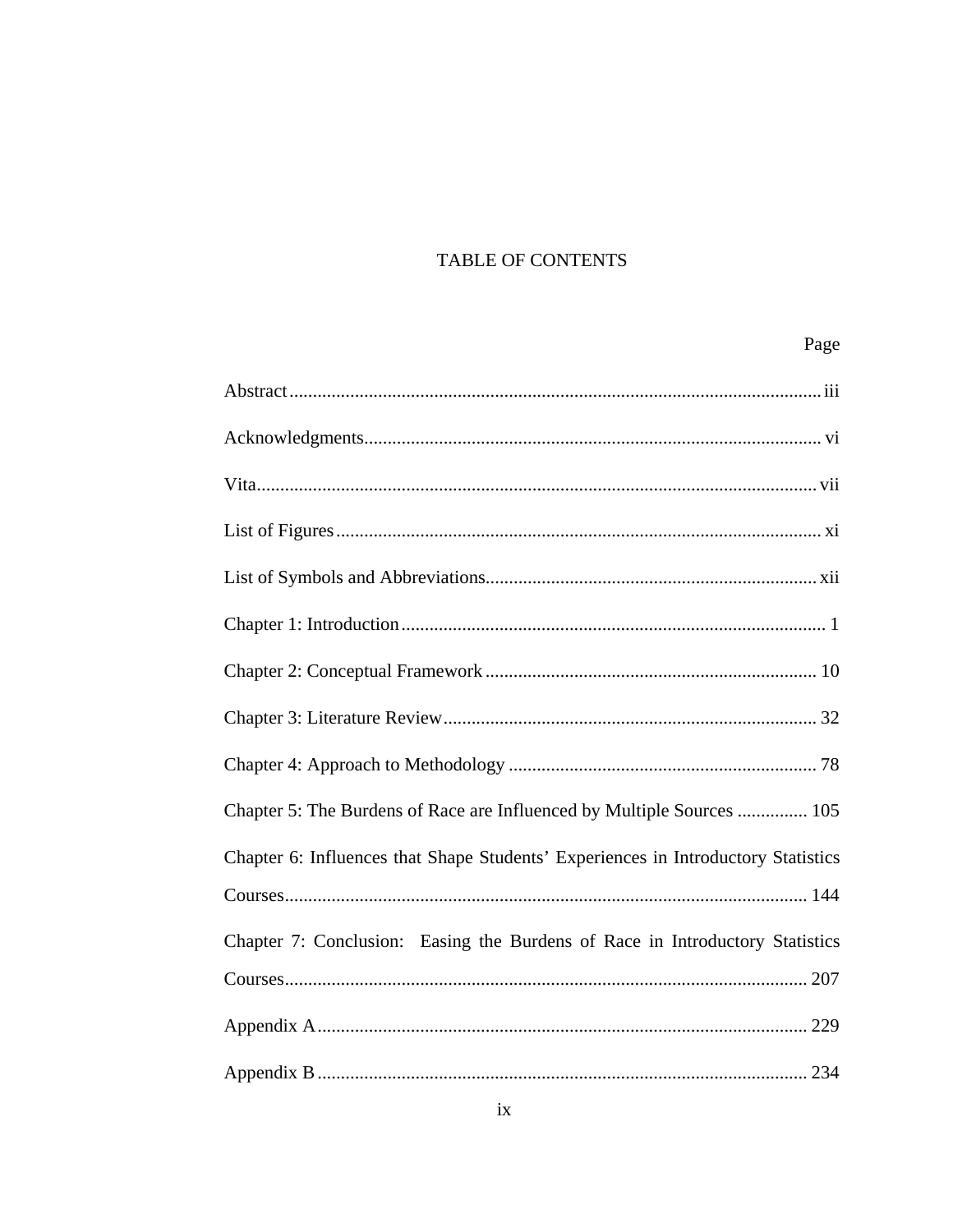# TABLE OF CONTENTS

| | Page |
|---|---|
| Abstract | iii |
| Acknowledgments | vi |
| Vita | vii |
| List of Figures | xi |
| List of Symbols and Abbreviations | xii |
| Chapter 1: Introduction | 1 |
| Chapter 2: Conceptual Framework | 10 |
| Chapter 3: Literature Review | 32 |
| Chapter 4: Approach to Methodology | 78 |
| Chapter 5: The Burdens of Race are Influenced by Multiple Sources | 105 |
| Chapter 6: Influences that Shape Students' Experiences in Introductory Statistics Courses | 144 |
| Chapter 7: Conclusion: Easing the Burdens of Race in Introductory Statistics Courses | 207 |
| Appendix A | 229 |
| Appendix B | 234 |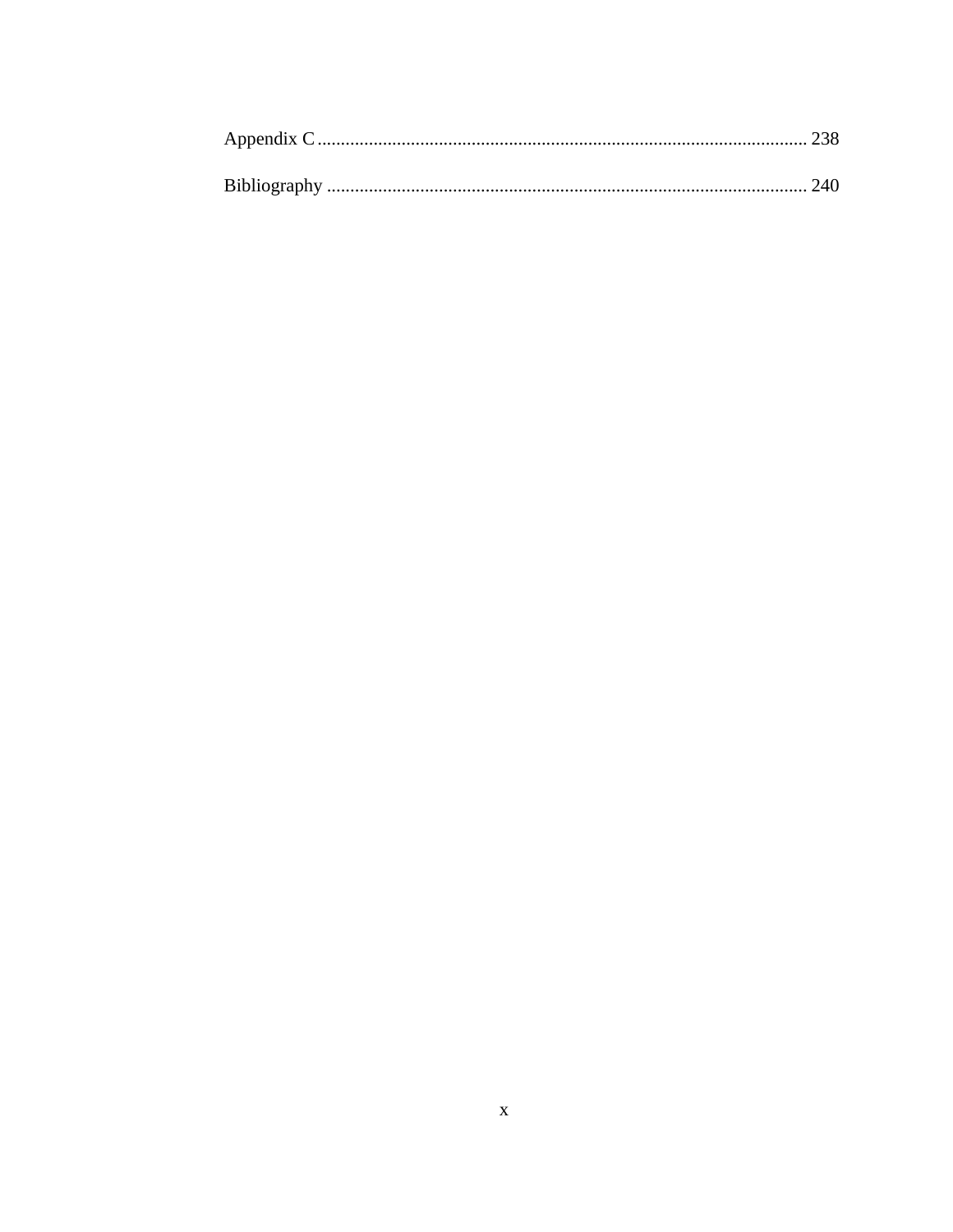Appendix C ........................................................................................................ 238

Bibliography ...................................................................................................... 240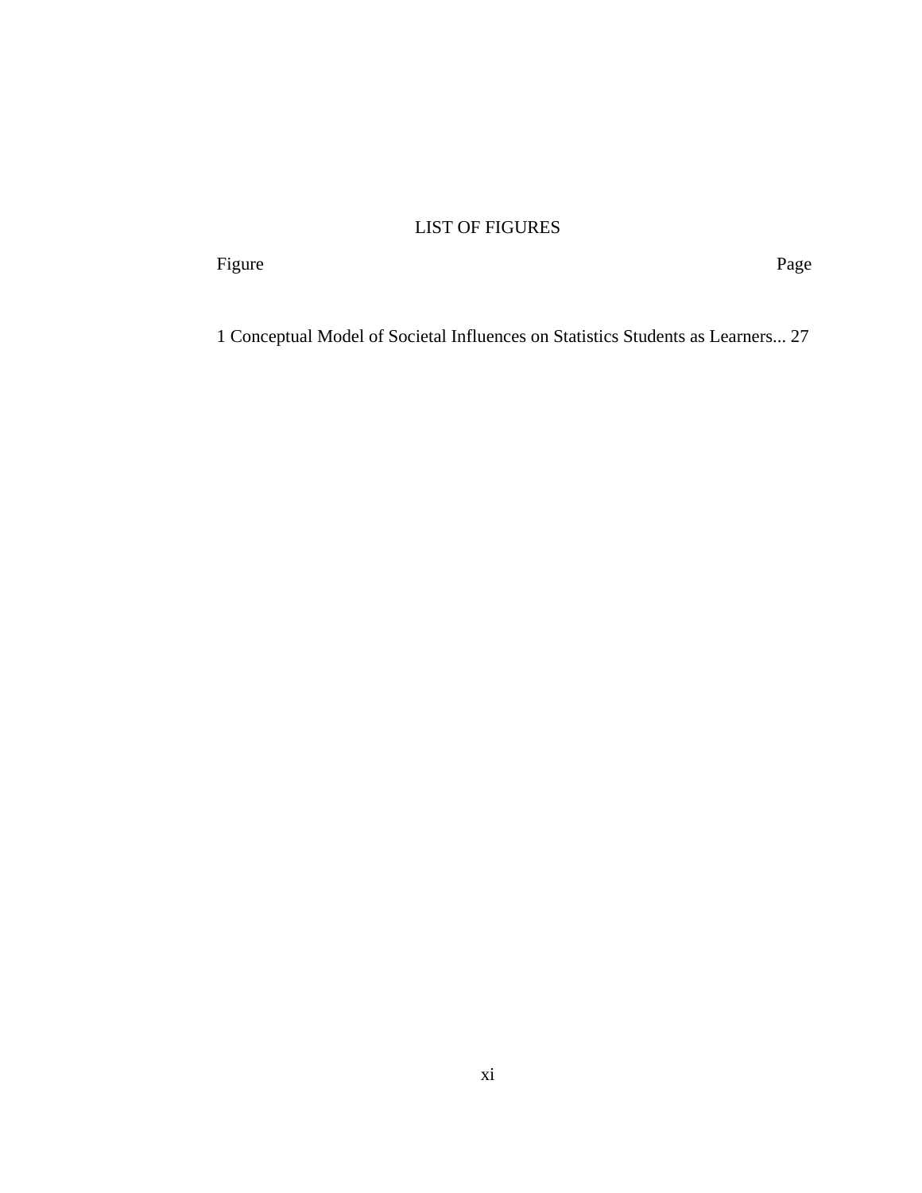# LIST OF FIGURES

| Figure | Page |
|---|---|
| 1 Conceptual Model of Societal Influences on Statistics Students as Learners... | 27 |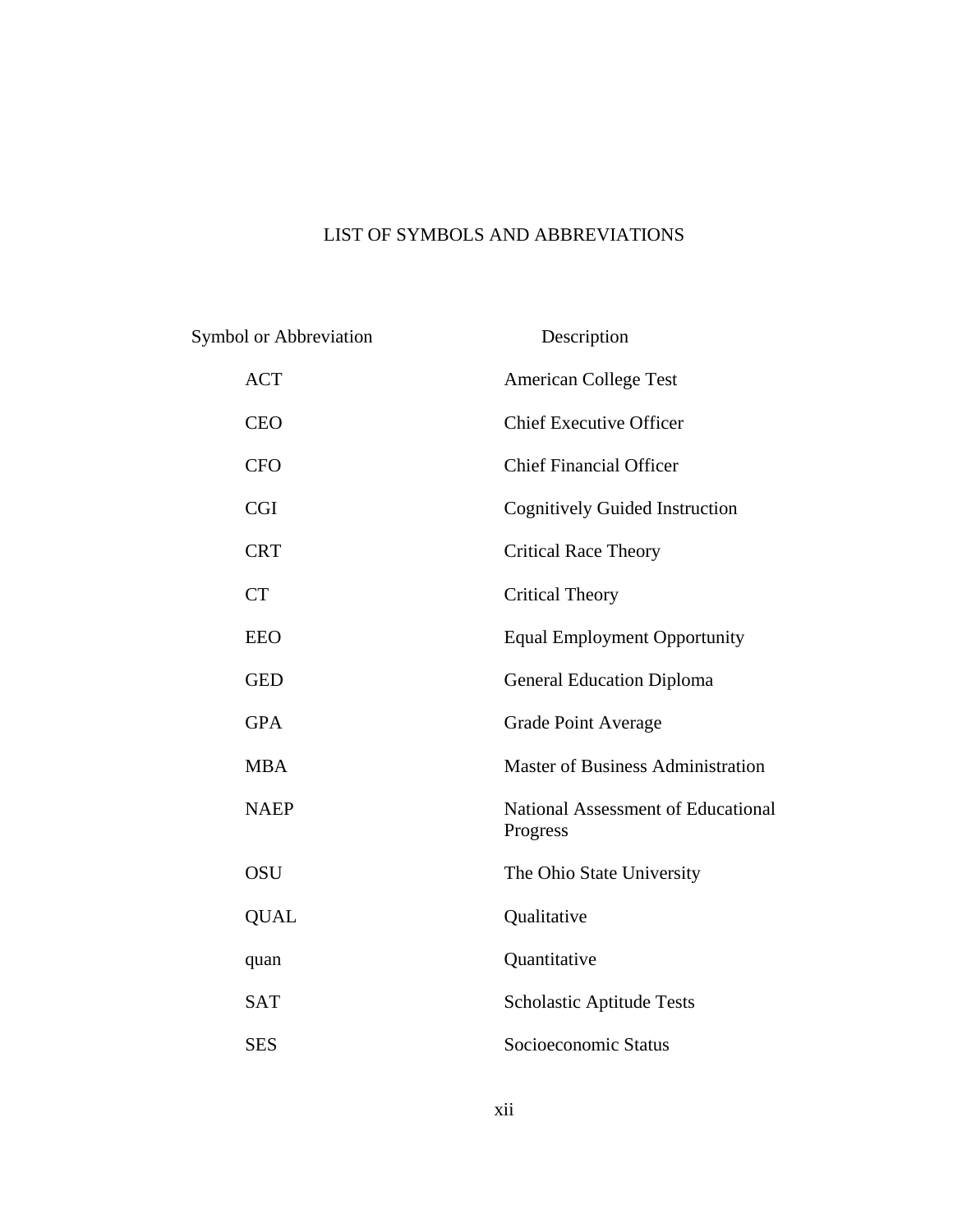# LIST OF SYMBOLS AND ABBREVIATIONS

| Symbol or Abbreviation | Description |
| --- | --- |
| ACT | American College Test |
| CEO | Chief Executive Officer |
| CFO | Chief Financial Officer |
| CGI | Cognitively Guided Instruction |
| CRT | Critical Race Theory |
| CT | Critical Theory |
| EEO | Equal Employment Opportunity |
| GED | General Education Diploma |
| GPA | Grade Point Average |
| MBA | Master of Business Administration |
| NAEP | National Assessment of Educational Progress |
| OSU | The Ohio State University |
| QUAL | Qualitative |
| quan | Quantitative |
| SAT | Scholastic Aptitude Tests |
| SES | Socioeconomic Status |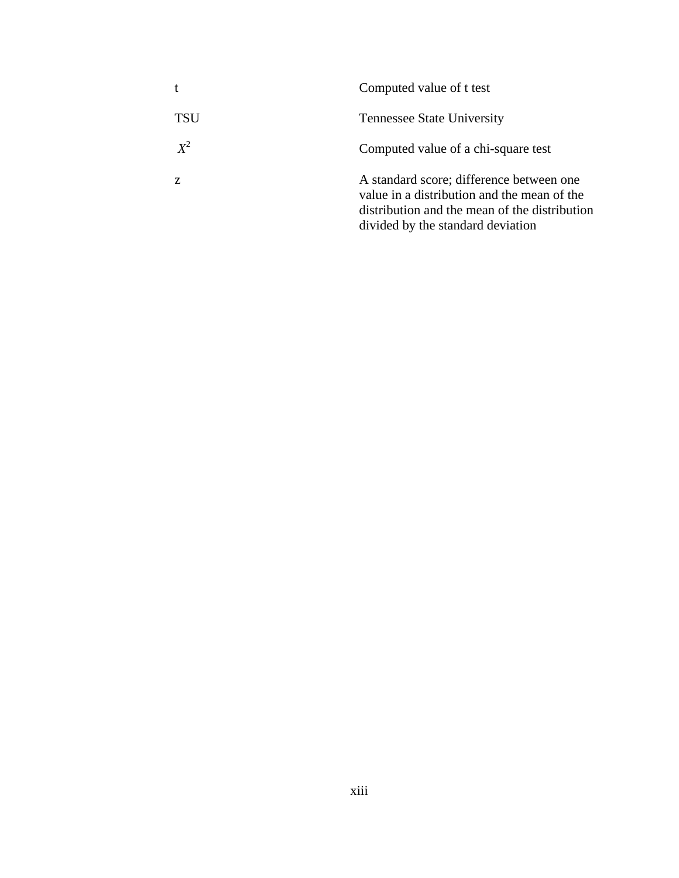| | |
|---|---|
| t | Computed value of t test |
| TSU | Tennessee State University |
| $X^2$ | Computed value of a chi-square test |
| z | A standard score; difference between one value in a distribution and the mean of the distribution and the mean of the distribution divided by the standard deviation |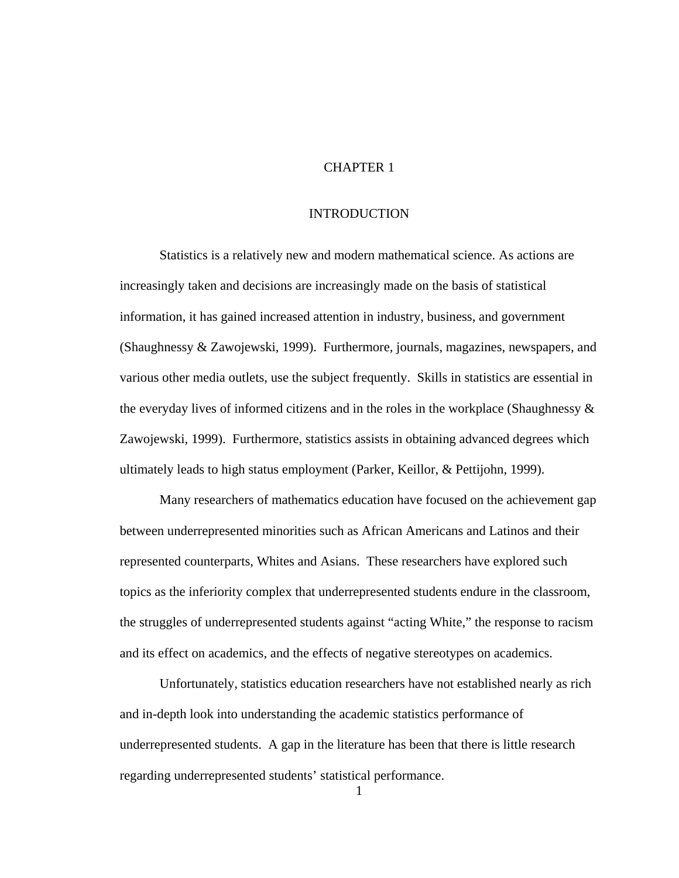# CHAPTER 1

# INTRODUCTION

Statistics is a relatively new and modern mathematical science. As actions are increasingly taken and decisions are increasingly made on the basis of statistical information, it has gained increased attention in industry, business, and government (Shaughnessy & Zawojewski, 1999). Furthermore, journals, magazines, newspapers, and various other media outlets, use the subject frequently. Skills in statistics are essential in the everyday lives of informed citizens and in the roles in the workplace (Shaughnessy & Zawojewski, 1999). Furthermore, statistics assists in obtaining advanced degrees which ultimately leads to high status employment (Parker, Keillor, & Pettijohn, 1999).

Many researchers of mathematics education have focused on the achievement gap between underrepresented minorities such as African Americans and Latinos and their represented counterparts, Whites and Asians. These researchers have explored such topics as the inferiority complex that underrepresented students endure in the classroom, the struggles of underrepresented students against "acting White," the response to racism and its effect on academics, and the effects of negative stereotypes on academics.

Unfortunately, statistics education researchers have not established nearly as rich and in-depth look into understanding the academic statistics performance of underrepresented students. A gap in the literature has been that there is little research regarding underrepresented students' statistical performance.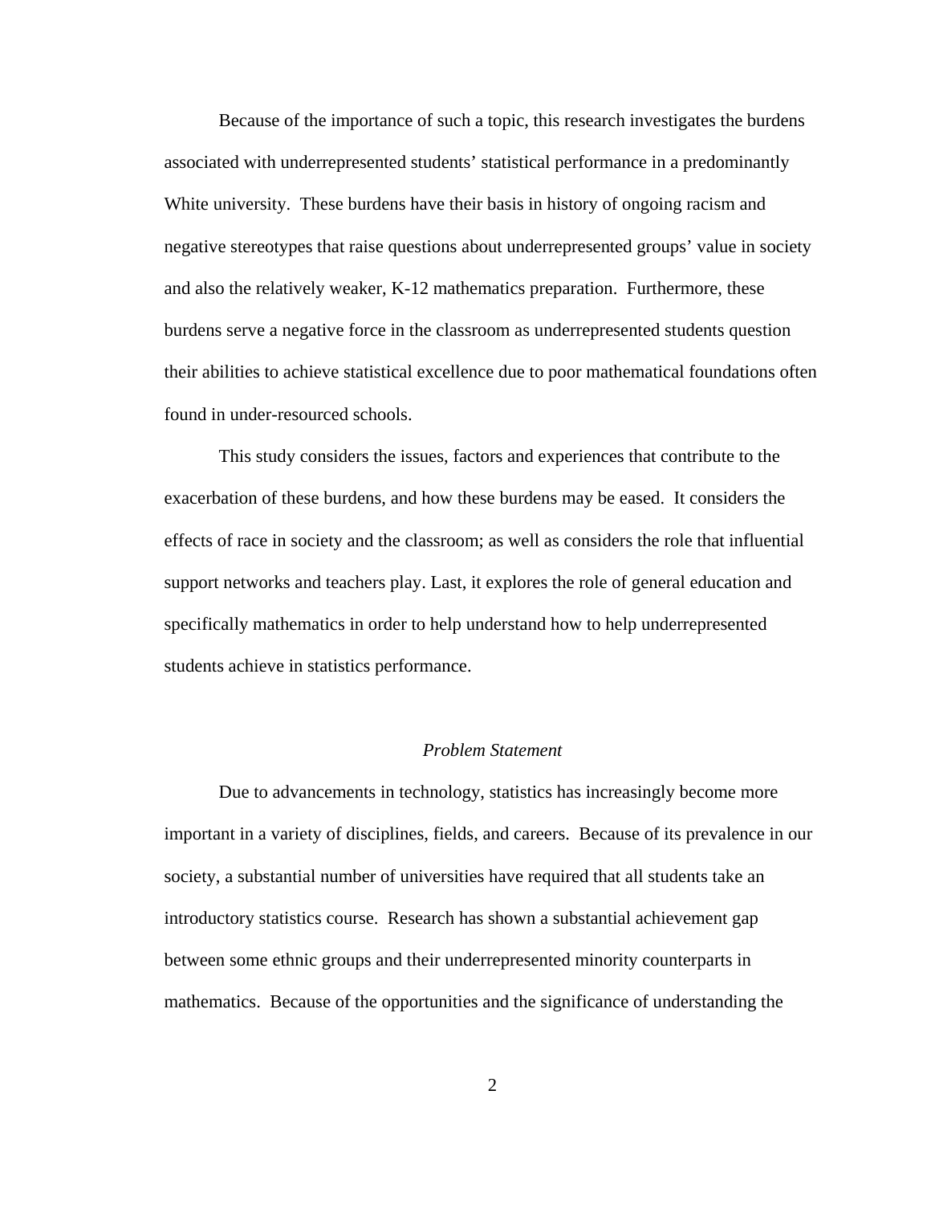Because of the importance of such a topic, this research investigates the burdens associated with underrepresented students' statistical performance in a predominantly White university. These burdens have their basis in history of ongoing racism and negative stereotypes that raise questions about underrepresented groups' value in society and also the relatively weaker, K-12 mathematics preparation. Furthermore, these burdens serve a negative force in the classroom as underrepresented students question their abilities to achieve statistical excellence due to poor mathematical foundations often found in under-resourced schools.

This study considers the issues, factors and experiences that contribute to the exacerbation of these burdens, and how these burdens may be eased. It considers the effects of race in society and the classroom; as well as considers the role that influential support networks and teachers play. Last, it explores the role of general education and specifically mathematics in order to help understand how to help underrepresented students achieve in statistics performance.

### *Problem Statement*

Due to advancements in technology, statistics has increasingly become more important in a variety of disciplines, fields, and careers. Because of its prevalence in our society, a substantial number of universities have required that all students take an introductory statistics course. Research has shown a substantial achievement gap between some ethnic groups and their underrepresented minority counterparts in mathematics. Because of the opportunities and the significance of understanding the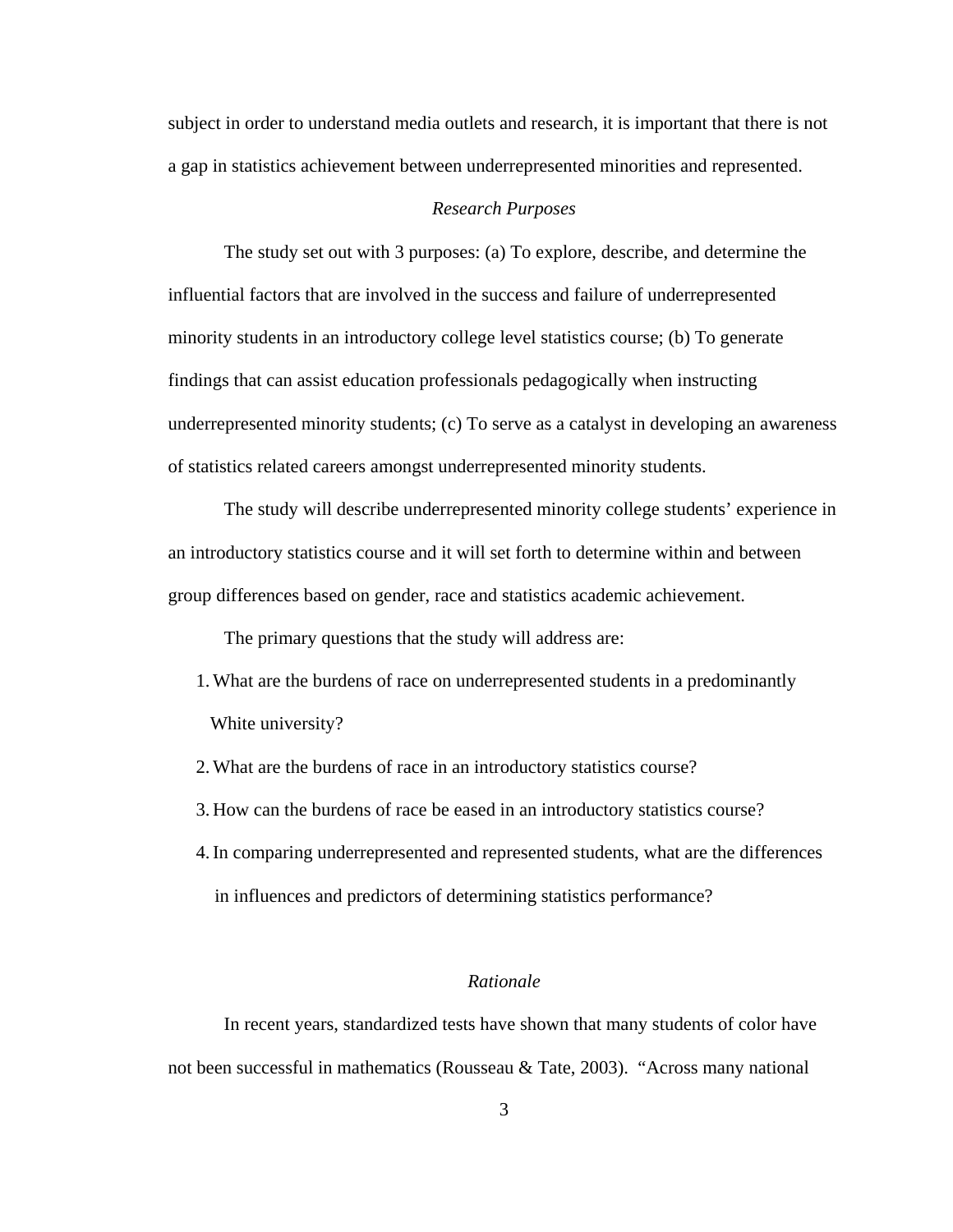subject in order to understand media outlets and research, it is important that there is not a gap in statistics achievement between underrepresented minorities and represented.

### *Research Purposes*

The study set out with 3 purposes: (a) To explore, describe, and determine the influential factors that are involved in the success and failure of underrepresented minority students in an introductory college level statistics course; (b) To generate findings that can assist education professionals pedagogically when instructing underrepresented minority students; (c) To serve as a catalyst in developing an awareness of statistics related careers amongst underrepresented minority students.

The study will describe underrepresented minority college students' experience in an introductory statistics course and it will set forth to determine within and between group differences based on gender, race and statistics academic achievement.

The primary questions that the study will address are:

1. What are the burdens of race on underrepresented students in a predominantly White university?
2. What are the burdens of race in an introductory statistics course?
3. How can the burdens of race be eased in an introductory statistics course?
4. In comparing underrepresented and represented students, what are the differences in influences and predictors of determining statistics performance?

### *Rationale*

In recent years, standardized tests have shown that many students of color have not been successful in mathematics (Rousseau & Tate, 2003). "Across many national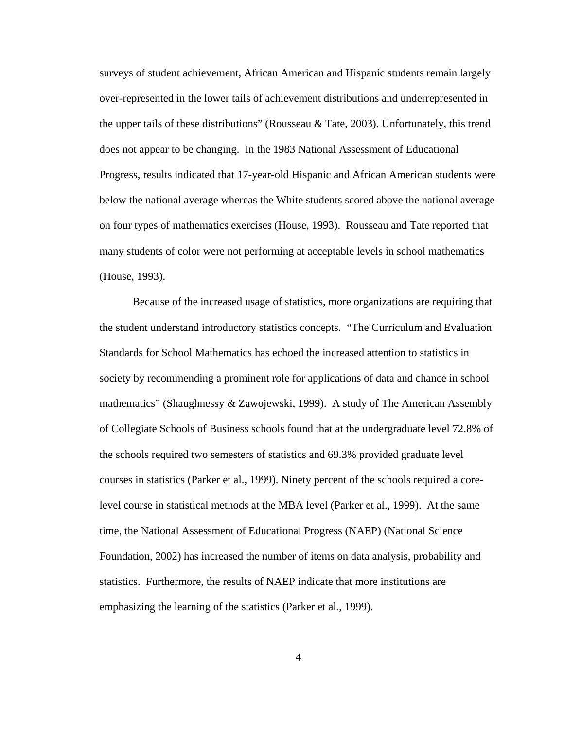surveys of student achievement, African American and Hispanic students remain largely over-represented in the lower tails of achievement distributions and underrepresented in the upper tails of these distributions" (Rousseau & Tate, 2003). Unfortunately, this trend does not appear to be changing. In the 1983 National Assessment of Educational Progress, results indicated that 17-year-old Hispanic and African American students were below the national average whereas the White students scored above the national average on four types of mathematics exercises (House, 1993). Rousseau and Tate reported that many students of color were not performing at acceptable levels in school mathematics (House, 1993).

Because of the increased usage of statistics, more organizations are requiring that the student understand introductory statistics concepts. "The Curriculum and Evaluation Standards for School Mathematics has echoed the increased attention to statistics in society by recommending a prominent role for applications of data and chance in school mathematics" (Shaughnessy & Zawojewski, 1999). A study of The American Assembly of Collegiate Schools of Business schools found that at the undergraduate level 72.8% of the schools required two semesters of statistics and 69.3% provided graduate level courses in statistics (Parker et al., 1999). Ninety percent of the schools required a core-level course in statistical methods at the MBA level (Parker et al., 1999). At the same time, the National Assessment of Educational Progress (NAEP) (National Science Foundation, 2002) has increased the number of items on data analysis, probability and statistics. Furthermore, the results of NAEP indicate that more institutions are emphasizing the learning of the statistics (Parker et al., 1999).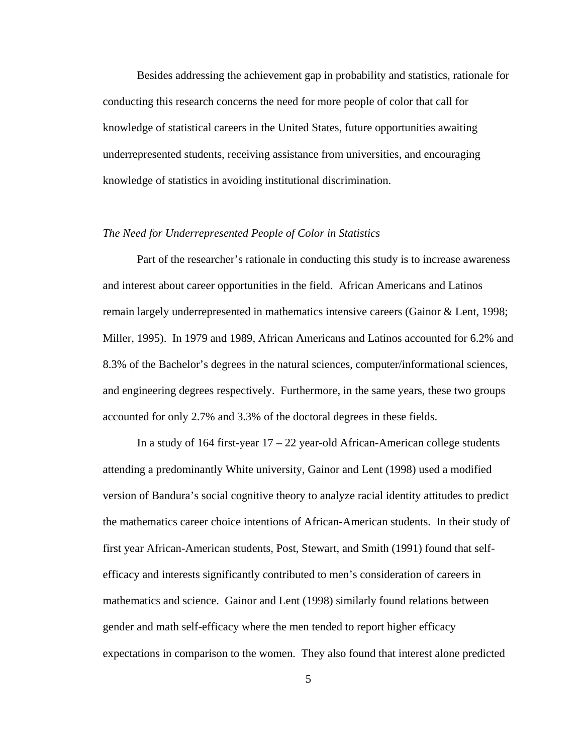Besides addressing the achievement gap in probability and statistics, rationale for conducting this research concerns the need for more people of color that call for knowledge of statistical careers in the United States, future opportunities awaiting underrepresented students, receiving assistance from universities, and encouraging knowledge of statistics in avoiding institutional discrimination.

*The Need for Underrepresented People of Color in Statistics*

Part of the researcher's rationale in conducting this study is to increase awareness and interest about career opportunities in the field. African Americans and Latinos remain largely underrepresented in mathematics intensive careers (Gainor & Lent, 1998; Miller, 1995). In 1979 and 1989, African Americans and Latinos accounted for 6.2% and 8.3% of the Bachelor's degrees in the natural sciences, computer/informational sciences, and engineering degrees respectively. Furthermore, in the same years, these two groups accounted for only 2.7% and 3.3% of the doctoral degrees in these fields.

In a study of 164 first-year 17 – 22 year-old African-American college students attending a predominantly White university, Gainor and Lent (1998) used a modified version of Bandura's social cognitive theory to analyze racial identity attitudes to predict the mathematics career choice intentions of African-American students. In their study of first year African-American students, Post, Stewart, and Smith (1991) found that self-efficacy and interests significantly contributed to men's consideration of careers in mathematics and science. Gainor and Lent (1998) similarly found relations between gender and math self-efficacy where the men tended to report higher efficacy expectations in comparison to the women. They also found that interest alone predicted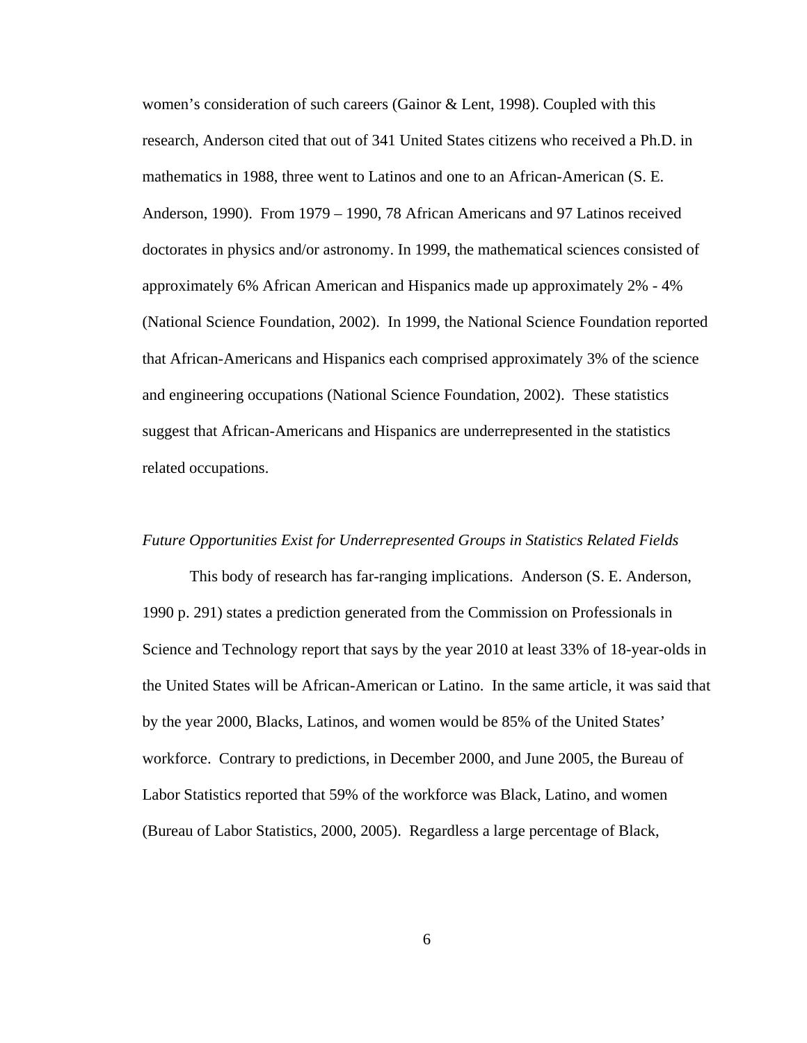women's consideration of such careers (Gainor & Lent, 1998). Coupled with this research, Anderson cited that out of 341 United States citizens who received a Ph.D. in mathematics in 1988, three went to Latinos and one to an African-American (S. E. Anderson, 1990). From 1979 – 1990, 78 African Americans and 97 Latinos received doctorates in physics and/or astronomy. In 1999, the mathematical sciences consisted of approximately 6% African American and Hispanics made up approximately 2% - 4% (National Science Foundation, 2002). In 1999, the National Science Foundation reported that African-Americans and Hispanics each comprised approximately 3% of the science and engineering occupations (National Science Foundation, 2002). These statistics suggest that African-Americans and Hispanics are underrepresented in the statistics related occupations.

*Future Opportunities Exist for Underrepresented Groups in Statistics Related Fields*

This body of research has far-ranging implications. Anderson (S. E. Anderson, 1990 p. 291) states a prediction generated from the Commission on Professionals in Science and Technology report that says by the year 2010 at least 33% of 18-year-olds in the United States will be African-American or Latino. In the same article, it was said that by the year 2000, Blacks, Latinos, and women would be 85% of the United States' workforce. Contrary to predictions, in December 2000, and June 2005, the Bureau of Labor Statistics reported that 59% of the workforce was Black, Latino, and women (Bureau of Labor Statistics, 2000, 2005). Regardless a large percentage of Black,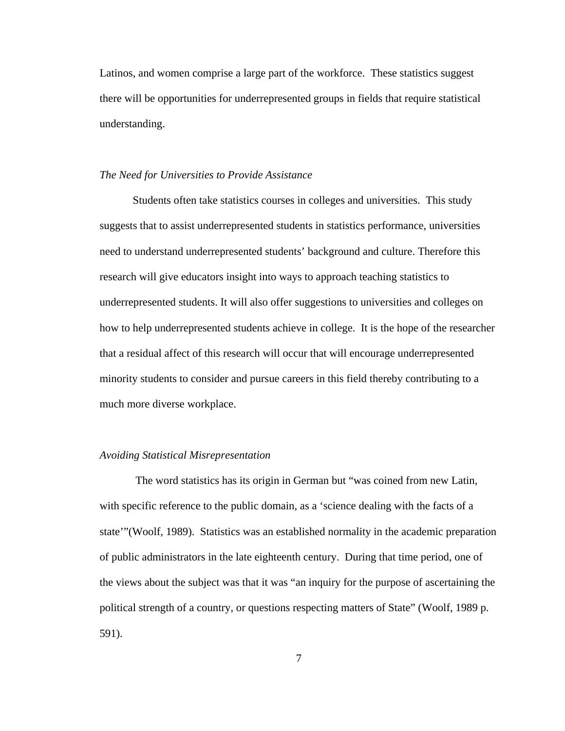Latinos, and women comprise a large part of the workforce. These statistics suggest there will be opportunities for underrepresented groups in fields that require statistical understanding.

*The Need for Universities to Provide Assistance*

Students often take statistics courses in colleges and universities. This study suggests that to assist underrepresented students in statistics performance, universities need to understand underrepresented students' background and culture. Therefore this research will give educators insight into ways to approach teaching statistics to underrepresented students. It will also offer suggestions to universities and colleges on how to help underrepresented students achieve in college. It is the hope of the researcher that a residual affect of this research will occur that will encourage underrepresented minority students to consider and pursue careers in this field thereby contributing to a much more diverse workplace.

*Avoiding Statistical Misrepresentation*

The word statistics has its origin in German but "was coined from new Latin, with specific reference to the public domain, as a 'science dealing with the facts of a state'"(Woolf, 1989). Statistics was an established normality in the academic preparation of public administrators in the late eighteenth century. During that time period, one of the views about the subject was that it was "an inquiry for the purpose of ascertaining the political strength of a country, or questions respecting matters of State" (Woolf, 1989 p. 591).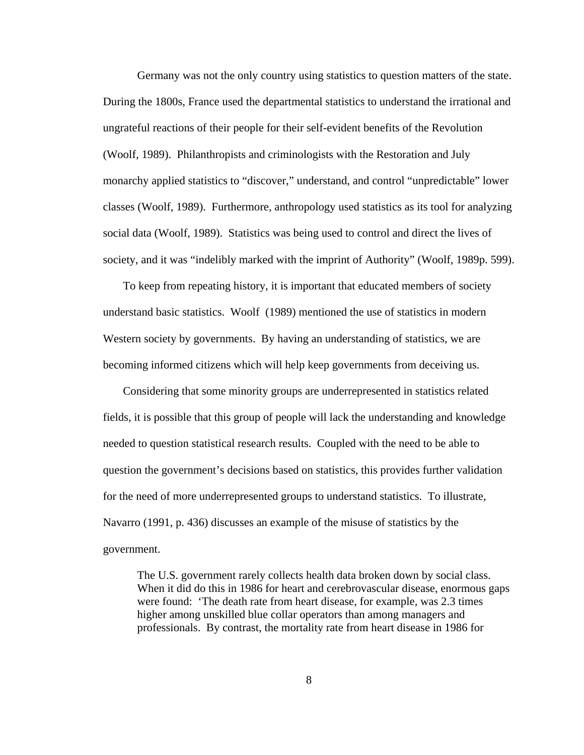Germany was not the only country using statistics to question matters of the state. During the 1800s, France used the departmental statistics to understand the irrational and ungrateful reactions of their people for their self-evident benefits of the Revolution (Woolf, 1989). Philanthropists and criminologists with the Restoration and July monarchy applied statistics to "discover," understand, and control "unpredictable" lower classes (Woolf, 1989). Furthermore, anthropology used statistics as its tool for analyzing social data (Woolf, 1989). Statistics was being used to control and direct the lives of society, and it was "indelibly marked with the imprint of Authority" (Woolf, 1989p. 599).

To keep from repeating history, it is important that educated members of society understand basic statistics. Woolf (1989) mentioned the use of statistics in modern Western society by governments. By having an understanding of statistics, we are becoming informed citizens which will help keep governments from deceiving us.

Considering that some minority groups are underrepresented in statistics related fields, it is possible that this group of people will lack the understanding and knowledge needed to question statistical research results. Coupled with the need to be able to question the government's decisions based on statistics, this provides further validation for the need of more underrepresented groups to understand statistics. To illustrate, Navarro (1991, p. 436) discusses an example of the misuse of statistics by the government.

> The U.S. government rarely collects health data broken down by social class. When it did do this in 1986 for heart and cerebrovascular disease, enormous gaps were found: 'The death rate from heart disease, for example, was 2.3 times higher among unskilled blue collar operators than among managers and professionals. By contrast, the mortality rate from heart disease in 1986 for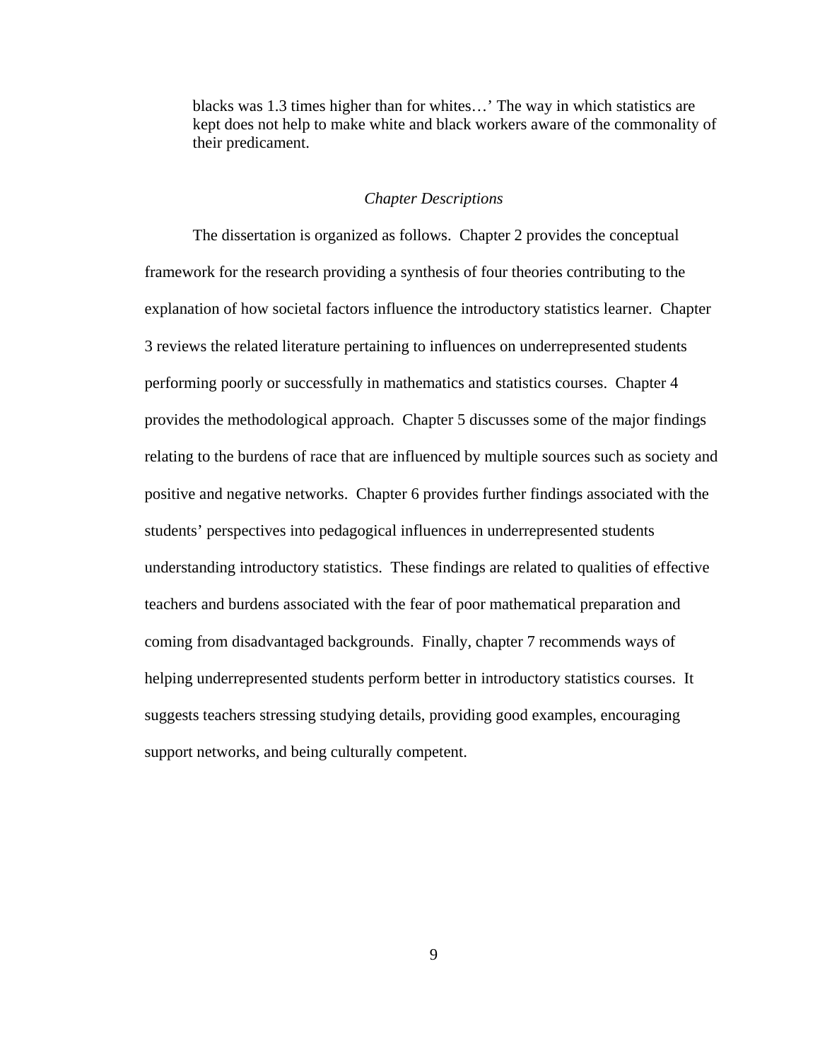> blacks was 1.3 times higher than for whites…' The way in which statistics are kept does not help to make white and black workers aware of the commonality of their predicament.

### *Chapter Descriptions*

The dissertation is organized as follows. Chapter 2 provides the conceptual framework for the research providing a synthesis of four theories contributing to the explanation of how societal factors influence the introductory statistics learner. Chapter 3 reviews the related literature pertaining to influences on underrepresented students performing poorly or successfully in mathematics and statistics courses. Chapter 4 provides the methodological approach. Chapter 5 discusses some of the major findings relating to the burdens of race that are influenced by multiple sources such as society and positive and negative networks. Chapter 6 provides further findings associated with the students' perspectives into pedagogical influences in underrepresented students understanding introductory statistics. These findings are related to qualities of effective teachers and burdens associated with the fear of poor mathematical preparation and coming from disadvantaged backgrounds. Finally, chapter 7 recommends ways of helping underrepresented students perform better in introductory statistics courses. It suggests teachers stressing studying details, providing good examples, encouraging support networks, and being culturally competent.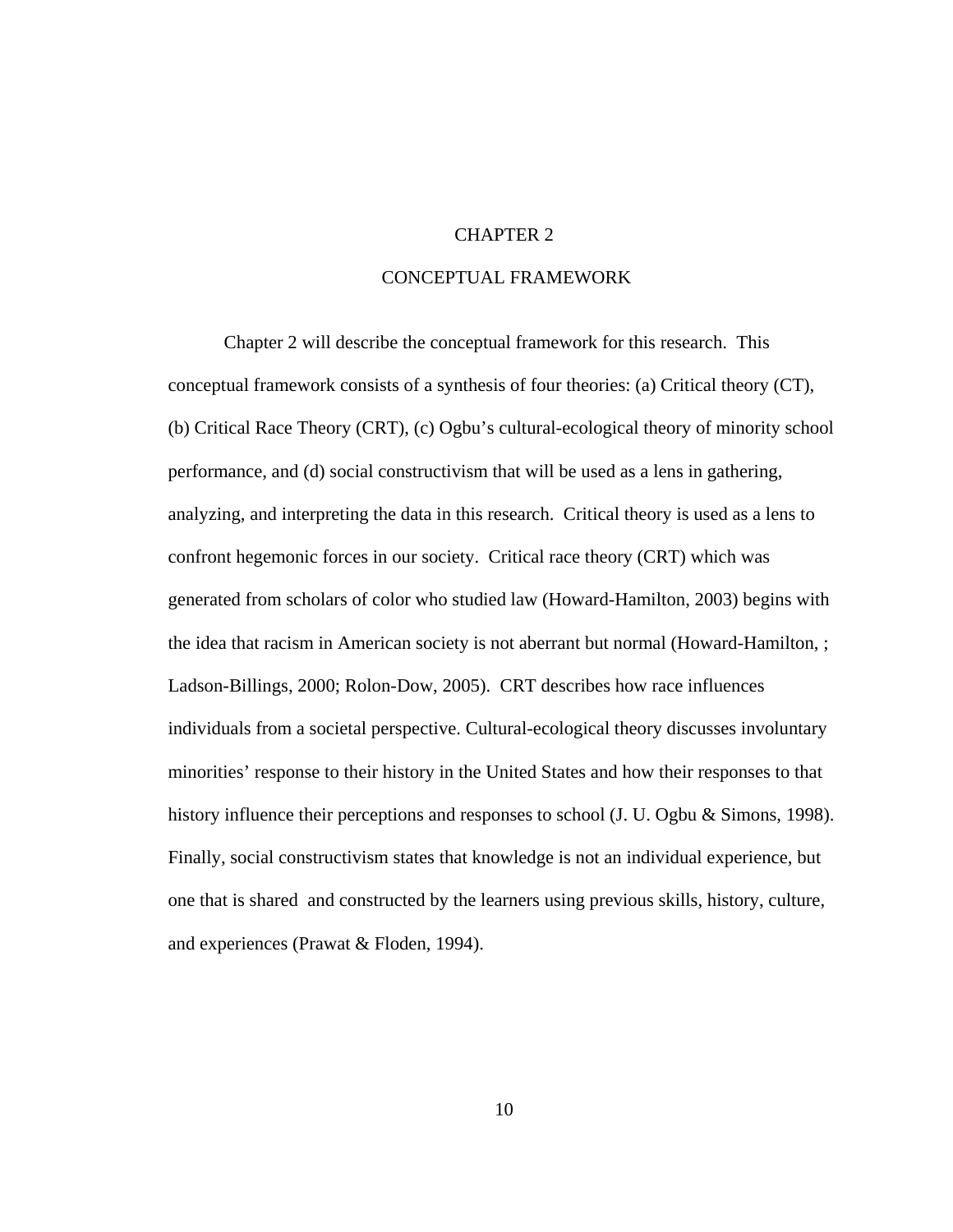# CHAPTER 2

## CONCEPTUAL FRAMEWORK

Chapter 2 will describe the conceptual framework for this research. This conceptual framework consists of a synthesis of four theories: (a) Critical theory (CT), (b) Critical Race Theory (CRT), (c) Ogbu's cultural-ecological theory of minority school performance, and (d) social constructivism that will be used as a lens in gathering, analyzing, and interpreting the data in this research. Critical theory is used as a lens to confront hegemonic forces in our society. Critical race theory (CRT) which was generated from scholars of color who studied law (Howard-Hamilton, 2003) begins with the idea that racism in American society is not aberrant but normal (Howard-Hamilton, ; Ladson-Billings, 2000; Rolon-Dow, 2005). CRT describes how race influences individuals from a societal perspective. Cultural-ecological theory discusses involuntary minorities' response to their history in the United States and how their responses to that history influence their perceptions and responses to school (J. U. Ogbu & Simons, 1998). Finally, social constructivism states that knowledge is not an individual experience, but one that is shared and constructed by the learners using previous skills, history, culture, and experiences (Prawat & Floden, 1994).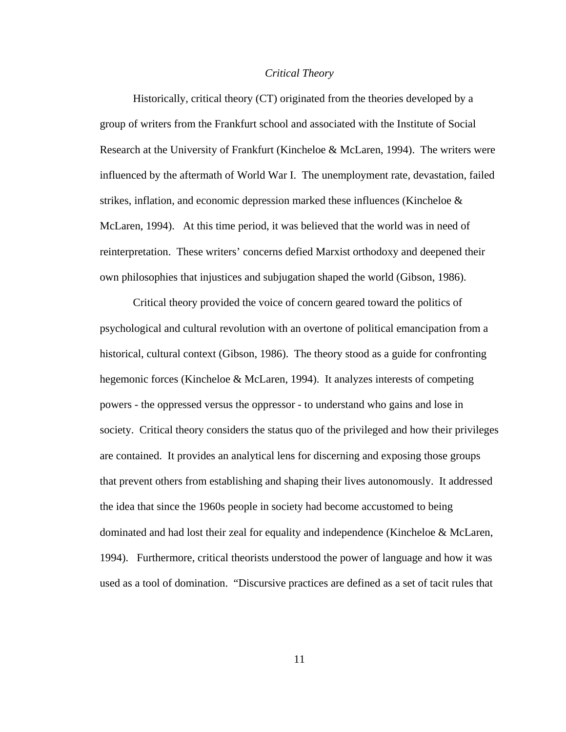*Critical Theory*

Historically, critical theory (CT) originated from the theories developed by a group of writers from the Frankfurt school and associated with the Institute of Social Research at the University of Frankfurt (Kincheloe & McLaren, 1994). The writers were influenced by the aftermath of World War I. The unemployment rate, devastation, failed strikes, inflation, and economic depression marked these influences (Kincheloe & McLaren, 1994). At this time period, it was believed that the world was in need of reinterpretation. These writers' concerns defied Marxist orthodoxy and deepened their own philosophies that injustices and subjugation shaped the world (Gibson, 1986).

Critical theory provided the voice of concern geared toward the politics of psychological and cultural revolution with an overtone of political emancipation from a historical, cultural context (Gibson, 1986). The theory stood as a guide for confronting hegemonic forces (Kincheloe & McLaren, 1994). It analyzes interests of competing powers - the oppressed versus the oppressor - to understand who gains and lose in society. Critical theory considers the status quo of the privileged and how their privileges are contained. It provides an analytical lens for discerning and exposing those groups that prevent others from establishing and shaping their lives autonomously. It addressed the idea that since the 1960s people in society had become accustomed to being dominated and had lost their zeal for equality and independence (Kincheloe & McLaren, 1994). Furthermore, critical theorists understood the power of language and how it was used as a tool of domination. "Discursive practices are defined as a set of tacit rules that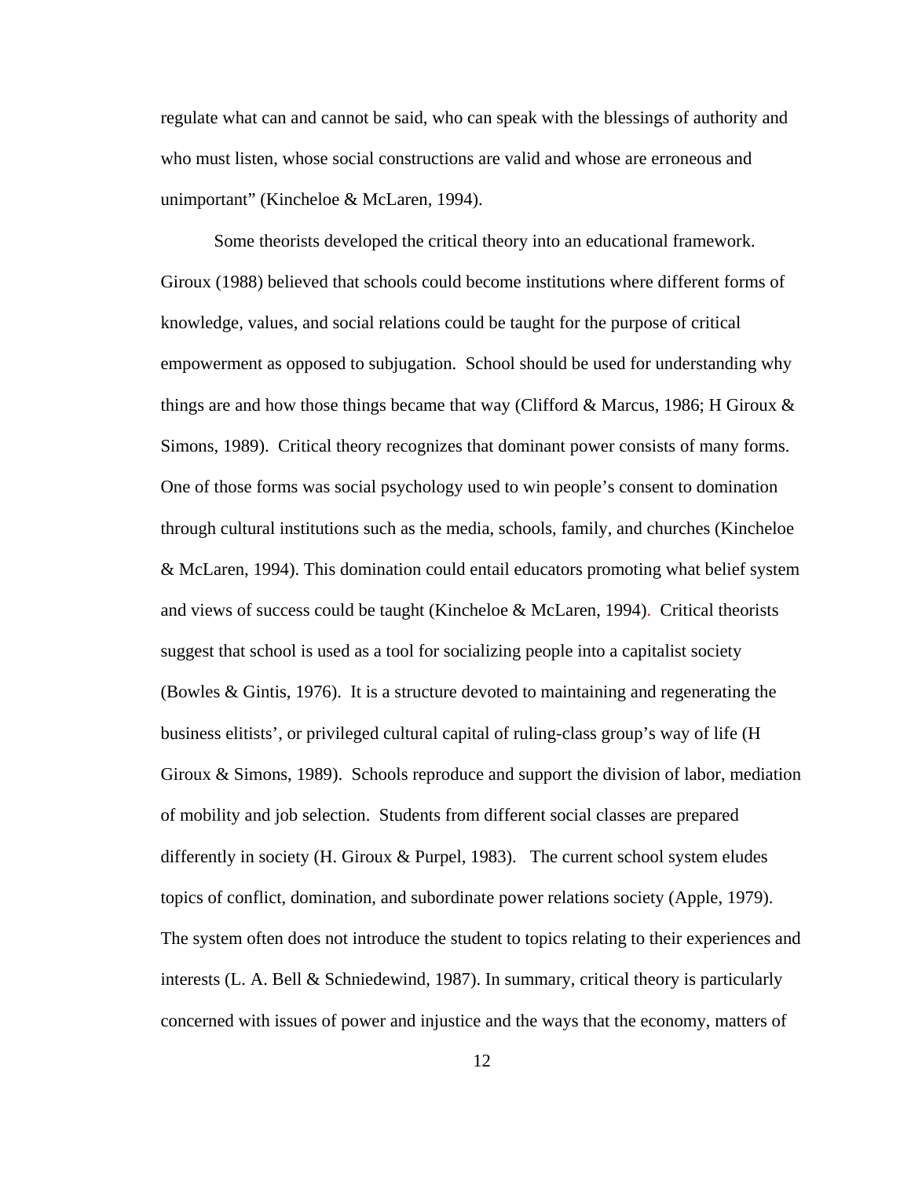regulate what can and cannot be said, who can speak with the blessings of authority and who must listen, whose social constructions are valid and whose are erroneous and unimportant" (Kincheloe & McLaren, 1994).

Some theorists developed the critical theory into an educational framework. Giroux (1988) believed that schools could become institutions where different forms of knowledge, values, and social relations could be taught for the purpose of critical empowerment as opposed to subjugation. School should be used for understanding why things are and how those things became that way (Clifford & Marcus, 1986; H Giroux & Simons, 1989). Critical theory recognizes that dominant power consists of many forms. One of those forms was social psychology used to win people's consent to domination through cultural institutions such as the media, schools, family, and churches (Kincheloe & McLaren, 1994). This domination could entail educators promoting what belief system and views of success could be taught (Kincheloe & McLaren, 1994). Critical theorists suggest that school is used as a tool for socializing people into a capitalist society (Bowles & Gintis, 1976). It is a structure devoted to maintaining and regenerating the business elitists', or privileged cultural capital of ruling-class group's way of life (H Giroux & Simons, 1989). Schools reproduce and support the division of labor, mediation of mobility and job selection. Students from different social classes are prepared differently in society (H. Giroux & Purpel, 1983). The current school system eludes topics of conflict, domination, and subordinate power relations society (Apple, 1979). The system often does not introduce the student to topics relating to their experiences and interests (L. A. Bell & Schniedewind, 1987). In summary, critical theory is particularly concerned with issues of power and injustice and the ways that the economy, matters of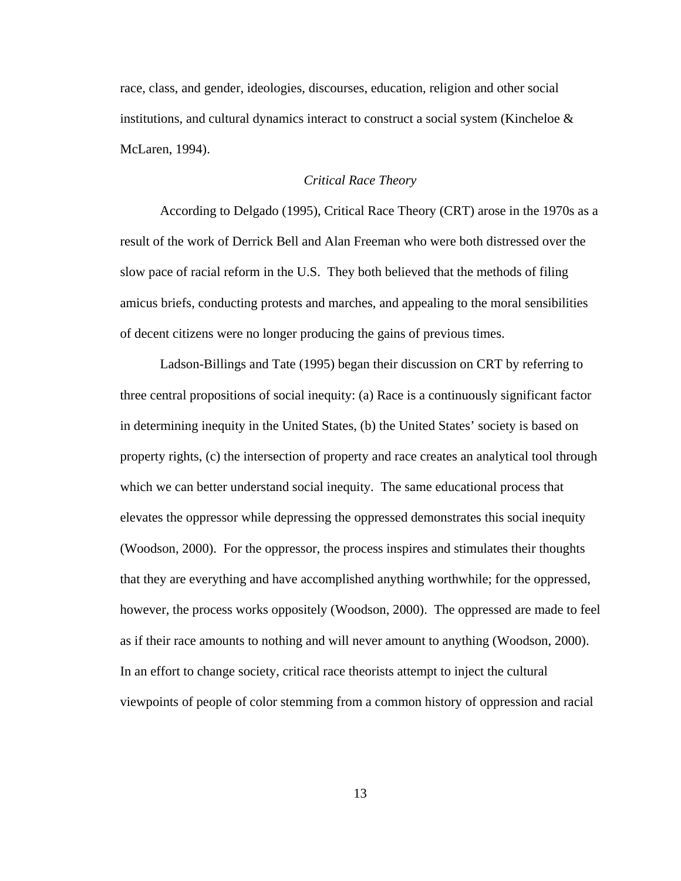race, class, and gender, ideologies, discourses, education, religion and other social institutions, and cultural dynamics interact to construct a social system (Kincheloe & McLaren, 1994).

### *Critical Race Theory*

According to Delgado (1995), Critical Race Theory (CRT) arose in the 1970s as a result of the work of Derrick Bell and Alan Freeman who were both distressed over the slow pace of racial reform in the U.S. They both believed that the methods of filing amicus briefs, conducting protests and marches, and appealing to the moral sensibilities of decent citizens were no longer producing the gains of previous times.

Ladson-Billings and Tate (1995) began their discussion on CRT by referring to three central propositions of social inequity: (a) Race is a continuously significant factor in determining inequity in the United States, (b) the United States' society is based on property rights, (c) the intersection of property and race creates an analytical tool through which we can better understand social inequity. The same educational process that elevates the oppressor while depressing the oppressed demonstrates this social inequity (Woodson, 2000). For the oppressor, the process inspires and stimulates their thoughts that they are everything and have accomplished anything worthwhile; for the oppressed, however, the process works oppositely (Woodson, 2000). The oppressed are made to feel as if their race amounts to nothing and will never amount to anything (Woodson, 2000). In an effort to change society, critical race theorists attempt to inject the cultural viewpoints of people of color stemming from a common history of oppression and racial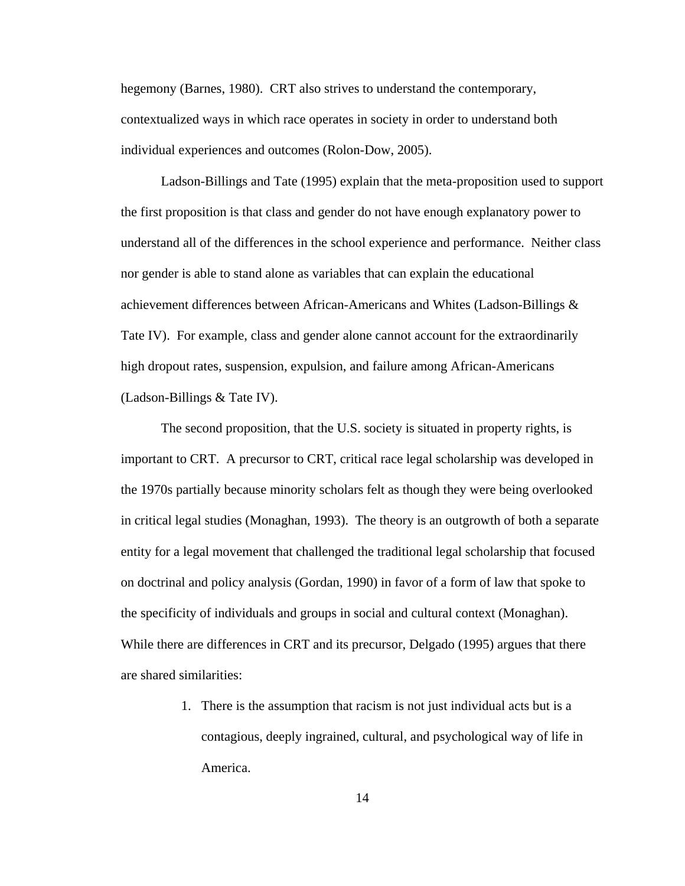hegemony (Barnes, 1980). CRT also strives to understand the contemporary, contextualized ways in which race operates in society in order to understand both individual experiences and outcomes (Rolon-Dow, 2005).

Ladson-Billings and Tate (1995) explain that the meta-proposition used to support the first proposition is that class and gender do not have enough explanatory power to understand all of the differences in the school experience and performance. Neither class nor gender is able to stand alone as variables that can explain the educational achievement differences between African-Americans and Whites (Ladson-Billings & Tate IV). For example, class and gender alone cannot account for the extraordinarily high dropout rates, suspension, expulsion, and failure among African-Americans (Ladson-Billings & Tate IV).

The second proposition, that the U.S. society is situated in property rights, is important to CRT. A precursor to CRT, critical race legal scholarship was developed in the 1970s partially because minority scholars felt as though they were being overlooked in critical legal studies (Monaghan, 1993). The theory is an outgrowth of both a separate entity for a legal movement that challenged the traditional legal scholarship that focused on doctrinal and policy analysis (Gordan, 1990) in favor of a form of law that spoke to the specificity of individuals and groups in social and cultural context (Monaghan). While there are differences in CRT and its precursor, Delgado (1995) argues that there are shared similarities:

1. There is the assumption that racism is not just individual acts but is a contagious, deeply ingrained, cultural, and psychological way of life in America.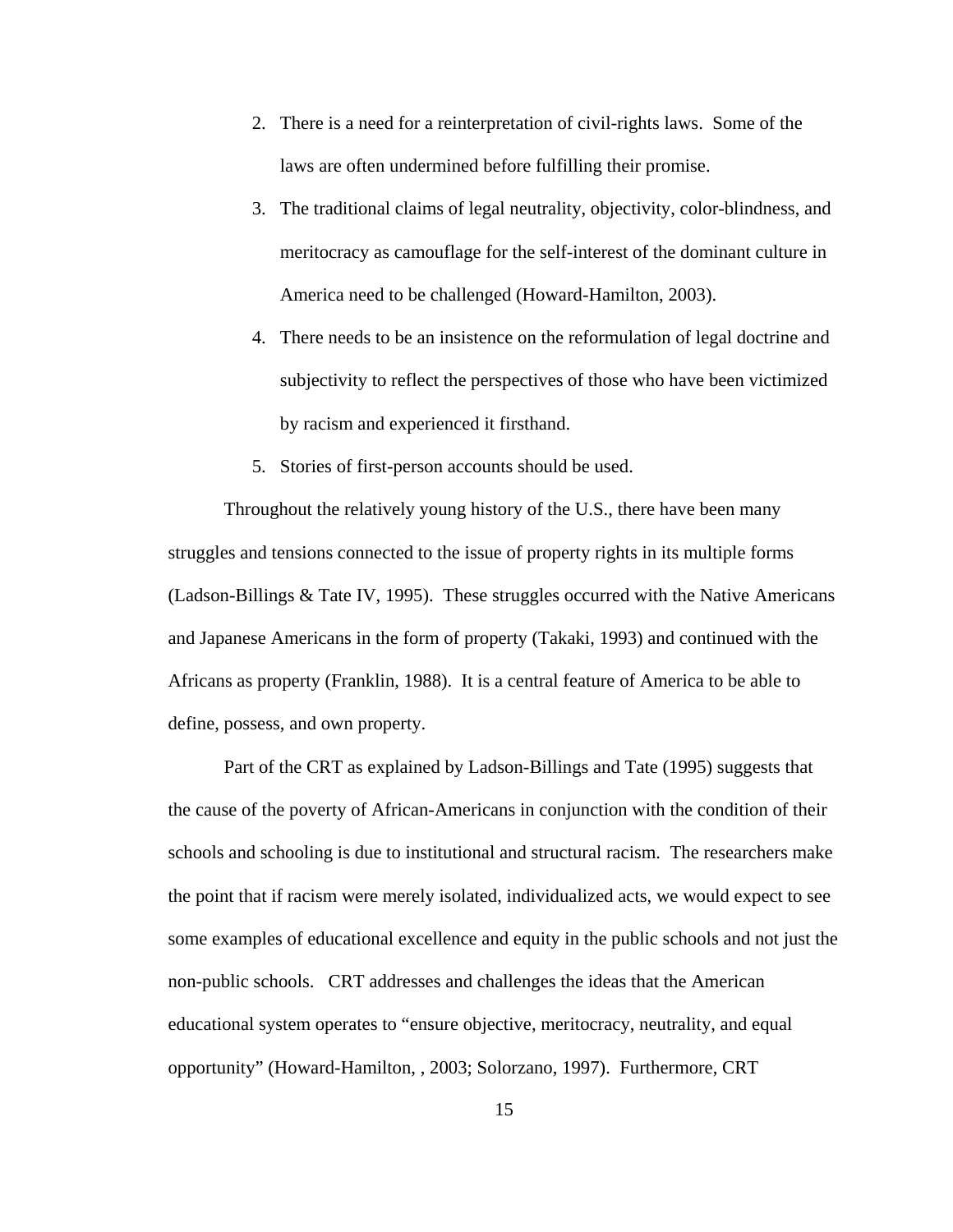2. There is a need for a reinterpretation of civil-rights laws. Some of the laws are often undermined before fulfilling their promise.
3. The traditional claims of legal neutrality, objectivity, color-blindness, and meritocracy as camouflage for the self-interest of the dominant culture in America need to be challenged (Howard-Hamilton, 2003).
4. There needs to be an insistence on the reformulation of legal doctrine and subjectivity to reflect the perspectives of those who have been victimized by racism and experienced it firsthand.
5. Stories of first-person accounts should be used.

Throughout the relatively young history of the U.S., there have been many struggles and tensions connected to the issue of property rights in its multiple forms (Ladson-Billings & Tate IV, 1995). These struggles occurred with the Native Americans and Japanese Americans in the form of property (Takaki, 1993) and continued with the Africans as property (Franklin, 1988). It is a central feature of America to be able to define, possess, and own property.

Part of the CRT as explained by Ladson-Billings and Tate (1995) suggests that the cause of the poverty of African-Americans in conjunction with the condition of their schools and schooling is due to institutional and structural racism. The researchers make the point that if racism were merely isolated, individualized acts, we would expect to see some examples of educational excellence and equity in the public schools and not just the non-public schools. CRT addresses and challenges the ideas that the American educational system operates to "ensure objective, meritocracy, neutrality, and equal opportunity" (Howard-Hamilton, , 2003; Solorzano, 1997). Furthermore, CRT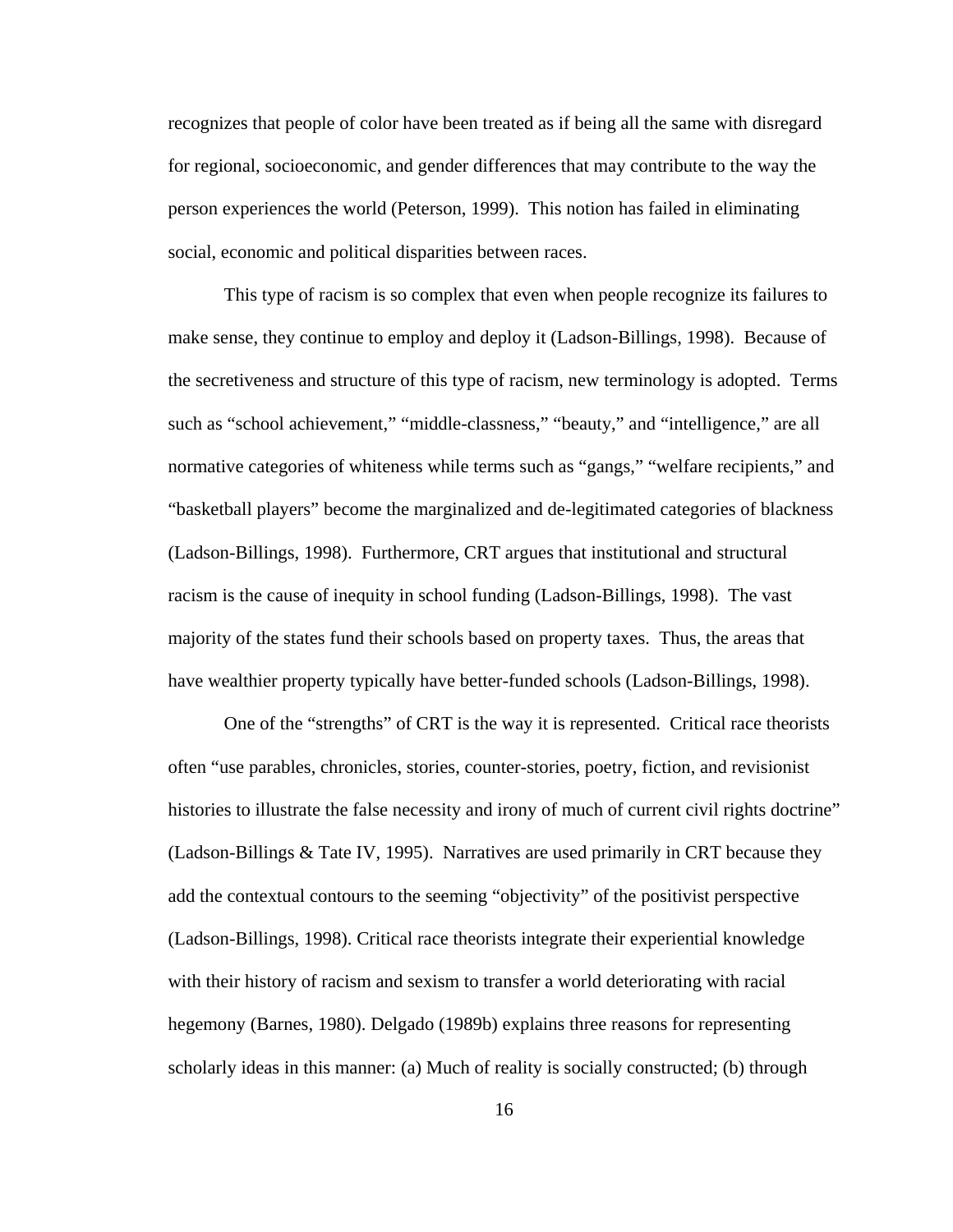recognizes that people of color have been treated as if being all the same with disregard for regional, socioeconomic, and gender differences that may contribute to the way the person experiences the world (Peterson, 1999). This notion has failed in eliminating social, economic and political disparities between races.

This type of racism is so complex that even when people recognize its failures to make sense, they continue to employ and deploy it (Ladson-Billings, 1998). Because of the secretiveness and structure of this type of racism, new terminology is adopted. Terms such as "school achievement," "middle-classness," "beauty," and "intelligence," are all normative categories of whiteness while terms such as "gangs," "welfare recipients," and "basketball players" become the marginalized and de-legitimated categories of blackness (Ladson-Billings, 1998). Furthermore, CRT argues that institutional and structural racism is the cause of inequity in school funding (Ladson-Billings, 1998). The vast majority of the states fund their schools based on property taxes. Thus, the areas that have wealthier property typically have better-funded schools (Ladson-Billings, 1998).

One of the "strengths" of CRT is the way it is represented. Critical race theorists often "use parables, chronicles, stories, counter-stories, poetry, fiction, and revisionist histories to illustrate the false necessity and irony of much of current civil rights doctrine" (Ladson-Billings & Tate IV, 1995). Narratives are used primarily in CRT because they add the contextual contours to the seeming "objectivity" of the positivist perspective (Ladson-Billings, 1998). Critical race theorists integrate their experiential knowledge with their history of racism and sexism to transfer a world deteriorating with racial hegemony (Barnes, 1980). Delgado (1989b) explains three reasons for representing scholarly ideas in this manner: (a) Much of reality is socially constructed; (b) through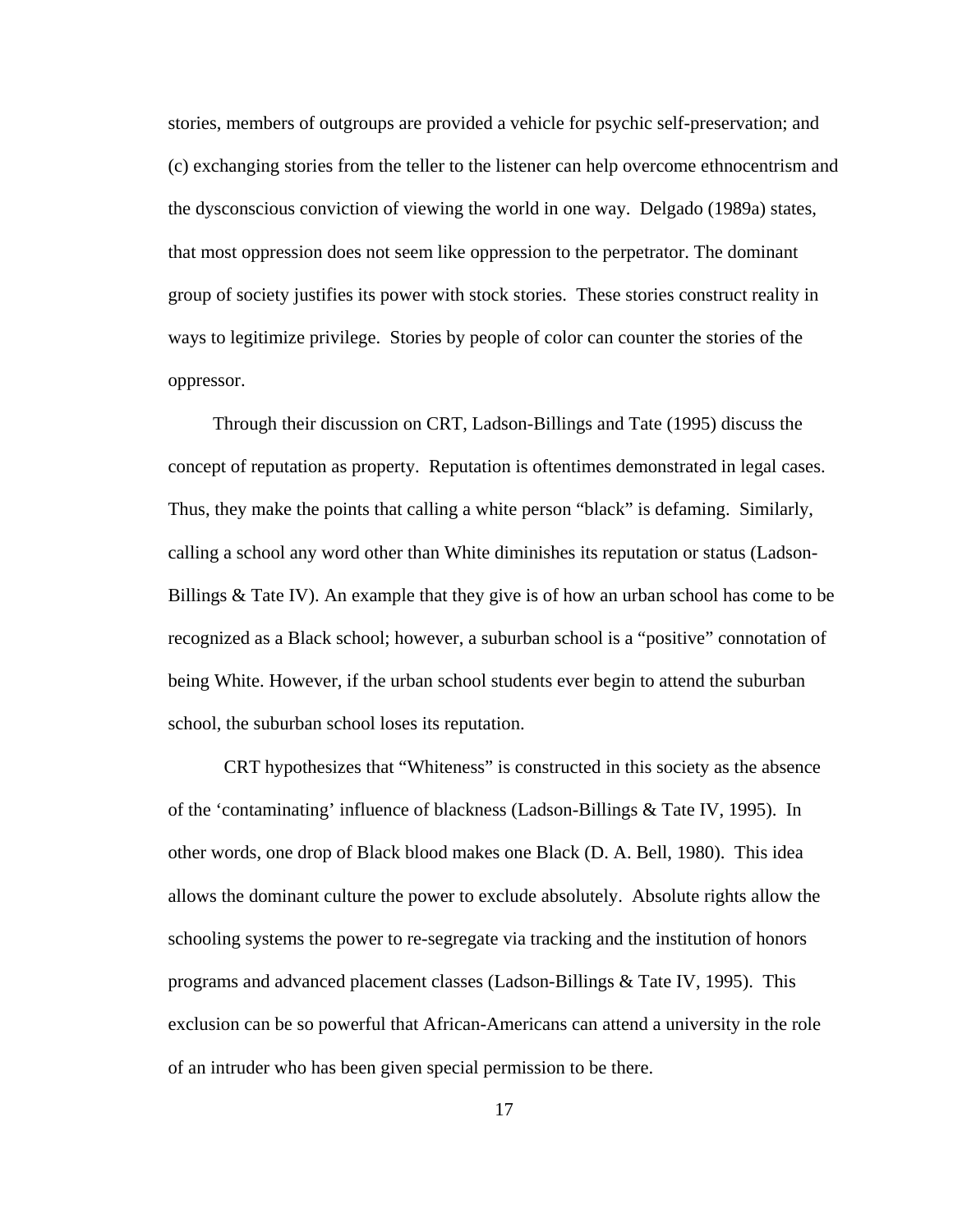stories, members of outgroups are provided a vehicle for psychic self-preservation; and (c) exchanging stories from the teller to the listener can help overcome ethnocentrism and the dysconscious conviction of viewing the world in one way. Delgado (1989a) states, that most oppression does not seem like oppression to the perpetrator. The dominant group of society justifies its power with stock stories. These stories construct reality in ways to legitimize privilege. Stories by people of color can counter the stories of the oppressor.

Through their discussion on CRT, Ladson-Billings and Tate (1995) discuss the concept of reputation as property. Reputation is oftentimes demonstrated in legal cases. Thus, they make the points that calling a white person "black" is defaming. Similarly, calling a school any word other than White diminishes its reputation or status (Ladson-Billings & Tate IV). An example that they give is of how an urban school has come to be recognized as a Black school; however, a suburban school is a "positive" connotation of being White. However, if the urban school students ever begin to attend the suburban school, the suburban school loses its reputation.

CRT hypothesizes that "Whiteness" is constructed in this society as the absence of the 'contaminating' influence of blackness (Ladson-Billings & Tate IV, 1995). In other words, one drop of Black blood makes one Black (D. A. Bell, 1980). This idea allows the dominant culture the power to exclude absolutely. Absolute rights allow the schooling systems the power to re-segregate via tracking and the institution of honors programs and advanced placement classes (Ladson-Billings & Tate IV, 1995). This exclusion can be so powerful that African-Americans can attend a university in the role of an intruder who has been given special permission to be there.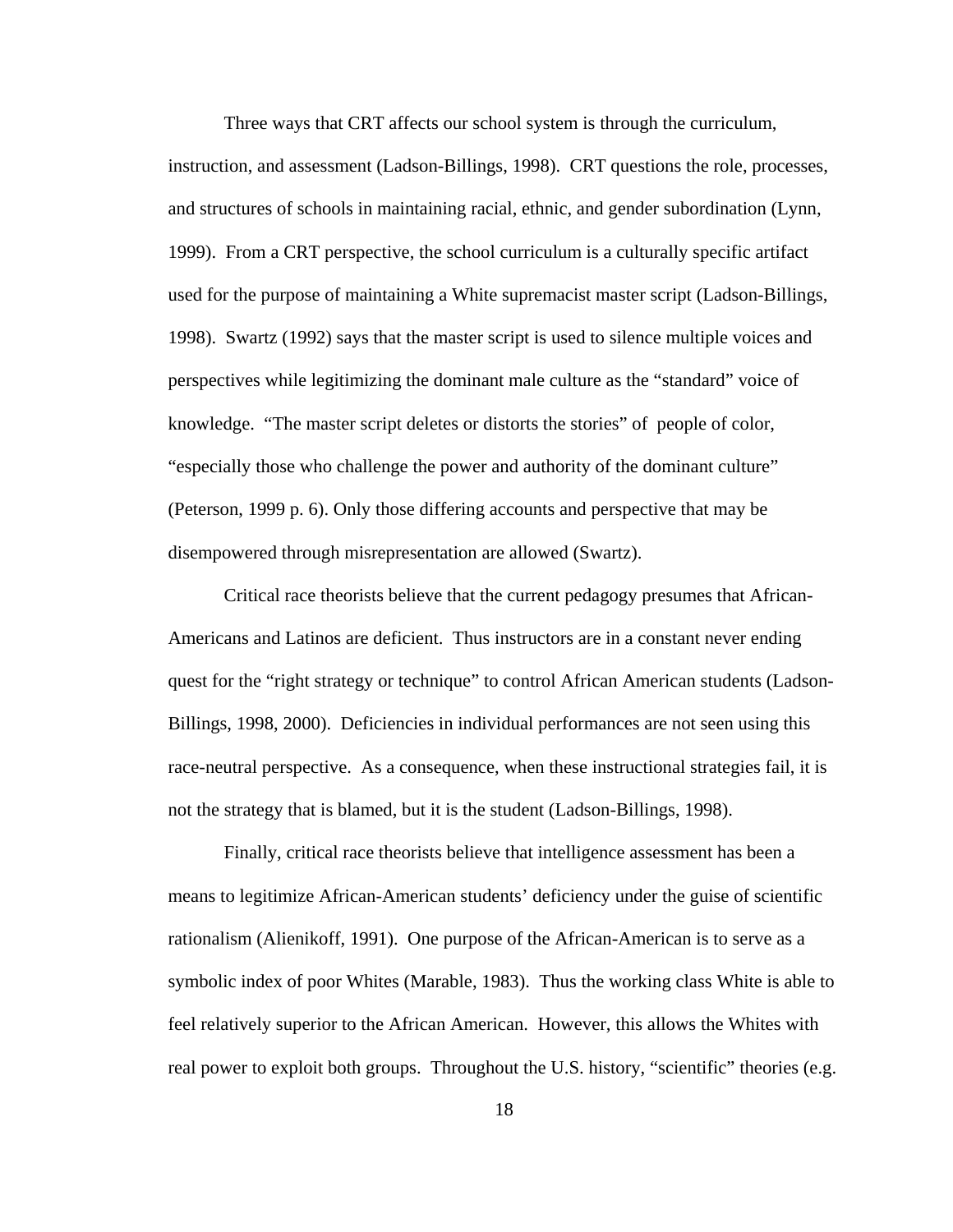Three ways that CRT affects our school system is through the curriculum, instruction, and assessment (Ladson-Billings, 1998). CRT questions the role, processes, and structures of schools in maintaining racial, ethnic, and gender subordination (Lynn, 1999). From a CRT perspective, the school curriculum is a culturally specific artifact used for the purpose of maintaining a White supremacist master script (Ladson-Billings, 1998). Swartz (1992) says that the master script is used to silence multiple voices and perspectives while legitimizing the dominant male culture as the "standard" voice of knowledge. "The master script deletes or distorts the stories" of people of color, "especially those who challenge the power and authority of the dominant culture" (Peterson, 1999 p. 6). Only those differing accounts and perspective that may be disempowered through misrepresentation are allowed (Swartz).

Critical race theorists believe that the current pedagogy presumes that African-Americans and Latinos are deficient. Thus instructors are in a constant never ending quest for the "right strategy or technique" to control African American students (Ladson-Billings, 1998, 2000). Deficiencies in individual performances are not seen using this race-neutral perspective. As a consequence, when these instructional strategies fail, it is not the strategy that is blamed, but it is the student (Ladson-Billings, 1998).

Finally, critical race theorists believe that intelligence assessment has been a means to legitimize African-American students' deficiency under the guise of scientific rationalism (Alienikoff, 1991). One purpose of the African-American is to serve as a symbolic index of poor Whites (Marable, 1983). Thus the working class White is able to feel relatively superior to the African American. However, this allows the Whites with real power to exploit both groups. Throughout the U.S. history, "scientific" theories (e.g.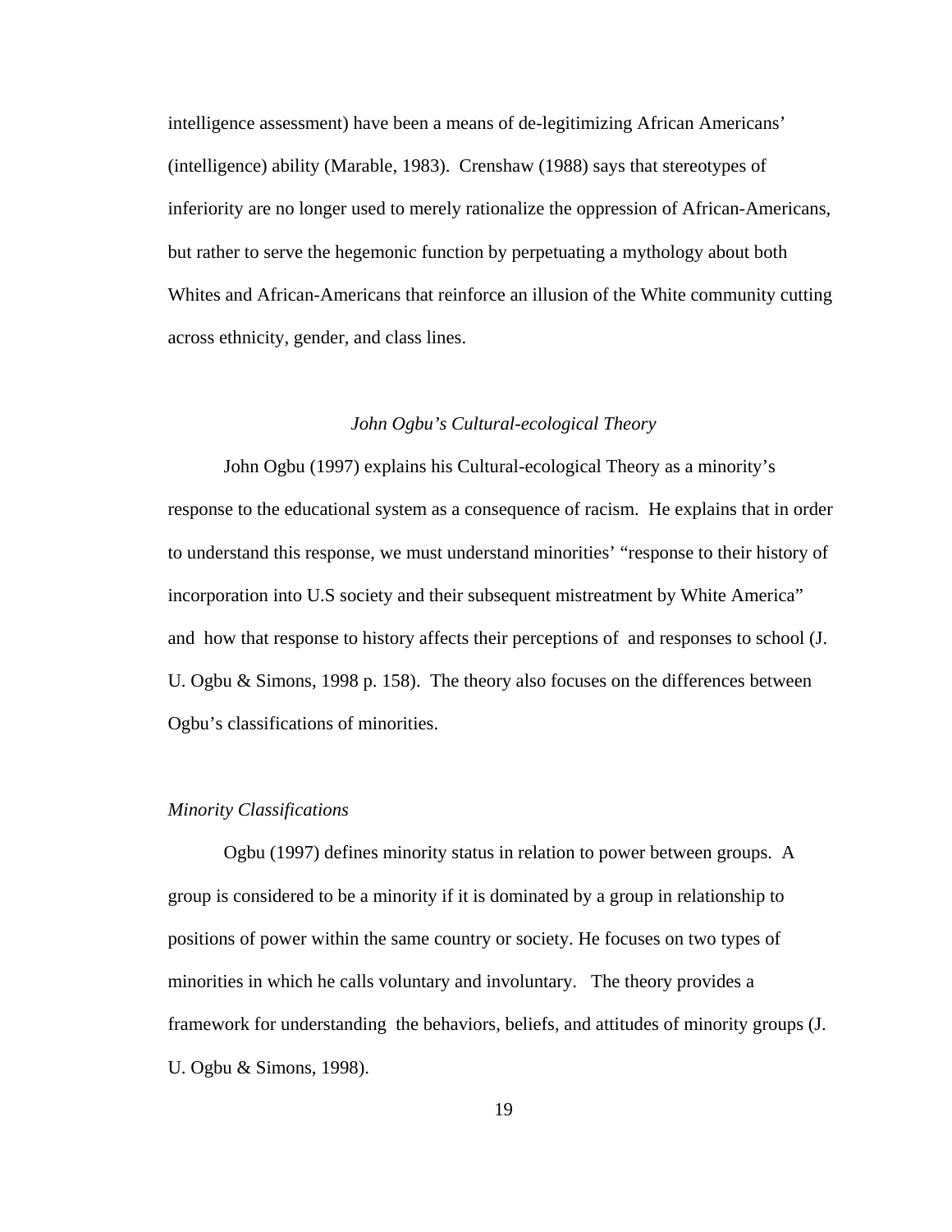intelligence assessment) have been a means of de-legitimizing African Americans' (intelligence) ability (Marable, 1983). Crenshaw (1988) says that stereotypes of inferiority are no longer used to merely rationalize the oppression of African-Americans, but rather to serve the hegemonic function by perpetuating a mythology about both Whites and African-Americans that reinforce an illusion of the White community cutting across ethnicity, gender, and class lines.

### *John Ogbu's Cultural-ecological Theory*

John Ogbu (1997) explains his Cultural-ecological Theory as a minority's response to the educational system as a consequence of racism. He explains that in order to understand this response, we must understand minorities' "response to their history of incorporation into U.S society and their subsequent mistreatment by White America" and how that response to history affects their perceptions of and responses to school (J. U. Ogbu & Simons, 1998 p. 158). The theory also focuses on the differences between Ogbu's classifications of minorities.

#### *Minority Classifications*

Ogbu (1997) defines minority status in relation to power between groups. A group is considered to be a minority if it is dominated by a group in relationship to positions of power within the same country or society. He focuses on two types of minorities in which he calls voluntary and involuntary. The theory provides a framework for understanding the behaviors, beliefs, and attitudes of minority groups (J. U. Ogbu & Simons, 1998).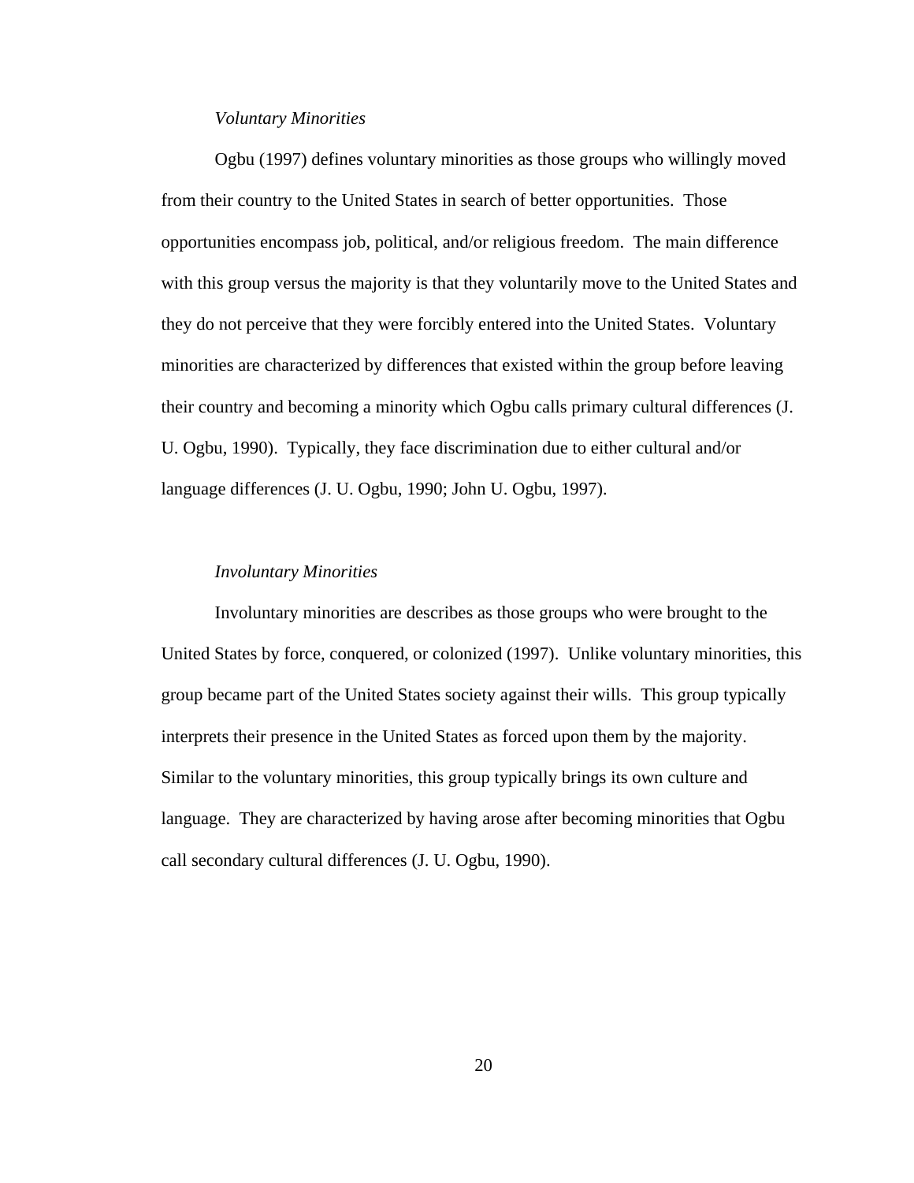*Voluntary Minorities*

Ogbu (1997) defines voluntary minorities as those groups who willingly moved from their country to the United States in search of better opportunities. Those opportunities encompass job, political, and/or religious freedom. The main difference with this group versus the majority is that they voluntarily move to the United States and they do not perceive that they were forcibly entered into the United States. Voluntary minorities are characterized by differences that existed within the group before leaving their country and becoming a minority which Ogbu calls primary cultural differences (J. U. Ogbu, 1990). Typically, they face discrimination due to either cultural and/or language differences (J. U. Ogbu, 1990; John U. Ogbu, 1997).

*Involuntary Minorities*

Involuntary minorities are describes as those groups who were brought to the United States by force, conquered, or colonized (1997). Unlike voluntary minorities, this group became part of the United States society against their wills. This group typically interprets their presence in the United States as forced upon them by the majority. Similar to the voluntary minorities, this group typically brings its own culture and language. They are characterized by having arose after becoming minorities that Ogbu call secondary cultural differences (J. U. Ogbu, 1990).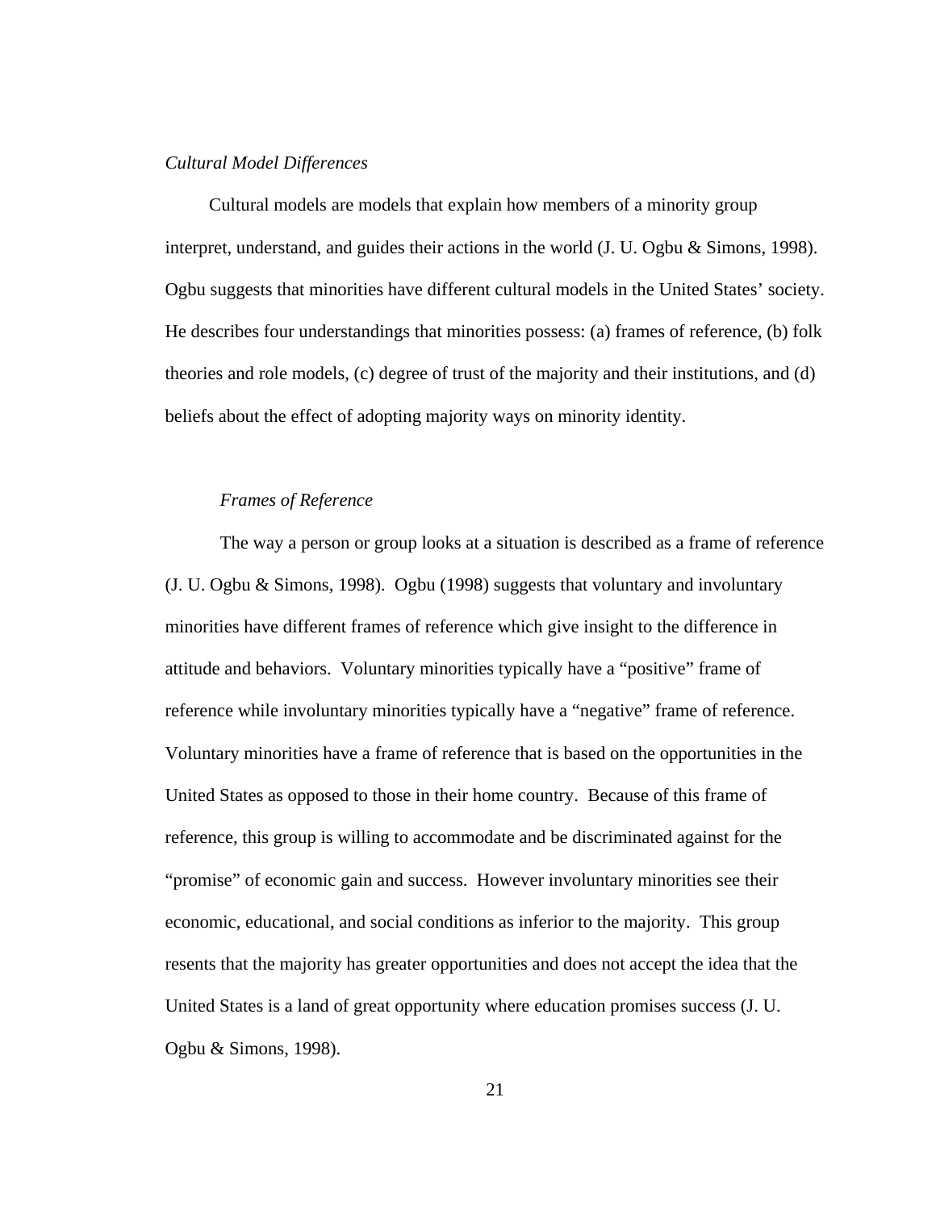*Cultural Model Differences*

Cultural models are models that explain how members of a minority group interpret, understand, and guides their actions in the world (J. U. Ogbu & Simons, 1998). Ogbu suggests that minorities have different cultural models in the United States' society. He describes four understandings that minorities possess: (a) frames of reference, (b) folk theories and role models, (c) degree of trust of the majority and their institutions, and (d) beliefs about the effect of adopting majority ways on minority identity.

*Frames of Reference*

The way a person or group looks at a situation is described as a frame of reference (J. U. Ogbu & Simons, 1998). Ogbu (1998) suggests that voluntary and involuntary minorities have different frames of reference which give insight to the difference in attitude and behaviors. Voluntary minorities typically have a "positive" frame of reference while involuntary minorities typically have a "negative" frame of reference. Voluntary minorities have a frame of reference that is based on the opportunities in the United States as opposed to those in their home country. Because of this frame of reference, this group is willing to accommodate and be discriminated against for the "promise" of economic gain and success. However involuntary minorities see their economic, educational, and social conditions as inferior to the majority. This group resents that the majority has greater opportunities and does not accept the idea that the United States is a land of great opportunity where education promises success (J. U. Ogbu & Simons, 1998).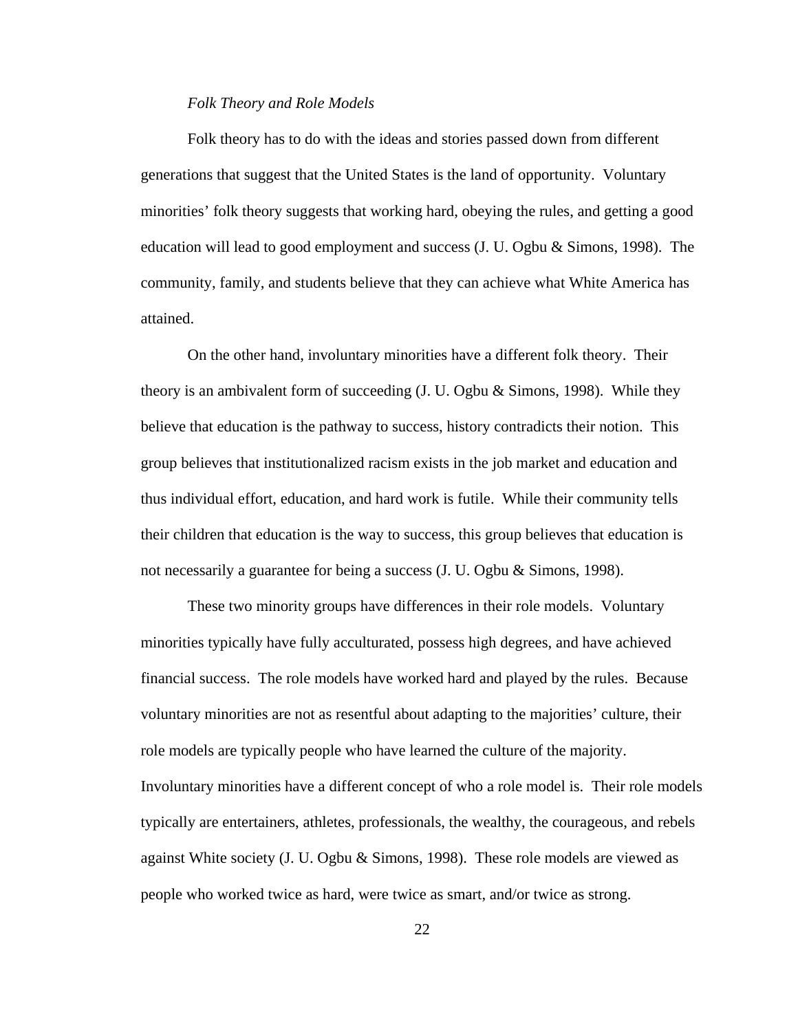### *Folk Theory and Role Models*

Folk theory has to do with the ideas and stories passed down from different generations that suggest that the United States is the land of opportunity. Voluntary minorities' folk theory suggests that working hard, obeying the rules, and getting a good education will lead to good employment and success (J. U. Ogbu & Simons, 1998). The community, family, and students believe that they can achieve what White America has attained.

On the other hand, involuntary minorities have a different folk theory. Their theory is an ambivalent form of succeeding (J. U. Ogbu & Simons, 1998). While they believe that education is the pathway to success, history contradicts their notion. This group believes that institutionalized racism exists in the job market and education and thus individual effort, education, and hard work is futile. While their community tells their children that education is the way to success, this group believes that education is not necessarily a guarantee for being a success (J. U. Ogbu & Simons, 1998).

These two minority groups have differences in their role models. Voluntary minorities typically have fully acculturated, possess high degrees, and have achieved financial success. The role models have worked hard and played by the rules. Because voluntary minorities are not as resentful about adapting to the majorities' culture, their role models are typically people who have learned the culture of the majority. Involuntary minorities have a different concept of who a role model is. Their role models typically are entertainers, athletes, professionals, the wealthy, the courageous, and rebels against White society (J. U. Ogbu & Simons, 1998). These role models are viewed as people who worked twice as hard, were twice as smart, and/or twice as strong.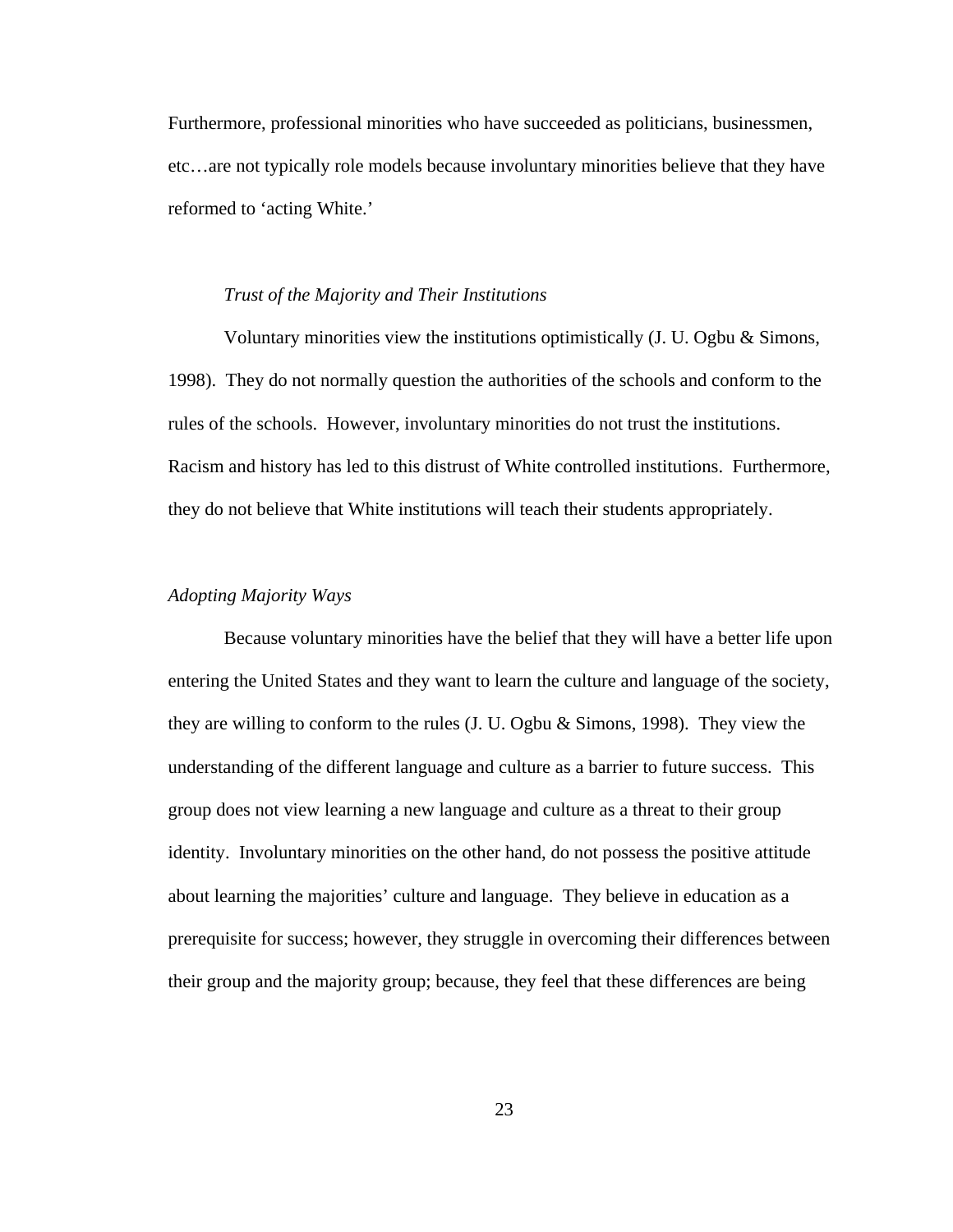Furthermore, professional minorities who have succeeded as politicians, businessmen, etc…are not typically role models because involuntary minorities believe that they have reformed to 'acting White.'

#### *Trust of the Majority and Their Institutions*

Voluntary minorities view the institutions optimistically (J. U. Ogbu & Simons, 1998). They do not normally question the authorities of the schools and conform to the rules of the schools. However, involuntary minorities do not trust the institutions. Racism and history has led to this distrust of White controlled institutions. Furthermore, they do not believe that White institutions will teach their students appropriately.

### *Adopting Majority Ways*

Because voluntary minorities have the belief that they will have a better life upon entering the United States and they want to learn the culture and language of the society, they are willing to conform to the rules (J. U. Ogbu & Simons, 1998). They view the understanding of the different language and culture as a barrier to future success. This group does not view learning a new language and culture as a threat to their group identity. Involuntary minorities on the other hand, do not possess the positive attitude about learning the majorities' culture and language. They believe in education as a prerequisite for success; however, they struggle in overcoming their differences between their group and the majority group; because, they feel that these differences are being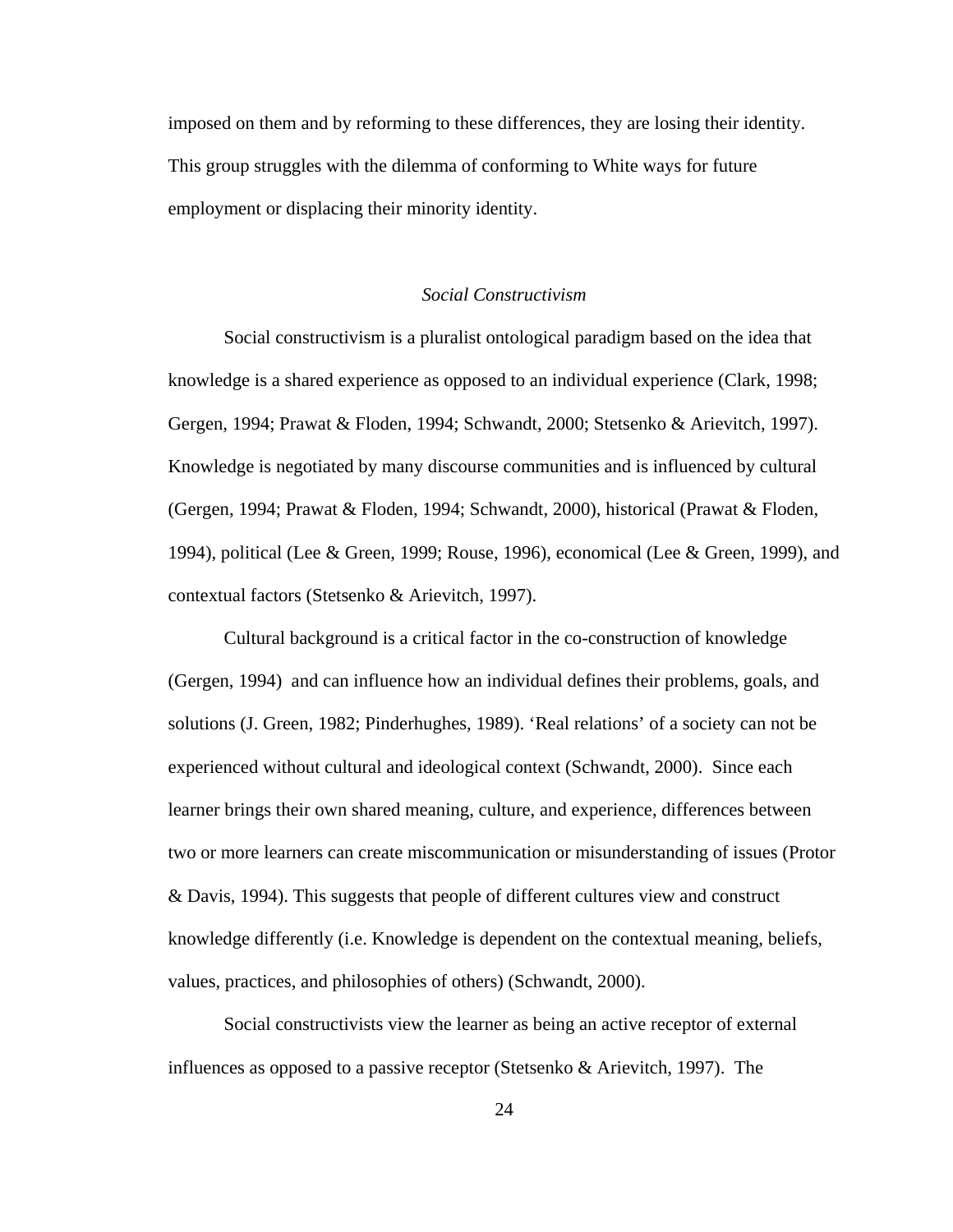imposed on them and by reforming to these differences, they are losing their identity. This group struggles with the dilemma of conforming to White ways for future employment or displacing their minority identity.

### *Social Constructivism*

Social constructivism is a pluralist ontological paradigm based on the idea that knowledge is a shared experience as opposed to an individual experience (Clark, 1998; Gergen, 1994; Prawat & Floden, 1994; Schwandt, 2000; Stetsenko & Arievitch, 1997). Knowledge is negotiated by many discourse communities and is influenced by cultural (Gergen, 1994; Prawat & Floden, 1994; Schwandt, 2000), historical (Prawat & Floden, 1994), political (Lee & Green, 1999; Rouse, 1996), economical (Lee & Green, 1999), and contextual factors (Stetsenko & Arievitch, 1997).

Cultural background is a critical factor in the co-construction of knowledge (Gergen, 1994) and can influence how an individual defines their problems, goals, and solutions (J. Green, 1982; Pinderhughes, 1989). 'Real relations' of a society can not be experienced without cultural and ideological context (Schwandt, 2000). Since each learner brings their own shared meaning, culture, and experience, differences between two or more learners can create miscommunication or misunderstanding of issues (Protor & Davis, 1994). This suggests that people of different cultures view and construct knowledge differently (i.e. Knowledge is dependent on the contextual meaning, beliefs, values, practices, and philosophies of others) (Schwandt, 2000).

Social constructivists view the learner as being an active receptor of external influences as opposed to a passive receptor (Stetsenko & Arievitch, 1997). The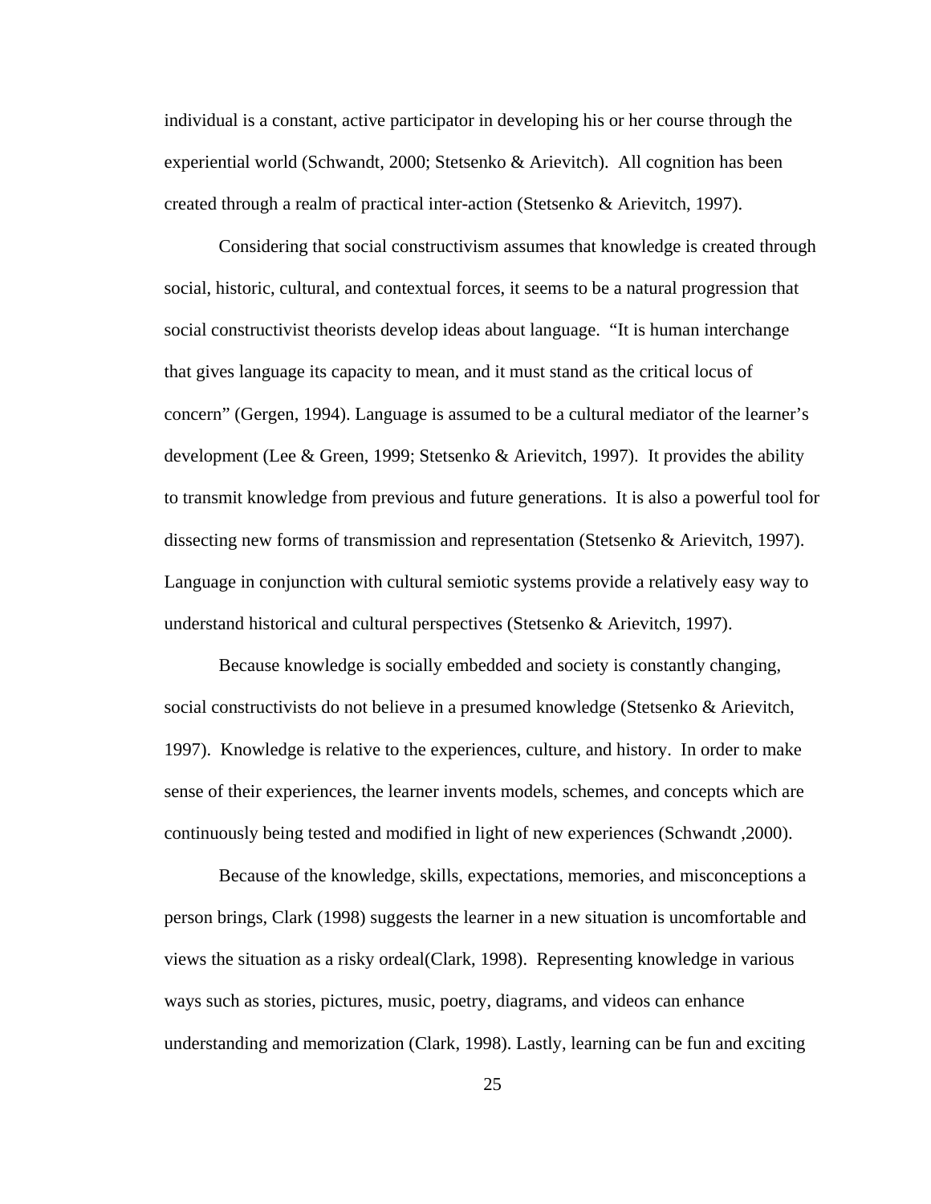individual is a constant, active participator in developing his or her course through the experiential world (Schwandt, 2000; Stetsenko & Arievitch). All cognition has been created through a realm of practical inter-action (Stetsenko & Arievitch, 1997).

Considering that social constructivism assumes that knowledge is created through social, historic, cultural, and contextual forces, it seems to be a natural progression that social constructivist theorists develop ideas about language. "It is human interchange that gives language its capacity to mean, and it must stand as the critical locus of concern" (Gergen, 1994). Language is assumed to be a cultural mediator of the learner's development (Lee & Green, 1999; Stetsenko & Arievitch, 1997). It provides the ability to transmit knowledge from previous and future generations. It is also a powerful tool for dissecting new forms of transmission and representation (Stetsenko & Arievitch, 1997). Language in conjunction with cultural semiotic systems provide a relatively easy way to understand historical and cultural perspectives (Stetsenko & Arievitch, 1997).

Because knowledge is socially embedded and society is constantly changing, social constructivists do not believe in a presumed knowledge (Stetsenko & Arievitch, 1997). Knowledge is relative to the experiences, culture, and history. In order to make sense of their experiences, the learner invents models, schemes, and concepts which are continuously being tested and modified in light of new experiences (Schwandt ,2000).

Because of the knowledge, skills, expectations, memories, and misconceptions a person brings, Clark (1998) suggests the learner in a new situation is uncomfortable and views the situation as a risky ordeal(Clark, 1998). Representing knowledge in various ways such as stories, pictures, music, poetry, diagrams, and videos can enhance understanding and memorization (Clark, 1998). Lastly, learning can be fun and exciting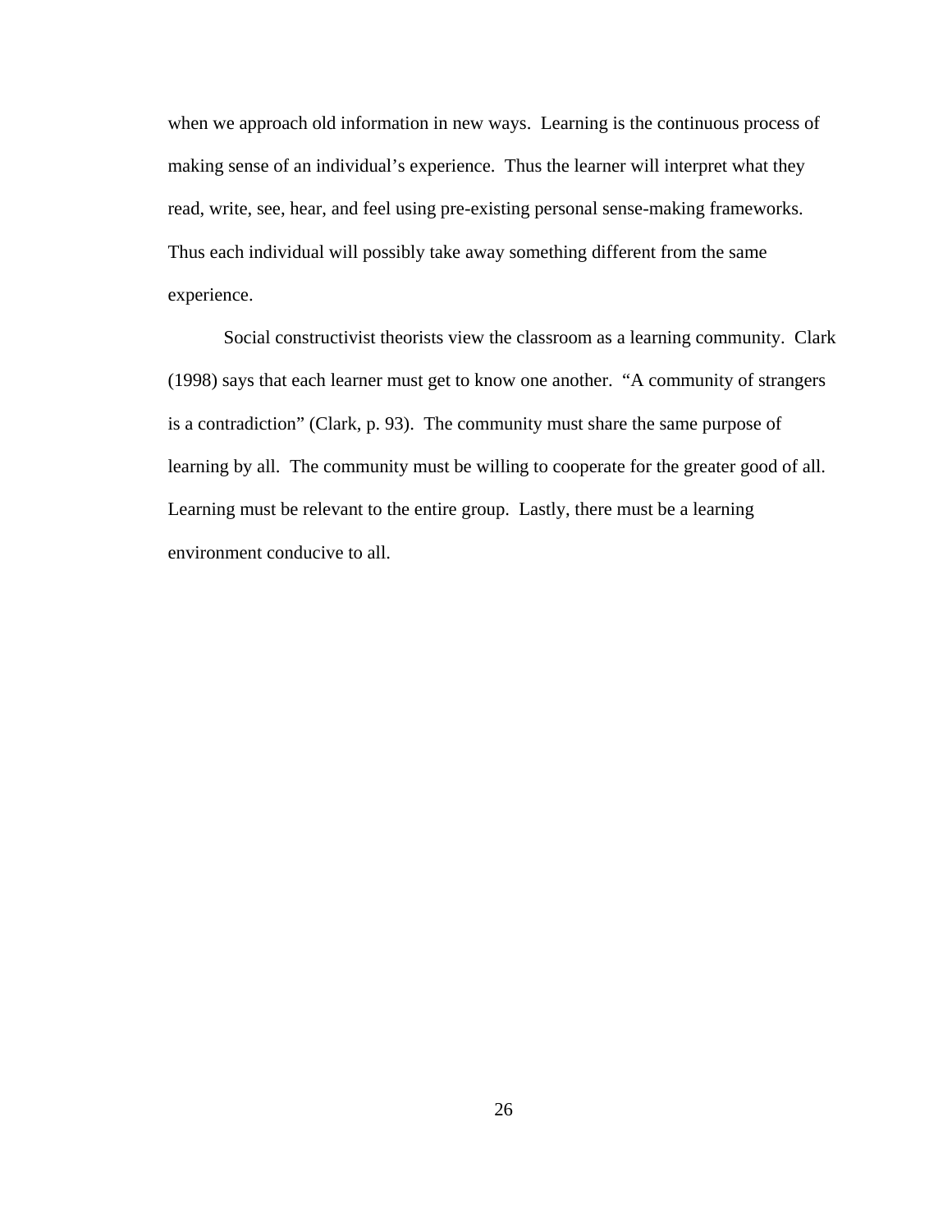when we approach old information in new ways. Learning is the continuous process of making sense of an individual's experience. Thus the learner will interpret what they read, write, see, hear, and feel using pre-existing personal sense-making frameworks. Thus each individual will possibly take away something different from the same experience.

Social constructivist theorists view the classroom as a learning community. Clark (1998) says that each learner must get to know one another. "A community of strangers is a contradiction" (Clark, p. 93). The community must share the same purpose of learning by all. The community must be willing to cooperate for the greater good of all. Learning must be relevant to the entire group. Lastly, there must be a learning environment conducive to all.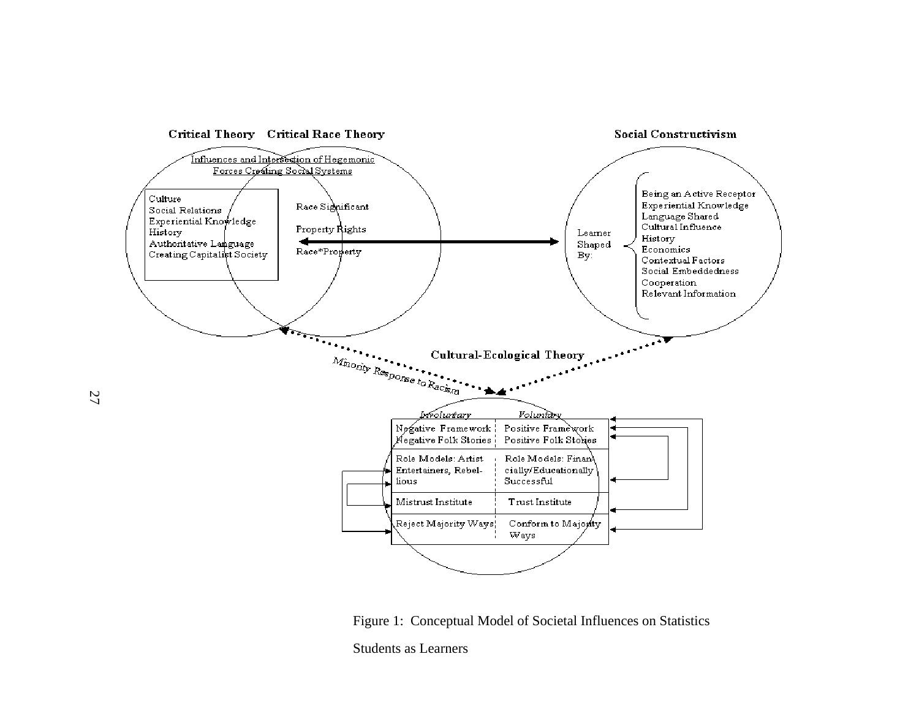**Critical Theory** **Critical Race Theory**

Influences and Intersection of Hegemonic Forces Creating Social Systems

Culture
Social Relations
Experiential Knowledge
History
Authoritative Language
Creating Capitalist Society

Race Significant
Property Rights
Race*Property

**Social Constructivism**

Learner Shaped By:

- Being an Active Receptor
- Experiential Knowledge
- Language Shared
- Cultural Influence
- History
- Economics
- Contextual Factors
- Social Embeddedness
- Cooperation
- Relevant Information

**Cultural-Ecological Theory**

Minority Response to Racism

| *Involuntary* | *Voluntary* |
|---|---|
| Negative Framework<br>Negative Folk Stories | Positive Framework<br>Positive Folk Stories |
| Role Models: Artist Entertainers, Rebellious | Role Models: Financially/Educationally Successful |
| Mistrust Institute | Trust Institute |
| Reject Majority Ways | Conform to Majority Ways |

Figure 1: Conceptual Model of Societal Influences on Statistics Students as Learners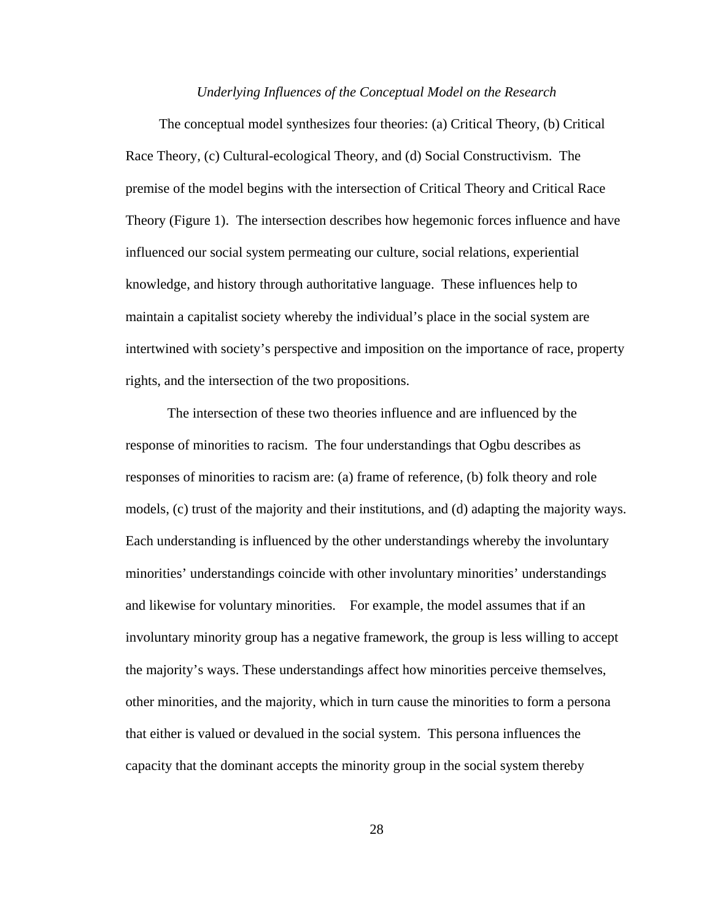*Underlying Influences of the Conceptual Model on the Research*

The conceptual model synthesizes four theories: (a) Critical Theory, (b) Critical Race Theory, (c) Cultural-ecological Theory, and (d) Social Constructivism. The premise of the model begins with the intersection of Critical Theory and Critical Race Theory (Figure 1). The intersection describes how hegemonic forces influence and have influenced our social system permeating our culture, social relations, experiential knowledge, and history through authoritative language. These influences help to maintain a capitalist society whereby the individual's place in the social system are intertwined with society's perspective and imposition on the importance of race, property rights, and the intersection of the two propositions.

The intersection of these two theories influence and are influenced by the response of minorities to racism. The four understandings that Ogbu describes as responses of minorities to racism are: (a) frame of reference, (b) folk theory and role models, (c) trust of the majority and their institutions, and (d) adapting the majority ways. Each understanding is influenced by the other understandings whereby the involuntary minorities' understandings coincide with other involuntary minorities' understandings and likewise for voluntary minorities. For example, the model assumes that if an involuntary minority group has a negative framework, the group is less willing to accept the majority's ways. These understandings affect how minorities perceive themselves, other minorities, and the majority, which in turn cause the minorities to form a persona that either is valued or devalued in the social system. This persona influences the capacity that the dominant accepts the minority group in the social system thereby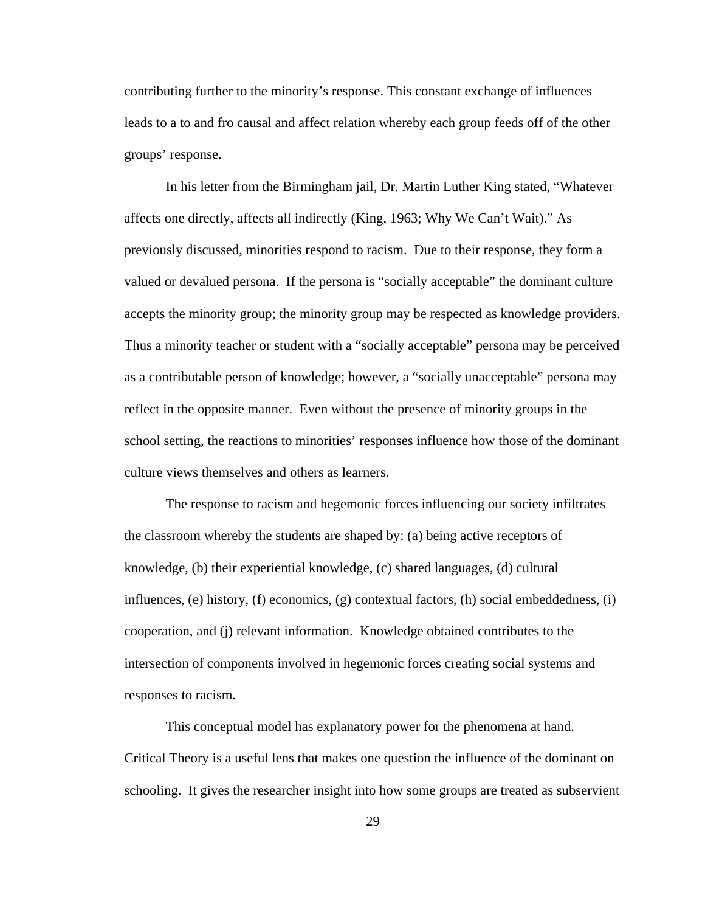contributing further to the minority's response. This constant exchange of influences leads to a to and fro causal and affect relation whereby each group feeds off of the other groups' response.

In his letter from the Birmingham jail, Dr. Martin Luther King stated, "Whatever affects one directly, affects all indirectly (King, 1963; Why We Can't Wait)." As previously discussed, minorities respond to racism. Due to their response, they form a valued or devalued persona. If the persona is "socially acceptable" the dominant culture accepts the minority group; the minority group may be respected as knowledge providers. Thus a minority teacher or student with a "socially acceptable" persona may be perceived as a contributable person of knowledge; however, a "socially unacceptable" persona may reflect in the opposite manner. Even without the presence of minority groups in the school setting, the reactions to minorities' responses influence how those of the dominant culture views themselves and others as learners.

The response to racism and hegemonic forces influencing our society infiltrates the classroom whereby the students are shaped by: (a) being active receptors of knowledge, (b) their experiential knowledge, (c) shared languages, (d) cultural influences, (e) history, (f) economics, (g) contextual factors, (h) social embeddedness, (i) cooperation, and (j) relevant information. Knowledge obtained contributes to the intersection of components involved in hegemonic forces creating social systems and responses to racism.

This conceptual model has explanatory power for the phenomena at hand. Critical Theory is a useful lens that makes one question the influence of the dominant on schooling. It gives the researcher insight into how some groups are treated as subservient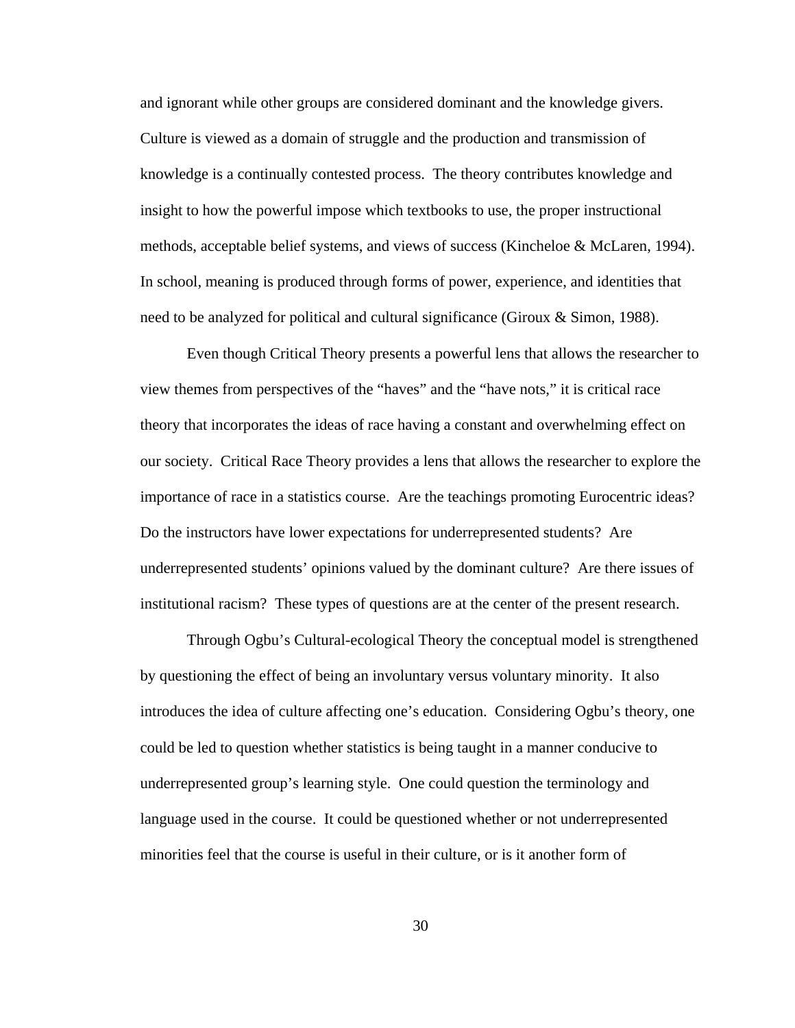and ignorant while other groups are considered dominant and the knowledge givers. Culture is viewed as a domain of struggle and the production and transmission of knowledge is a continually contested process. The theory contributes knowledge and insight to how the powerful impose which textbooks to use, the proper instructional methods, acceptable belief systems, and views of success (Kincheloe & McLaren, 1994). In school, meaning is produced through forms of power, experience, and identities that need to be analyzed for political and cultural significance (Giroux & Simon, 1988).

Even though Critical Theory presents a powerful lens that allows the researcher to view themes from perspectives of the "haves" and the "have nots," it is critical race theory that incorporates the ideas of race having a constant and overwhelming effect on our society. Critical Race Theory provides a lens that allows the researcher to explore the importance of race in a statistics course. Are the teachings promoting Eurocentric ideas? Do the instructors have lower expectations for underrepresented students? Are underrepresented students' opinions valued by the dominant culture? Are there issues of institutional racism? These types of questions are at the center of the present research.

Through Ogbu's Cultural-ecological Theory the conceptual model is strengthened by questioning the effect of being an involuntary versus voluntary minority. It also introduces the idea of culture affecting one's education. Considering Ogbu's theory, one could be led to question whether statistics is being taught in a manner conducive to underrepresented group's learning style. One could question the terminology and language used in the course. It could be questioned whether or not underrepresented minorities feel that the course is useful in their culture, or is it another form of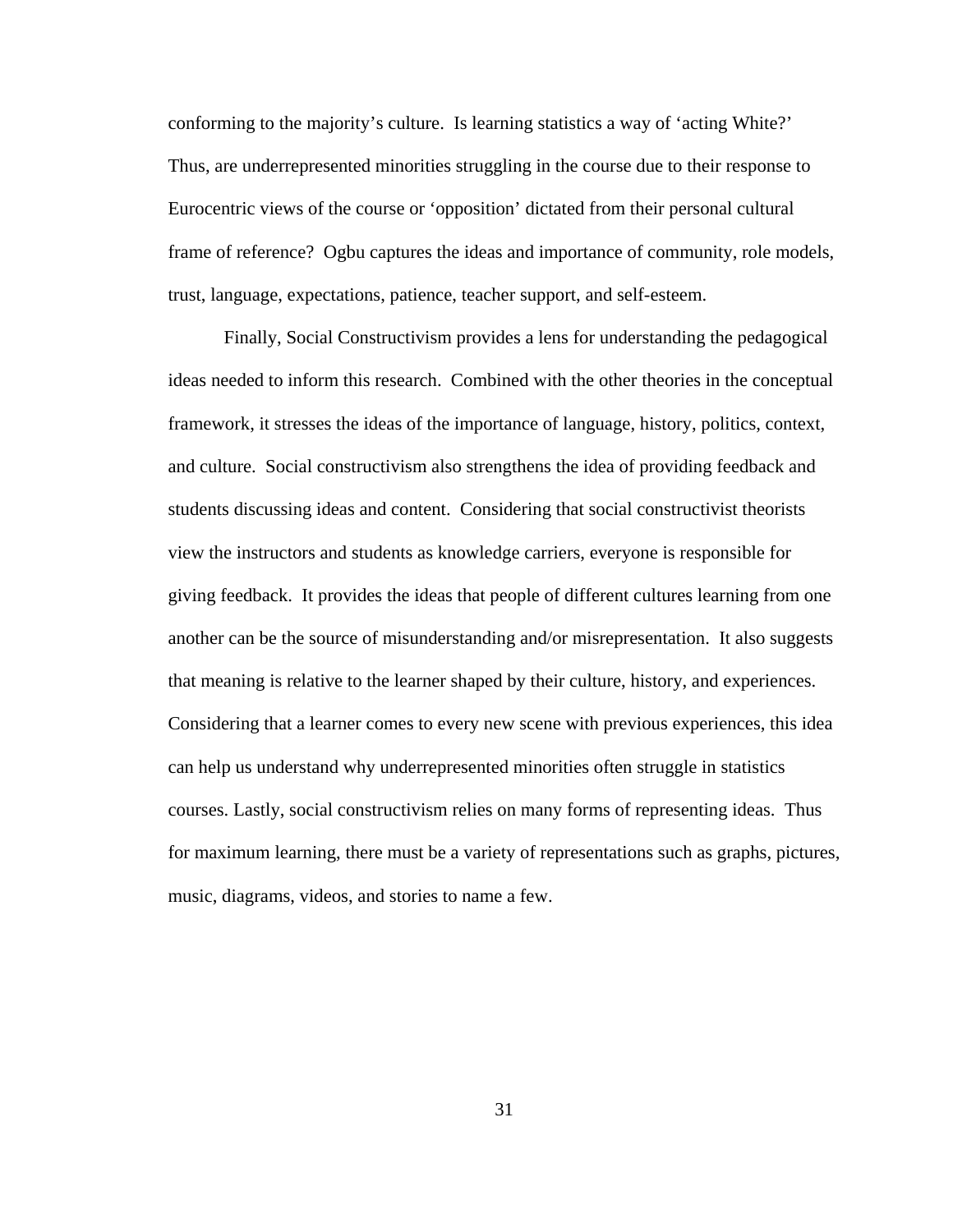conforming to the majority's culture. Is learning statistics a way of 'acting White?' Thus, are underrepresented minorities struggling in the course due to their response to Eurocentric views of the course or 'opposition' dictated from their personal cultural frame of reference? Ogbu captures the ideas and importance of community, role models, trust, language, expectations, patience, teacher support, and self-esteem.

Finally, Social Constructivism provides a lens for understanding the pedagogical ideas needed to inform this research. Combined with the other theories in the conceptual framework, it stresses the ideas of the importance of language, history, politics, context, and culture. Social constructivism also strengthens the idea of providing feedback and students discussing ideas and content. Considering that social constructivist theorists view the instructors and students as knowledge carriers, everyone is responsible for giving feedback. It provides the ideas that people of different cultures learning from one another can be the source of misunderstanding and/or misrepresentation. It also suggests that meaning is relative to the learner shaped by their culture, history, and experiences. Considering that a learner comes to every new scene with previous experiences, this idea can help us understand why underrepresented minorities often struggle in statistics courses. Lastly, social constructivism relies on many forms of representing ideas. Thus for maximum learning, there must be a variety of representations such as graphs, pictures, music, diagrams, videos, and stories to name a few.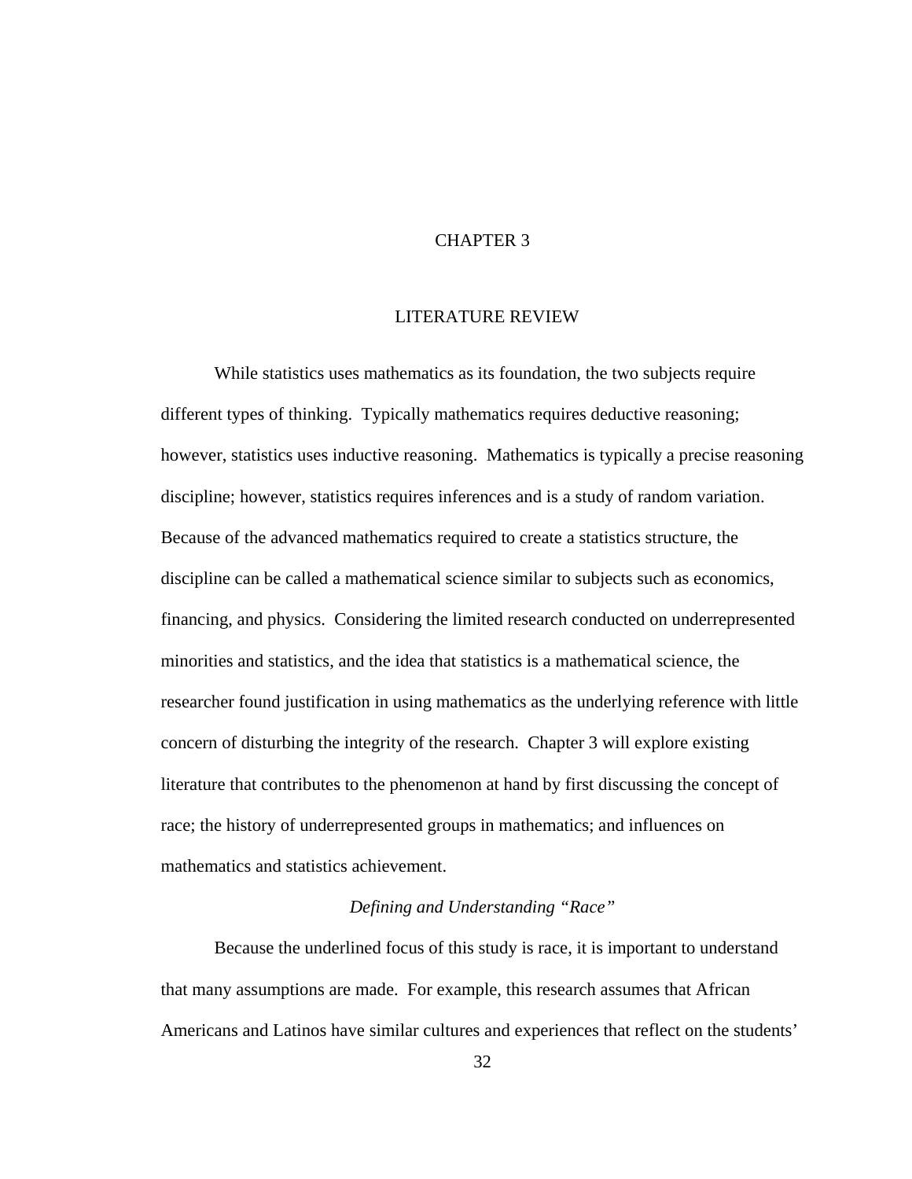# CHAPTER 3

## LITERATURE REVIEW

While statistics uses mathematics as its foundation, the two subjects require different types of thinking. Typically mathematics requires deductive reasoning; however, statistics uses inductive reasoning. Mathematics is typically a precise reasoning discipline; however, statistics requires inferences and is a study of random variation. Because of the advanced mathematics required to create a statistics structure, the discipline can be called a mathematical science similar to subjects such as economics, financing, and physics. Considering the limited research conducted on underrepresented minorities and statistics, and the idea that statistics is a mathematical science, the researcher found justification in using mathematics as the underlying reference with little concern of disturbing the integrity of the research. Chapter 3 will explore existing literature that contributes to the phenomenon at hand by first discussing the concept of race; the history of underrepresented groups in mathematics; and influences on mathematics and statistics achievement.

### *Defining and Understanding "Race"*

Because the underlined focus of this study is race, it is important to understand that many assumptions are made. For example, this research assumes that African Americans and Latinos have similar cultures and experiences that reflect on the students'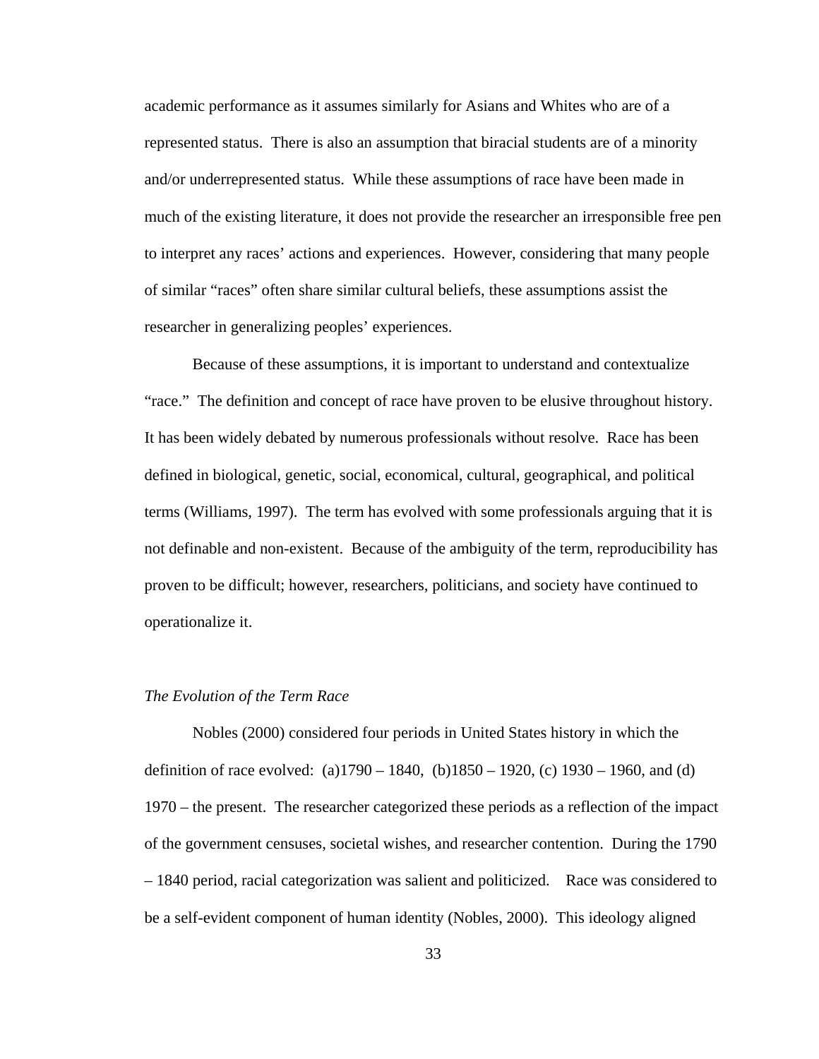academic performance as it assumes similarly for Asians and Whites who are of a represented status. There is also an assumption that biracial students are of a minority and/or underrepresented status. While these assumptions of race have been made in much of the existing literature, it does not provide the researcher an irresponsible free pen to interpret any races' actions and experiences. However, considering that many people of similar "races" often share similar cultural beliefs, these assumptions assist the researcher in generalizing peoples' experiences.

Because of these assumptions, it is important to understand and contextualize "race." The definition and concept of race have proven to be elusive throughout history. It has been widely debated by numerous professionals without resolve. Race has been defined in biological, genetic, social, economical, cultural, geographical, and political terms (Williams, 1997). The term has evolved with some professionals arguing that it is not definable and non-existent. Because of the ambiguity of the term, reproducibility has proven to be difficult; however, researchers, politicians, and society have continued to operationalize it.

*The Evolution of the Term Race*

Nobles (2000) considered four periods in United States history in which the definition of race evolved: (a)1790 – 1840, (b)1850 – 1920, (c) 1930 – 1960, and (d) 1970 – the present. The researcher categorized these periods as a reflection of the impact of the government censuses, societal wishes, and researcher contention. During the 1790 – 1840 period, racial categorization was salient and politicized. Race was considered to be a self-evident component of human identity (Nobles, 2000). This ideology aligned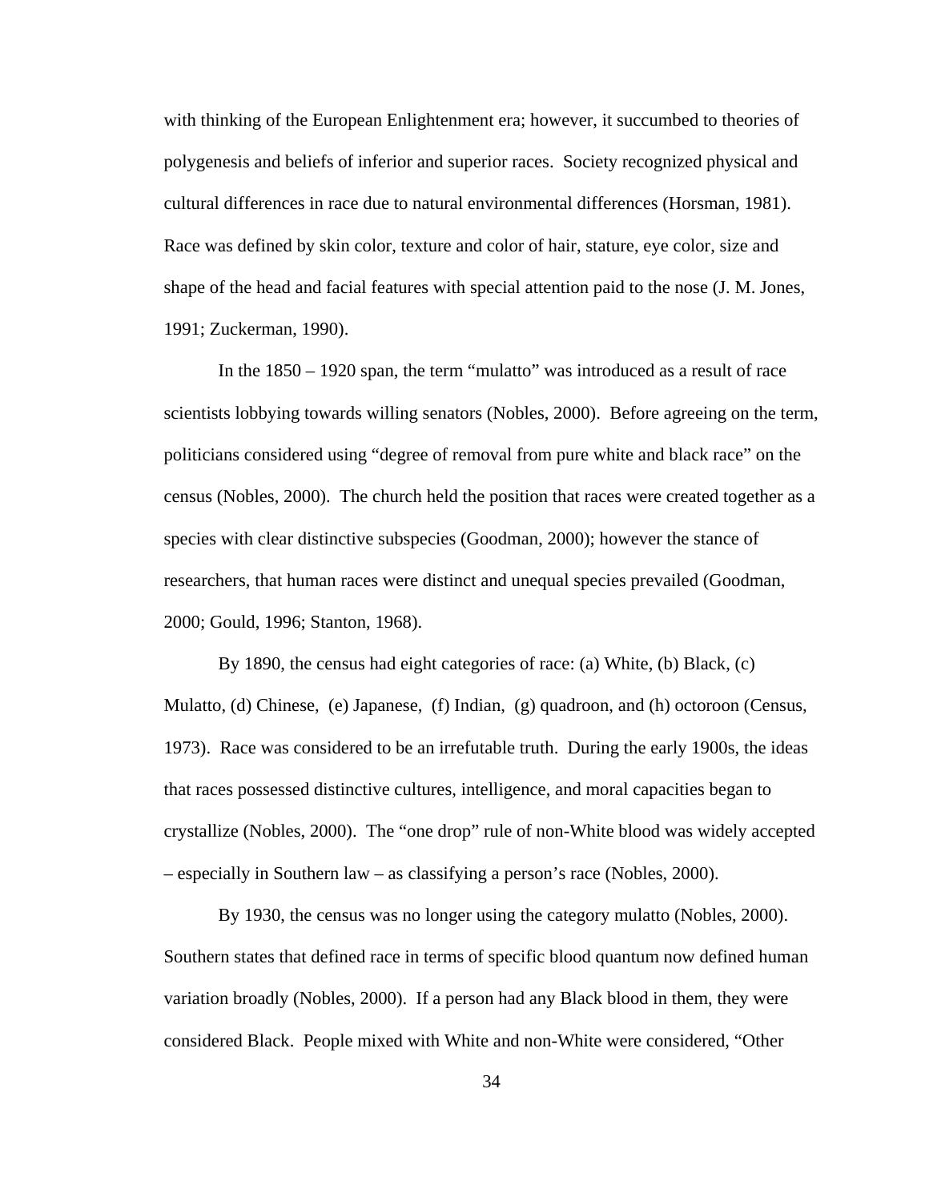with thinking of the European Enlightenment era; however, it succumbed to theories of polygenesis and beliefs of inferior and superior races. Society recognized physical and cultural differences in race due to natural environmental differences (Horsman, 1981). Race was defined by skin color, texture and color of hair, stature, eye color, size and shape of the head and facial features with special attention paid to the nose (J. M. Jones, 1991; Zuckerman, 1990).

In the 1850 – 1920 span, the term "mulatto" was introduced as a result of race scientists lobbying towards willing senators (Nobles, 2000). Before agreeing on the term, politicians considered using "degree of removal from pure white and black race" on the census (Nobles, 2000). The church held the position that races were created together as a species with clear distinctive subspecies (Goodman, 2000); however the stance of researchers, that human races were distinct and unequal species prevailed (Goodman, 2000; Gould, 1996; Stanton, 1968).

By 1890, the census had eight categories of race: (a) White, (b) Black, (c) Mulatto, (d) Chinese, (e) Japanese, (f) Indian, (g) quadroon, and (h) octoroon (Census, 1973). Race was considered to be an irrefutable truth. During the early 1900s, the ideas that races possessed distinctive cultures, intelligence, and moral capacities began to crystallize (Nobles, 2000). The "one drop" rule of non-White blood was widely accepted – especially in Southern law – as classifying a person's race (Nobles, 2000).

By 1930, the census was no longer using the category mulatto (Nobles, 2000). Southern states that defined race in terms of specific blood quantum now defined human variation broadly (Nobles, 2000). If a person had any Black blood in them, they were considered Black. People mixed with White and non-White were considered, "Other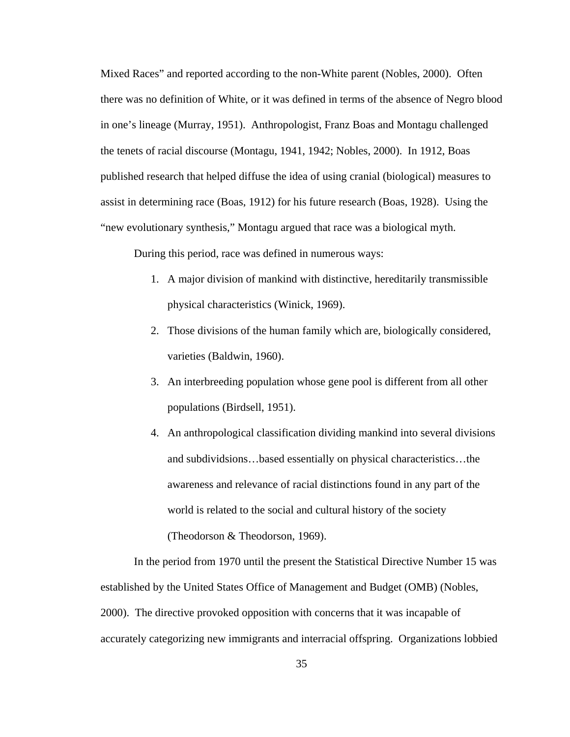Mixed Races" and reported according to the non-White parent (Nobles, 2000). Often there was no definition of White, or it was defined in terms of the absence of Negro blood in one's lineage (Murray, 1951). Anthropologist, Franz Boas and Montagu challenged the tenets of racial discourse (Montagu, 1941, 1942; Nobles, 2000). In 1912, Boas published research that helped diffuse the idea of using cranial (biological) measures to assist in determining race (Boas, 1912) for his future research (Boas, 1928). Using the "new evolutionary synthesis," Montagu argued that race was a biological myth.

During this period, race was defined in numerous ways:

1. A major division of mankind with distinctive, hereditarily transmissible physical characteristics (Winick, 1969).
2. Those divisions of the human family which are, biologically considered, varieties (Baldwin, 1960).
3. An interbreeding population whose gene pool is different from all other populations (Birdsell, 1951).
4. An anthropological classification dividing mankind into several divisions and subdividsions…based essentially on physical characteristics…the awareness and relevance of racial distinctions found in any part of the world is related to the social and cultural history of the society (Theodorson & Theodorson, 1969).

In the period from 1970 until the present the Statistical Directive Number 15 was established by the United States Office of Management and Budget (OMB) (Nobles, 2000). The directive provoked opposition with concerns that it was incapable of accurately categorizing new immigrants and interracial offspring. Organizations lobbied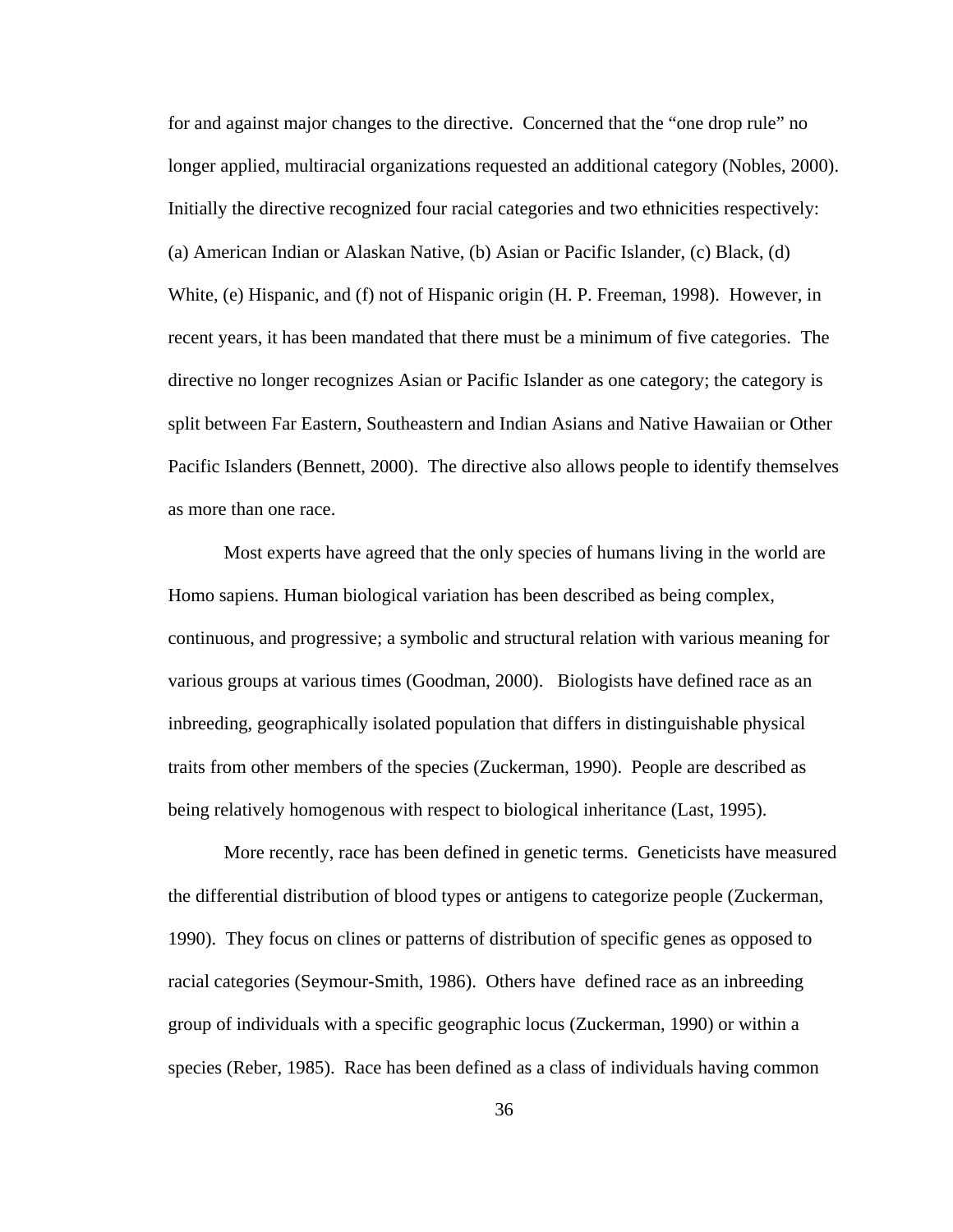for and against major changes to the directive.  Concerned that the "one drop rule" no longer applied, multiracial organizations requested an additional category (Nobles, 2000). Initially the directive recognized four racial categories and two ethnicities respectively: (a) American Indian or Alaskan Native, (b) Asian or Pacific Islander, (c) Black, (d) White, (e) Hispanic, and (f) not of Hispanic origin (H. P. Freeman, 1998).  However, in recent years, it has been mandated that there must be a minimum of five categories.  The directive no longer recognizes Asian or Pacific Islander as one category; the category is split between Far Eastern, Southeastern and Indian Asians and Native Hawaiian or Other Pacific Islanders (Bennett, 2000).  The directive also allows people to identify themselves as more than one race.

Most experts have agreed that the only species of humans living in the world are Homo sapiens. Human biological variation has been described as being complex, continuous, and progressive; a symbolic and structural relation with various meaning for various groups at various times (Goodman, 2000).   Biologists have defined race as an inbreeding, geographically isolated population that differs in distinguishable physical traits from other members of the species (Zuckerman, 1990).  People are described as being relatively homogenous with respect to biological inheritance (Last, 1995).

More recently, race has been defined in genetic terms.  Geneticists have measured the differential distribution of blood types or antigens to categorize people (Zuckerman, 1990).  They focus on clines or patterns of distribution of specific genes as opposed to racial categories (Seymour-Smith, 1986).  Others have  defined race as an inbreeding group of individuals with a specific geographic locus (Zuckerman, 1990) or within a species (Reber, 1985).  Race has been defined as a class of individuals having common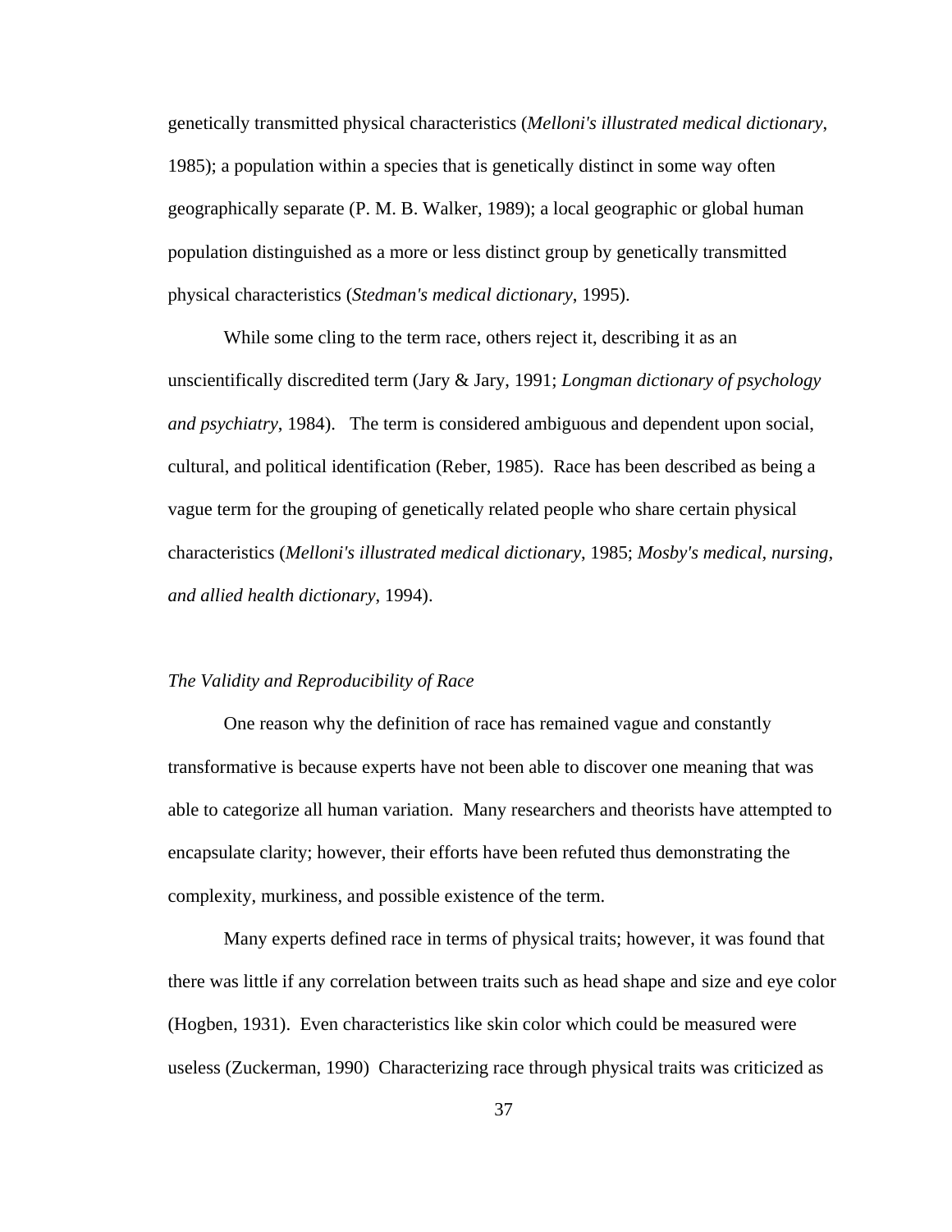genetically transmitted physical characteristics (*Melloni's illustrated medical dictionary*, 1985); a population within a species that is genetically distinct in some way often geographically separate (P. M. B. Walker, 1989); a local geographic or global human population distinguished as a more or less distinct group by genetically transmitted physical characteristics (*Stedman's medical dictionary*, 1995).

While some cling to the term race, others reject it, describing it as an unscientifically discredited term (Jary & Jary, 1991; *Longman dictionary of psychology and psychiatry*, 1984). The term is considered ambiguous and dependent upon social, cultural, and political identification (Reber, 1985). Race has been described as being a vague term for the grouping of genetically related people who share certain physical characteristics (*Melloni's illustrated medical dictionary*, 1985; *Mosby's medical, nursing, and allied health dictionary*, 1994).

*The Validity and Reproducibility of Race*

One reason why the definition of race has remained vague and constantly transformative is because experts have not been able to discover one meaning that was able to categorize all human variation. Many researchers and theorists have attempted to encapsulate clarity; however, their efforts have been refuted thus demonstrating the complexity, murkiness, and possible existence of the term.

Many experts defined race in terms of physical traits; however, it was found that there was little if any correlation between traits such as head shape and size and eye color (Hogben, 1931). Even characteristics like skin color which could be measured were useless (Zuckerman, 1990) Characterizing race through physical traits was criticized as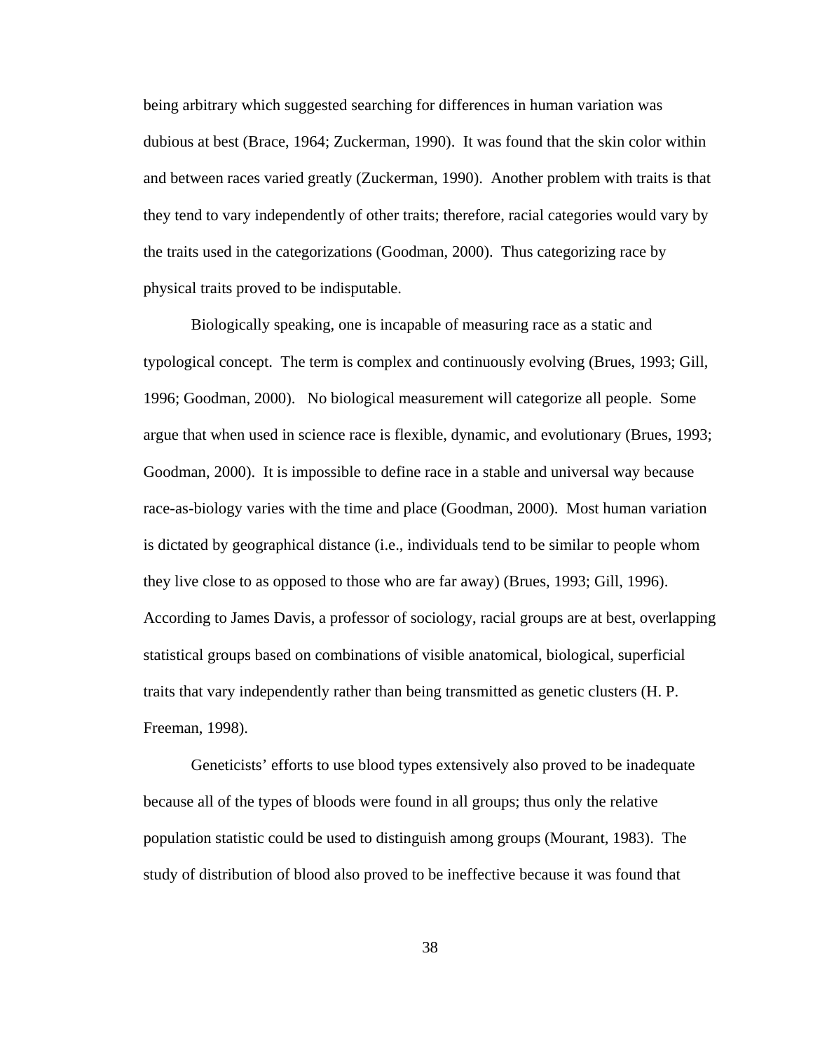being arbitrary which suggested searching for differences in human variation was dubious at best (Brace, 1964; Zuckerman, 1990). It was found that the skin color within and between races varied greatly (Zuckerman, 1990). Another problem with traits is that they tend to vary independently of other traits; therefore, racial categories would vary by the traits used in the categorizations (Goodman, 2000). Thus categorizing race by physical traits proved to be indisputable.

Biologically speaking, one is incapable of measuring race as a static and typological concept. The term is complex and continuously evolving (Brues, 1993; Gill, 1996; Goodman, 2000). No biological measurement will categorize all people. Some argue that when used in science race is flexible, dynamic, and evolutionary (Brues, 1993; Goodman, 2000). It is impossible to define race in a stable and universal way because race-as-biology varies with the time and place (Goodman, 2000). Most human variation is dictated by geographical distance (i.e., individuals tend to be similar to people whom they live close to as opposed to those who are far away) (Brues, 1993; Gill, 1996). According to James Davis, a professor of sociology, racial groups are at best, overlapping statistical groups based on combinations of visible anatomical, biological, superficial traits that vary independently rather than being transmitted as genetic clusters (H. P. Freeman, 1998).

Geneticists' efforts to use blood types extensively also proved to be inadequate because all of the types of bloods were found in all groups; thus only the relative population statistic could be used to distinguish among groups (Mourant, 1983). The study of distribution of blood also proved to be ineffective because it was found that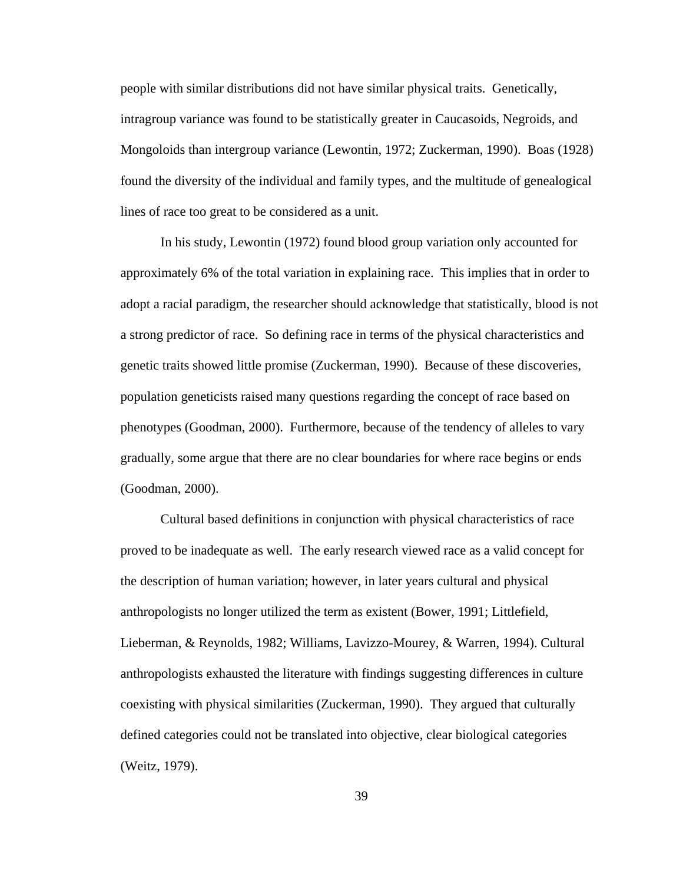people with similar distributions did not have similar physical traits. Genetically, intragroup variance was found to be statistically greater in Caucasoids, Negroids, and Mongoloids than intergroup variance (Lewontin, 1972; Zuckerman, 1990). Boas (1928) found the diversity of the individual and family types, and the multitude of genealogical lines of race too great to be considered as a unit.

In his study, Lewontin (1972) found blood group variation only accounted for approximately 6% of the total variation in explaining race. This implies that in order to adopt a racial paradigm, the researcher should acknowledge that statistically, blood is not a strong predictor of race. So defining race in terms of the physical characteristics and genetic traits showed little promise (Zuckerman, 1990). Because of these discoveries, population geneticists raised many questions regarding the concept of race based on phenotypes (Goodman, 2000). Furthermore, because of the tendency of alleles to vary gradually, some argue that there are no clear boundaries for where race begins or ends (Goodman, 2000).

Cultural based definitions in conjunction with physical characteristics of race proved to be inadequate as well. The early research viewed race as a valid concept for the description of human variation; however, in later years cultural and physical anthropologists no longer utilized the term as existent (Bower, 1991; Littlefield, Lieberman, & Reynolds, 1982; Williams, Lavizzo-Mourey, & Warren, 1994). Cultural anthropologists exhausted the literature with findings suggesting differences in culture coexisting with physical similarities (Zuckerman, 1990). They argued that culturally defined categories could not be translated into objective, clear biological categories (Weitz, 1979).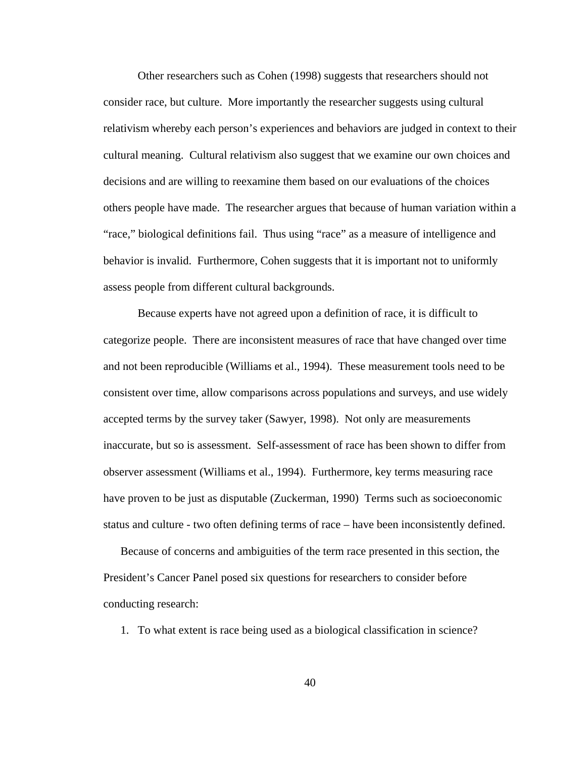Other researchers such as Cohen (1998) suggests that researchers should not consider race, but culture. More importantly the researcher suggests using cultural relativism whereby each person's experiences and behaviors are judged in context to their cultural meaning. Cultural relativism also suggest that we examine our own choices and decisions and are willing to reexamine them based on our evaluations of the choices others people have made. The researcher argues that because of human variation within a "race," biological definitions fail. Thus using "race" as a measure of intelligence and behavior is invalid. Furthermore, Cohen suggests that it is important not to uniformly assess people from different cultural backgrounds.

Because experts have not agreed upon a definition of race, it is difficult to categorize people. There are inconsistent measures of race that have changed over time and not been reproducible (Williams et al., 1994). These measurement tools need to be consistent over time, allow comparisons across populations and surveys, and use widely accepted terms by the survey taker (Sawyer, 1998). Not only are measurements inaccurate, but so is assessment. Self-assessment of race has been shown to differ from observer assessment (Williams et al., 1994). Furthermore, key terms measuring race have proven to be just as disputable (Zuckerman, 1990) Terms such as socioeconomic status and culture - two often defining terms of race – have been inconsistently defined.

Because of concerns and ambiguities of the term race presented in this section, the President's Cancer Panel posed six questions for researchers to consider before conducting research:

1. To what extent is race being used as a biological classification in science?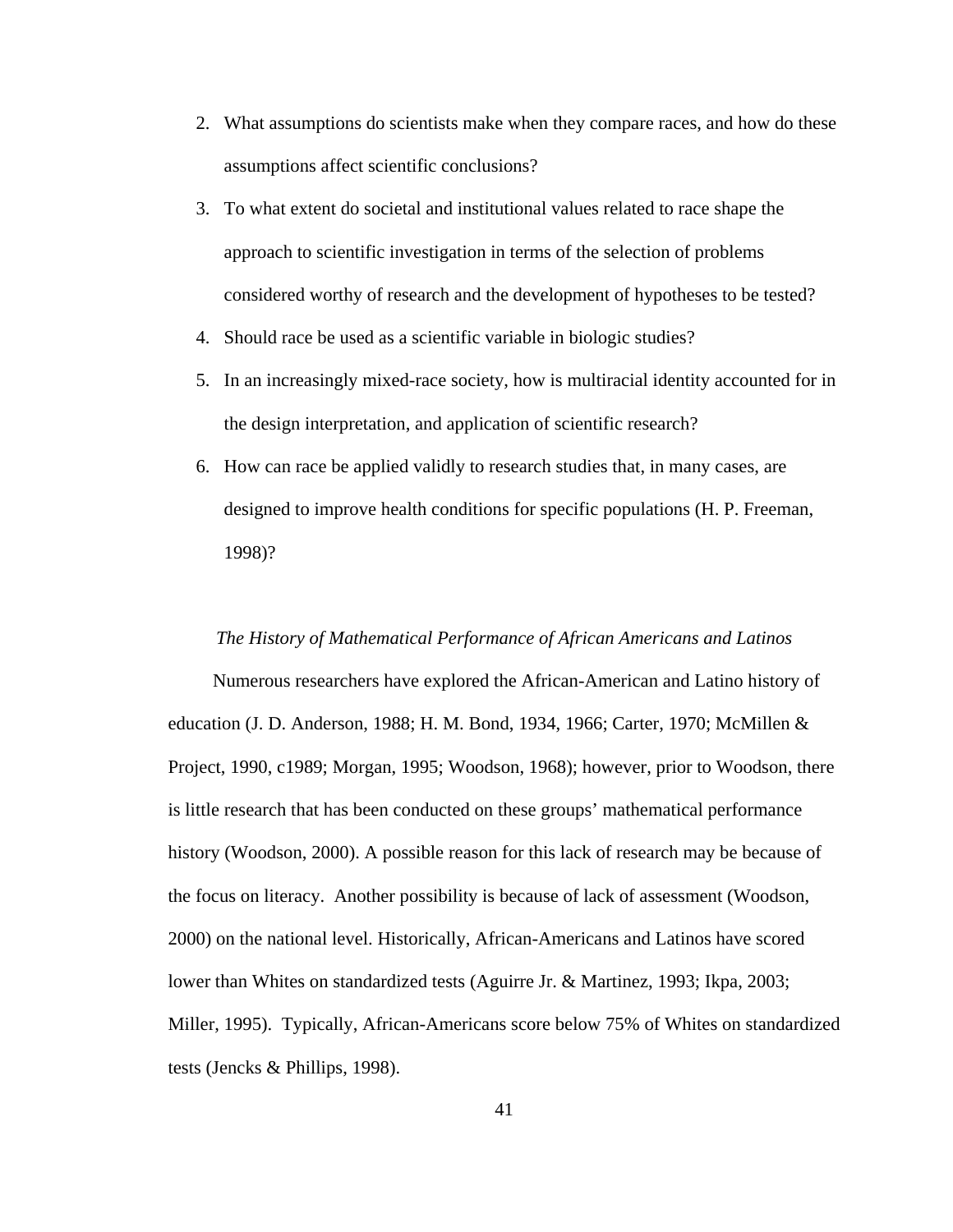2. What assumptions do scientists make when they compare races, and how do these assumptions affect scientific conclusions?
3. To what extent do societal and institutional values related to race shape the approach to scientific investigation in terms of the selection of problems considered worthy of research and the development of hypotheses to be tested?
4. Should race be used as a scientific variable in biologic studies?
5. In an increasingly mixed-race society, how is multiracial identity accounted for in the design interpretation, and application of scientific research?
6. How can race be applied validly to research studies that, in many cases, are designed to improve health conditions for specific populations (H. P. Freeman, 1998)?

*The History of Mathematical Performance of African Americans and Latinos*

Numerous researchers have explored the African-American and Latino history of education (J. D. Anderson, 1988; H. M. Bond, 1934, 1966; Carter, 1970; McMillen & Project, 1990, c1989; Morgan, 1995; Woodson, 1968); however, prior to Woodson, there is little research that has been conducted on these groups' mathematical performance history (Woodson, 2000). A possible reason for this lack of research may be because of the focus on literacy. Another possibility is because of lack of assessment (Woodson, 2000) on the national level. Historically, African-Americans and Latinos have scored lower than Whites on standardized tests (Aguirre Jr. & Martinez, 1993; Ikpa, 2003; Miller, 1995). Typically, African-Americans score below 75% of Whites on standardized tests (Jencks & Phillips, 1998).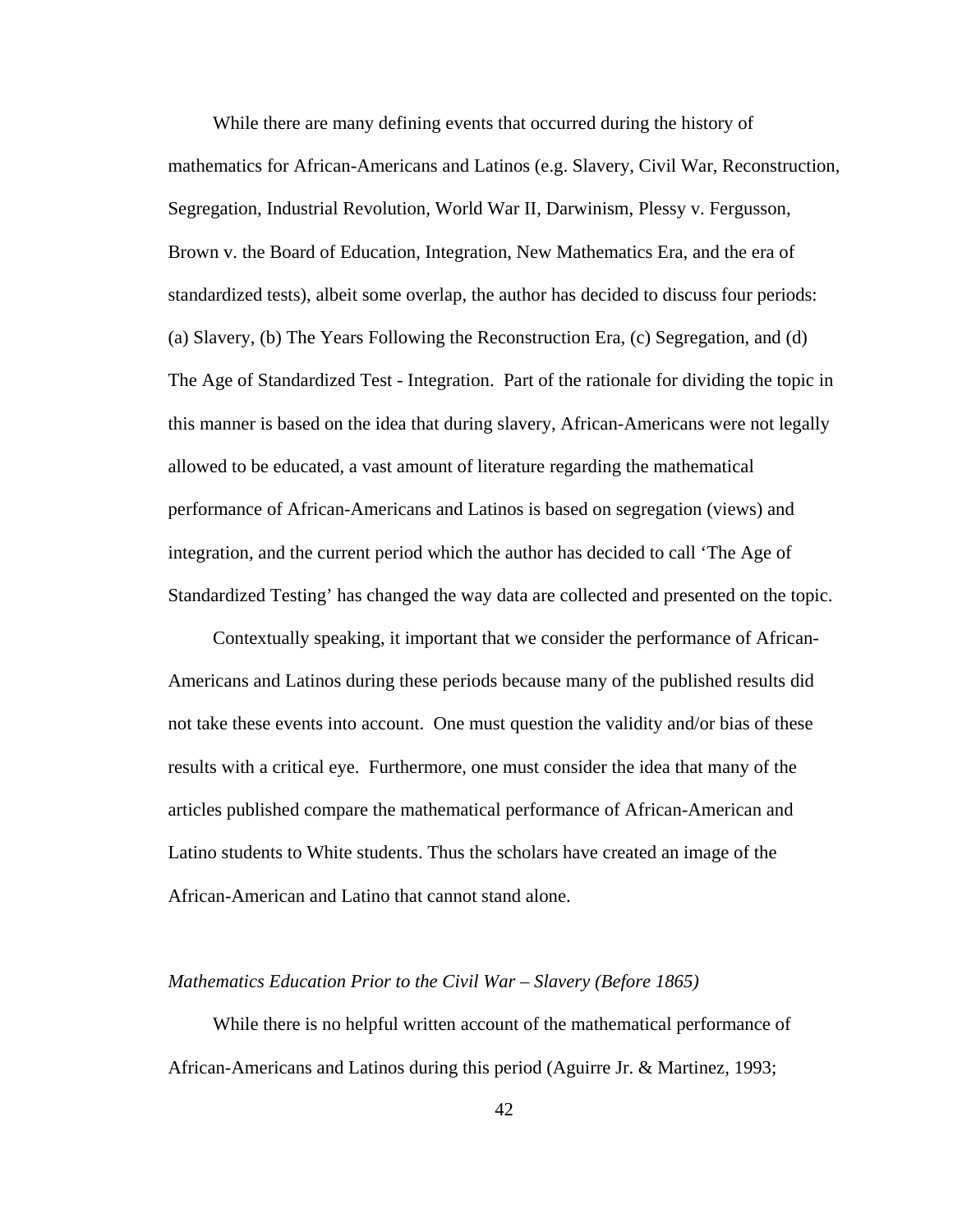While there are many defining events that occurred during the history of mathematics for African-Americans and Latinos (e.g. Slavery, Civil War, Reconstruction, Segregation, Industrial Revolution, World War II, Darwinism, Plessy v. Fergusson, Brown v. the Board of Education, Integration, New Mathematics Era, and the era of standardized tests), albeit some overlap, the author has decided to discuss four periods: (a) Slavery, (b) The Years Following the Reconstruction Era, (c) Segregation, and (d) The Age of Standardized Test - Integration. Part of the rationale for dividing the topic in this manner is based on the idea that during slavery, African-Americans were not legally allowed to be educated, a vast amount of literature regarding the mathematical performance of African-Americans and Latinos is based on segregation (views) and integration, and the current period which the author has decided to call 'The Age of Standardized Testing' has changed the way data are collected and presented on the topic.

Contextually speaking, it important that we consider the performance of African-Americans and Latinos during these periods because many of the published results did not take these events into account. One must question the validity and/or bias of these results with a critical eye. Furthermore, one must consider the idea that many of the articles published compare the mathematical performance of African-American and Latino students to White students. Thus the scholars have created an image of the African-American and Latino that cannot stand alone.

*Mathematics Education Prior to the Civil War – Slavery (Before 1865)*

While there is no helpful written account of the mathematical performance of African-Americans and Latinos during this period (Aguirre Jr. & Martinez, 1993;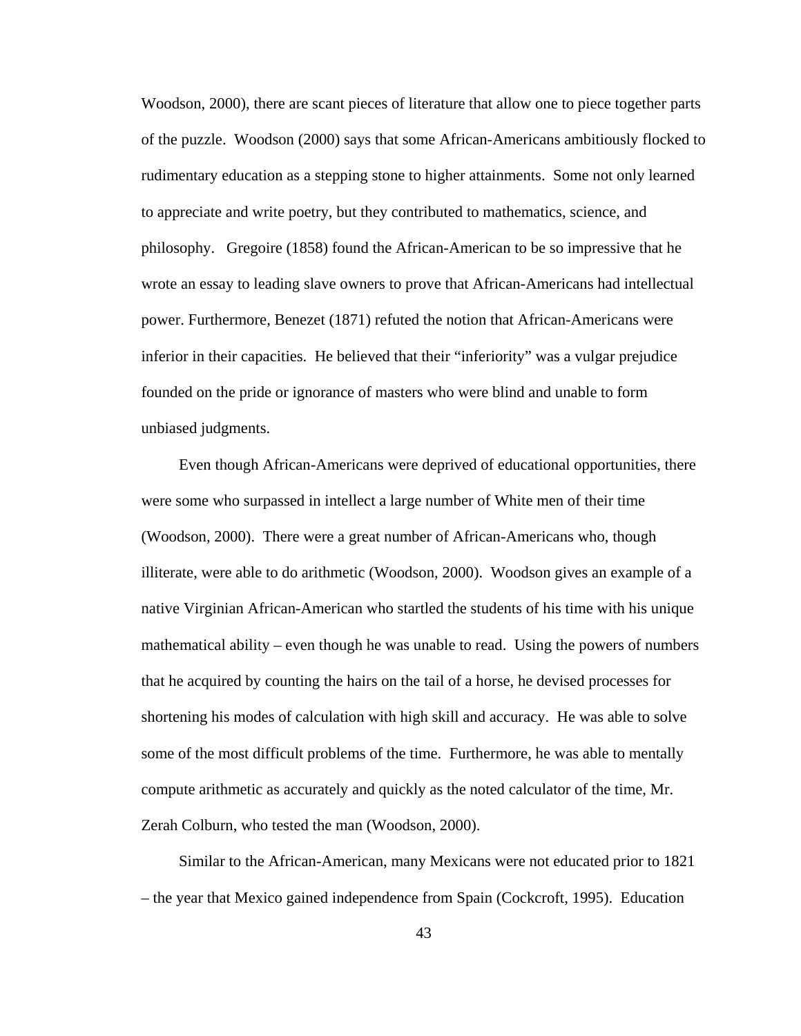Woodson, 2000), there are scant pieces of literature that allow one to piece together parts of the puzzle. Woodson (2000) says that some African-Americans ambitiously flocked to rudimentary education as a stepping stone to higher attainments. Some not only learned to appreciate and write poetry, but they contributed to mathematics, science, and philosophy. Gregoire (1858) found the African-American to be so impressive that he wrote an essay to leading slave owners to prove that African-Americans had intellectual power. Furthermore, Benezet (1871) refuted the notion that African-Americans were inferior in their capacities. He believed that their "inferiority" was a vulgar prejudice founded on the pride or ignorance of masters who were blind and unable to form unbiased judgments.

Even though African-Americans were deprived of educational opportunities, there were some who surpassed in intellect a large number of White men of their time (Woodson, 2000). There were a great number of African-Americans who, though illiterate, were able to do arithmetic (Woodson, 2000). Woodson gives an example of a native Virginian African-American who startled the students of his time with his unique mathematical ability – even though he was unable to read. Using the powers of numbers that he acquired by counting the hairs on the tail of a horse, he devised processes for shortening his modes of calculation with high skill and accuracy. He was able to solve some of the most difficult problems of the time. Furthermore, he was able to mentally compute arithmetic as accurately and quickly as the noted calculator of the time, Mr. Zerah Colburn, who tested the man (Woodson, 2000).

Similar to the African-American, many Mexicans were not educated prior to 1821 – the year that Mexico gained independence from Spain (Cockcroft, 1995). Education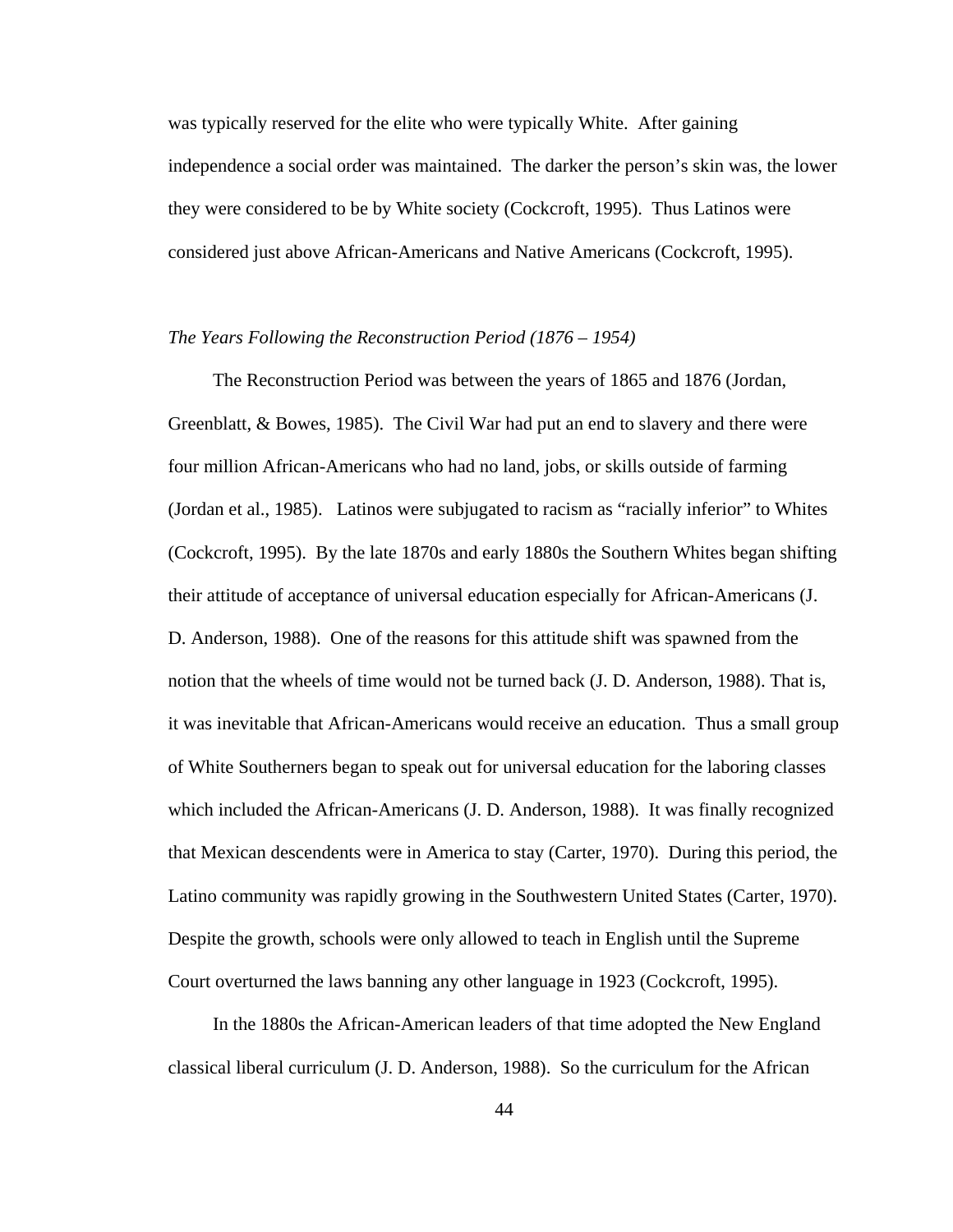was typically reserved for the elite who were typically White. After gaining independence a social order was maintained. The darker the person's skin was, the lower they were considered to be by White society (Cockcroft, 1995). Thus Latinos were considered just above African-Americans and Native Americans (Cockcroft, 1995).

### *The Years Following the Reconstruction Period (1876 – 1954)*

The Reconstruction Period was between the years of 1865 and 1876 (Jordan, Greenblatt, & Bowes, 1985). The Civil War had put an end to slavery and there were four million African-Americans who had no land, jobs, or skills outside of farming (Jordan et al., 1985). Latinos were subjugated to racism as "racially inferior" to Whites (Cockcroft, 1995). By the late 1870s and early 1880s the Southern Whites began shifting their attitude of acceptance of universal education especially for African-Americans (J. D. Anderson, 1988). One of the reasons for this attitude shift was spawned from the notion that the wheels of time would not be turned back (J. D. Anderson, 1988). That is, it was inevitable that African-Americans would receive an education. Thus a small group of White Southerners began to speak out for universal education for the laboring classes which included the African-Americans (J. D. Anderson, 1988). It was finally recognized that Mexican descendents were in America to stay (Carter, 1970). During this period, the Latino community was rapidly growing in the Southwestern United States (Carter, 1970). Despite the growth, schools were only allowed to teach in English until the Supreme Court overturned the laws banning any other language in 1923 (Cockcroft, 1995).

In the 1880s the African-American leaders of that time adopted the New England classical liberal curriculum (J. D. Anderson, 1988). So the curriculum for the African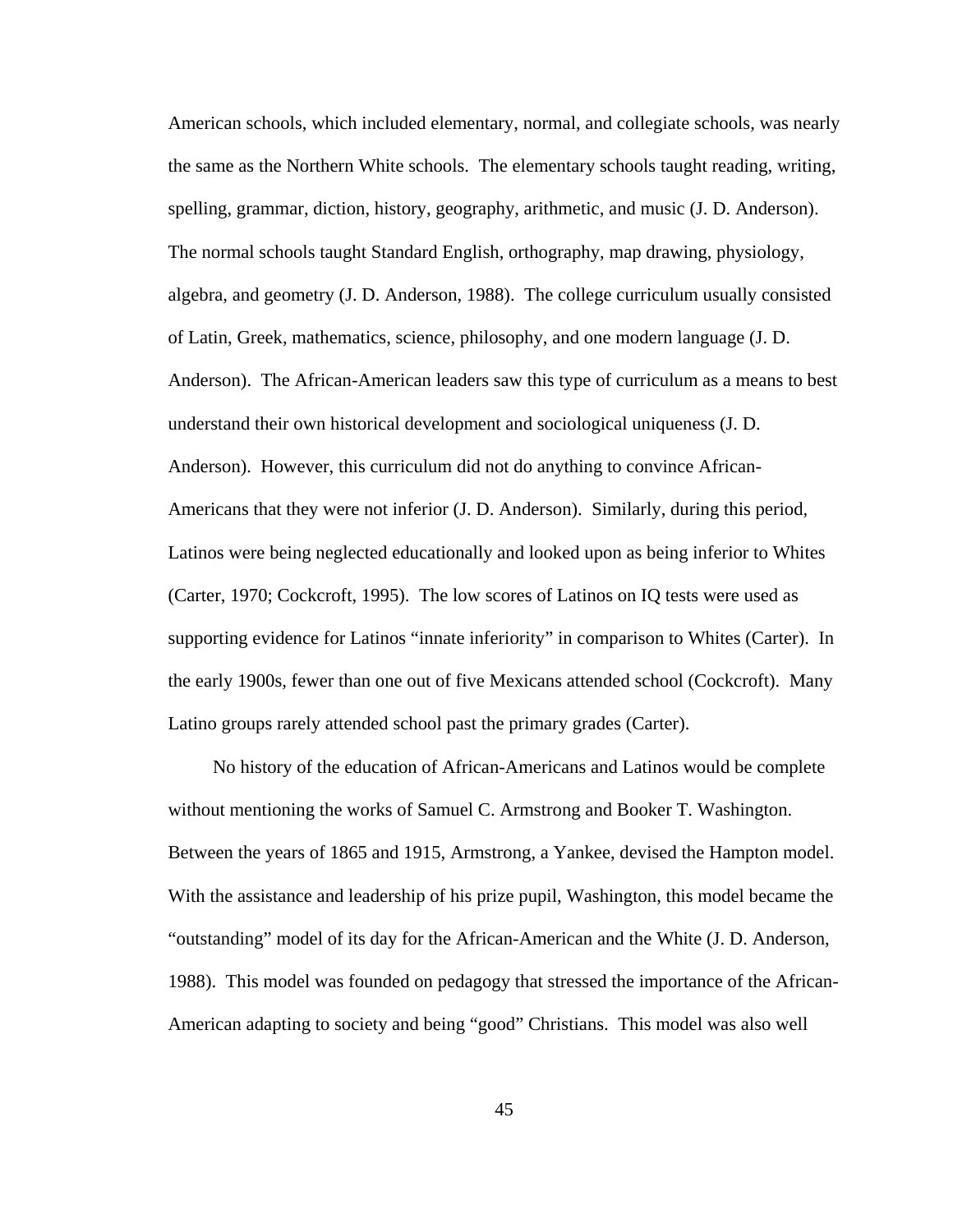American schools, which included elementary, normal, and collegiate schools, was nearly the same as the Northern White schools. The elementary schools taught reading, writing, spelling, grammar, diction, history, geography, arithmetic, and music (J. D. Anderson). The normal schools taught Standard English, orthography, map drawing, physiology, algebra, and geometry (J. D. Anderson, 1988). The college curriculum usually consisted of Latin, Greek, mathematics, science, philosophy, and one modern language (J. D. Anderson). The African-American leaders saw this type of curriculum as a means to best understand their own historical development and sociological uniqueness (J. D. Anderson). However, this curriculum did not do anything to convince African-Americans that they were not inferior (J. D. Anderson). Similarly, during this period, Latinos were being neglected educationally and looked upon as being inferior to Whites (Carter, 1970; Cockcroft, 1995). The low scores of Latinos on IQ tests were used as supporting evidence for Latinos "innate inferiority" in comparison to Whites (Carter). In the early 1900s, fewer than one out of five Mexicans attended school (Cockcroft). Many Latino groups rarely attended school past the primary grades (Carter).

No history of the education of African-Americans and Latinos would be complete without mentioning the works of Samuel C. Armstrong and Booker T. Washington. Between the years of 1865 and 1915, Armstrong, a Yankee, devised the Hampton model. With the assistance and leadership of his prize pupil, Washington, this model became the "outstanding" model of its day for the African-American and the White (J. D. Anderson, 1988). This model was founded on pedagogy that stressed the importance of the African-American adapting to society and being "good" Christians. This model was also well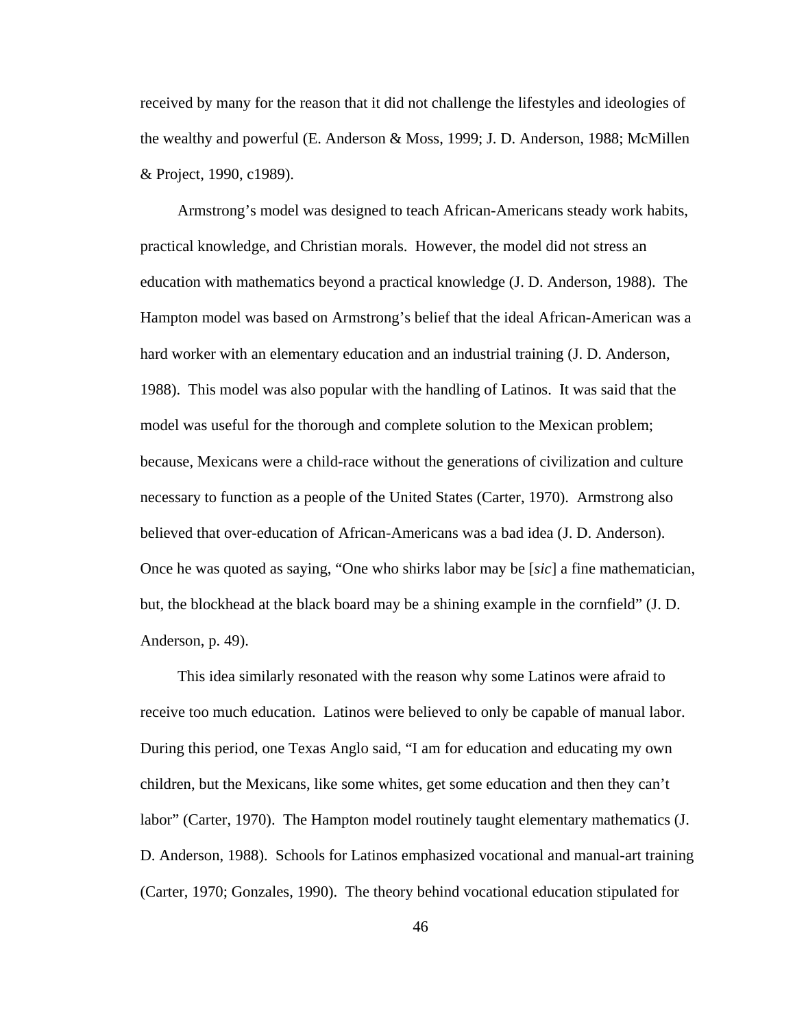received by many for the reason that it did not challenge the lifestyles and ideologies of the wealthy and powerful (E. Anderson & Moss, 1999; J. D. Anderson, 1988; McMillen & Project, 1990, c1989).

Armstrong's model was designed to teach African-Americans steady work habits, practical knowledge, and Christian morals. However, the model did not stress an education with mathematics beyond a practical knowledge (J. D. Anderson, 1988). The Hampton model was based on Armstrong's belief that the ideal African-American was a hard worker with an elementary education and an industrial training (J. D. Anderson, 1988). This model was also popular with the handling of Latinos. It was said that the model was useful for the thorough and complete solution to the Mexican problem; because, Mexicans were a child-race without the generations of civilization and culture necessary to function as a people of the United States (Carter, 1970). Armstrong also believed that over-education of African-Americans was a bad idea (J. D. Anderson). Once he was quoted as saying, "One who shirks labor may be [*sic*] a fine mathematician, but, the blockhead at the black board may be a shining example in the cornfield" (J. D. Anderson, p. 49).

This idea similarly resonated with the reason why some Latinos were afraid to receive too much education. Latinos were believed to only be capable of manual labor. During this period, one Texas Anglo said, "I am for education and educating my own children, but the Mexicans, like some whites, get some education and then they can't labor" (Carter, 1970). The Hampton model routinely taught elementary mathematics (J. D. Anderson, 1988). Schools for Latinos emphasized vocational and manual-art training (Carter, 1970; Gonzales, 1990). The theory behind vocational education stipulated for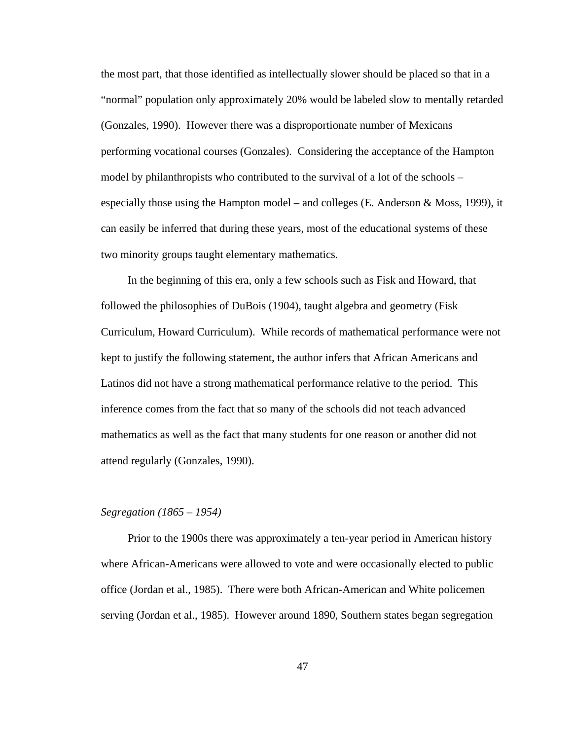the most part, that those identified as intellectually slower should be placed so that in a "normal" population only approximately 20% would be labeled slow to mentally retarded (Gonzales, 1990). However there was a disproportionate number of Mexicans performing vocational courses (Gonzales). Considering the acceptance of the Hampton model by philanthropists who contributed to the survival of a lot of the schools – especially those using the Hampton model – and colleges (E. Anderson & Moss, 1999), it can easily be inferred that during these years, most of the educational systems of these two minority groups taught elementary mathematics.

In the beginning of this era, only a few schools such as Fisk and Howard, that followed the philosophies of DuBois (1904), taught algebra and geometry (Fisk Curriculum, Howard Curriculum). While records of mathematical performance were not kept to justify the following statement, the author infers that African Americans and Latinos did not have a strong mathematical performance relative to the period. This inference comes from the fact that so many of the schools did not teach advanced mathematics as well as the fact that many students for one reason or another did not attend regularly (Gonzales, 1990).

*Segregation (1865 – 1954)*

Prior to the 1900s there was approximately a ten-year period in American history where African-Americans were allowed to vote and were occasionally elected to public office (Jordan et al., 1985). There were both African-American and White policemen serving (Jordan et al., 1985). However around 1890, Southern states began segregation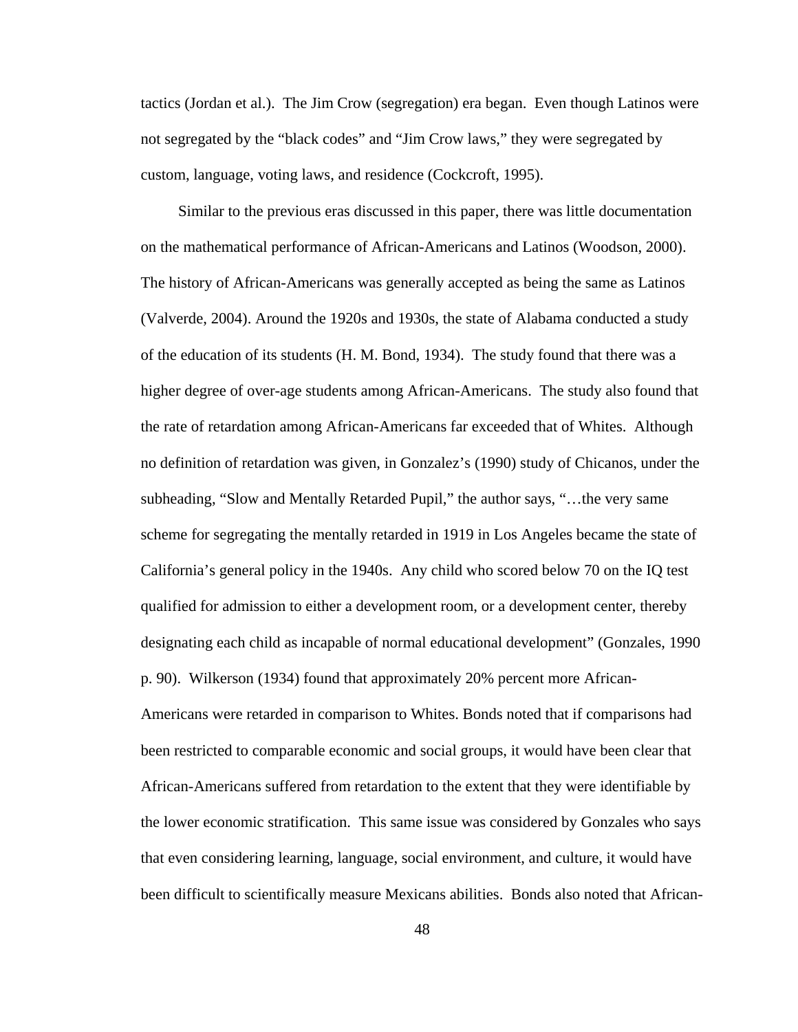tactics (Jordan et al.). The Jim Crow (segregation) era began. Even though Latinos were not segregated by the "black codes" and "Jim Crow laws," they were segregated by custom, language, voting laws, and residence (Cockcroft, 1995).

Similar to the previous eras discussed in this paper, there was little documentation on the mathematical performance of African-Americans and Latinos (Woodson, 2000). The history of African-Americans was generally accepted as being the same as Latinos (Valverde, 2004). Around the 1920s and 1930s, the state of Alabama conducted a study of the education of its students (H. M. Bond, 1934). The study found that there was a higher degree of over-age students among African-Americans. The study also found that the rate of retardation among African-Americans far exceeded that of Whites. Although no definition of retardation was given, in Gonzalez's (1990) study of Chicanos, under the subheading, "Slow and Mentally Retarded Pupil," the author says, "…the very same scheme for segregating the mentally retarded in 1919 in Los Angeles became the state of California's general policy in the 1940s. Any child who scored below 70 on the IQ test qualified for admission to either a development room, or a development center, thereby designating each child as incapable of normal educational development" (Gonzales, 1990 p. 90). Wilkerson (1934) found that approximately 20% percent more African-Americans were retarded in comparison to Whites. Bonds noted that if comparisons had been restricted to comparable economic and social groups, it would have been clear that African-Americans suffered from retardation to the extent that they were identifiable by the lower economic stratification. This same issue was considered by Gonzales who says that even considering learning, language, social environment, and culture, it would have been difficult to scientifically measure Mexicans abilities. Bonds also noted that African-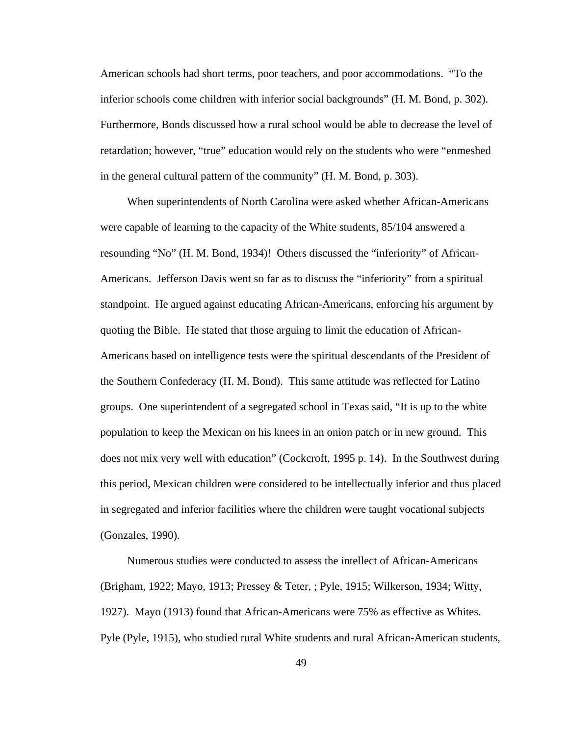American schools had short terms, poor teachers, and poor accommodations. "To the inferior schools come children with inferior social backgrounds" (H. M. Bond, p. 302). Furthermore, Bonds discussed how a rural school would be able to decrease the level of retardation; however, "true" education would rely on the students who were "enmeshed in the general cultural pattern of the community" (H. M. Bond, p. 303).

When superintendents of North Carolina were asked whether African-Americans were capable of learning to the capacity of the White students, 85/104 answered a resounding "No" (H. M. Bond, 1934)! Others discussed the "inferiority" of African-Americans. Jefferson Davis went so far as to discuss the "inferiority" from a spiritual standpoint. He argued against educating African-Americans, enforcing his argument by quoting the Bible. He stated that those arguing to limit the education of African-Americans based on intelligence tests were the spiritual descendants of the President of the Southern Confederacy (H. M. Bond). This same attitude was reflected for Latino groups. One superintendent of a segregated school in Texas said, "It is up to the white population to keep the Mexican on his knees in an onion patch or in new ground. This does not mix very well with education" (Cockcroft, 1995 p. 14). In the Southwest during this period, Mexican children were considered to be intellectually inferior and thus placed in segregated and inferior facilities where the children were taught vocational subjects (Gonzales, 1990).

Numerous studies were conducted to assess the intellect of African-Americans (Brigham, 1922; Mayo, 1913; Pressey & Teter, ; Pyle, 1915; Wilkerson, 1934; Witty, 1927). Mayo (1913) found that African-Americans were 75% as effective as Whites. Pyle (Pyle, 1915), who studied rural White students and rural African-American students,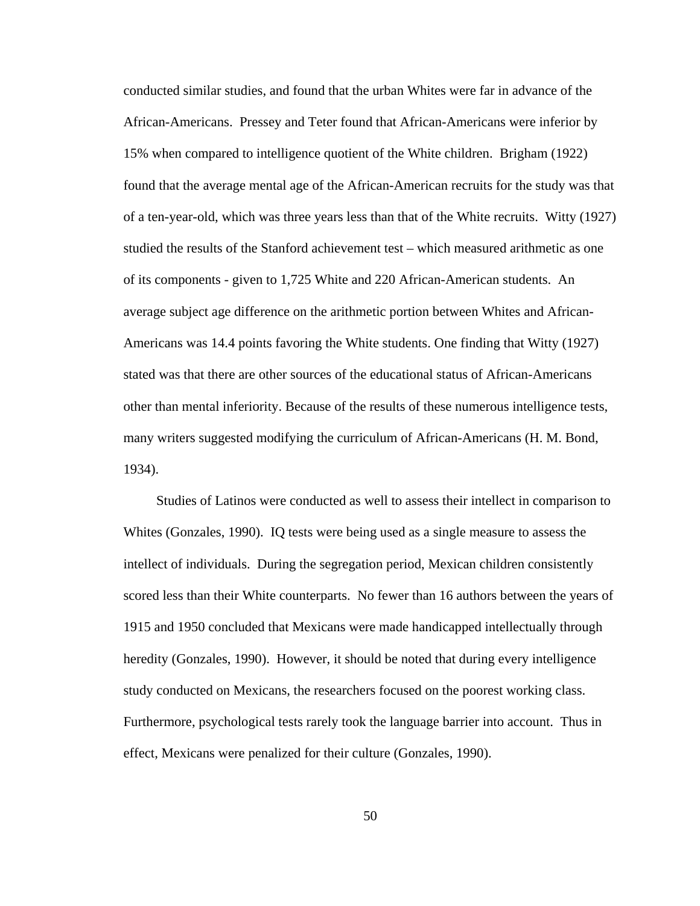conducted similar studies, and found that the urban Whites were far in advance of the African-Americans. Pressey and Teter found that African-Americans were inferior by 15% when compared to intelligence quotient of the White children. Brigham (1922) found that the average mental age of the African-American recruits for the study was that of a ten-year-old, which was three years less than that of the White recruits. Witty (1927) studied the results of the Stanford achievement test – which measured arithmetic as one of its components - given to 1,725 White and 220 African-American students. An average subject age difference on the arithmetic portion between Whites and African-Americans was 14.4 points favoring the White students. One finding that Witty (1927) stated was that there are other sources of the educational status of African-Americans other than mental inferiority. Because of the results of these numerous intelligence tests, many writers suggested modifying the curriculum of African-Americans (H. M. Bond, 1934).

Studies of Latinos were conducted as well to assess their intellect in comparison to Whites (Gonzales, 1990). IQ tests were being used as a single measure to assess the intellect of individuals. During the segregation period, Mexican children consistently scored less than their White counterparts. No fewer than 16 authors between the years of 1915 and 1950 concluded that Mexicans were made handicapped intellectually through heredity (Gonzales, 1990). However, it should be noted that during every intelligence study conducted on Mexicans, the researchers focused on the poorest working class. Furthermore, psychological tests rarely took the language barrier into account. Thus in effect, Mexicans were penalized for their culture (Gonzales, 1990).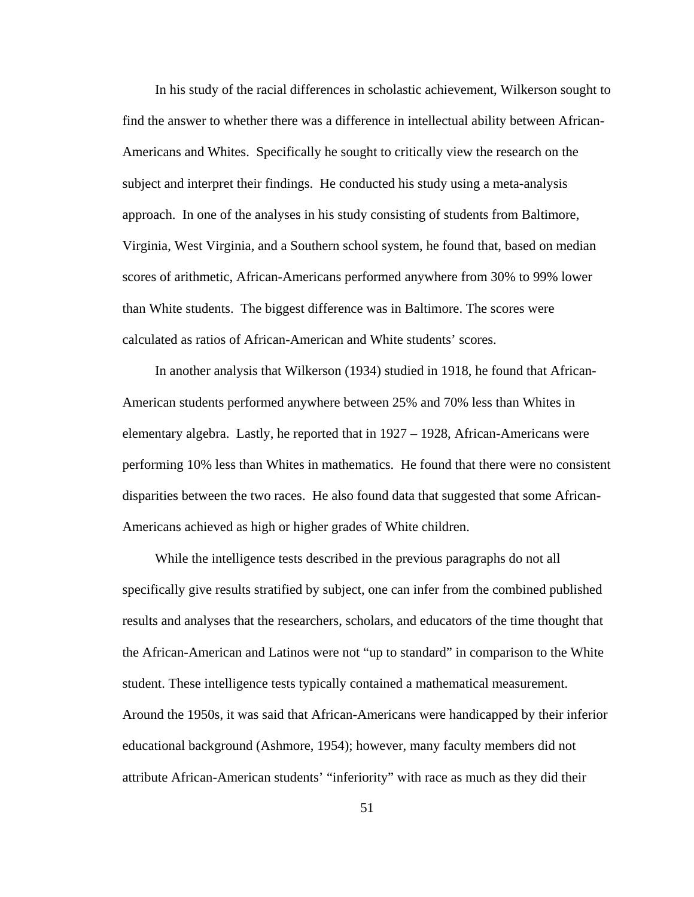In his study of the racial differences in scholastic achievement, Wilkerson sought to find the answer to whether there was a difference in intellectual ability between African-Americans and Whites. Specifically he sought to critically view the research on the subject and interpret their findings. He conducted his study using a meta-analysis approach. In one of the analyses in his study consisting of students from Baltimore, Virginia, West Virginia, and a Southern school system, he found that, based on median scores of arithmetic, African-Americans performed anywhere from 30% to 99% lower than White students. The biggest difference was in Baltimore. The scores were calculated as ratios of African-American and White students' scores.

In another analysis that Wilkerson (1934) studied in 1918, he found that African-American students performed anywhere between 25% and 70% less than Whites in elementary algebra. Lastly, he reported that in 1927 – 1928, African-Americans were performing 10% less than Whites in mathematics. He found that there were no consistent disparities between the two races. He also found data that suggested that some African-Americans achieved as high or higher grades of White children.

While the intelligence tests described in the previous paragraphs do not all specifically give results stratified by subject, one can infer from the combined published results and analyses that the researchers, scholars, and educators of the time thought that the African-American and Latinos were not "up to standard" in comparison to the White student. These intelligence tests typically contained a mathematical measurement. Around the 1950s, it was said that African-Americans were handicapped by their inferior educational background (Ashmore, 1954); however, many faculty members did not attribute African-American students' "inferiority" with race as much as they did their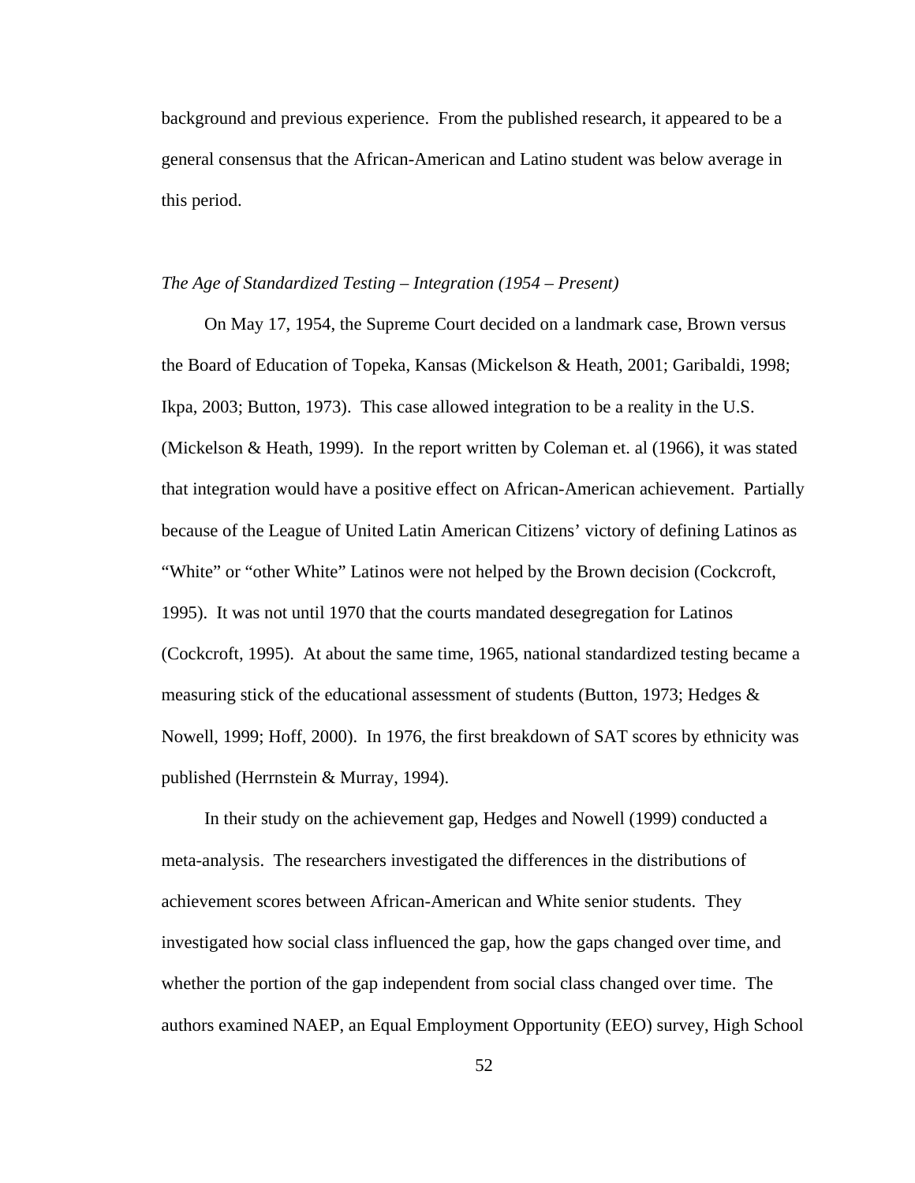background and previous experience. From the published research, it appeared to be a general consensus that the African-American and Latino student was below average in this period.

*The Age of Standardized Testing – Integration (1954 – Present)*

On May 17, 1954, the Supreme Court decided on a landmark case, Brown versus the Board of Education of Topeka, Kansas (Mickelson & Heath, 2001; Garibaldi, 1998; Ikpa, 2003; Button, 1973). This case allowed integration to be a reality in the U.S. (Mickelson & Heath, 1999). In the report written by Coleman et. al (1966), it was stated that integration would have a positive effect on African-American achievement. Partially because of the League of United Latin American Citizens' victory of defining Latinos as "White" or "other White" Latinos were not helped by the Brown decision (Cockcroft, 1995). It was not until 1970 that the courts mandated desegregation for Latinos (Cockcroft, 1995). At about the same time, 1965, national standardized testing became a measuring stick of the educational assessment of students (Button, 1973; Hedges & Nowell, 1999; Hoff, 2000). In 1976, the first breakdown of SAT scores by ethnicity was published (Herrnstein & Murray, 1994).

In their study on the achievement gap, Hedges and Nowell (1999) conducted a meta-analysis. The researchers investigated the differences in the distributions of achievement scores between African-American and White senior students. They investigated how social class influenced the gap, how the gaps changed over time, and whether the portion of the gap independent from social class changed over time. The authors examined NAEP, an Equal Employment Opportunity (EEO) survey, High School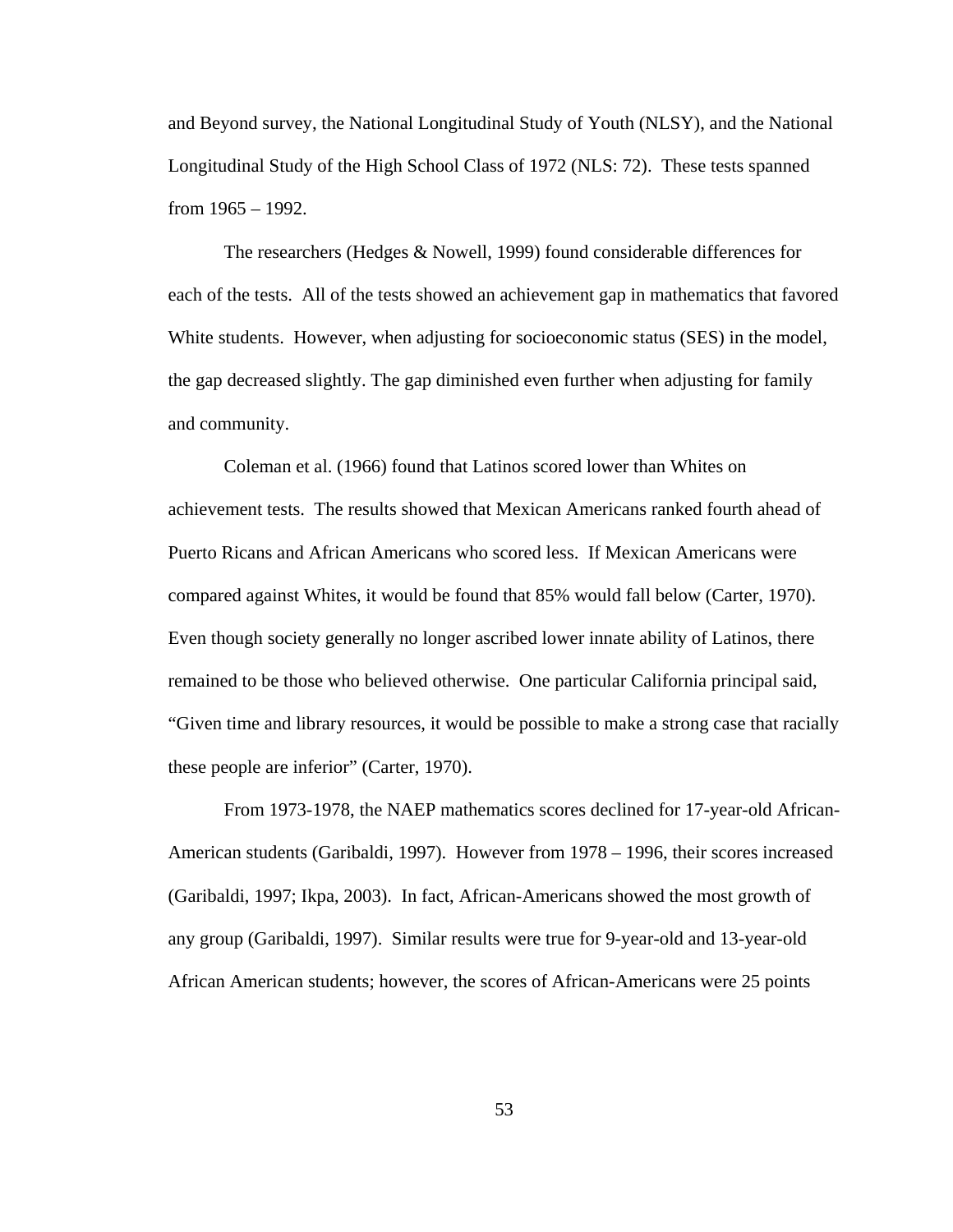and Beyond survey, the National Longitudinal Study of Youth (NLSY), and the National Longitudinal Study of the High School Class of 1972 (NLS: 72). These tests spanned from 1965 – 1992.

The researchers (Hedges & Nowell, 1999) found considerable differences for each of the tests. All of the tests showed an achievement gap in mathematics that favored White students. However, when adjusting for socioeconomic status (SES) in the model, the gap decreased slightly. The gap diminished even further when adjusting for family and community.

Coleman et al. (1966) found that Latinos scored lower than Whites on achievement tests. The results showed that Mexican Americans ranked fourth ahead of Puerto Ricans and African Americans who scored less. If Mexican Americans were compared against Whites, it would be found that 85% would fall below (Carter, 1970). Even though society generally no longer ascribed lower innate ability of Latinos, there remained to be those who believed otherwise. One particular California principal said, "Given time and library resources, it would be possible to make a strong case that racially these people are inferior" (Carter, 1970).

From 1973-1978, the NAEP mathematics scores declined for 17-year-old African-American students (Garibaldi, 1997). However from 1978 – 1996, their scores increased (Garibaldi, 1997; Ikpa, 2003). In fact, African-Americans showed the most growth of any group (Garibaldi, 1997). Similar results were true for 9-year-old and 13-year-old African American students; however, the scores of African-Americans were 25 points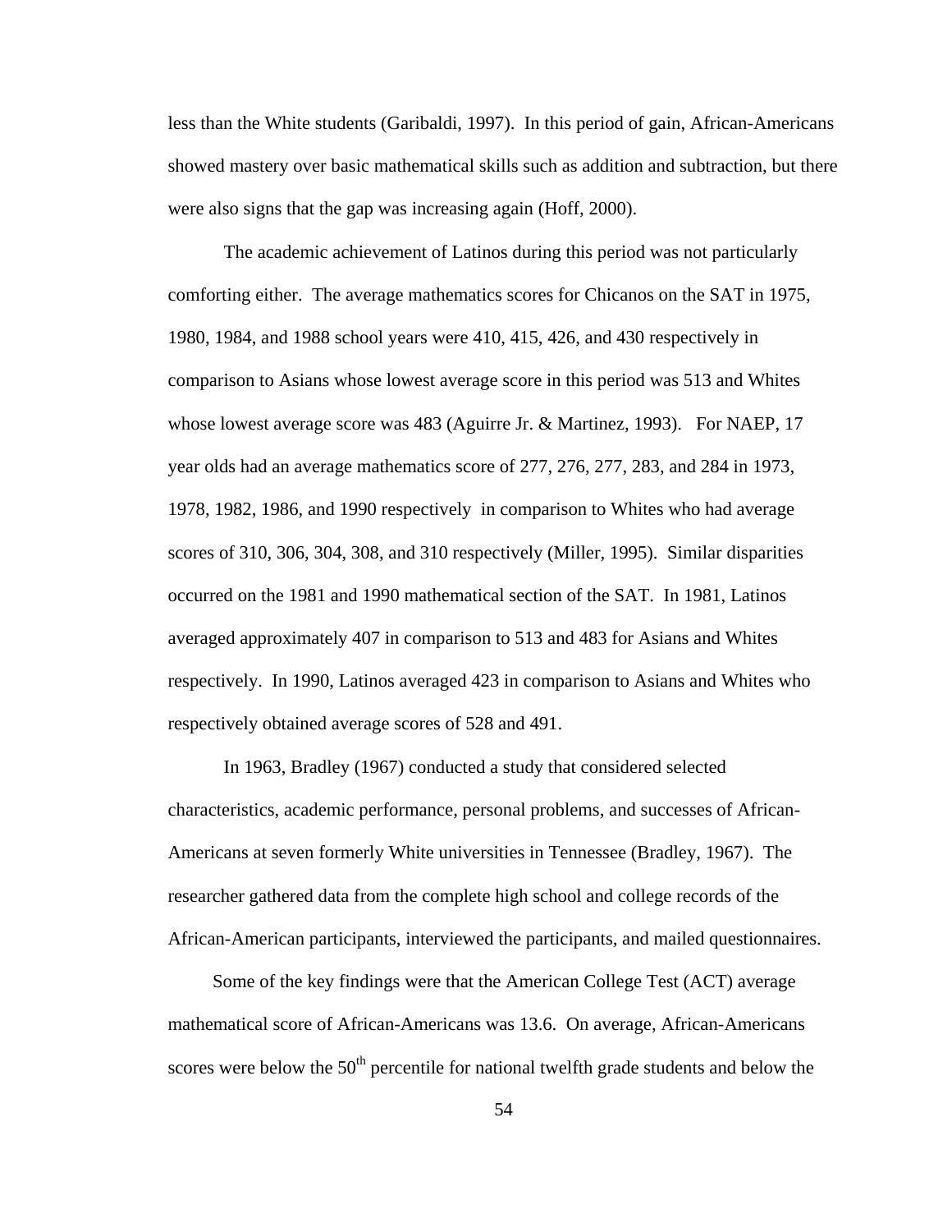less than the White students (Garibaldi, 1997). In this period of gain, African-Americans showed mastery over basic mathematical skills such as addition and subtraction, but there were also signs that the gap was increasing again (Hoff, 2000).

The academic achievement of Latinos during this period was not particularly comforting either. The average mathematics scores for Chicanos on the SAT in 1975, 1980, 1984, and 1988 school years were 410, 415, 426, and 430 respectively in comparison to Asians whose lowest average score in this period was 513 and Whites whose lowest average score was 483 (Aguirre Jr. & Martinez, 1993). For NAEP, 17 year olds had an average mathematics score of 277, 276, 277, 283, and 284 in 1973, 1978, 1982, 1986, and 1990 respectively in comparison to Whites who had average scores of 310, 306, 304, 308, and 310 respectively (Miller, 1995). Similar disparities occurred on the 1981 and 1990 mathematical section of the SAT. In 1981, Latinos averaged approximately 407 in comparison to 513 and 483 for Asians and Whites respectively. In 1990, Latinos averaged 423 in comparison to Asians and Whites who respectively obtained average scores of 528 and 491.

In 1963, Bradley (1967) conducted a study that considered selected characteristics, academic performance, personal problems, and successes of African-Americans at seven formerly White universities in Tennessee (Bradley, 1967). The researcher gathered data from the complete high school and college records of the African-American participants, interviewed the participants, and mailed questionnaires.

Some of the key findings were that the American College Test (ACT) average mathematical score of African-Americans was 13.6. On average, African-Americans scores were below the 50th percentile for national twelfth grade students and below the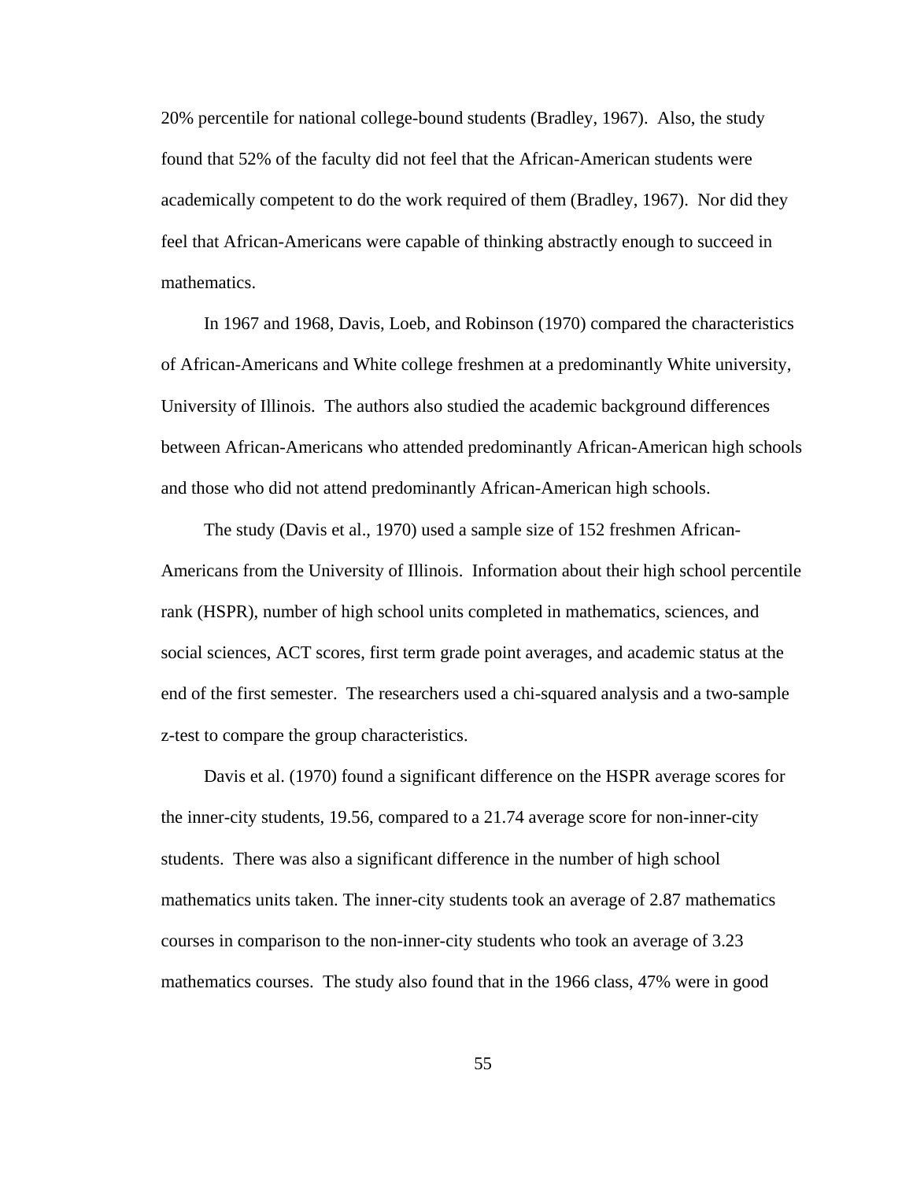20% percentile for national college-bound students (Bradley, 1967). Also, the study found that 52% of the faculty did not feel that the African-American students were academically competent to do the work required of them (Bradley, 1967). Nor did they feel that African-Americans were capable of thinking abstractly enough to succeed in mathematics.

In 1967 and 1968, Davis, Loeb, and Robinson (1970) compared the characteristics of African-Americans and White college freshmen at a predominantly White university, University of Illinois. The authors also studied the academic background differences between African-Americans who attended predominantly African-American high schools and those who did not attend predominantly African-American high schools.

The study (Davis et al., 1970) used a sample size of 152 freshmen African-Americans from the University of Illinois. Information about their high school percentile rank (HSPR), number of high school units completed in mathematics, sciences, and social sciences, ACT scores, first term grade point averages, and academic status at the end of the first semester. The researchers used a chi-squared analysis and a two-sample z-test to compare the group characteristics.

Davis et al. (1970) found a significant difference on the HSPR average scores for the inner-city students, 19.56, compared to a 21.74 average score for non-inner-city students. There was also a significant difference in the number of high school mathematics units taken. The inner-city students took an average of 2.87 mathematics courses in comparison to the non-inner-city students who took an average of 3.23 mathematics courses. The study also found that in the 1966 class, 47% were in good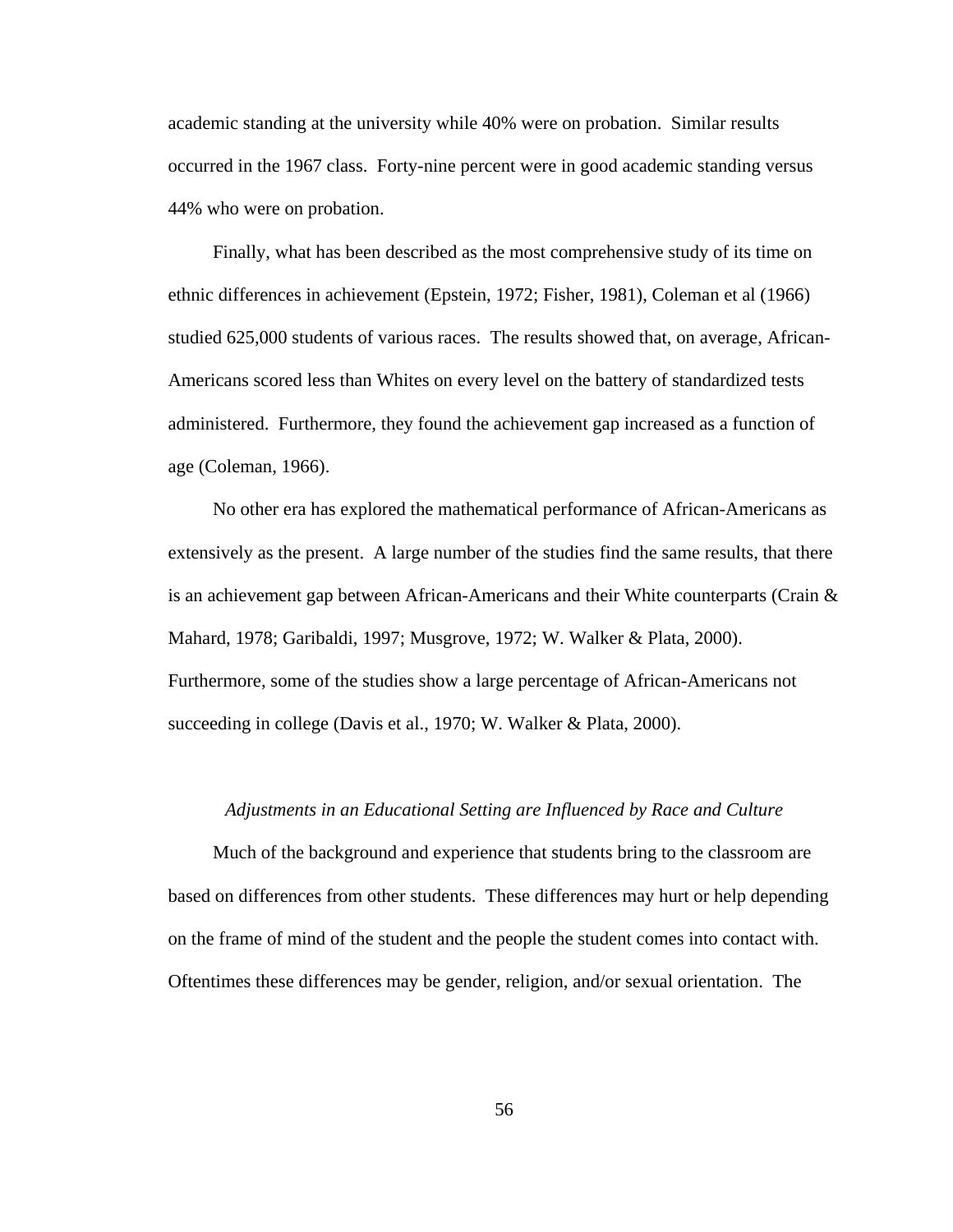academic standing at the university while 40% were on probation. Similar results occurred in the 1967 class. Forty-nine percent were in good academic standing versus 44% who were on probation.

Finally, what has been described as the most comprehensive study of its time on ethnic differences in achievement (Epstein, 1972; Fisher, 1981), Coleman et al (1966) studied 625,000 students of various races. The results showed that, on average, African-Americans scored less than Whites on every level on the battery of standardized tests administered. Furthermore, they found the achievement gap increased as a function of age (Coleman, 1966).

No other era has explored the mathematical performance of African-Americans as extensively as the present. A large number of the studies find the same results, that there is an achievement gap between African-Americans and their White counterparts (Crain & Mahard, 1978; Garibaldi, 1997; Musgrove, 1972; W. Walker & Plata, 2000). Furthermore, some of the studies show a large percentage of African-Americans not succeeding in college (Davis et al., 1970; W. Walker & Plata, 2000).

### *Adjustments in an Educational Setting are Influenced by Race and Culture*

Much of the background and experience that students bring to the classroom are based on differences from other students. These differences may hurt or help depending on the frame of mind of the student and the people the student comes into contact with. Oftentimes these differences may be gender, religion, and/or sexual orientation. The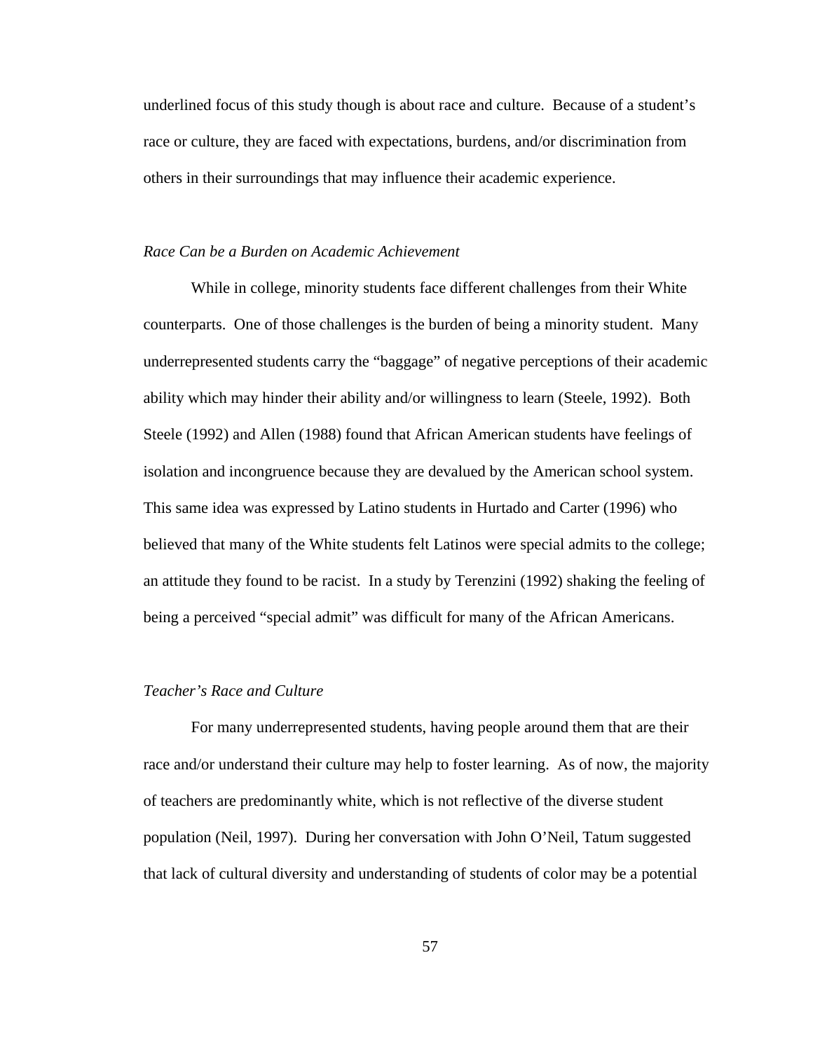underlined focus of this study though is about race and culture. Because of a student's race or culture, they are faced with expectations, burdens, and/or discrimination from others in their surroundings that may influence their academic experience.

### *Race Can be a Burden on Academic Achievement*

While in college, minority students face different challenges from their White counterparts. One of those challenges is the burden of being a minority student. Many underrepresented students carry the "baggage" of negative perceptions of their academic ability which may hinder their ability and/or willingness to learn (Steele, 1992). Both Steele (1992) and Allen (1988) found that African American students have feelings of isolation and incongruence because they are devalued by the American school system. This same idea was expressed by Latino students in Hurtado and Carter (1996) who believed that many of the White students felt Latinos were special admits to the college; an attitude they found to be racist. In a study by Terenzini (1992) shaking the feeling of being a perceived "special admit" was difficult for many of the African Americans.

### *Teacher's Race and Culture*

For many underrepresented students, having people around them that are their race and/or understand their culture may help to foster learning. As of now, the majority of teachers are predominantly white, which is not reflective of the diverse student population (Neil, 1997). During her conversation with John O'Neil, Tatum suggested that lack of cultural diversity and understanding of students of color may be a potential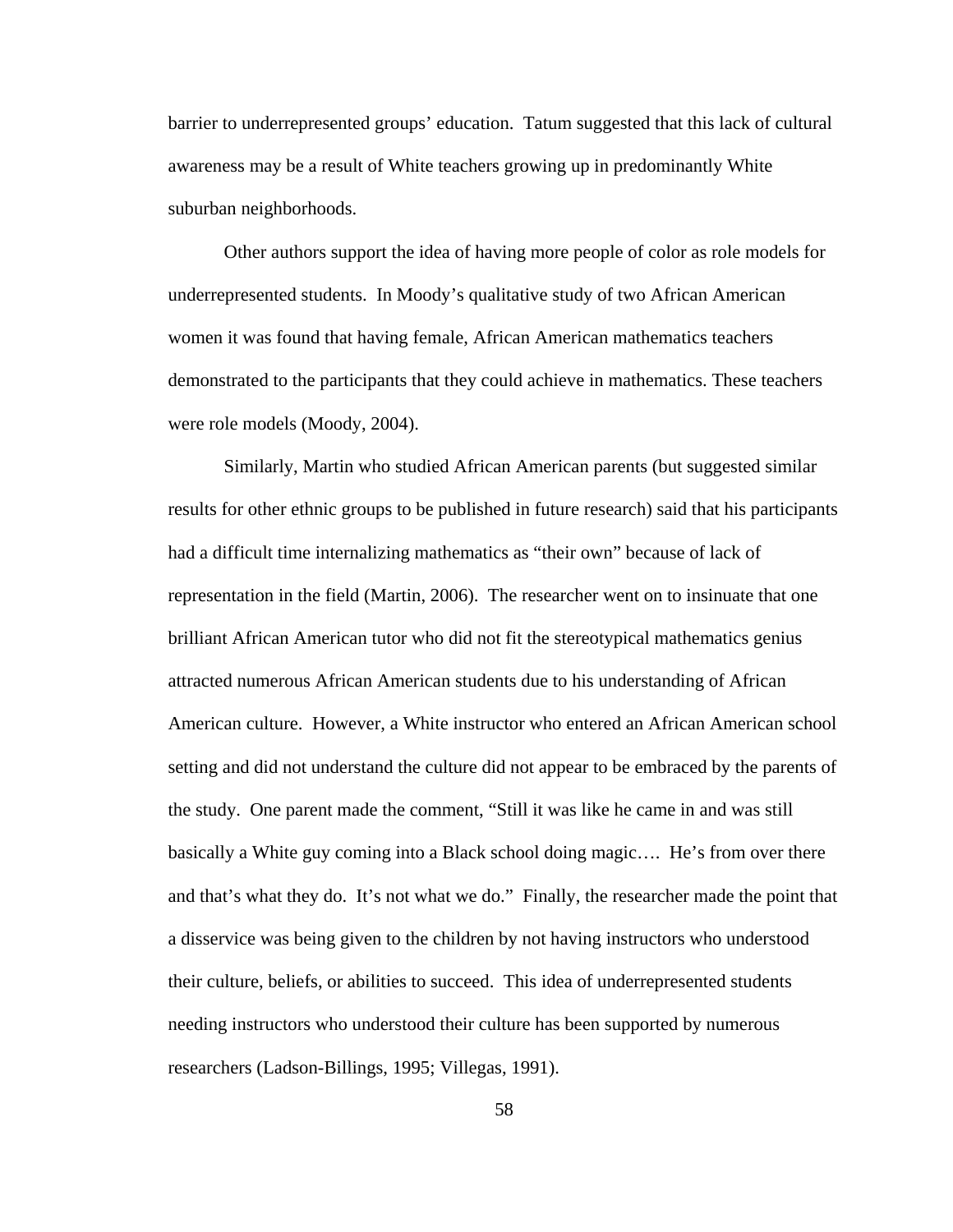barrier to underrepresented groups' education. Tatum suggested that this lack of cultural awareness may be a result of White teachers growing up in predominantly White suburban neighborhoods.

Other authors support the idea of having more people of color as role models for underrepresented students. In Moody's qualitative study of two African American women it was found that having female, African American mathematics teachers demonstrated to the participants that they could achieve in mathematics. These teachers were role models (Moody, 2004).

Similarly, Martin who studied African American parents (but suggested similar results for other ethnic groups to be published in future research) said that his participants had a difficult time internalizing mathematics as "their own" because of lack of representation in the field (Martin, 2006). The researcher went on to insinuate that one brilliant African American tutor who did not fit the stereotypical mathematics genius attracted numerous African American students due to his understanding of African American culture. However, a White instructor who entered an African American school setting and did not understand the culture did not appear to be embraced by the parents of the study. One parent made the comment, "Still it was like he came in and was still basically a White guy coming into a Black school doing magic…. He's from over there and that's what they do. It's not what we do." Finally, the researcher made the point that a disservice was being given to the children by not having instructors who understood their culture, beliefs, or abilities to succeed. This idea of underrepresented students needing instructors who understood their culture has been supported by numerous researchers (Ladson-Billings, 1995; Villegas, 1991).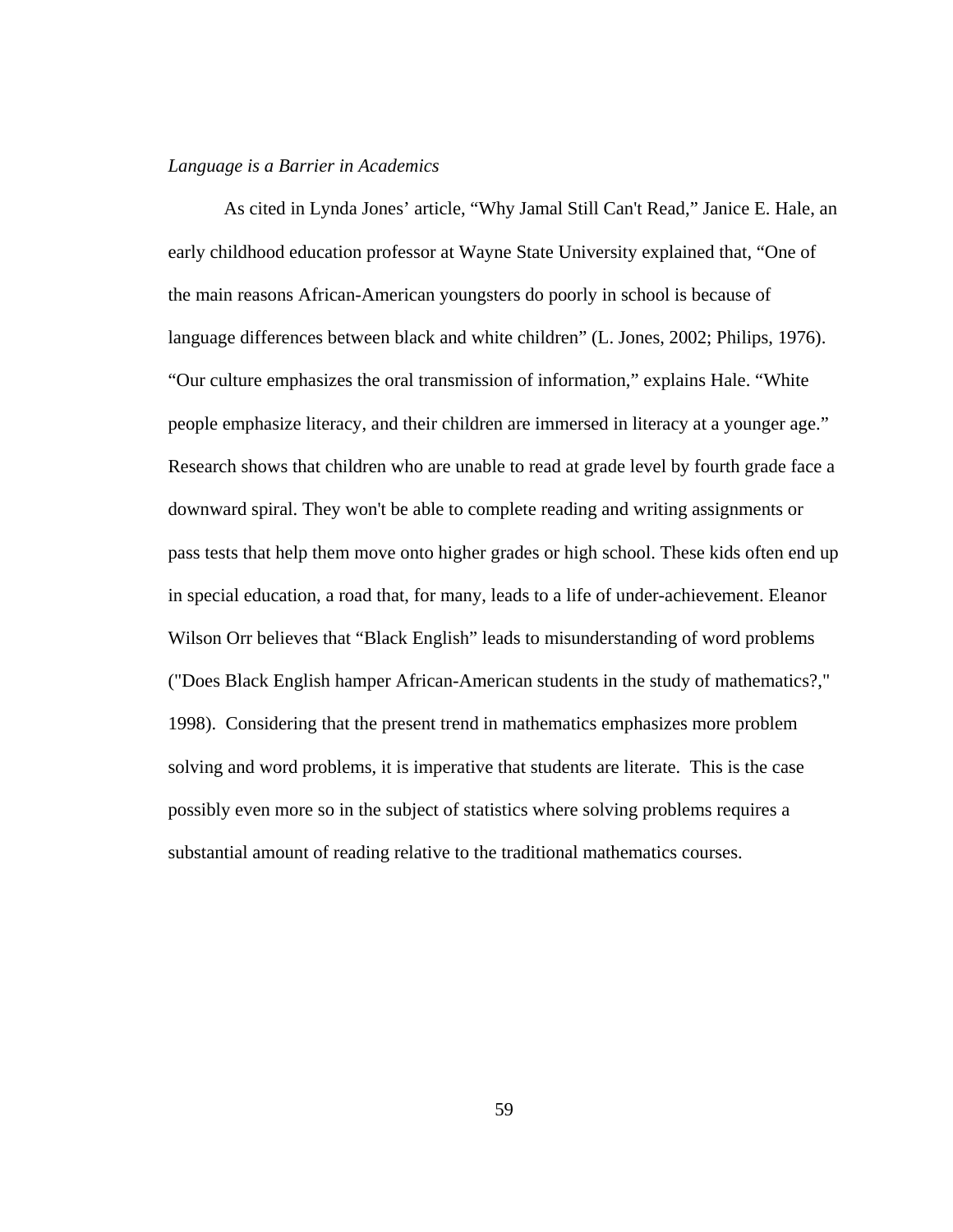*Language is a Barrier in Academics*

As cited in Lynda Jones' article, "Why Jamal Still Can't Read," Janice E. Hale, an early childhood education professor at Wayne State University explained that, "One of the main reasons African-American youngsters do poorly in school is because of language differences between black and white children" (L. Jones, 2002; Philips, 1976). "Our culture emphasizes the oral transmission of information," explains Hale. "White people emphasize literacy, and their children are immersed in literacy at a younger age." Research shows that children who are unable to read at grade level by fourth grade face a downward spiral. They won't be able to complete reading and writing assignments or pass tests that help them move onto higher grades or high school. These kids often end up in special education, a road that, for many, leads to a life of under-achievement. Eleanor Wilson Orr believes that "Black English" leads to misunderstanding of word problems ("Does Black English hamper African-American students in the study of mathematics?," 1998). Considering that the present trend in mathematics emphasizes more problem solving and word problems, it is imperative that students are literate. This is the case possibly even more so in the subject of statistics where solving problems requires a substantial amount of reading relative to the traditional mathematics courses.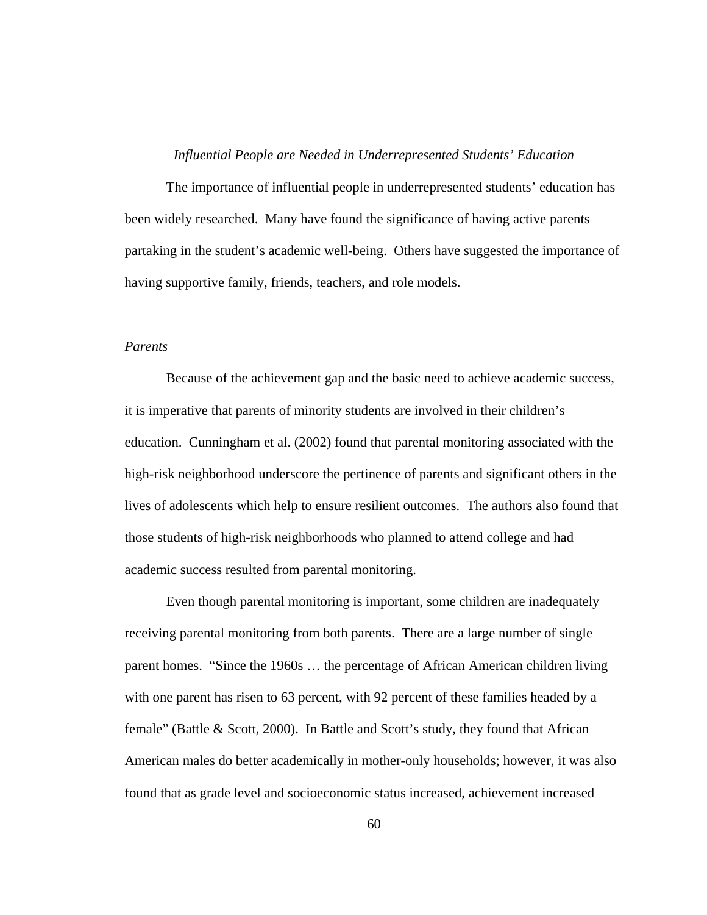### *Influential People are Needed in Underrepresented Students' Education*

The importance of influential people in underrepresented students' education has been widely researched. Many have found the significance of having active parents partaking in the student's academic well-being. Others have suggested the importance of having supportive family, friends, teachers, and role models.

#### *Parents*

Because of the achievement gap and the basic need to achieve academic success, it is imperative that parents of minority students are involved in their children's education. Cunningham et al. (2002) found that parental monitoring associated with the high-risk neighborhood underscore the pertinence of parents and significant others in the lives of adolescents which help to ensure resilient outcomes. The authors also found that those students of high-risk neighborhoods who planned to attend college and had academic success resulted from parental monitoring.

Even though parental monitoring is important, some children are inadequately receiving parental monitoring from both parents. There are a large number of single parent homes. "Since the 1960s … the percentage of African American children living with one parent has risen to 63 percent, with 92 percent of these families headed by a female" (Battle & Scott, 2000). In Battle and Scott's study, they found that African American males do better academically in mother-only households; however, it was also found that as grade level and socioeconomic status increased, achievement increased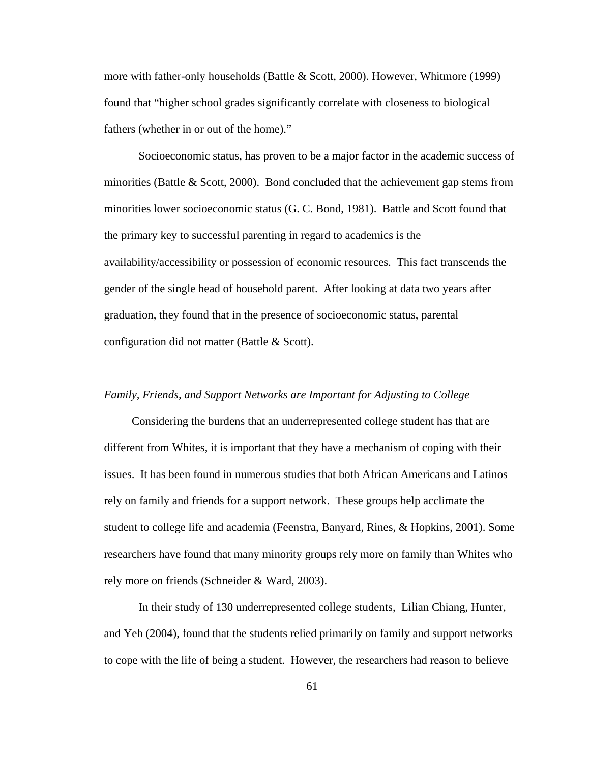more with father-only households (Battle & Scott, 2000). However, Whitmore (1999) found that “higher school grades significantly correlate with closeness to biological fathers (whether in or out of the home).”

Socioeconomic status, has proven to be a major factor in the academic success of minorities (Battle & Scott, 2000). Bond concluded that the achievement gap stems from minorities lower socioeconomic status (G. C. Bond, 1981). Battle and Scott found that the primary key to successful parenting in regard to academics is the availability/accessibility or possession of economic resources. This fact transcends the gender of the single head of household parent. After looking at data two years after graduation, they found that in the presence of socioeconomic status, parental configuration did not matter (Battle & Scott).

*Family, Friends, and Support Networks are Important for Adjusting to College*

Considering the burdens that an underrepresented college student has that are different from Whites, it is important that they have a mechanism of coping with their issues. It has been found in numerous studies that both African Americans and Latinos rely on family and friends for a support network. These groups help acclimate the student to college life and academia (Feenstra, Banyard, Rines, & Hopkins, 2001). Some researchers have found that many minority groups rely more on family than Whites who rely more on friends (Schneider & Ward, 2003).

In their study of 130 underrepresented college students, Lilian Chiang, Hunter, and Yeh (2004), found that the students relied primarily on family and support networks to cope with the life of being a student. However, the researchers had reason to believe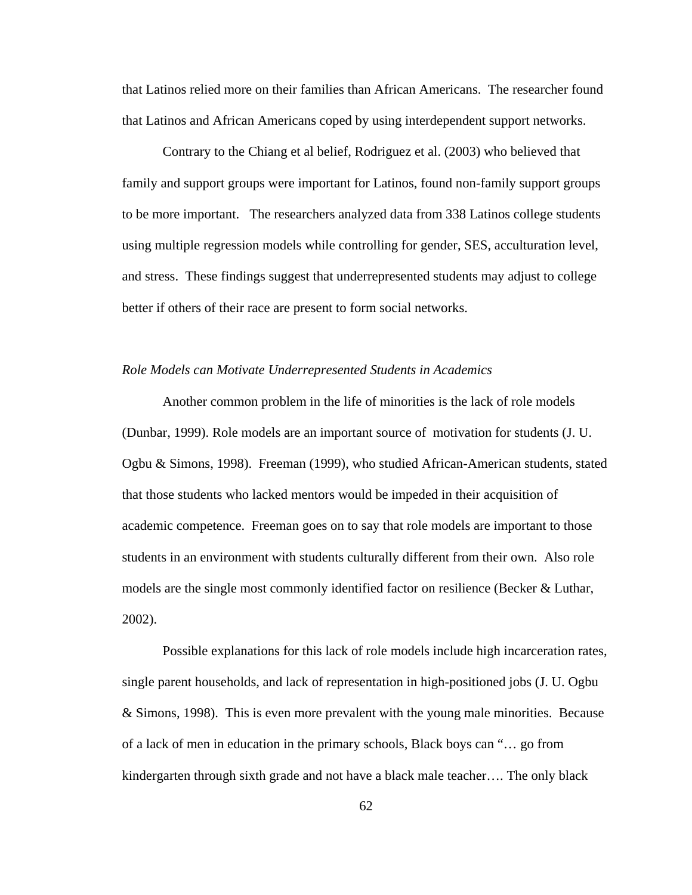that Latinos relied more on their families than African Americans. The researcher found that Latinos and African Americans coped by using interdependent support networks.

Contrary to the Chiang et al belief, Rodriguez et al. (2003) who believed that family and support groups were important for Latinos, found non-family support groups to be more important. The researchers analyzed data from 338 Latinos college students using multiple regression models while controlling for gender, SES, acculturation level, and stress. These findings suggest that underrepresented students may adjust to college better if others of their race are present to form social networks.

*Role Models can Motivate Underrepresented Students in Academics*

Another common problem in the life of minorities is the lack of role models (Dunbar, 1999). Role models are an important source of motivation for students (J. U. Ogbu & Simons, 1998). Freeman (1999), who studied African-American students, stated that those students who lacked mentors would be impeded in their acquisition of academic competence. Freeman goes on to say that role models are important to those students in an environment with students culturally different from their own. Also role models are the single most commonly identified factor on resilience (Becker & Luthar, 2002).

Possible explanations for this lack of role models include high incarceration rates, single parent households, and lack of representation in high-positioned jobs (J. U. Ogbu & Simons, 1998). This is even more prevalent with the young male minorities. Because of a lack of men in education in the primary schools, Black boys can "… go from kindergarten through sixth grade and not have a black male teacher…. The only black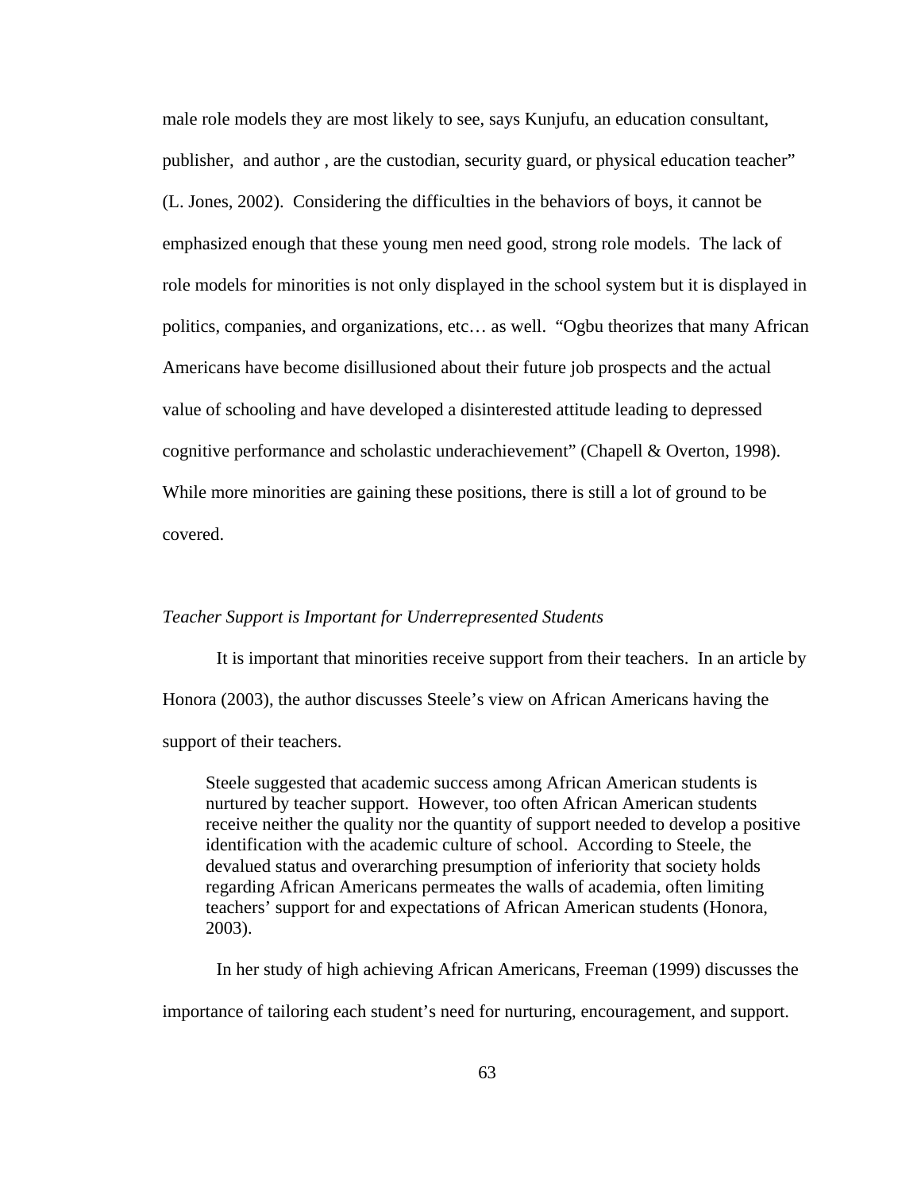male role models they are most likely to see, says Kunjufu, an education consultant, publisher,  and author , are the custodian, security guard, or physical education teacher" (L. Jones, 2002).  Considering the difficulties in the behaviors of boys, it cannot be emphasized enough that these young men need good, strong role models.  The lack of role models for minorities is not only displayed in the school system but it is displayed in politics, companies, and organizations, etc… as well.  "Ogbu theorizes that many African Americans have become disillusioned about their future job prospects and the actual value of schooling and have developed a disinterested attitude leading to depressed cognitive performance and scholastic underachievement" (Chapell & Overton, 1998).  While more minorities are gaining these positions, there is still a lot of ground to be covered.

*Teacher Support is Important for Underrepresented Students*

It is important that minorities receive support from their teachers.  In an article by Honora (2003), the author discusses Steele's view on African Americans having the support of their teachers.

> Steele suggested that academic success among African American students is nurtured by teacher support.  However, too often African American students receive neither the quality nor the quantity of support needed to develop a positive identification with the academic culture of school.  According to Steele, the devalued status and overarching presumption of inferiority that society holds regarding African Americans permeates the walls of academia, often limiting teachers' support for and expectations of African American students (Honora, 2003).

In her study of high achieving African Americans, Freeman (1999) discusses the importance of tailoring each student's need for nurturing, encouragement, and support.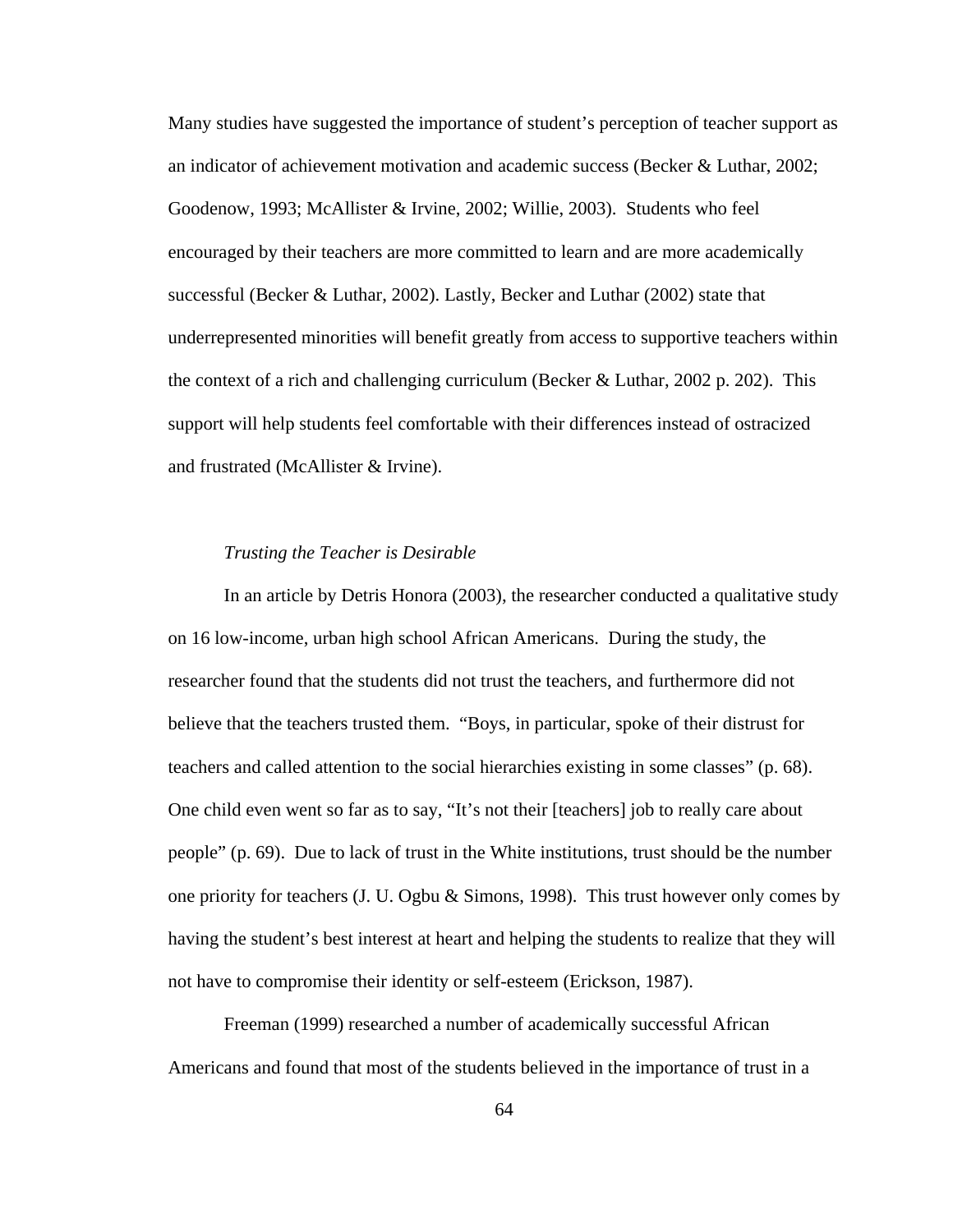Many studies have suggested the importance of student's perception of teacher support as an indicator of achievement motivation and academic success (Becker & Luthar, 2002; Goodenow, 1993; McAllister & Irvine, 2002; Willie, 2003). Students who feel encouraged by their teachers are more committed to learn and are more academically successful (Becker & Luthar, 2002). Lastly, Becker and Luthar (2002) state that underrepresented minorities will benefit greatly from access to supportive teachers within the context of a rich and challenging curriculum (Becker & Luthar, 2002 p. 202). This support will help students feel comfortable with their differences instead of ostracized and frustrated (McAllister & Irvine).

*Trusting the Teacher is Desirable*

In an article by Detris Honora (2003), the researcher conducted a qualitative study on 16 low-income, urban high school African Americans. During the study, the researcher found that the students did not trust the teachers, and furthermore did not believe that the teachers trusted them. "Boys, in particular, spoke of their distrust for teachers and called attention to the social hierarchies existing in some classes" (p. 68). One child even went so far as to say, "It's not their [teachers] job to really care about people" (p. 69). Due to lack of trust in the White institutions, trust should be the number one priority for teachers (J. U. Ogbu & Simons, 1998). This trust however only comes by having the student's best interest at heart and helping the students to realize that they will not have to compromise their identity or self-esteem (Erickson, 1987).

Freeman (1999) researched a number of academically successful African Americans and found that most of the students believed in the importance of trust in a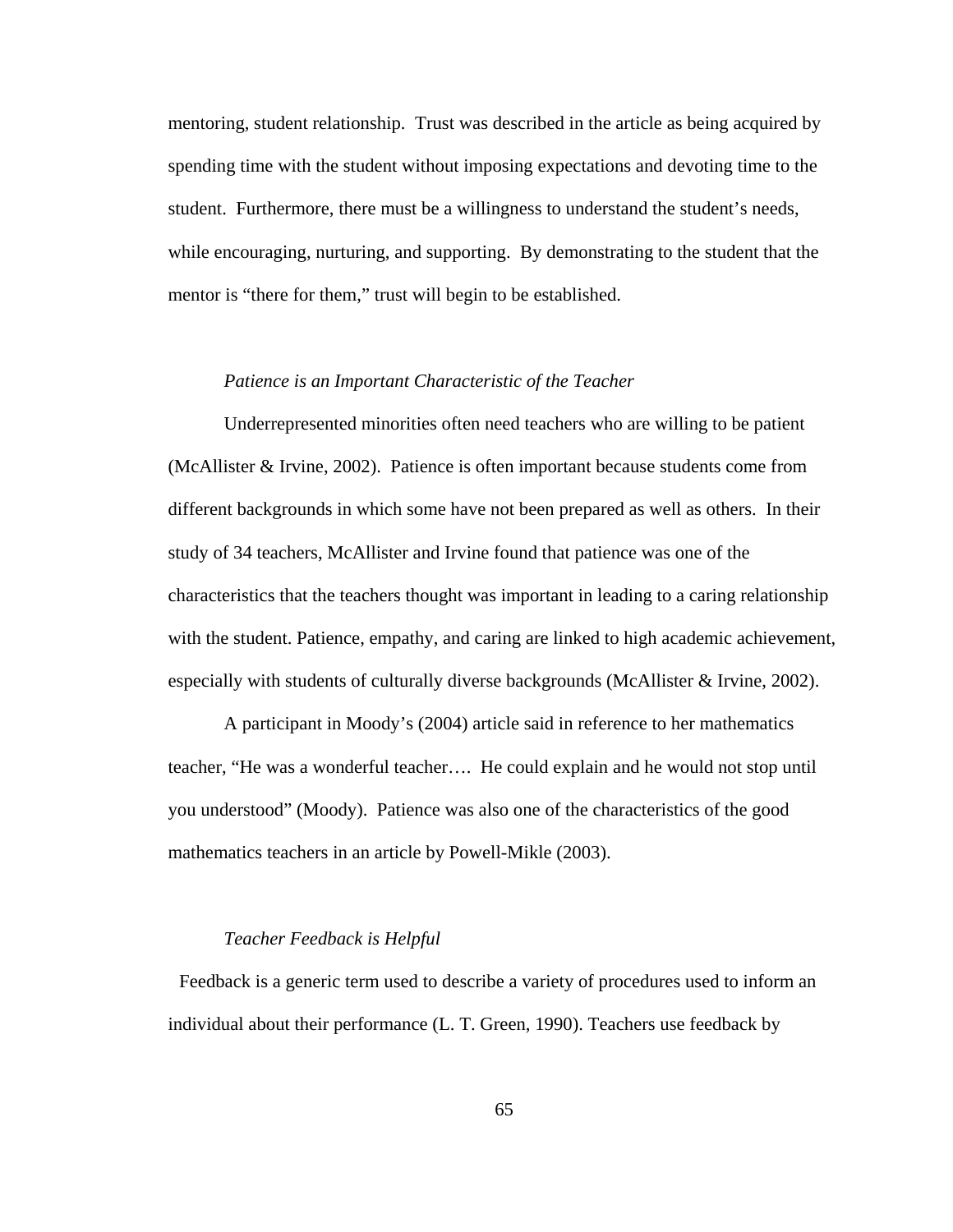mentoring, student relationship.  Trust was described in the article as being acquired by spending time with the student without imposing expectations and devoting time to the student.  Furthermore, there must be a willingness to understand the student's needs, while encouraging, nurturing, and supporting.  By demonstrating to the student that the mentor is "there for them," trust will begin to be established.

### *Patience is an Important Characteristic of the Teacher*

Underrepresented minorities often need teachers who are willing to be patient (McAllister & Irvine, 2002).  Patience is often important because students come from different backgrounds in which some have not been prepared as well as others.  In their study of 34 teachers, McAllister and Irvine found that patience was one of the characteristics that the teachers thought was important in leading to a caring relationship with the student. Patience, empathy, and caring are linked to high academic achievement, especially with students of culturally diverse backgrounds (McAllister & Irvine, 2002).

A participant in Moody's (2004) article said in reference to her mathematics teacher, "He was a wonderful teacher….  He could explain and he would not stop until you understood" (Moody).  Patience was also one of the characteristics of the good mathematics teachers in an article by Powell-Mikle (2003).

### *Teacher Feedback is Helpful*

Feedback is a generic term used to describe a variety of procedures used to inform an individual about their performance (L. T. Green, 1990). Teachers use feedback by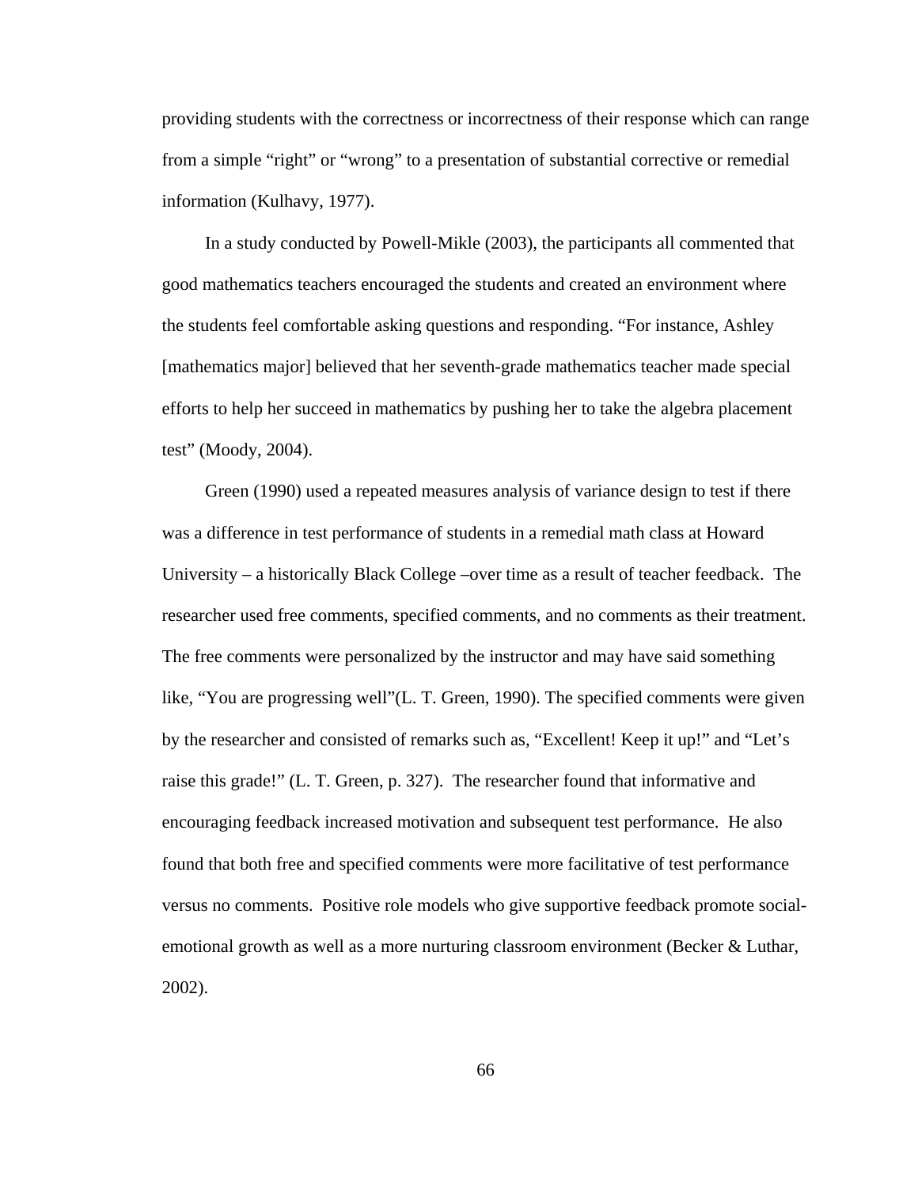providing students with the correctness or incorrectness of their response which can range from a simple “right” or “wrong” to a presentation of substantial corrective or remedial information (Kulhavy, 1977).

In a study conducted by Powell-Mikle (2003), the participants all commented that good mathematics teachers encouraged the students and created an environment where the students feel comfortable asking questions and responding. “For instance, Ashley [mathematics major] believed that her seventh-grade mathematics teacher made special efforts to help her succeed in mathematics by pushing her to take the algebra placement test” (Moody, 2004).

Green (1990) used a repeated measures analysis of variance design to test if there was a difference in test performance of students in a remedial math class at Howard University – a historically Black College –over time as a result of teacher feedback. The researcher used free comments, specified comments, and no comments as their treatment. The free comments were personalized by the instructor and may have said something like, “You are progressing well”(L. T. Green, 1990). The specified comments were given by the researcher and consisted of remarks such as, “Excellent! Keep it up!” and “Let’s raise this grade!” (L. T. Green, p. 327). The researcher found that informative and encouraging feedback increased motivation and subsequent test performance. He also found that both free and specified comments were more facilitative of test performance versus no comments. Positive role models who give supportive feedback promote social-emotional growth as well as a more nurturing classroom environment (Becker & Luthar, 2002).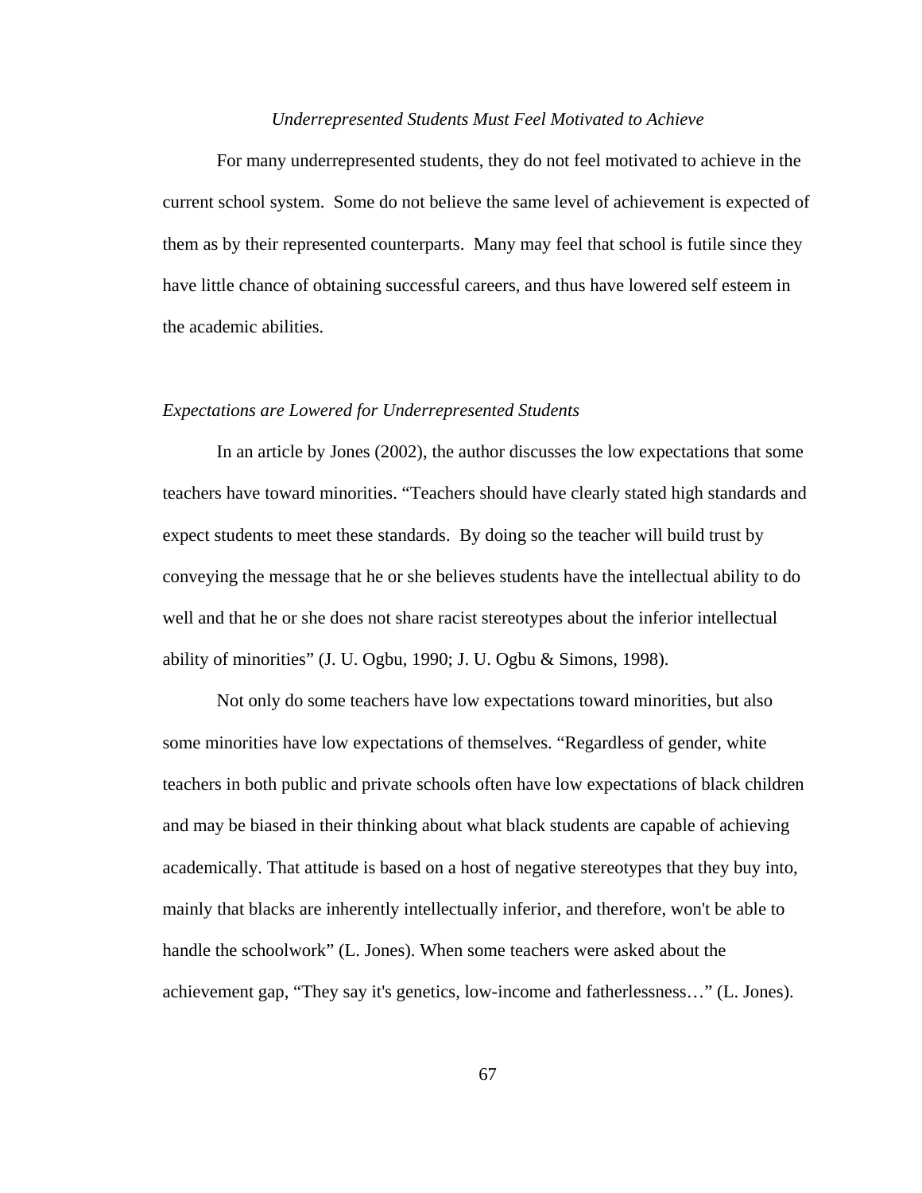### *Underrepresented Students Must Feel Motivated to Achieve*

For many underrepresented students, they do not feel motivated to achieve in the current school system. Some do not believe the same level of achievement is expected of them as by their represented counterparts. Many may feel that school is futile since they have little chance of obtaining successful careers, and thus have lowered self esteem in the academic abilities.

#### *Expectations are Lowered for Underrepresented Students*

In an article by Jones (2002), the author discusses the low expectations that some teachers have toward minorities. "Teachers should have clearly stated high standards and expect students to meet these standards. By doing so the teacher will build trust by conveying the message that he or she believes students have the intellectual ability to do well and that he or she does not share racist stereotypes about the inferior intellectual ability of minorities" (J. U. Ogbu, 1990; J. U. Ogbu & Simons, 1998).

Not only do some teachers have low expectations toward minorities, but also some minorities have low expectations of themselves. "Regardless of gender, white teachers in both public and private schools often have low expectations of black children and may be biased in their thinking about what black students are capable of achieving academically. That attitude is based on a host of negative stereotypes that they buy into, mainly that blacks are inherently intellectually inferior, and therefore, won't be able to handle the schoolwork" (L. Jones). When some teachers were asked about the achievement gap, "They say it's genetics, low-income and fatherlessness…" (L. Jones).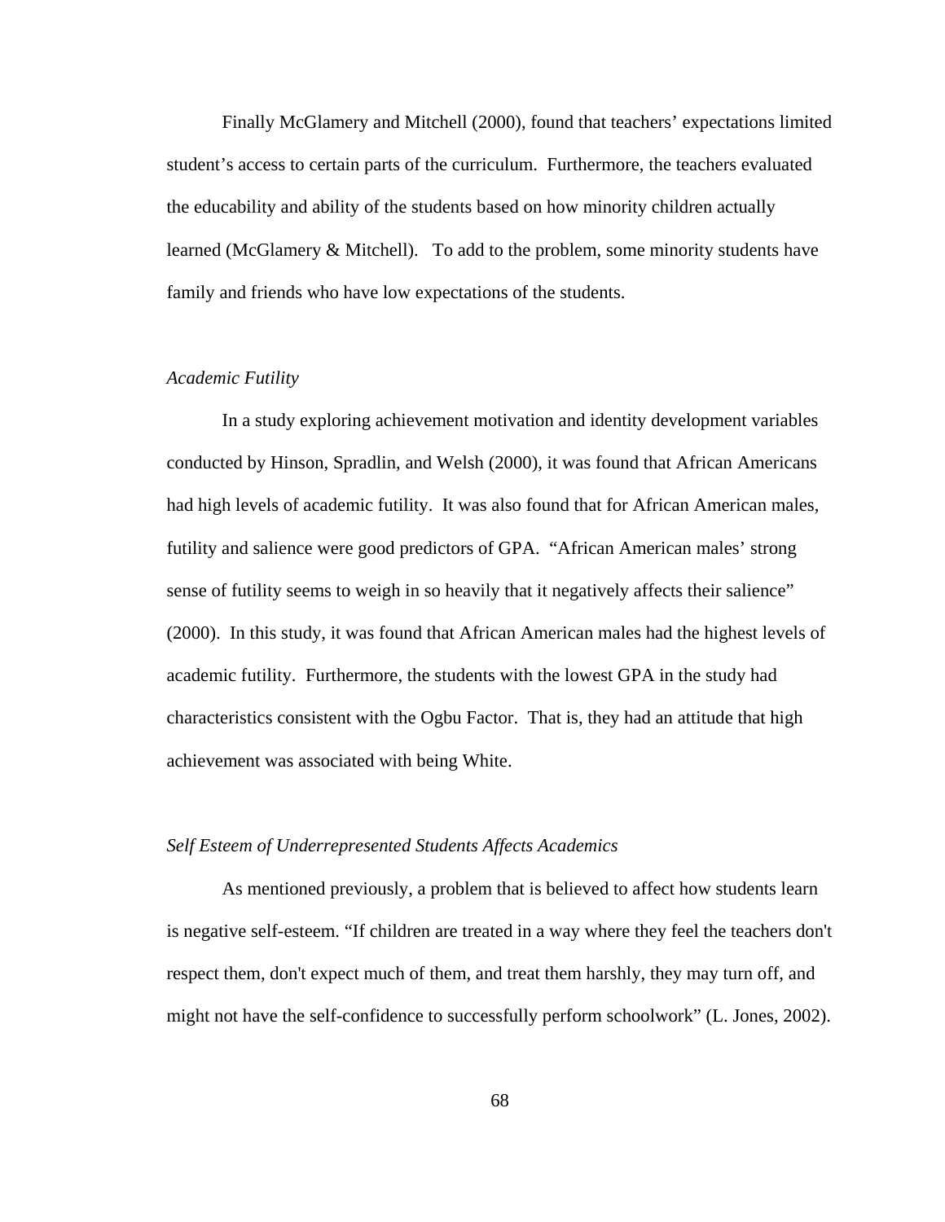Finally McGlamery and Mitchell (2000), found that teachers' expectations limited student's access to certain parts of the curriculum. Furthermore, the teachers evaluated the educability and ability of the students based on how minority children actually learned (McGlamery & Mitchell). To add to the problem, some minority students have family and friends who have low expectations of the students.

*Academic Futility*

In a study exploring achievement motivation and identity development variables conducted by Hinson, Spradlin, and Welsh (2000), it was found that African Americans had high levels of academic futility. It was also found that for African American males, futility and salience were good predictors of GPA. "African American males' strong sense of futility seems to weigh in so heavily that it negatively affects their salience" (2000). In this study, it was found that African American males had the highest levels of academic futility. Furthermore, the students with the lowest GPA in the study had characteristics consistent with the Ogbu Factor. That is, they had an attitude that high achievement was associated with being White.

*Self Esteem of Underrepresented Students Affects Academics*

As mentioned previously, a problem that is believed to affect how students learn is negative self-esteem. "If children are treated in a way where they feel the teachers don't respect them, don't expect much of them, and treat them harshly, they may turn off, and might not have the self-confidence to successfully perform schoolwork" (L. Jones, 2002).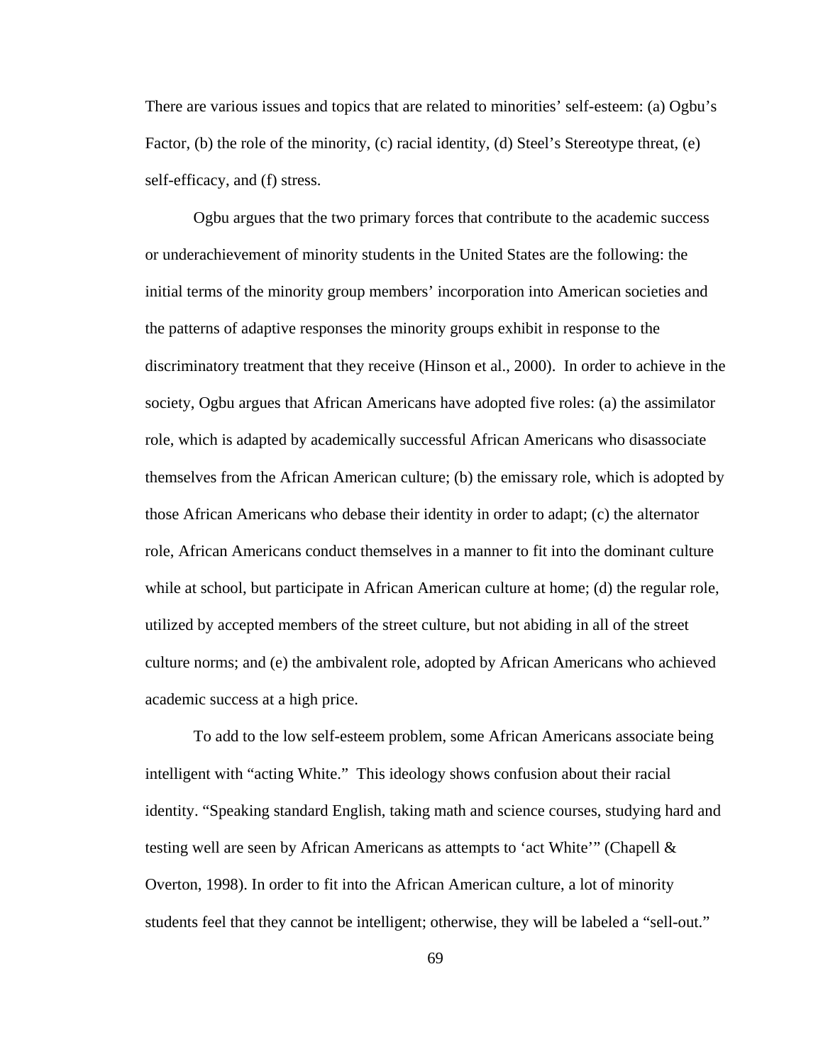There are various issues and topics that are related to minorities' self-esteem: (a) Ogbu's Factor, (b) the role of the minority, (c) racial identity, (d) Steel's Stereotype threat, (e) self-efficacy, and (f) stress.

Ogbu argues that the two primary forces that contribute to the academic success or underachievement of minority students in the United States are the following: the initial terms of the minority group members' incorporation into American societies and the patterns of adaptive responses the minority groups exhibit in response to the discriminatory treatment that they receive (Hinson et al., 2000). In order to achieve in the society, Ogbu argues that African Americans have adopted five roles: (a) the assimilator role, which is adapted by academically successful African Americans who disassociate themselves from the African American culture; (b) the emissary role, which is adopted by those African Americans who debase their identity in order to adapt; (c) the alternator role, African Americans conduct themselves in a manner to fit into the dominant culture while at school, but participate in African American culture at home; (d) the regular role, utilized by accepted members of the street culture, but not abiding in all of the street culture norms; and (e) the ambivalent role, adopted by African Americans who achieved academic success at a high price.

To add to the low self-esteem problem, some African Americans associate being intelligent with "acting White." This ideology shows confusion about their racial identity. "Speaking standard English, taking math and science courses, studying hard and testing well are seen by African Americans as attempts to 'act White'" (Chapell & Overton, 1998). In order to fit into the African American culture, a lot of minority students feel that they cannot be intelligent; otherwise, they will be labeled a "sell-out."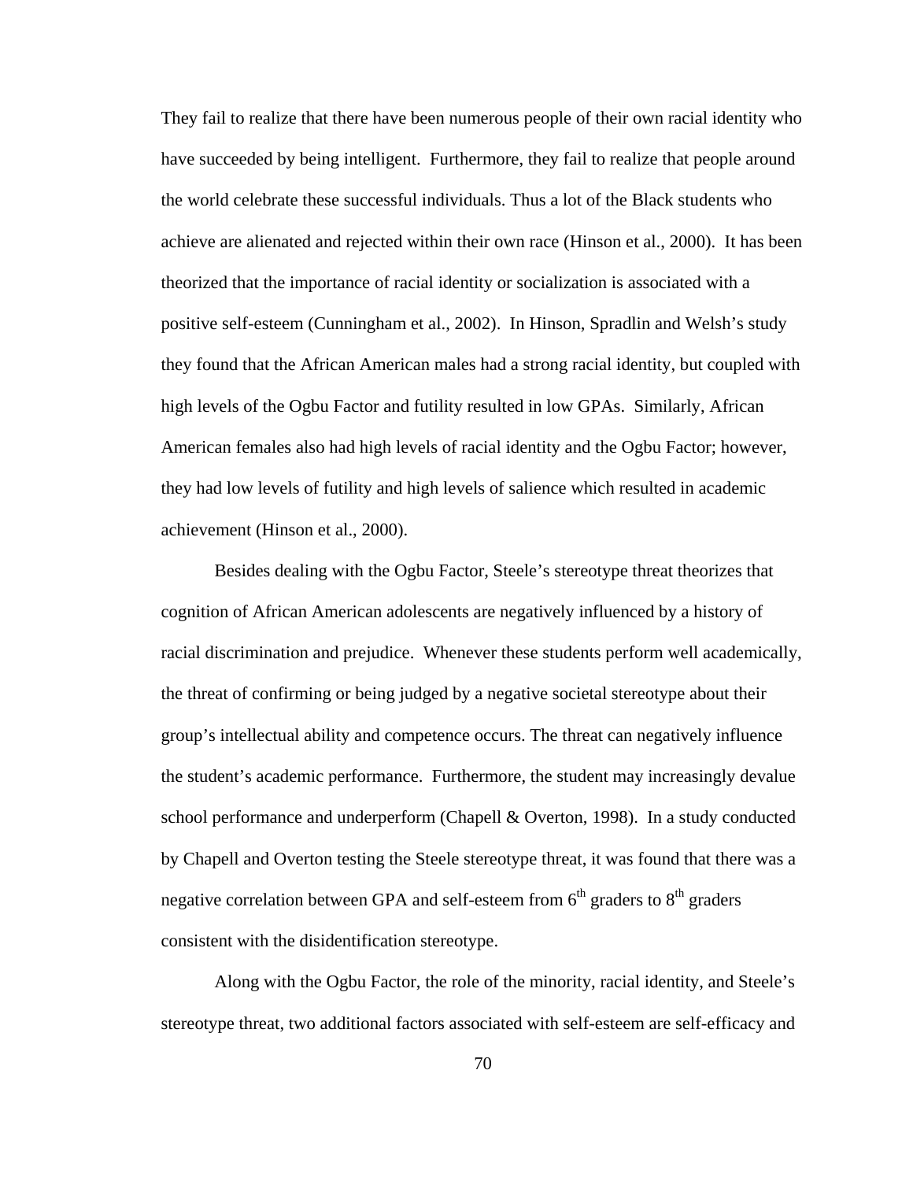They fail to realize that there have been numerous people of their own racial identity who have succeeded by being intelligent. Furthermore, they fail to realize that people around the world celebrate these successful individuals. Thus a lot of the Black students who achieve are alienated and rejected within their own race (Hinson et al., 2000). It has been theorized that the importance of racial identity or socialization is associated with a positive self-esteem (Cunningham et al., 2002). In Hinson, Spradlin and Welsh's study they found that the African American males had a strong racial identity, but coupled with high levels of the Ogbu Factor and futility resulted in low GPAs. Similarly, African American females also had high levels of racial identity and the Ogbu Factor; however, they had low levels of futility and high levels of salience which resulted in academic achievement (Hinson et al., 2000).

Besides dealing with the Ogbu Factor, Steele's stereotype threat theorizes that cognition of African American adolescents are negatively influenced by a history of racial discrimination and prejudice. Whenever these students perform well academically, the threat of confirming or being judged by a negative societal stereotype about their group's intellectual ability and competence occurs. The threat can negatively influence the student's academic performance. Furthermore, the student may increasingly devalue school performance and underperform (Chapell & Overton, 1998). In a study conducted by Chapell and Overton testing the Steele stereotype threat, it was found that there was a negative correlation between GPA and self-esteem from 6th graders to 8th graders consistent with the disidentification stereotype.

Along with the Ogbu Factor, the role of the minority, racial identity, and Steele's stereotype threat, two additional factors associated with self-esteem are self-efficacy and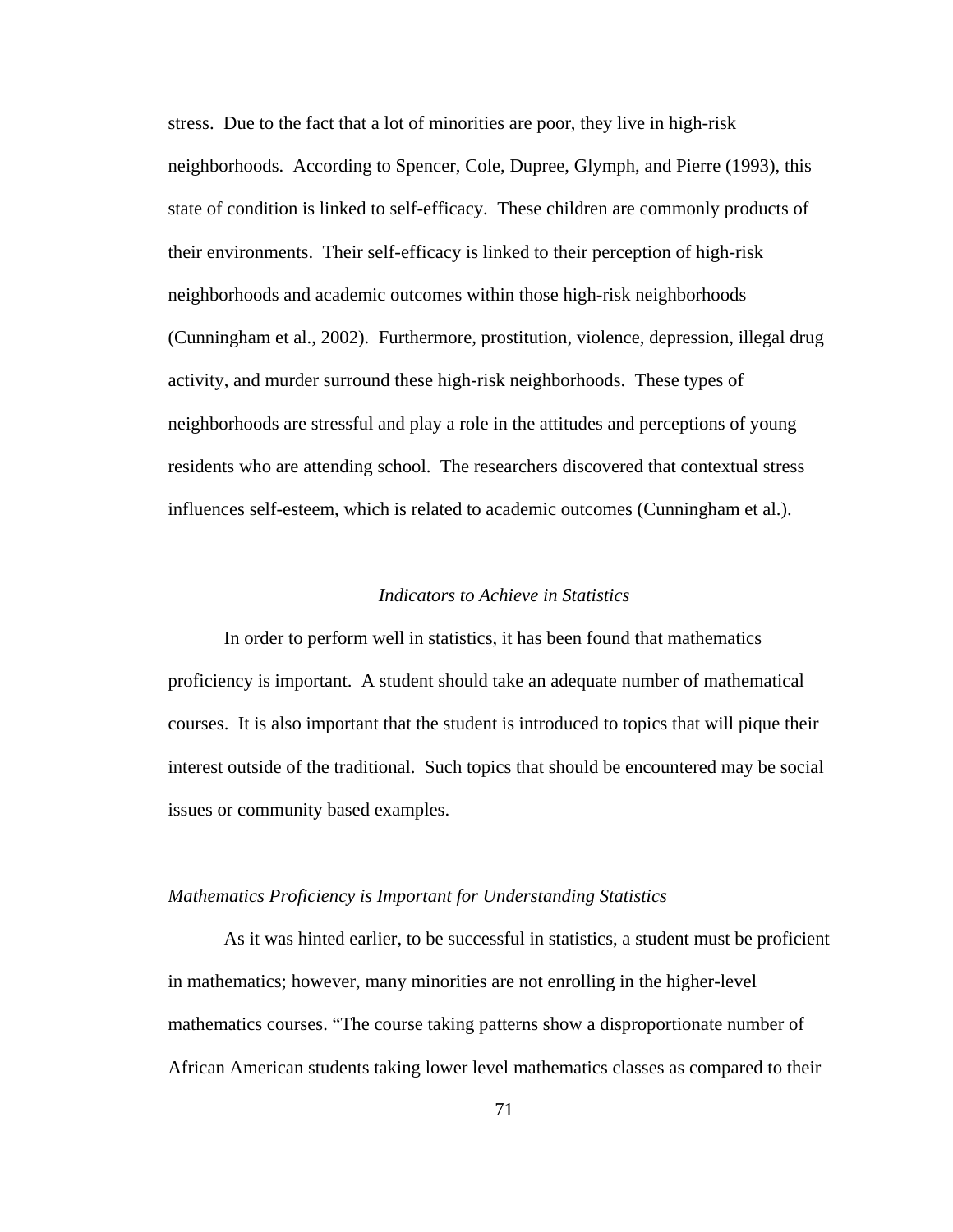stress. Due to the fact that a lot of minorities are poor, they live in high-risk neighborhoods. According to Spencer, Cole, Dupree, Glymph, and Pierre (1993), this state of condition is linked to self-efficacy. These children are commonly products of their environments. Their self-efficacy is linked to their perception of high-risk neighborhoods and academic outcomes within those high-risk neighborhoods (Cunningham et al., 2002). Furthermore, prostitution, violence, depression, illegal drug activity, and murder surround these high-risk neighborhoods. These types of neighborhoods are stressful and play a role in the attitudes and perceptions of young residents who are attending school. The researchers discovered that contextual stress influences self-esteem, which is related to academic outcomes (Cunningham et al.).

## *Indicators to Achieve in Statistics*

In order to perform well in statistics, it has been found that mathematics proficiency is important. A student should take an adequate number of mathematical courses. It is also important that the student is introduced to topics that will pique their interest outside of the traditional. Such topics that should be encountered may be social issues or community based examples.

### *Mathematics Proficiency is Important for Understanding Statistics*

As it was hinted earlier, to be successful in statistics, a student must be proficient in mathematics; however, many minorities are not enrolling in the higher-level mathematics courses. "The course taking patterns show a disproportionate number of African American students taking lower level mathematics classes as compared to their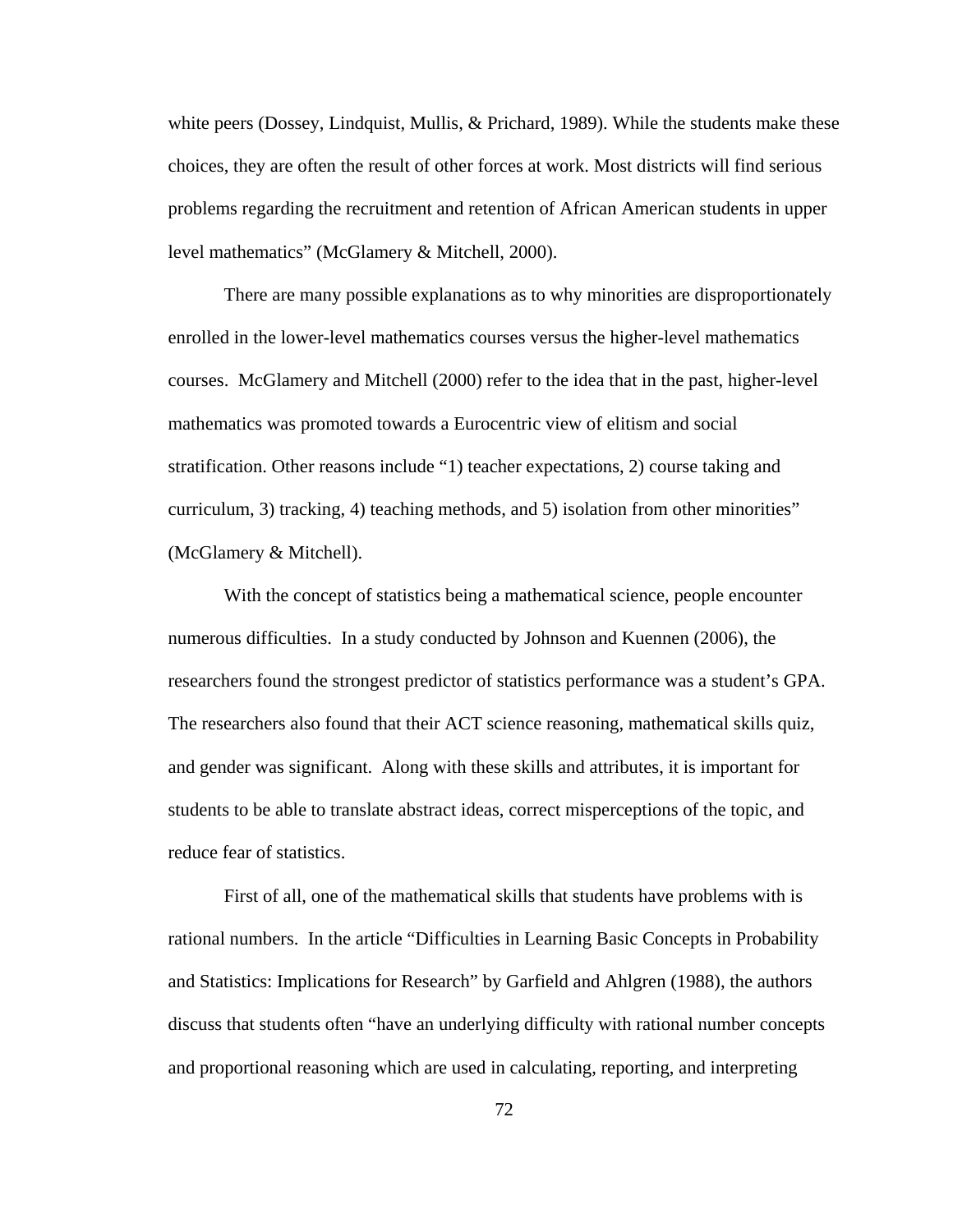white peers (Dossey, Lindquist, Mullis, & Prichard, 1989). While the students make these choices, they are often the result of other forces at work. Most districts will find serious problems regarding the recruitment and retention of African American students in upper level mathematics" (McGlamery & Mitchell, 2000).

There are many possible explanations as to why minorities are disproportionately enrolled in the lower-level mathematics courses versus the higher-level mathematics courses. McGlamery and Mitchell (2000) refer to the idea that in the past, higher-level mathematics was promoted towards a Eurocentric view of elitism and social stratification. Other reasons include "1) teacher expectations, 2) course taking and curriculum, 3) tracking, 4) teaching methods, and 5) isolation from other minorities" (McGlamery & Mitchell).

With the concept of statistics being a mathematical science, people encounter numerous difficulties. In a study conducted by Johnson and Kuennen (2006), the researchers found the strongest predictor of statistics performance was a student's GPA. The researchers also found that their ACT science reasoning, mathematical skills quiz, and gender was significant. Along with these skills and attributes, it is important for students to be able to translate abstract ideas, correct misperceptions of the topic, and reduce fear of statistics.

First of all, one of the mathematical skills that students have problems with is rational numbers. In the article "Difficulties in Learning Basic Concepts in Probability and Statistics: Implications for Research" by Garfield and Ahlgren (1988), the authors discuss that students often "have an underlying difficulty with rational number concepts and proportional reasoning which are used in calculating, reporting, and interpreting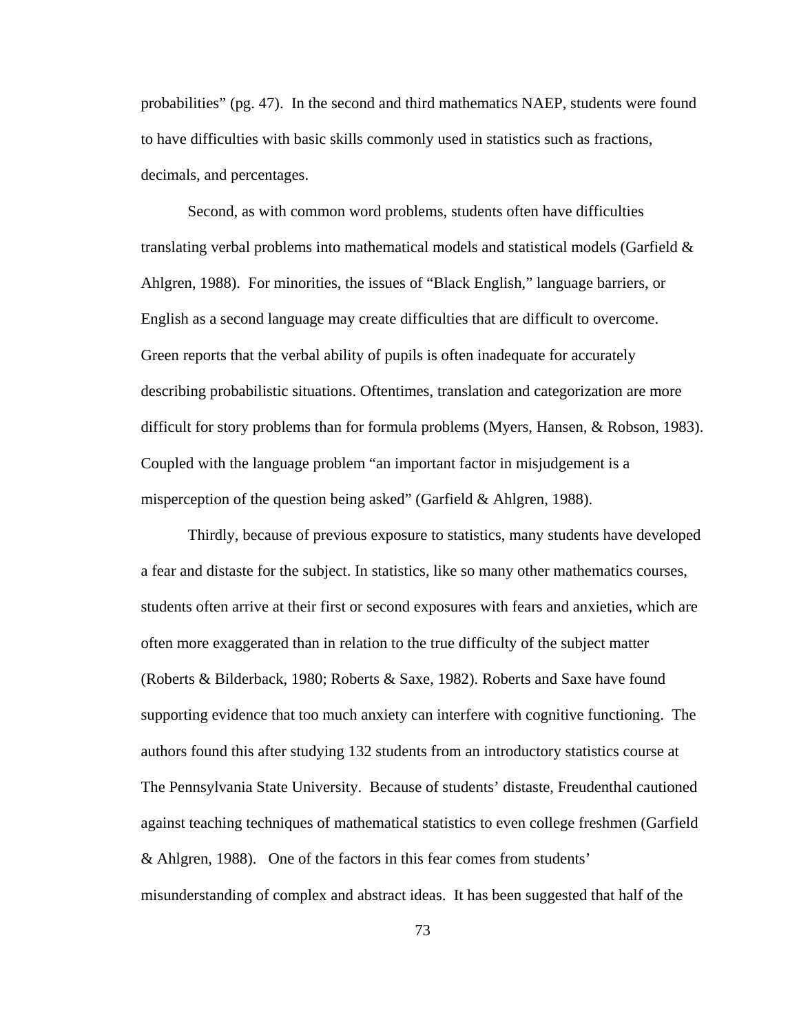probabilities" (pg. 47). In the second and third mathematics NAEP, students were found to have difficulties with basic skills commonly used in statistics such as fractions, decimals, and percentages.

Second, as with common word problems, students often have difficulties translating verbal problems into mathematical models and statistical models (Garfield & Ahlgren, 1988). For minorities, the issues of "Black English," language barriers, or English as a second language may create difficulties that are difficult to overcome. Green reports that the verbal ability of pupils is often inadequate for accurately describing probabilistic situations. Oftentimes, translation and categorization are more difficult for story problems than for formula problems (Myers, Hansen, & Robson, 1983). Coupled with the language problem "an important factor in misjudgement is a misperception of the question being asked" (Garfield & Ahlgren, 1988).

Thirdly, because of previous exposure to statistics, many students have developed a fear and distaste for the subject. In statistics, like so many other mathematics courses, students often arrive at their first or second exposures with fears and anxieties, which are often more exaggerated than in relation to the true difficulty of the subject matter (Roberts & Bilderback, 1980; Roberts & Saxe, 1982). Roberts and Saxe have found supporting evidence that too much anxiety can interfere with cognitive functioning. The authors found this after studying 132 students from an introductory statistics course at The Pennsylvania State University. Because of students' distaste, Freudenthal cautioned against teaching techniques of mathematical statistics to even college freshmen (Garfield & Ahlgren, 1988). One of the factors in this fear comes from students' misunderstanding of complex and abstract ideas. It has been suggested that half of the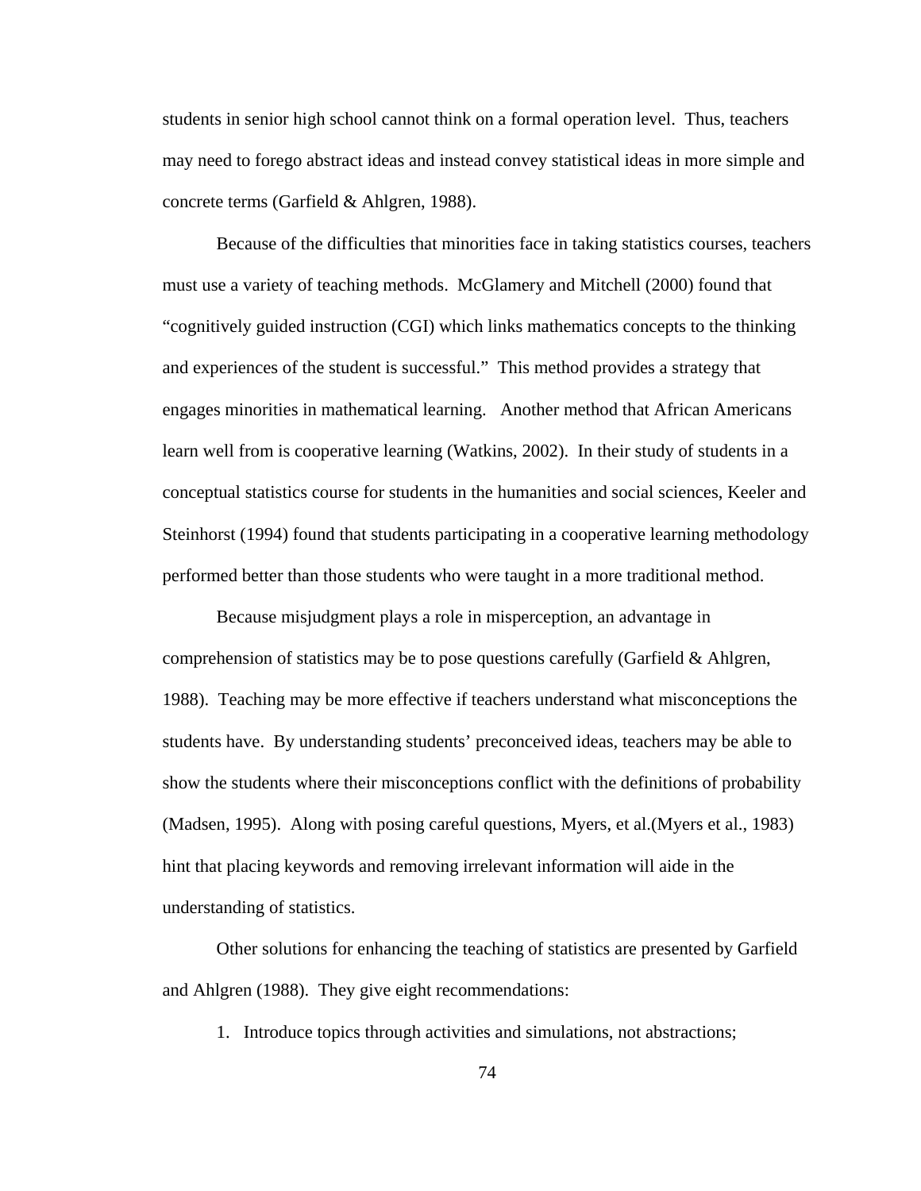students in senior high school cannot think on a formal operation level. Thus, teachers may need to forego abstract ideas and instead convey statistical ideas in more simple and concrete terms (Garfield & Ahlgren, 1988).

Because of the difficulties that minorities face in taking statistics courses, teachers must use a variety of teaching methods. McGlamery and Mitchell (2000) found that "cognitively guided instruction (CGI) which links mathematics concepts to the thinking and experiences of the student is successful." This method provides a strategy that engages minorities in mathematical learning. Another method that African Americans learn well from is cooperative learning (Watkins, 2002). In their study of students in a conceptual statistics course for students in the humanities and social sciences, Keeler and Steinhorst (1994) found that students participating in a cooperative learning methodology performed better than those students who were taught in a more traditional method.

Because misjudgment plays a role in misperception, an advantage in comprehension of statistics may be to pose questions carefully (Garfield & Ahlgren, 1988). Teaching may be more effective if teachers understand what misconceptions the students have. By understanding students' preconceived ideas, teachers may be able to show the students where their misconceptions conflict with the definitions of probability (Madsen, 1995). Along with posing careful questions, Myers, et al.(Myers et al., 1983) hint that placing keywords and removing irrelevant information will aide in the understanding of statistics.

Other solutions for enhancing the teaching of statistics are presented by Garfield and Ahlgren (1988). They give eight recommendations:

1. Introduce topics through activities and simulations, not abstractions;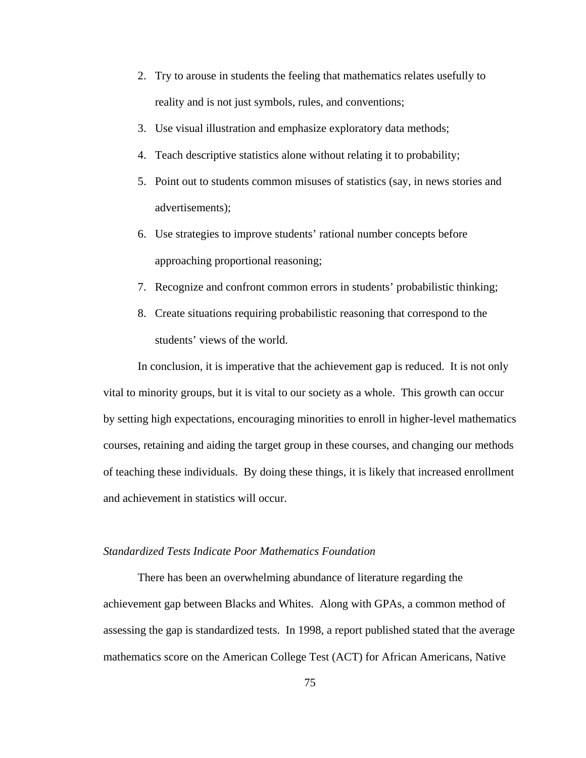2. Try to arouse in students the feeling that mathematics relates usefully to reality and is not just symbols, rules, and conventions;
3. Use visual illustration and emphasize exploratory data methods;
4. Teach descriptive statistics alone without relating it to probability;
5. Point out to students common misuses of statistics (say, in news stories and advertisements);
6. Use strategies to improve students' rational number concepts before approaching proportional reasoning;
7. Recognize and confront common errors in students' probabilistic thinking;
8. Create situations requiring probabilistic reasoning that correspond to the students' views of the world.

In conclusion, it is imperative that the achievement gap is reduced. It is not only vital to minority groups, but it is vital to our society as a whole. This growth can occur by setting high expectations, encouraging minorities to enroll in higher-level mathematics courses, retaining and aiding the target group in these courses, and changing our methods of teaching these individuals. By doing these things, it is likely that increased enrollment and achievement in statistics will occur.

*Standardized Tests Indicate Poor Mathematics Foundation*

There has been an overwhelming abundance of literature regarding the achievement gap between Blacks and Whites. Along with GPAs, a common method of assessing the gap is standardized tests. In 1998, a report published stated that the average mathematics score on the American College Test (ACT) for African Americans, Native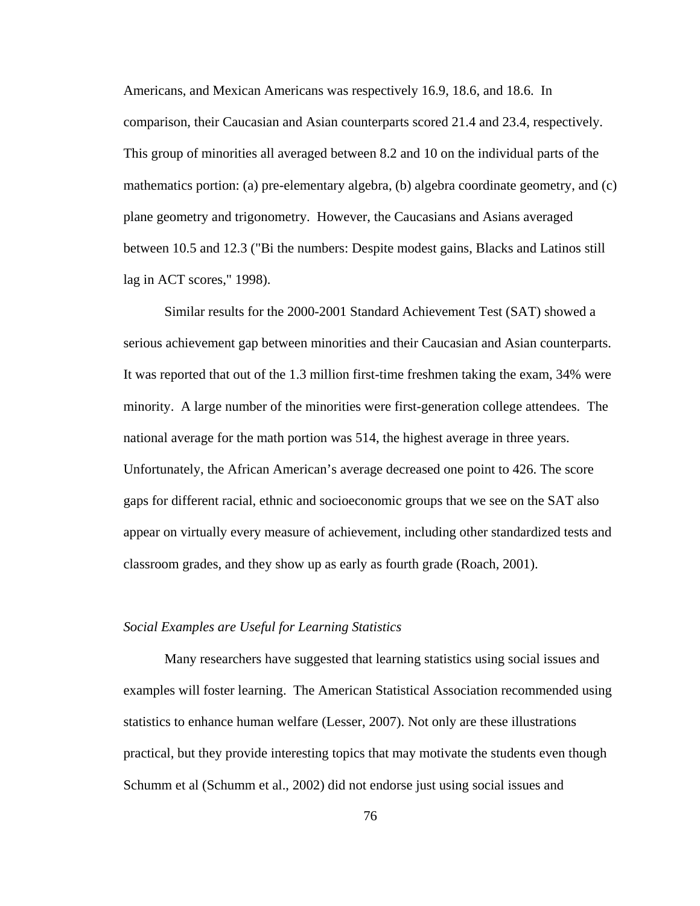Americans, and Mexican Americans was respectively 16.9, 18.6, and 18.6. In comparison, their Caucasian and Asian counterparts scored 21.4 and 23.4, respectively. This group of minorities all averaged between 8.2 and 10 on the individual parts of the mathematics portion: (a) pre-elementary algebra, (b) algebra coordinate geometry, and (c) plane geometry and trigonometry. However, the Caucasians and Asians averaged between 10.5 and 12.3 ("Bi the numbers: Despite modest gains, Blacks and Latinos still lag in ACT scores," 1998).

Similar results for the 2000-2001 Standard Achievement Test (SAT) showed a serious achievement gap between minorities and their Caucasian and Asian counterparts. It was reported that out of the 1.3 million first-time freshmen taking the exam, 34% were minority. A large number of the minorities were first-generation college attendees. The national average for the math portion was 514, the highest average in three years. Unfortunately, the African American's average decreased one point to 426. The score gaps for different racial, ethnic and socioeconomic groups that we see on the SAT also appear on virtually every measure of achievement, including other standardized tests and classroom grades, and they show up as early as fourth grade (Roach, 2001).

*Social Examples are Useful for Learning Statistics*

Many researchers have suggested that learning statistics using social issues and examples will foster learning. The American Statistical Association recommended using statistics to enhance human welfare (Lesser, 2007). Not only are these illustrations practical, but they provide interesting topics that may motivate the students even though Schumm et al (Schumm et al., 2002) did not endorse just using social issues and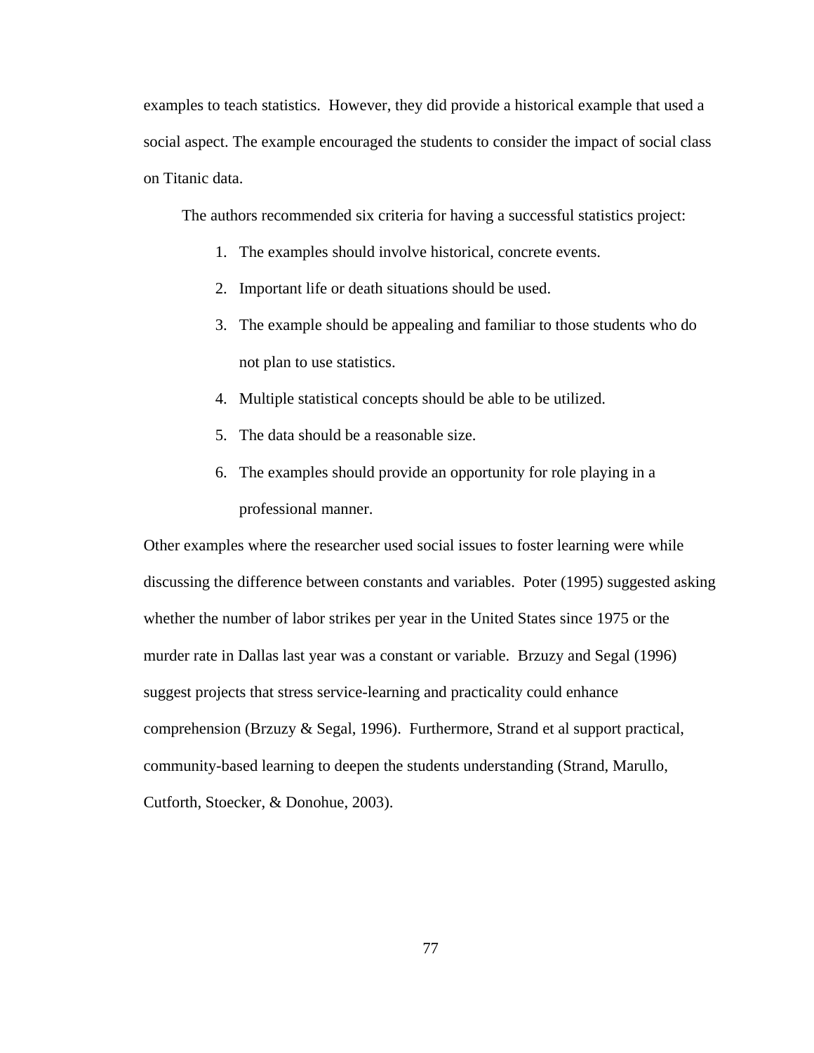examples to teach statistics. However, they did provide a historical example that used a social aspect. The example encouraged the students to consider the impact of social class on Titanic data.

The authors recommended six criteria for having a successful statistics project:

1. The examples should involve historical, concrete events.
2. Important life or death situations should be used.
3. The example should be appealing and familiar to those students who do not plan to use statistics.
4. Multiple statistical concepts should be able to be utilized.
5. The data should be a reasonable size.
6. The examples should provide an opportunity for role playing in a professional manner.

Other examples where the researcher used social issues to foster learning were while discussing the difference between constants and variables. Poter (1995) suggested asking whether the number of labor strikes per year in the United States since 1975 or the murder rate in Dallas last year was a constant or variable. Brzuzy and Segal (1996) suggest projects that stress service-learning and practicality could enhance comprehension (Brzuzy & Segal, 1996). Furthermore, Strand et al support practical, community-based learning to deepen the students understanding (Strand, Marullo, Cutforth, Stoecker, & Donohue, 2003).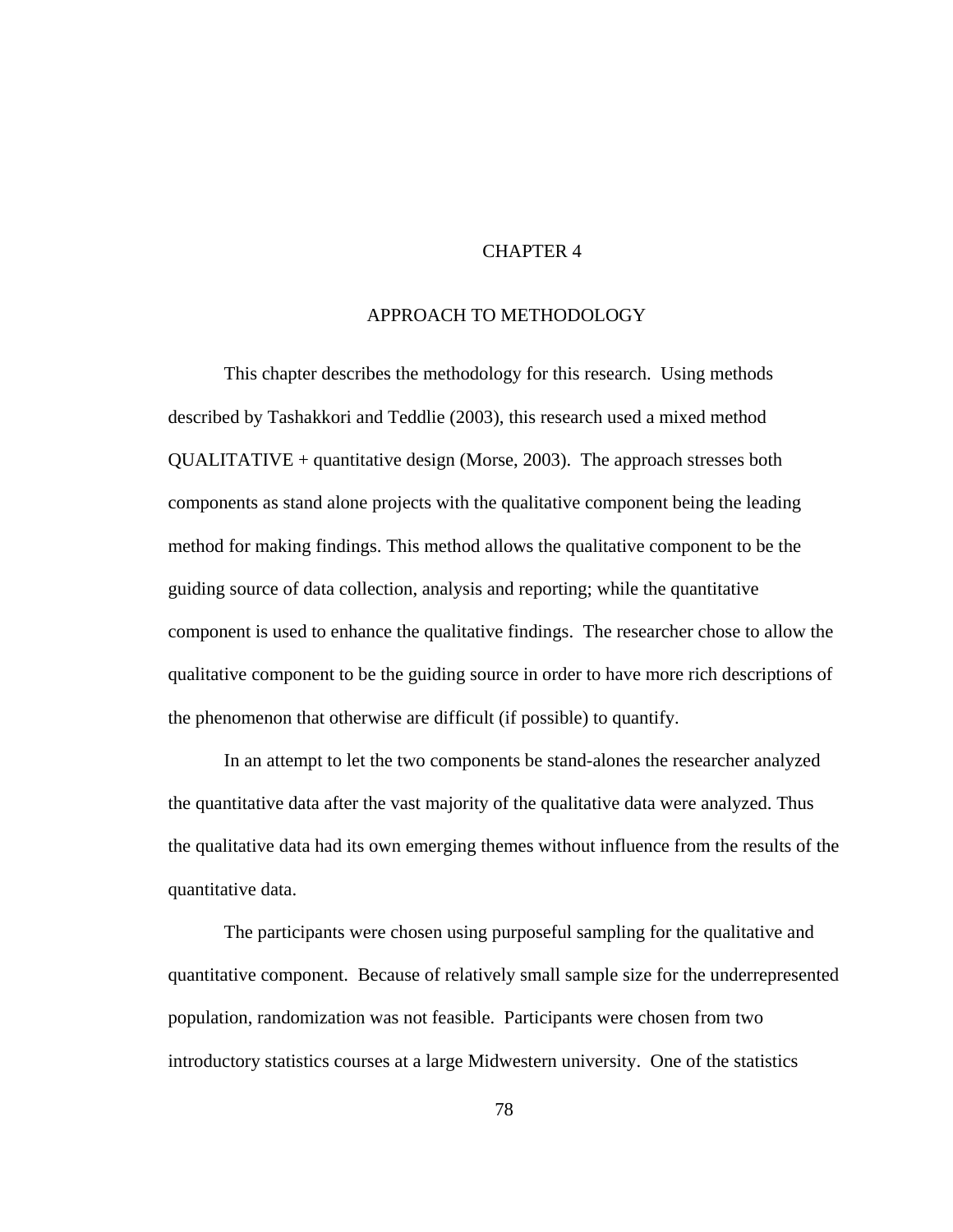# CHAPTER 4

## APPROACH TO METHODOLOGY

This chapter describes the methodology for this research. Using methods described by Tashakkori and Teddlie (2003), this research used a mixed method QUALITATIVE + quantitative design (Morse, 2003). The approach stresses both components as stand alone projects with the qualitative component being the leading method for making findings. This method allows the qualitative component to be the guiding source of data collection, analysis and reporting; while the quantitative component is used to enhance the qualitative findings. The researcher chose to allow the qualitative component to be the guiding source in order to have more rich descriptions of the phenomenon that otherwise are difficult (if possible) to quantify.

In an attempt to let the two components be stand-alones the researcher analyzed the quantitative data after the vast majority of the qualitative data were analyzed. Thus the qualitative data had its own emerging themes without influence from the results of the quantitative data.

The participants were chosen using purposeful sampling for the qualitative and quantitative component. Because of relatively small sample size for the underrepresented population, randomization was not feasible. Participants were chosen from two introductory statistics courses at a large Midwestern university. One of the statistics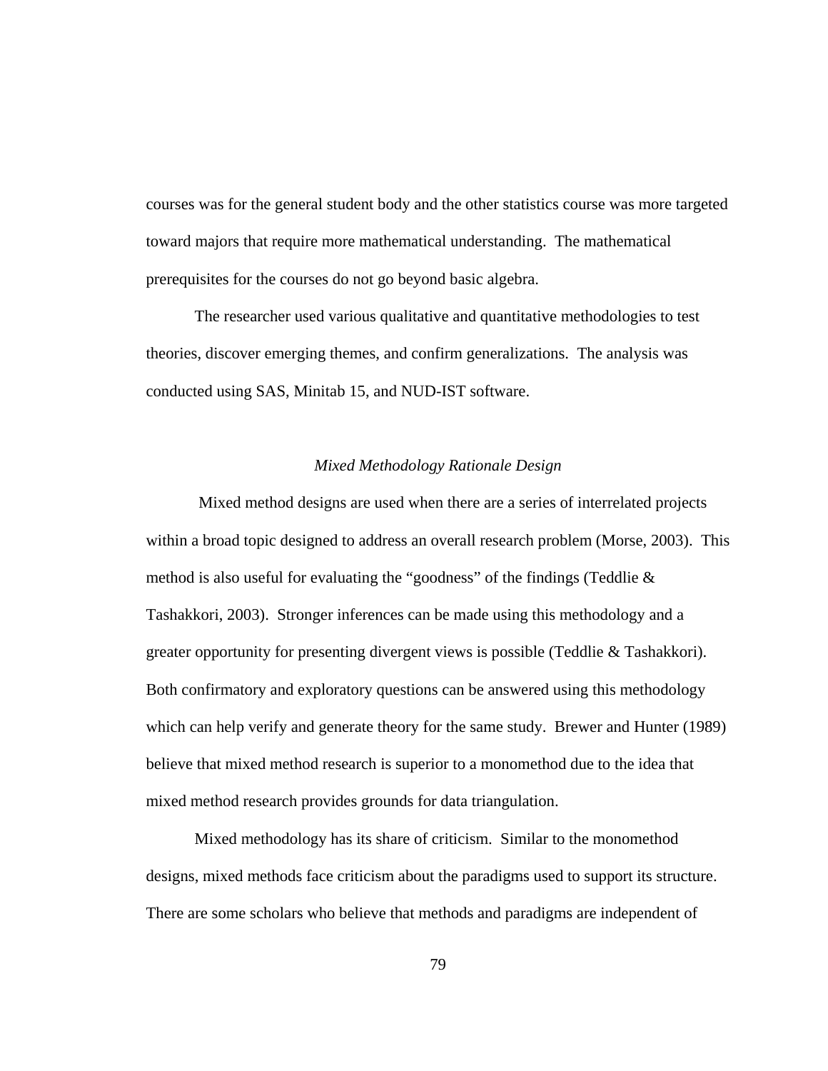courses was for the general student body and the other statistics course was more targeted toward majors that require more mathematical understanding. The mathematical prerequisites for the courses do not go beyond basic algebra.

The researcher used various qualitative and quantitative methodologies to test theories, discover emerging themes, and confirm generalizations. The analysis was conducted using SAS, Minitab 15, and NUD-IST software.

### *Mixed Methodology Rationale Design*

Mixed method designs are used when there are a series of interrelated projects within a broad topic designed to address an overall research problem (Morse, 2003). This method is also useful for evaluating the "goodness" of the findings (Teddlie & Tashakkori, 2003). Stronger inferences can be made using this methodology and a greater opportunity for presenting divergent views is possible (Teddlie & Tashakkori). Both confirmatory and exploratory questions can be answered using this methodology which can help verify and generate theory for the same study. Brewer and Hunter (1989) believe that mixed method research is superior to a monomethod due to the idea that mixed method research provides grounds for data triangulation.

Mixed methodology has its share of criticism. Similar to the monomethod designs, mixed methods face criticism about the paradigms used to support its structure. There are some scholars who believe that methods and paradigms are independent of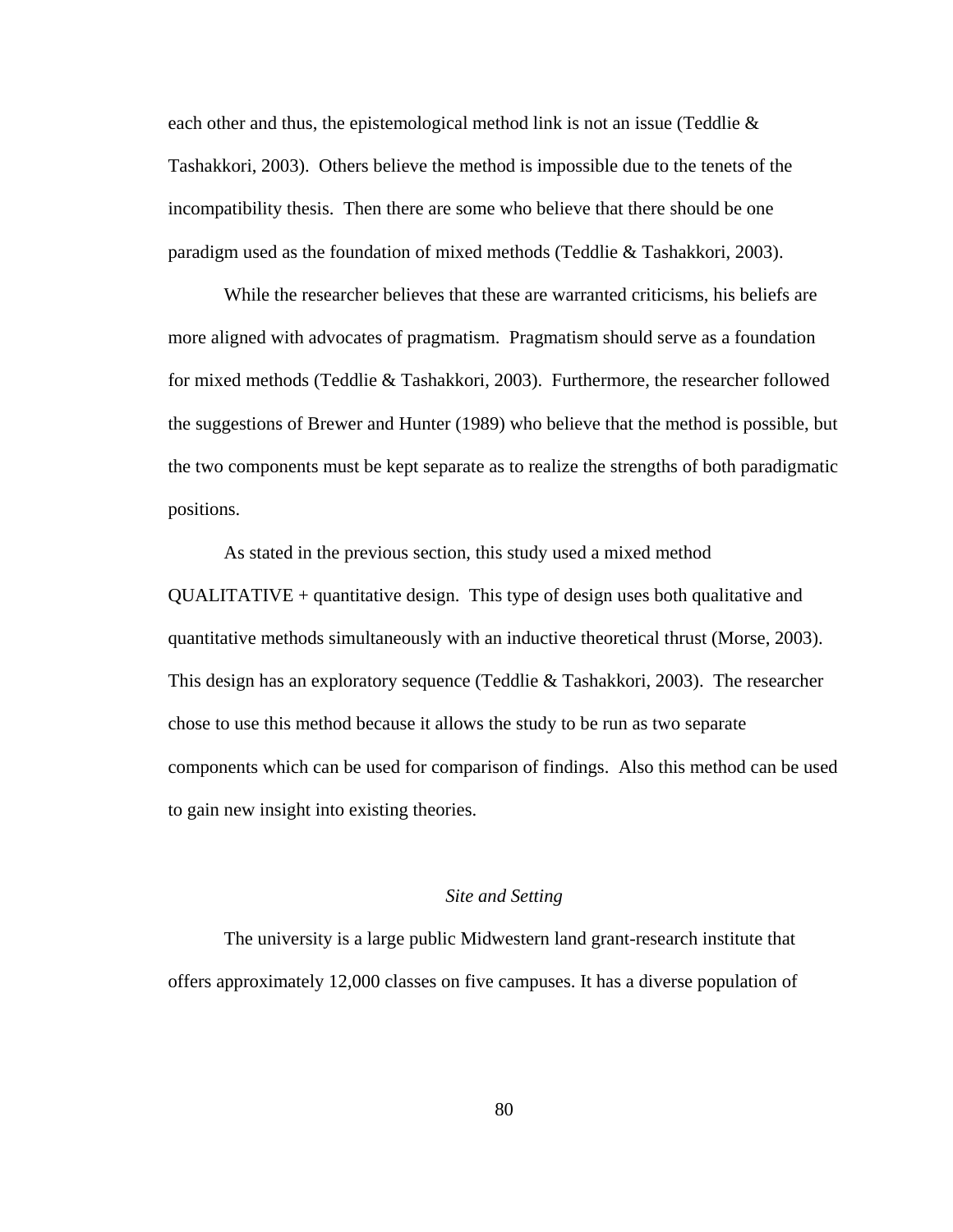each other and thus, the epistemological method link is not an issue (Teddlie & Tashakkori, 2003). Others believe the method is impossible due to the tenets of the incompatibility thesis. Then there are some who believe that there should be one paradigm used as the foundation of mixed methods (Teddlie & Tashakkori, 2003).

While the researcher believes that these are warranted criticisms, his beliefs are more aligned with advocates of pragmatism. Pragmatism should serve as a foundation for mixed methods (Teddlie & Tashakkori, 2003). Furthermore, the researcher followed the suggestions of Brewer and Hunter (1989) who believe that the method is possible, but the two components must be kept separate as to realize the strengths of both paradigmatic positions.

As stated in the previous section, this study used a mixed method QUALITATIVE + quantitative design. This type of design uses both qualitative and quantitative methods simultaneously with an inductive theoretical thrust (Morse, 2003). This design has an exploratory sequence (Teddlie & Tashakkori, 2003). The researcher chose to use this method because it allows the study to be run as two separate components which can be used for comparison of findings. Also this method can be used to gain new insight into existing theories.

### *Site and Setting*

The university is a large public Midwestern land grant-research institute that offers approximately 12,000 classes on five campuses. It has a diverse population of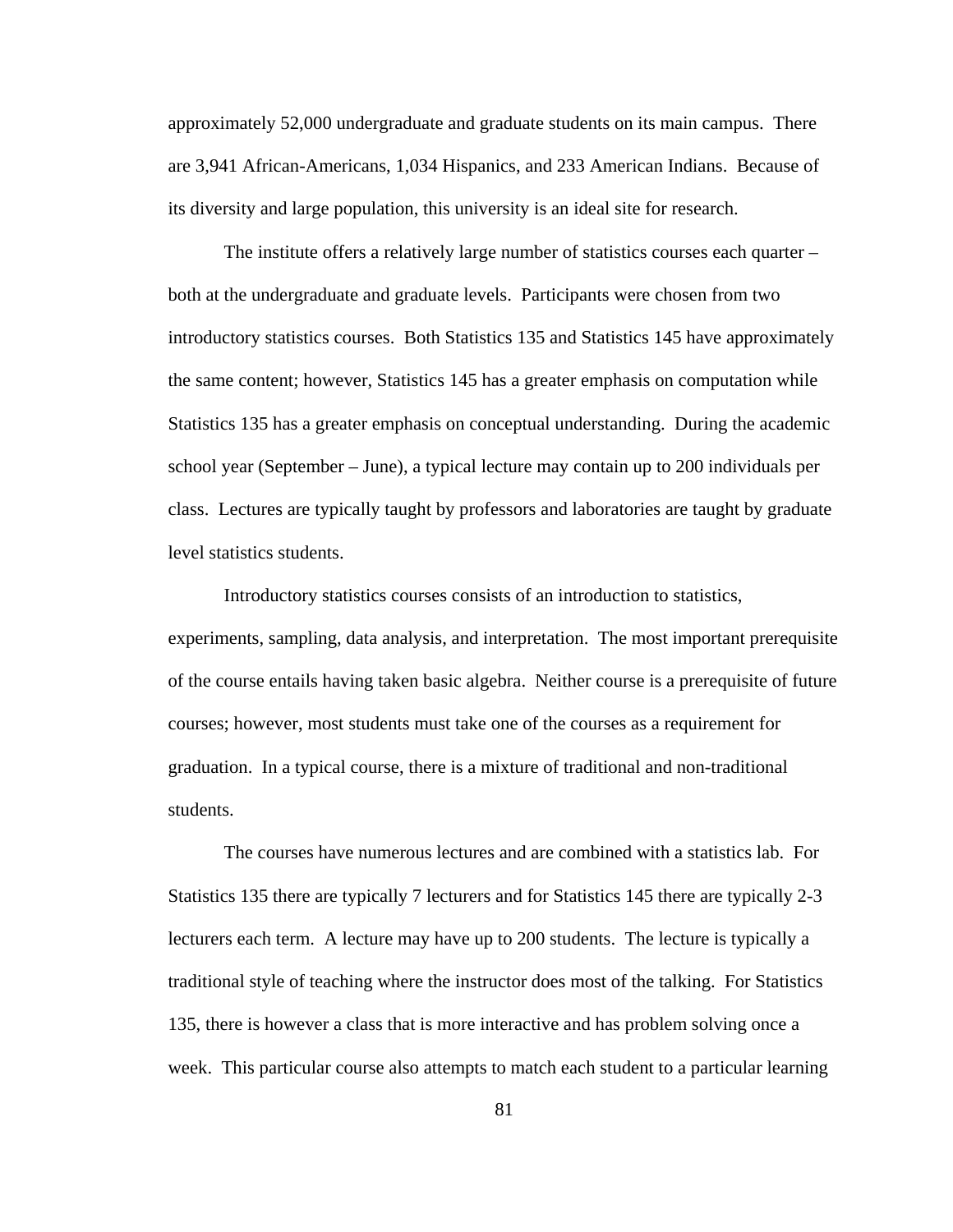approximately 52,000 undergraduate and graduate students on its main campus. There are 3,941 African-Americans, 1,034 Hispanics, and 233 American Indians. Because of its diversity and large population, this university is an ideal site for research.

The institute offers a relatively large number of statistics courses each quarter – both at the undergraduate and graduate levels. Participants were chosen from two introductory statistics courses. Both Statistics 135 and Statistics 145 have approximately the same content; however, Statistics 145 has a greater emphasis on computation while Statistics 135 has a greater emphasis on conceptual understanding. During the academic school year (September – June), a typical lecture may contain up to 200 individuals per class. Lectures are typically taught by professors and laboratories are taught by graduate level statistics students.

Introductory statistics courses consists of an introduction to statistics, experiments, sampling, data analysis, and interpretation. The most important prerequisite of the course entails having taken basic algebra. Neither course is a prerequisite of future courses; however, most students must take one of the courses as a requirement for graduation. In a typical course, there is a mixture of traditional and non-traditional students.

The courses have numerous lectures and are combined with a statistics lab. For Statistics 135 there are typically 7 lecturers and for Statistics 145 there are typically 2-3 lecturers each term. A lecture may have up to 200 students. The lecture is typically a traditional style of teaching where the instructor does most of the talking. For Statistics 135, there is however a class that is more interactive and has problem solving once a week. This particular course also attempts to match each student to a particular learning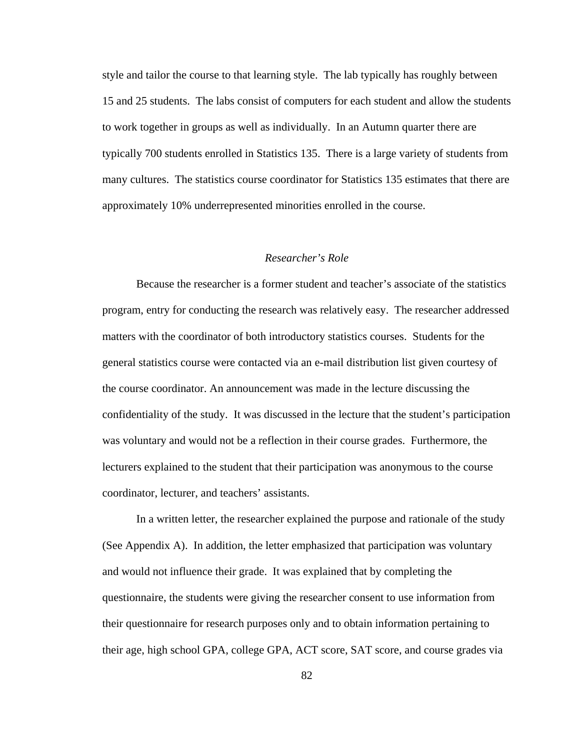style and tailor the course to that learning style. The lab typically has roughly between 15 and 25 students. The labs consist of computers for each student and allow the students to work together in groups as well as individually. In an Autumn quarter there are typically 700 students enrolled in Statistics 135. There is a large variety of students from many cultures. The statistics course coordinator for Statistics 135 estimates that there are approximately 10% underrepresented minorities enrolled in the course.

### *Researcher's Role*

Because the researcher is a former student and teacher's associate of the statistics program, entry for conducting the research was relatively easy. The researcher addressed matters with the coordinator of both introductory statistics courses. Students for the general statistics course were contacted via an e-mail distribution list given courtesy of the course coordinator. An announcement was made in the lecture discussing the confidentiality of the study. It was discussed in the lecture that the student's participation was voluntary and would not be a reflection in their course grades. Furthermore, the lecturers explained to the student that their participation was anonymous to the course coordinator, lecturer, and teachers' assistants.

In a written letter, the researcher explained the purpose and rationale of the study (See Appendix A). In addition, the letter emphasized that participation was voluntary and would not influence their grade. It was explained that by completing the questionnaire, the students were giving the researcher consent to use information from their questionnaire for research purposes only and to obtain information pertaining to their age, high school GPA, college GPA, ACT score, SAT score, and course grades via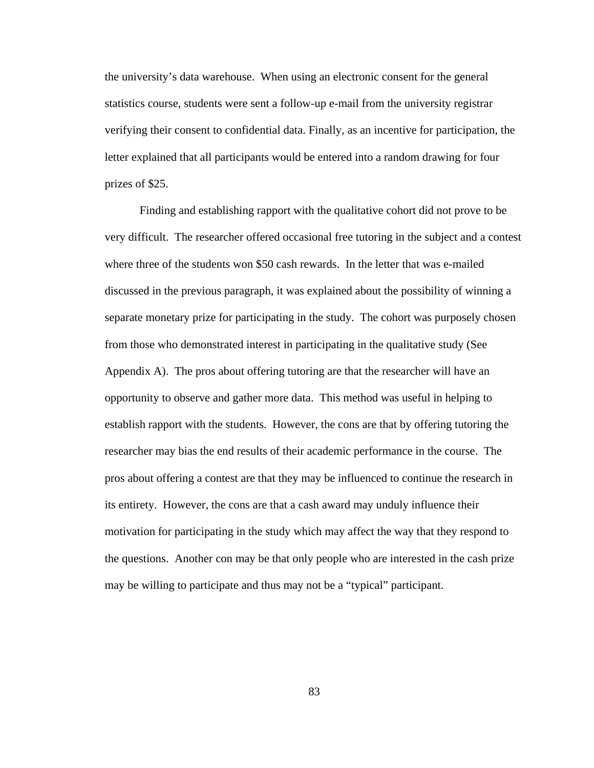the university's data warehouse. When using an electronic consent for the general statistics course, students were sent a follow-up e-mail from the university registrar verifying their consent to confidential data. Finally, as an incentive for participation, the letter explained that all participants would be entered into a random drawing for four prizes of $25.

Finding and establishing rapport with the qualitative cohort did not prove to be very difficult. The researcher offered occasional free tutoring in the subject and a contest where three of the students won $50 cash rewards. In the letter that was e-mailed discussed in the previous paragraph, it was explained about the possibility of winning a separate monetary prize for participating in the study. The cohort was purposely chosen from those who demonstrated interest in participating in the qualitative study (See Appendix A). The pros about offering tutoring are that the researcher will have an opportunity to observe and gather more data. This method was useful in helping to establish rapport with the students. However, the cons are that by offering tutoring the researcher may bias the end results of their academic performance in the course. The pros about offering a contest are that they may be influenced to continue the research in its entirety. However, the cons are that a cash award may unduly influence their motivation for participating in the study which may affect the way that they respond to the questions. Another con may be that only people who are interested in the cash prize may be willing to participate and thus may not be a "typical" participant.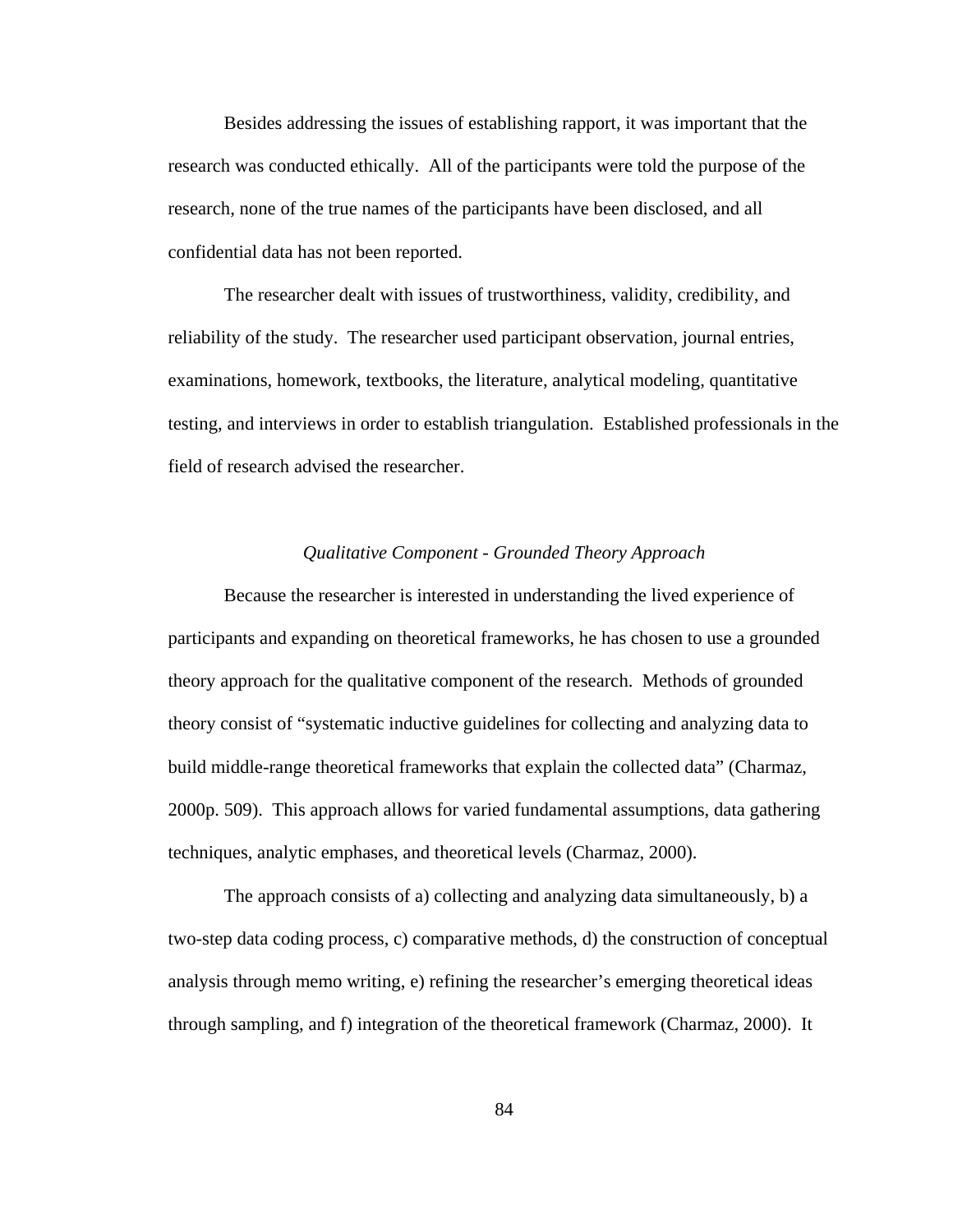Besides addressing the issues of establishing rapport, it was important that the research was conducted ethically. All of the participants were told the purpose of the research, none of the true names of the participants have been disclosed, and all confidential data has not been reported.

The researcher dealt with issues of trustworthiness, validity, credibility, and reliability of the study. The researcher used participant observation, journal entries, examinations, homework, textbooks, the literature, analytical modeling, quantitative testing, and interviews in order to establish triangulation. Established professionals in the field of research advised the researcher.

### *Qualitative Component - Grounded Theory Approach*

Because the researcher is interested in understanding the lived experience of participants and expanding on theoretical frameworks, he has chosen to use a grounded theory approach for the qualitative component of the research. Methods of grounded theory consist of "systematic inductive guidelines for collecting and analyzing data to build middle-range theoretical frameworks that explain the collected data" (Charmaz, 2000p. 509). This approach allows for varied fundamental assumptions, data gathering techniques, analytic emphases, and theoretical levels (Charmaz, 2000).

The approach consists of a) collecting and analyzing data simultaneously, b) a two-step data coding process, c) comparative methods, d) the construction of conceptual analysis through memo writing, e) refining the researcher's emerging theoretical ideas through sampling, and f) integration of the theoretical framework (Charmaz, 2000). It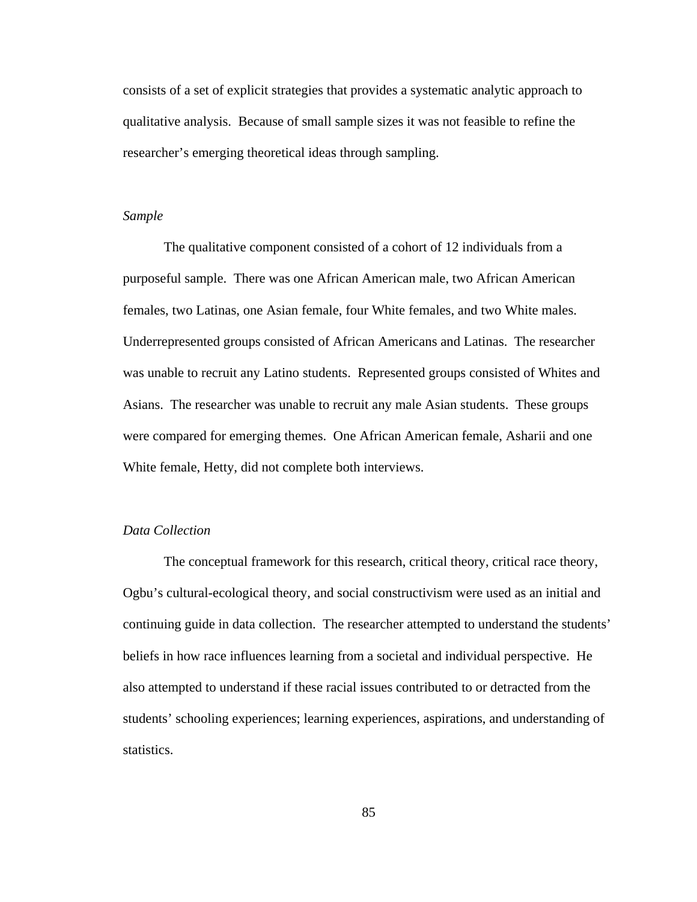consists of a set of explicit strategies that provides a systematic analytic approach to qualitative analysis. Because of small sample sizes it was not feasible to refine the researcher's emerging theoretical ideas through sampling.

*Sample*

The qualitative component consisted of a cohort of 12 individuals from a purposeful sample. There was one African American male, two African American females, two Latinas, one Asian female, four White females, and two White males. Underrepresented groups consisted of African Americans and Latinas. The researcher was unable to recruit any Latino students. Represented groups consisted of Whites and Asians. The researcher was unable to recruit any male Asian students. These groups were compared for emerging themes. One African American female, Asharii and one White female, Hetty, did not complete both interviews.

*Data Collection*

The conceptual framework for this research, critical theory, critical race theory, Ogbu's cultural-ecological theory, and social constructivism were used as an initial and continuing guide in data collection. The researcher attempted to understand the students' beliefs in how race influences learning from a societal and individual perspective. He also attempted to understand if these racial issues contributed to or detracted from the students' schooling experiences; learning experiences, aspirations, and understanding of statistics.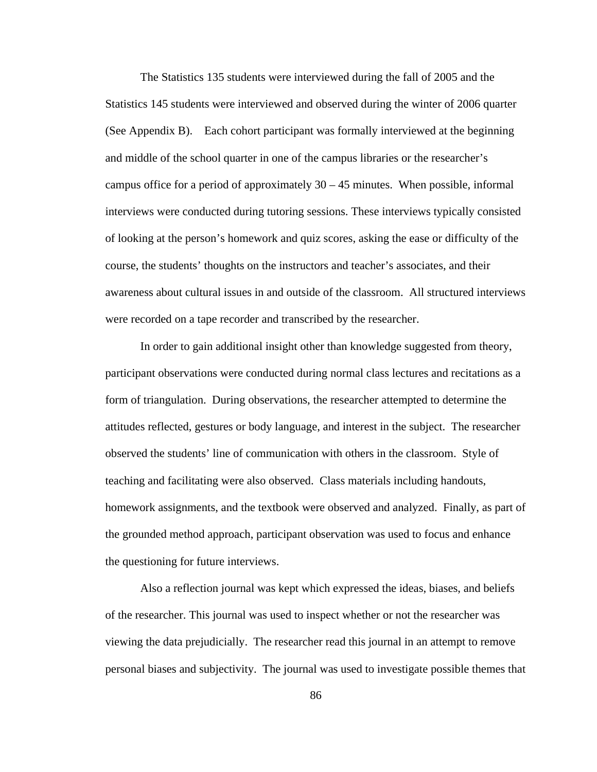The Statistics 135 students were interviewed during the fall of 2005 and the Statistics 145 students were interviewed and observed during the winter of 2006 quarter (See Appendix B). Each cohort participant was formally interviewed at the beginning and middle of the school quarter in one of the campus libraries or the researcher's campus office for a period of approximately 30 – 45 minutes. When possible, informal interviews were conducted during tutoring sessions. These interviews typically consisted of looking at the person's homework and quiz scores, asking the ease or difficulty of the course, the students' thoughts on the instructors and teacher's associates, and their awareness about cultural issues in and outside of the classroom. All structured interviews were recorded on a tape recorder and transcribed by the researcher.

In order to gain additional insight other than knowledge suggested from theory, participant observations were conducted during normal class lectures and recitations as a form of triangulation. During observations, the researcher attempted to determine the attitudes reflected, gestures or body language, and interest in the subject. The researcher observed the students' line of communication with others in the classroom. Style of teaching and facilitating were also observed. Class materials including handouts, homework assignments, and the textbook were observed and analyzed. Finally, as part of the grounded method approach, participant observation was used to focus and enhance the questioning for future interviews.

Also a reflection journal was kept which expressed the ideas, biases, and beliefs of the researcher. This journal was used to inspect whether or not the researcher was viewing the data prejudicially. The researcher read this journal in an attempt to remove personal biases and subjectivity. The journal was used to investigate possible themes that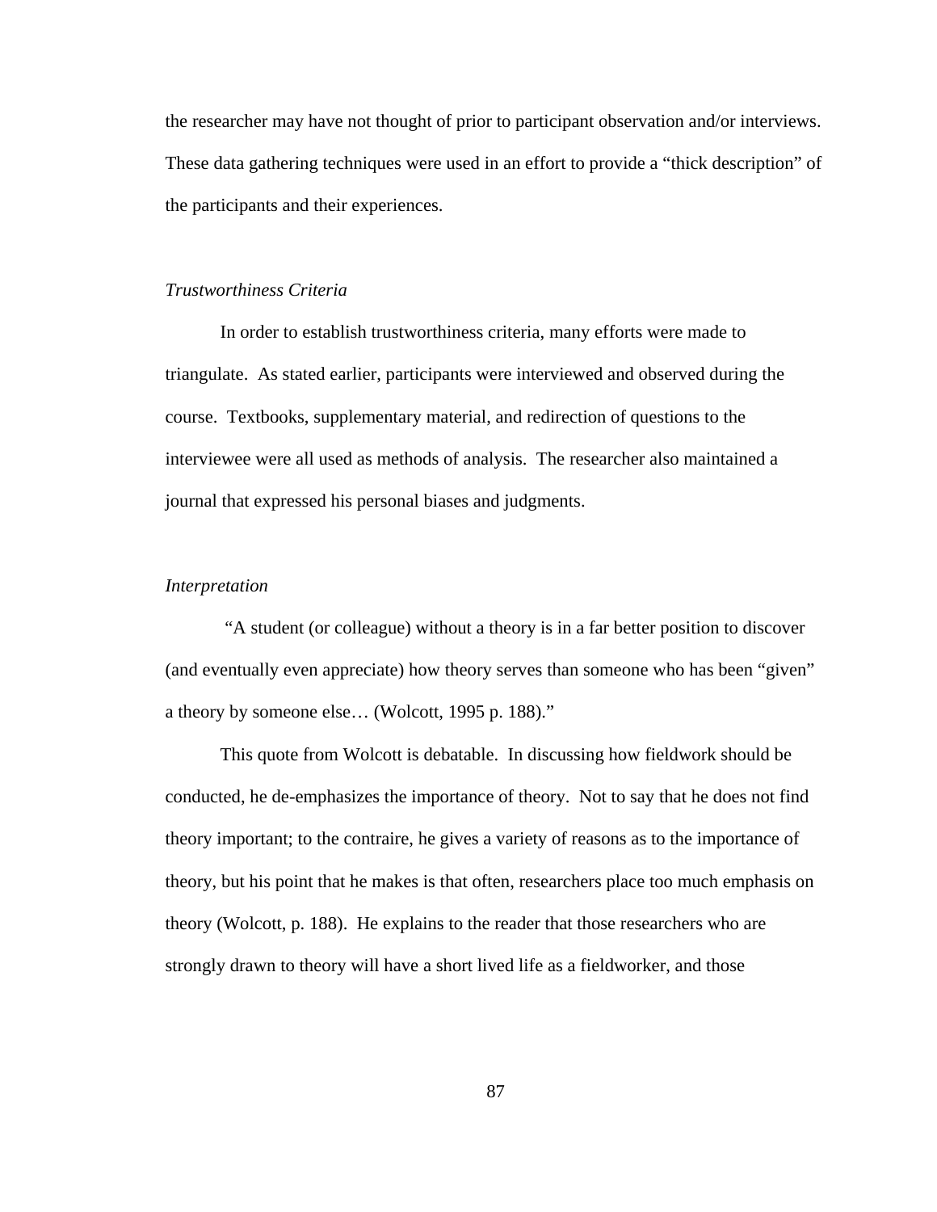the researcher may have not thought of prior to participant observation and/or interviews. These data gathering techniques were used in an effort to provide a "thick description" of the participants and their experiences.

### *Trustworthiness Criteria*

In order to establish trustworthiness criteria, many efforts were made to triangulate. As stated earlier, participants were interviewed and observed during the course. Textbooks, supplementary material, and redirection of questions to the interviewee were all used as methods of analysis. The researcher also maintained a journal that expressed his personal biases and judgments.

### *Interpretation*

"A student (or colleague) without a theory is in a far better position to discover (and eventually even appreciate) how theory serves than someone who has been "given" a theory by someone else… (Wolcott, 1995 p. 188)."

This quote from Wolcott is debatable. In discussing how fieldwork should be conducted, he de-emphasizes the importance of theory. Not to say that he does not find theory important; to the contraire, he gives a variety of reasons as to the importance of theory, but his point that he makes is that often, researchers place too much emphasis on theory (Wolcott, p. 188). He explains to the reader that those researchers who are strongly drawn to theory will have a short lived life as a fieldworker, and those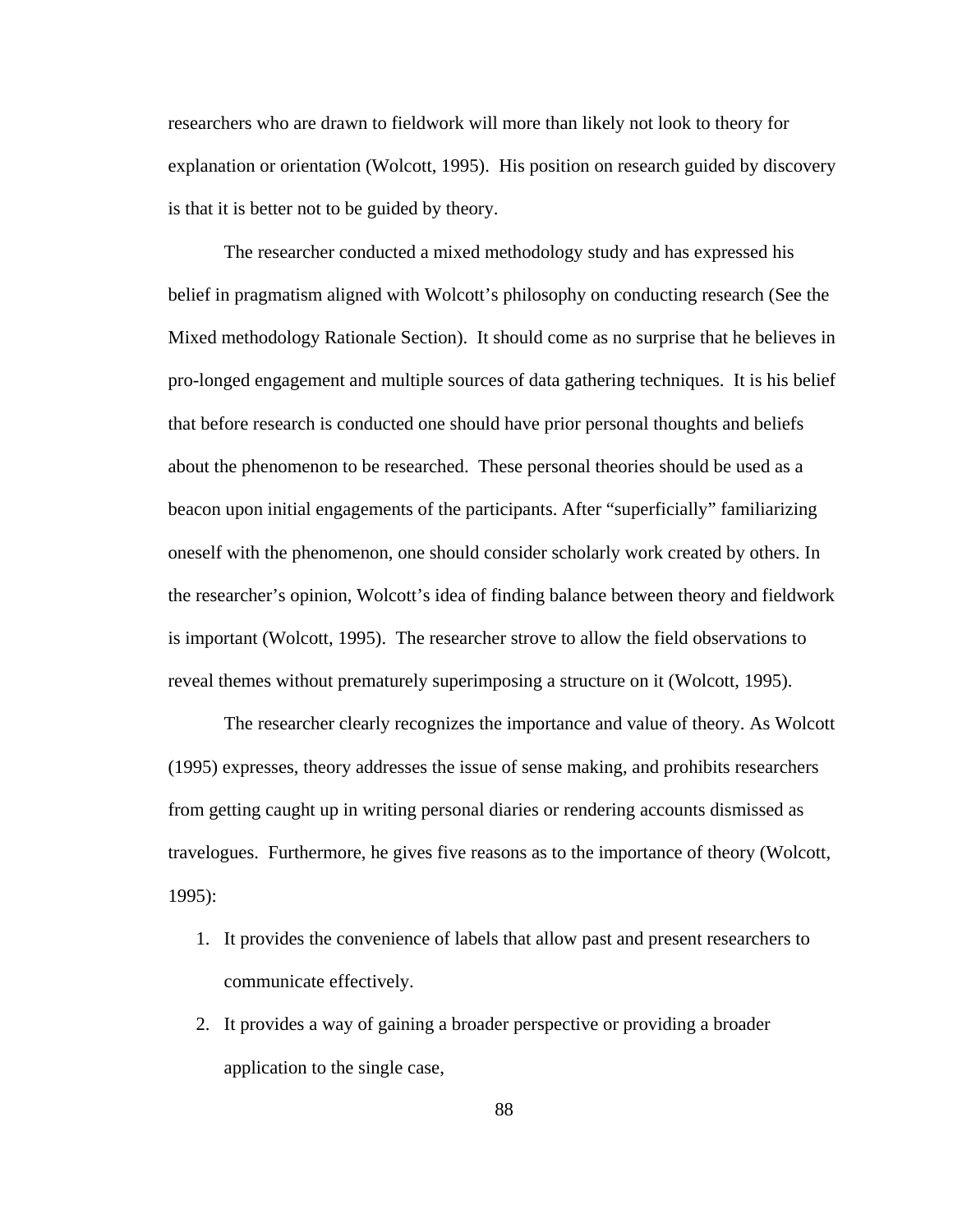researchers who are drawn to fieldwork will more than likely not look to theory for explanation or orientation (Wolcott, 1995). His position on research guided by discovery is that it is better not to be guided by theory.

The researcher conducted a mixed methodology study and has expressed his belief in pragmatism aligned with Wolcott's philosophy on conducting research (See the Mixed methodology Rationale Section). It should come as no surprise that he believes in pro-longed engagement and multiple sources of data gathering techniques. It is his belief that before research is conducted one should have prior personal thoughts and beliefs about the phenomenon to be researched. These personal theories should be used as a beacon upon initial engagements of the participants. After "superficially" familiarizing oneself with the phenomenon, one should consider scholarly work created by others. In the researcher's opinion, Wolcott's idea of finding balance between theory and fieldwork is important (Wolcott, 1995). The researcher strove to allow the field observations to reveal themes without prematurely superimposing a structure on it (Wolcott, 1995).

The researcher clearly recognizes the importance and value of theory. As Wolcott (1995) expresses, theory addresses the issue of sense making, and prohibits researchers from getting caught up in writing personal diaries or rendering accounts dismissed as travelogues. Furthermore, he gives five reasons as to the importance of theory (Wolcott, 1995):

1. It provides the convenience of labels that allow past and present researchers to communicate effectively.
2. It provides a way of gaining a broader perspective or providing a broader application to the single case,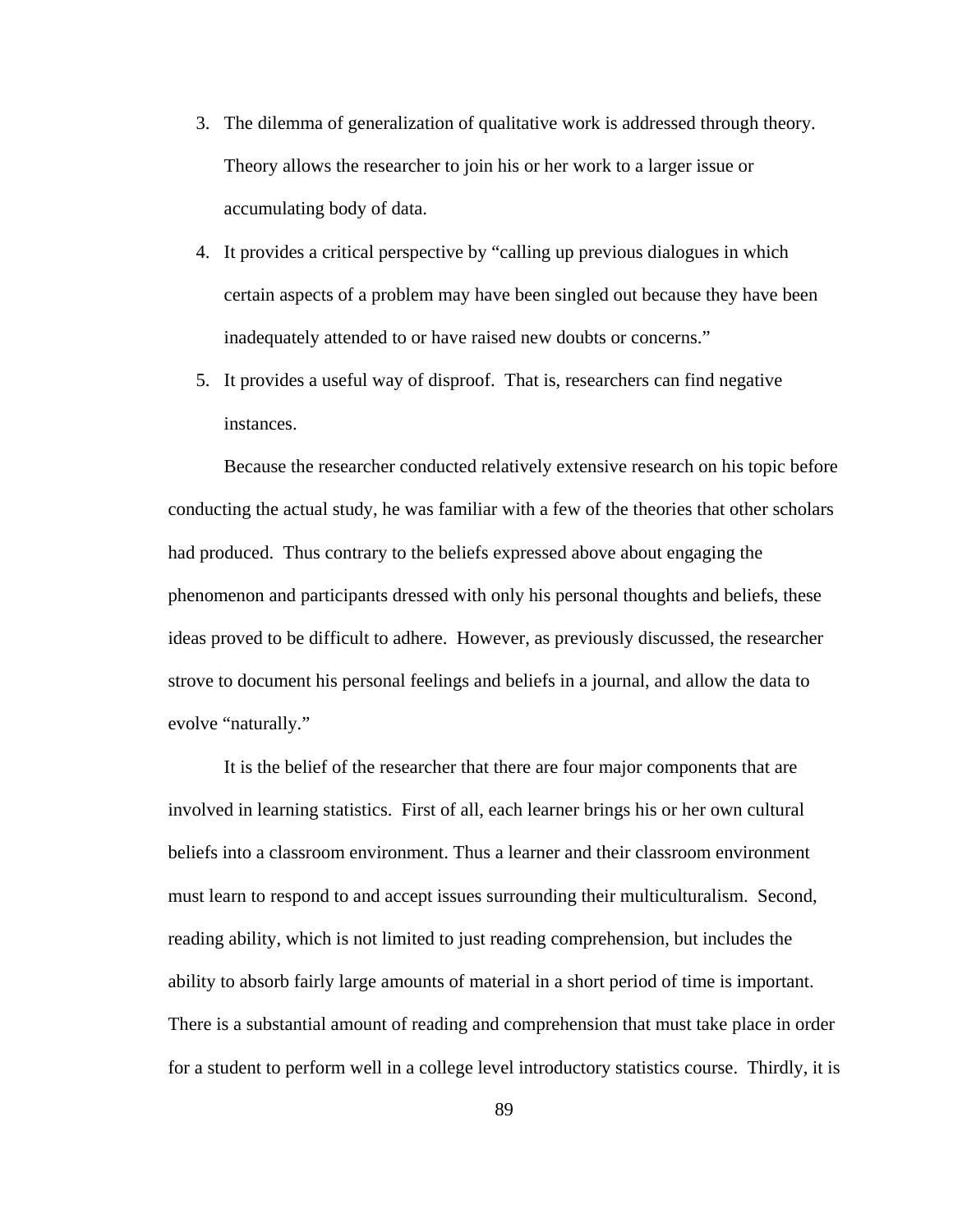3. The dilemma of generalization of qualitative work is addressed through theory. Theory allows the researcher to join his or her work to a larger issue or accumulating body of data.
4. It provides a critical perspective by "calling up previous dialogues in which certain aspects of a problem may have been singled out because they have been inadequately attended to or have raised new doubts or concerns."
5. It provides a useful way of disproof. That is, researchers can find negative instances.

Because the researcher conducted relatively extensive research on his topic before conducting the actual study, he was familiar with a few of the theories that other scholars had produced. Thus contrary to the beliefs expressed above about engaging the phenomenon and participants dressed with only his personal thoughts and beliefs, these ideas proved to be difficult to adhere. However, as previously discussed, the researcher strove to document his personal feelings and beliefs in a journal, and allow the data to evolve "naturally."

It is the belief of the researcher that there are four major components that are involved in learning statistics. First of all, each learner brings his or her own cultural beliefs into a classroom environment. Thus a learner and their classroom environment must learn to respond to and accept issues surrounding their multiculturalism. Second, reading ability, which is not limited to just reading comprehension, but includes the ability to absorb fairly large amounts of material in a short period of time is important. There is a substantial amount of reading and comprehension that must take place in order for a student to perform well in a college level introductory statistics course. Thirdly, it is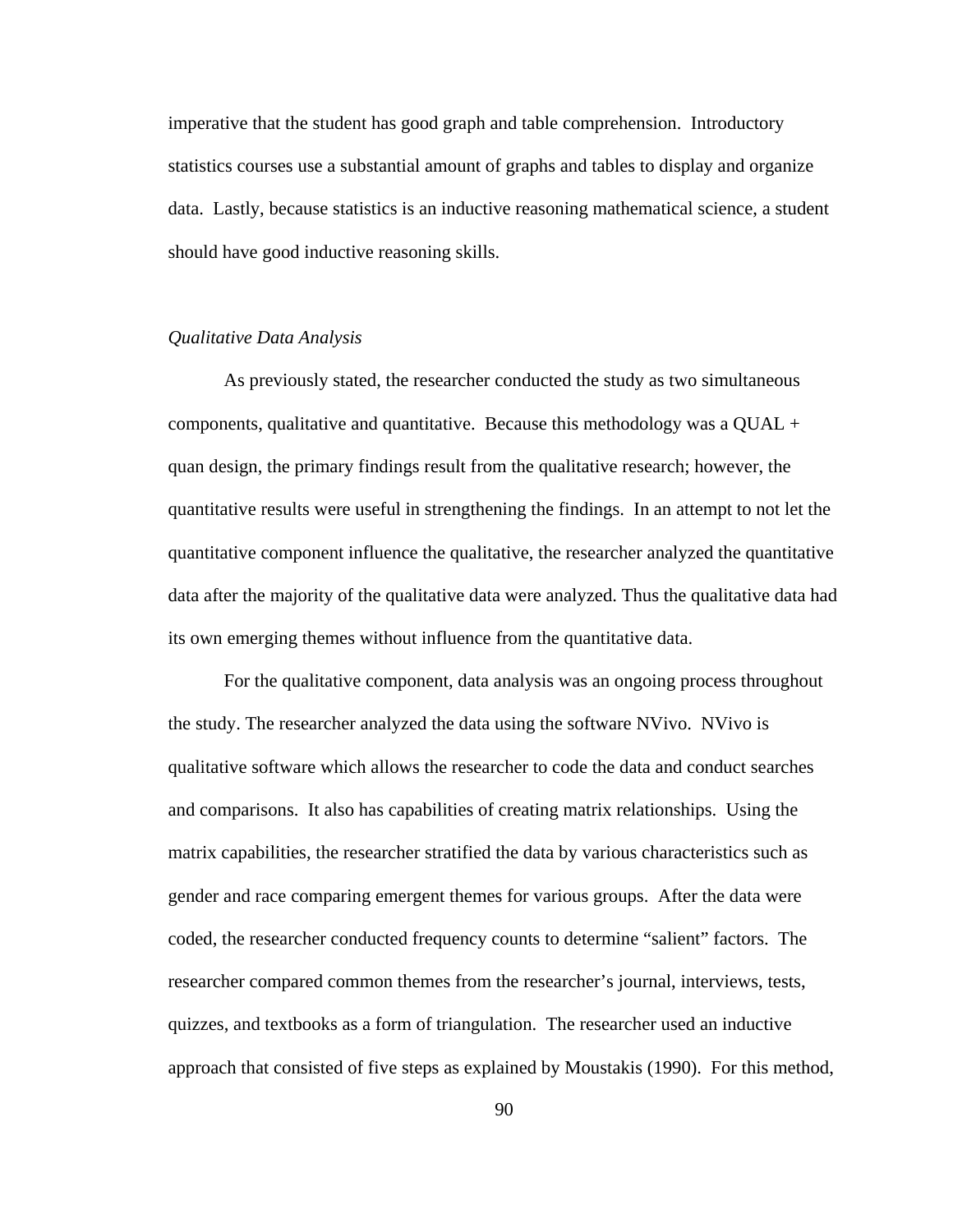imperative that the student has good graph and table comprehension. Introductory statistics courses use a substantial amount of graphs and tables to display and organize data. Lastly, because statistics is an inductive reasoning mathematical science, a student should have good inductive reasoning skills.

*Qualitative Data Analysis*

As previously stated, the researcher conducted the study as two simultaneous components, qualitative and quantitative. Because this methodology was a QUAL + quan design, the primary findings result from the qualitative research; however, the quantitative results were useful in strengthening the findings. In an attempt to not let the quantitative component influence the qualitative, the researcher analyzed the quantitative data after the majority of the qualitative data were analyzed. Thus the qualitative data had its own emerging themes without influence from the quantitative data.

For the qualitative component, data analysis was an ongoing process throughout the study. The researcher analyzed the data using the software NVivo. NVivo is qualitative software which allows the researcher to code the data and conduct searches and comparisons. It also has capabilities of creating matrix relationships. Using the matrix capabilities, the researcher stratified the data by various characteristics such as gender and race comparing emergent themes for various groups. After the data were coded, the researcher conducted frequency counts to determine "salient" factors. The researcher compared common themes from the researcher's journal, interviews, tests, quizzes, and textbooks as a form of triangulation. The researcher used an inductive approach that consisted of five steps as explained by Moustakis (1990). For this method,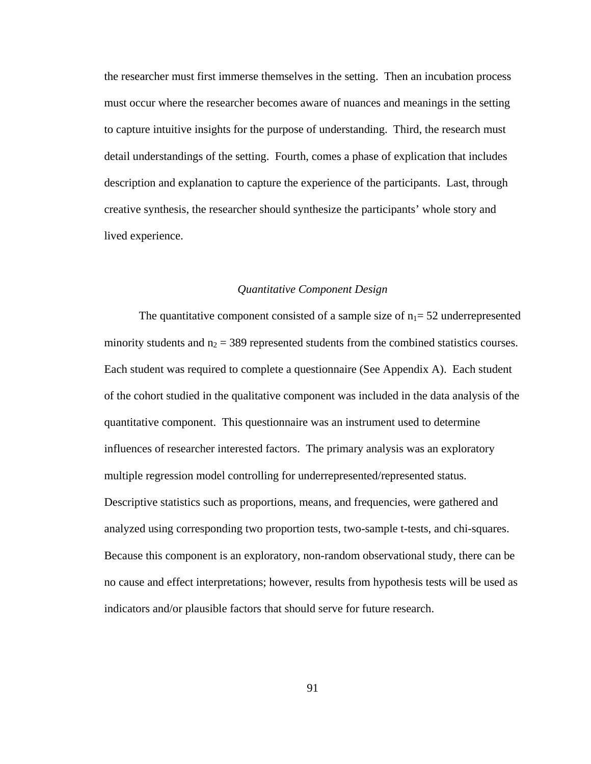the researcher must first immerse themselves in the setting. Then an incubation process must occur where the researcher becomes aware of nuances and meanings in the setting to capture intuitive insights for the purpose of understanding. Third, the research must detail understandings of the setting. Fourth, comes a phase of explication that includes description and explanation to capture the experience of the participants. Last, through creative synthesis, the researcher should synthesize the participants' whole story and lived experience.

### *Quantitative Component Design*

The quantitative component consisted of a sample size of $n_1 = 52$ underrepresented minority students and $n_2 = 389$ represented students from the combined statistics courses. Each student was required to complete a questionnaire (See Appendix A). Each student of the cohort studied in the qualitative component was included in the data analysis of the quantitative component. This questionnaire was an instrument used to determine influences of researcher interested factors. The primary analysis was an exploratory multiple regression model controlling for underrepresented/represented status. Descriptive statistics such as proportions, means, and frequencies, were gathered and analyzed using corresponding two proportion tests, two-sample t-tests, and chi-squares. Because this component is an exploratory, non-random observational study, there can be no cause and effect interpretations; however, results from hypothesis tests will be used as indicators and/or plausible factors that should serve for future research.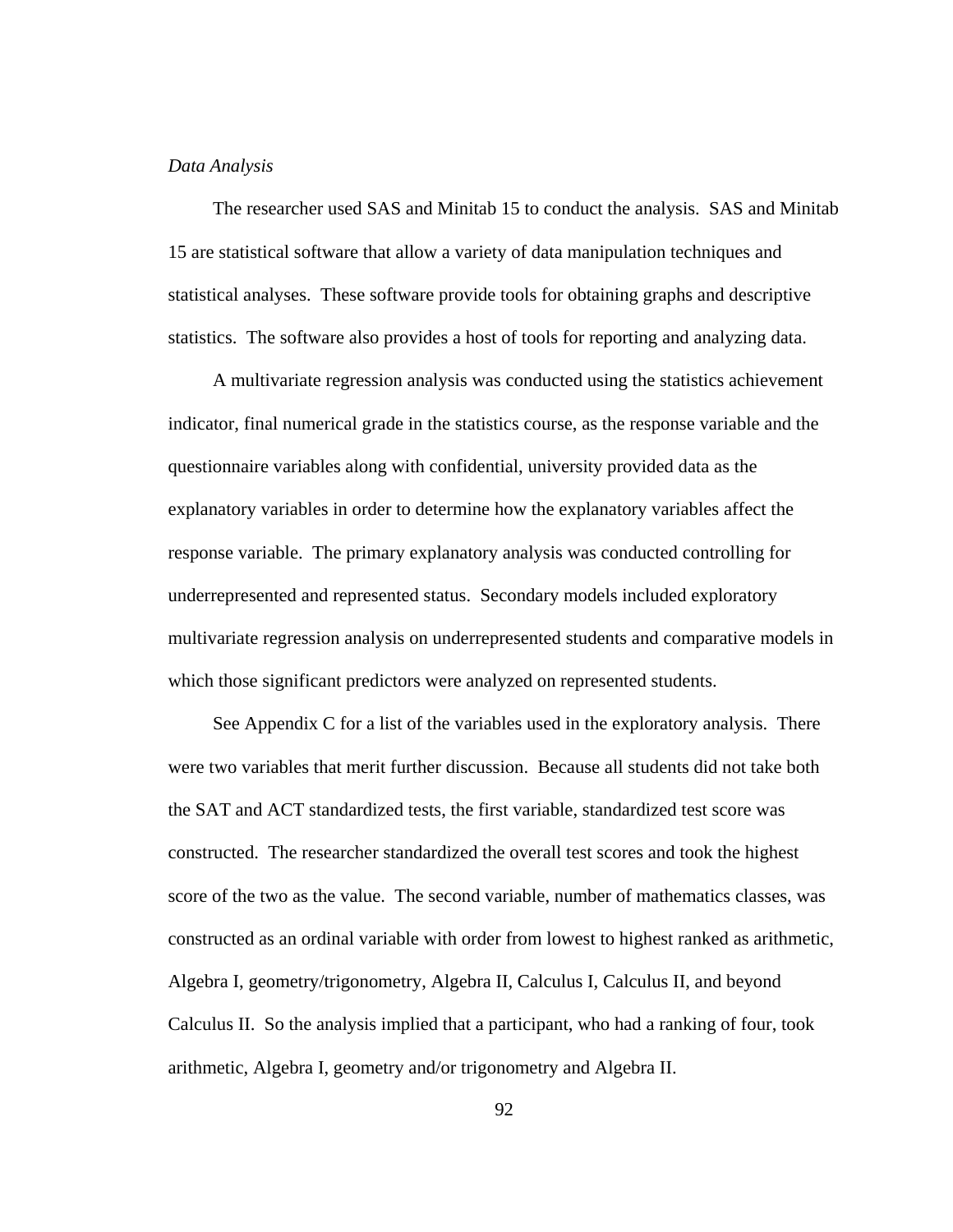*Data Analysis*

The researcher used SAS and Minitab 15 to conduct the analysis. SAS and Minitab 15 are statistical software that allow a variety of data manipulation techniques and statistical analyses. These software provide tools for obtaining graphs and descriptive statistics. The software also provides a host of tools for reporting and analyzing data.

A multivariate regression analysis was conducted using the statistics achievement indicator, final numerical grade in the statistics course, as the response variable and the questionnaire variables along with confidential, university provided data as the explanatory variables in order to determine how the explanatory variables affect the response variable. The primary explanatory analysis was conducted controlling for underrepresented and represented status. Secondary models included exploratory multivariate regression analysis on underrepresented students and comparative models in which those significant predictors were analyzed on represented students.

See Appendix C for a list of the variables used in the exploratory analysis. There were two variables that merit further discussion. Because all students did not take both the SAT and ACT standardized tests, the first variable, standardized test score was constructed. The researcher standardized the overall test scores and took the highest score of the two as the value. The second variable, number of mathematics classes, was constructed as an ordinal variable with order from lowest to highest ranked as arithmetic, Algebra I, geometry/trigonometry, Algebra II, Calculus I, Calculus II, and beyond Calculus II. So the analysis implied that a participant, who had a ranking of four, took arithmetic, Algebra I, geometry and/or trigonometry and Algebra II.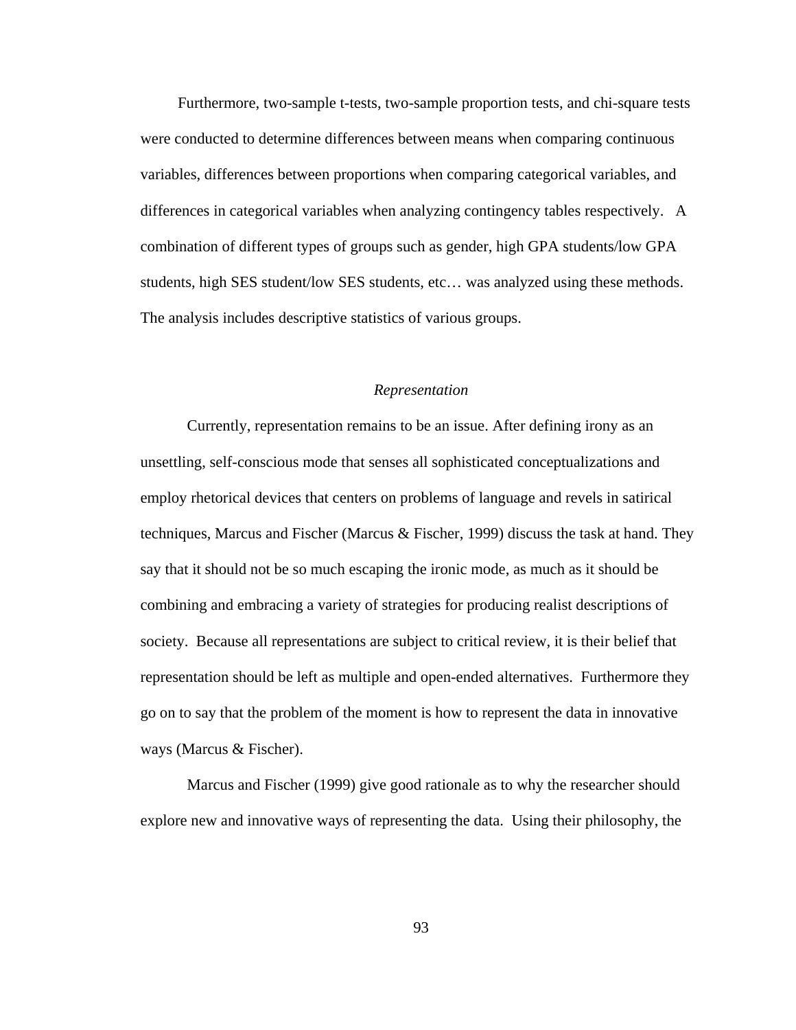Furthermore, two-sample t-tests, two-sample proportion tests, and chi-square tests were conducted to determine differences between means when comparing continuous variables, differences between proportions when comparing categorical variables, and differences in categorical variables when analyzing contingency tables respectively. A combination of different types of groups such as gender, high GPA students/low GPA students, high SES student/low SES students, etc… was analyzed using these methods. The analysis includes descriptive statistics of various groups.

### *Representation*

Currently, representation remains to be an issue. After defining irony as an unsettling, self-conscious mode that senses all sophisticated conceptualizations and employ rhetorical devices that centers on problems of language and revels in satirical techniques, Marcus and Fischer (Marcus & Fischer, 1999) discuss the task at hand. They say that it should not be so much escaping the ironic mode, as much as it should be combining and embracing a variety of strategies for producing realist descriptions of society. Because all representations are subject to critical review, it is their belief that representation should be left as multiple and open-ended alternatives. Furthermore they go on to say that the problem of the moment is how to represent the data in innovative ways (Marcus & Fischer).

Marcus and Fischer (1999) give good rationale as to why the researcher should explore new and innovative ways of representing the data. Using their philosophy, the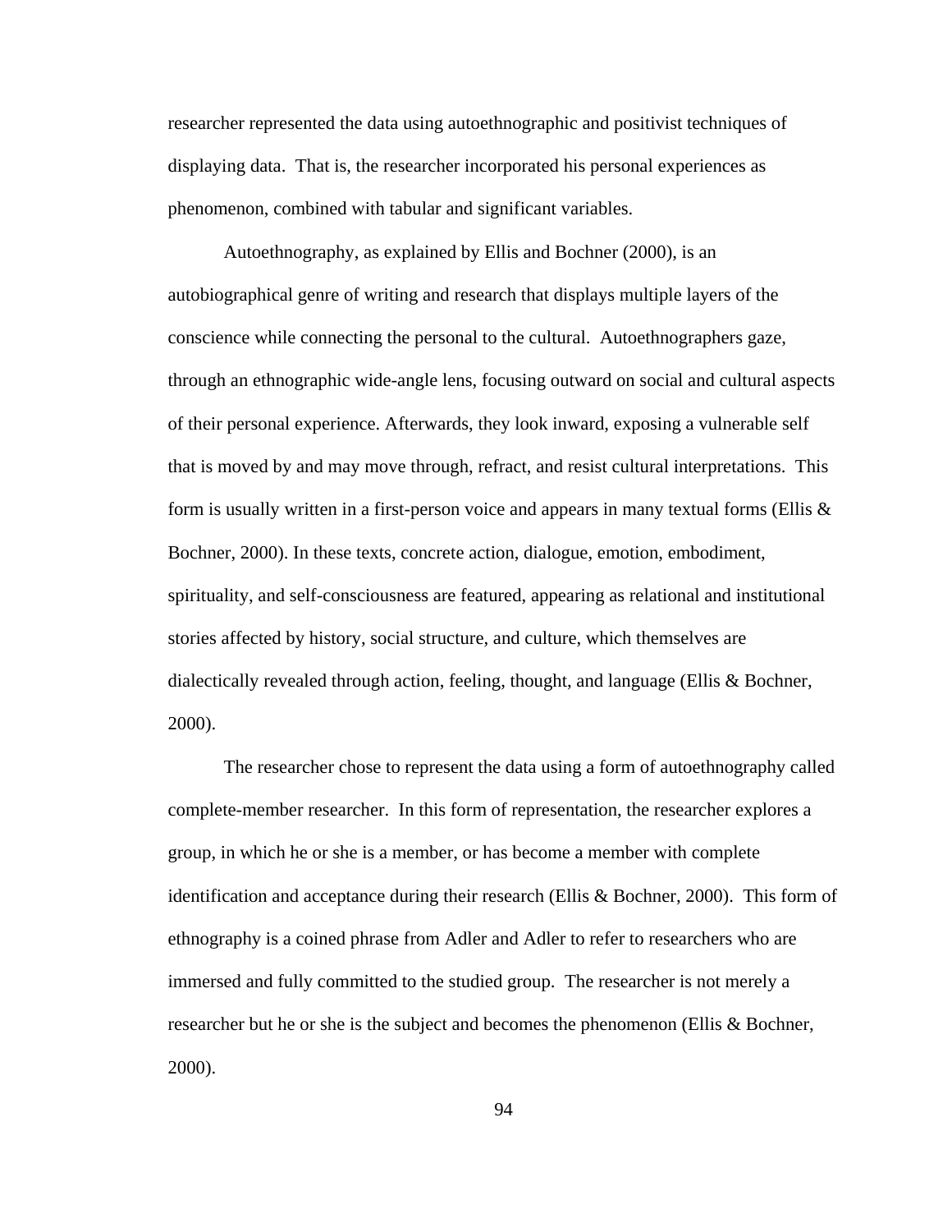researcher represented the data using autoethnographic and positivist techniques of displaying data. That is, the researcher incorporated his personal experiences as phenomenon, combined with tabular and significant variables.

Autoethnography, as explained by Ellis and Bochner (2000), is an autobiographical genre of writing and research that displays multiple layers of the conscience while connecting the personal to the cultural. Autoethnographers gaze, through an ethnographic wide-angle lens, focusing outward on social and cultural aspects of their personal experience. Afterwards, they look inward, exposing a vulnerable self that is moved by and may move through, refract, and resist cultural interpretations. This form is usually written in a first-person voice and appears in many textual forms (Ellis & Bochner, 2000). In these texts, concrete action, dialogue, emotion, embodiment, spirituality, and self-consciousness are featured, appearing as relational and institutional stories affected by history, social structure, and culture, which themselves are dialectically revealed through action, feeling, thought, and language (Ellis & Bochner, 2000).

The researcher chose to represent the data using a form of autoethnography called complete-member researcher. In this form of representation, the researcher explores a group, in which he or she is a member, or has become a member with complete identification and acceptance during their research (Ellis & Bochner, 2000). This form of ethnography is a coined phrase from Adler and Adler to refer to researchers who are immersed and fully committed to the studied group. The researcher is not merely a researcher but he or she is the subject and becomes the phenomenon (Ellis & Bochner, 2000).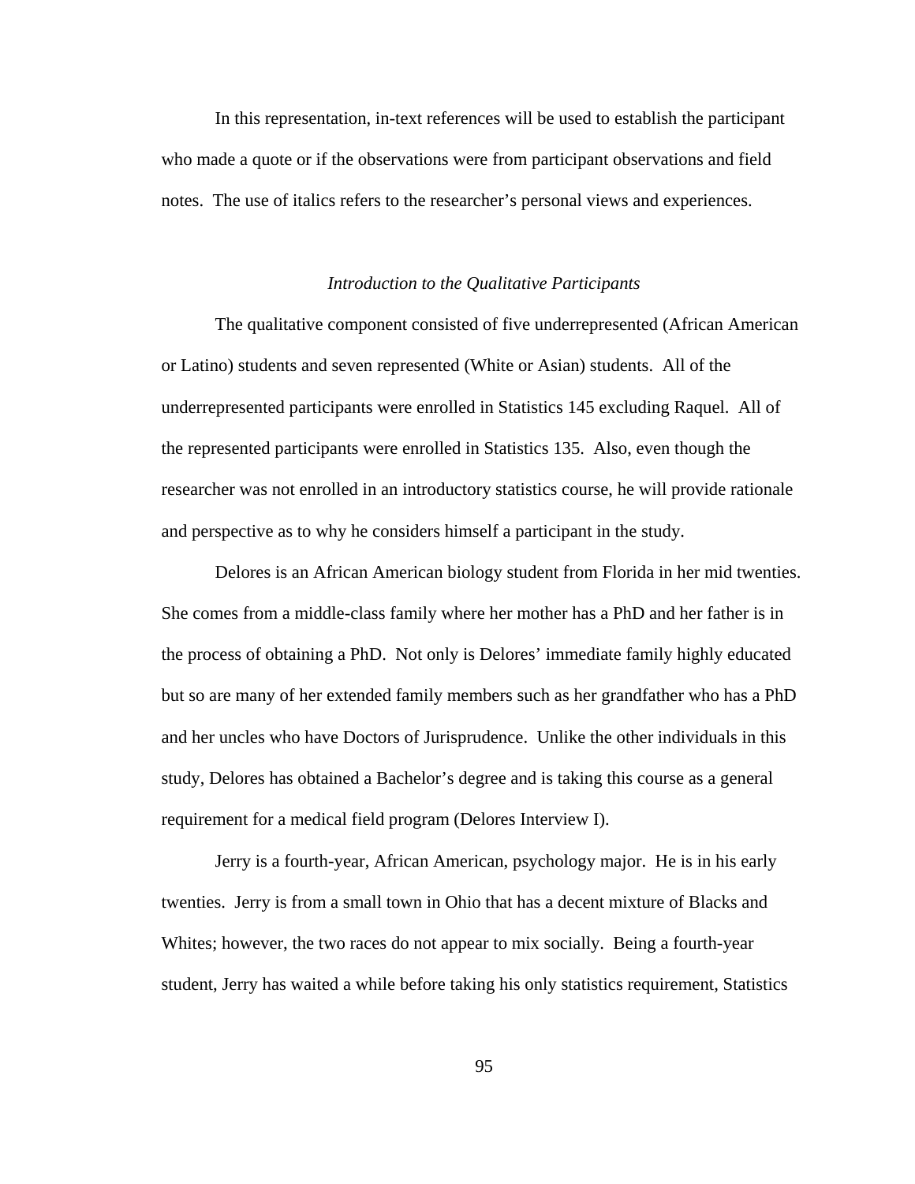In this representation, in-text references will be used to establish the participant who made a quote or if the observations were from participant observations and field notes. The use of italics refers to the researcher's personal views and experiences.

### *Introduction to the Qualitative Participants*

The qualitative component consisted of five underrepresented (African American or Latino) students and seven represented (White or Asian) students. All of the underrepresented participants were enrolled in Statistics 145 excluding Raquel. All of the represented participants were enrolled in Statistics 135. Also, even though the researcher was not enrolled in an introductory statistics course, he will provide rationale and perspective as to why he considers himself a participant in the study.

Delores is an African American biology student from Florida in her mid twenties. She comes from a middle-class family where her mother has a PhD and her father is in the process of obtaining a PhD. Not only is Delores' immediate family highly educated but so are many of her extended family members such as her grandfather who has a PhD and her uncles who have Doctors of Jurisprudence. Unlike the other individuals in this study, Delores has obtained a Bachelor's degree and is taking this course as a general requirement for a medical field program (Delores Interview I).

Jerry is a fourth-year, African American, psychology major. He is in his early twenties. Jerry is from a small town in Ohio that has a decent mixture of Blacks and Whites; however, the two races do not appear to mix socially. Being a fourth-year student, Jerry has waited a while before taking his only statistics requirement, Statistics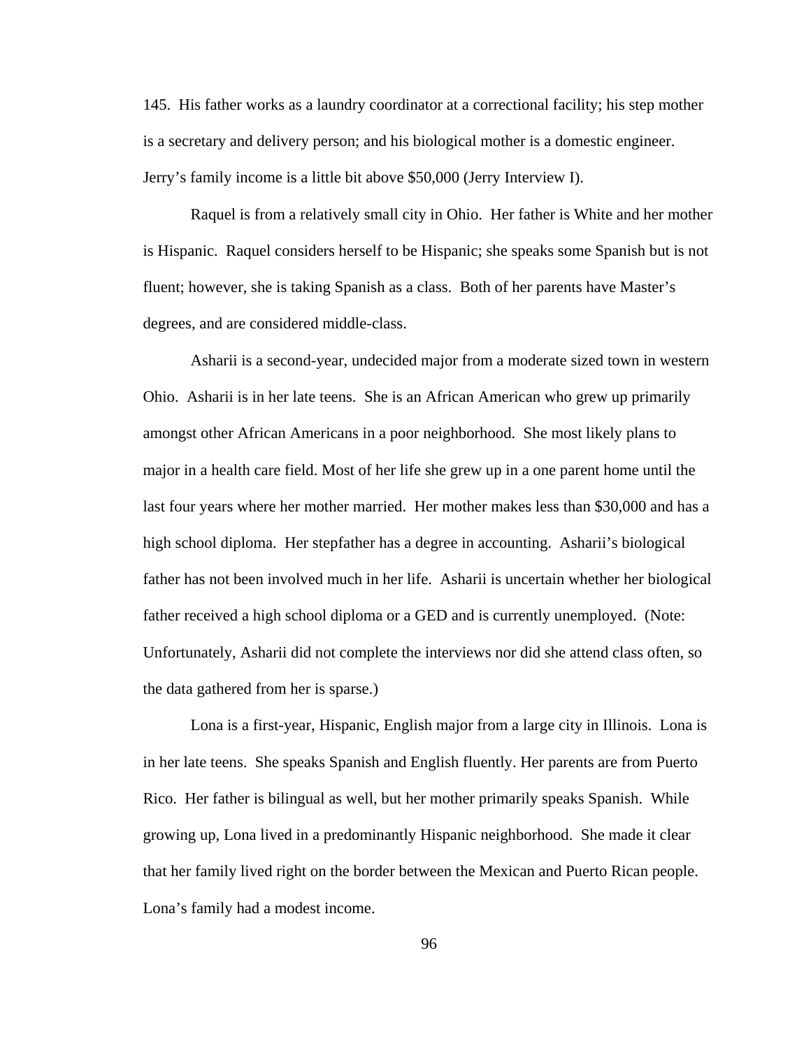145. His father works as a laundry coordinator at a correctional facility; his step mother is a secretary and delivery person; and his biological mother is a domestic engineer. Jerry's family income is a little bit above $50,000 (Jerry Interview I).

Raquel is from a relatively small city in Ohio. Her father is White and her mother is Hispanic. Raquel considers herself to be Hispanic; she speaks some Spanish but is not fluent; however, she is taking Spanish as a class. Both of her parents have Master's degrees, and are considered middle-class.

Asharii is a second-year, undecided major from a moderate sized town in western Ohio. Asharii is in her late teens. She is an African American who grew up primarily amongst other African Americans in a poor neighborhood. She most likely plans to major in a health care field. Most of her life she grew up in a one parent home until the last four years where her mother married. Her mother makes less than $30,000 and has a high school diploma. Her stepfather has a degree in accounting. Asharii's biological father has not been involved much in her life. Asharii is uncertain whether her biological father received a high school diploma or a GED and is currently unemployed. (Note: Unfortunately, Asharii did not complete the interviews nor did she attend class often, so the data gathered from her is sparse.)

Lona is a first-year, Hispanic, English major from a large city in Illinois. Lona is in her late teens. She speaks Spanish and English fluently. Her parents are from Puerto Rico. Her father is bilingual as well, but her mother primarily speaks Spanish. While growing up, Lona lived in a predominantly Hispanic neighborhood. She made it clear that her family lived right on the border between the Mexican and Puerto Rican people. Lona's family had a modest income.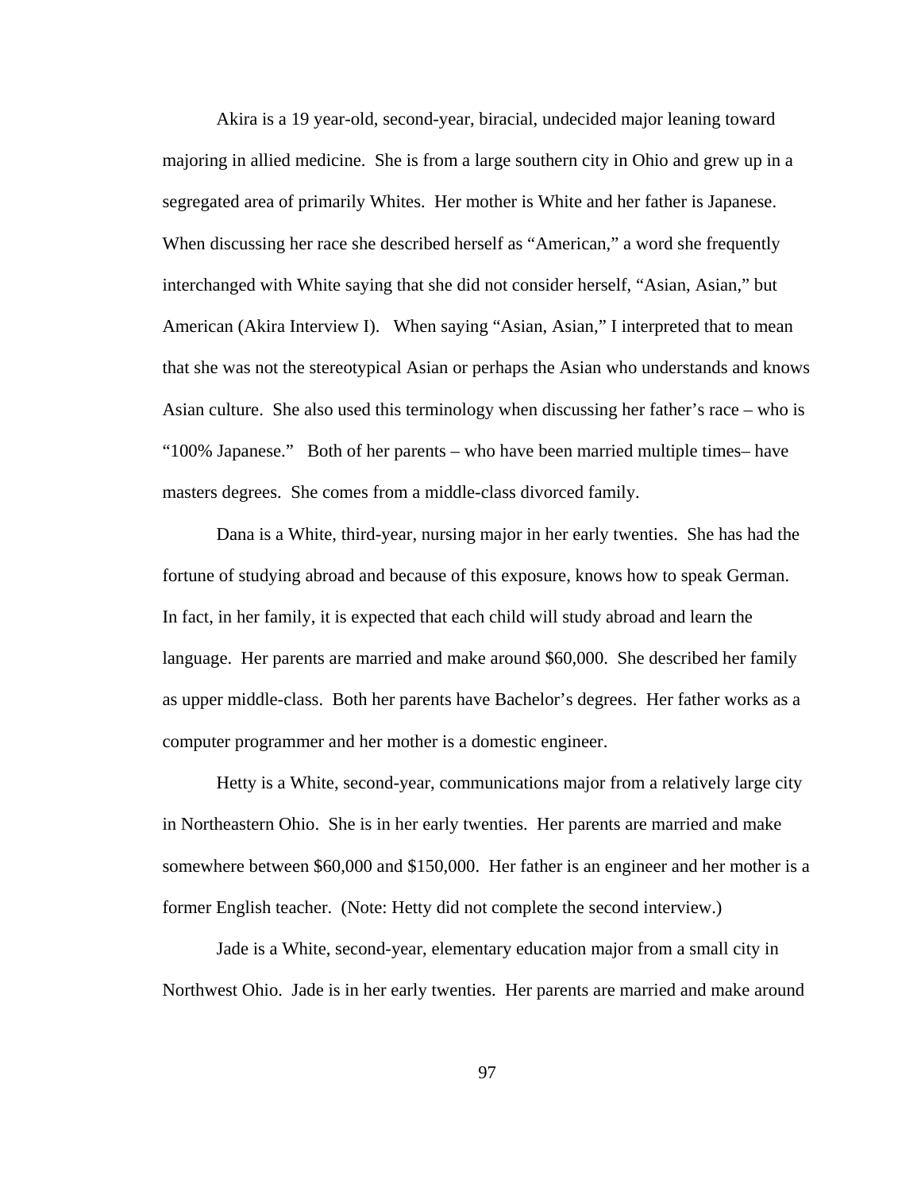Akira is a 19 year-old, second-year, biracial, undecided major leaning toward majoring in allied medicine. She is from a large southern city in Ohio and grew up in a segregated area of primarily Whites. Her mother is White and her father is Japanese. When discussing her race she described herself as "American," a word she frequently interchanged with White saying that she did not consider herself, "Asian, Asian," but American (Akira Interview I). When saying "Asian, Asian," I interpreted that to mean that she was not the stereotypical Asian or perhaps the Asian who understands and knows Asian culture. She also used this terminology when discussing her father's race – who is "100% Japanese." Both of her parents – who have been married multiple times– have masters degrees. She comes from a middle-class divorced family.

Dana is a White, third-year, nursing major in her early twenties. She has had the fortune of studying abroad and because of this exposure, knows how to speak German. In fact, in her family, it is expected that each child will study abroad and learn the language. Her parents are married and make around $60,000. She described her family as upper middle-class. Both her parents have Bachelor's degrees. Her father works as a computer programmer and her mother is a domestic engineer.

Hetty is a White, second-year, communications major from a relatively large city in Northeastern Ohio. She is in her early twenties. Her parents are married and make somewhere between $60,000 and $150,000. Her father is an engineer and her mother is a former English teacher. (Note: Hetty did not complete the second interview.)

Jade is a White, second-year, elementary education major from a small city in Northwest Ohio. Jade is in her early twenties. Her parents are married and make around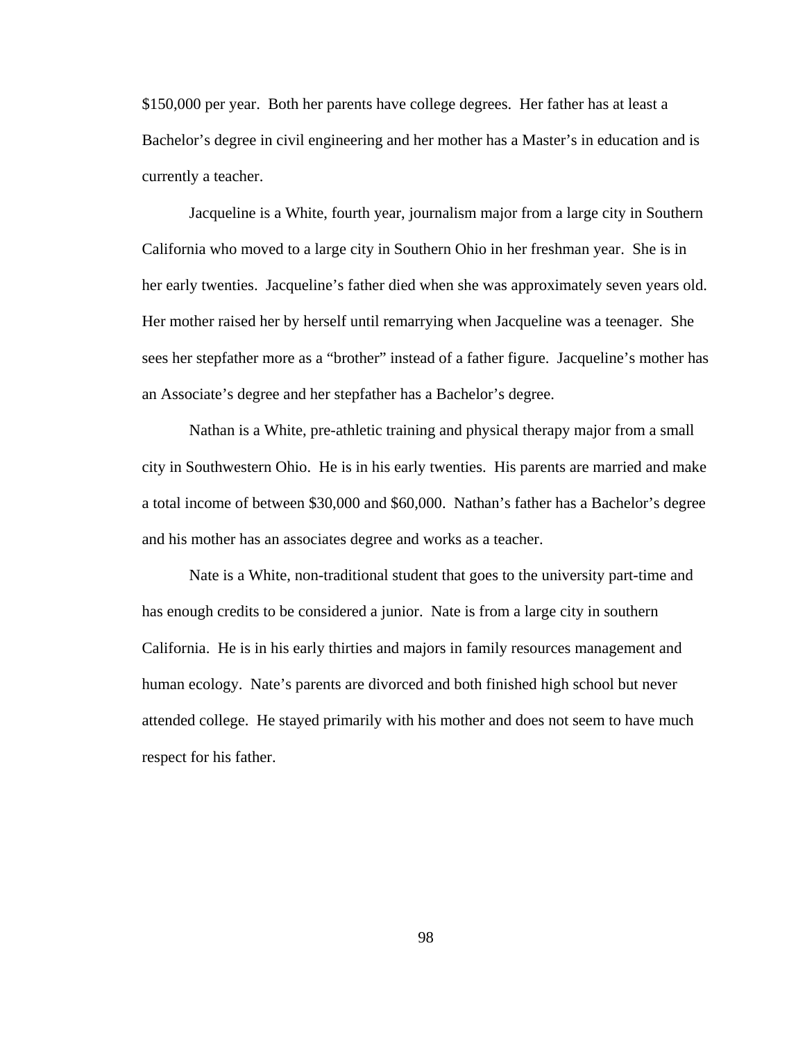$150,000 per year. Both her parents have college degrees. Her father has at least a Bachelor's degree in civil engineering and her mother has a Master's in education and is currently a teacher.

Jacqueline is a White, fourth year, journalism major from a large city in Southern California who moved to a large city in Southern Ohio in her freshman year. She is in her early twenties. Jacqueline's father died when she was approximately seven years old. Her mother raised her by herself until remarrying when Jacqueline was a teenager. She sees her stepfather more as a "brother" instead of a father figure. Jacqueline's mother has an Associate's degree and her stepfather has a Bachelor's degree.

Nathan is a White, pre-athletic training and physical therapy major from a small city in Southwestern Ohio. He is in his early twenties. His parents are married and make a total income of between $30,000 and $60,000. Nathan's father has a Bachelor's degree and his mother has an associates degree and works as a teacher.

Nate is a White, non-traditional student that goes to the university part-time and has enough credits to be considered a junior. Nate is from a large city in southern California. He is in his early thirties and majors in family resources management and human ecology. Nate's parents are divorced and both finished high school but never attended college. He stayed primarily with his mother and does not seem to have much respect for his father.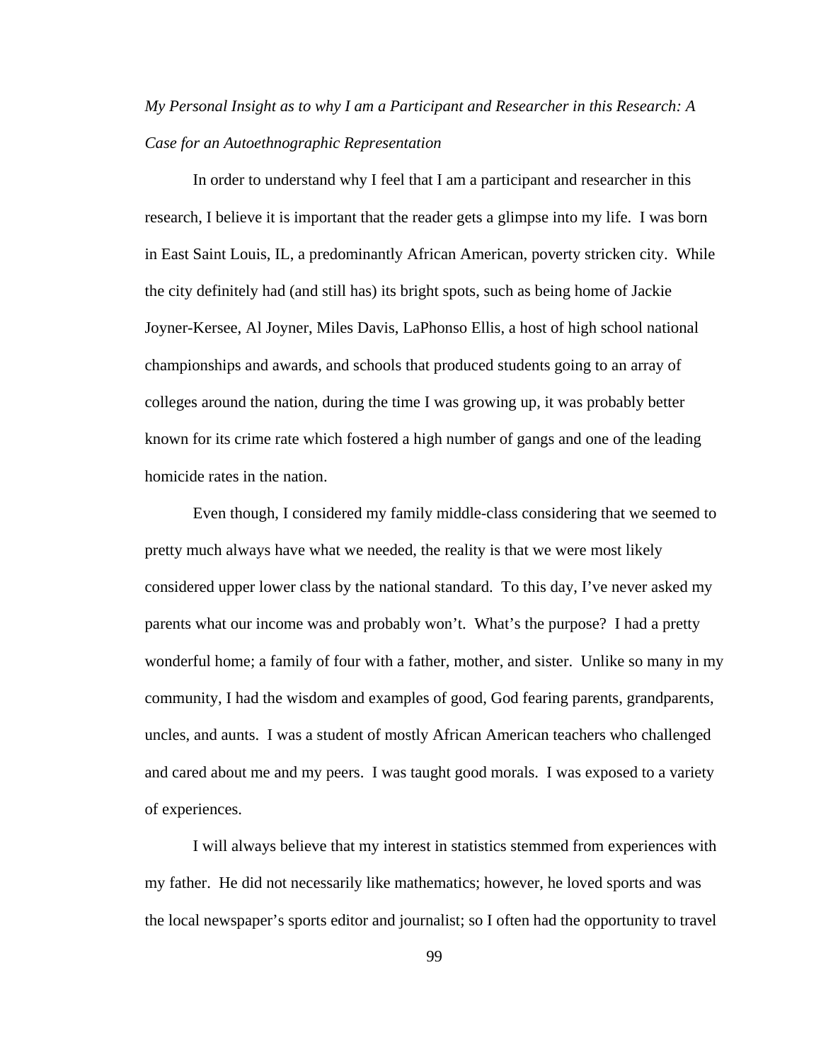*My Personal Insight as to why I am a Participant and Researcher in this Research: A Case for an Autoethnographic Representation*

In order to understand why I feel that I am a participant and researcher in this research, I believe it is important that the reader gets a glimpse into my life. I was born in East Saint Louis, IL, a predominantly African American, poverty stricken city. While the city definitely had (and still has) its bright spots, such as being home of Jackie Joyner-Kersee, Al Joyner, Miles Davis, LaPhonso Ellis, a host of high school national championships and awards, and schools that produced students going to an array of colleges around the nation, during the time I was growing up, it was probably better known for its crime rate which fostered a high number of gangs and one of the leading homicide rates in the nation.

Even though, I considered my family middle-class considering that we seemed to pretty much always have what we needed, the reality is that we were most likely considered upper lower class by the national standard. To this day, I've never asked my parents what our income was and probably won't. What's the purpose? I had a pretty wonderful home; a family of four with a father, mother, and sister. Unlike so many in my community, I had the wisdom and examples of good, God fearing parents, grandparents, uncles, and aunts. I was a student of mostly African American teachers who challenged and cared about me and my peers. I was taught good morals. I was exposed to a variety of experiences.

I will always believe that my interest in statistics stemmed from experiences with my father. He did not necessarily like mathematics; however, he loved sports and was the local newspaper's sports editor and journalist; so I often had the opportunity to travel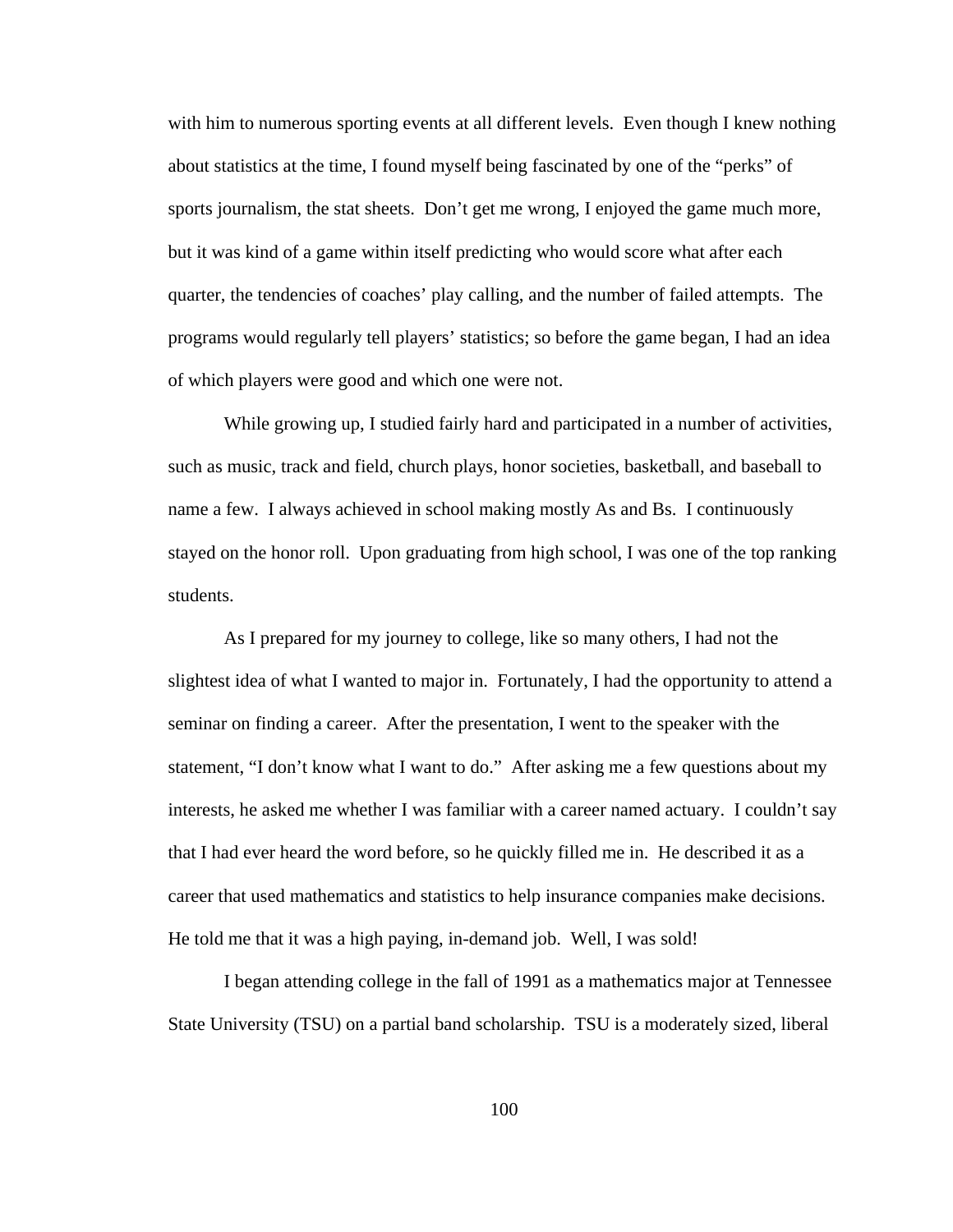with him to numerous sporting events at all different levels. Even though I knew nothing about statistics at the time, I found myself being fascinated by one of the "perks" of sports journalism, the stat sheets. Don't get me wrong, I enjoyed the game much more, but it was kind of a game within itself predicting who would score what after each quarter, the tendencies of coaches' play calling, and the number of failed attempts. The programs would regularly tell players' statistics; so before the game began, I had an idea of which players were good and which one were not.

While growing up, I studied fairly hard and participated in a number of activities, such as music, track and field, church plays, honor societies, basketball, and baseball to name a few. I always achieved in school making mostly As and Bs. I continuously stayed on the honor roll. Upon graduating from high school, I was one of the top ranking students.

As I prepared for my journey to college, like so many others, I had not the slightest idea of what I wanted to major in. Fortunately, I had the opportunity to attend a seminar on finding a career. After the presentation, I went to the speaker with the statement, "I don't know what I want to do." After asking me a few questions about my interests, he asked me whether I was familiar with a career named actuary. I couldn't say that I had ever heard the word before, so he quickly filled me in. He described it as a career that used mathematics and statistics to help insurance companies make decisions. He told me that it was a high paying, in-demand job. Well, I was sold!

I began attending college in the fall of 1991 as a mathematics major at Tennessee State University (TSU) on a partial band scholarship. TSU is a moderately sized, liberal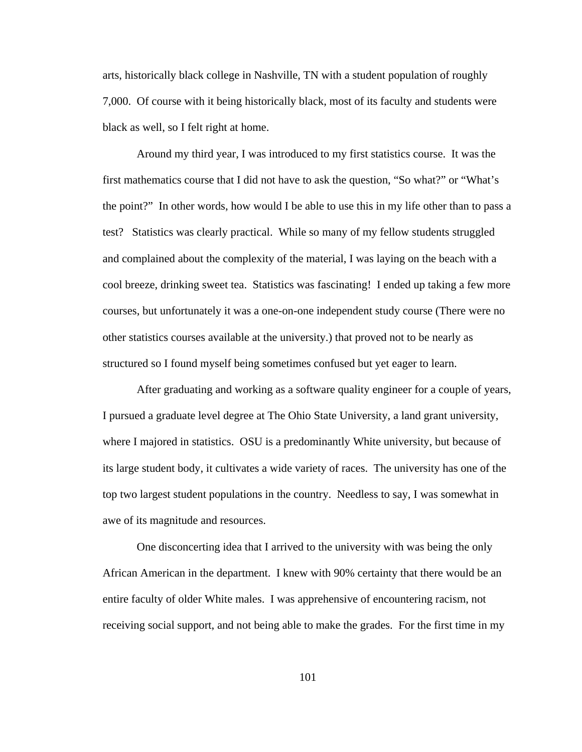arts, historically black college in Nashville, TN with a student population of roughly 7,000. Of course with it being historically black, most of its faculty and students were black as well, so I felt right at home.

Around my third year, I was introduced to my first statistics course. It was the first mathematics course that I did not have to ask the question, "So what?" or "What's the point?" In other words, how would I be able to use this in my life other than to pass a test? Statistics was clearly practical. While so many of my fellow students struggled and complained about the complexity of the material, I was laying on the beach with a cool breeze, drinking sweet tea. Statistics was fascinating! I ended up taking a few more courses, but unfortunately it was a one-on-one independent study course (There were no other statistics courses available at the university.) that proved not to be nearly as structured so I found myself being sometimes confused but yet eager to learn.

After graduating and working as a software quality engineer for a couple of years, I pursued a graduate level degree at The Ohio State University, a land grant university, where I majored in statistics. OSU is a predominantly White university, but because of its large student body, it cultivates a wide variety of races. The university has one of the top two largest student populations in the country. Needless to say, I was somewhat in awe of its magnitude and resources.

One disconcerting idea that I arrived to the university with was being the only African American in the department. I knew with 90% certainty that there would be an entire faculty of older White males. I was apprehensive of encountering racism, not receiving social support, and not being able to make the grades. For the first time in my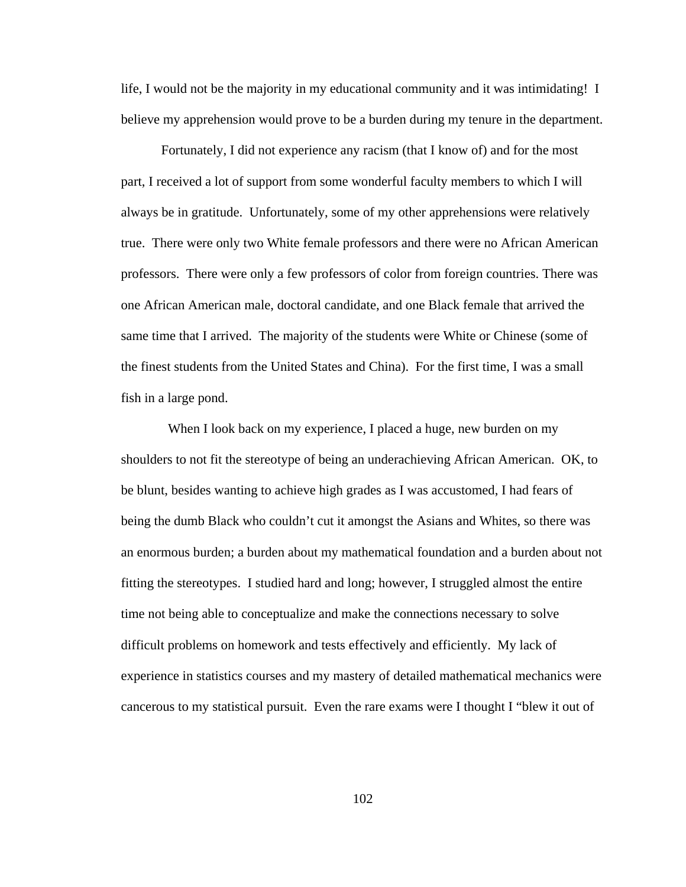life, I would not be the majority in my educational community and it was intimidating! I believe my apprehension would prove to be a burden during my tenure in the department.

Fortunately, I did not experience any racism (that I know of) and for the most part, I received a lot of support from some wonderful faculty members to which I will always be in gratitude. Unfortunately, some of my other apprehensions were relatively true. There were only two White female professors and there were no African American professors. There were only a few professors of color from foreign countries. There was one African American male, doctoral candidate, and one Black female that arrived the same time that I arrived. The majority of the students were White or Chinese (some of the finest students from the United States and China). For the first time, I was a small fish in a large pond.

When I look back on my experience, I placed a huge, new burden on my shoulders to not fit the stereotype of being an underachieving African American. OK, to be blunt, besides wanting to achieve high grades as I was accustomed, I had fears of being the dumb Black who couldn't cut it amongst the Asians and Whites, so there was an enormous burden; a burden about my mathematical foundation and a burden about not fitting the stereotypes. I studied hard and long; however, I struggled almost the entire time not being able to conceptualize and make the connections necessary to solve difficult problems on homework and tests effectively and efficiently. My lack of experience in statistics courses and my mastery of detailed mathematical mechanics were cancerous to my statistical pursuit. Even the rare exams were I thought I "blew it out of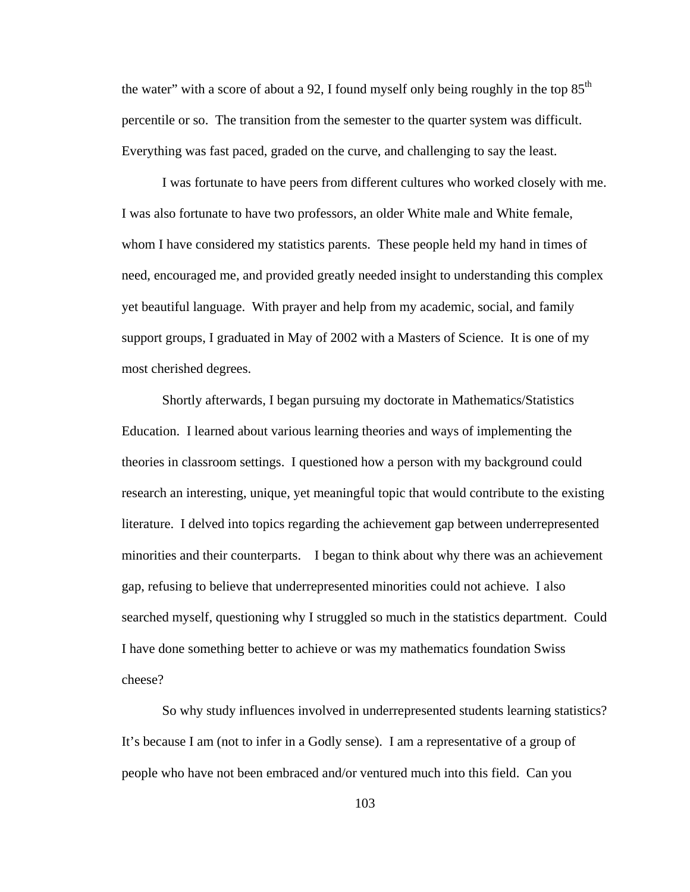the water" with a score of about a 92, I found myself only being roughly in the top 85th percentile or so. The transition from the semester to the quarter system was difficult. Everything was fast paced, graded on the curve, and challenging to say the least.

I was fortunate to have peers from different cultures who worked closely with me. I was also fortunate to have two professors, an older White male and White female, whom I have considered my statistics parents. These people held my hand in times of need, encouraged me, and provided greatly needed insight to understanding this complex yet beautiful language. With prayer and help from my academic, social, and family support groups, I graduated in May of 2002 with a Masters of Science. It is one of my most cherished degrees.

Shortly afterwards, I began pursuing my doctorate in Mathematics/Statistics Education. I learned about various learning theories and ways of implementing the theories in classroom settings. I questioned how a person with my background could research an interesting, unique, yet meaningful topic that would contribute to the existing literature. I delved into topics regarding the achievement gap between underrepresented minorities and their counterparts. I began to think about why there was an achievement gap, refusing to believe that underrepresented minorities could not achieve. I also searched myself, questioning why I struggled so much in the statistics department. Could I have done something better to achieve or was my mathematics foundation Swiss cheese?

So why study influences involved in underrepresented students learning statistics? It's because I am (not to infer in a Godly sense). I am a representative of a group of people who have not been embraced and/or ventured much into this field. Can you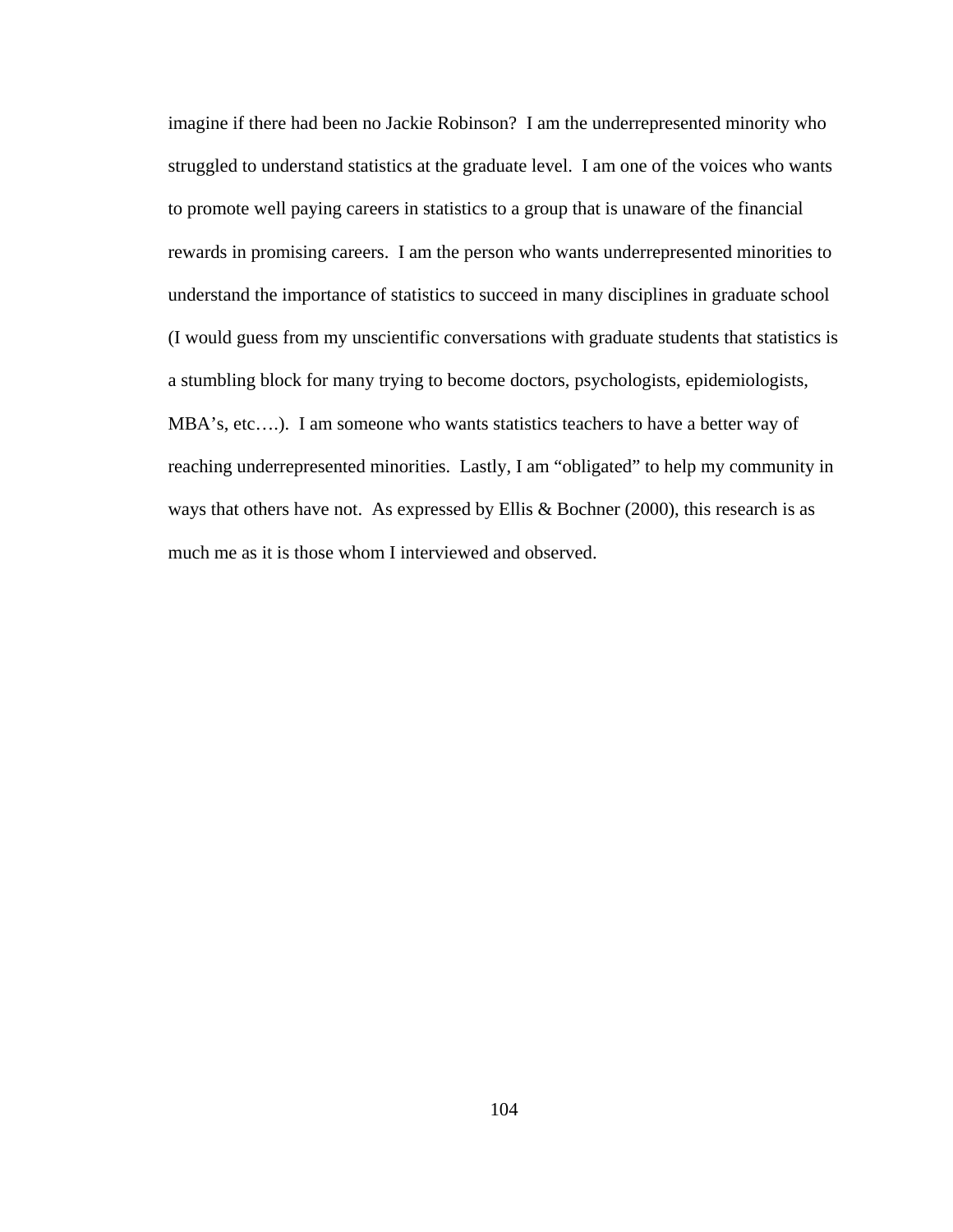imagine if there had been no Jackie Robinson? I am the underrepresented minority who struggled to understand statistics at the graduate level. I am one of the voices who wants to promote well paying careers in statistics to a group that is unaware of the financial rewards in promising careers. I am the person who wants underrepresented minorities to understand the importance of statistics to succeed in many disciplines in graduate school (I would guess from my unscientific conversations with graduate students that statistics is a stumbling block for many trying to become doctors, psychologists, epidemiologists, MBA's, etc….). I am someone who wants statistics teachers to have a better way of reaching underrepresented minorities. Lastly, I am "obligated" to help my community in ways that others have not. As expressed by Ellis & Bochner (2000), this research is as much me as it is those whom I interviewed and observed.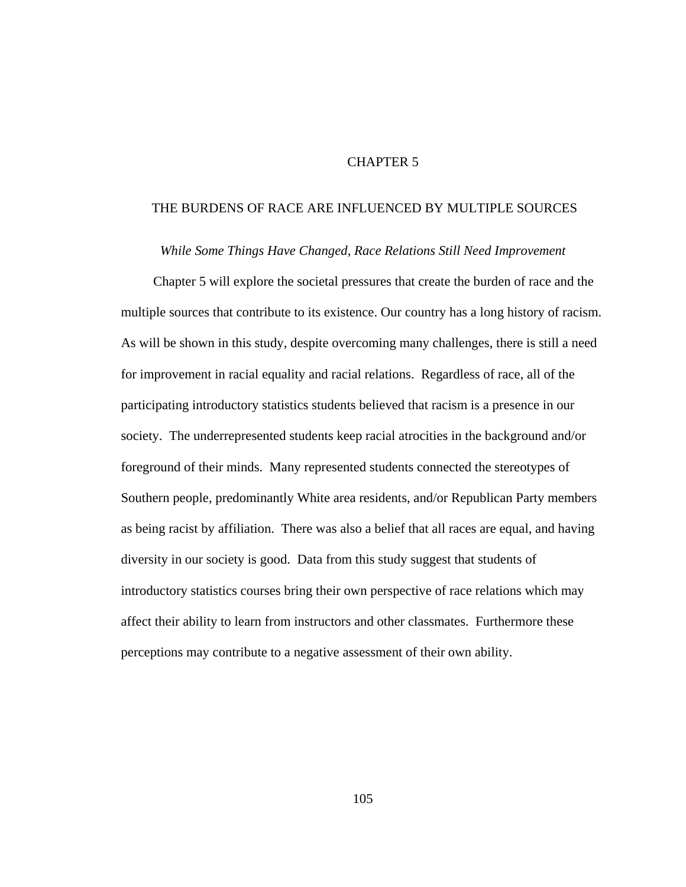# CHAPTER 5

## THE BURDENS OF RACE ARE INFLUENCED BY MULTIPLE SOURCES

### *While Some Things Have Changed, Race Relations Still Need Improvement*

Chapter 5 will explore the societal pressures that create the burden of race and the multiple sources that contribute to its existence. Our country has a long history of racism. As will be shown in this study, despite overcoming many challenges, there is still a need for improvement in racial equality and racial relations. Regardless of race, all of the participating introductory statistics students believed that racism is a presence in our society. The underrepresented students keep racial atrocities in the background and/or foreground of their minds. Many represented students connected the stereotypes of Southern people, predominantly White area residents, and/or Republican Party members as being racist by affiliation. There was also a belief that all races are equal, and having diversity in our society is good. Data from this study suggest that students of introductory statistics courses bring their own perspective of race relations which may affect their ability to learn from instructors and other classmates. Furthermore these perceptions may contribute to a negative assessment of their own ability.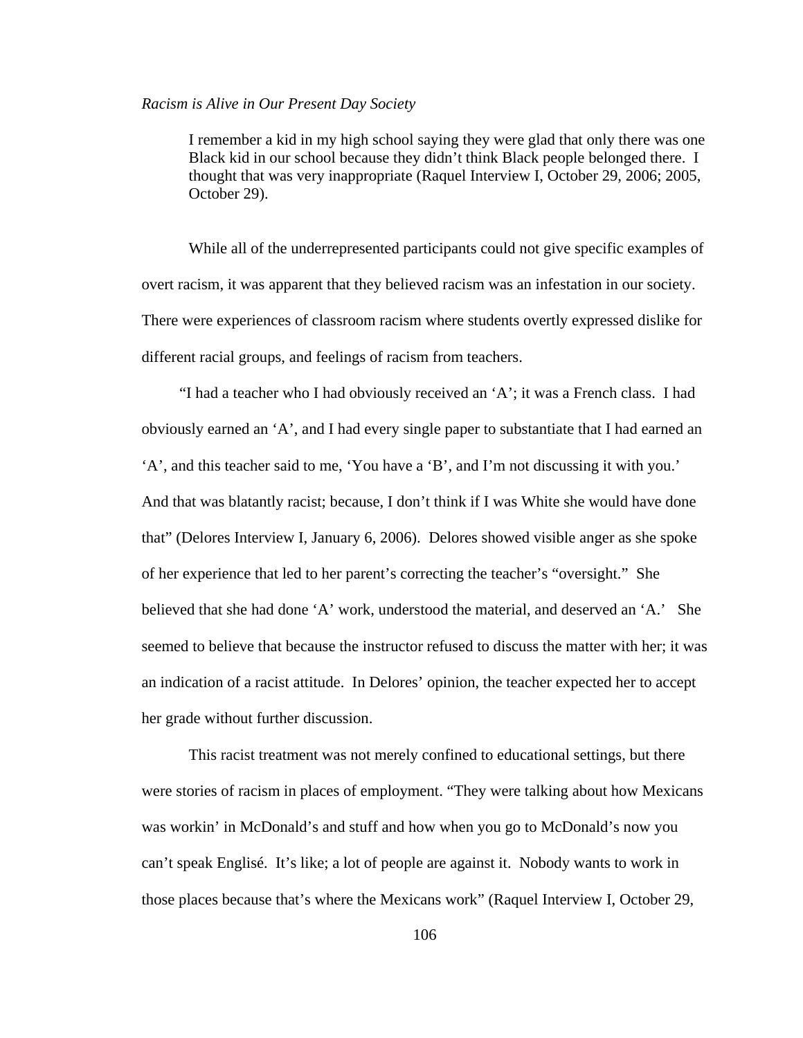*Racism is Alive in Our Present Day Society*

> I remember a kid in my high school saying they were glad that only there was one Black kid in our school because they didn't think Black people belonged there. I thought that was very inappropriate (Raquel Interview I, October 29, 2006; 2005, October 29).

While all of the underrepresented participants could not give specific examples of overt racism, it was apparent that they believed racism was an infestation in our society. There were experiences of classroom racism where students overtly expressed dislike for different racial groups, and feelings of racism from teachers.

"I had a teacher who I had obviously received an 'A'; it was a French class. I had obviously earned an 'A', and I had every single paper to substantiate that I had earned an 'A', and this teacher said to me, 'You have a 'B', and I'm not discussing it with you.' And that was blatantly racist; because, I don't think if I was White she would have done that" (Delores Interview I, January 6, 2006). Delores showed visible anger as she spoke of her experience that led to her parent's correcting the teacher's "oversight." She believed that she had done 'A' work, understood the material, and deserved an 'A.' She seemed to believe that because the instructor refused to discuss the matter with her; it was an indication of a racist attitude. In Delores' opinion, the teacher expected her to accept her grade without further discussion.

This racist treatment was not merely confined to educational settings, but there were stories of racism in places of employment. "They were talking about how Mexicans was workin' in McDonald's and stuff and how when you go to McDonald's now you can't speak Englisé. It's like; a lot of people are against it. Nobody wants to work in those places because that's where the Mexicans work" (Raquel Interview I, October 29,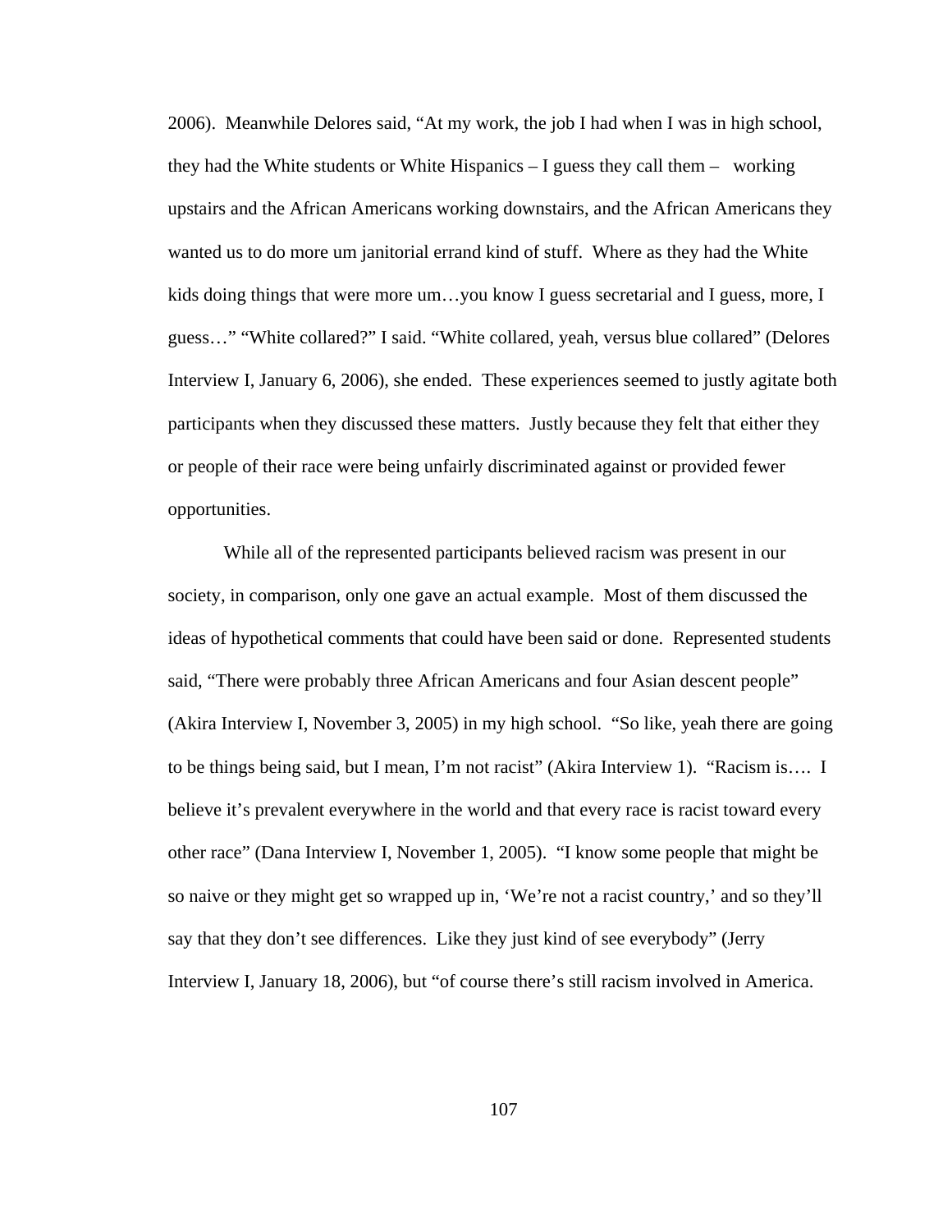2006). Meanwhile Delores said, "At my work, the job I had when I was in high school, they had the White students or White Hispanics – I guess they call them – working upstairs and the African Americans working downstairs, and the African Americans they wanted us to do more um janitorial errand kind of stuff. Where as they had the White kids doing things that were more um…you know I guess secretarial and I guess, more, I guess…" "White collared?" I said. "White collared, yeah, versus blue collared" (Delores Interview I, January 6, 2006), she ended. These experiences seemed to justly agitate both participants when they discussed these matters. Justly because they felt that either they or people of their race were being unfairly discriminated against or provided fewer opportunities.

While all of the represented participants believed racism was present in our society, in comparison, only one gave an actual example. Most of them discussed the ideas of hypothetical comments that could have been said or done. Represented students said, "There were probably three African Americans and four Asian descent people" (Akira Interview I, November 3, 2005) in my high school. "So like, yeah there are going to be things being said, but I mean, I'm not racist" (Akira Interview 1). "Racism is…. I believe it's prevalent everywhere in the world and that every race is racist toward every other race" (Dana Interview I, November 1, 2005). "I know some people that might be so naive or they might get so wrapped up in, 'We're not a racist country,' and so they'll say that they don't see differences. Like they just kind of see everybody" (Jerry Interview I, January 18, 2006), but "of course there's still racism involved in America.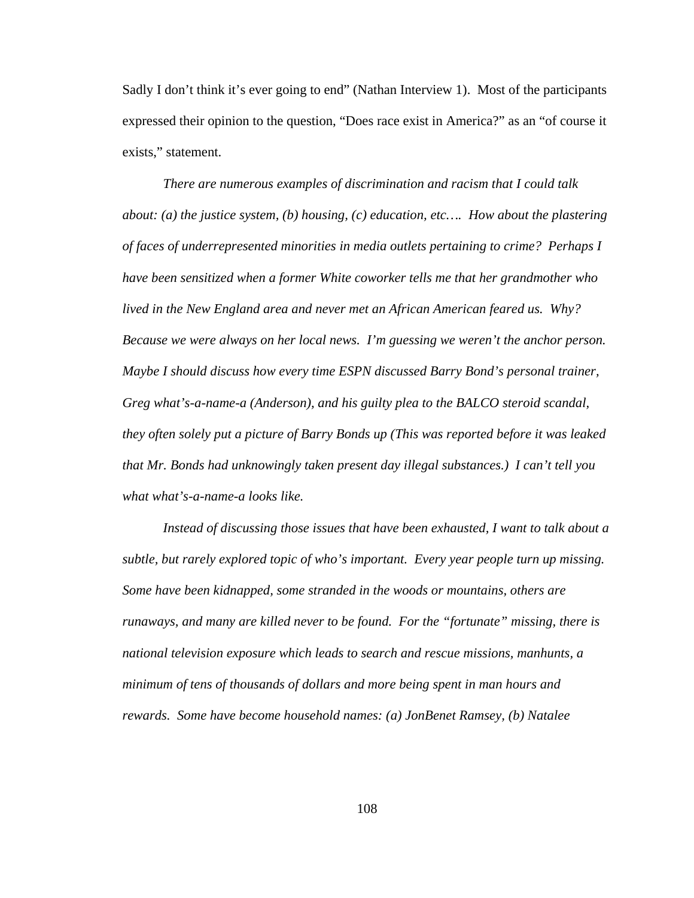Sadly I don't think it's ever going to end" (Nathan Interview 1). Most of the participants expressed their opinion to the question, "Does race exist in America?" as an "of course it exists," statement.

*There are numerous examples of discrimination and racism that I could talk about: (a) the justice system, (b) housing, (c) education, etc…. How about the plastering of faces of underrepresented minorities in media outlets pertaining to crime? Perhaps I have been sensitized when a former White coworker tells me that her grandmother who lived in the New England area and never met an African American feared us. Why? Because we were always on her local news. I'm guessing we weren't the anchor person. Maybe I should discuss how every time ESPN discussed Barry Bond's personal trainer, Greg what's-a-name-a (Anderson), and his guilty plea to the BALCO steroid scandal, they often solely put a picture of Barry Bonds up (This was reported before it was leaked that Mr. Bonds had unknowingly taken present day illegal substances.) I can't tell you what what's-a-name-a looks like.*

*Instead of discussing those issues that have been exhausted, I want to talk about a subtle, but rarely explored topic of who's important. Every year people turn up missing. Some have been kidnapped, some stranded in the woods or mountains, others are runaways, and many are killed never to be found. For the "fortunate" missing, there is national television exposure which leads to search and rescue missions, manhunts, a minimum of tens of thousands of dollars and more being spent in man hours and rewards. Some have become household names: (a) JonBenet Ramsey, (b) Natalee*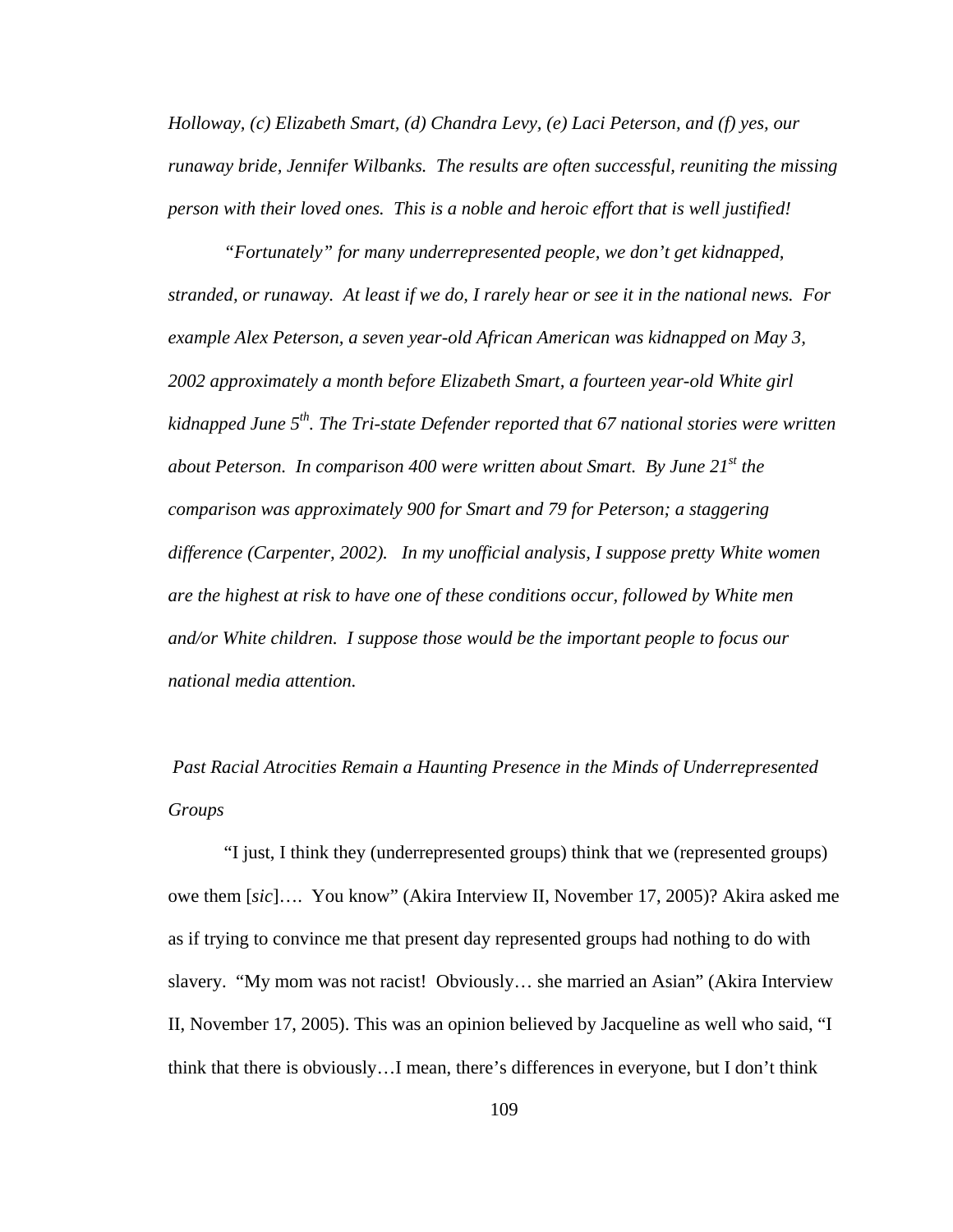*Holloway, (c) Elizabeth Smart, (d) Chandra Levy, (e) Laci Peterson, and (f) yes, our runaway bride, Jennifer Wilbanks. The results are often successful, reuniting the missing person with their loved ones. This is a noble and heroic effort that is well justified!*

*"Fortunately" for many underrepresented people, we don't get kidnapped, stranded, or runaway. At least if we do, I rarely hear or see it in the national news. For example Alex Peterson, a seven year-old African American was kidnapped on May 3, 2002 approximately a month before Elizabeth Smart, a fourteen year-old White girl kidnapped June 5th. The Tri-state Defender reported that 67 national stories were written about Peterson. In comparison 400 were written about Smart. By June 21st the comparison was approximately 900 for Smart and 79 for Peterson; a staggering difference (Carpenter, 2002). In my unofficial analysis, I suppose pretty White women are the highest at risk to have one of these conditions occur, followed by White men and/or White children. I suppose those would be the important people to focus our national media attention.*

*Past Racial Atrocities Remain a Haunting Presence in the Minds of Underrepresented Groups*

"I just, I think they (underrepresented groups) think that we (represented groups) owe them [*sic*]…. You know" (Akira Interview II, November 17, 2005)? Akira asked me as if trying to convince me that present day represented groups had nothing to do with slavery. "My mom was not racist! Obviously… she married an Asian" (Akira Interview II, November 17, 2005). This was an opinion believed by Jacqueline as well who said, "I think that there is obviously…I mean, there's differences in everyone, but I don't think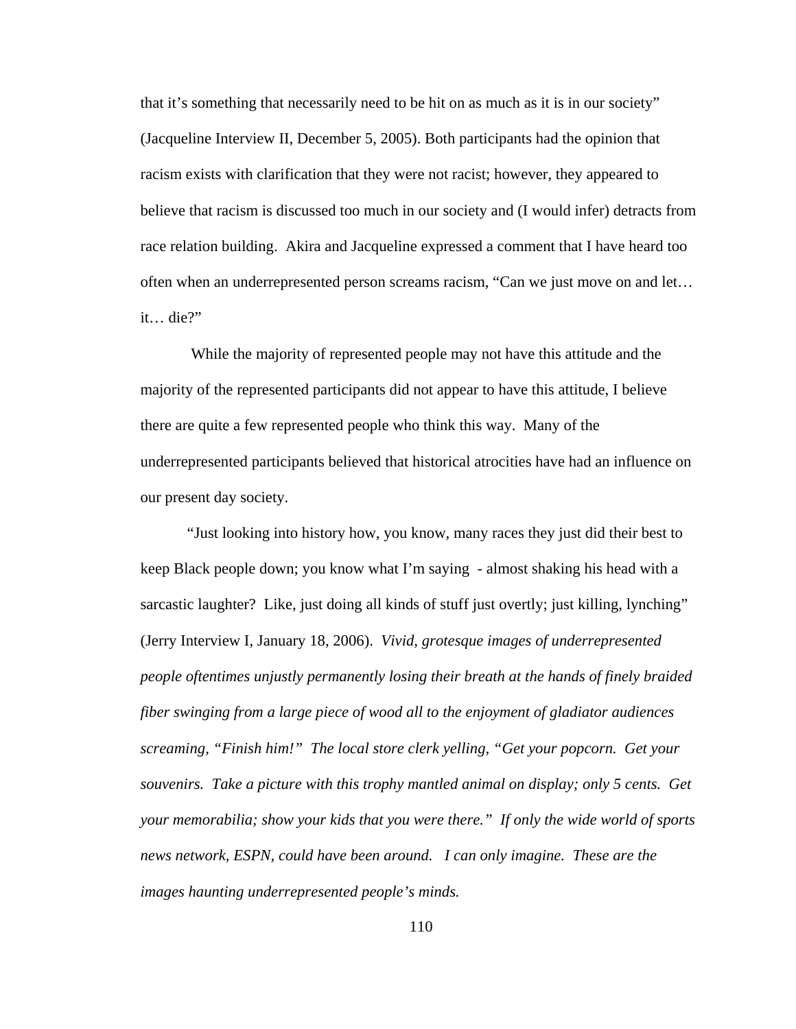that it's something that necessarily need to be hit on as much as it is in our society" (Jacqueline Interview II, December 5, 2005). Both participants had the opinion that racism exists with clarification that they were not racist; however, they appeared to believe that racism is discussed too much in our society and (I would infer) detracts from race relation building. Akira and Jacqueline expressed a comment that I have heard too often when an underrepresented person screams racism, "Can we just move on and let… it… die?"

While the majority of represented people may not have this attitude and the majority of the represented participants did not appear to have this attitude, I believe there are quite a few represented people who think this way. Many of the underrepresented participants believed that historical atrocities have had an influence on our present day society.

"Just looking into history how, you know, many races they just did their best to keep Black people down; you know what I'm saying - almost shaking his head with a sarcastic laughter? Like, just doing all kinds of stuff just overtly; just killing, lynching" (Jerry Interview I, January 18, 2006). *Vivid, grotesque images of underrepresented people oftentimes unjustly permanently losing their breath at the hands of finely braided fiber swinging from a large piece of wood all to the enjoyment of gladiator audiences screaming, "Finish him!" The local store clerk yelling, "Get your popcorn. Get your souvenirs. Take a picture with this trophy mantled animal on display; only 5 cents. Get your memorabilia; show your kids that you were there." If only the wide world of sports news network, ESPN, could have been around. I can only imagine. These are the images haunting underrepresented people's minds.*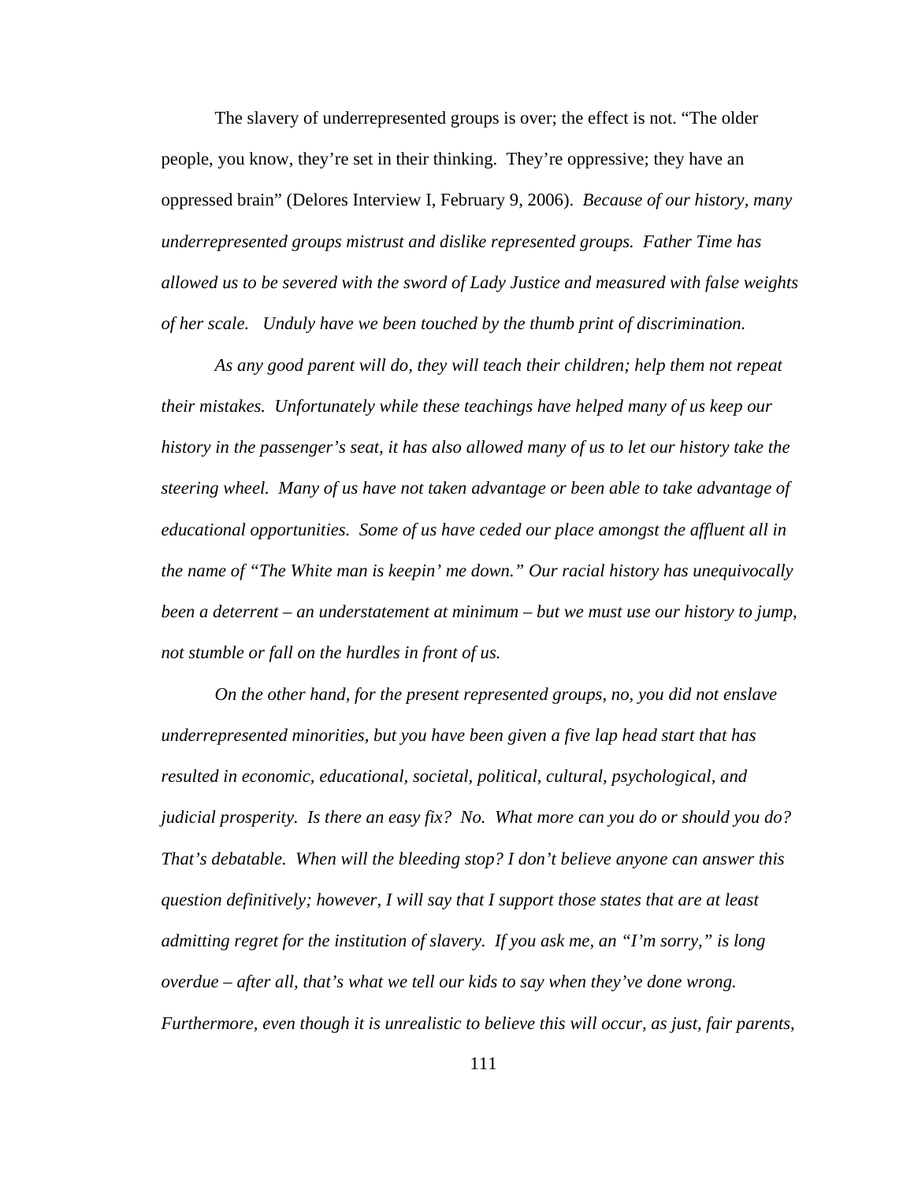The slavery of underrepresented groups is over; the effect is not. "The older people, you know, they're set in their thinking. They're oppressive; they have an oppressed brain" (Delores Interview I, February 9, 2006). *Because of our history, many underrepresented groups mistrust and dislike represented groups. Father Time has allowed us to be severed with the sword of Lady Justice and measured with false weights of her scale. Unduly have we been touched by the thumb print of discrimination.*

*As any good parent will do, they will teach their children; help them not repeat their mistakes. Unfortunately while these teachings have helped many of us keep our history in the passenger's seat, it has also allowed many of us to let our history take the steering wheel. Many of us have not taken advantage or been able to take advantage of educational opportunities. Some of us have ceded our place amongst the affluent all in the name of "The White man is keepin' me down." Our racial history has unequivocally been a deterrent – an understatement at minimum – but we must use our history to jump, not stumble or fall on the hurdles in front of us.*

*On the other hand, for the present represented groups, no, you did not enslave underrepresented minorities, but you have been given a five lap head start that has resulted in economic, educational, societal, political, cultural, psychological, and judicial prosperity. Is there an easy fix? No. What more can you do or should you do? That's debatable. When will the bleeding stop? I don't believe anyone can answer this question definitively; however, I will say that I support those states that are at least admitting regret for the institution of slavery. If you ask me, an "I'm sorry," is long overdue – after all, that's what we tell our kids to say when they've done wrong. Furthermore, even though it is unrealistic to believe this will occur, as just, fair parents,*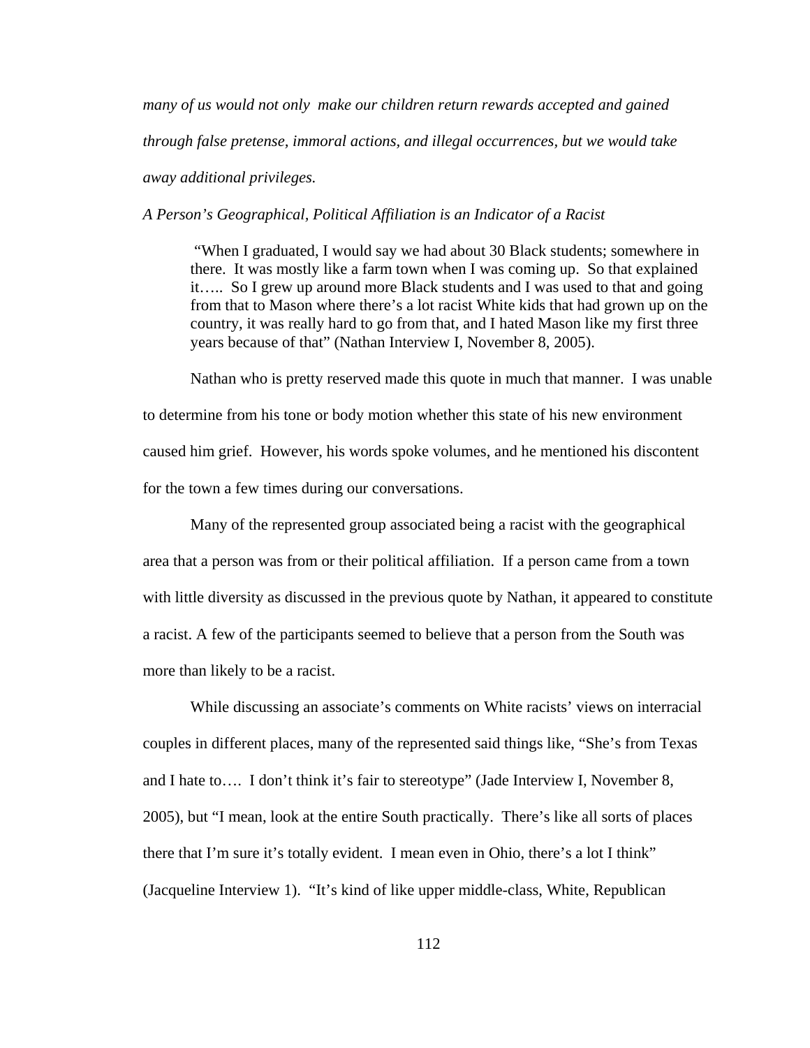*many of us would not only make our children return rewards accepted and gained through false pretense, immoral actions, and illegal occurrences, but we would take away additional privileges.*

*A Person's Geographical, Political Affiliation is an Indicator of a Racist*

> "When I graduated, I would say we had about 30 Black students; somewhere in there. It was mostly like a farm town when I was coming up. So that explained it….. So I grew up around more Black students and I was used to that and going from that to Mason where there's a lot racist White kids that had grown up on the country, it was really hard to go from that, and I hated Mason like my first three years because of that" (Nathan Interview I, November 8, 2005).

Nathan who is pretty reserved made this quote in much that manner. I was unable to determine from his tone or body motion whether this state of his new environment caused him grief. However, his words spoke volumes, and he mentioned his discontent for the town a few times during our conversations.

Many of the represented group associated being a racist with the geographical area that a person was from or their political affiliation. If a person came from a town with little diversity as discussed in the previous quote by Nathan, it appeared to constitute a racist. A few of the participants seemed to believe that a person from the South was more than likely to be a racist.

While discussing an associate's comments on White racists' views on interracial couples in different places, many of the represented said things like, "She's from Texas and I hate to…. I don't think it's fair to stereotype" (Jade Interview I, November 8, 2005), but "I mean, look at the entire South practically. There's like all sorts of places there that I'm sure it's totally evident. I mean even in Ohio, there's a lot I think" (Jacqueline Interview 1). "It's kind of like upper middle-class, White, Republican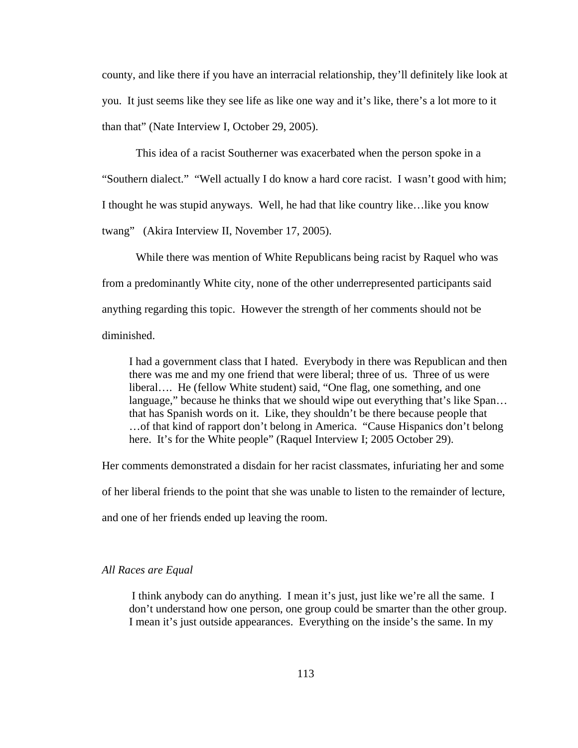county, and like there if you have an interracial relationship, they'll definitely like look at you. It just seems like they see life as like one way and it's like, there's a lot more to it than that" (Nate Interview I, October 29, 2005).

This idea of a racist Southerner was exacerbated when the person spoke in a "Southern dialect." "Well actually I do know a hard core racist. I wasn't good with him; I thought he was stupid anyways. Well, he had that like country like…like you know twang" (Akira Interview II, November 17, 2005).

While there was mention of White Republicans being racist by Raquel who was from a predominantly White city, none of the other underrepresented participants said anything regarding this topic. However the strength of her comments should not be diminished.

> I had a government class that I hated. Everybody in there was Republican and then there was me and my one friend that were liberal; three of us. Three of us were liberal…. He (fellow White student) said, "One flag, one something, and one language," because he thinks that we should wipe out everything that's like Span… that has Spanish words on it. Like, they shouldn't be there because people that …of that kind of rapport don't belong in America. "Cause Hispanics don't belong here. It's for the White people" (Raquel Interview I; 2005 October 29).

Her comments demonstrated a disdain for her racist classmates, infuriating her and some of her liberal friends to the point that she was unable to listen to the remainder of lecture, and one of her friends ended up leaving the room.

### *All Races are Equal*

> I think anybody can do anything. I mean it's just, just like we're all the same. I don't understand how one person, one group could be smarter than the other group. I mean it's just outside appearances. Everything on the inside's the same. In my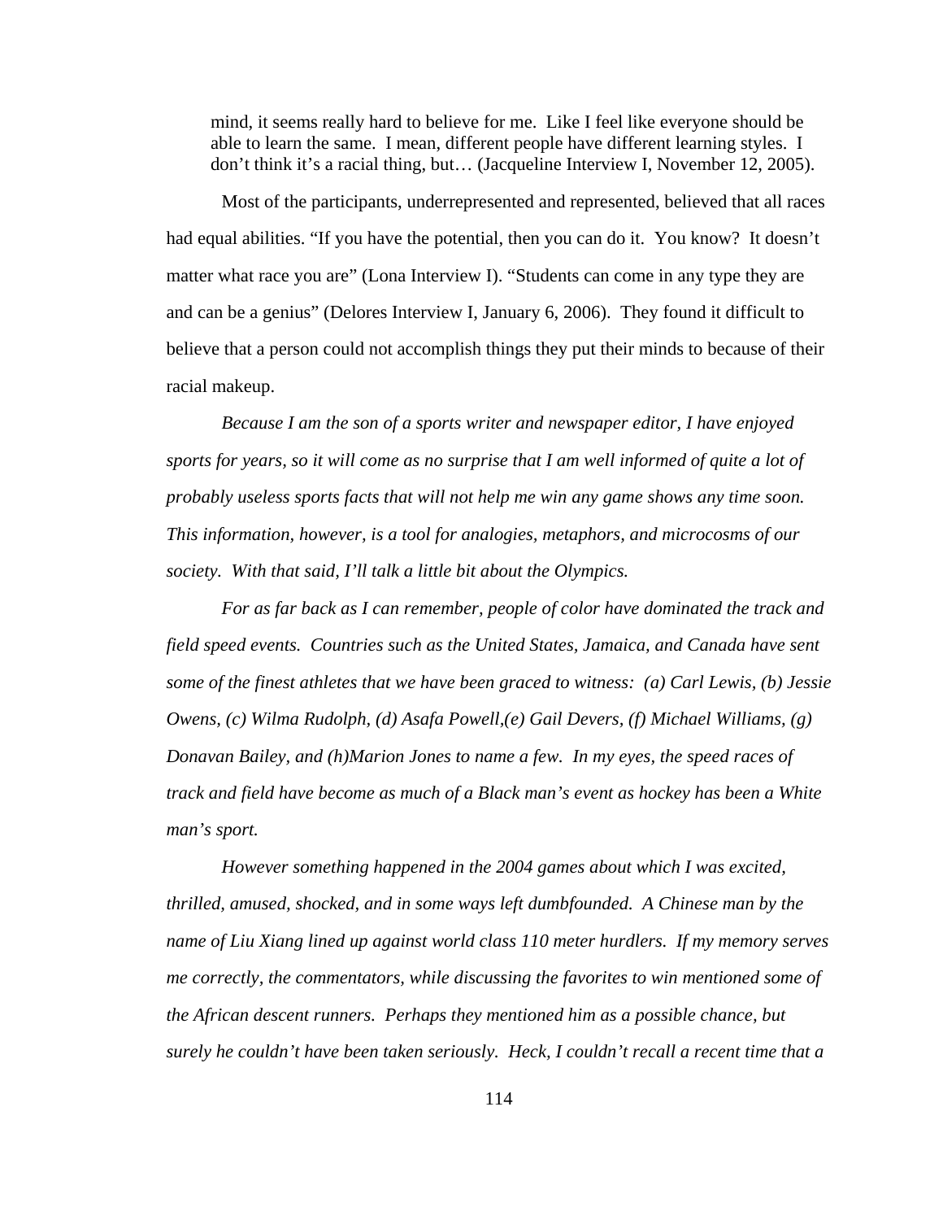> mind, it seems really hard to believe for me. Like I feel like everyone should be able to learn the same. I mean, different people have different learning styles. I don't think it's a racial thing, but… (Jacqueline Interview I, November 12, 2005).

Most of the participants, underrepresented and represented, believed that all races had equal abilities. "If you have the potential, then you can do it. You know? It doesn't matter what race you are" (Lona Interview I). "Students can come in any type they are and can be a genius" (Delores Interview I, January 6, 2006). They found it difficult to believe that a person could not accomplish things they put their minds to because of their racial makeup.

*Because I am the son of a sports writer and newspaper editor, I have enjoyed sports for years, so it will come as no surprise that I am well informed of quite a lot of probably useless sports facts that will not help me win any game shows any time soon. This information, however, is a tool for analogies, metaphors, and microcosms of our society. With that said, I'll talk a little bit about the Olympics.*

*For as far back as I can remember, people of color have dominated the track and field speed events. Countries such as the United States, Jamaica, and Canada have sent some of the finest athletes that we have been graced to witness: (a) Carl Lewis, (b) Jessie Owens, (c) Wilma Rudolph, (d) Asafa Powell,(e) Gail Devers, (f) Michael Williams, (g) Donavan Bailey, and (h)Marion Jones to name a few. In my eyes, the speed races of track and field have become as much of a Black man's event as hockey has been a White man's sport.*

*However something happened in the 2004 games about which I was excited, thrilled, amused, shocked, and in some ways left dumbfounded. A Chinese man by the name of Liu Xiang lined up against world class 110 meter hurdlers. If my memory serves me correctly, the commentators, while discussing the favorites to win mentioned some of the African descent runners. Perhaps they mentioned him as a possible chance, but surely he couldn't have been taken seriously. Heck, I couldn't recall a recent time that a*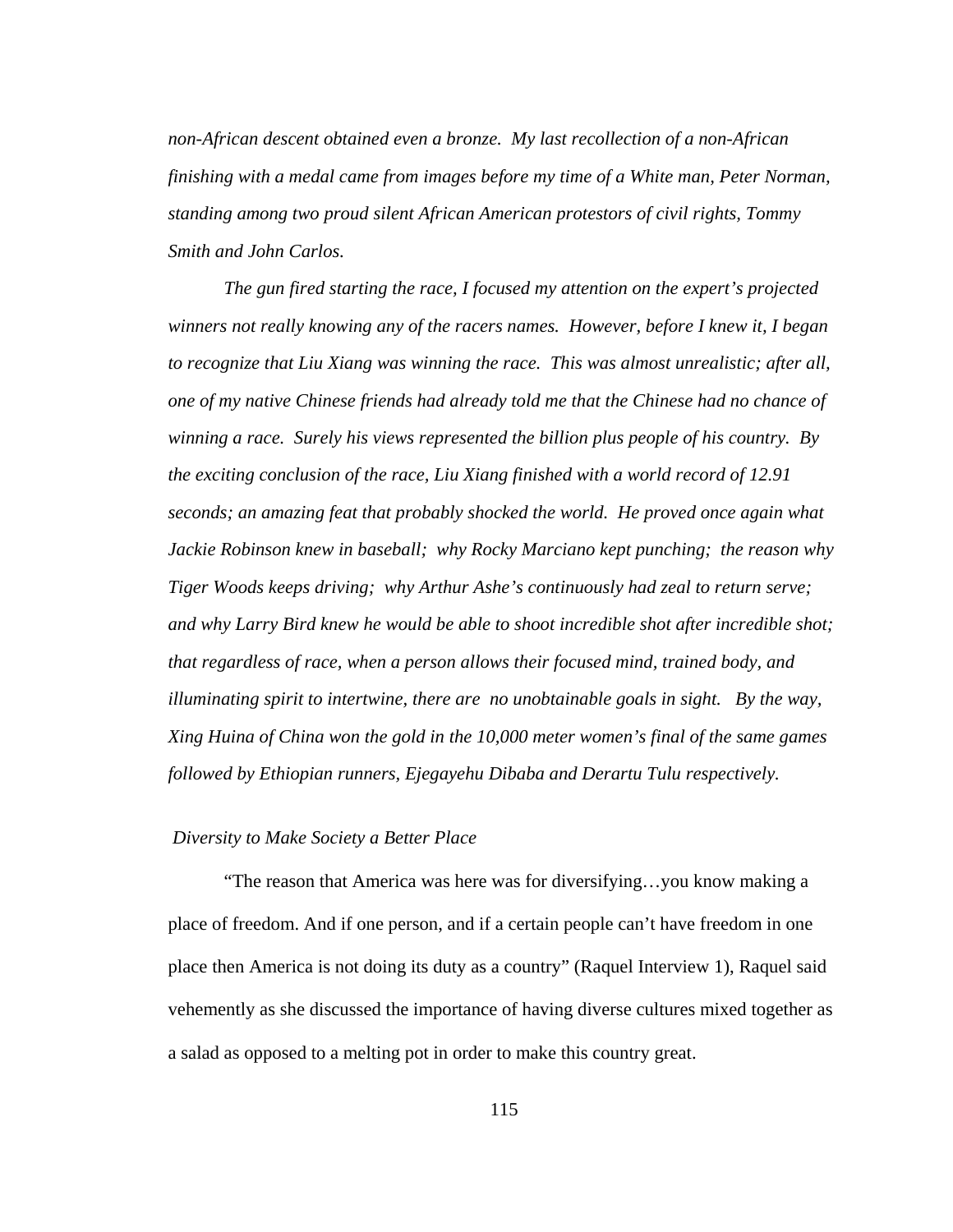*non-African descent obtained even a bronze. My last recollection of a non-African finishing with a medal came from images before my time of a White man, Peter Norman, standing among two proud silent African American protestors of civil rights, Tommy Smith and John Carlos.*

*The gun fired starting the race, I focused my attention on the expert's projected winners not really knowing any of the racers names. However, before I knew it, I began to recognize that Liu Xiang was winning the race. This was almost unrealistic; after all, one of my native Chinese friends had already told me that the Chinese had no chance of winning a race. Surely his views represented the billion plus people of his country. By the exciting conclusion of the race, Liu Xiang finished with a world record of 12.91 seconds; an amazing feat that probably shocked the world. He proved once again what Jackie Robinson knew in baseball; why Rocky Marciano kept punching; the reason why Tiger Woods keeps driving; why Arthur Ashe's continuously had zeal to return serve; and why Larry Bird knew he would be able to shoot incredible shot after incredible shot; that regardless of race, when a person allows their focused mind, trained body, and illuminating spirit to intertwine, there are no unobtainable goals in sight. By the way, Xing Huina of China won the gold in the 10,000 meter women's final of the same games followed by Ethiopian runners, Ejegayehu Dibaba and Derartu Tulu respectively.*

*Diversity to Make Society a Better Place*

"The reason that America was here was for diversifying…you know making a place of freedom. And if one person, and if a certain people can't have freedom in one place then America is not doing its duty as a country" (Raquel Interview 1), Raquel said vehemently as she discussed the importance of having diverse cultures mixed together as a salad as opposed to a melting pot in order to make this country great.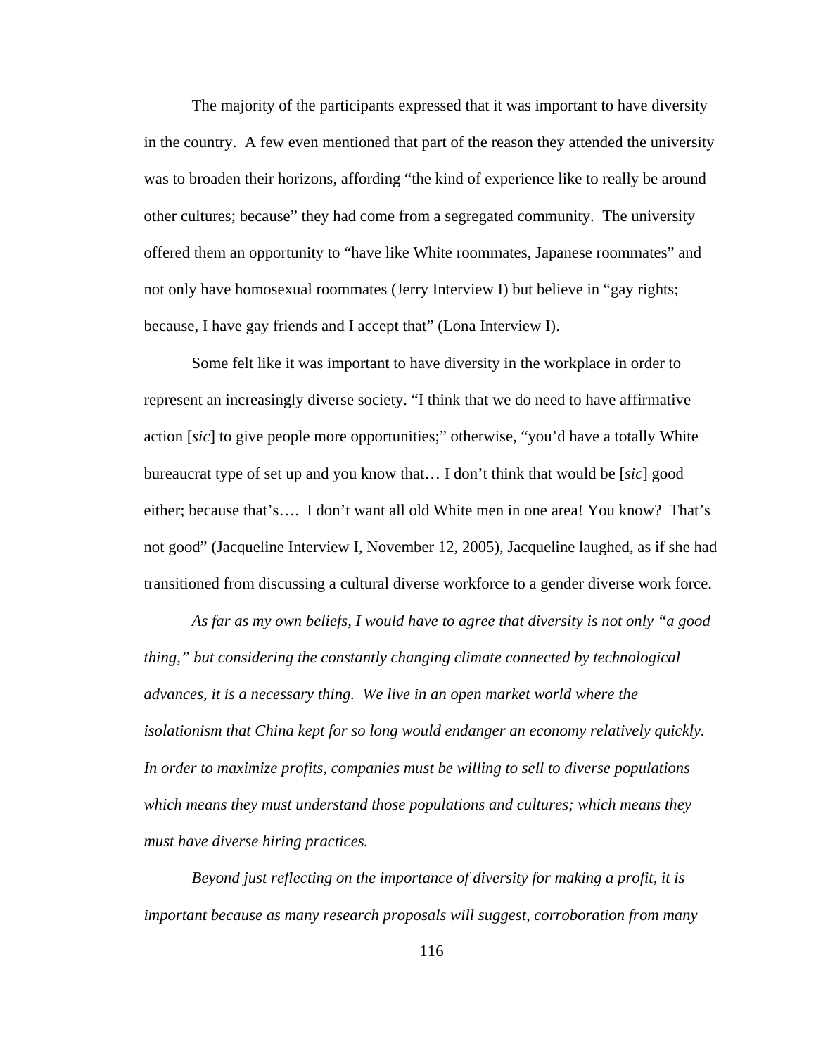The majority of the participants expressed that it was important to have diversity in the country. A few even mentioned that part of the reason they attended the university was to broaden their horizons, affording "the kind of experience like to really be around other cultures; because" they had come from a segregated community. The university offered them an opportunity to "have like White roommates, Japanese roommates" and not only have homosexual roommates (Jerry Interview I) but believe in "gay rights; because, I have gay friends and I accept that" (Lona Interview I).

Some felt like it was important to have diversity in the workplace in order to represent an increasingly diverse society. "I think that we do need to have affirmative action [*sic*] to give people more opportunities;" otherwise, "you'd have a totally White bureaucrat type of set up and you know that… I don't think that would be [*sic*] good either; because that's…. I don't want all old White men in one area! You know? That's not good" (Jacqueline Interview I, November 12, 2005), Jacqueline laughed, as if she had transitioned from discussing a cultural diverse workforce to a gender diverse work force.

*As far as my own beliefs, I would have to agree that diversity is not only "a good thing," but considering the constantly changing climate connected by technological advances, it is a necessary thing. We live in an open market world where the isolationism that China kept for so long would endanger an economy relatively quickly. In order to maximize profits, companies must be willing to sell to diverse populations which means they must understand those populations and cultures; which means they must have diverse hiring practices.*

*Beyond just reflecting on the importance of diversity for making a profit, it is important because as many research proposals will suggest, corroboration from many*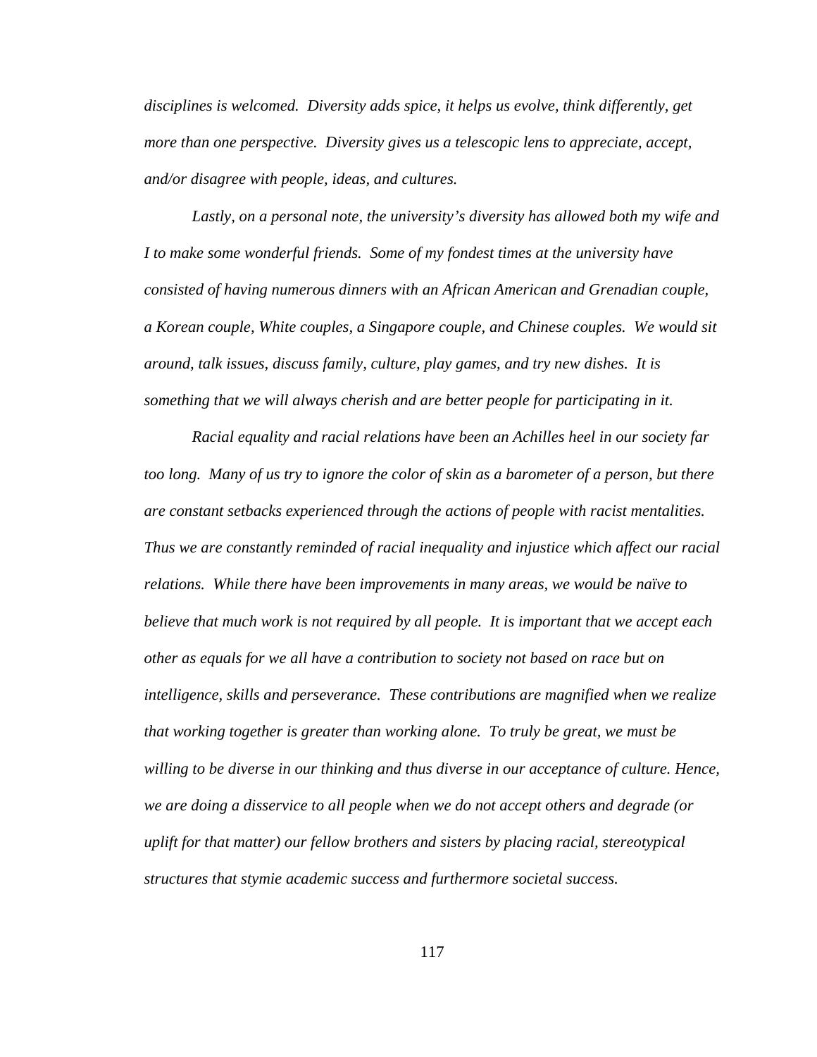*disciplines is welcomed. Diversity adds spice, it helps us evolve, think differently, get more than one perspective. Diversity gives us a telescopic lens to appreciate, accept, and/or disagree with people, ideas, and cultures.*

*Lastly, on a personal note, the university's diversity has allowed both my wife and I to make some wonderful friends. Some of my fondest times at the university have consisted of having numerous dinners with an African American and Grenadian couple, a Korean couple, White couples, a Singapore couple, and Chinese couples. We would sit around, talk issues, discuss family, culture, play games, and try new dishes. It is something that we will always cherish and are better people for participating in it.*

*Racial equality and racial relations have been an Achilles heel in our society far too long. Many of us try to ignore the color of skin as a barometer of a person, but there are constant setbacks experienced through the actions of people with racist mentalities. Thus we are constantly reminded of racial inequality and injustice which affect our racial relations. While there have been improvements in many areas, we would be naïve to believe that much work is not required by all people. It is important that we accept each other as equals for we all have a contribution to society not based on race but on intelligence, skills and perseverance. These contributions are magnified when we realize that working together is greater than working alone. To truly be great, we must be willing to be diverse in our thinking and thus diverse in our acceptance of culture. Hence, we are doing a disservice to all people when we do not accept others and degrade (or uplift for that matter) our fellow brothers and sisters by placing racial, stereotypical structures that stymie academic success and furthermore societal success.*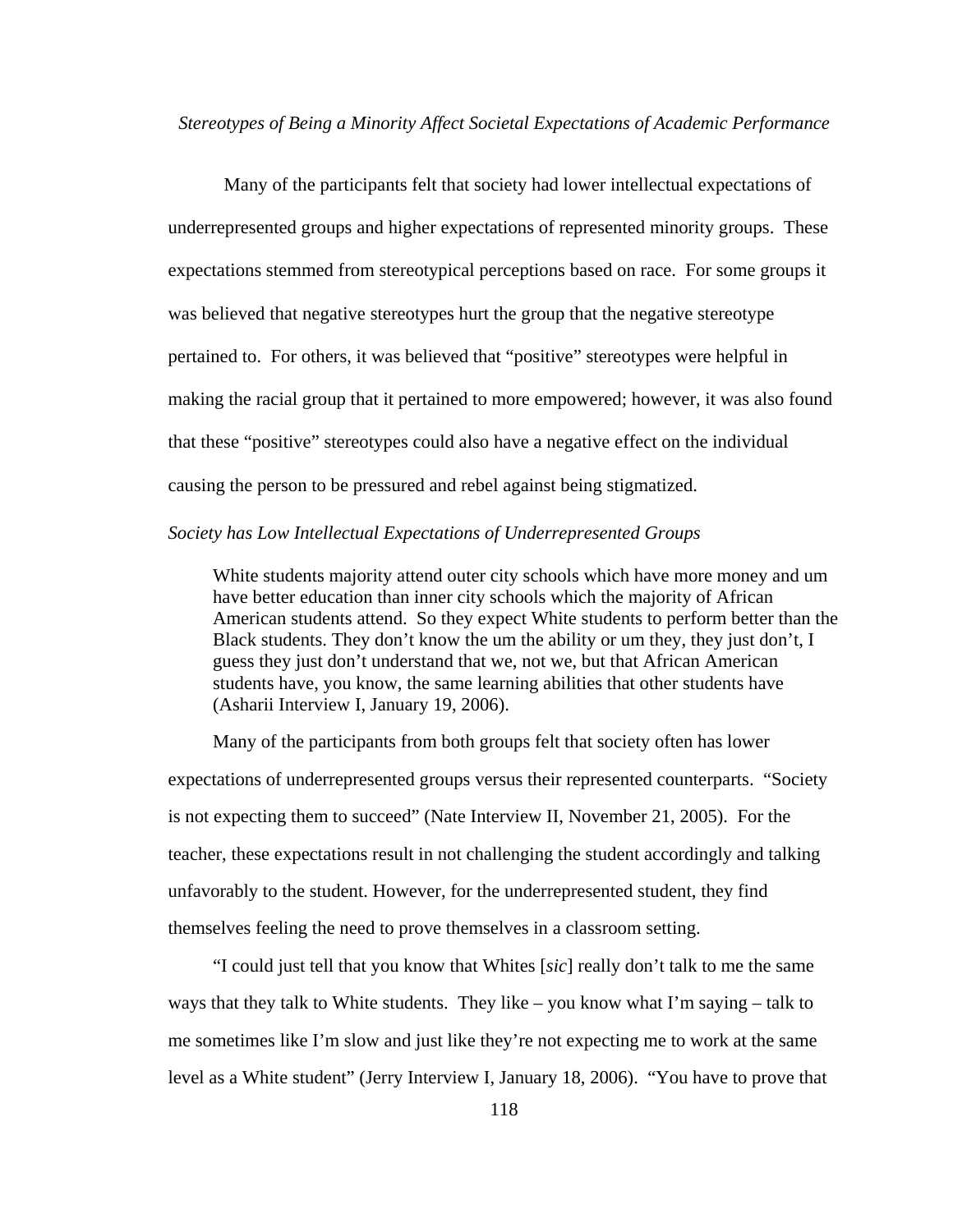*Stereotypes of Being a Minority Affect Societal Expectations of Academic Performance*

Many of the participants felt that society had lower intellectual expectations of underrepresented groups and higher expectations of represented minority groups. These expectations stemmed from stereotypical perceptions based on race. For some groups it was believed that negative stereotypes hurt the group that the negative stereotype pertained to. For others, it was believed that "positive" stereotypes were helpful in making the racial group that it pertained to more empowered; however, it was also found that these "positive" stereotypes could also have a negative effect on the individual causing the person to be pressured and rebel against being stigmatized.

*Society has Low Intellectual Expectations of Underrepresented Groups*

> White students majority attend outer city schools which have more money and um have better education than inner city schools which the majority of African American students attend. So they expect White students to perform better than the Black students. They don't know the um the ability or um they, they just don't, I guess they just don't understand that we, not we, but that African American students have, you know, the same learning abilities that other students have (Asharii Interview I, January 19, 2006).

Many of the participants from both groups felt that society often has lower expectations of underrepresented groups versus their represented counterparts. "Society is not expecting them to succeed" (Nate Interview II, November 21, 2005). For the teacher, these expectations result in not challenging the student accordingly and talking unfavorably to the student. However, for the underrepresented student, they find themselves feeling the need to prove themselves in a classroom setting.

"I could just tell that you know that Whites [*sic*] really don't talk to me the same ways that they talk to White students. They like – you know what I'm saying – talk to me sometimes like I'm slow and just like they're not expecting me to work at the same level as a White student" (Jerry Interview I, January 18, 2006). "You have to prove that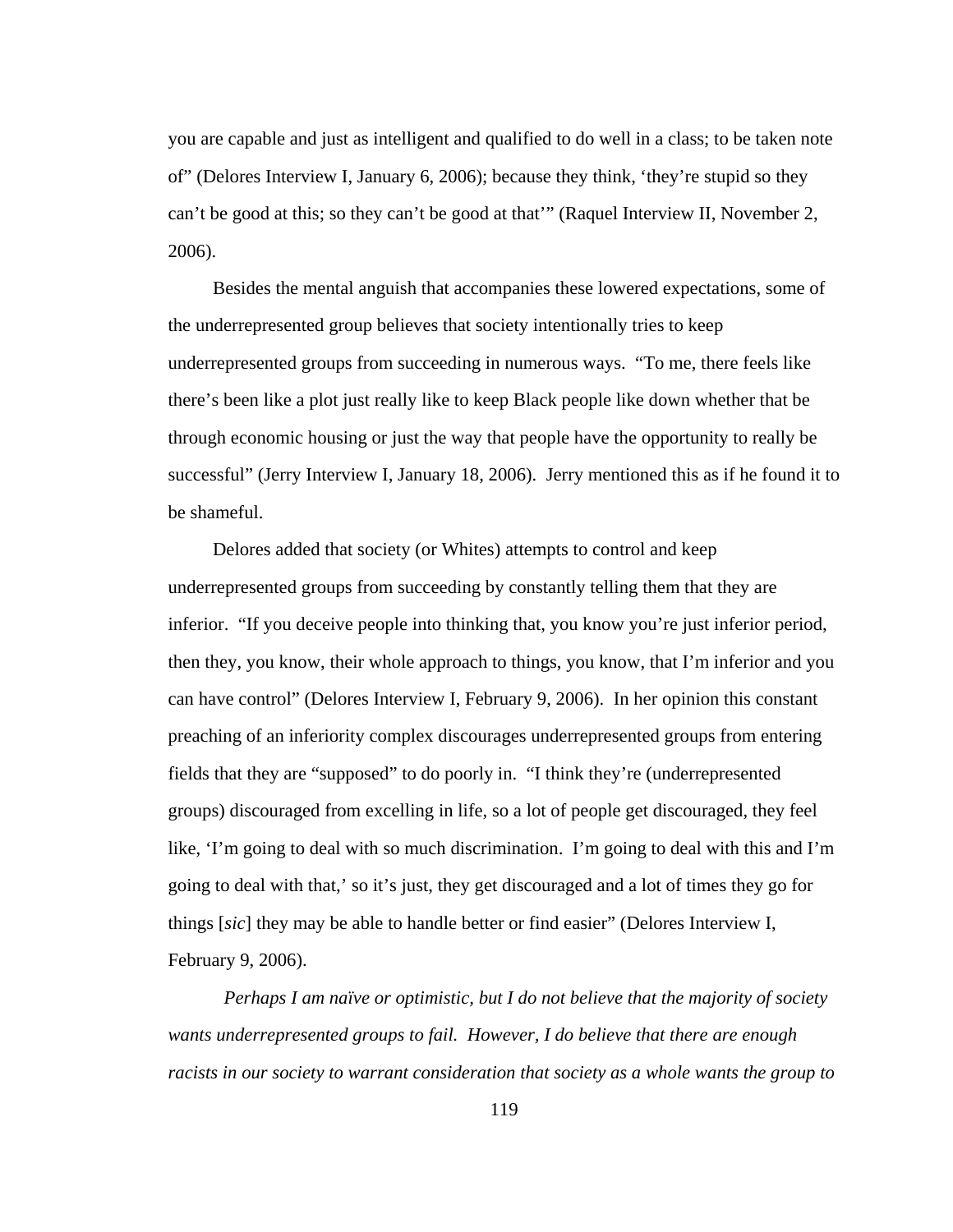you are capable and just as intelligent and qualified to do well in a class; to be taken note of" (Delores Interview I, January 6, 2006); because they think, 'they're stupid so they can't be good at this; so they can't be good at that'" (Raquel Interview II, November 2, 2006).

Besides the mental anguish that accompanies these lowered expectations, some of the underrepresented group believes that society intentionally tries to keep underrepresented groups from succeeding in numerous ways. "To me, there feels like there's been like a plot just really like to keep Black people like down whether that be through economic housing or just the way that people have the opportunity to really be successful" (Jerry Interview I, January 18, 2006). Jerry mentioned this as if he found it to be shameful.

Delores added that society (or Whites) attempts to control and keep underrepresented groups from succeeding by constantly telling them that they are inferior. "If you deceive people into thinking that, you know you're just inferior period, then they, you know, their whole approach to things, you know, that I'm inferior and you can have control" (Delores Interview I, February 9, 2006). In her opinion this constant preaching of an inferiority complex discourages underrepresented groups from entering fields that they are "supposed" to do poorly in. "I think they're (underrepresented groups) discouraged from excelling in life, so a lot of people get discouraged, they feel like, 'I'm going to deal with so much discrimination. I'm going to deal with this and I'm going to deal with that,' so it's just, they get discouraged and a lot of times they go for things [*sic*] they may be able to handle better or find easier" (Delores Interview I, February 9, 2006).

*Perhaps I am naïve or optimistic, but I do not believe that the majority of society wants underrepresented groups to fail. However, I do believe that there are enough racists in our society to warrant consideration that society as a whole wants the group to*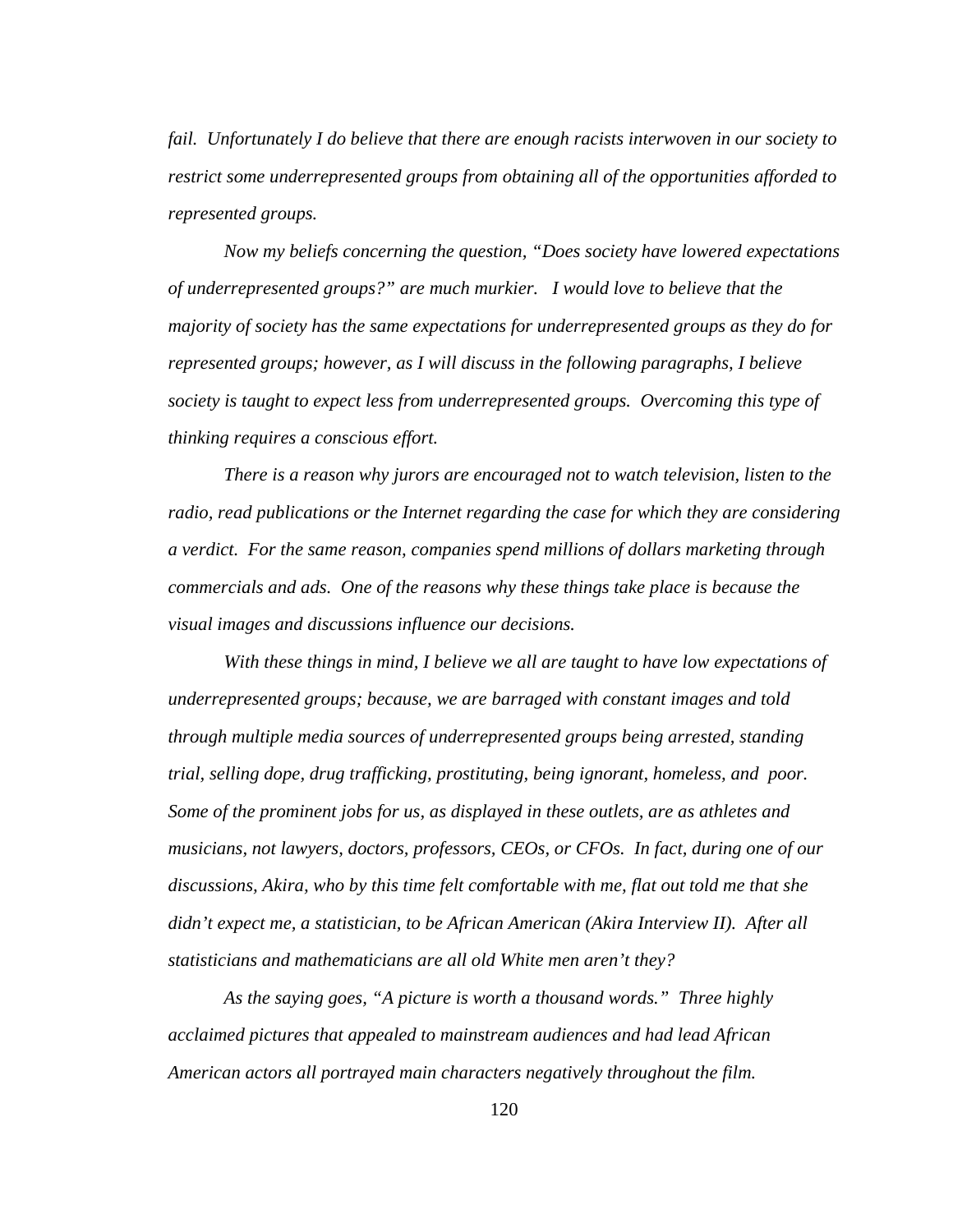*fail. Unfortunately I do believe that there are enough racists interwoven in our society to restrict some underrepresented groups from obtaining all of the opportunities afforded to represented groups.*

*Now my beliefs concerning the question, "Does society have lowered expectations of underrepresented groups?" are much murkier. I would love to believe that the majority of society has the same expectations for underrepresented groups as they do for represented groups; however, as I will discuss in the following paragraphs, I believe society is taught to expect less from underrepresented groups. Overcoming this type of thinking requires a conscious effort.*

*There is a reason why jurors are encouraged not to watch television, listen to the radio, read publications or the Internet regarding the case for which they are considering a verdict. For the same reason, companies spend millions of dollars marketing through commercials and ads. One of the reasons why these things take place is because the visual images and discussions influence our decisions.*

*With these things in mind, I believe we all are taught to have low expectations of underrepresented groups; because, we are barraged with constant images and told through multiple media sources of underrepresented groups being arrested, standing trial, selling dope, drug trafficking, prostituting, being ignorant, homeless, and poor. Some of the prominent jobs for us, as displayed in these outlets, are as athletes and musicians, not lawyers, doctors, professors, CEOs, or CFOs. In fact, during one of our discussions, Akira, who by this time felt comfortable with me, flat out told me that she didn't expect me, a statistician, to be African American (Akira Interview II). After all statisticians and mathematicians are all old White men aren't they?*

*As the saying goes, "A picture is worth a thousand words." Three highly acclaimed pictures that appealed to mainstream audiences and had lead African American actors all portrayed main characters negatively throughout the film.*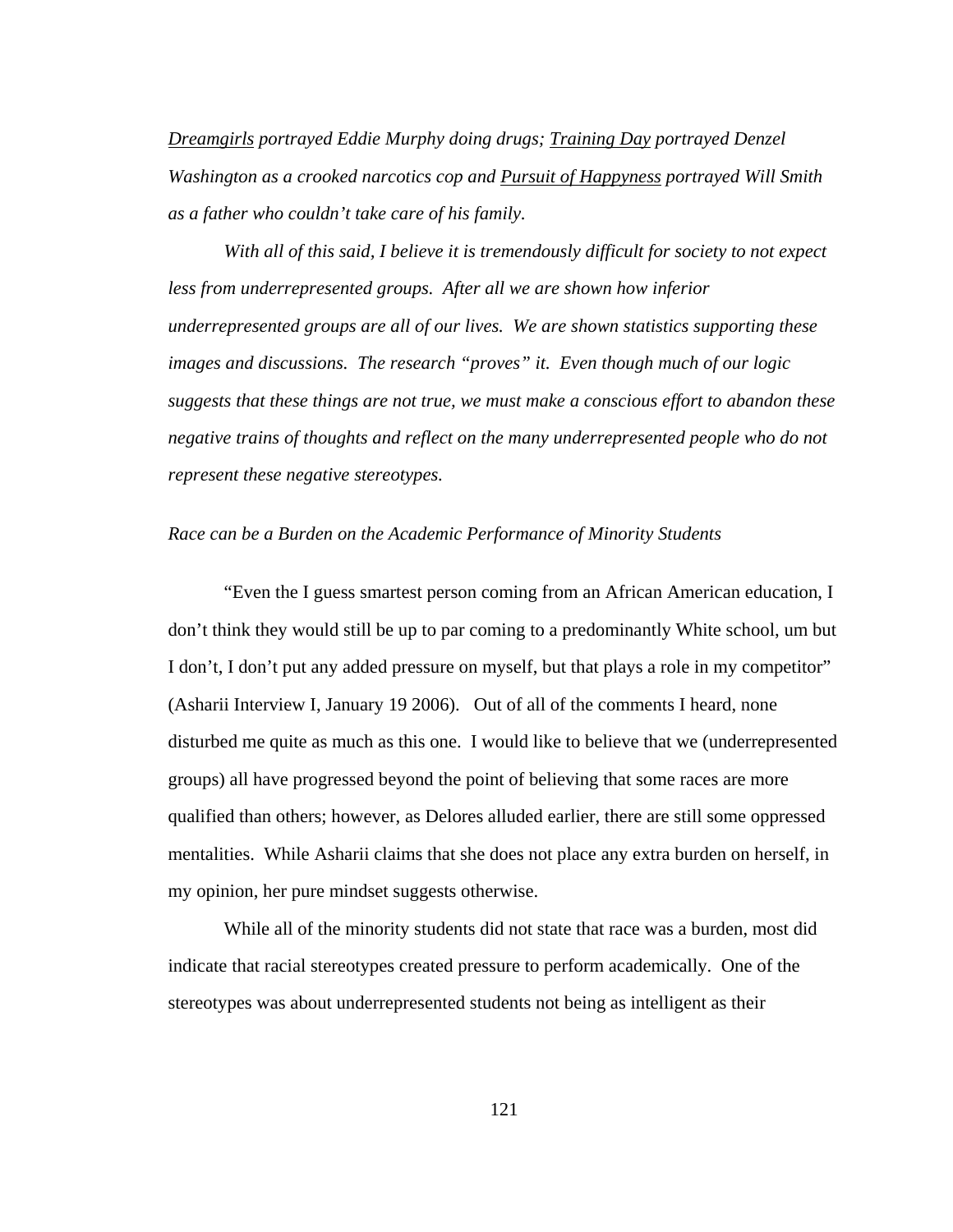*Dreamgirls portrayed Eddie Murphy doing drugs; Training Day portrayed Denzel Washington as a crooked narcotics cop and Pursuit of Happyness portrayed Will Smith as a father who couldn't take care of his family.*

*With all of this said, I believe it is tremendously difficult for society to not expect less from underrepresented groups. After all we are shown how inferior underrepresented groups are all of our lives. We are shown statistics supporting these images and discussions. The research "proves" it. Even though much of our logic suggests that these things are not true, we must make a conscious effort to abandon these negative trains of thoughts and reflect on the many underrepresented people who do not represent these negative stereotypes.*

*Race can be a Burden on the Academic Performance of Minority Students*

"Even the I guess smartest person coming from an African American education, I don't think they would still be up to par coming to a predominantly White school, um but I don't, I don't put any added pressure on myself, but that plays a role in my competitor" (Asharii Interview I, January 19 2006). Out of all of the comments I heard, none disturbed me quite as much as this one. I would like to believe that we (underrepresented groups) all have progressed beyond the point of believing that some races are more qualified than others; however, as Delores alluded earlier, there are still some oppressed mentalities. While Asharii claims that she does not place any extra burden on herself, in my opinion, her pure mindset suggests otherwise.

While all of the minority students did not state that race was a burden, most did indicate that racial stereotypes created pressure to perform academically. One of the stereotypes was about underrepresented students not being as intelligent as their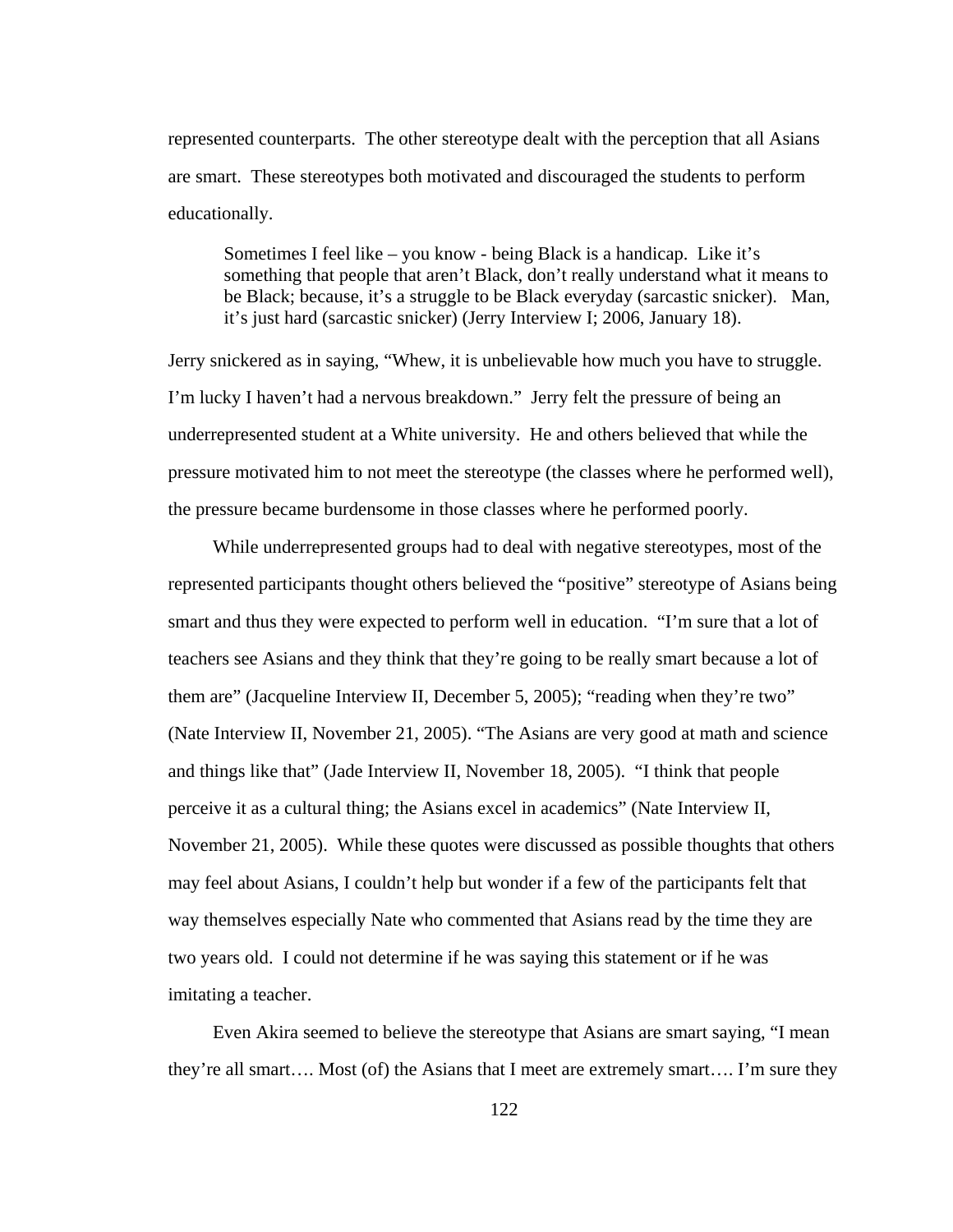represented counterparts. The other stereotype dealt with the perception that all Asians are smart. These stereotypes both motivated and discouraged the students to perform educationally.

> Sometimes I feel like – you know - being Black is a handicap. Like it's something that people that aren't Black, don't really understand what it means to be Black; because, it's a struggle to be Black everyday (sarcastic snicker). Man, it's just hard (sarcastic snicker) (Jerry Interview I; 2006, January 18).

Jerry snickered as in saying, "Whew, it is unbelievable how much you have to struggle. I'm lucky I haven't had a nervous breakdown." Jerry felt the pressure of being an underrepresented student at a White university. He and others believed that while the pressure motivated him to not meet the stereotype (the classes where he performed well), the pressure became burdensome in those classes where he performed poorly.

While underrepresented groups had to deal with negative stereotypes, most of the represented participants thought others believed the "positive" stereotype of Asians being smart and thus they were expected to perform well in education. "I'm sure that a lot of teachers see Asians and they think that they're going to be really smart because a lot of them are" (Jacqueline Interview II, December 5, 2005); "reading when they're two" (Nate Interview II, November 21, 2005). "The Asians are very good at math and science and things like that" (Jade Interview II, November 18, 2005). "I think that people perceive it as a cultural thing; the Asians excel in academics" (Nate Interview II, November 21, 2005). While these quotes were discussed as possible thoughts that others may feel about Asians, I couldn't help but wonder if a few of the participants felt that way themselves especially Nate who commented that Asians read by the time they are two years old. I could not determine if he was saying this statement or if he was imitating a teacher.

Even Akira seemed to believe the stereotype that Asians are smart saying, "I mean they're all smart…. Most (of) the Asians that I meet are extremely smart…. I'm sure they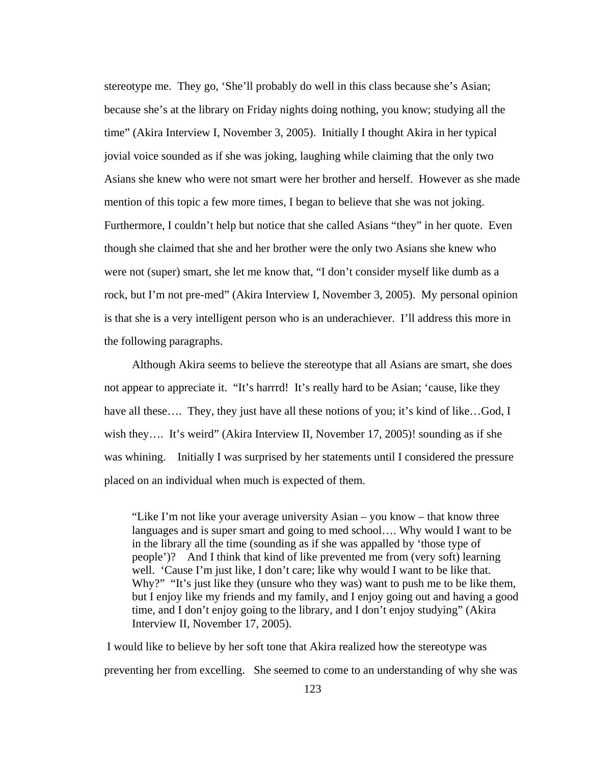stereotype me. They go, 'She'll probably do well in this class because she's Asian; because she's at the library on Friday nights doing nothing, you know; studying all the time" (Akira Interview I, November 3, 2005). Initially I thought Akira in her typical jovial voice sounded as if she was joking, laughing while claiming that the only two Asians she knew who were not smart were her brother and herself. However as she made mention of this topic a few more times, I began to believe that she was not joking. Furthermore, I couldn't help but notice that she called Asians "they" in her quote. Even though she claimed that she and her brother were the only two Asians she knew who were not (super) smart, she let me know that, "I don't consider myself like dumb as a rock, but I'm not pre-med" (Akira Interview I, November 3, 2005). My personal opinion is that she is a very intelligent person who is an underachiever. I'll address this more in the following paragraphs.

Although Akira seems to believe the stereotype that all Asians are smart, she does not appear to appreciate it. "It's harrrd! It's really hard to be Asian; 'cause, like they have all these…. They, they just have all these notions of you; it's kind of like…God, I wish they…. It's weird" (Akira Interview II, November 17, 2005)! sounding as if she was whining. Initially I was surprised by her statements until I considered the pressure placed on an individual when much is expected of them.

> "Like I'm not like your average university Asian – you know – that know three languages and is super smart and going to med school…. Why would I want to be in the library all the time (sounding as if she was appalled by 'those type of people')? And I think that kind of like prevented me from (very soft) learning well. 'Cause I'm just like, I don't care; like why would I want to be like that. Why?" "It's just like they (unsure who they was) want to push me to be like them, but I enjoy like my friends and my family, and I enjoy going out and having a good time, and I don't enjoy going to the library, and I don't enjoy studying" (Akira Interview II, November 17, 2005).

I would like to believe by her soft tone that Akira realized how the stereotype was preventing her from excelling. She seemed to come to an understanding of why she was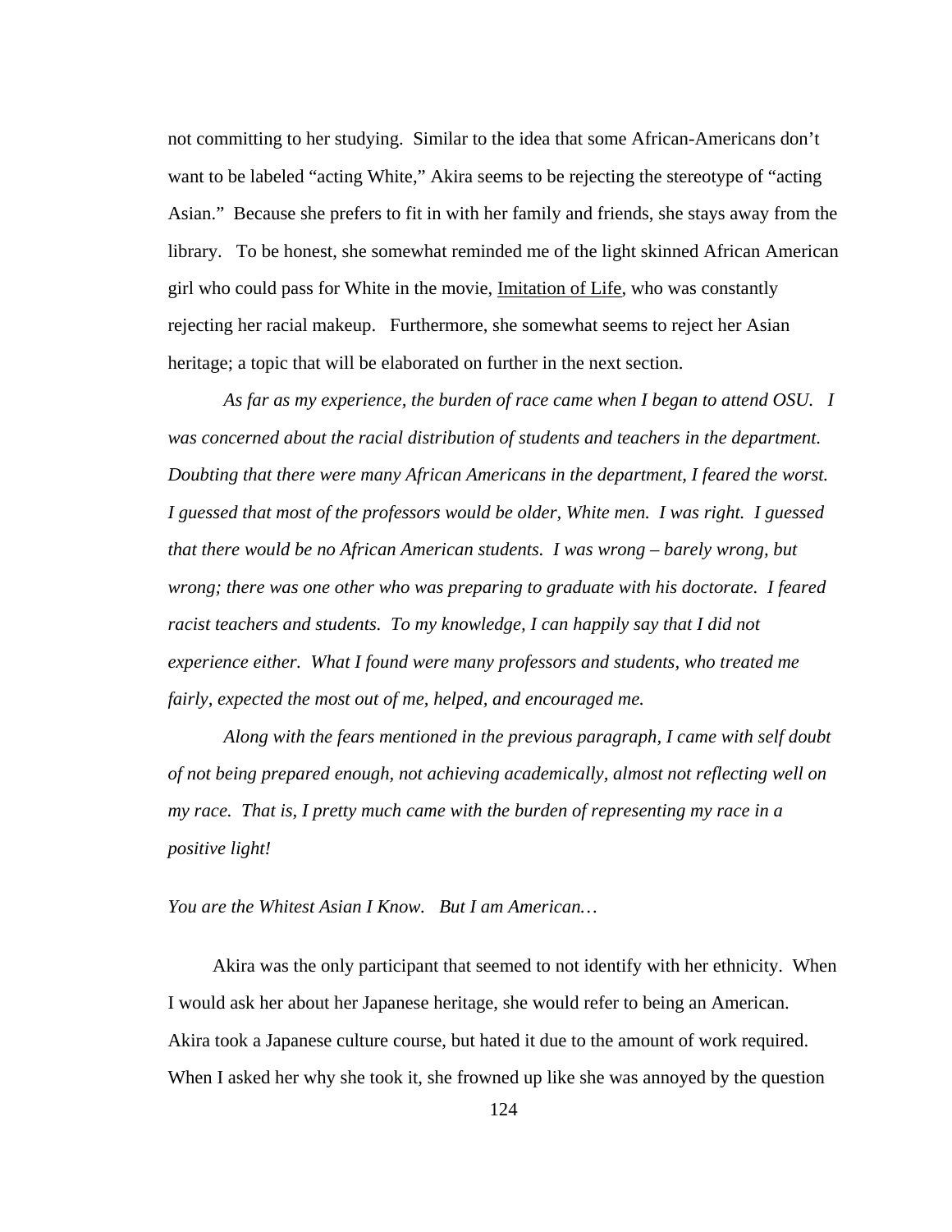not committing to her studying. Similar to the idea that some African-Americans don't want to be labeled "acting White," Akira seems to be rejecting the stereotype of "acting Asian." Because she prefers to fit in with her family and friends, she stays away from the library. To be honest, she somewhat reminded me of the light skinned African American girl who could pass for White in the movie, Imitation of Life, who was constantly rejecting her racial makeup. Furthermore, she somewhat seems to reject her Asian heritage; a topic that will be elaborated on further in the next section.

*As far as my experience, the burden of race came when I began to attend OSU. I was concerned about the racial distribution of students and teachers in the department. Doubting that there were many African Americans in the department, I feared the worst. I guessed that most of the professors would be older, White men. I was right. I guessed that there would be no African American students. I was wrong – barely wrong, but wrong; there was one other who was preparing to graduate with his doctorate. I feared racist teachers and students. To my knowledge, I can happily say that I did not experience either. What I found were many professors and students, who treated me fairly, expected the most out of me, helped, and encouraged me.*

*Along with the fears mentioned in the previous paragraph, I came with self doubt of not being prepared enough, not achieving academically, almost not reflecting well on my race. That is, I pretty much came with the burden of representing my race in a positive light!*

*You are the Whitest Asian I Know. But I am American…*

Akira was the only participant that seemed to not identify with her ethnicity. When I would ask her about her Japanese heritage, she would refer to being an American. Akira took a Japanese culture course, but hated it due to the amount of work required. When I asked her why she took it, she frowned up like she was annoyed by the question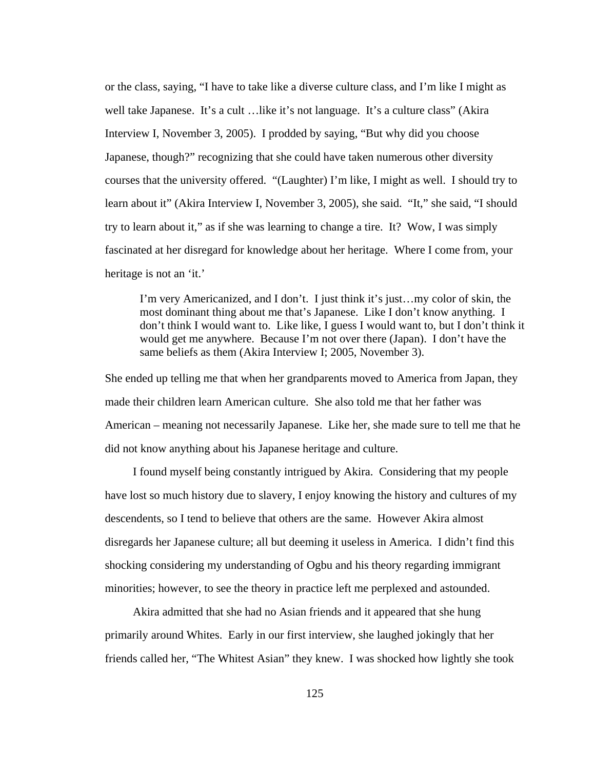or the class, saying, "I have to take like a diverse culture class, and I'm like I might as well take Japanese. It's a cult …like it's not language. It's a culture class" (Akira Interview I, November 3, 2005). I prodded by saying, "But why did you choose Japanese, though?" recognizing that she could have taken numerous other diversity courses that the university offered. "(Laughter) I'm like, I might as well. I should try to learn about it" (Akira Interview I, November 3, 2005), she said. "It," she said, "I should try to learn about it," as if she was learning to change a tire. It? Wow, I was simply fascinated at her disregard for knowledge about her heritage. Where I come from, your heritage is not an 'it.'

> I'm very Americanized, and I don't. I just think it's just…my color of skin, the most dominant thing about me that's Japanese. Like I don't know anything. I don't think I would want to. Like like, I guess I would want to, but I don't think it would get me anywhere. Because I'm not over there (Japan). I don't have the same beliefs as them (Akira Interview I; 2005, November 3).

She ended up telling me that when her grandparents moved to America from Japan, they made their children learn American culture. She also told me that her father was American – meaning not necessarily Japanese. Like her, she made sure to tell me that he did not know anything about his Japanese heritage and culture.

I found myself being constantly intrigued by Akira. Considering that my people have lost so much history due to slavery, I enjoy knowing the history and cultures of my descendents, so I tend to believe that others are the same. However Akira almost disregards her Japanese culture; all but deeming it useless in America. I didn't find this shocking considering my understanding of Ogbu and his theory regarding immigrant minorities; however, to see the theory in practice left me perplexed and astounded.

Akira admitted that she had no Asian friends and it appeared that she hung primarily around Whites. Early in our first interview, she laughed jokingly that her friends called her, "The Whitest Asian" they knew. I was shocked how lightly she took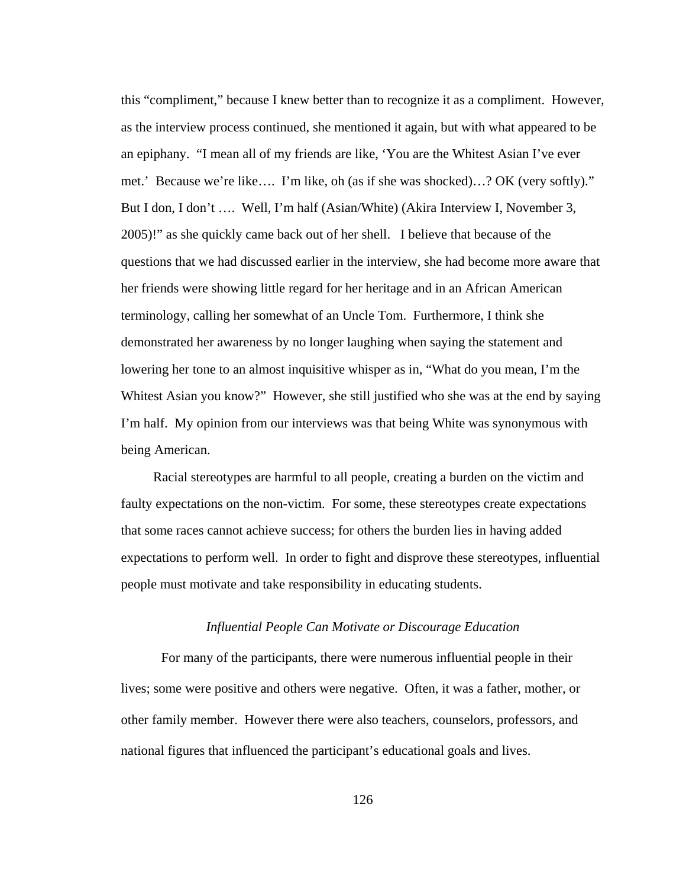this “compliment,” because I knew better than to recognize it as a compliment. However, as the interview process continued, she mentioned it again, but with what appeared to be an epiphany. “I mean all of my friends are like, ‘You are the Whitest Asian I’ve ever met.’ Because we’re like…. I’m like, oh (as if she was shocked)…? OK (very softly).” But I don, I don’t …. Well, I’m half (Asian/White) (Akira Interview I, November 3, 2005)!” as she quickly came back out of her shell. I believe that because of the questions that we had discussed earlier in the interview, she had become more aware that her friends were showing little regard for her heritage and in an African American terminology, calling her somewhat of an Uncle Tom. Furthermore, I think she demonstrated her awareness by no longer laughing when saying the statement and lowering her tone to an almost inquisitive whisper as in, “What do you mean, I’m the Whitest Asian you know?” However, she still justified who she was at the end by saying I’m half. My opinion from our interviews was that being White was synonymous with being American.

Racial stereotypes are harmful to all people, creating a burden on the victim and faulty expectations on the non-victim. For some, these stereotypes create expectations that some races cannot achieve success; for others the burden lies in having added expectations to perform well. In order to fight and disprove these stereotypes, influential people must motivate and take responsibility in educating students.

### *Influential People Can Motivate or Discourage Education*

For many of the participants, there were numerous influential people in their lives; some were positive and others were negative. Often, it was a father, mother, or other family member. However there were also teachers, counselors, professors, and national figures that influenced the participant’s educational goals and lives.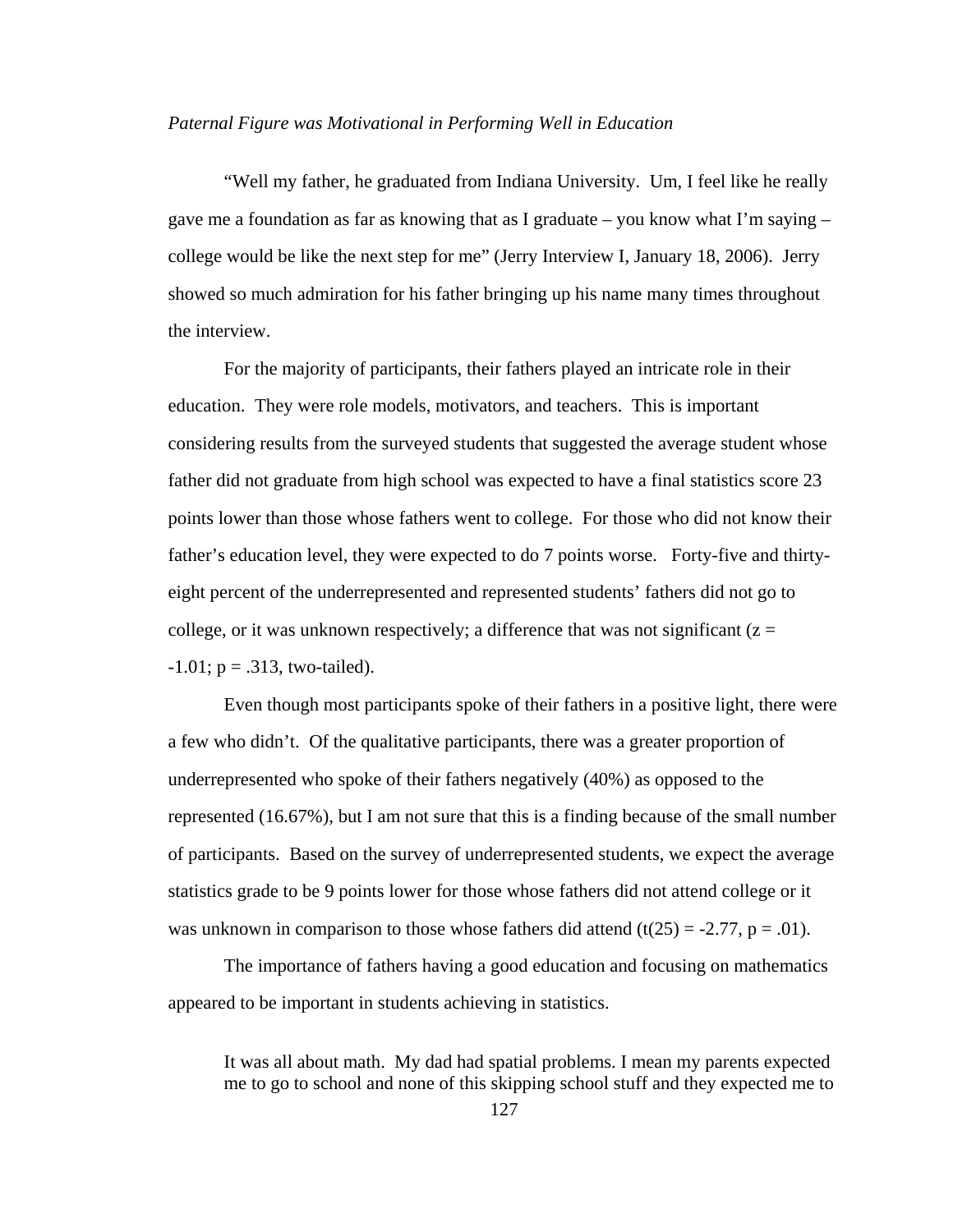*Paternal Figure was Motivational in Performing Well in Education*

"Well my father, he graduated from Indiana University. Um, I feel like he really gave me a foundation as far as knowing that as I graduate – you know what I'm saying – college would be like the next step for me" (Jerry Interview I, January 18, 2006). Jerry showed so much admiration for his father bringing up his name many times throughout the interview.

For the majority of participants, their fathers played an intricate role in their education. They were role models, motivators, and teachers. This is important considering results from the surveyed students that suggested the average student whose father did not graduate from high school was expected to have a final statistics score 23 points lower than those whose fathers went to college. For those who did not know their father's education level, they were expected to do 7 points worse. Forty-five and thirty-eight percent of the underrepresented and represented students' fathers did not go to college, or it was unknown respectively; a difference that was not significant ($z = -1.01$; $p = .313$, two-tailed).

Even though most participants spoke of their fathers in a positive light, there were a few who didn't. Of the qualitative participants, there was a greater proportion of underrepresented who spoke of their fathers negatively (40%) as opposed to the represented (16.67%), but I am not sure that this is a finding because of the small number of participants. Based on the survey of underrepresented students, we expect the average statistics grade to be 9 points lower for those whose fathers did not attend college or it was unknown in comparison to those whose fathers did attend ($t(25) = -2.77$, $p = .01$).

The importance of fathers having a good education and focusing on mathematics appeared to be important in students achieving in statistics.

> It was all about math. My dad had spatial problems. I mean my parents expected me to go to school and none of this skipping school stuff and they expected me to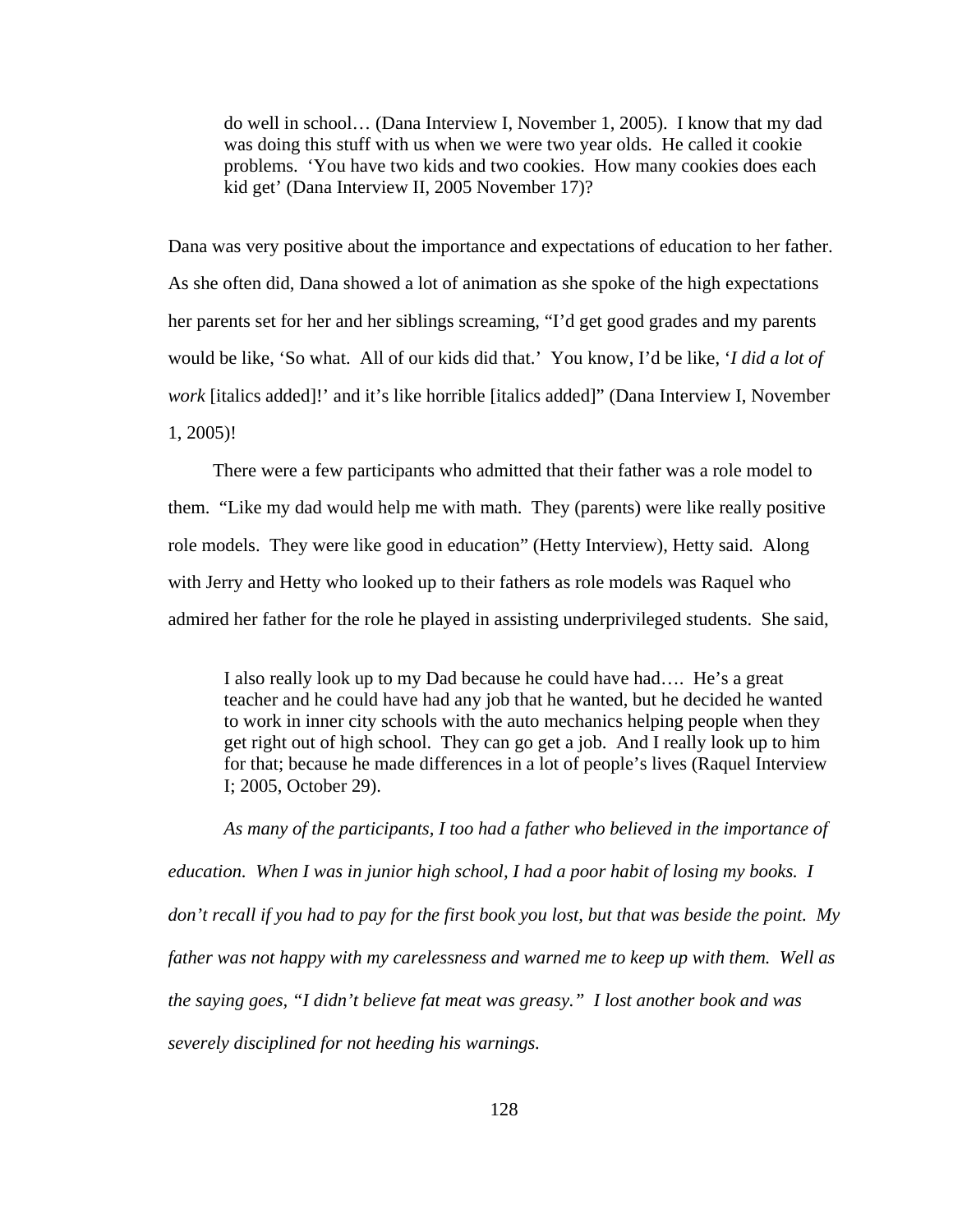> do well in school… (Dana Interview I, November 1, 2005). I know that my dad was doing this stuff with us when we were two year olds. He called it cookie problems. 'You have two kids and two cookies. How many cookies does each kid get' (Dana Interview II, 2005 November 17)?

Dana was very positive about the importance and expectations of education to her father. As she often did, Dana showed a lot of animation as she spoke of the high expectations her parents set for her and her siblings screaming, "I'd get good grades and my parents would be like, 'So what. All of our kids did that.' You know, I'd be like, '*I did a lot of work* [italics added]!' and it's like horrible [italics added]" (Dana Interview I, November 1, 2005)!

There were a few participants who admitted that their father was a role model to them. "Like my dad would help me with math. They (parents) were like really positive role models. They were like good in education" (Hetty Interview), Hetty said. Along with Jerry and Hetty who looked up to their fathers as role models was Raquel who admired her father for the role he played in assisting underprivileged students. She said,

> I also really look up to my Dad because he could have had…. He's a great teacher and he could have had any job that he wanted, but he decided he wanted to work in inner city schools with the auto mechanics helping people when they get right out of high school. They can go get a job. And I really look up to him for that; because he made differences in a lot of people's lives (Raquel Interview I; 2005, October 29).

*As many of the participants, I too had a father who believed in the importance of education. When I was in junior high school, I had a poor habit of losing my books. I don't recall if you had to pay for the first book you lost, but that was beside the point. My father was not happy with my carelessness and warned me to keep up with them. Well as the saying goes, "I didn't believe fat meat was greasy." I lost another book and was severely disciplined for not heeding his warnings.*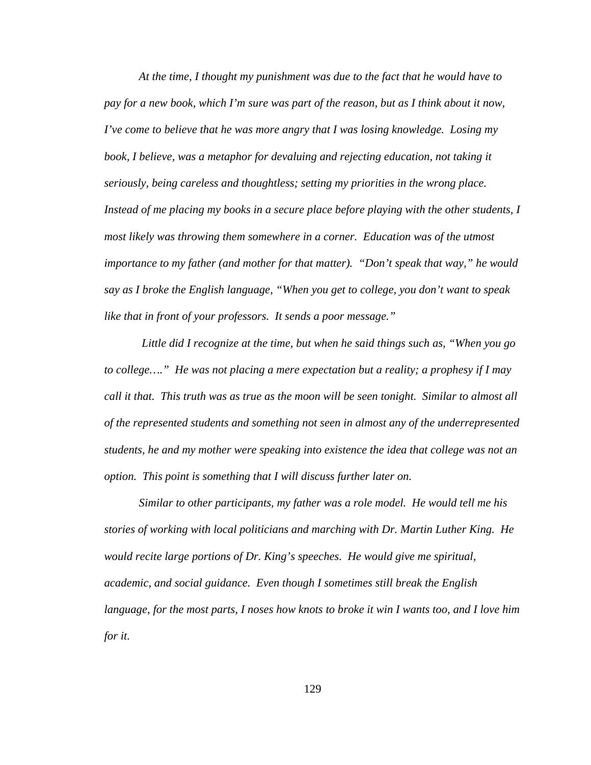*At the time, I thought my punishment was due to the fact that he would have to pay for a new book, which I'm sure was part of the reason, but as I think about it now, I've come to believe that he was more angry that I was losing knowledge. Losing my book, I believe, was a metaphor for devaluing and rejecting education, not taking it seriously, being careless and thoughtless; setting my priorities in the wrong place. Instead of me placing my books in a secure place before playing with the other students, I most likely was throwing them somewhere in a corner. Education was of the utmost importance to my father (and mother for that matter). "Don't speak that way," he would say as I broke the English language, "When you get to college, you don't want to speak like that in front of your professors. It sends a poor message."*

*Little did I recognize at the time, but when he said things such as, "When you go to college…." He was not placing a mere expectation but a reality; a prophesy if I may call it that. This truth was as true as the moon will be seen tonight. Similar to almost all of the represented students and something not seen in almost any of the underrepresented students, he and my mother were speaking into existence the idea that college was not an option. This point is something that I will discuss further later on.*

*Similar to other participants, my father was a role model. He would tell me his stories of working with local politicians and marching with Dr. Martin Luther King. He would recite large portions of Dr. King's speeches. He would give me spiritual, academic, and social guidance. Even though I sometimes still break the English language, for the most parts, I noses how knots to broke it win I wants too, and I love him for it.*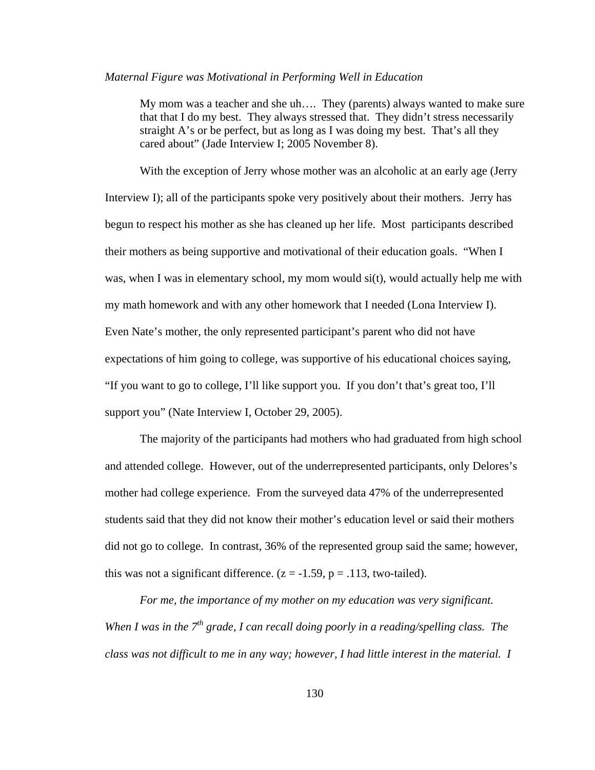*Maternal Figure was Motivational in Performing Well in Education*

> My mom was a teacher and she uh…. They (parents) always wanted to make sure that that I do my best. They always stressed that. They didn't stress necessarily straight A's or be perfect, but as long as I was doing my best. That's all they cared about" (Jade Interview I; 2005 November 8).

With the exception of Jerry whose mother was an alcoholic at an early age (Jerry Interview I); all of the participants spoke very positively about their mothers. Jerry has begun to respect his mother as she has cleaned up her life. Most participants described their mothers as being supportive and motivational of their education goals. "When I was, when I was in elementary school, my mom would si(t), would actually help me with my math homework and with any other homework that I needed (Lona Interview I). Even Nate's mother, the only represented participant's parent who did not have expectations of him going to college, was supportive of his educational choices saying, "If you want to go to college, I'll like support you. If you don't that's great too, I'll support you" (Nate Interview I, October 29, 2005).

The majority of the participants had mothers who had graduated from high school and attended college. However, out of the underrepresented participants, only Delores's mother had college experience. From the surveyed data 47% of the underrepresented students said that they did not know their mother's education level or said their mothers did not go to college. In contrast, 36% of the represented group said the same; however, this was not a significant difference. ($z = -1.59$, $p = .113$, two-tailed).

*For me, the importance of my mother on my education was very significant. When I was in the 7th grade, I can recall doing poorly in a reading/spelling class. The class was not difficult to me in any way; however, I had little interest in the material. I*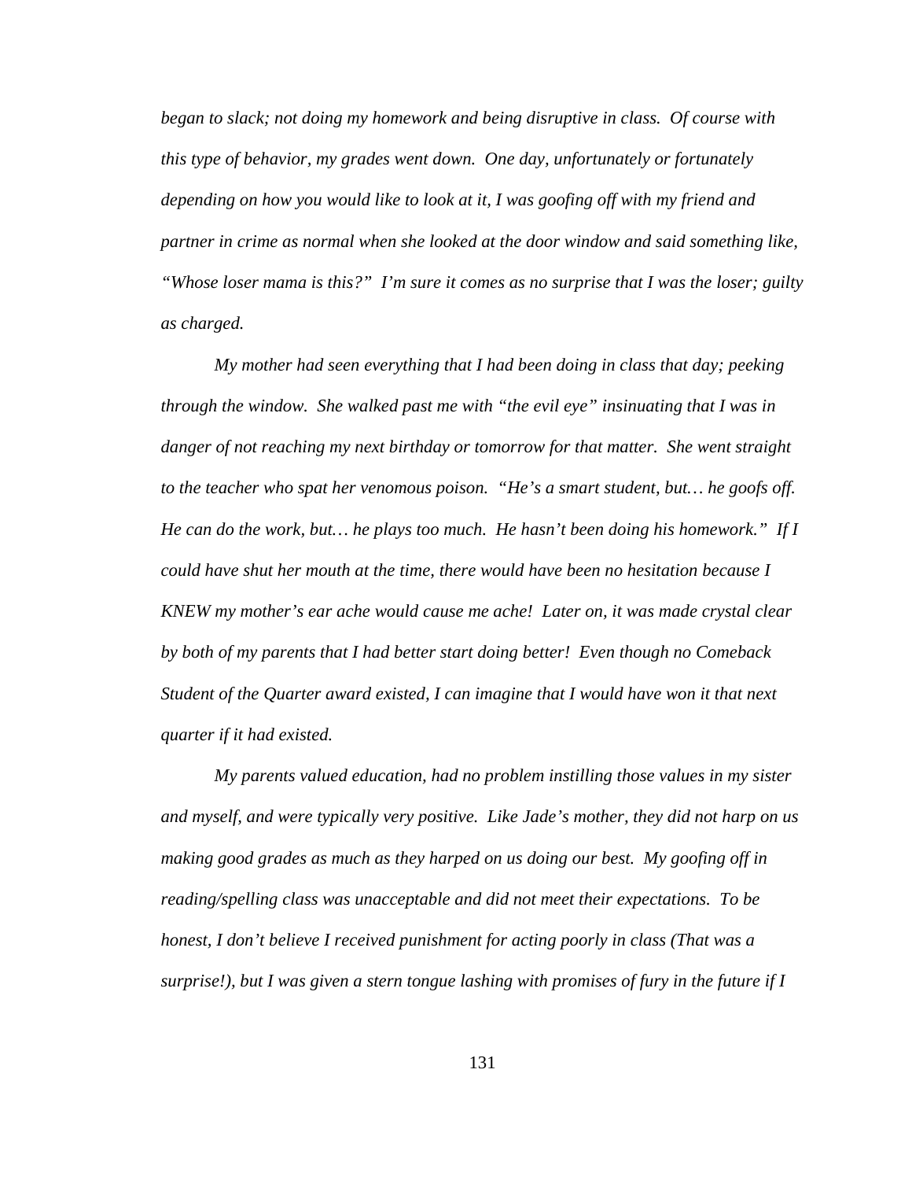*began to slack; not doing my homework and being disruptive in class. Of course with this type of behavior, my grades went down. One day, unfortunately or fortunately depending on how you would like to look at it, I was goofing off with my friend and partner in crime as normal when she looked at the door window and said something like, "Whose loser mama is this?" I'm sure it comes as no surprise that I was the loser; guilty as charged.*

*My mother had seen everything that I had been doing in class that day; peeking through the window. She walked past me with "the evil eye" insinuating that I was in danger of not reaching my next birthday or tomorrow for that matter. She went straight to the teacher who spat her venomous poison. "He's a smart student, but… he goofs off. He can do the work, but… he plays too much. He hasn't been doing his homework." If I could have shut her mouth at the time, there would have been no hesitation because I KNEW my mother's ear ache would cause me ache! Later on, it was made crystal clear by both of my parents that I had better start doing better! Even though no Comeback Student of the Quarter award existed, I can imagine that I would have won it that next quarter if it had existed.*

*My parents valued education, had no problem instilling those values in my sister and myself, and were typically very positive. Like Jade's mother, they did not harp on us making good grades as much as they harped on us doing our best. My goofing off in reading/spelling class was unacceptable and did not meet their expectations. To be honest, I don't believe I received punishment for acting poorly in class (That was a surprise!), but I was given a stern tongue lashing with promises of fury in the future if I*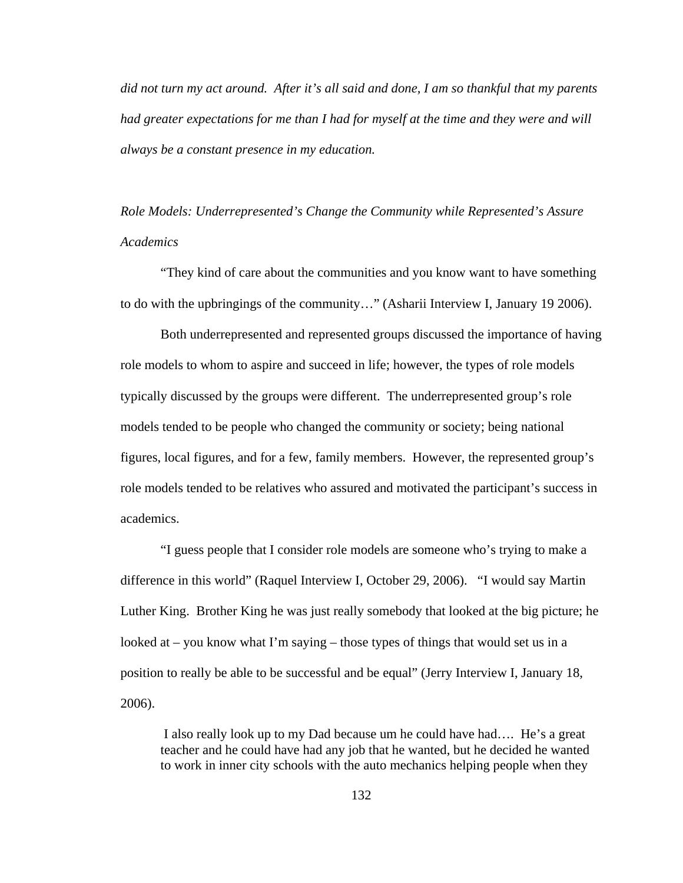*did not turn my act around. After it's all said and done, I am so thankful that my parents had greater expectations for me than I had for myself at the time and they were and will always be a constant presence in my education.*

*Role Models: Underrepresented's Change the Community while Represented's Assure Academics*

"They kind of care about the communities and you know want to have something to do with the upbringings of the community…" (Asharii Interview I, January 19 2006).

Both underrepresented and represented groups discussed the importance of having role models to whom to aspire and succeed in life; however, the types of role models typically discussed by the groups were different. The underrepresented group's role models tended to be people who changed the community or society; being national figures, local figures, and for a few, family members. However, the represented group's role models tended to be relatives who assured and motivated the participant's success in academics.

"I guess people that I consider role models are someone who's trying to make a difference in this world" (Raquel Interview I, October 29, 2006). "I would say Martin Luther King. Brother King he was just really somebody that looked at the big picture; he looked at – you know what I'm saying – those types of things that would set us in a position to really be able to be successful and be equal" (Jerry Interview I, January 18, 2006).

> I also really look up to my Dad because um he could have had…. He's a great teacher and he could have had any job that he wanted, but he decided he wanted to work in inner city schools with the auto mechanics helping people when they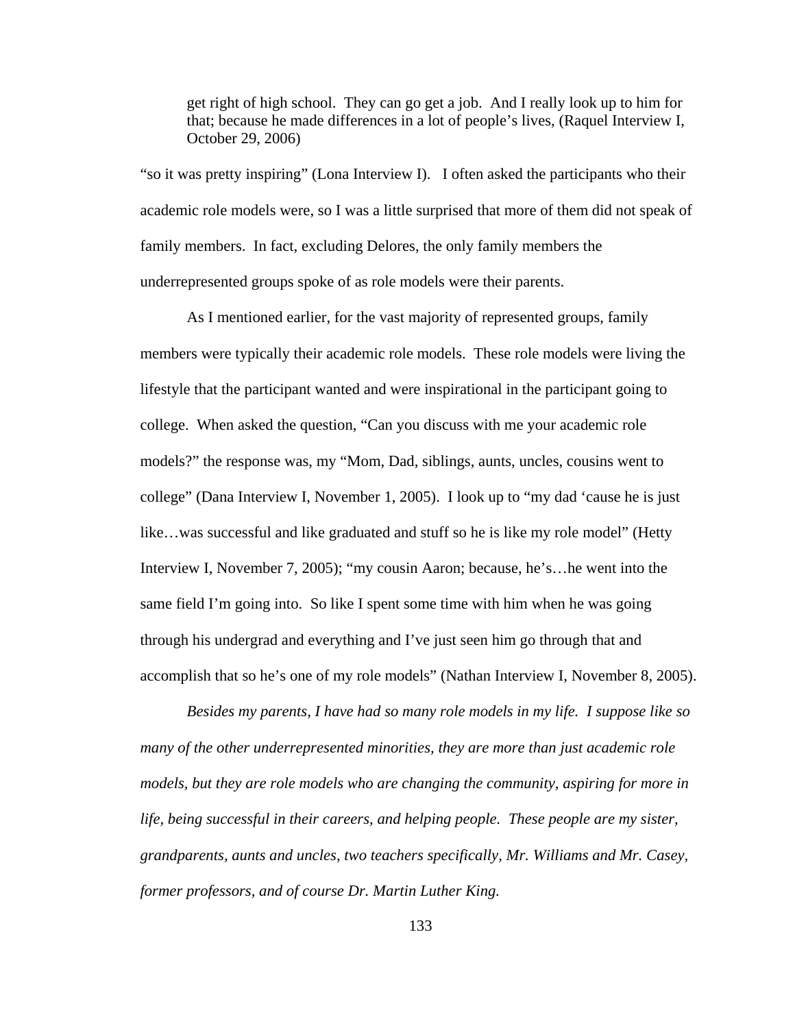> get right of high school. They can go get a job. And I really look up to him for that; because he made differences in a lot of people's lives, (Raquel Interview I, October 29, 2006)

"so it was pretty inspiring" (Lona Interview I). I often asked the participants who their academic role models were, so I was a little surprised that more of them did not speak of family members. In fact, excluding Delores, the only family members the underrepresented groups spoke of as role models were their parents.

As I mentioned earlier, for the vast majority of represented groups, family members were typically their academic role models. These role models were living the lifestyle that the participant wanted and were inspirational in the participant going to college. When asked the question, "Can you discuss with me your academic role models?" the response was, my "Mom, Dad, siblings, aunts, uncles, cousins went to college" (Dana Interview I, November 1, 2005). I look up to "my dad 'cause he is just like…was successful and like graduated and stuff so he is like my role model" (Hetty Interview I, November 7, 2005); "my cousin Aaron; because, he's…he went into the same field I'm going into. So like I spent some time with him when he was going through his undergrad and everything and I've just seen him go through that and accomplish that so he's one of my role models" (Nathan Interview I, November 8, 2005).

*Besides my parents, I have had so many role models in my life. I suppose like so many of the other underrepresented minorities, they are more than just academic role models, but they are role models who are changing the community, aspiring for more in life, being successful in their careers, and helping people. These people are my sister, grandparents, aunts and uncles, two teachers specifically, Mr. Williams and Mr. Casey, former professors, and of course Dr. Martin Luther King.*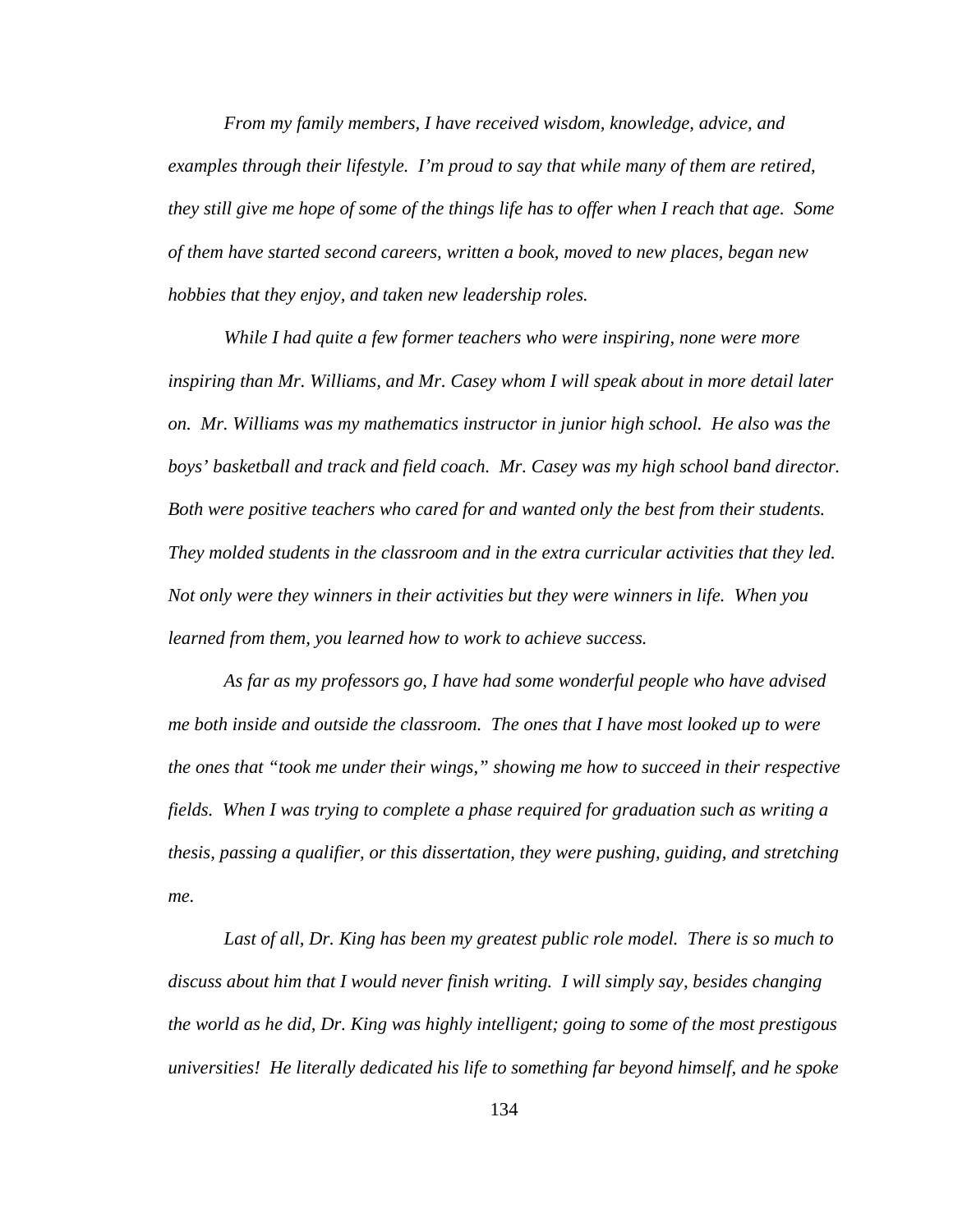*From my family members, I have received wisdom, knowledge, advice, and examples through their lifestyle. I'm proud to say that while many of them are retired, they still give me hope of some of the things life has to offer when I reach that age. Some of them have started second careers, written a book, moved to new places, began new hobbies that they enjoy, and taken new leadership roles.*

*While I had quite a few former teachers who were inspiring, none were more inspiring than Mr. Williams, and Mr. Casey whom I will speak about in more detail later on. Mr. Williams was my mathematics instructor in junior high school. He also was the boys' basketball and track and field coach. Mr. Casey was my high school band director. Both were positive teachers who cared for and wanted only the best from their students. They molded students in the classroom and in the extra curricular activities that they led. Not only were they winners in their activities but they were winners in life. When you learned from them, you learned how to work to achieve success.*

*As far as my professors go, I have had some wonderful people who have advised me both inside and outside the classroom. The ones that I have most looked up to were the ones that "took me under their wings," showing me how to succeed in their respective fields. When I was trying to complete a phase required for graduation such as writing a thesis, passing a qualifier, or this dissertation, they were pushing, guiding, and stretching me.*

*Last of all, Dr. King has been my greatest public role model. There is so much to discuss about him that I would never finish writing. I will simply say, besides changing the world as he did, Dr. King was highly intelligent; going to some of the most prestigous universities! He literally dedicated his life to something far beyond himself, and he spoke*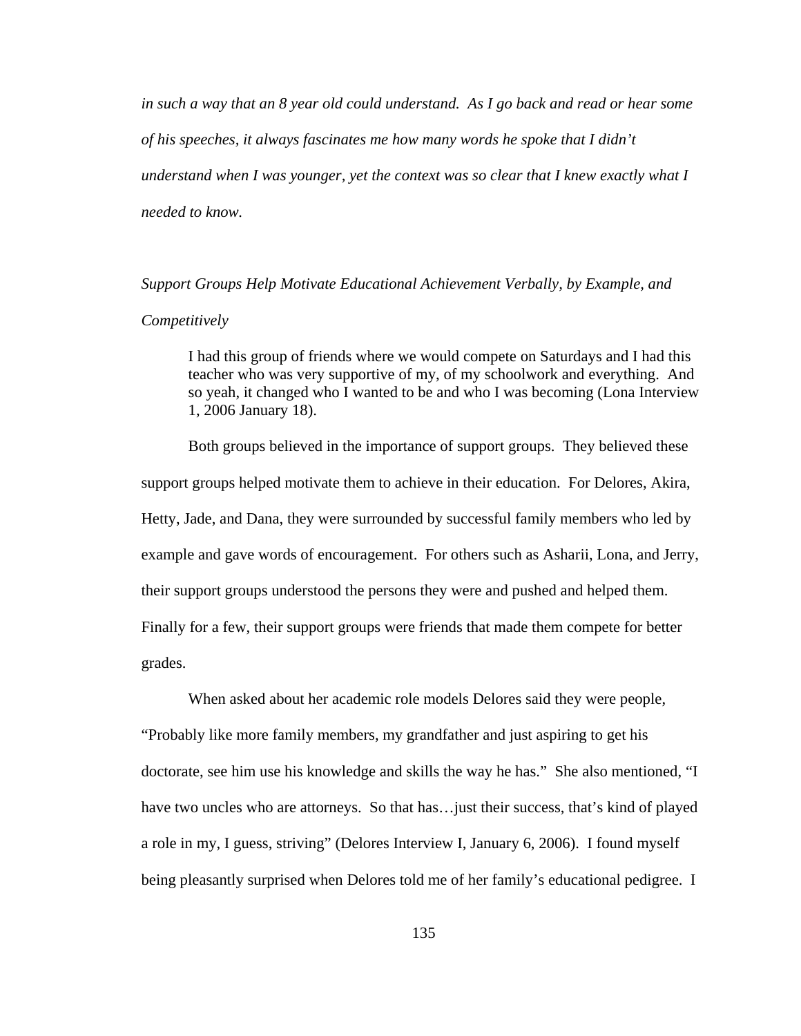*in such a way that an 8 year old could understand. As I go back and read or hear some of his speeches, it always fascinates me how many words he spoke that I didn't understand when I was younger, yet the context was so clear that I knew exactly what I needed to know.*

*Support Groups Help Motivate Educational Achievement Verbally, by Example, and Competitively*

> I had this group of friends where we would compete on Saturdays and I had this teacher who was very supportive of my, of my schoolwork and everything. And so yeah, it changed who I wanted to be and who I was becoming (Lona Interview 1, 2006 January 18).

Both groups believed in the importance of support groups. They believed these support groups helped motivate them to achieve in their education. For Delores, Akira, Hetty, Jade, and Dana, they were surrounded by successful family members who led by example and gave words of encouragement. For others such as Asharii, Lona, and Jerry, their support groups understood the persons they were and pushed and helped them. Finally for a few, their support groups were friends that made them compete for better grades.

When asked about her academic role models Delores said they were people, "Probably like more family members, my grandfather and just aspiring to get his doctorate, see him use his knowledge and skills the way he has." She also mentioned, "I have two uncles who are attorneys. So that has…just their success, that's kind of played a role in my, I guess, striving" (Delores Interview I, January 6, 2006). I found myself being pleasantly surprised when Delores told me of her family's educational pedigree. I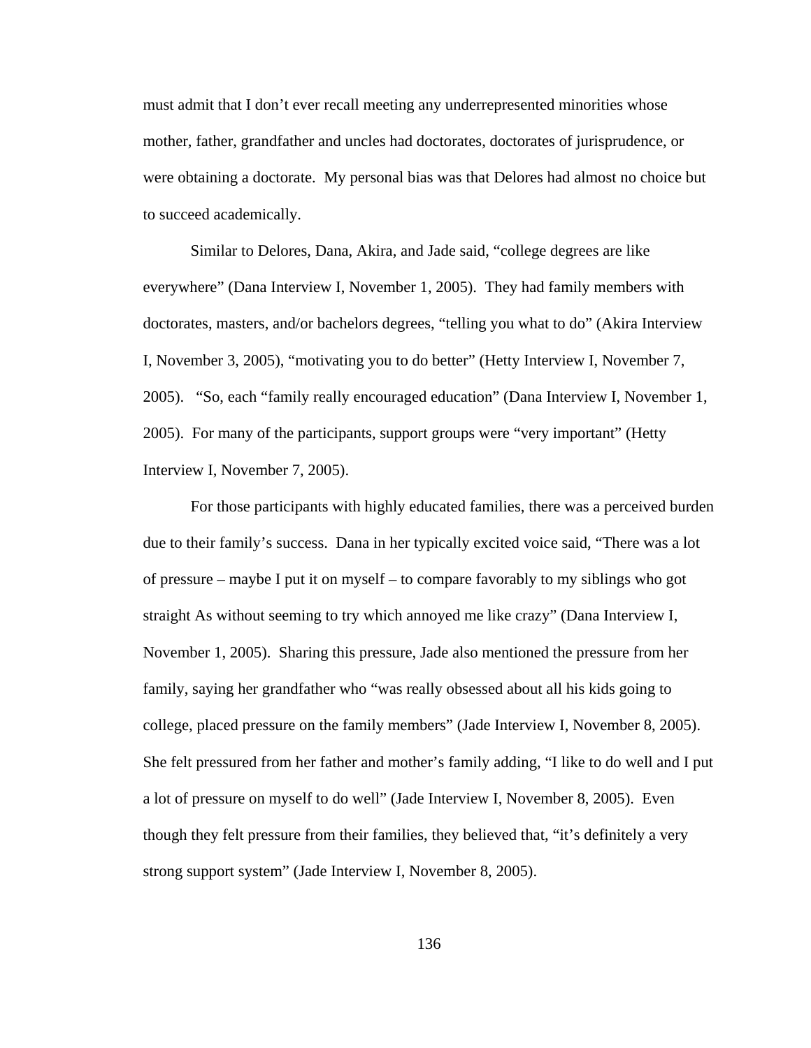must admit that I don't ever recall meeting any underrepresented minorities whose mother, father, grandfather and uncles had doctorates, doctorates of jurisprudence, or were obtaining a doctorate. My personal bias was that Delores had almost no choice but to succeed academically.

Similar to Delores, Dana, Akira, and Jade said, "college degrees are like everywhere" (Dana Interview I, November 1, 2005). They had family members with doctorates, masters, and/or bachelors degrees, "telling you what to do" (Akira Interview I, November 3, 2005), "motivating you to do better" (Hetty Interview I, November 7, 2005). "So, each "family really encouraged education" (Dana Interview I, November 1, 2005). For many of the participants, support groups were "very important" (Hetty Interview I, November 7, 2005).

For those participants with highly educated families, there was a perceived burden due to their family's success. Dana in her typically excited voice said, "There was a lot of pressure – maybe I put it on myself – to compare favorably to my siblings who got straight As without seeming to try which annoyed me like crazy" (Dana Interview I, November 1, 2005). Sharing this pressure, Jade also mentioned the pressure from her family, saying her grandfather who "was really obsessed about all his kids going to college, placed pressure on the family members" (Jade Interview I, November 8, 2005). She felt pressured from her father and mother's family adding, "I like to do well and I put a lot of pressure on myself to do well" (Jade Interview I, November 8, 2005). Even though they felt pressure from their families, they believed that, "it's definitely a very strong support system" (Jade Interview I, November 8, 2005).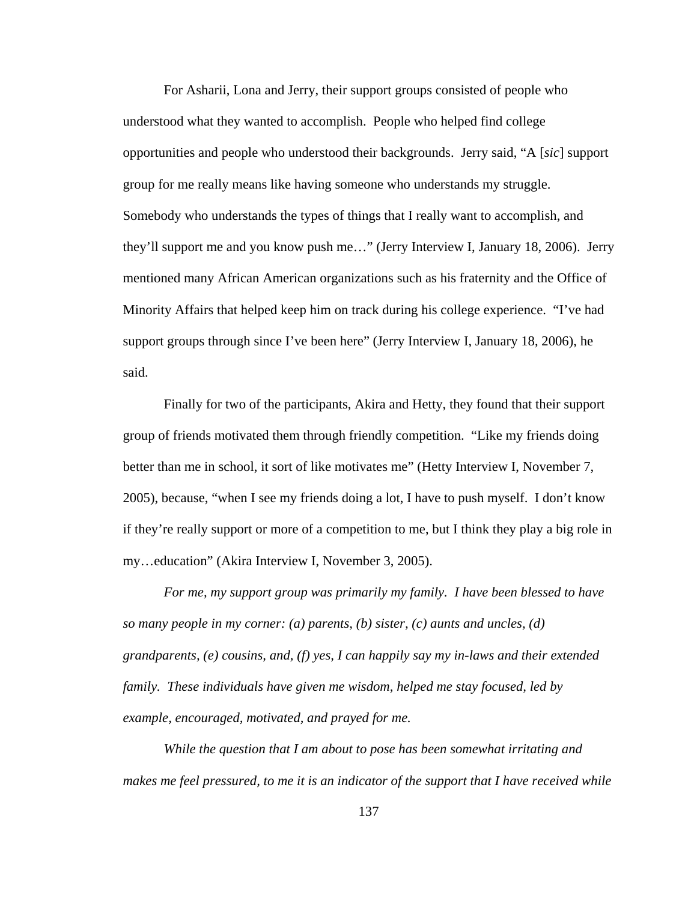For Asharii, Lona and Jerry, their support groups consisted of people who understood what they wanted to accomplish. People who helped find college opportunities and people who understood their backgrounds. Jerry said, "A [*sic*] support group for me really means like having someone who understands my struggle. Somebody who understands the types of things that I really want to accomplish, and they'll support me and you know push me…" (Jerry Interview I, January 18, 2006). Jerry mentioned many African American organizations such as his fraternity and the Office of Minority Affairs that helped keep him on track during his college experience. "I've had support groups through since I've been here" (Jerry Interview I, January 18, 2006), he said.

Finally for two of the participants, Akira and Hetty, they found that their support group of friends motivated them through friendly competition. "Like my friends doing better than me in school, it sort of like motivates me" (Hetty Interview I, November 7, 2005), because, "when I see my friends doing a lot, I have to push myself. I don't know if they're really support or more of a competition to me, but I think they play a big role in my…education" (Akira Interview I, November 3, 2005).

*For me, my support group was primarily my family. I have been blessed to have so many people in my corner: (a) parents, (b) sister, (c) aunts and uncles, (d) grandparents, (e) cousins, and, (f) yes, I can happily say my in-laws and their extended family. These individuals have given me wisdom, helped me stay focused, led by example, encouraged, motivated, and prayed for me.*

*While the question that I am about to pose has been somewhat irritating and makes me feel pressured, to me it is an indicator of the support that I have received while*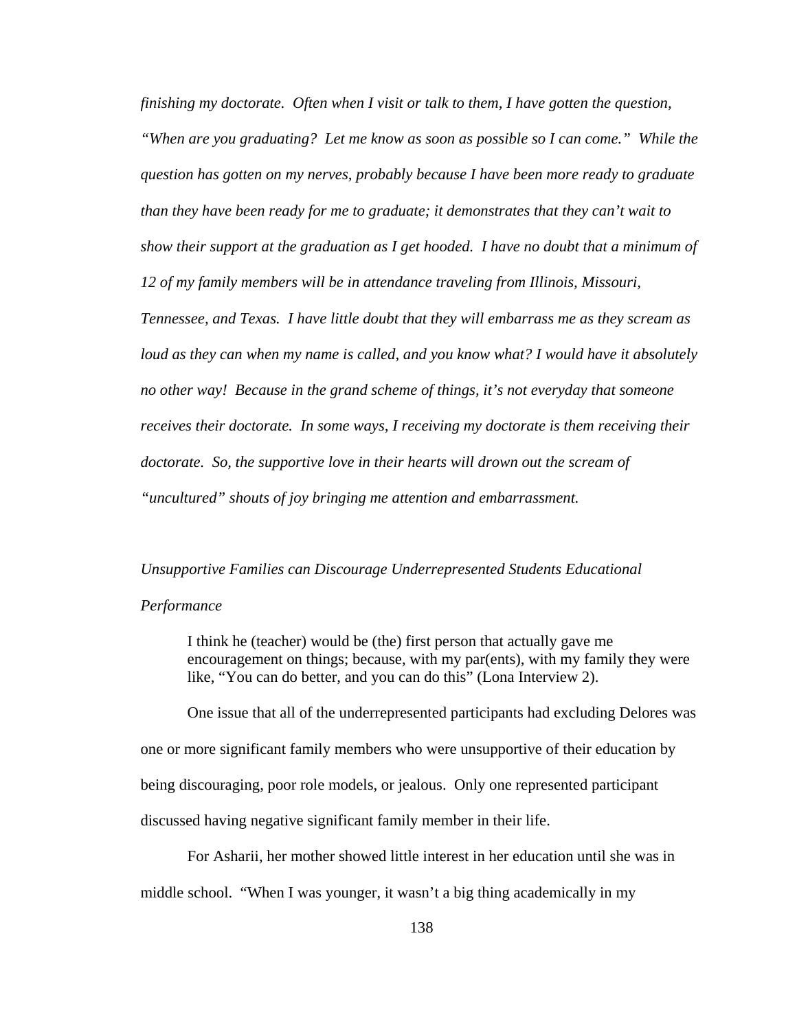*finishing my doctorate. Often when I visit or talk to them, I have gotten the question, "When are you graduating? Let me know as soon as possible so I can come." While the question has gotten on my nerves, probably because I have been more ready to graduate than they have been ready for me to graduate; it demonstrates that they can't wait to show their support at the graduation as I get hooded. I have no doubt that a minimum of 12 of my family members will be in attendance traveling from Illinois, Missouri, Tennessee, and Texas. I have little doubt that they will embarrass me as they scream as loud as they can when my name is called, and you know what? I would have it absolutely no other way! Because in the grand scheme of things, it's not everyday that someone receives their doctorate. In some ways, I receiving my doctorate is them receiving their doctorate. So, the supportive love in their hearts will drown out the scream of "uncultured" shouts of joy bringing me attention and embarrassment.*

*Unsupportive Families can Discourage Underrepresented Students Educational Performance*

> I think he (teacher) would be (the) first person that actually gave me encouragement on things; because, with my par(ents), with my family they were like, "You can do better, and you can do this" (Lona Interview 2).

One issue that all of the underrepresented participants had excluding Delores was one or more significant family members who were unsupportive of their education by being discouraging, poor role models, or jealous. Only one represented participant discussed having negative significant family member in their life.

For Asharii, her mother showed little interest in her education until she was in middle school. "When I was younger, it wasn't a big thing academically in my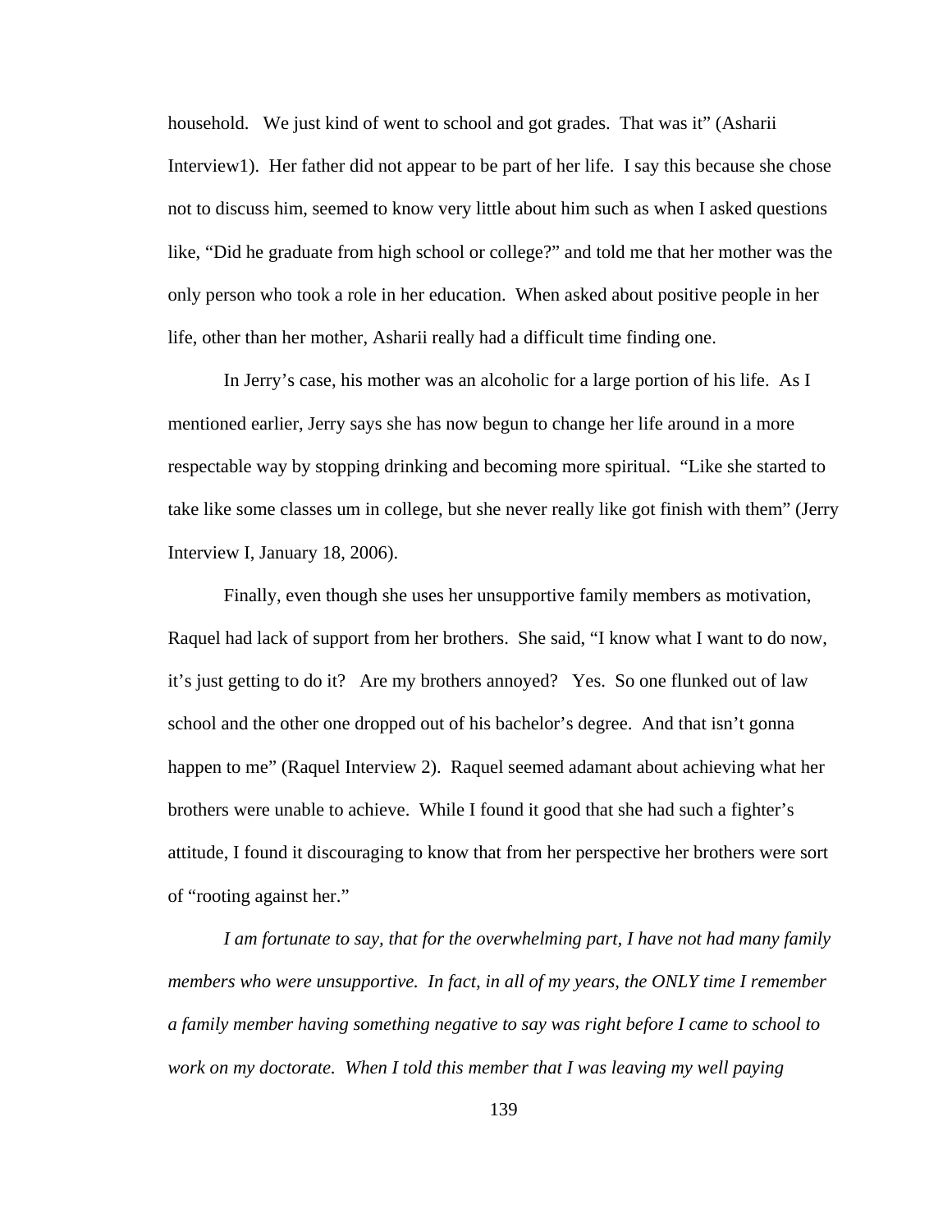household. We just kind of went to school and got grades. That was it" (Asharii Interview1). Her father did not appear to be part of her life. I say this because she chose not to discuss him, seemed to know very little about him such as when I asked questions like, "Did he graduate from high school or college?" and told me that her mother was the only person who took a role in her education. When asked about positive people in her life, other than her mother, Asharii really had a difficult time finding one.

In Jerry's case, his mother was an alcoholic for a large portion of his life. As I mentioned earlier, Jerry says she has now begun to change her life around in a more respectable way by stopping drinking and becoming more spiritual. "Like she started to take like some classes um in college, but she never really like got finish with them" (Jerry Interview I, January 18, 2006).

Finally, even though she uses her unsupportive family members as motivation, Raquel had lack of support from her brothers. She said, "I know what I want to do now, it's just getting to do it? Are my brothers annoyed? Yes. So one flunked out of law school and the other one dropped out of his bachelor's degree. And that isn't gonna happen to me" (Raquel Interview 2). Raquel seemed adamant about achieving what her brothers were unable to achieve. While I found it good that she had such a fighter's attitude, I found it discouraging to know that from her perspective her brothers were sort of "rooting against her."

*I am fortunate to say, that for the overwhelming part, I have not had many family members who were unsupportive. In fact, in all of my years, the ONLY time I remember a family member having something negative to say was right before I came to school to work on my doctorate. When I told this member that I was leaving my well paying*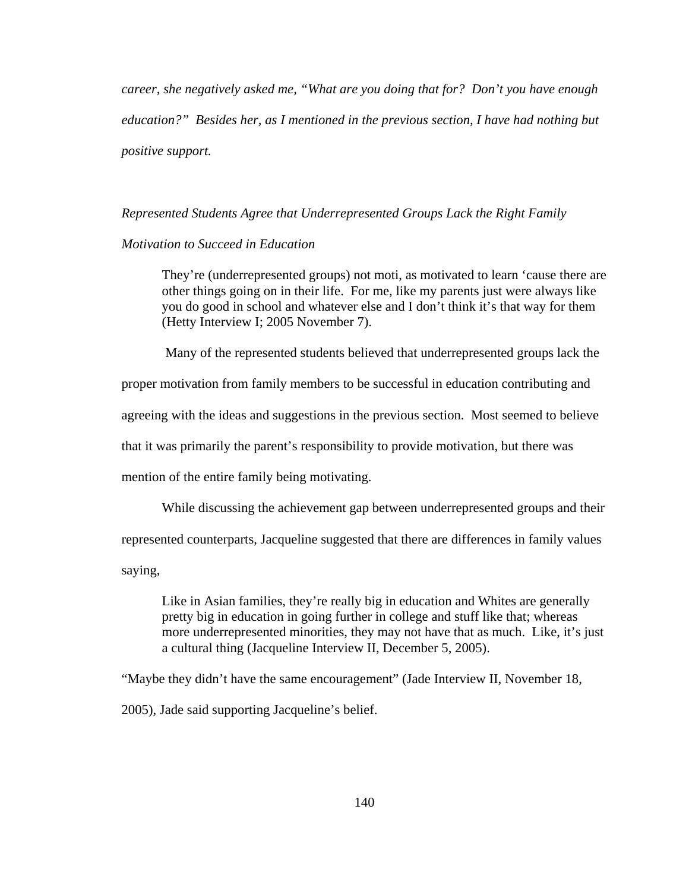*career, she negatively asked me, "What are you doing that for? Don't you have enough education?" Besides her, as I mentioned in the previous section, I have had nothing but positive support.*

*Represented Students Agree that Underrepresented Groups Lack the Right Family Motivation to Succeed in Education*

> They're (underrepresented groups) not moti, as motivated to learn 'cause there are other things going on in their life. For me, like my parents just were always like you do good in school and whatever else and I don't think it's that way for them (Hetty Interview I; 2005 November 7).

Many of the represented students believed that underrepresented groups lack the proper motivation from family members to be successful in education contributing and agreeing with the ideas and suggestions in the previous section. Most seemed to believe that it was primarily the parent's responsibility to provide motivation, but there was mention of the entire family being motivating.

While discussing the achievement gap between underrepresented groups and their represented counterparts, Jacqueline suggested that there are differences in family values saying,

> Like in Asian families, they're really big in education and Whites are generally pretty big in education in going further in college and stuff like that; whereas more underrepresented minorities, they may not have that as much. Like, it's just a cultural thing (Jacqueline Interview II, December 5, 2005).

"Maybe they didn't have the same encouragement" (Jade Interview II, November 18, 2005), Jade said supporting Jacqueline's belief.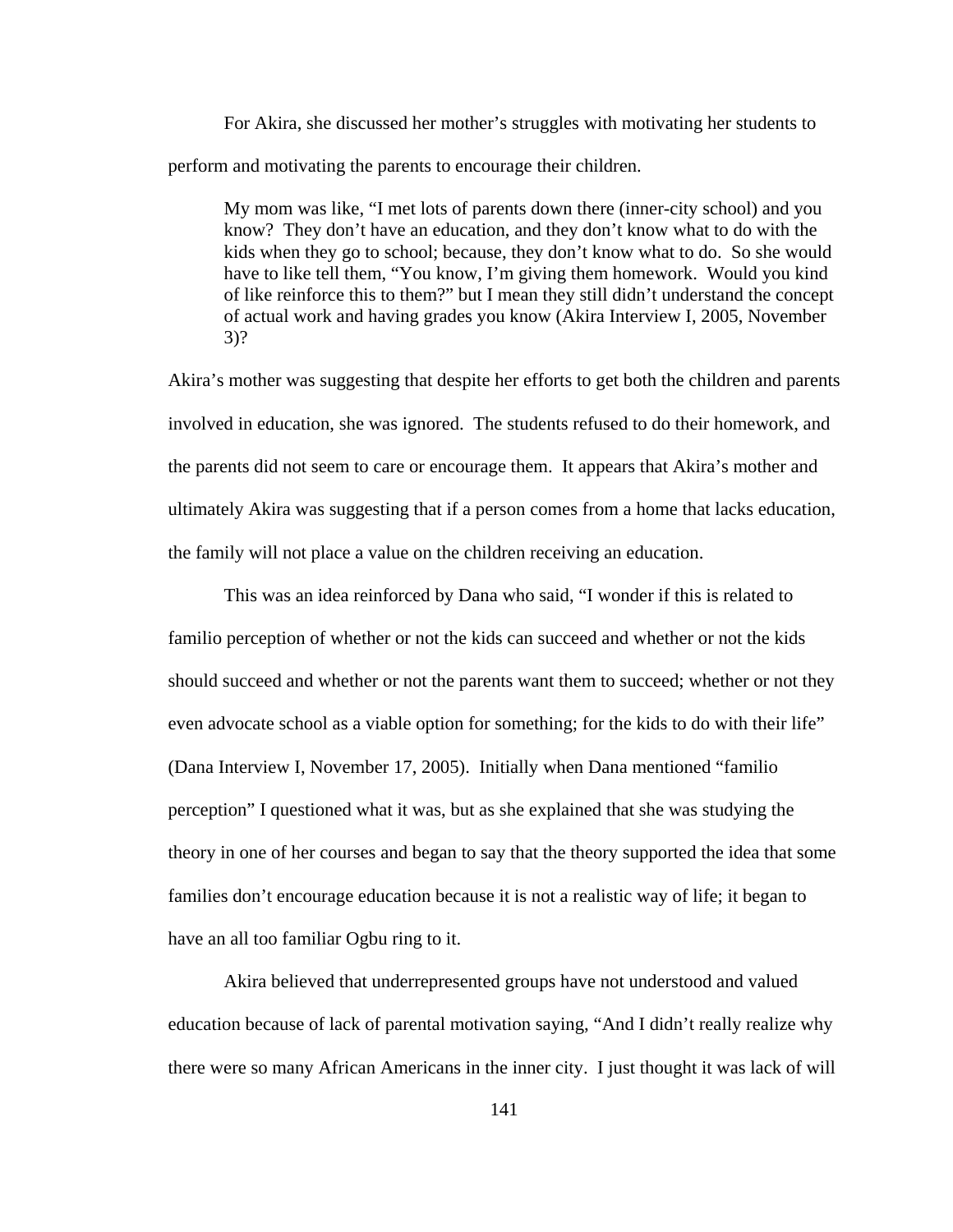For Akira, she discussed her mother's struggles with motivating her students to perform and motivating the parents to encourage their children.

> My mom was like, "I met lots of parents down there (inner-city school) and you know? They don't have an education, and they don't know what to do with the kids when they go to school; because, they don't know what to do. So she would have to like tell them, "You know, I'm giving them homework. Would you kind of like reinforce this to them?" but I mean they still didn't understand the concept of actual work and having grades you know (Akira Interview I, 2005, November 3)?

Akira's mother was suggesting that despite her efforts to get both the children and parents involved in education, she was ignored. The students refused to do their homework, and the parents did not seem to care or encourage them. It appears that Akira's mother and ultimately Akira was suggesting that if a person comes from a home that lacks education, the family will not place a value on the children receiving an education.

This was an idea reinforced by Dana who said, "I wonder if this is related to familio perception of whether or not the kids can succeed and whether or not the kids should succeed and whether or not the parents want them to succeed; whether or not they even advocate school as a viable option for something; for the kids to do with their life" (Dana Interview I, November 17, 2005). Initially when Dana mentioned "familio perception" I questioned what it was, but as she explained that she was studying the theory in one of her courses and began to say that the theory supported the idea that some families don't encourage education because it is not a realistic way of life; it began to have an all too familiar Ogbu ring to it.

Akira believed that underrepresented groups have not understood and valued education because of lack of parental motivation saying, "And I didn't really realize why there were so many African Americans in the inner city. I just thought it was lack of will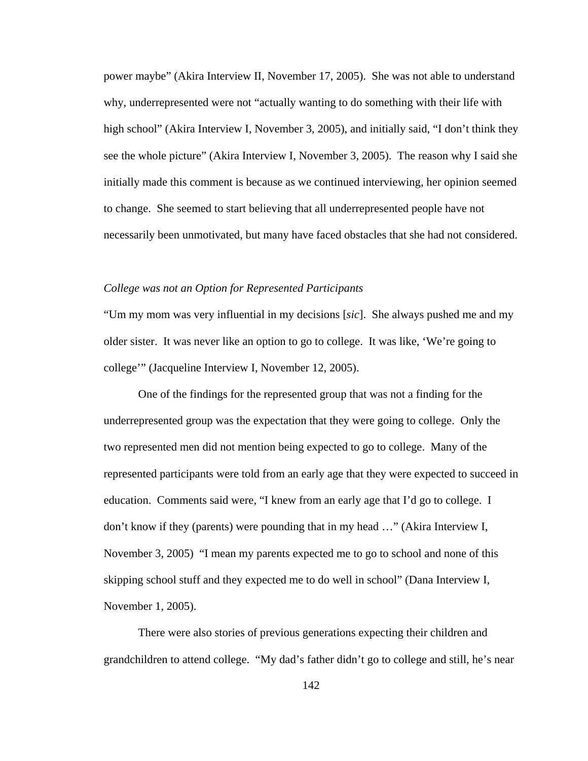power maybe" (Akira Interview II, November 17, 2005). She was not able to understand why, underrepresented were not "actually wanting to do something with their life with high school" (Akira Interview I, November 3, 2005), and initially said, "I don't think they see the whole picture" (Akira Interview I, November 3, 2005). The reason why I said she initially made this comment is because as we continued interviewing, her opinion seemed to change. She seemed to start believing that all underrepresented people have not necessarily been unmotivated, but many have faced obstacles that she had not considered.

*College was not an Option for Represented Participants*

"Um my mom was very influential in my decisions [*sic*]. She always pushed me and my older sister. It was never like an option to go to college. It was like, 'We're going to college'" (Jacqueline Interview I, November 12, 2005).

One of the findings for the represented group that was not a finding for the underrepresented group was the expectation that they were going to college. Only the two represented men did not mention being expected to go to college. Many of the represented participants were told from an early age that they were expected to succeed in education. Comments said were, "I knew from an early age that I'd go to college. I don't know if they (parents) were pounding that in my head …" (Akira Interview I, November 3, 2005) "I mean my parents expected me to go to school and none of this skipping school stuff and they expected me to do well in school" (Dana Interview I, November 1, 2005).

There were also stories of previous generations expecting their children and grandchildren to attend college. "My dad's father didn't go to college and still, he's near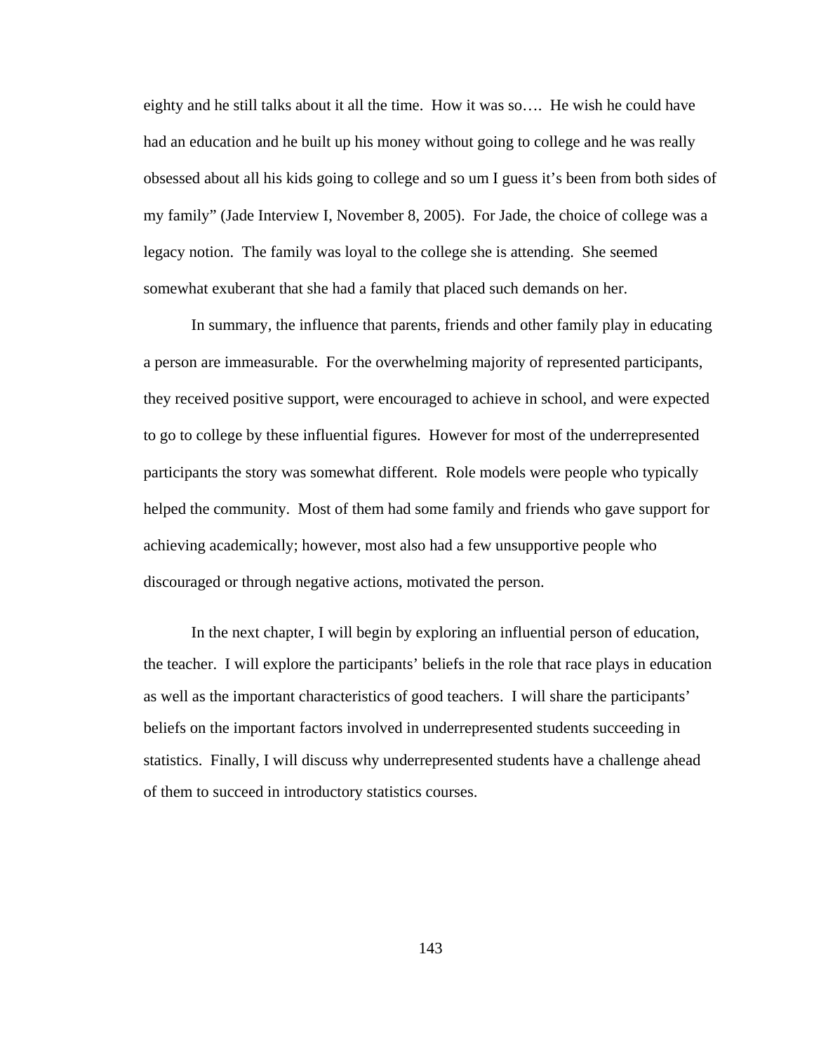eighty and he still talks about it all the time. How it was so…. He wish he could have had an education and he built up his money without going to college and he was really obsessed about all his kids going to college and so um I guess it's been from both sides of my family" (Jade Interview I, November 8, 2005). For Jade, the choice of college was a legacy notion. The family was loyal to the college she is attending. She seemed somewhat exuberant that she had a family that placed such demands on her.

In summary, the influence that parents, friends and other family play in educating a person are immeasurable. For the overwhelming majority of represented participants, they received positive support, were encouraged to achieve in school, and were expected to go to college by these influential figures. However for most of the underrepresented participants the story was somewhat different. Role models were people who typically helped the community. Most of them had some family and friends who gave support for achieving academically; however, most also had a few unsupportive people who discouraged or through negative actions, motivated the person.

In the next chapter, I will begin by exploring an influential person of education, the teacher. I will explore the participants' beliefs in the role that race plays in education as well as the important characteristics of good teachers. I will share the participants' beliefs on the important factors involved in underrepresented students succeeding in statistics. Finally, I will discuss why underrepresented students have a challenge ahead of them to succeed in introductory statistics courses.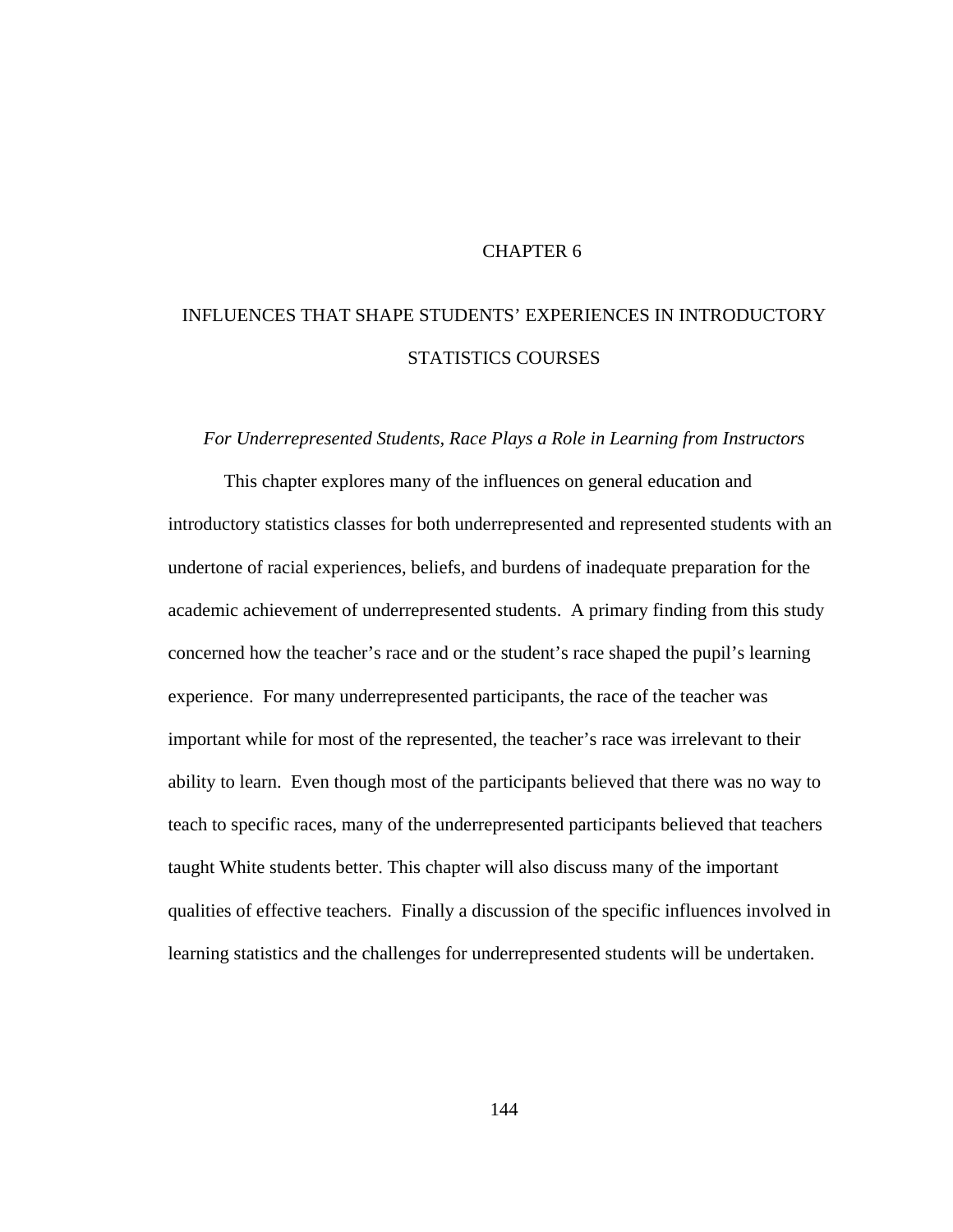# CHAPTER 6

# INFLUENCES THAT SHAPE STUDENTS' EXPERIENCES IN INTRODUCTORY STATISTICS COURSES

*For Underrepresented Students, Race Plays a Role in Learning from Instructors*

This chapter explores many of the influences on general education and introductory statistics classes for both underrepresented and represented students with an undertone of racial experiences, beliefs, and burdens of inadequate preparation for the academic achievement of underrepresented students. A primary finding from this study concerned how the teacher's race and or the student's race shaped the pupil's learning experience. For many underrepresented participants, the race of the teacher was important while for most of the represented, the teacher's race was irrelevant to their ability to learn. Even though most of the participants believed that there was no way to teach to specific races, many of the underrepresented participants believed that teachers taught White students better. This chapter will also discuss many of the important qualities of effective teachers. Finally a discussion of the specific influences involved in learning statistics and the challenges for underrepresented students will be undertaken.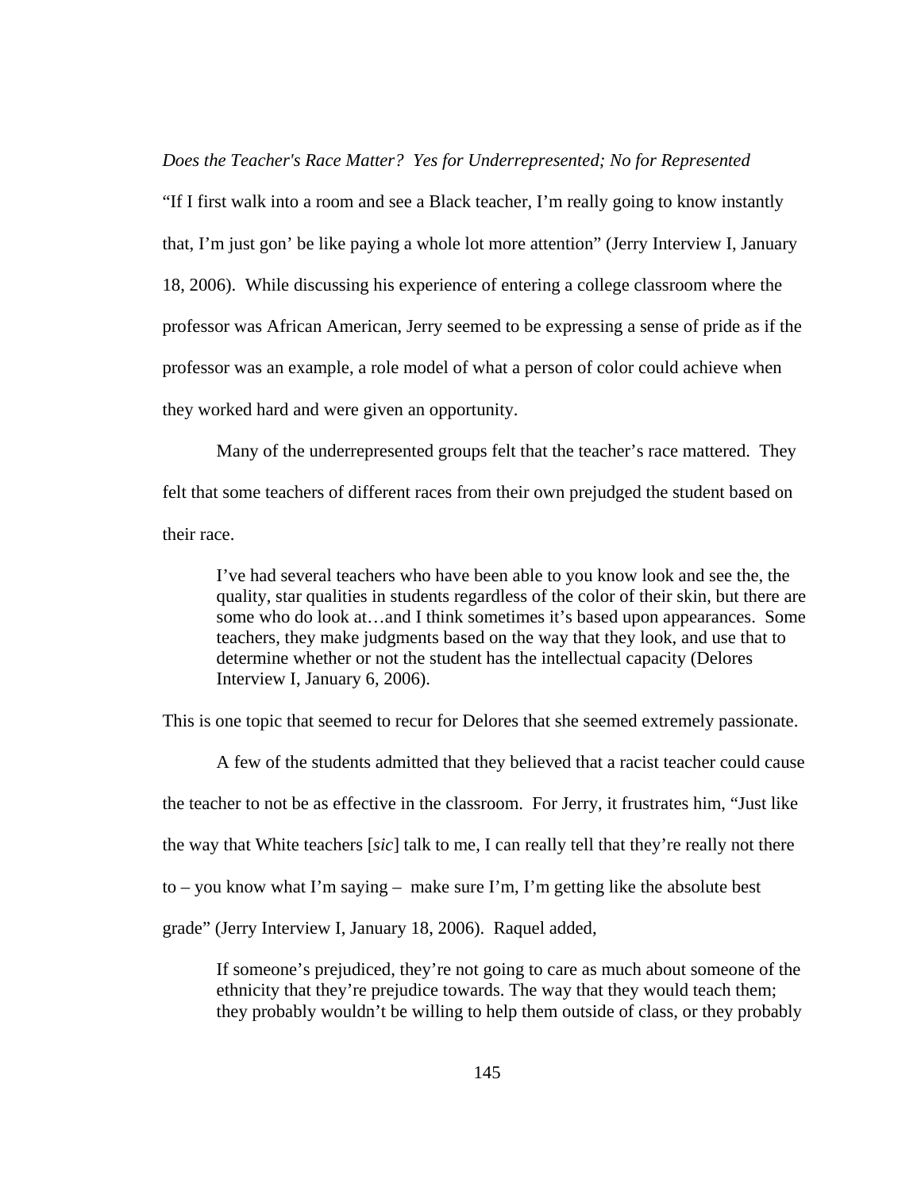*Does the Teacher's Race Matter? Yes for Underrepresented; No for Represented*

"If I first walk into a room and see a Black teacher, I'm really going to know instantly that, I'm just gon' be like paying a whole lot more attention" (Jerry Interview I, January 18, 2006). While discussing his experience of entering a college classroom where the professor was African American, Jerry seemed to be expressing a sense of pride as if the professor was an example, a role model of what a person of color could achieve when they worked hard and were given an opportunity.

Many of the underrepresented groups felt that the teacher's race mattered. They felt that some teachers of different races from their own prejudged the student based on their race.

> I've had several teachers who have been able to you know look and see the, the quality, star qualities in students regardless of the color of their skin, but there are some who do look at…and I think sometimes it's based upon appearances. Some teachers, they make judgments based on the way that they look, and use that to determine whether or not the student has the intellectual capacity (Delores Interview I, January 6, 2006).

This is one topic that seemed to recur for Delores that she seemed extremely passionate.

A few of the students admitted that they believed that a racist teacher could cause the teacher to not be as effective in the classroom. For Jerry, it frustrates him, "Just like the way that White teachers [*sic*] talk to me, I can really tell that they're really not there to – you know what I'm saying – make sure I'm, I'm getting like the absolute best grade" (Jerry Interview I, January 18, 2006). Raquel added,

> If someone's prejudiced, they're not going to care as much about someone of the ethnicity that they're prejudice towards. The way that they would teach them; they probably wouldn't be willing to help them outside of class, or they probably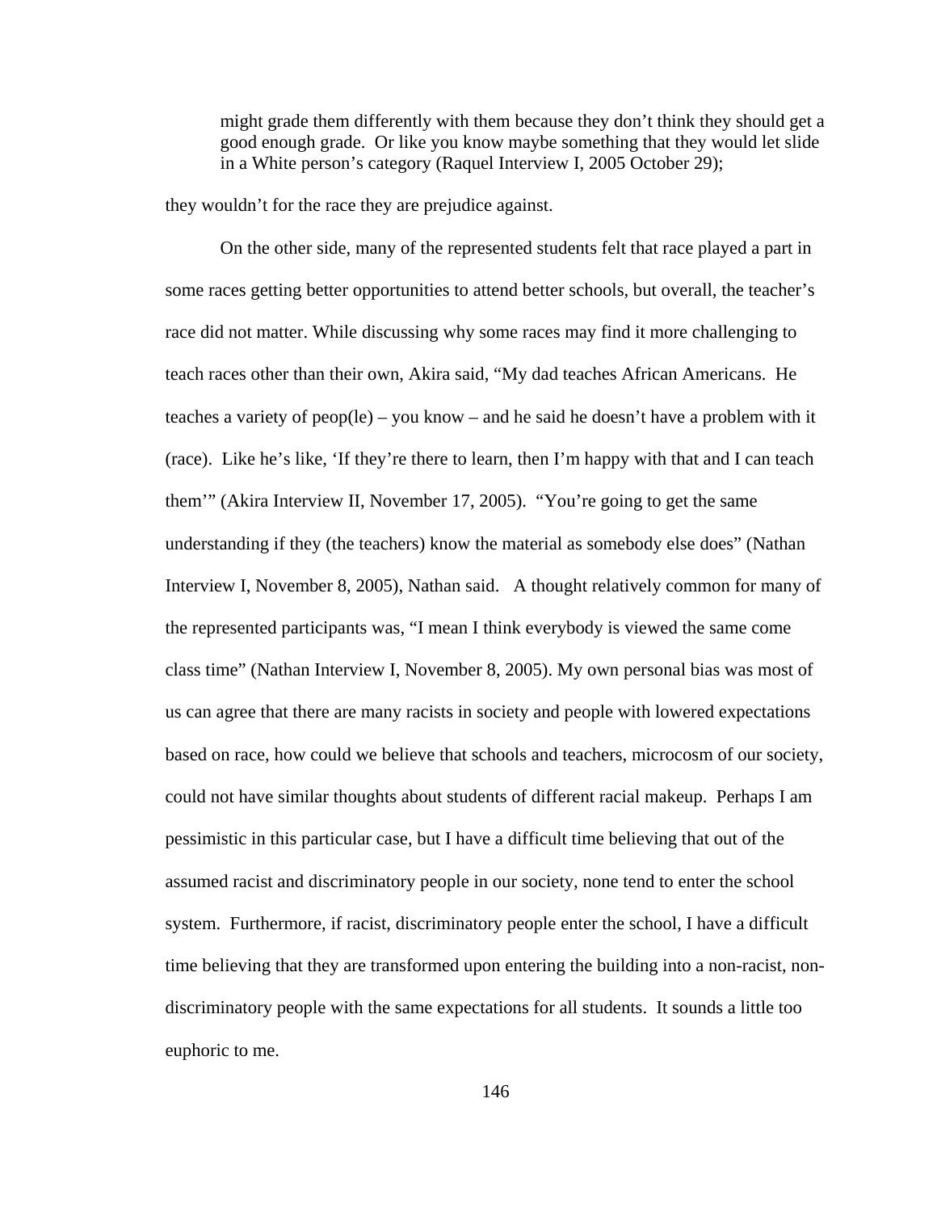> might grade them differently with them because they don't think they should get a good enough grade. Or like you know maybe something that they would let slide in a White person's category (Raquel Interview I, 2005 October 29);

they wouldn't for the race they are prejudice against.

On the other side, many of the represented students felt that race played a part in some races getting better opportunities to attend better schools, but overall, the teacher's race did not matter. While discussing why some races may find it more challenging to teach races other than their own, Akira said, "My dad teaches African Americans. He teaches a variety of peop(le) – you know – and he said he doesn't have a problem with it (race). Like he's like, 'If they're there to learn, then I'm happy with that and I can teach them'" (Akira Interview II, November 17, 2005). "You're going to get the same understanding if they (the teachers) know the material as somebody else does" (Nathan Interview I, November 8, 2005), Nathan said. A thought relatively common for many of the represented participants was, "I mean I think everybody is viewed the same come class time" (Nathan Interview I, November 8, 2005). My own personal bias was most of us can agree that there are many racists in society and people with lowered expectations based on race, how could we believe that schools and teachers, microcosm of our society, could not have similar thoughts about students of different racial makeup. Perhaps I am pessimistic in this particular case, but I have a difficult time believing that out of the assumed racist and discriminatory people in our society, none tend to enter the school system. Furthermore, if racist, discriminatory people enter the school, I have a difficult time believing that they are transformed upon entering the building into a non-racist, non-discriminatory people with the same expectations for all students. It sounds a little too euphoric to me.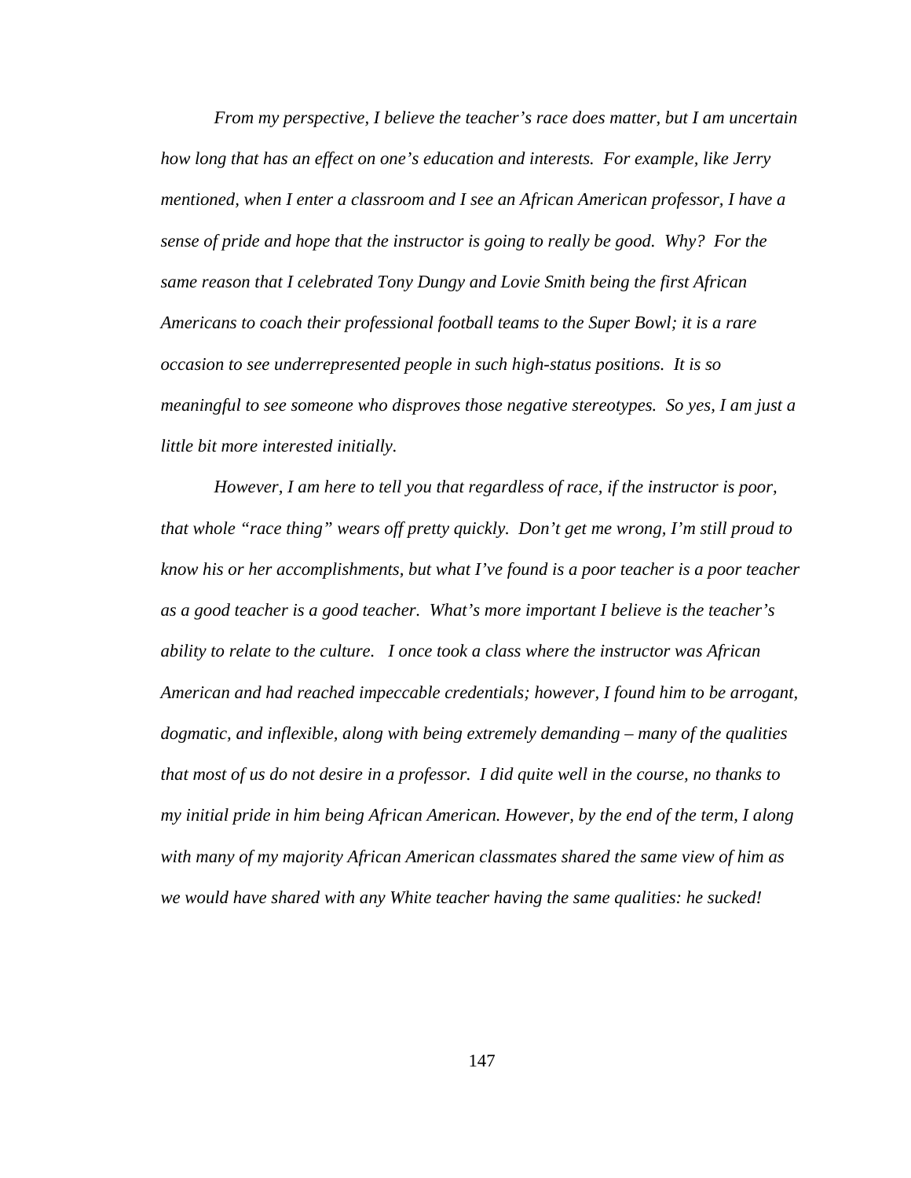*From my perspective, I believe the teacher's race does matter, but I am uncertain how long that has an effect on one's education and interests. For example, like Jerry mentioned, when I enter a classroom and I see an African American professor, I have a sense of pride and hope that the instructor is going to really be good. Why? For the same reason that I celebrated Tony Dungy and Lovie Smith being the first African Americans to coach their professional football teams to the Super Bowl; it is a rare occasion to see underrepresented people in such high-status positions. It is so meaningful to see someone who disproves those negative stereotypes. So yes, I am just a little bit more interested initially.*

*However, I am here to tell you that regardless of race, if the instructor is poor, that whole "race thing" wears off pretty quickly. Don't get me wrong, I'm still proud to know his or her accomplishments, but what I've found is a poor teacher is a poor teacher as a good teacher is a good teacher. What's more important I believe is the teacher's ability to relate to the culture. I once took a class where the instructor was African American and had reached impeccable credentials; however, I found him to be arrogant, dogmatic, and inflexible, along with being extremely demanding – many of the qualities that most of us do not desire in a professor. I did quite well in the course, no thanks to my initial pride in him being African American. However, by the end of the term, I along with many of my majority African American classmates shared the same view of him as we would have shared with any White teacher having the same qualities: he sucked!*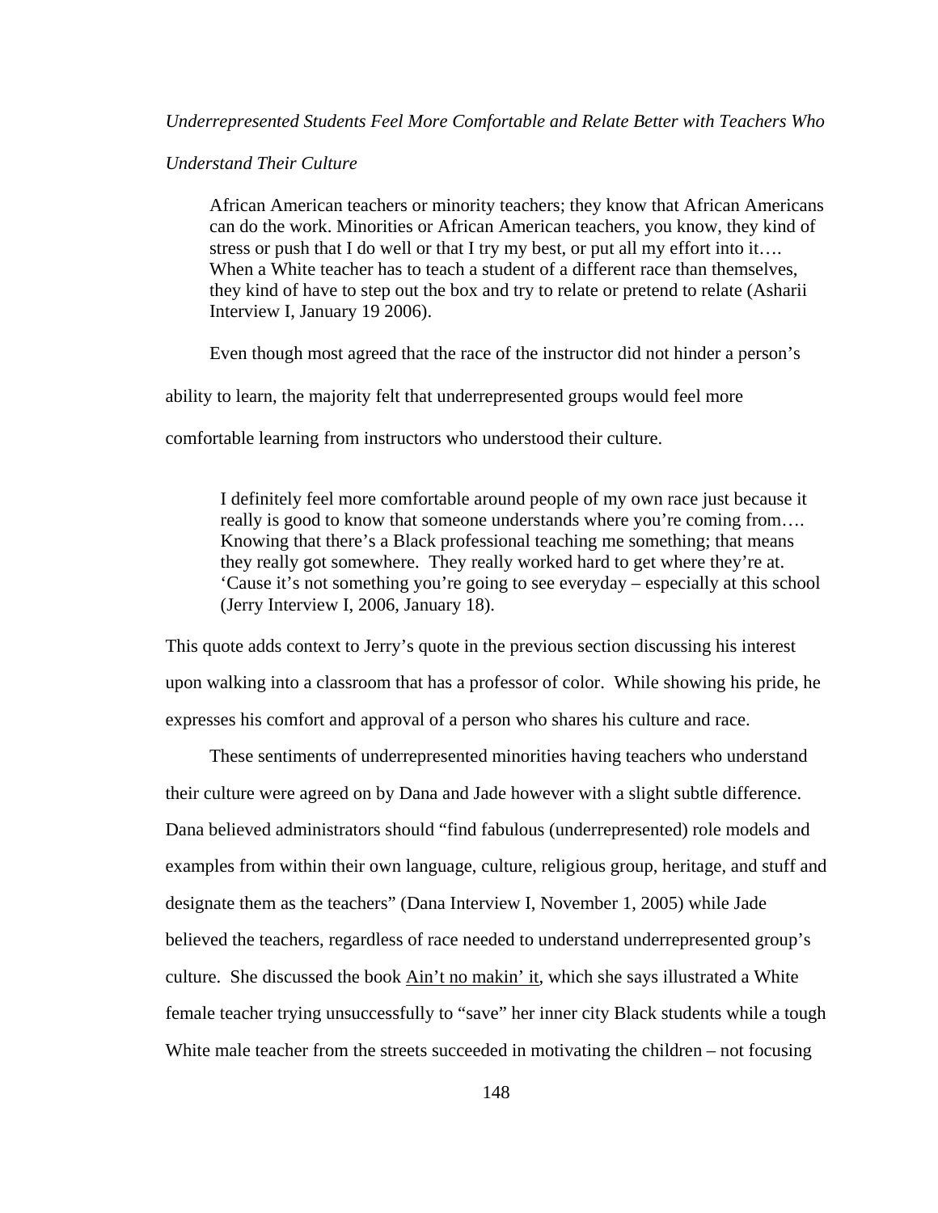*Underrepresented Students Feel More Comfortable and Relate Better with Teachers Who Understand Their Culture*

> African American teachers or minority teachers; they know that African Americans can do the work. Minorities or African American teachers, you know, they kind of stress or push that I do well or that I try my best, or put all my effort into it…. When a White teacher has to teach a student of a different race than themselves, they kind of have to step out the box and try to relate or pretend to relate (Asharii Interview I, January 19 2006).

Even though most agreed that the race of the instructor did not hinder a person's ability to learn, the majority felt that underrepresented groups would feel more comfortable learning from instructors who understood their culture.

> I definitely feel more comfortable around people of my own race just because it really is good to know that someone understands where you're coming from…. Knowing that there's a Black professional teaching me something; that means they really got somewhere. They really worked hard to get where they're at. 'Cause it's not something you're going to see everyday – especially at this school (Jerry Interview I, 2006, January 18).

This quote adds context to Jerry's quote in the previous section discussing his interest upon walking into a classroom that has a professor of color. While showing his pride, he expresses his comfort and approval of a person who shares his culture and race.

These sentiments of underrepresented minorities having teachers who understand their culture were agreed on by Dana and Jade however with a slight subtle difference. Dana believed administrators should "find fabulous (underrepresented) role models and examples from within their own language, culture, religious group, heritage, and stuff and designate them as the teachers" (Dana Interview I, November 1, 2005) while Jade believed the teachers, regardless of race needed to understand underrepresented group's culture. She discussed the book <u>Ain't no makin' it</u>, which she says illustrated a White female teacher trying unsuccessfully to "save" her inner city Black students while a tough White male teacher from the streets succeeded in motivating the children – not focusing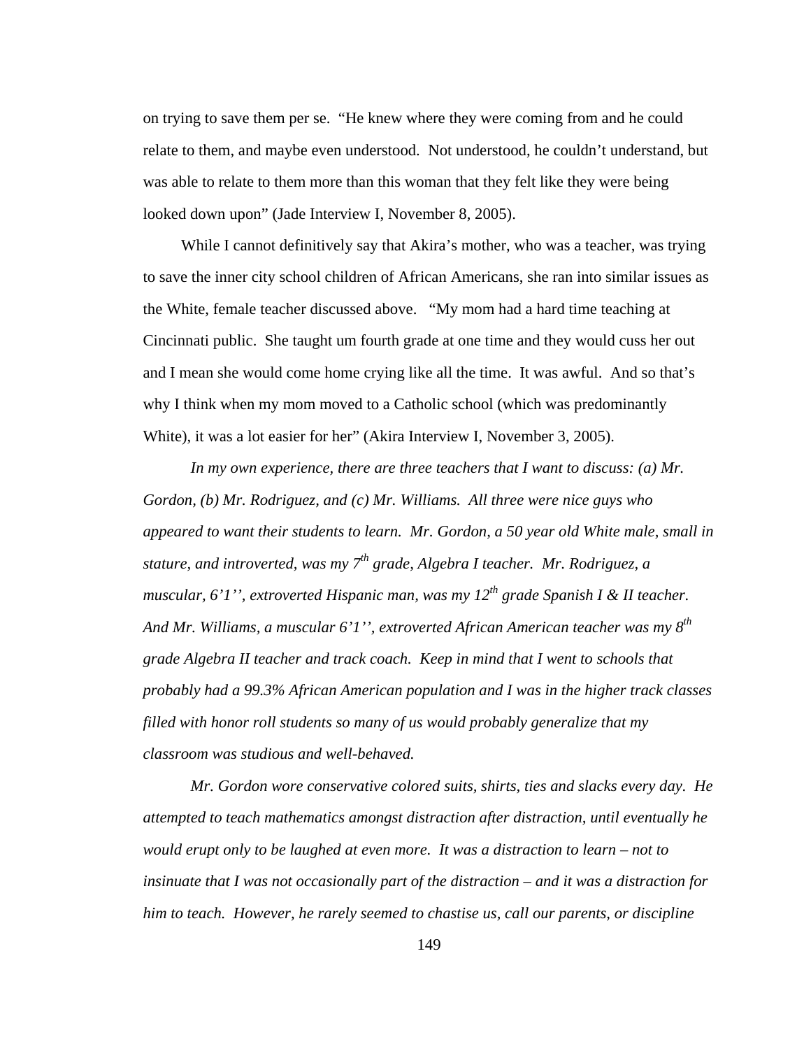on trying to save them per se. "He knew where they were coming from and he could relate to them, and maybe even understood. Not understood, he couldn't understand, but was able to relate to them more than this woman that they felt like they were being looked down upon" (Jade Interview I, November 8, 2005).

While I cannot definitively say that Akira's mother, who was a teacher, was trying to save the inner city school children of African Americans, she ran into similar issues as the White, female teacher discussed above. "My mom had a hard time teaching at Cincinnati public. She taught um fourth grade at one time and they would cuss her out and I mean she would come home crying like all the time. It was awful. And so that's why I think when my mom moved to a Catholic school (which was predominantly White), it was a lot easier for her" (Akira Interview I, November 3, 2005).

*In my own experience, there are three teachers that I want to discuss: (a) Mr. Gordon, (b) Mr. Rodriguez, and (c) Mr. Williams. All three were nice guys who appeared to want their students to learn. Mr. Gordon, a 50 year old White male, small in stature, and introverted, was my 7th grade, Algebra I teacher. Mr. Rodriguez, a muscular, 6'1'', extroverted Hispanic man, was my 12th grade Spanish I & II teacher. And Mr. Williams, a muscular 6'1'', extroverted African American teacher was my 8th grade Algebra II teacher and track coach. Keep in mind that I went to schools that probably had a 99.3% African American population and I was in the higher track classes filled with honor roll students so many of us would probably generalize that my classroom was studious and well-behaved.*

*Mr. Gordon wore conservative colored suits, shirts, ties and slacks every day. He attempted to teach mathematics amongst distraction after distraction, until eventually he would erupt only to be laughed at even more. It was a distraction to learn – not to insinuate that I was not occasionally part of the distraction – and it was a distraction for him to teach. However, he rarely seemed to chastise us, call our parents, or discipline*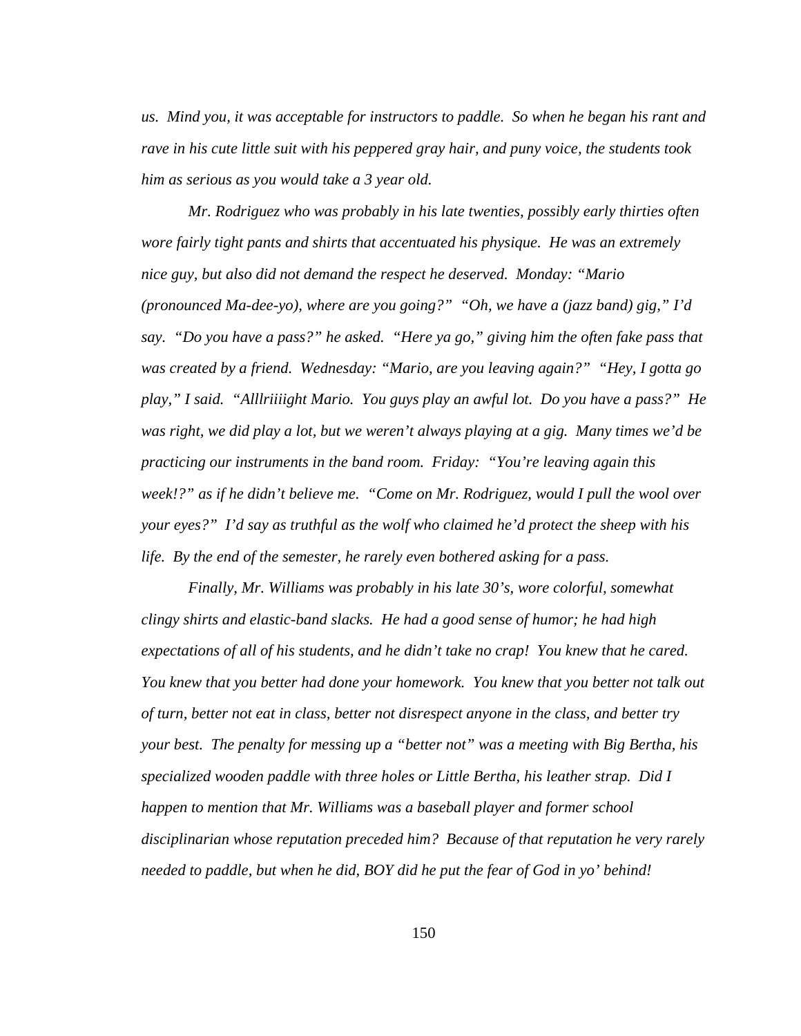*us. Mind you, it was acceptable for instructors to paddle. So when he began his rant and rave in his cute little suit with his peppered gray hair, and puny voice, the students took him as serious as you would take a 3 year old.*

*Mr. Rodriguez who was probably in his late twenties, possibly early thirties often wore fairly tight pants and shirts that accentuated his physique. He was an extremely nice guy, but also did not demand the respect he deserved. Monday: "Mario (pronounced Ma-dee-yo), where are you going?" "Oh, we have a (jazz band) gig," I'd say. "Do you have a pass?" he asked. "Here ya go," giving him the often fake pass that was created by a friend. Wednesday: "Mario, are you leaving again?" "Hey, I gotta go play," I said. "Alllriiiight Mario. You guys play an awful lot. Do you have a pass?" He was right, we did play a lot, but we weren't always playing at a gig. Many times we'd be practicing our instruments in the band room. Friday: "You're leaving again this week!?" as if he didn't believe me. "Come on Mr. Rodriguez, would I pull the wool over your eyes?" I'd say as truthful as the wolf who claimed he'd protect the sheep with his life. By the end of the semester, he rarely even bothered asking for a pass.*

*Finally, Mr. Williams was probably in his late 30's, wore colorful, somewhat clingy shirts and elastic-band slacks. He had a good sense of humor; he had high expectations of all of his students, and he didn't take no crap! You knew that he cared. You knew that you better had done your homework. You knew that you better not talk out of turn, better not eat in class, better not disrespect anyone in the class, and better try your best. The penalty for messing up a "better not" was a meeting with Big Bertha, his specialized wooden paddle with three holes or Little Bertha, his leather strap. Did I happen to mention that Mr. Williams was a baseball player and former school disciplinarian whose reputation preceded him? Because of that reputation he very rarely needed to paddle, but when he did, BOY did he put the fear of God in yo' behind!*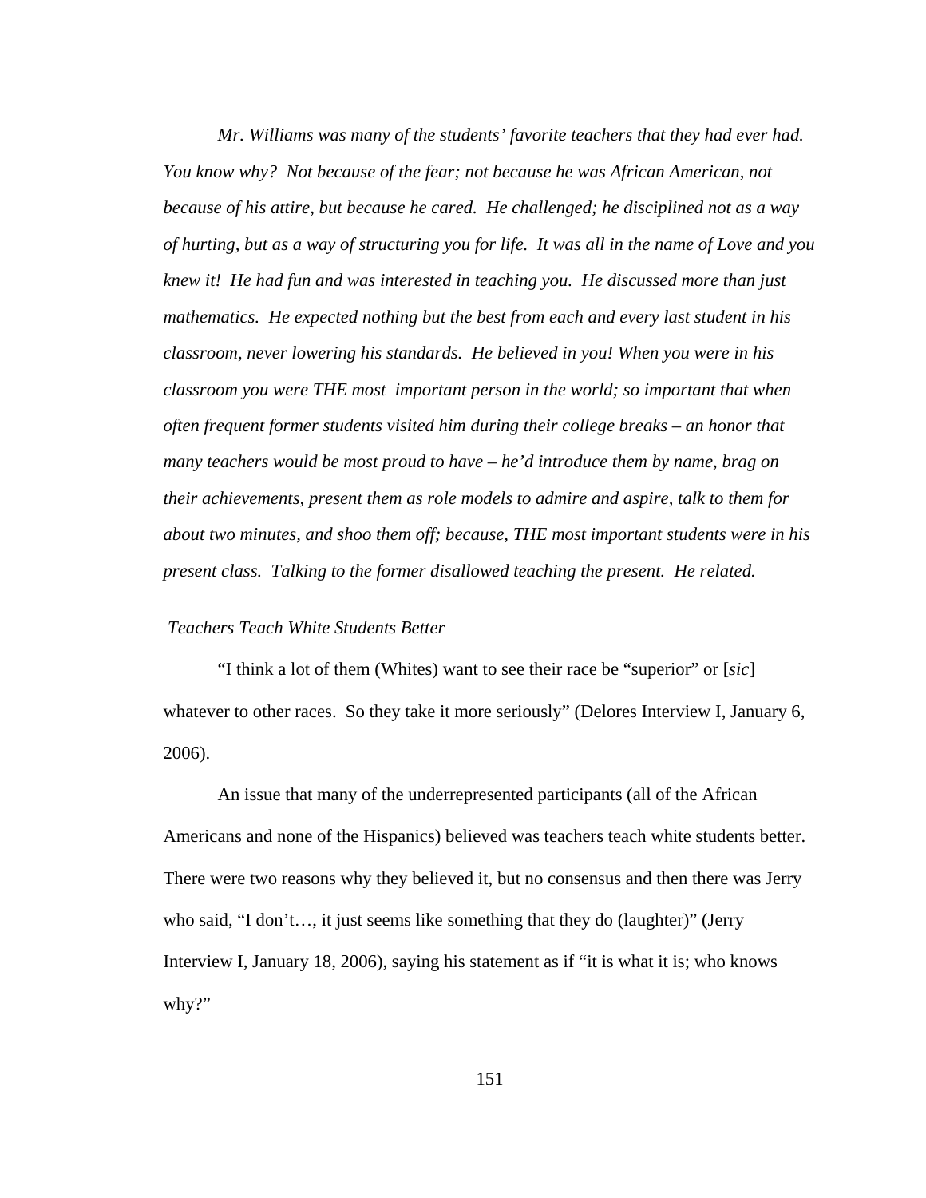*Mr. Williams was many of the students' favorite teachers that they had ever had. You know why? Not because of the fear; not because he was African American, not because of his attire, but because he cared. He challenged; he disciplined not as a way of hurting, but as a way of structuring you for life. It was all in the name of Love and you knew it! He had fun and was interested in teaching you. He discussed more than just mathematics. He expected nothing but the best from each and every last student in his classroom, never lowering his standards. He believed in you! When you were in his classroom you were THE most important person in the world; so important that when often frequent former students visited him during their college breaks – an honor that many teachers would be most proud to have – he'd introduce them by name, brag on their achievements, present them as role models to admire and aspire, talk to them for about two minutes, and shoo them off; because, THE most important students were in his present class. Talking to the former disallowed teaching the present. He related.*

*Teachers Teach White Students Better*

"I think a lot of them (Whites) want to see their race be "superior" or [*sic*] whatever to other races. So they take it more seriously" (Delores Interview I, January 6, 2006).

An issue that many of the underrepresented participants (all of the African Americans and none of the Hispanics) believed was teachers teach white students better. There were two reasons why they believed it, but no consensus and then there was Jerry who said, "I don't…, it just seems like something that they do (laughter)" (Jerry Interview I, January 18, 2006), saying his statement as if "it is what it is; who knows why?"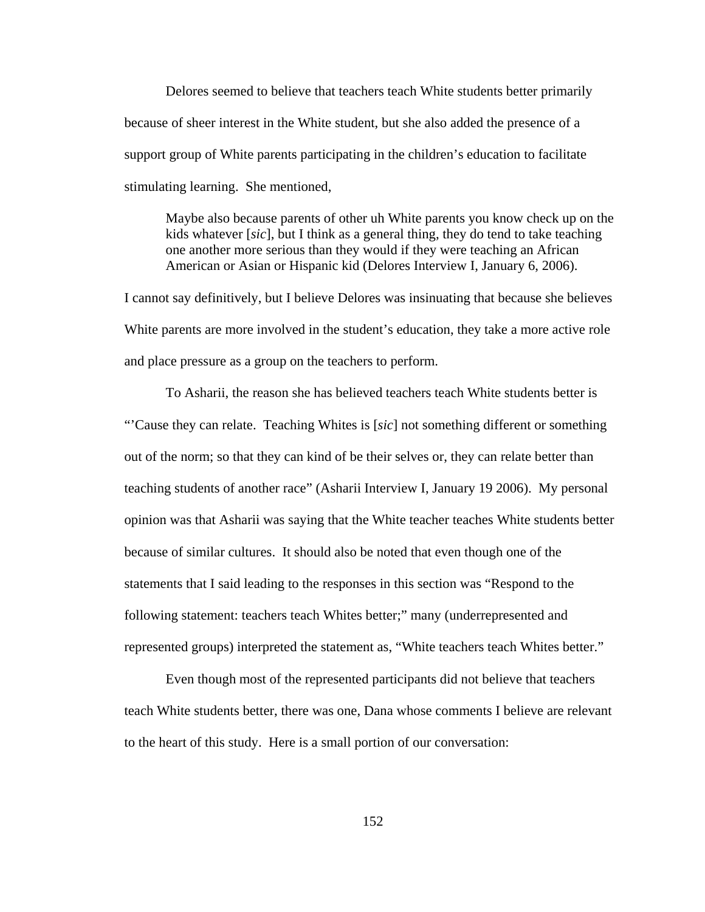Delores seemed to believe that teachers teach White students better primarily because of sheer interest in the White student, but she also added the presence of a support group of White parents participating in the children's education to facilitate stimulating learning. She mentioned,

> Maybe also because parents of other uh White parents you know check up on the kids whatever [*sic*], but I think as a general thing, they do tend to take teaching one another more serious than they would if they were teaching an African American or Asian or Hispanic kid (Delores Interview I, January 6, 2006).

I cannot say definitively, but I believe Delores was insinuating that because she believes White parents are more involved in the student's education, they take a more active role and place pressure as a group on the teachers to perform.

To Asharii, the reason she has believed teachers teach White students better is "'Cause they can relate. Teaching Whites is [*sic*] not something different or something out of the norm; so that they can kind of be their selves or, they can relate better than teaching students of another race" (Asharii Interview I, January 19 2006). My personal opinion was that Asharii was saying that the White teacher teaches White students better because of similar cultures. It should also be noted that even though one of the statements that I said leading to the responses in this section was "Respond to the following statement: teachers teach Whites better;" many (underrepresented and represented groups) interpreted the statement as, "White teachers teach Whites better."

Even though most of the represented participants did not believe that teachers teach White students better, there was one, Dana whose comments I believe are relevant to the heart of this study. Here is a small portion of our conversation: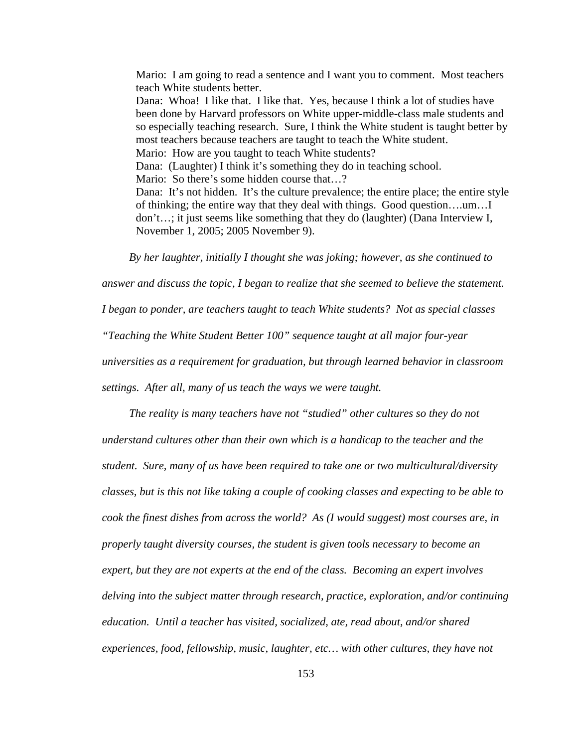> Mario: I am going to read a sentence and I want you to comment. Most teachers teach White students better.
> Dana: Whoa! I like that. I like that. Yes, because I think a lot of studies have been done by Harvard professors on White upper-middle-class male students and so especially teaching research. Sure, I think the White student is taught better by most teachers because teachers are taught to teach the White student.
> Mario: How are you taught to teach White students?
> Dana: (Laughter) I think it's something they do in teaching school.
> Mario: So there's some hidden course that…?
> Dana: It's not hidden. It's the culture prevalence; the entire place; the entire style of thinking; the entire way that they deal with things. Good question….um…I don't…; it just seems like something that they do (laughter) (Dana Interview I, November 1, 2005; 2005 November 9).

*By her laughter, initially I thought she was joking; however, as she continued to answer and discuss the topic, I began to realize that she seemed to believe the statement. I began to ponder, are teachers taught to teach White students? Not as special classes "Teaching the White Student Better 100" sequence taught at all major four-year universities as a requirement for graduation, but through learned behavior in classroom settings. After all, many of us teach the ways we were taught.*

*The reality is many teachers have not "studied" other cultures so they do not understand cultures other than their own which is a handicap to the teacher and the student. Sure, many of us have been required to take one or two multicultural/diversity classes, but is this not like taking a couple of cooking classes and expecting to be able to cook the finest dishes from across the world? As (I would suggest) most courses are, in properly taught diversity courses, the student is given tools necessary to become an expert, but they are not experts at the end of the class. Becoming an expert involves delving into the subject matter through research, practice, exploration, and/or continuing education. Until a teacher has visited, socialized, ate, read about, and/or shared experiences, food, fellowship, music, laughter, etc… with other cultures, they have not*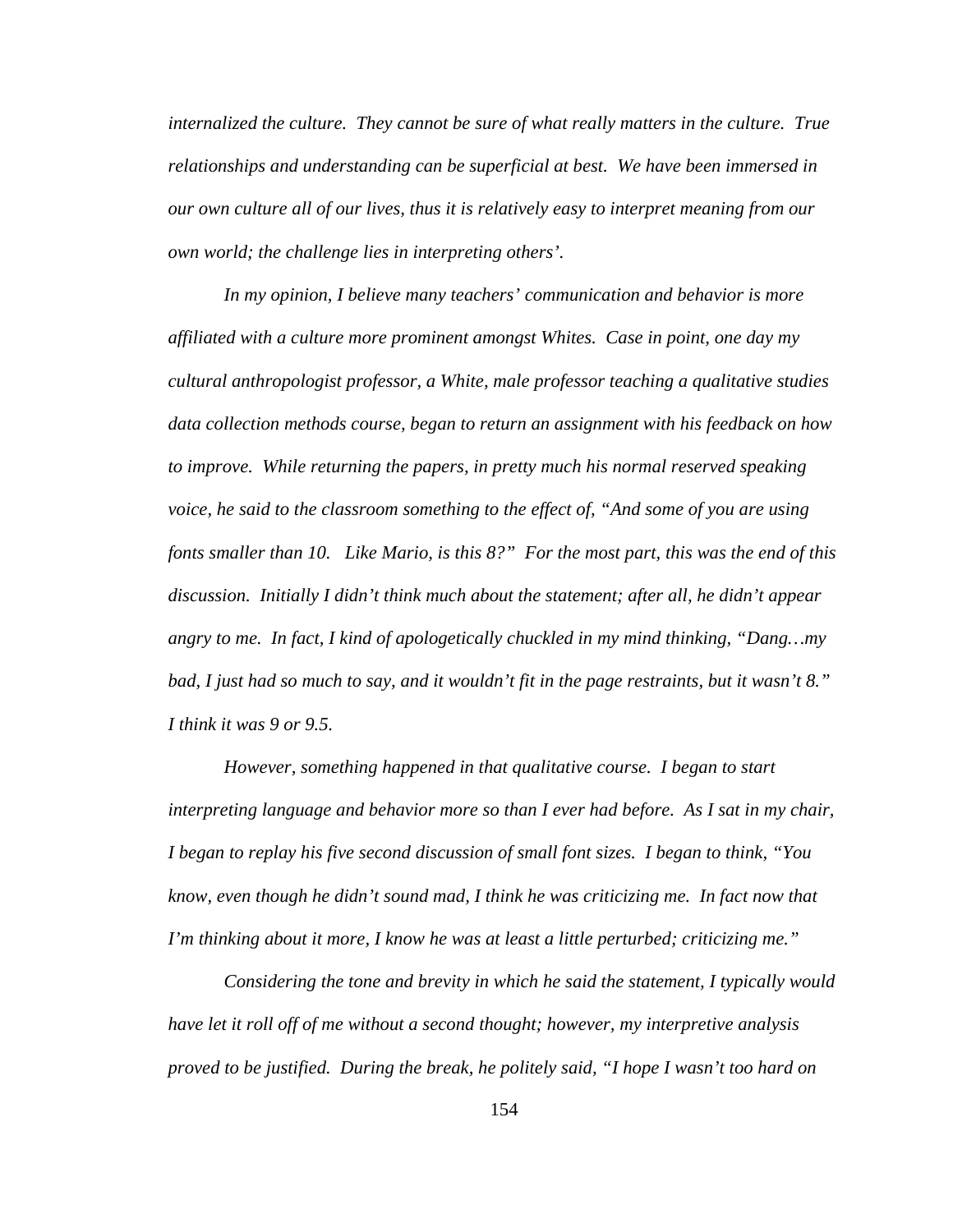*internalized the culture. They cannot be sure of what really matters in the culture. True relationships and understanding can be superficial at best. We have been immersed in our own culture all of our lives, thus it is relatively easy to interpret meaning from our own world; the challenge lies in interpreting others'.*

*In my opinion, I believe many teachers' communication and behavior is more affiliated with a culture more prominent amongst Whites. Case in point, one day my cultural anthropologist professor, a White, male professor teaching a qualitative studies data collection methods course, began to return an assignment with his feedback on how to improve. While returning the papers, in pretty much his normal reserved speaking voice, he said to the classroom something to the effect of, "And some of you are using fonts smaller than 10. Like Mario, is this 8?" For the most part, this was the end of this discussion. Initially I didn't think much about the statement; after all, he didn't appear angry to me. In fact, I kind of apologetically chuckled in my mind thinking, "Dang…my bad, I just had so much to say, and it wouldn't fit in the page restraints, but it wasn't 8." I think it was 9 or 9.5.*

*However, something happened in that qualitative course. I began to start interpreting language and behavior more so than I ever had before. As I sat in my chair, I began to replay his five second discussion of small font sizes. I began to think, "You know, even though he didn't sound mad, I think he was criticizing me. In fact now that I'm thinking about it more, I know he was at least a little perturbed; criticizing me."*

*Considering the tone and brevity in which he said the statement, I typically would have let it roll off of me without a second thought; however, my interpretive analysis proved to be justified. During the break, he politely said, "I hope I wasn't too hard on*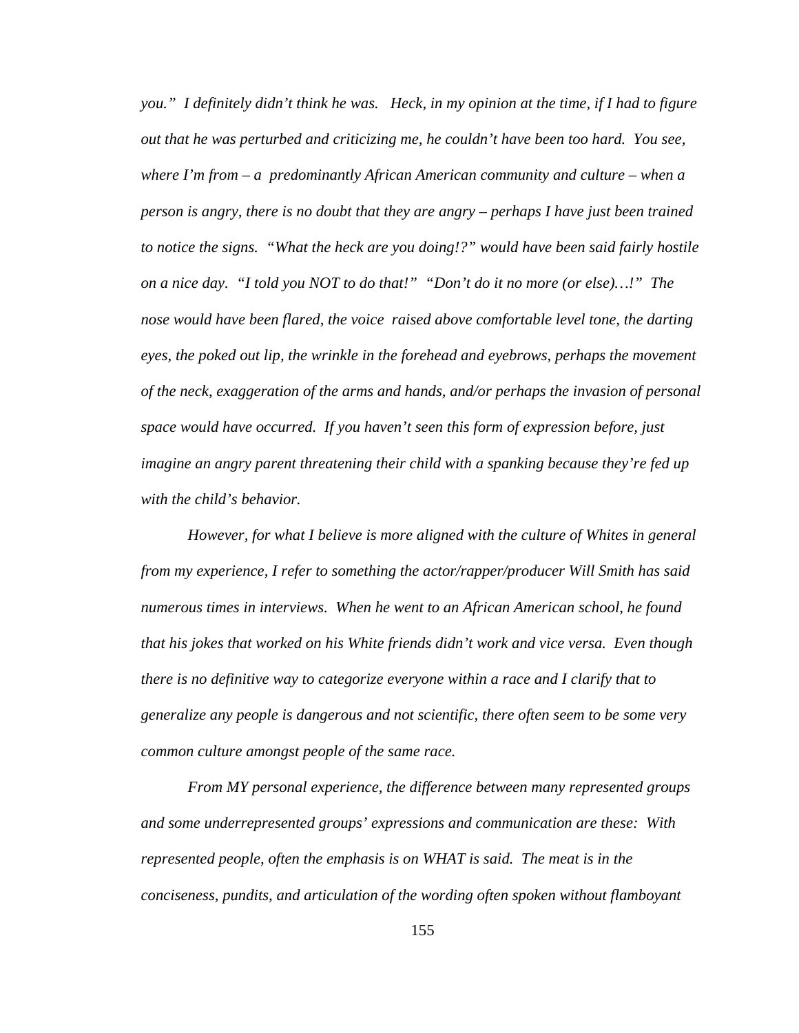*you." I definitely didn't think he was. Heck, in my opinion at the time, if I had to figure out that he was perturbed and criticizing me, he couldn't have been too hard. You see, where I'm from – a predominantly African American community and culture – when a person is angry, there is no doubt that they are angry – perhaps I have just been trained to notice the signs. "What the heck are you doing!?" would have been said fairly hostile on a nice day. "I told you NOT to do that!" "Don't do it no more (or else)…!" The nose would have been flared, the voice raised above comfortable level tone, the darting eyes, the poked out lip, the wrinkle in the forehead and eyebrows, perhaps the movement of the neck, exaggeration of the arms and hands, and/or perhaps the invasion of personal space would have occurred. If you haven't seen this form of expression before, just imagine an angry parent threatening their child with a spanking because they're fed up with the child's behavior.*

*However, for what I believe is more aligned with the culture of Whites in general from my experience, I refer to something the actor/rapper/producer Will Smith has said numerous times in interviews. When he went to an African American school, he found that his jokes that worked on his White friends didn't work and vice versa. Even though there is no definitive way to categorize everyone within a race and I clarify that to generalize any people is dangerous and not scientific, there often seem to be some very common culture amongst people of the same race.*

*From MY personal experience, the difference between many represented groups and some underrepresented groups' expressions and communication are these: With represented people, often the emphasis is on WHAT is said. The meat is in the conciseness, pundits, and articulation of the wording often spoken without flamboyant*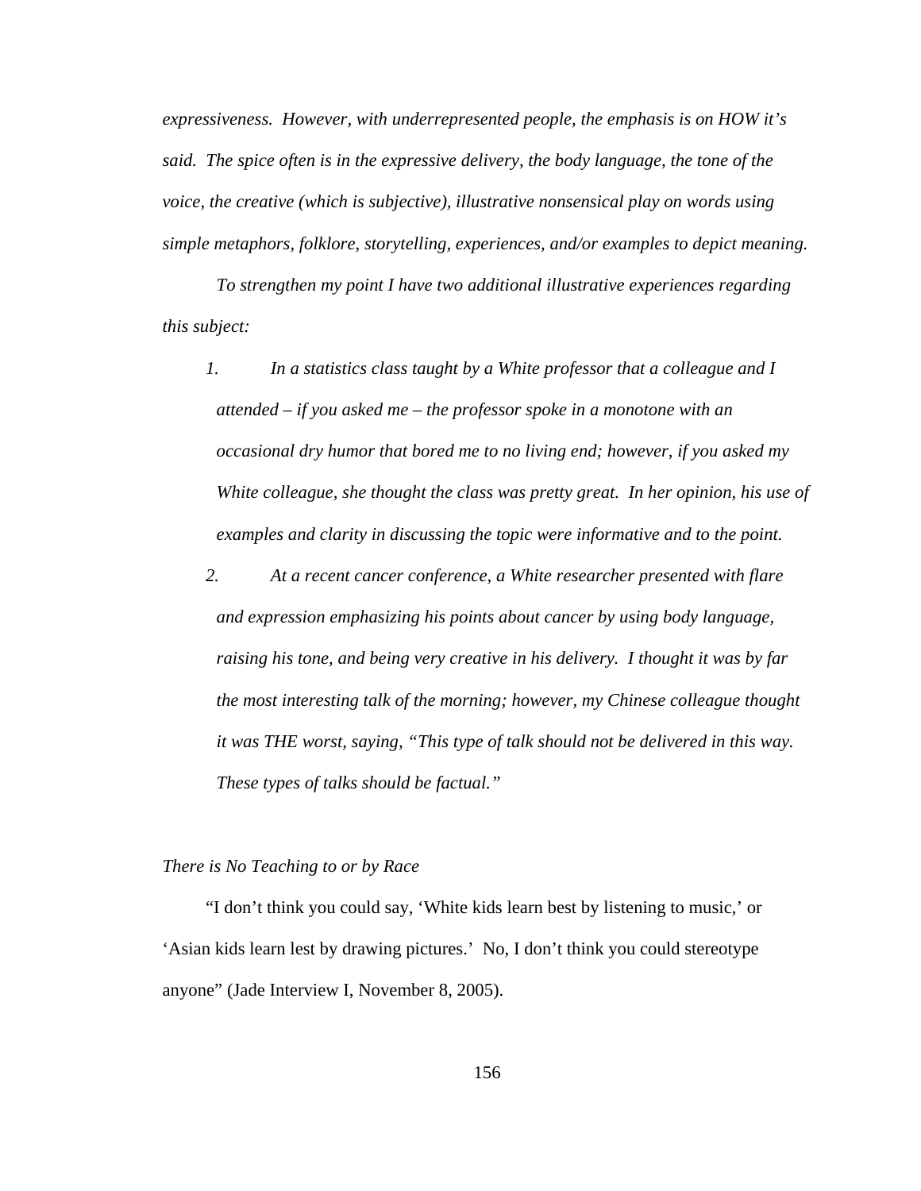*expressiveness. However, with underrepresented people, the emphasis is on HOW it's said. The spice often is in the expressive delivery, the body language, the tone of the voice, the creative (which is subjective), illustrative nonsensical play on words using simple metaphors, folklore, storytelling, experiences, and/or examples to depict meaning.*

*To strengthen my point I have two additional illustrative experiences regarding this subject:*

1. *In a statistics class taught by a White professor that a colleague and I attended – if you asked me – the professor spoke in a monotone with an occasional dry humor that bored me to no living end; however, if you asked my White colleague, she thought the class was pretty great. In her opinion, his use of examples and clarity in discussing the topic were informative and to the point.*
2. *At a recent cancer conference, a White researcher presented with flare and expression emphasizing his points about cancer by using body language, raising his tone, and being very creative in his delivery. I thought it was by far the most interesting talk of the morning; however, my Chinese colleague thought it was THE worst, saying, "This type of talk should not be delivered in this way. These types of talks should be factual."*

*There is No Teaching to or by Race*

"I don't think you could say, 'White kids learn best by listening to music,' or 'Asian kids learn lest by drawing pictures.' No, I don't think you could stereotype anyone" (Jade Interview I, November 8, 2005).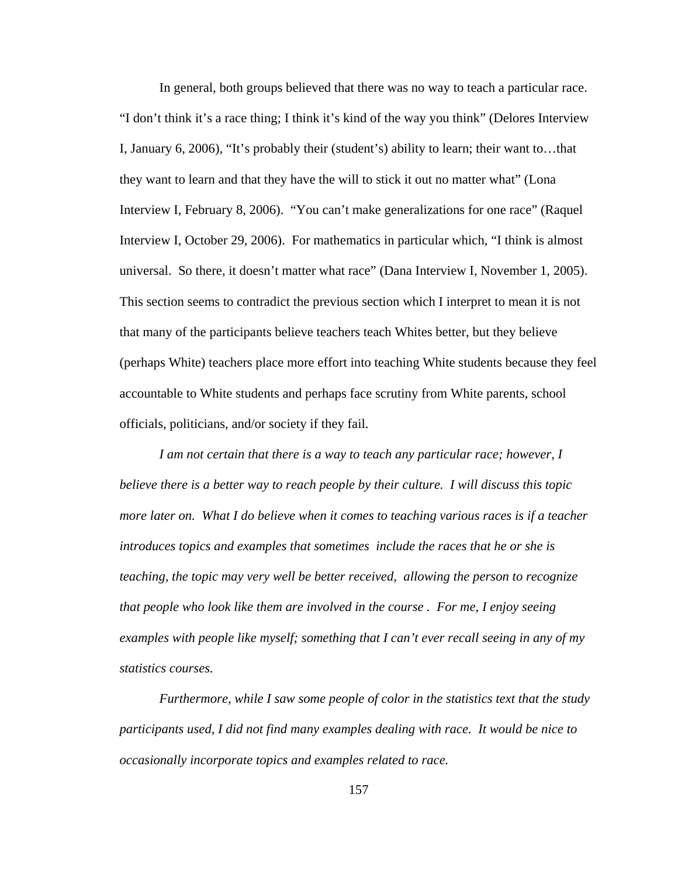In general, both groups believed that there was no way to teach a particular race. "I don't think it's a race thing; I think it's kind of the way you think" (Delores Interview I, January 6, 2006), "It's probably their (student's) ability to learn; their want to…that they want to learn and that they have the will to stick it out no matter what" (Lona Interview I, February 8, 2006). "You can't make generalizations for one race" (Raquel Interview I, October 29, 2006). For mathematics in particular which, "I think is almost universal. So there, it doesn't matter what race" (Dana Interview I, November 1, 2005). This section seems to contradict the previous section which I interpret to mean it is not that many of the participants believe teachers teach Whites better, but they believe (perhaps White) teachers place more effort into teaching White students because they feel accountable to White students and perhaps face scrutiny from White parents, school officials, politicians, and/or society if they fail.

*I am not certain that there is a way to teach any particular race; however, I believe there is a better way to reach people by their culture. I will discuss this topic more later on. What I do believe when it comes to teaching various races is if a teacher introduces topics and examples that sometimes include the races that he or she is teaching, the topic may very well be better received, allowing the person to recognize that people who look like them are involved in the course . For me, I enjoy seeing examples with people like myself; something that I can't ever recall seeing in any of my statistics courses.*

*Furthermore, while I saw some people of color in the statistics text that the study participants used, I did not find many examples dealing with race. It would be nice to occasionally incorporate topics and examples related to race.*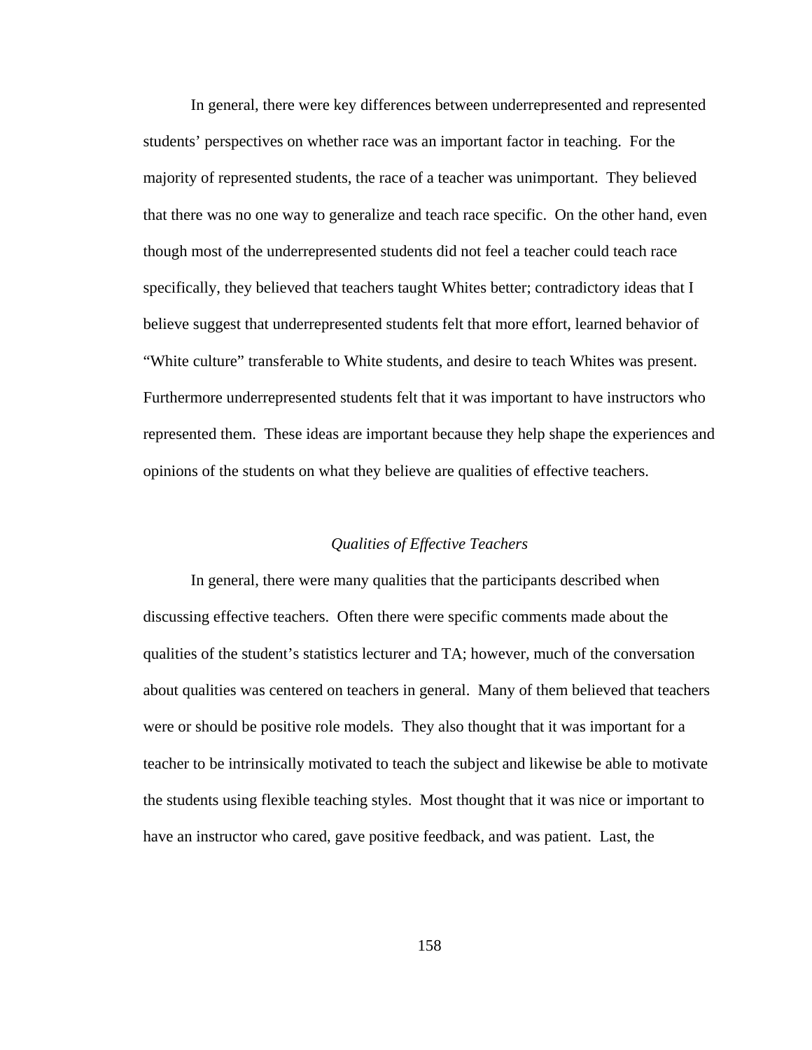In general, there were key differences between underrepresented and represented students' perspectives on whether race was an important factor in teaching. For the majority of represented students, the race of a teacher was unimportant. They believed that there was no one way to generalize and teach race specific. On the other hand, even though most of the underrepresented students did not feel a teacher could teach race specifically, they believed that teachers taught Whites better; contradictory ideas that I believe suggest that underrepresented students felt that more effort, learned behavior of "White culture" transferable to White students, and desire to teach Whites was present. Furthermore underrepresented students felt that it was important to have instructors who represented them. These ideas are important because they help shape the experiences and opinions of the students on what they believe are qualities of effective teachers.

### *Qualities of Effective Teachers*

In general, there were many qualities that the participants described when discussing effective teachers. Often there were specific comments made about the qualities of the student's statistics lecturer and TA; however, much of the conversation about qualities was centered on teachers in general. Many of them believed that teachers were or should be positive role models. They also thought that it was important for a teacher to be intrinsically motivated to teach the subject and likewise be able to motivate the students using flexible teaching styles. Most thought that it was nice or important to have an instructor who cared, gave positive feedback, and was patient. Last, the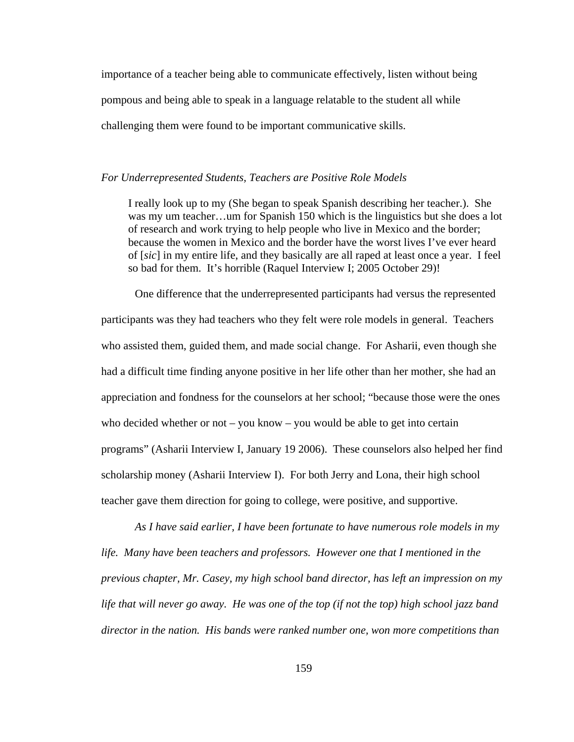importance of a teacher being able to communicate effectively, listen without being pompous and being able to speak in a language relatable to the student all while challenging them were found to be important communicative skills.

*For Underrepresented Students, Teachers are Positive Role Models*

> I really look up to my (She began to speak Spanish describing her teacher.). She was my um teacher…um for Spanish 150 which is the linguistics but she does a lot of research and work trying to help people who live in Mexico and the border; because the women in Mexico and the border have the worst lives I've ever heard of [*sic*] in my entire life, and they basically are all raped at least once a year. I feel so bad for them. It's horrible (Raquel Interview I; 2005 October 29)!

One difference that the underrepresented participants had versus the represented participants was they had teachers who they felt were role models in general. Teachers who assisted them, guided them, and made social change. For Asharii, even though she had a difficult time finding anyone positive in her life other than her mother, she had an appreciation and fondness for the counselors at her school; "because those were the ones who decided whether or not – you know – you would be able to get into certain programs" (Asharii Interview I, January 19 2006). These counselors also helped her find scholarship money (Asharii Interview I). For both Jerry and Lona, their high school teacher gave them direction for going to college, were positive, and supportive.

*As I have said earlier, I have been fortunate to have numerous role models in my life. Many have been teachers and professors. However one that I mentioned in the previous chapter, Mr. Casey, my high school band director, has left an impression on my life that will never go away. He was one of the top (if not the top) high school jazz band director in the nation. His bands were ranked number one, won more competitions than*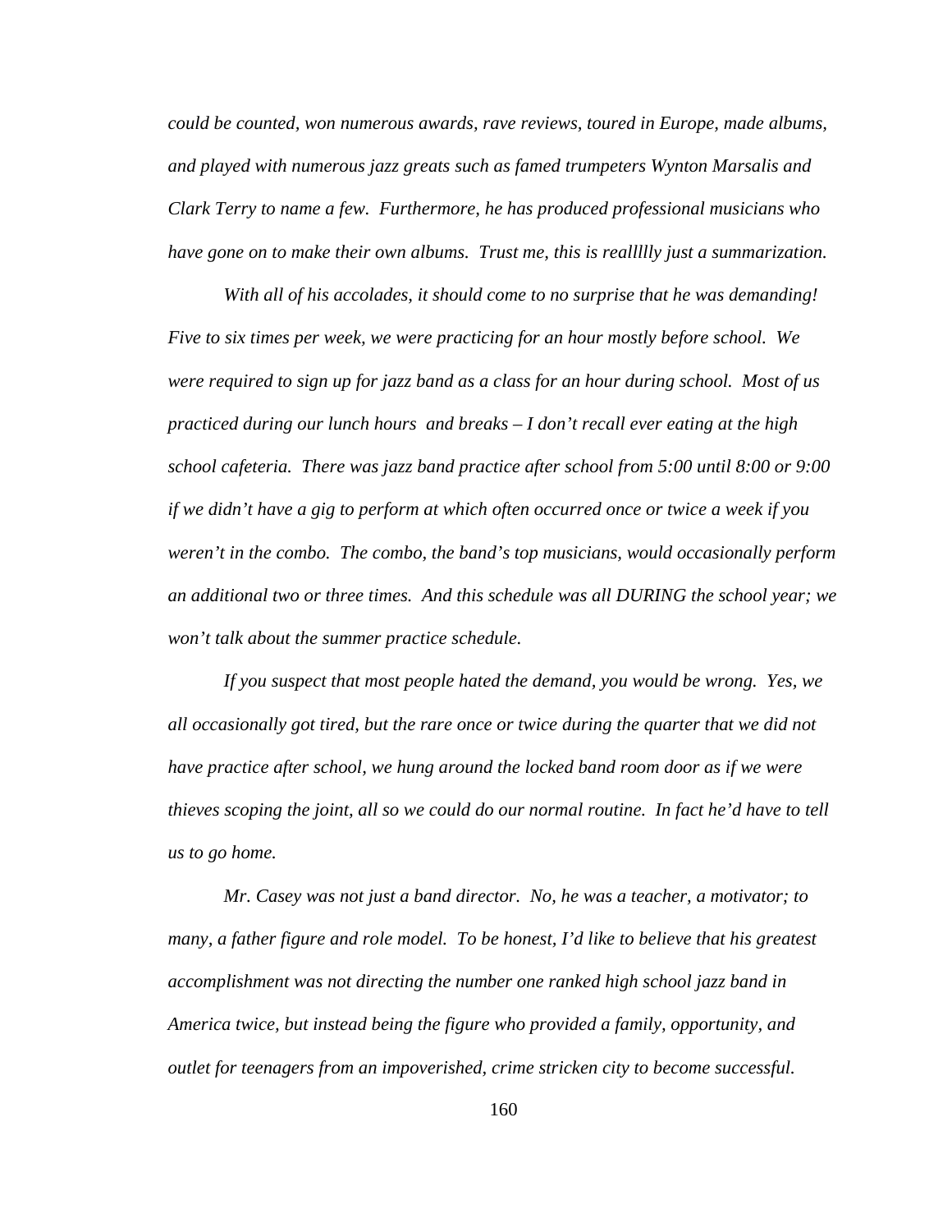*could be counted, won numerous awards, rave reviews, toured in Europe, made albums, and played with numerous jazz greats such as famed trumpeters Wynton Marsalis and Clark Terry to name a few. Furthermore, he has produced professional musicians who have gone on to make their own albums. Trust me, this is reallllly just a summarization.*

*With all of his accolades, it should come to no surprise that he was demanding! Five to six times per week, we were practicing for an hour mostly before school. We were required to sign up for jazz band as a class for an hour during school. Most of us practiced during our lunch hours and breaks – I don't recall ever eating at the high school cafeteria. There was jazz band practice after school from 5:00 until 8:00 or 9:00 if we didn't have a gig to perform at which often occurred once or twice a week if you weren't in the combo. The combo, the band's top musicians, would occasionally perform an additional two or three times. And this schedule was all DURING the school year; we won't talk about the summer practice schedule.*

*If you suspect that most people hated the demand, you would be wrong. Yes, we all occasionally got tired, but the rare once or twice during the quarter that we did not have practice after school, we hung around the locked band room door as if we were thieves scoping the joint, all so we could do our normal routine. In fact he'd have to tell us to go home.*

*Mr. Casey was not just a band director. No, he was a teacher, a motivator; to many, a father figure and role model. To be honest, I'd like to believe that his greatest accomplishment was not directing the number one ranked high school jazz band in America twice, but instead being the figure who provided a family, opportunity, and outlet for teenagers from an impoverished, crime stricken city to become successful.*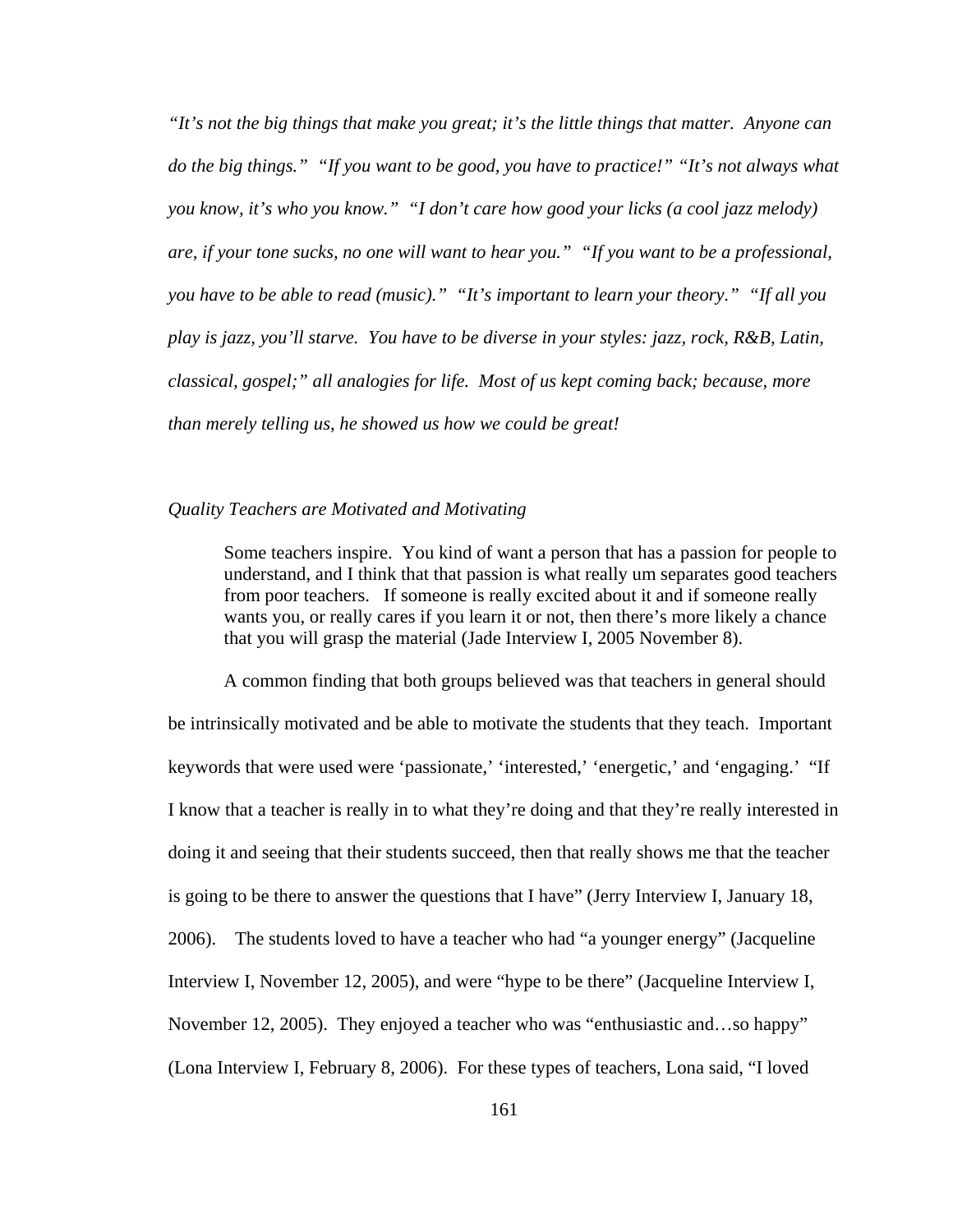*"It's not the big things that make you great; it's the little things that matter. Anyone can do the big things." "If you want to be good, you have to practice!" "It's not always what you know, it's who you know." "I don't care how good your licks (a cool jazz melody) are, if your tone sucks, no one will want to hear you." "If you want to be a professional, you have to be able to read (music)." "It's important to learn your theory." "If all you play is jazz, you'll starve. You have to be diverse in your styles: jazz, rock, R&B, Latin, classical, gospel;" all analogies for life. Most of us kept coming back; because, more than merely telling us, he showed us how we could be great!*

*Quality Teachers are Motivated and Motivating*

> Some teachers inspire. You kind of want a person that has a passion for people to understand, and I think that that passion is what really um separates good teachers from poor teachers. If someone is really excited about it and if someone really wants you, or really cares if you learn it or not, then there's more likely a chance that you will grasp the material (Jade Interview I, 2005 November 8).

A common finding that both groups believed was that teachers in general should be intrinsically motivated and be able to motivate the students that they teach. Important keywords that were used were 'passionate,' 'interested,' 'energetic,' and 'engaging.' "If I know that a teacher is really in to what they're doing and that they're really interested in doing it and seeing that their students succeed, then that really shows me that the teacher is going to be there to answer the questions that I have" (Jerry Interview I, January 18, 2006). The students loved to have a teacher who had "a younger energy" (Jacqueline Interview I, November 12, 2005), and were "hype to be there" (Jacqueline Interview I, November 12, 2005). They enjoyed a teacher who was "enthusiastic and…so happy" (Lona Interview I, February 8, 2006). For these types of teachers, Lona said, "I loved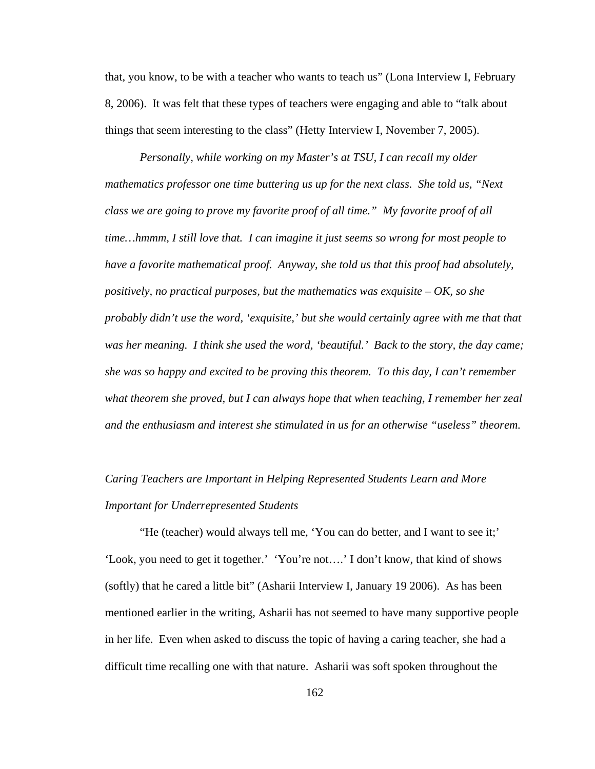that, you know, to be with a teacher who wants to teach us" (Lona Interview I, February 8, 2006). It was felt that these types of teachers were engaging and able to "talk about things that seem interesting to the class" (Hetty Interview I, November 7, 2005).

*Personally, while working on my Master's at TSU, I can recall my older mathematics professor one time buttering us up for the next class. She told us, "Next class we are going to prove my favorite proof of all time." My favorite proof of all time…hmmm, I still love that. I can imagine it just seems so wrong for most people to have a favorite mathematical proof. Anyway, she told us that this proof had absolutely, positively, no practical purposes, but the mathematics was exquisite – OK, so she probably didn't use the word, 'exquisite,' but she would certainly agree with me that that was her meaning. I think she used the word, 'beautiful.' Back to the story, the day came; she was so happy and excited to be proving this theorem. To this day, I can't remember what theorem she proved, but I can always hope that when teaching, I remember her zeal and the enthusiasm and interest she stimulated in us for an otherwise "useless" theorem.*

### *Caring Teachers are Important in Helping Represented Students Learn and More Important for Underrepresented Students*

"He (teacher) would always tell me, 'You can do better, and I want to see it;' 'Look, you need to get it together.' 'You're not….' I don't know, that kind of shows (softly) that he cared a little bit" (Asharii Interview I, January 19 2006). As has been mentioned earlier in the writing, Asharii has not seemed to have many supportive people in her life. Even when asked to discuss the topic of having a caring teacher, she had a difficult time recalling one with that nature. Asharii was soft spoken throughout the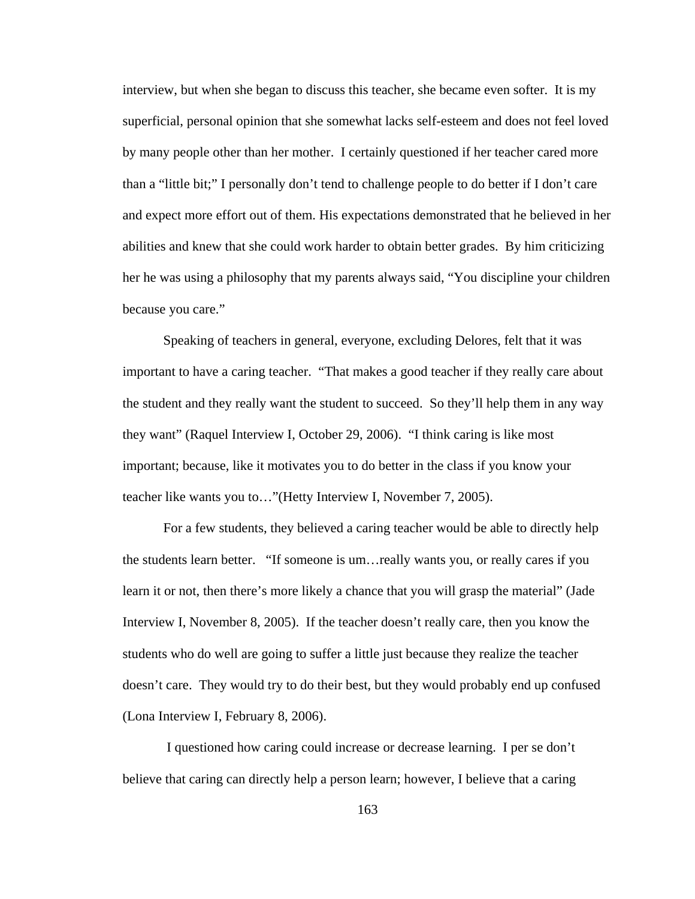interview, but when she began to discuss this teacher, she became even softer. It is my superficial, personal opinion that she somewhat lacks self-esteem and does not feel loved by many people other than her mother. I certainly questioned if her teacher cared more than a "little bit;" I personally don't tend to challenge people to do better if I don't care and expect more effort out of them. His expectations demonstrated that he believed in her abilities and knew that she could work harder to obtain better grades. By him criticizing her he was using a philosophy that my parents always said, "You discipline your children because you care."

Speaking of teachers in general, everyone, excluding Delores, felt that it was important to have a caring teacher. "That makes a good teacher if they really care about the student and they really want the student to succeed. So they'll help them in any way they want" (Raquel Interview I, October 29, 2006). "I think caring is like most important; because, like it motivates you to do better in the class if you know your teacher like wants you to…"(Hetty Interview I, November 7, 2005).

For a few students, they believed a caring teacher would be able to directly help the students learn better. "If someone is um…really wants you, or really cares if you learn it or not, then there's more likely a chance that you will grasp the material" (Jade Interview I, November 8, 2005). If the teacher doesn't really care, then you know the students who do well are going to suffer a little just because they realize the teacher doesn't care. They would try to do their best, but they would probably end up confused (Lona Interview I, February 8, 2006).

I questioned how caring could increase or decrease learning. I per se don't believe that caring can directly help a person learn; however, I believe that a caring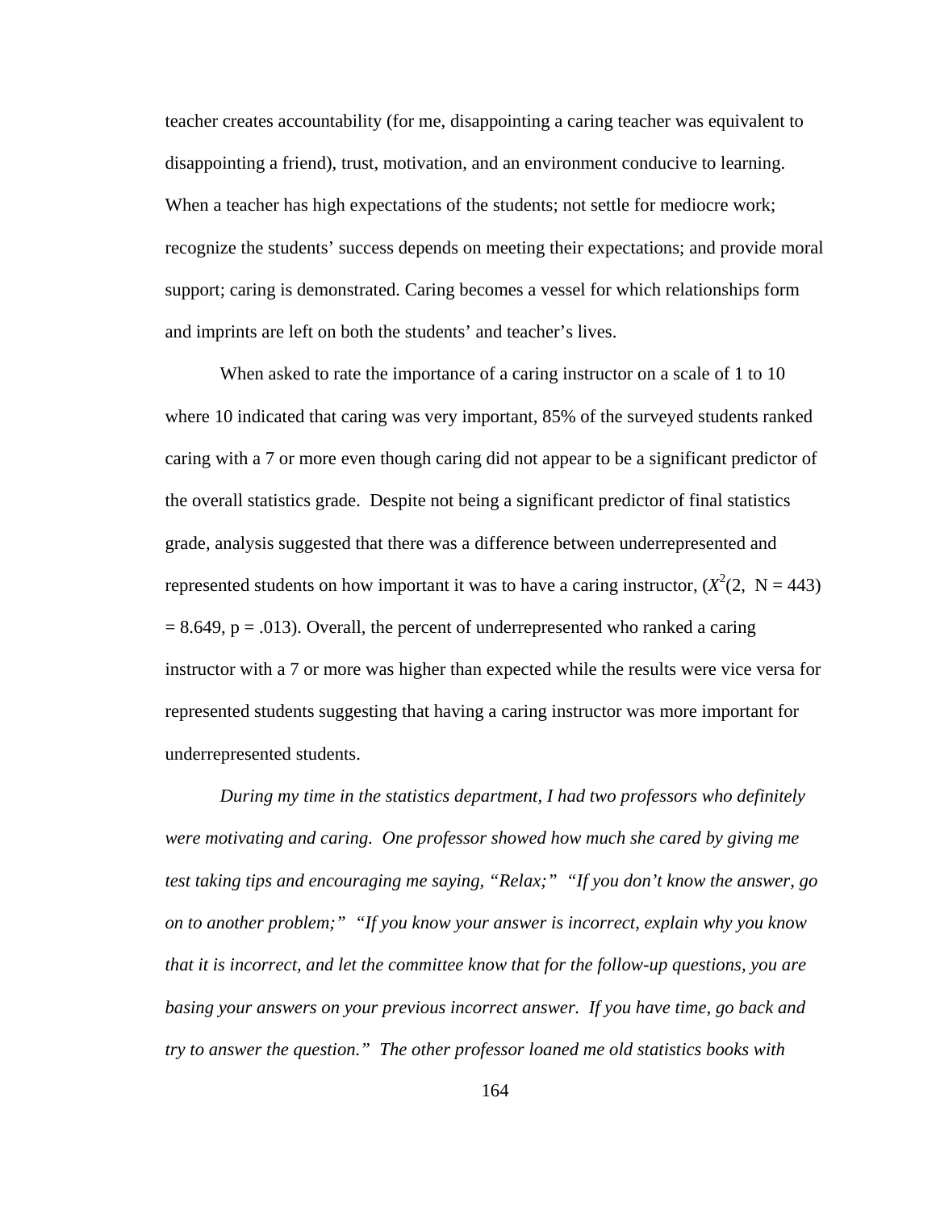teacher creates accountability (for me, disappointing a caring teacher was equivalent to disappointing a friend), trust, motivation, and an environment conducive to learning. When a teacher has high expectations of the students; not settle for mediocre work; recognize the students' success depends on meeting their expectations; and provide moral support; caring is demonstrated. Caring becomes a vessel for which relationships form and imprints are left on both the students' and teacher's lives.

When asked to rate the importance of a caring instructor on a scale of 1 to 10 where 10 indicated that caring was very important, 85% of the surveyed students ranked caring with a 7 or more even though caring did not appear to be a significant predictor of the overall statistics grade. Despite not being a significant predictor of final statistics grade, analysis suggested that there was a difference between underrepresented and represented students on how important it was to have a caring instructor, ($X^2(2, N = 443) = 8.649, p = .013$). Overall, the percent of underrepresented who ranked a caring instructor with a 7 or more was higher than expected while the results were vice versa for represented students suggesting that having a caring instructor was more important for underrepresented students.

*During my time in the statistics department, I had two professors who definitely were motivating and caring. One professor showed how much she cared by giving me test taking tips and encouraging me saying, "Relax;" "If you don't know the answer, go on to another problem;" "If you know your answer is incorrect, explain why you know that it is incorrect, and let the committee know that for the follow-up questions, you are basing your answers on your previous incorrect answer. If you have time, go back and try to answer the question." The other professor loaned me old statistics books with*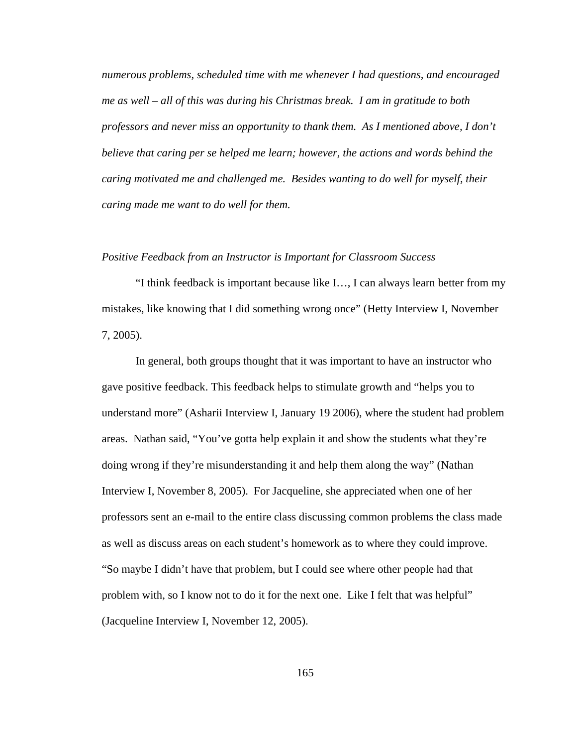*numerous problems, scheduled time with me whenever I had questions, and encouraged me as well – all of this was during his Christmas break. I am in gratitude to both professors and never miss an opportunity to thank them. As I mentioned above, I don't believe that caring per se helped me learn; however, the actions and words behind the caring motivated me and challenged me. Besides wanting to do well for myself, their caring made me want to do well for them.*

*Positive Feedback from an Instructor is Important for Classroom Success*

"I think feedback is important because like I…, I can always learn better from my mistakes, like knowing that I did something wrong once" (Hetty Interview I, November 7, 2005).

In general, both groups thought that it was important to have an instructor who gave positive feedback. This feedback helps to stimulate growth and "helps you to understand more" (Asharii Interview I, January 19 2006), where the student had problem areas. Nathan said, "You've gotta help explain it and show the students what they're doing wrong if they're misunderstanding it and help them along the way" (Nathan Interview I, November 8, 2005). For Jacqueline, she appreciated when one of her professors sent an e-mail to the entire class discussing common problems the class made as well as discuss areas on each student's homework as to where they could improve. "So maybe I didn't have that problem, but I could see where other people had that problem with, so I know not to do it for the next one. Like I felt that was helpful" (Jacqueline Interview I, November 12, 2005).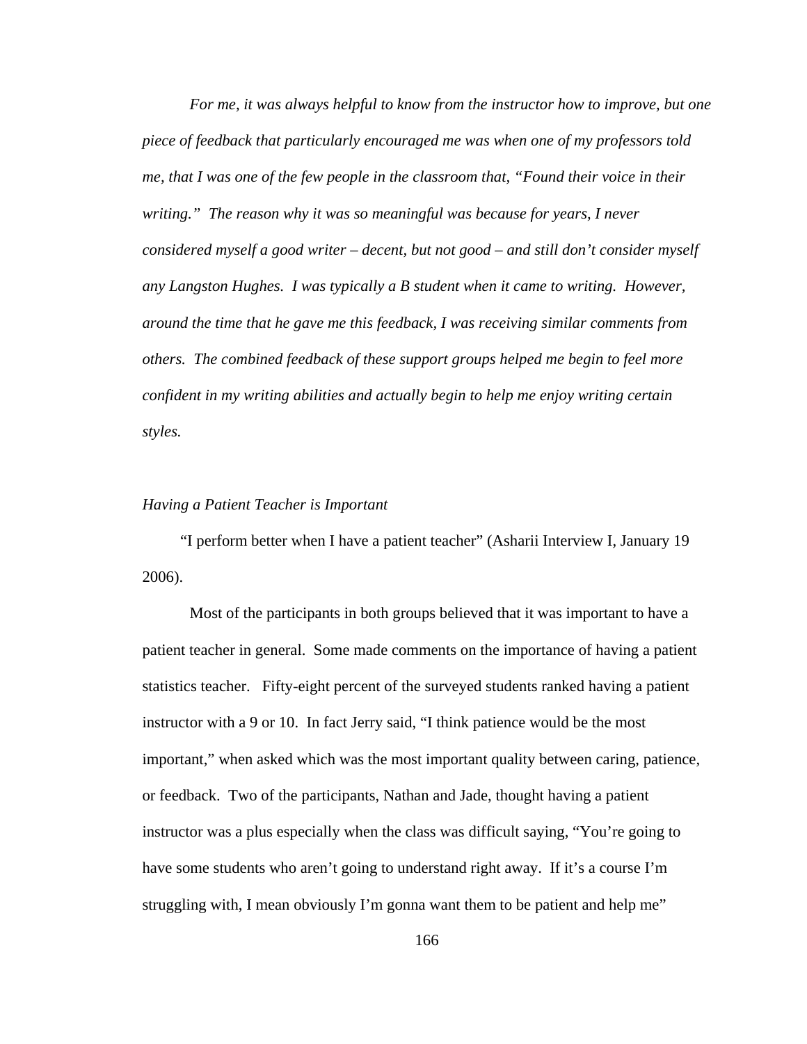*For me, it was always helpful to know from the instructor how to improve, but one piece of feedback that particularly encouraged me was when one of my professors told me, that I was one of the few people in the classroom that, "Found their voice in their writing." The reason why it was so meaningful was because for years, I never considered myself a good writer – decent, but not good – and still don't consider myself any Langston Hughes. I was typically a B student when it came to writing. However, around the time that he gave me this feedback, I was receiving similar comments from others. The combined feedback of these support groups helped me begin to feel more confident in my writing abilities and actually begin to help me enjoy writing certain styles.*

*Having a Patient Teacher is Important*

"I perform better when I have a patient teacher" (Asharii Interview I, January 19 2006).

Most of the participants in both groups believed that it was important to have a patient teacher in general. Some made comments on the importance of having a patient statistics teacher. Fifty-eight percent of the surveyed students ranked having a patient instructor with a 9 or 10. In fact Jerry said, "I think patience would be the most important," when asked which was the most important quality between caring, patience, or feedback. Two of the participants, Nathan and Jade, thought having a patient instructor was a plus especially when the class was difficult saying, "You're going to have some students who aren't going to understand right away. If it's a course I'm struggling with, I mean obviously I'm gonna want them to be patient and help me"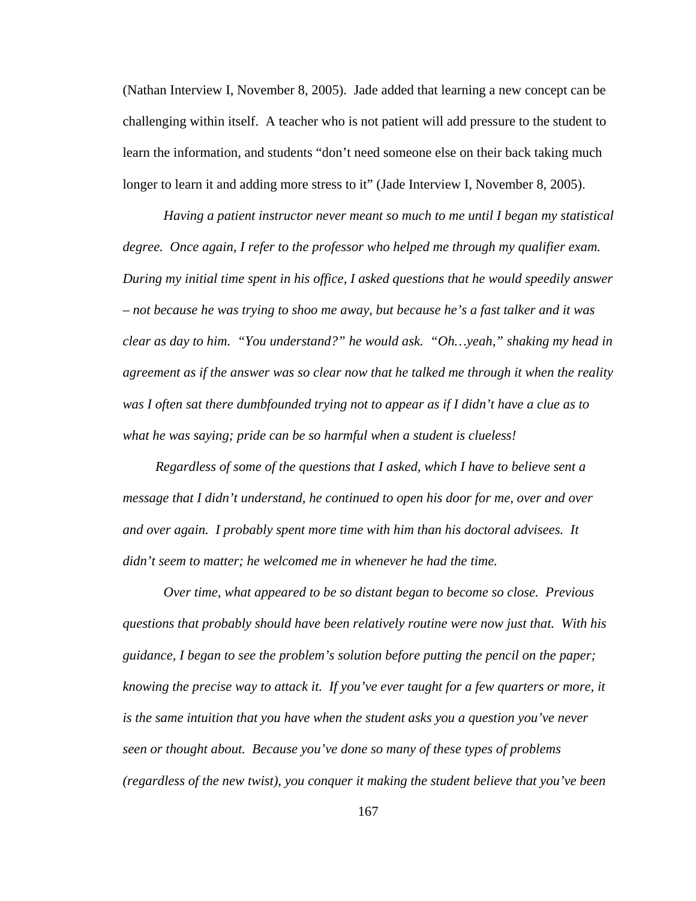(Nathan Interview I, November 8, 2005). Jade added that learning a new concept can be challenging within itself. A teacher who is not patient will add pressure to the student to learn the information, and students "don't need someone else on their back taking much longer to learn it and adding more stress to it" (Jade Interview I, November 8, 2005).

*Having a patient instructor never meant so much to me until I began my statistical degree. Once again, I refer to the professor who helped me through my qualifier exam. During my initial time spent in his office, I asked questions that he would speedily answer – not because he was trying to shoo me away, but because he's a fast talker and it was clear as day to him. "You understand?" he would ask. "Oh…yeah," shaking my head in agreement as if the answer was so clear now that he talked me through it when the reality was I often sat there dumbfounded trying not to appear as if I didn't have a clue as to what he was saying; pride can be so harmful when a student is clueless!*

*Regardless of some of the questions that I asked, which I have to believe sent a message that I didn't understand, he continued to open his door for me, over and over and over again. I probably spent more time with him than his doctoral advisees. It didn't seem to matter; he welcomed me in whenever he had the time.*

*Over time, what appeared to be so distant began to become so close. Previous questions that probably should have been relatively routine were now just that. With his guidance, I began to see the problem's solution before putting the pencil on the paper; knowing the precise way to attack it. If you've ever taught for a few quarters or more, it is the same intuition that you have when the student asks you a question you've never seen or thought about. Because you've done so many of these types of problems (regardless of the new twist), you conquer it making the student believe that you've been*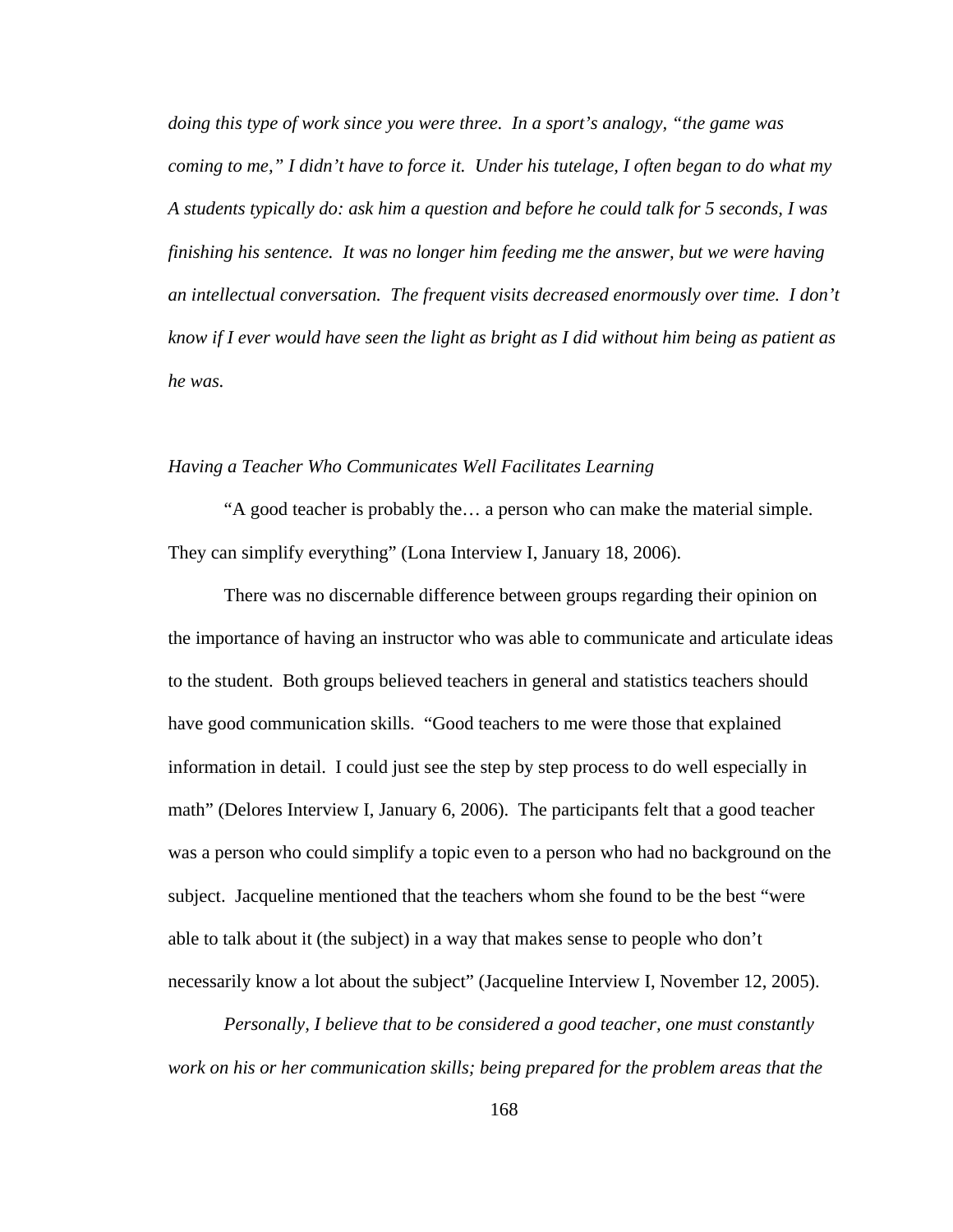*doing this type of work since you were three. In a sport's analogy, "the game was coming to me," I didn't have to force it. Under his tutelage, I often began to do what my A students typically do: ask him a question and before he could talk for 5 seconds, I was finishing his sentence. It was no longer him feeding me the answer, but we were having an intellectual conversation. The frequent visits decreased enormously over time. I don't know if I ever would have seen the light as bright as I did without him being as patient as he was.*

### *Having a Teacher Who Communicates Well Facilitates Learning*

"A good teacher is probably the… a person who can make the material simple. They can simplify everything" (Lona Interview I, January 18, 2006).

There was no discernable difference between groups regarding their opinion on the importance of having an instructor who was able to communicate and articulate ideas to the student. Both groups believed teachers in general and statistics teachers should have good communication skills. "Good teachers to me were those that explained information in detail. I could just see the step by step process to do well especially in math" (Delores Interview I, January 6, 2006). The participants felt that a good teacher was a person who could simplify a topic even to a person who had no background on the subject. Jacqueline mentioned that the teachers whom she found to be the best "were able to talk about it (the subject) in a way that makes sense to people who don't necessarily know a lot about the subject" (Jacqueline Interview I, November 12, 2005).

*Personally, I believe that to be considered a good teacher, one must constantly work on his or her communication skills; being prepared for the problem areas that the*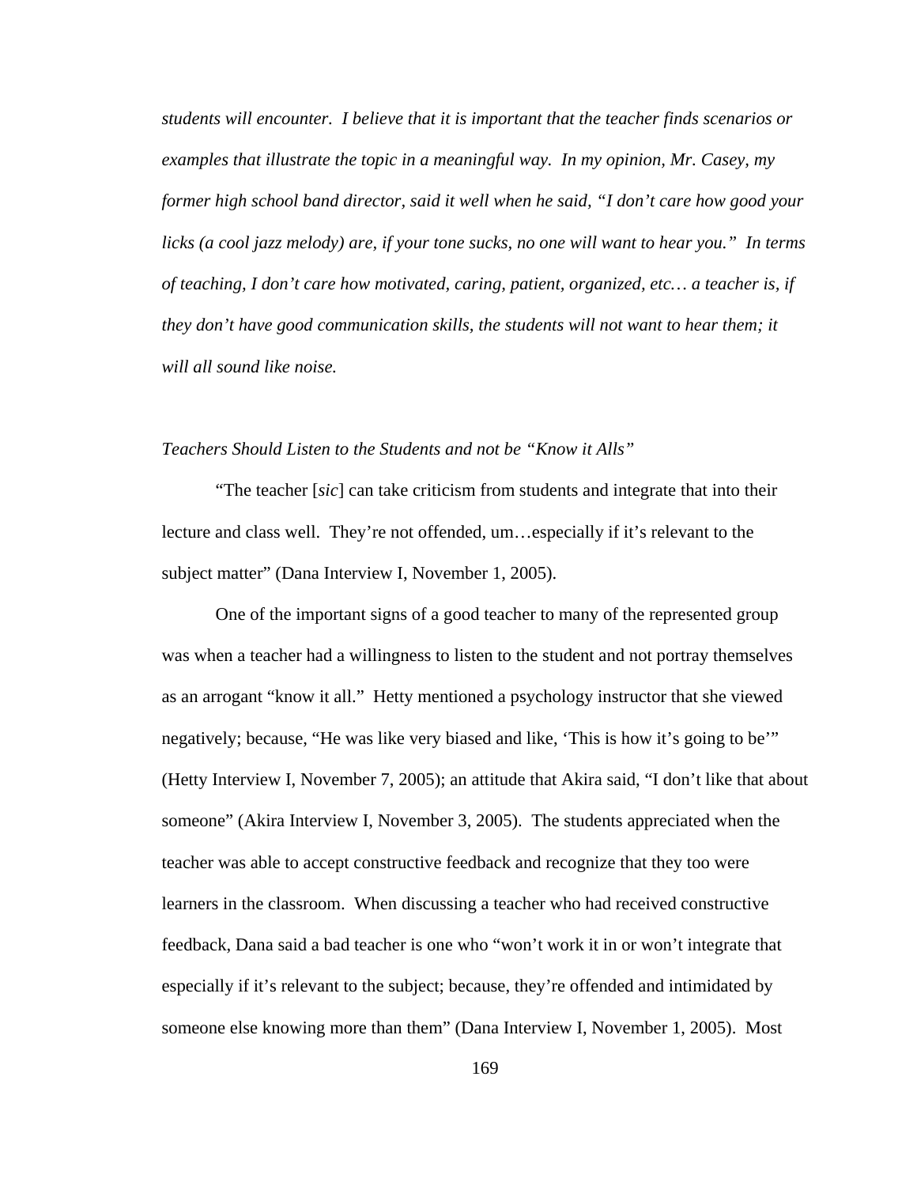*students will encounter. I believe that it is important that the teacher finds scenarios or examples that illustrate the topic in a meaningful way. In my opinion, Mr. Casey, my former high school band director, said it well when he said, "I don't care how good your licks (a cool jazz melody) are, if your tone sucks, no one will want to hear you." In terms of teaching, I don't care how motivated, caring, patient, organized, etc… a teacher is, if they don't have good communication skills, the students will not want to hear them; it will all sound like noise.*

*Teachers Should Listen to the Students and not be "Know it Alls"*

"The teacher [*sic*] can take criticism from students and integrate that into their lecture and class well. They're not offended, um…especially if it's relevant to the subject matter" (Dana Interview I, November 1, 2005).

One of the important signs of a good teacher to many of the represented group was when a teacher had a willingness to listen to the student and not portray themselves as an arrogant "know it all." Hetty mentioned a psychology instructor that she viewed negatively; because, "He was like very biased and like, 'This is how it's going to be'" (Hetty Interview I, November 7, 2005); an attitude that Akira said, "I don't like that about someone" (Akira Interview I, November 3, 2005). The students appreciated when the teacher was able to accept constructive feedback and recognize that they too were learners in the classroom. When discussing a teacher who had received constructive feedback, Dana said a bad teacher is one who "won't work it in or won't integrate that especially if it's relevant to the subject; because, they're offended and intimidated by someone else knowing more than them" (Dana Interview I, November 1, 2005). Most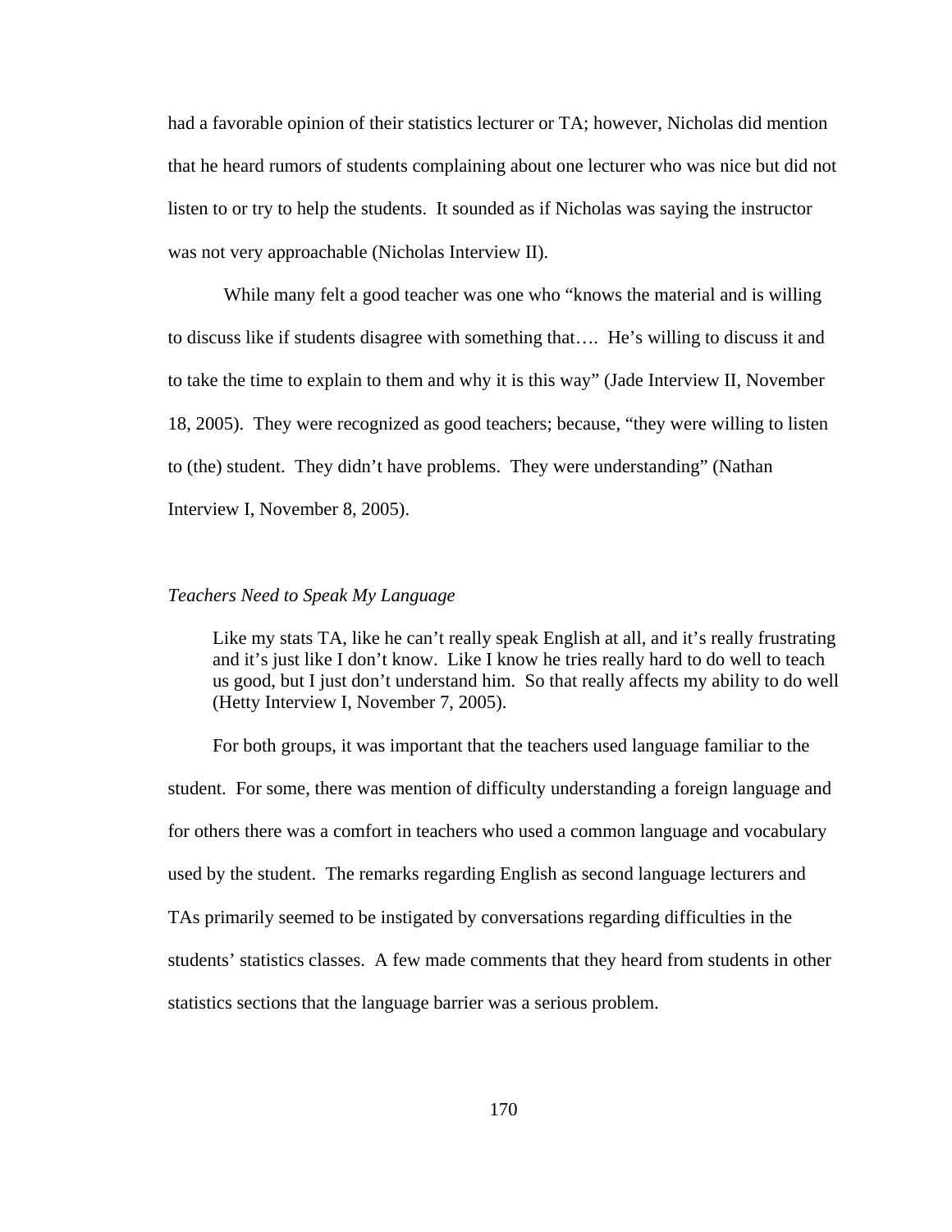had a favorable opinion of their statistics lecturer or TA; however, Nicholas did mention that he heard rumors of students complaining about one lecturer who was nice but did not listen to or try to help the students. It sounded as if Nicholas was saying the instructor was not very approachable (Nicholas Interview II).

While many felt a good teacher was one who “knows the material and is willing to discuss like if students disagree with something that…. He’s willing to discuss it and to take the time to explain to them and why it is this way” (Jade Interview II, November 18, 2005). They were recognized as good teachers; because, “they were willing to listen to (the) student. They didn’t have problems. They were understanding” (Nathan Interview I, November 8, 2005).

*Teachers Need to Speak My Language*

> Like my stats TA, like he can’t really speak English at all, and it’s really frustrating and it’s just like I don’t know. Like I know he tries really hard to do well to teach us good, but I just don’t understand him. So that really affects my ability to do well (Hetty Interview I, November 7, 2005).

For both groups, it was important that the teachers used language familiar to the student. For some, there was mention of difficulty understanding a foreign language and for others there was a comfort in teachers who used a common language and vocabulary used by the student. The remarks regarding English as second language lecturers and TAs primarily seemed to be instigated by conversations regarding difficulties in the students’ statistics classes. A few made comments that they heard from students in other statistics sections that the language barrier was a serious problem.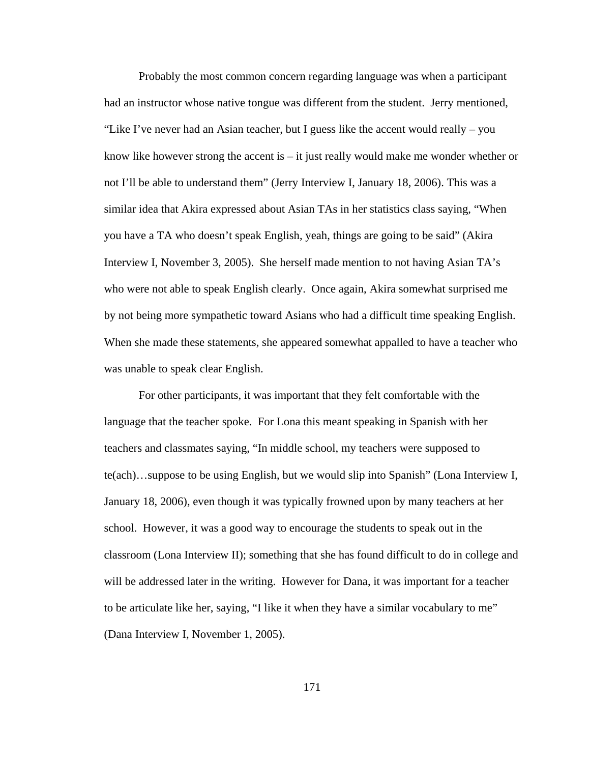Probably the most common concern regarding language was when a participant had an instructor whose native tongue was different from the student. Jerry mentioned, "Like I've never had an Asian teacher, but I guess like the accent would really – you know like however strong the accent is – it just really would make me wonder whether or not I'll be able to understand them" (Jerry Interview I, January 18, 2006). This was a similar idea that Akira expressed about Asian TAs in her statistics class saying, "When you have a TA who doesn't speak English, yeah, things are going to be said" (Akira Interview I, November 3, 2005). She herself made mention to not having Asian TA's who were not able to speak English clearly. Once again, Akira somewhat surprised me by not being more sympathetic toward Asians who had a difficult time speaking English. When she made these statements, she appeared somewhat appalled to have a teacher who was unable to speak clear English.

For other participants, it was important that they felt comfortable with the language that the teacher spoke. For Lona this meant speaking in Spanish with her teachers and classmates saying, "In middle school, my teachers were supposed to te(ach)…suppose to be using English, but we would slip into Spanish" (Lona Interview I, January 18, 2006), even though it was typically frowned upon by many teachers at her school. However, it was a good way to encourage the students to speak out in the classroom (Lona Interview II); something that she has found difficult to do in college and will be addressed later in the writing. However for Dana, it was important for a teacher to be articulate like her, saying, "I like it when they have a similar vocabulary to me" (Dana Interview I, November 1, 2005).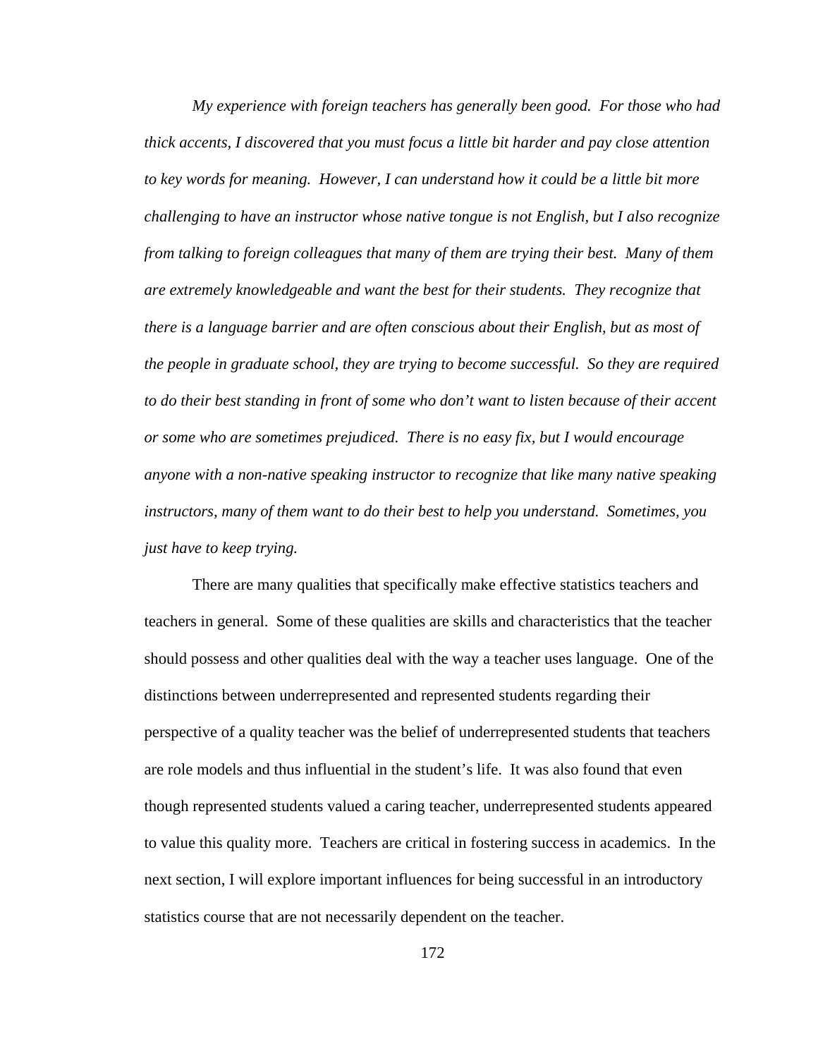*My experience with foreign teachers has generally been good. For those who had thick accents, I discovered that you must focus a little bit harder and pay close attention to key words for meaning. However, I can understand how it could be a little bit more challenging to have an instructor whose native tongue is not English, but I also recognize from talking to foreign colleagues that many of them are trying their best. Many of them are extremely knowledgeable and want the best for their students. They recognize that there is a language barrier and are often conscious about their English, but as most of the people in graduate school, they are trying to become successful. So they are required to do their best standing in front of some who don't want to listen because of their accent or some who are sometimes prejudiced. There is no easy fix, but I would encourage anyone with a non-native speaking instructor to recognize that like many native speaking instructors, many of them want to do their best to help you understand. Sometimes, you just have to keep trying.*

There are many qualities that specifically make effective statistics teachers and teachers in general. Some of these qualities are skills and characteristics that the teacher should possess and other qualities deal with the way a teacher uses language. One of the distinctions between underrepresented and represented students regarding their perspective of a quality teacher was the belief of underrepresented students that teachers are role models and thus influential in the student's life. It was also found that even though represented students valued a caring teacher, underrepresented students appeared to value this quality more. Teachers are critical in fostering success in academics. In the next section, I will explore important influences for being successful in an introductory statistics course that are not necessarily dependent on the teacher.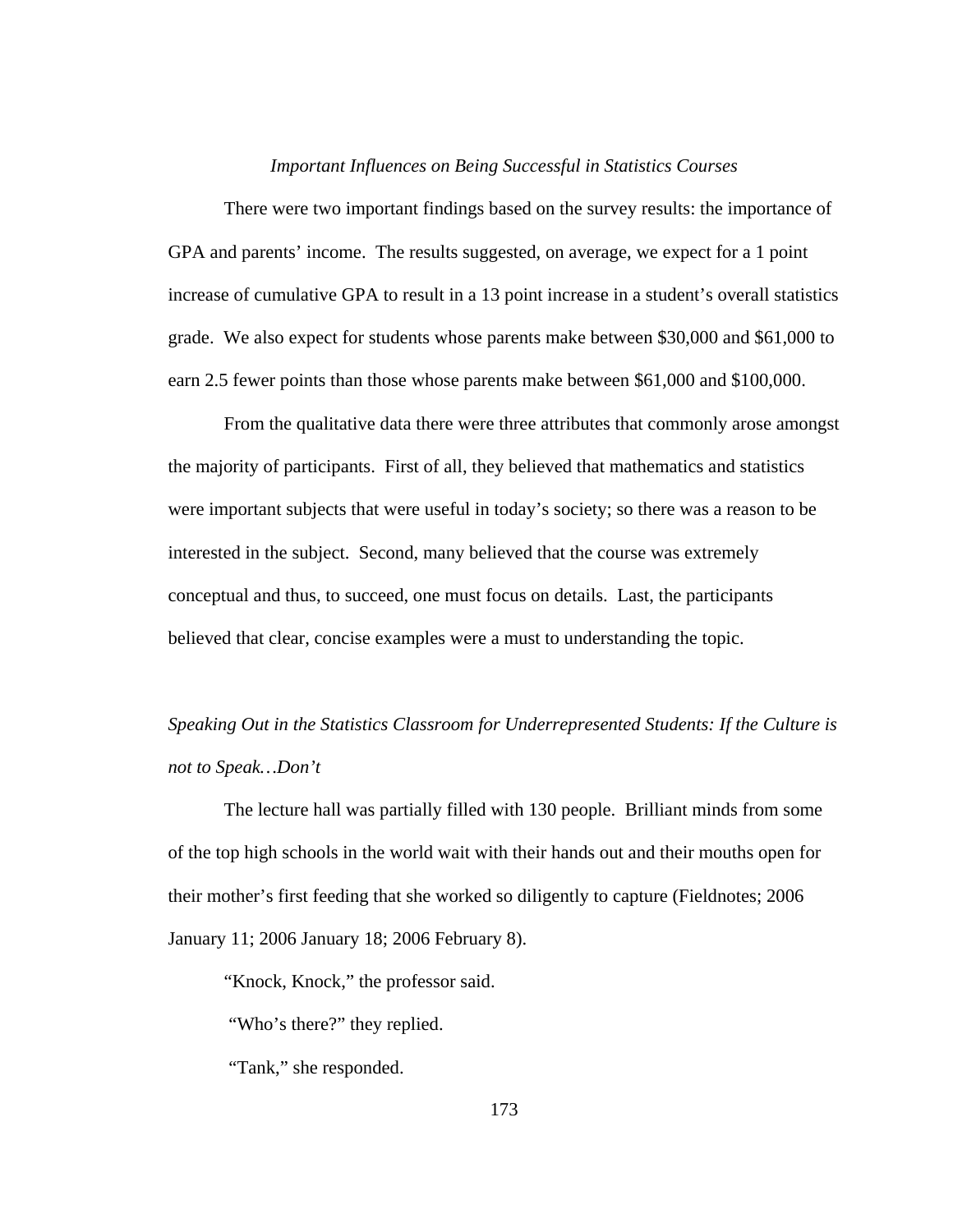*Important Influences on Being Successful in Statistics Courses*

There were two important findings based on the survey results: the importance of GPA and parents' income. The results suggested, on average, we expect for a 1 point increase of cumulative GPA to result in a 13 point increase in a student's overall statistics grade. We also expect for students whose parents make between $30,000 and $61,000 to earn 2.5 fewer points than those whose parents make between $61,000 and $100,000.

From the qualitative data there were three attributes that commonly arose amongst the majority of participants. First of all, they believed that mathematics and statistics were important subjects that were useful in today's society; so there was a reason to be interested in the subject. Second, many believed that the course was extremely conceptual and thus, to succeed, one must focus on details. Last, the participants believed that clear, concise examples were a must to understanding the topic.

*Speaking Out in the Statistics Classroom for Underrepresented Students: If the Culture is not to Speak…Don't*

The lecture hall was partially filled with 130 people. Brilliant minds from some of the top high schools in the world wait with their hands out and their mouths open for their mother's first feeding that she worked so diligently to capture (Fieldnotes; 2006 January 11; 2006 January 18; 2006 February 8).

"Knock, Knock," the professor said.

"Who's there?" they replied.

"Tank," she responded.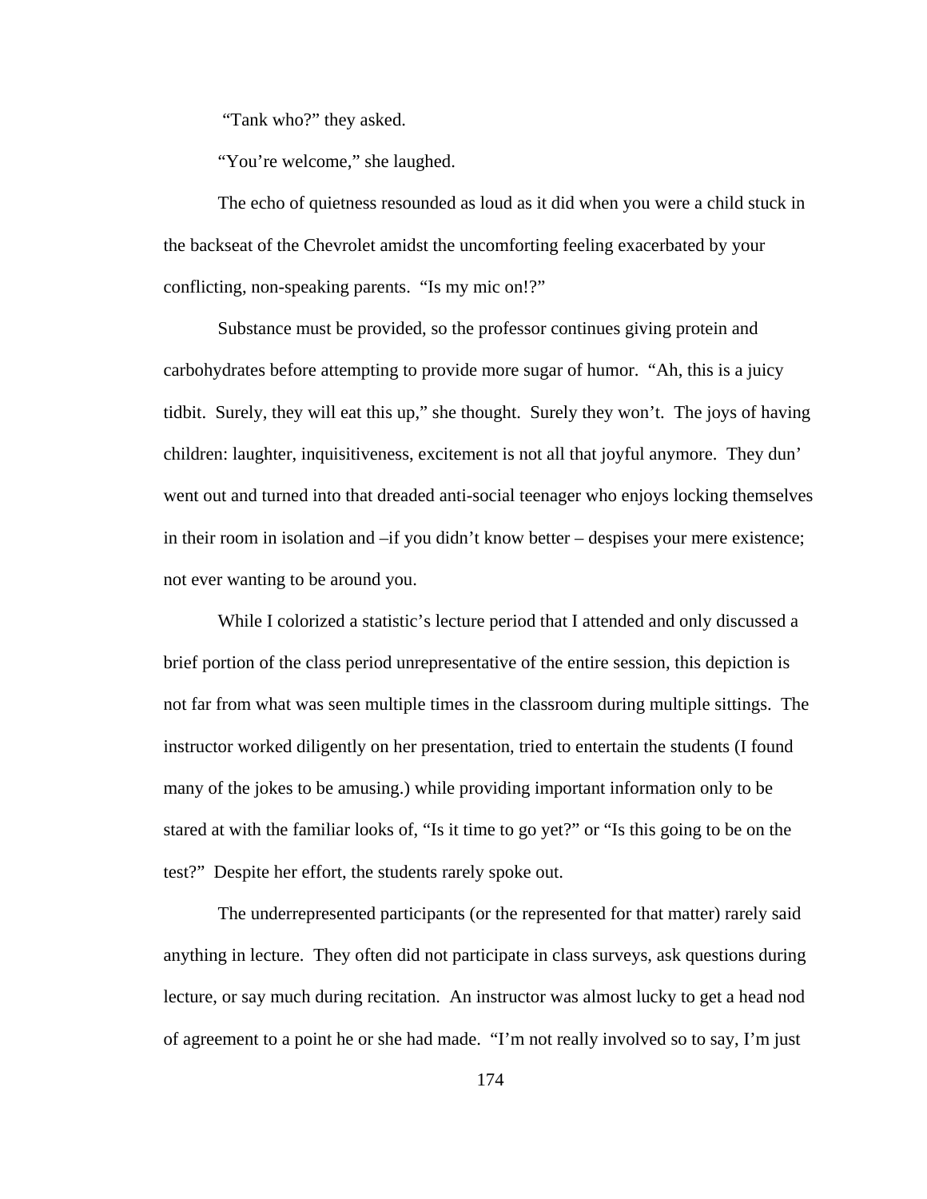"Tank who?" they asked.

"You're welcome," she laughed.

The echo of quietness resounded as loud as it did when you were a child stuck in the backseat of the Chevrolet amidst the uncomforting feeling exacerbated by your conflicting, non-speaking parents. "Is my mic on!?"

Substance must be provided, so the professor continues giving protein and carbohydrates before attempting to provide more sugar of humor. "Ah, this is a juicy tidbit. Surely, they will eat this up," she thought. Surely they won't. The joys of having children: laughter, inquisitiveness, excitement is not all that joyful anymore. They dun' went out and turned into that dreaded anti-social teenager who enjoys locking themselves in their room in isolation and –if you didn't know better – despises your mere existence; not ever wanting to be around you.

While I colorized a statistic's lecture period that I attended and only discussed a brief portion of the class period unrepresentative of the entire session, this depiction is not far from what was seen multiple times in the classroom during multiple sittings. The instructor worked diligently on her presentation, tried to entertain the students (I found many of the jokes to be amusing.) while providing important information only to be stared at with the familiar looks of, "Is it time to go yet?" or "Is this going to be on the test?" Despite her effort, the students rarely spoke out.

The underrepresented participants (or the represented for that matter) rarely said anything in lecture. They often did not participate in class surveys, ask questions during lecture, or say much during recitation. An instructor was almost lucky to get a head nod of agreement to a point he or she had made. "I'm not really involved so to say, I'm just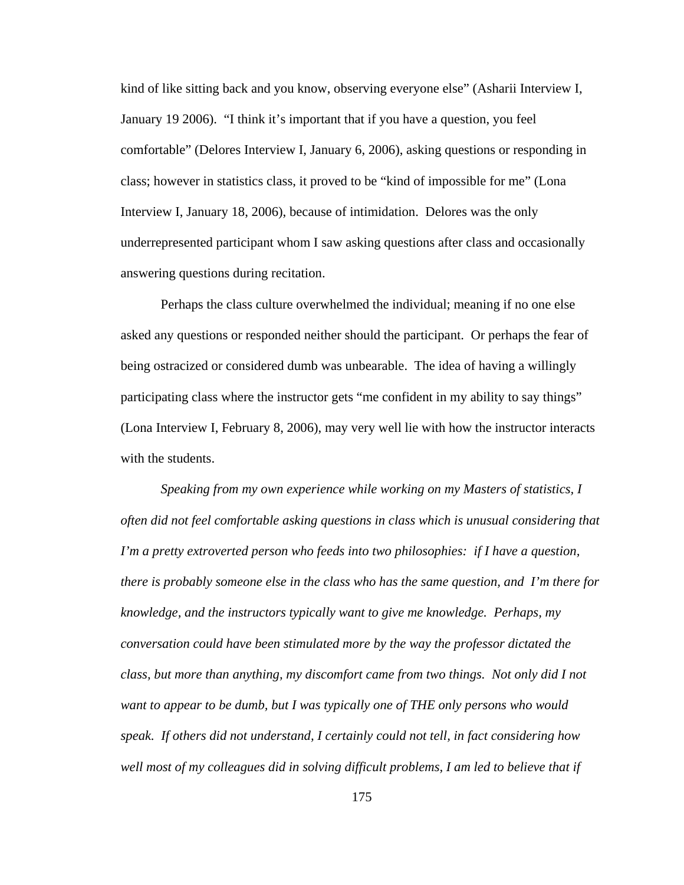kind of like sitting back and you know, observing everyone else" (Asharii Interview I, January 19 2006). "I think it's important that if you have a question, you feel comfortable" (Delores Interview I, January 6, 2006), asking questions or responding in class; however in statistics class, it proved to be "kind of impossible for me" (Lona Interview I, January 18, 2006), because of intimidation. Delores was the only underrepresented participant whom I saw asking questions after class and occasionally answering questions during recitation.

Perhaps the class culture overwhelmed the individual; meaning if no one else asked any questions or responded neither should the participant. Or perhaps the fear of being ostracized or considered dumb was unbearable. The idea of having a willingly participating class where the instructor gets "me confident in my ability to say things" (Lona Interview I, February 8, 2006), may very well lie with how the instructor interacts with the students.

*Speaking from my own experience while working on my Masters of statistics, I often did not feel comfortable asking questions in class which is unusual considering that I'm a pretty extroverted person who feeds into two philosophies: if I have a question, there is probably someone else in the class who has the same question, and I'm there for knowledge, and the instructors typically want to give me knowledge. Perhaps, my conversation could have been stimulated more by the way the professor dictated the class, but more than anything, my discomfort came from two things. Not only did I not want to appear to be dumb, but I was typically one of THE only persons who would speak. If others did not understand, I certainly could not tell, in fact considering how well most of my colleagues did in solving difficult problems, I am led to believe that if*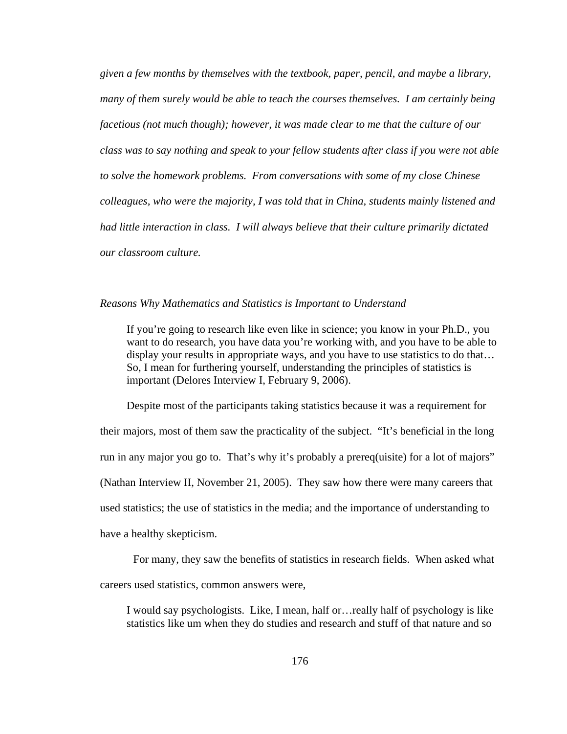*given a few months by themselves with the textbook, paper, pencil, and maybe a library, many of them surely would be able to teach the courses themselves. I am certainly being facetious (not much though); however, it was made clear to me that the culture of our class was to say nothing and speak to your fellow students after class if you were not able to solve the homework problems. From conversations with some of my close Chinese colleagues, who were the majority, I was told that in China, students mainly listened and had little interaction in class. I will always believe that their culture primarily dictated our classroom culture.*

*Reasons Why Mathematics and Statistics is Important to Understand*

> If you're going to research like even like in science; you know in your Ph.D., you want to do research, you have data you're working with, and you have to be able to display your results in appropriate ways, and you have to use statistics to do that… So, I mean for furthering yourself, understanding the principles of statistics is important (Delores Interview I, February 9, 2006).

Despite most of the participants taking statistics because it was a requirement for their majors, most of them saw the practicality of the subject. "It's beneficial in the long run in any major you go to. That's why it's probably a prereq(uisite) for a lot of majors" (Nathan Interview II, November 21, 2005). They saw how there were many careers that used statistics; the use of statistics in the media; and the importance of understanding to have a healthy skepticism.

For many, they saw the benefits of statistics in research fields. When asked what careers used statistics, common answers were,

> I would say psychologists. Like, I mean, half or…really half of psychology is like statistics like um when they do studies and research and stuff of that nature and so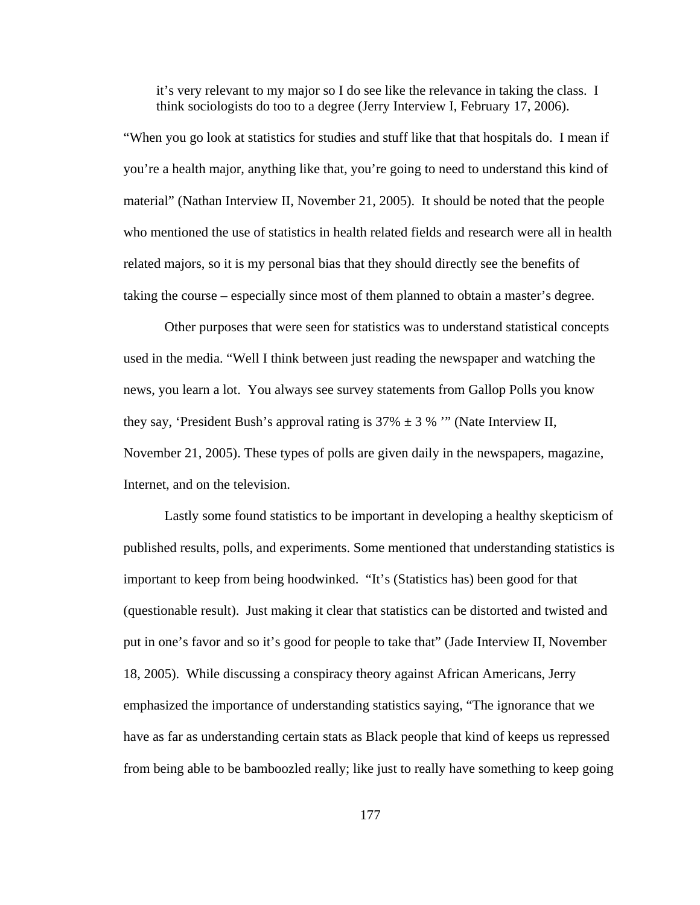> it's very relevant to my major so I do see like the relevance in taking the class. I think sociologists do too to a degree (Jerry Interview I, February 17, 2006).

"When you go look at statistics for studies and stuff like that that hospitals do. I mean if you're a health major, anything like that, you're going to need to understand this kind of material" (Nathan Interview II, November 21, 2005). It should be noted that the people who mentioned the use of statistics in health related fields and research were all in health related majors, so it is my personal bias that they should directly see the benefits of taking the course – especially since most of them planned to obtain a master's degree.

Other purposes that were seen for statistics was to understand statistical concepts used in the media. "Well I think between just reading the newspaper and watching the news, you learn a lot. You always see survey statements from Gallop Polls you know they say, 'President Bush's approval rating is 37% ± 3 % '" (Nate Interview II, November 21, 2005). These types of polls are given daily in the newspapers, magazine, Internet, and on the television.

Lastly some found statistics to be important in developing a healthy skepticism of published results, polls, and experiments. Some mentioned that understanding statistics is important to keep from being hoodwinked. "It's (Statistics has) been good for that (questionable result). Just making it clear that statistics can be distorted and twisted and put in one's favor and so it's good for people to take that" (Jade Interview II, November 18, 2005). While discussing a conspiracy theory against African Americans, Jerry emphasized the importance of understanding statistics saying, "The ignorance that we have as far as understanding certain stats as Black people that kind of keeps us repressed from being able to be bamboozled really; like just to really have something to keep going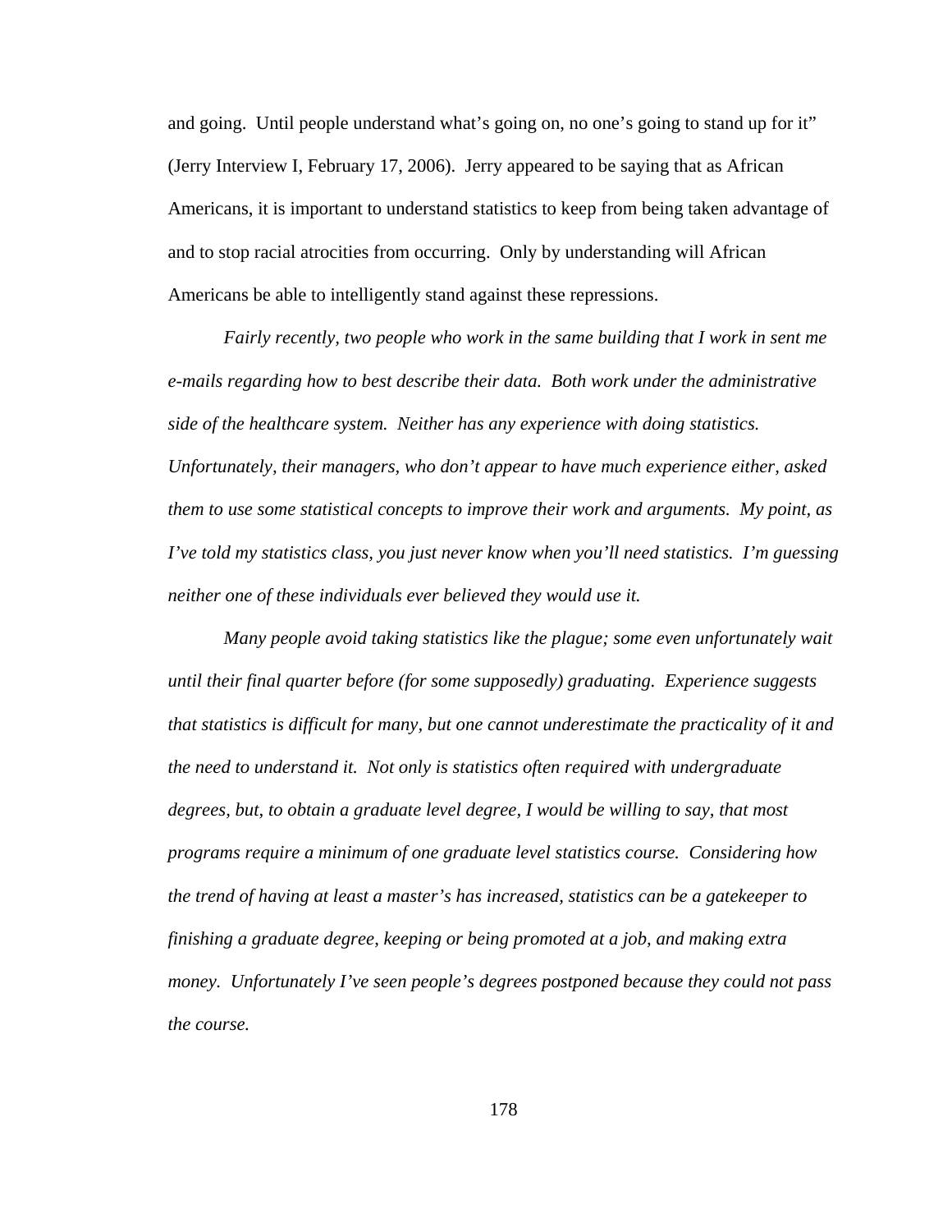and going. Until people understand what's going on, no one's going to stand up for it" (Jerry Interview I, February 17, 2006). Jerry appeared to be saying that as African Americans, it is important to understand statistics to keep from being taken advantage of and to stop racial atrocities from occurring. Only by understanding will African Americans be able to intelligently stand against these repressions.

*Fairly recently, two people who work in the same building that I work in sent me e-mails regarding how to best describe their data. Both work under the administrative side of the healthcare system. Neither has any experience with doing statistics. Unfortunately, their managers, who don't appear to have much experience either, asked them to use some statistical concepts to improve their work and arguments. My point, as I've told my statistics class, you just never know when you'll need statistics. I'm guessing neither one of these individuals ever believed they would use it.*

*Many people avoid taking statistics like the plague; some even unfortunately wait until their final quarter before (for some supposedly) graduating. Experience suggests that statistics is difficult for many, but one cannot underestimate the practicality of it and the need to understand it. Not only is statistics often required with undergraduate degrees, but, to obtain a graduate level degree, I would be willing to say, that most programs require a minimum of one graduate level statistics course. Considering how the trend of having at least a master's has increased, statistics can be a gatekeeper to finishing a graduate degree, keeping or being promoted at a job, and making extra money. Unfortunately I've seen people's degrees postponed because they could not pass the course.*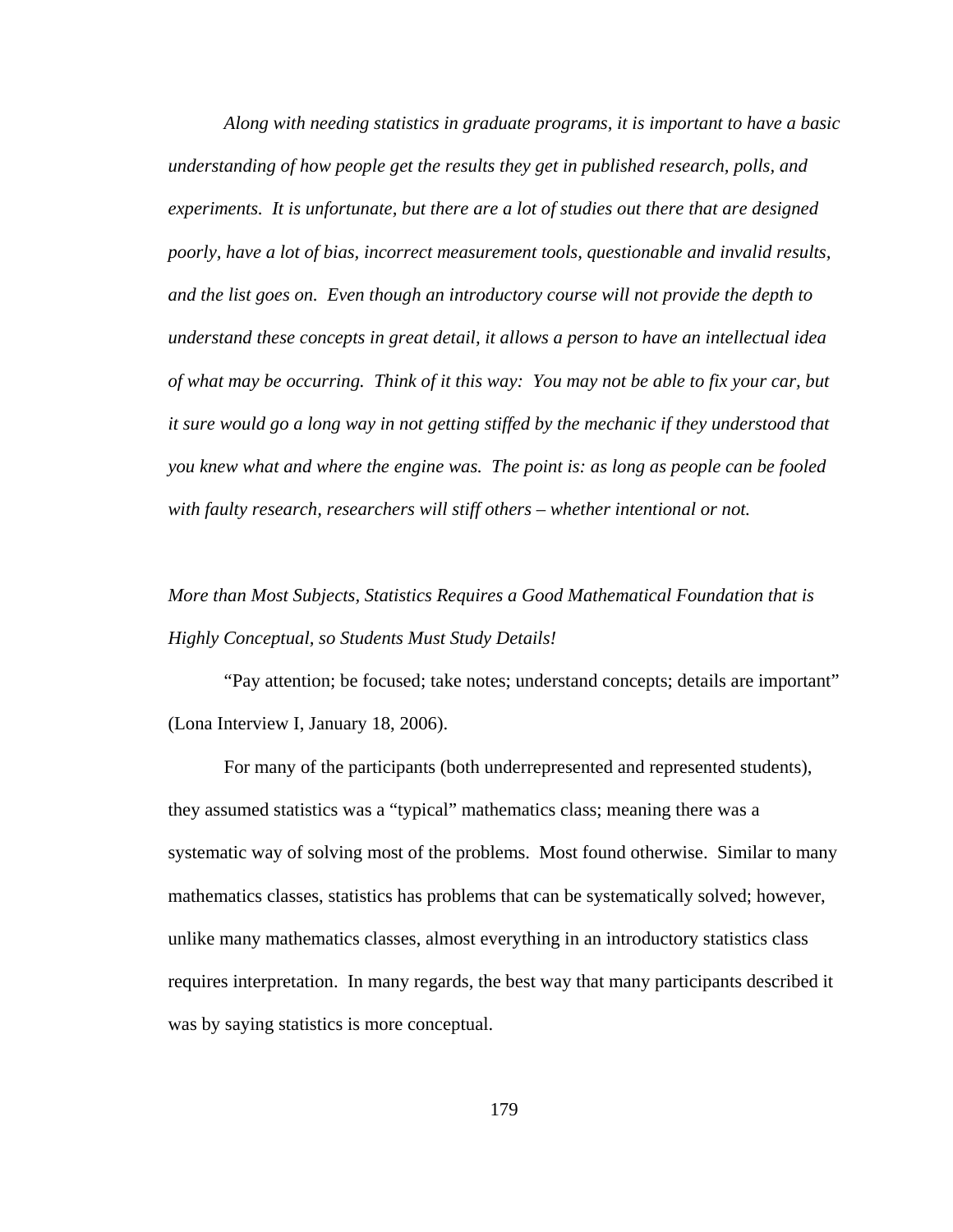*Along with needing statistics in graduate programs, it is important to have a basic understanding of how people get the results they get in published research, polls, and experiments. It is unfortunate, but there are a lot of studies out there that are designed poorly, have a lot of bias, incorrect measurement tools, questionable and invalid results, and the list goes on. Even though an introductory course will not provide the depth to understand these concepts in great detail, it allows a person to have an intellectual idea of what may be occurring. Think of it this way: You may not be able to fix your car, but it sure would go a long way in not getting stiffed by the mechanic if they understood that you knew what and where the engine was. The point is: as long as people can be fooled with faulty research, researchers will stiff others – whether intentional or not.*

*More than Most Subjects, Statistics Requires a Good Mathematical Foundation that is Highly Conceptual, so Students Must Study Details!*

"Pay attention; be focused; take notes; understand concepts; details are important" (Lona Interview I, January 18, 2006).

For many of the participants (both underrepresented and represented students), they assumed statistics was a "typical" mathematics class; meaning there was a systematic way of solving most of the problems. Most found otherwise. Similar to many mathematics classes, statistics has problems that can be systematically solved; however, unlike many mathematics classes, almost everything in an introductory statistics class requires interpretation. In many regards, the best way that many participants described it was by saying statistics is more conceptual.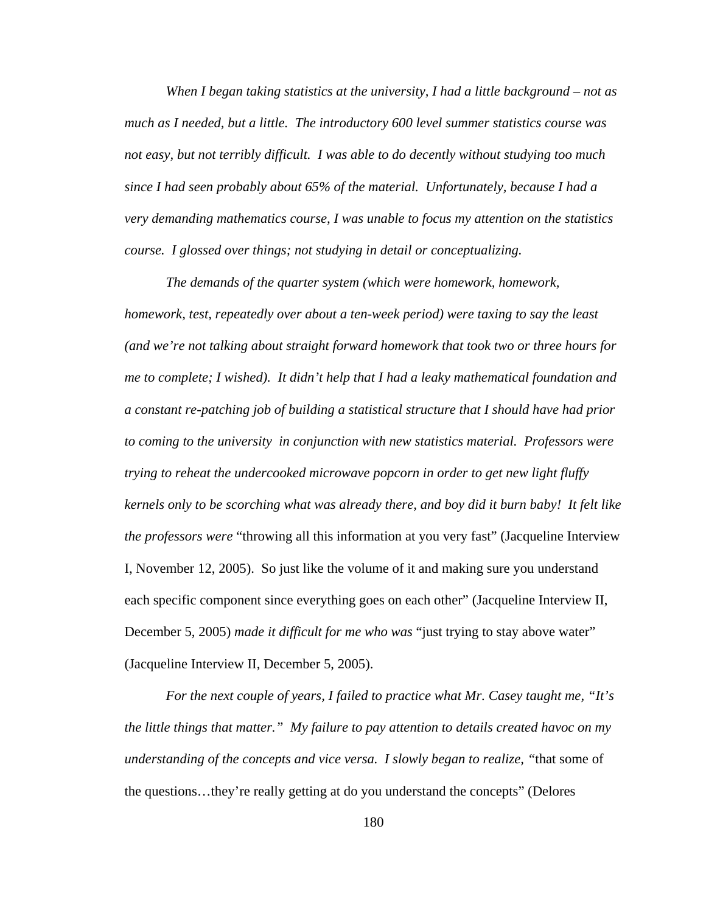*When I began taking statistics at the university, I had a little background – not as much as I needed, but a little. The introductory 600 level summer statistics course was not easy, but not terribly difficult. I was able to do decently without studying too much since I had seen probably about 65% of the material. Unfortunately, because I had a very demanding mathematics course, I was unable to focus my attention on the statistics course. I glossed over things; not studying in detail or conceptualizing.*

*The demands of the quarter system (which were homework, homework, homework, test, repeatedly over about a ten-week period) were taxing to say the least (and we're not talking about straight forward homework that took two or three hours for me to complete; I wished). It didn't help that I had a leaky mathematical foundation and a constant re-patching job of building a statistical structure that I should have had prior to coming to the university in conjunction with new statistics material. Professors were trying to reheat the undercooked microwave popcorn in order to get new light fluffy kernels only to be scorching what was already there, and boy did it burn baby! It felt like the professors were* "throwing all this information at you very fast" (Jacqueline Interview I, November 12, 2005). So just like the volume of it and making sure you understand each specific component since everything goes on each other" (Jacqueline Interview II, December 5, 2005) *made it difficult for me who was* "just trying to stay above water" (Jacqueline Interview II, December 5, 2005).

*For the next couple of years, I failed to practice what Mr. Casey taught me, "It's the little things that matter." My failure to pay attention to details created havoc on my understanding of the concepts and vice versa. I slowly began to realize,* "that some of the questions…they're really getting at do you understand the concepts" (Delores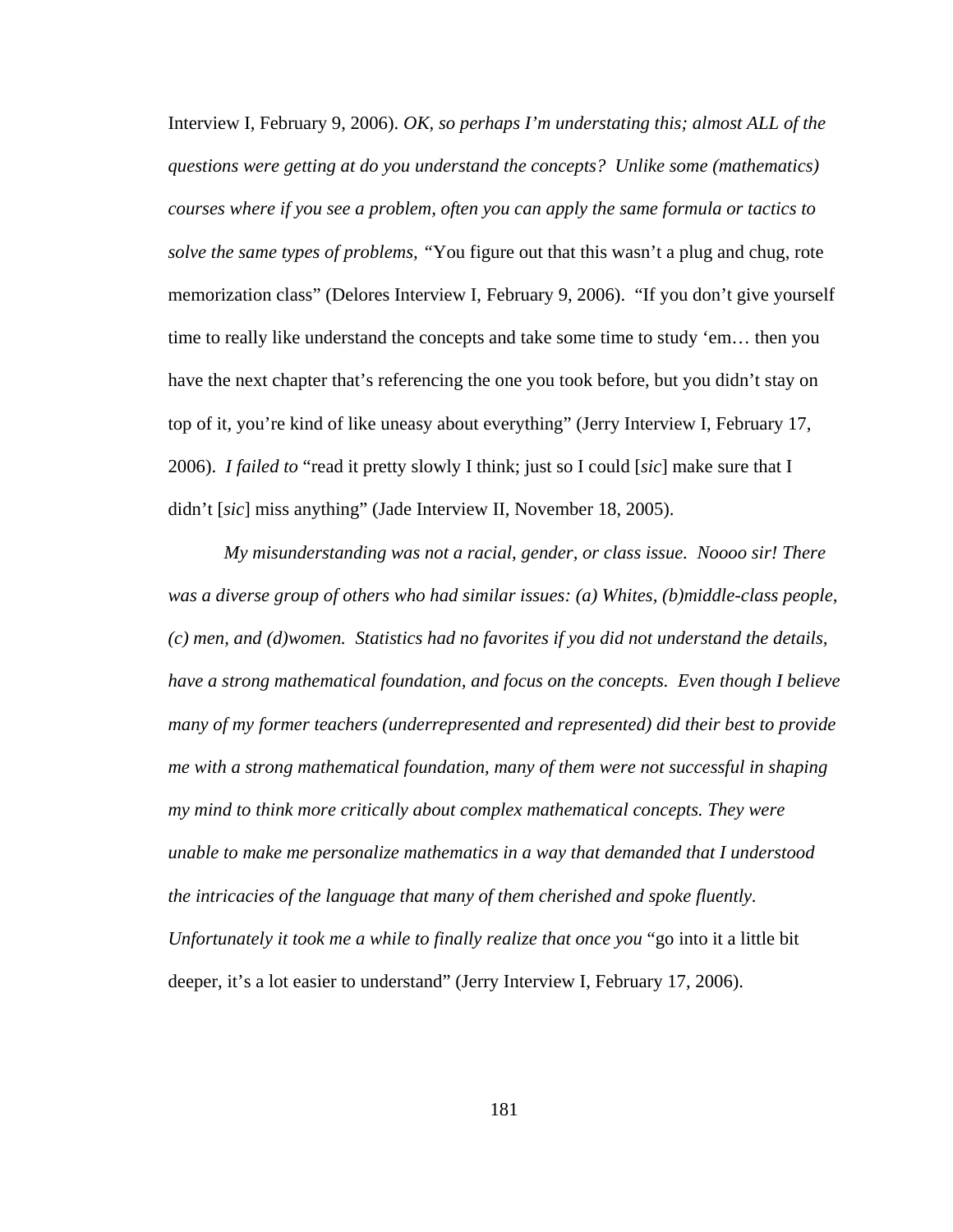Interview I, February 9, 2006). *OK, so perhaps I'm understating this; almost ALL of the questions were getting at do you understand the concepts? Unlike some (mathematics) courses where if you see a problem, often you can apply the same formula or tactics to solve the same types of problems,* "You figure out that this wasn't a plug and chug, rote memorization class" (Delores Interview I, February 9, 2006). "If you don't give yourself time to really like understand the concepts and take some time to study 'em… then you have the next chapter that's referencing the one you took before, but you didn't stay on top of it, you're kind of like uneasy about everything" (Jerry Interview I, February 17, 2006). *I failed to* "read it pretty slowly I think; just so I could [*sic*] make sure that I didn't [*sic*] miss anything" (Jade Interview II, November 18, 2005).

*My misunderstanding was not a racial, gender, or class issue. Noooo sir! There was a diverse group of others who had similar issues: (a) Whites, (b)middle-class people, (c) men, and (d)women. Statistics had no favorites if you did not understand the details, have a strong mathematical foundation, and focus on the concepts. Even though I believe many of my former teachers (underrepresented and represented) did their best to provide me with a strong mathematical foundation, many of them were not successful in shaping my mind to think more critically about complex mathematical concepts. They were unable to make me personalize mathematics in a way that demanded that I understood the intricacies of the language that many of them cherished and spoke fluently. Unfortunately it took me a while to finally realize that once you* "go into it a little bit deeper, it's a lot easier to understand" (Jerry Interview I, February 17, 2006).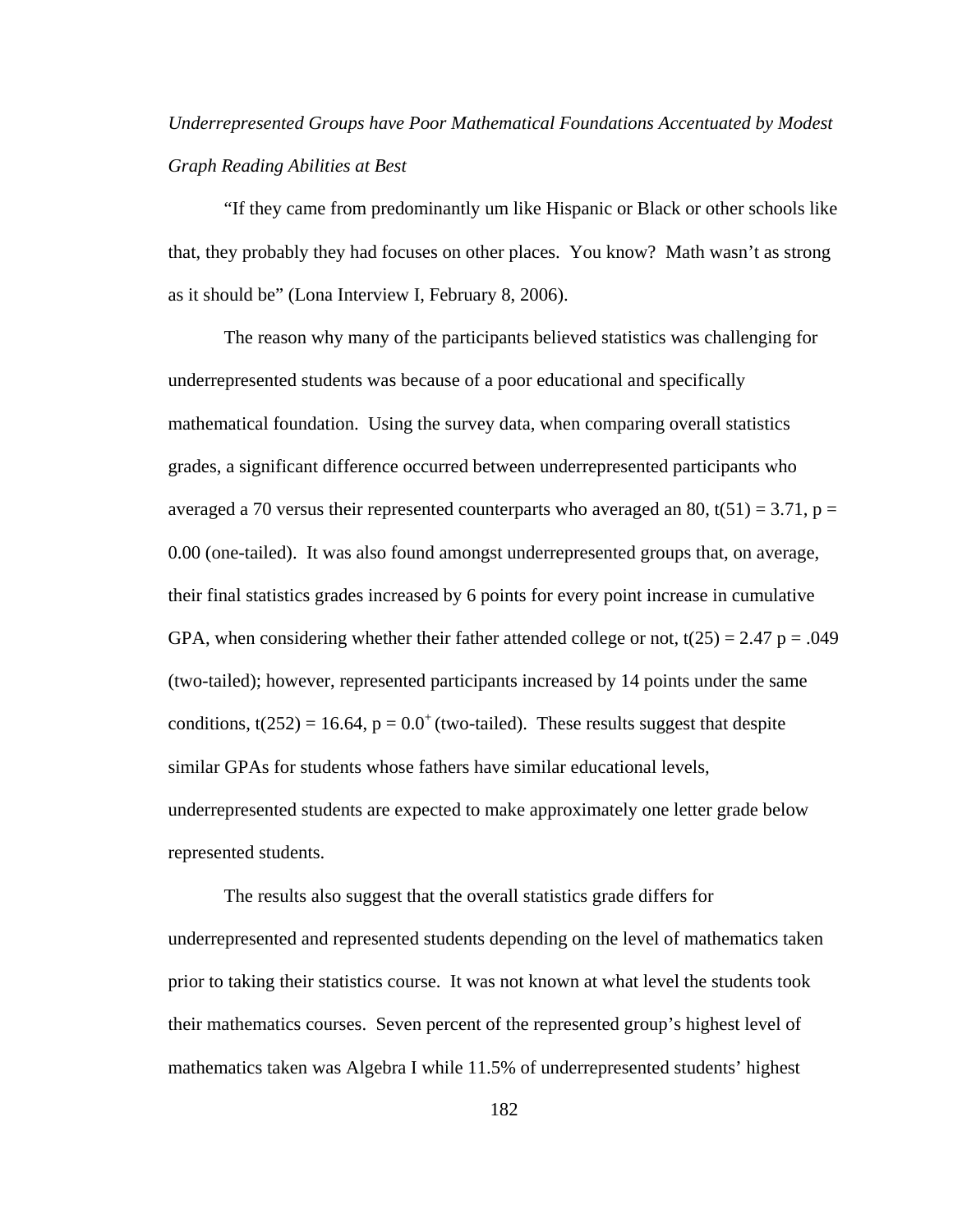*Underrepresented Groups have Poor Mathematical Foundations Accentuated by Modest Graph Reading Abilities at Best*

"If they came from predominantly um like Hispanic or Black or other schools like that, they probably they had focuses on other places. You know? Math wasn't as strong as it should be" (Lona Interview I, February 8, 2006).

The reason why many of the participants believed statistics was challenging for underrepresented students was because of a poor educational and specifically mathematical foundation. Using the survey data, when comparing overall statistics grades, a significant difference occurred between underrepresented participants who averaged a 70 versus their represented counterparts who averaged an 80, $t(51) = 3.71$, $p = 0.00$ (one-tailed). It was also found amongst underrepresented groups that, on average, their final statistics grades increased by 6 points for every point increase in cumulative GPA, when considering whether their father attended college or not, $t(25) = 2.47$ $p = .049$ (two-tailed); however, represented participants increased by 14 points under the same conditions, $t(252) = 16.64$, $p = 0.0^{+}$ (two-tailed). These results suggest that despite similar GPAs for students whose fathers have similar educational levels, underrepresented students are expected to make approximately one letter grade below represented students.

The results also suggest that the overall statistics grade differs for underrepresented and represented students depending on the level of mathematics taken prior to taking their statistics course. It was not known at what level the students took their mathematics courses. Seven percent of the represented group's highest level of mathematics taken was Algebra I while 11.5% of underrepresented students' highest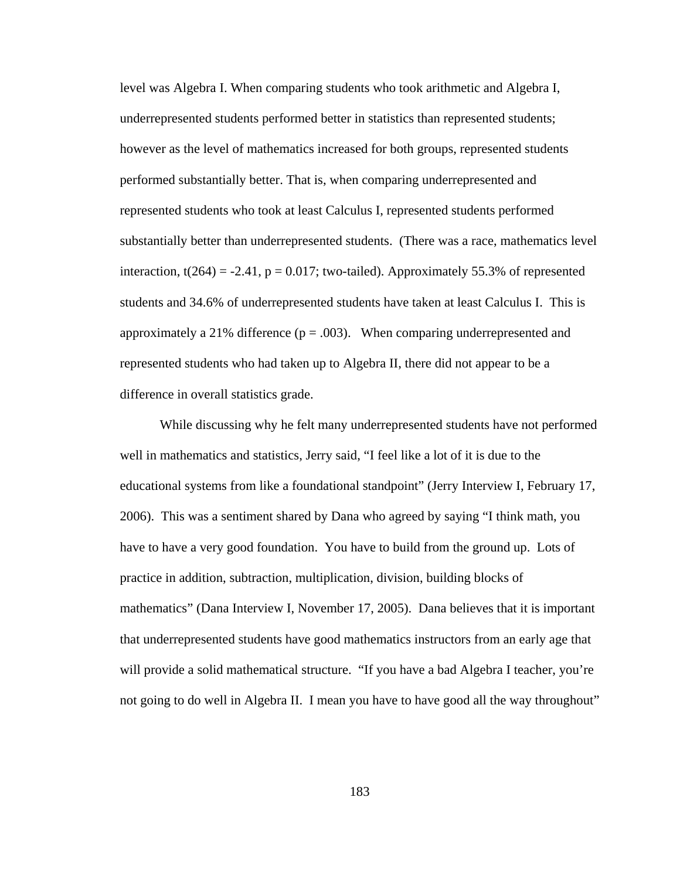level was Algebra I. When comparing students who took arithmetic and Algebra I, underrepresented students performed better in statistics than represented students; however as the level of mathematics increased for both groups, represented students performed substantially better. That is, when comparing underrepresented and represented students who took at least Calculus I, represented students performed substantially better than underrepresented students. (There was a race, mathematics level interaction, $t(264) = -2.41$, $p = 0.017$; two-tailed). Approximately 55.3% of represented students and 34.6% of underrepresented students have taken at least Calculus I. This is approximately a 21% difference ($p = .003$). When comparing underrepresented and represented students who had taken up to Algebra II, there did not appear to be a difference in overall statistics grade.

While discussing why he felt many underrepresented students have not performed well in mathematics and statistics, Jerry said, "I feel like a lot of it is due to the educational systems from like a foundational standpoint" (Jerry Interview I, February 17, 2006). This was a sentiment shared by Dana who agreed by saying "I think math, you have to have a very good foundation. You have to build from the ground up. Lots of practice in addition, subtraction, multiplication, division, building blocks of mathematics" (Dana Interview I, November 17, 2005). Dana believes that it is important that underrepresented students have good mathematics instructors from an early age that will provide a solid mathematical structure. "If you have a bad Algebra I teacher, you're not going to do well in Algebra II. I mean you have to have good all the way throughout"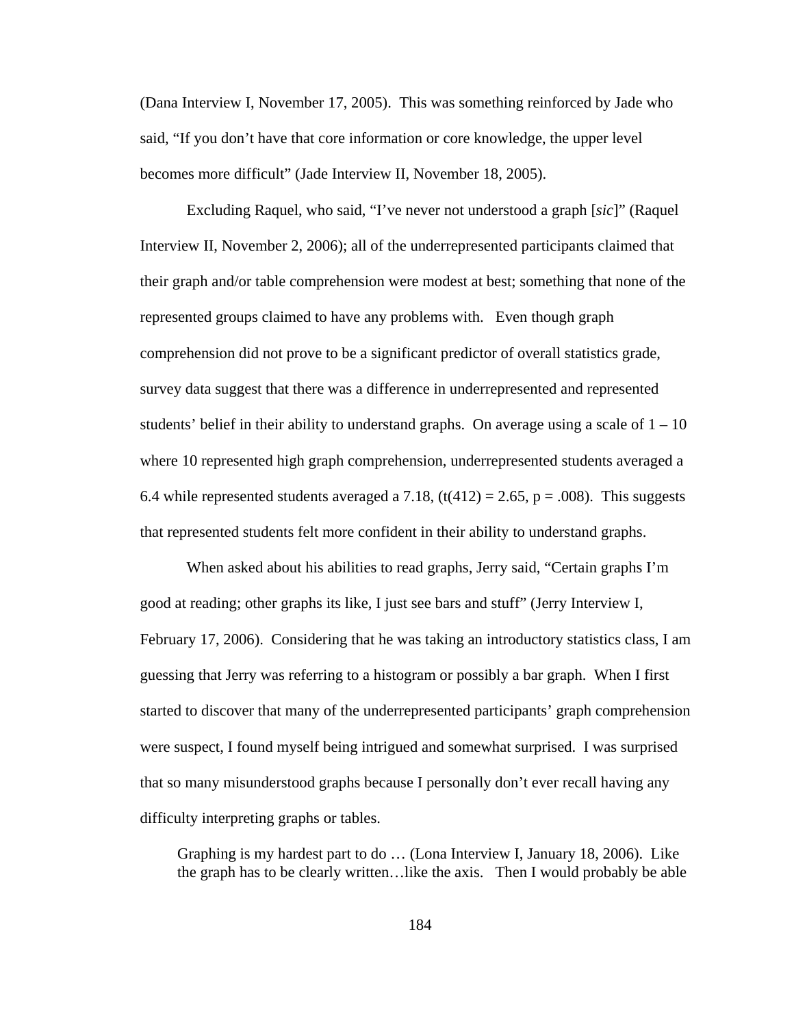(Dana Interview I, November 17, 2005). This was something reinforced by Jade who said, “If you don’t have that core information or core knowledge, the upper level becomes more difficult” (Jade Interview II, November 18, 2005).

Excluding Raquel, who said, “I’ve never not understood a graph [*sic*]” (Raquel Interview II, November 2, 2006); all of the underrepresented participants claimed that their graph and/or table comprehension were modest at best; something that none of the represented groups claimed to have any problems with. Even though graph comprehension did not prove to be a significant predictor of overall statistics grade, survey data suggest that there was a difference in underrepresented and represented students’ belief in their ability to understand graphs. On average using a scale of 1 – 10 where 10 represented high graph comprehension, underrepresented students averaged a 6.4 while represented students averaged a 7.18, ($t(412) = 2.65$, $p = .008$). This suggests that represented students felt more confident in their ability to understand graphs.

When asked about his abilities to read graphs, Jerry said, “Certain graphs I’m good at reading; other graphs its like, I just see bars and stuff” (Jerry Interview I, February 17, 2006). Considering that he was taking an introductory statistics class, I am guessing that Jerry was referring to a histogram or possibly a bar graph. When I first started to discover that many of the underrepresented participants’ graph comprehension were suspect, I found myself being intrigued and somewhat surprised. I was surprised that so many misunderstood graphs because I personally don’t ever recall having any difficulty interpreting graphs or tables.

> Graphing is my hardest part to do … (Lona Interview I, January 18, 2006). Like the graph has to be clearly written…like the axis. Then I would probably be able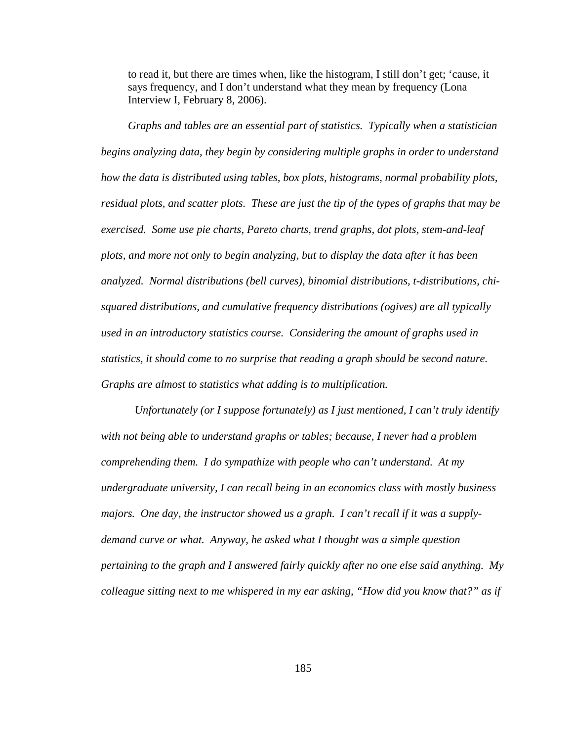> to read it, but there are times when, like the histogram, I still don't get; 'cause, it says frequency, and I don't understand what they mean by frequency (Lona Interview I, February 8, 2006).

*Graphs and tables are an essential part of statistics. Typically when a statistician begins analyzing data, they begin by considering multiple graphs in order to understand how the data is distributed using tables, box plots, histograms, normal probability plots, residual plots, and scatter plots. These are just the tip of the types of graphs that may be exercised. Some use pie charts, Pareto charts, trend graphs, dot plots, stem-and-leaf plots, and more not only to begin analyzing, but to display the data after it has been analyzed. Normal distributions (bell curves), binomial distributions, t-distributions, chi-squared distributions, and cumulative frequency distributions (ogives) are all typically used in an introductory statistics course. Considering the amount of graphs used in statistics, it should come to no surprise that reading a graph should be second nature. Graphs are almost to statistics what adding is to multiplication.*

*Unfortunately (or I suppose fortunately) as I just mentioned, I can't truly identify with not being able to understand graphs or tables; because, I never had a problem comprehending them. I do sympathize with people who can't understand. At my undergraduate university, I can recall being in an economics class with mostly business majors. One day, the instructor showed us a graph. I can't recall if it was a supply-demand curve or what. Anyway, he asked what I thought was a simple question pertaining to the graph and I answered fairly quickly after no one else said anything. My colleague sitting next to me whispered in my ear asking, "How did you know that?" as if*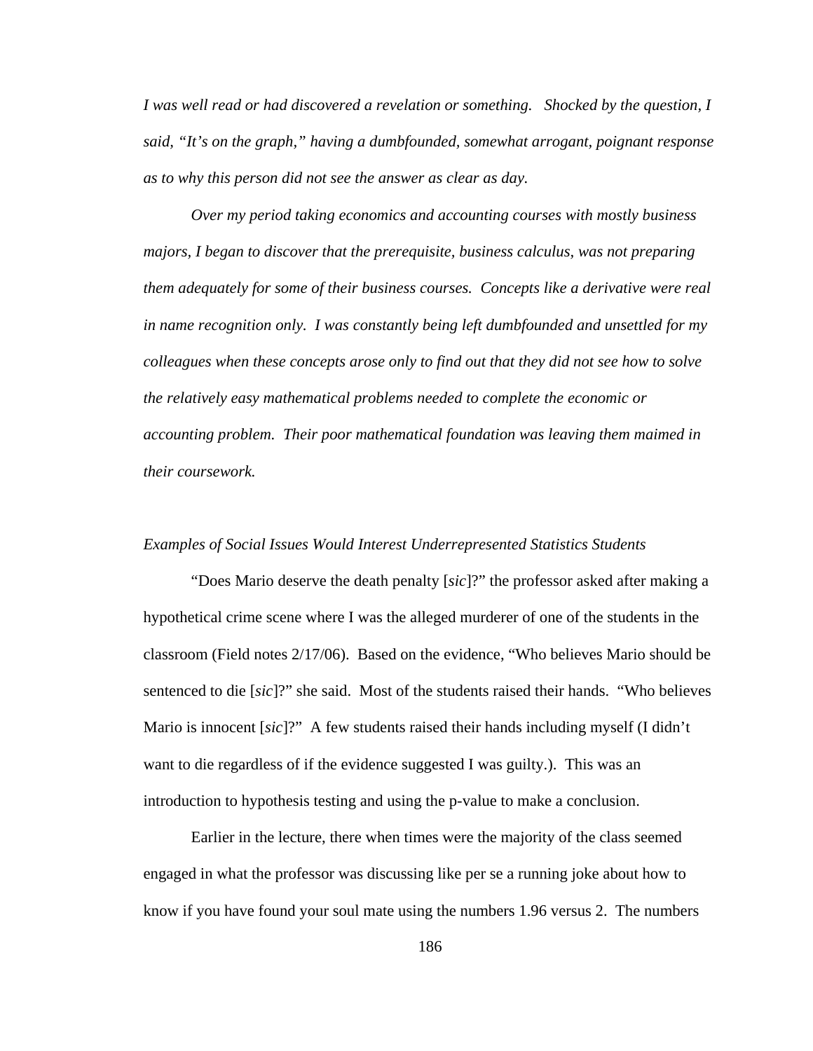*I was well read or had discovered a revelation or something. Shocked by the question, I said, "It's on the graph," having a dumbfounded, somewhat arrogant, poignant response as to why this person did not see the answer as clear as day.*

*Over my period taking economics and accounting courses with mostly business majors, I began to discover that the prerequisite, business calculus, was not preparing them adequately for some of their business courses. Concepts like a derivative were real in name recognition only. I was constantly being left dumbfounded and unsettled for my colleagues when these concepts arose only to find out that they did not see how to solve the relatively easy mathematical problems needed to complete the economic or accounting problem. Their poor mathematical foundation was leaving them maimed in their coursework.*

*Examples of Social Issues Would Interest Underrepresented Statistics Students*

"Does Mario deserve the death penalty [*sic*]?" the professor asked after making a hypothetical crime scene where I was the alleged murderer of one of the students in the classroom (Field notes 2/17/06). Based on the evidence, "Who believes Mario should be sentenced to die [*sic*]?" she said. Most of the students raised their hands. "Who believes Mario is innocent [*sic*]?" A few students raised their hands including myself (I didn't want to die regardless of if the evidence suggested I was guilty.). This was an introduction to hypothesis testing and using the p-value to make a conclusion.

Earlier in the lecture, there when times were the majority of the class seemed engaged in what the professor was discussing like per se a running joke about how to know if you have found your soul mate using the numbers 1.96 versus 2. The numbers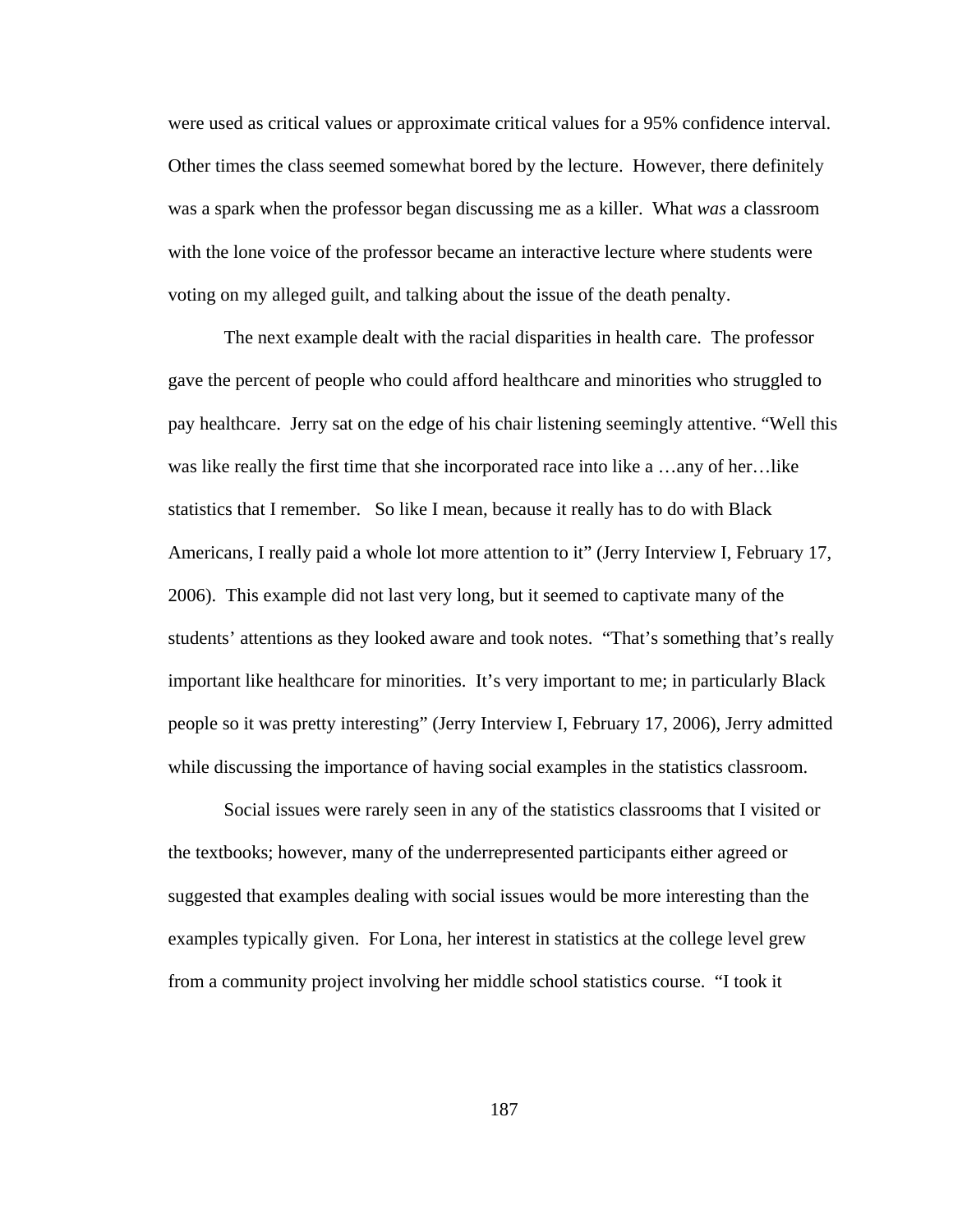were used as critical values or approximate critical values for a 95% confidence interval. Other times the class seemed somewhat bored by the lecture. However, there definitely was a spark when the professor began discussing me as a killer. What *was* a classroom with the lone voice of the professor became an interactive lecture where students were voting on my alleged guilt, and talking about the issue of the death penalty.

The next example dealt with the racial disparities in health care. The professor gave the percent of people who could afford healthcare and minorities who struggled to pay healthcare. Jerry sat on the edge of his chair listening seemingly attentive. "Well this was like really the first time that she incorporated race into like a …any of her…like statistics that I remember. So like I mean, because it really has to do with Black Americans, I really paid a whole lot more attention to it" (Jerry Interview I, February 17, 2006). This example did not last very long, but it seemed to captivate many of the students' attentions as they looked aware and took notes. "That's something that's really important like healthcare for minorities. It's very important to me; in particularly Black people so it was pretty interesting" (Jerry Interview I, February 17, 2006), Jerry admitted while discussing the importance of having social examples in the statistics classroom.

Social issues were rarely seen in any of the statistics classrooms that I visited or the textbooks; however, many of the underrepresented participants either agreed or suggested that examples dealing with social issues would be more interesting than the examples typically given. For Lona, her interest in statistics at the college level grew from a community project involving her middle school statistics course. "I took it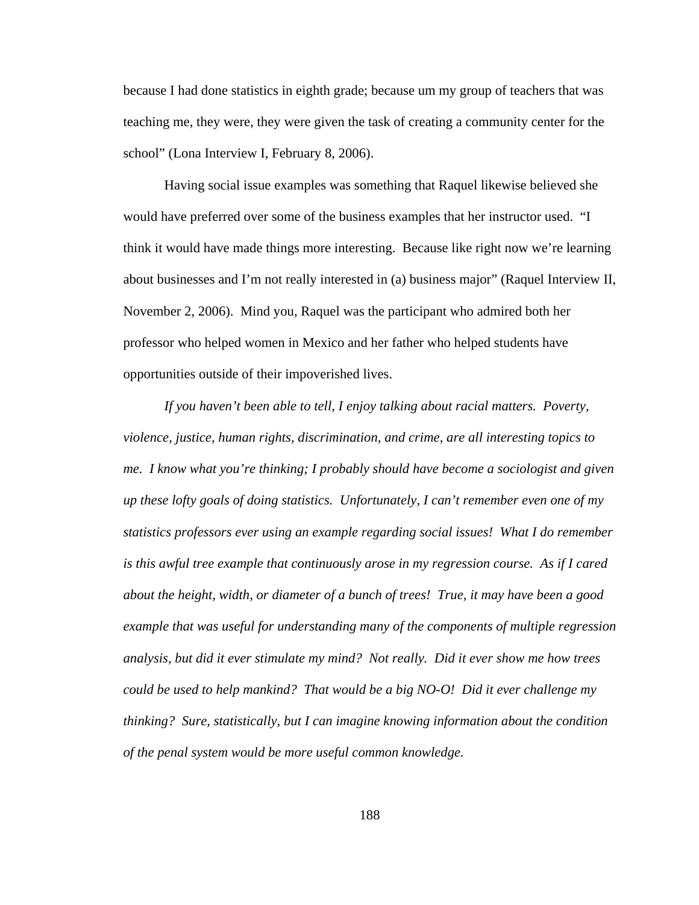because I had done statistics in eighth grade; because um my group of teachers that was teaching me, they were, they were given the task of creating a community center for the school" (Lona Interview I, February 8, 2006).

Having social issue examples was something that Raquel likewise believed she would have preferred over some of the business examples that her instructor used. "I think it would have made things more interesting. Because like right now we're learning about businesses and I'm not really interested in (a) business major" (Raquel Interview II, November 2, 2006). Mind you, Raquel was the participant who admired both her professor who helped women in Mexico and her father who helped students have opportunities outside of their impoverished lives.

*If you haven't been able to tell, I enjoy talking about racial matters. Poverty, violence, justice, human rights, discrimination, and crime, are all interesting topics to me. I know what you're thinking; I probably should have become a sociologist and given up these lofty goals of doing statistics. Unfortunately, I can't remember even one of my statistics professors ever using an example regarding social issues! What I do remember is this awful tree example that continuously arose in my regression course. As if I cared about the height, width, or diameter of a bunch of trees! True, it may have been a good example that was useful for understanding many of the components of multiple regression analysis, but did it ever stimulate my mind? Not really. Did it ever show me how trees could be used to help mankind? That would be a big NO-O! Did it ever challenge my thinking? Sure, statistically, but I can imagine knowing information about the condition of the penal system would be more useful common knowledge.*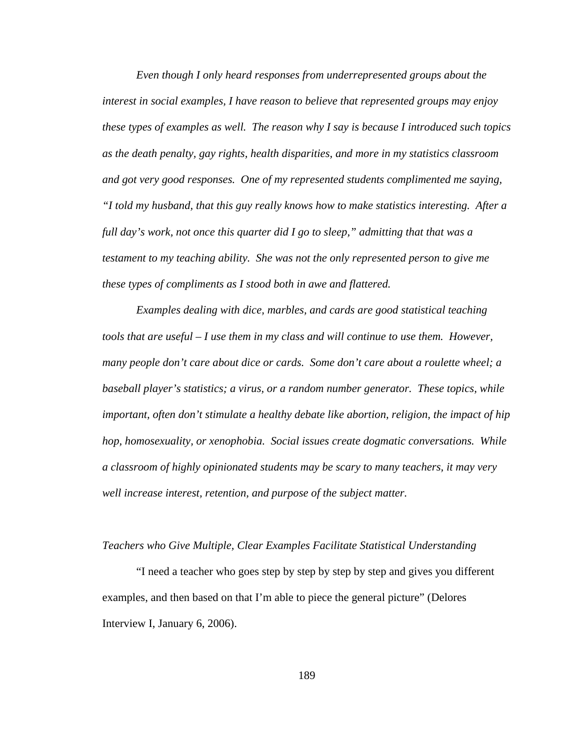*Even though I only heard responses from underrepresented groups about the interest in social examples, I have reason to believe that represented groups may enjoy these types of examples as well. The reason why I say is because I introduced such topics as the death penalty, gay rights, health disparities, and more in my statistics classroom and got very good responses. One of my represented students complimented me saying, "I told my husband, that this guy really knows how to make statistics interesting. After a full day's work, not once this quarter did I go to sleep," admitting that that was a testament to my teaching ability. She was not the only represented person to give me these types of compliments as I stood both in awe and flattered.*

*Examples dealing with dice, marbles, and cards are good statistical teaching tools that are useful – I use them in my class and will continue to use them. However, many people don't care about dice or cards. Some don't care about a roulette wheel; a baseball player's statistics; a virus, or a random number generator. These topics, while important, often don't stimulate a healthy debate like abortion, religion, the impact of hip hop, homosexuality, or xenophobia. Social issues create dogmatic conversations. While a classroom of highly opinionated students may be scary to many teachers, it may very well increase interest, retention, and purpose of the subject matter.*

### *Teachers who Give Multiple, Clear Examples Facilitate Statistical Understanding*

"I need a teacher who goes step by step by step by step and gives you different examples, and then based on that I'm able to piece the general picture" (Delores Interview I, January 6, 2006).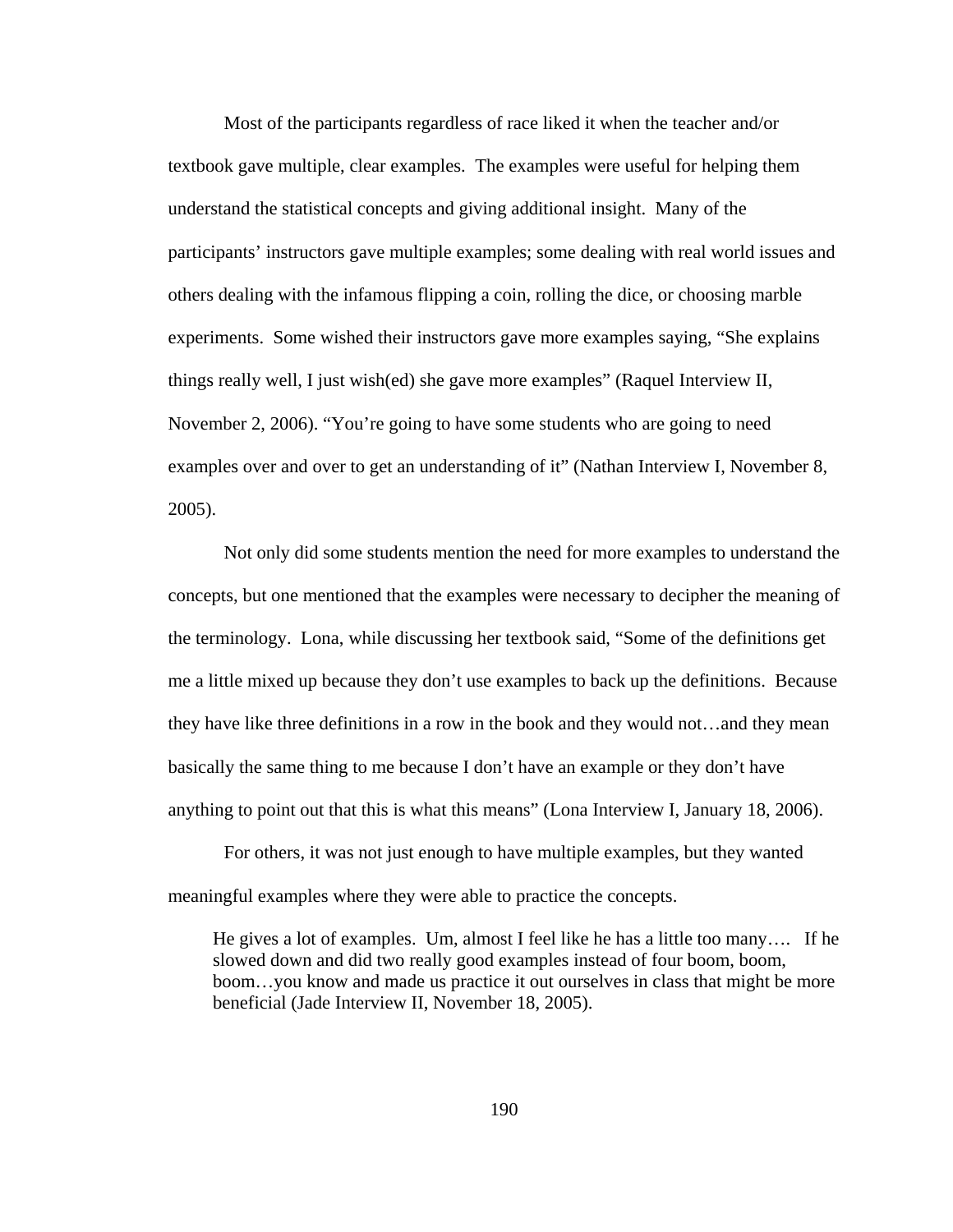Most of the participants regardless of race liked it when the teacher and/or textbook gave multiple, clear examples. The examples were useful for helping them understand the statistical concepts and giving additional insight. Many of the participants' instructors gave multiple examples; some dealing with real world issues and others dealing with the infamous flipping a coin, rolling the dice, or choosing marble experiments. Some wished their instructors gave more examples saying, "She explains things really well, I just wish(ed) she gave more examples" (Raquel Interview II, November 2, 2006). "You're going to have some students who are going to need examples over and over to get an understanding of it" (Nathan Interview I, November 8, 2005).

Not only did some students mention the need for more examples to understand the concepts, but one mentioned that the examples were necessary to decipher the meaning of the terminology. Lona, while discussing her textbook said, "Some of the definitions get me a little mixed up because they don't use examples to back up the definitions. Because they have like three definitions in a row in the book and they would not…and they mean basically the same thing to me because I don't have an example or they don't have anything to point out that this is what this means" (Lona Interview I, January 18, 2006).

For others, it was not just enough to have multiple examples, but they wanted meaningful examples where they were able to practice the concepts.

> He gives a lot of examples. Um, almost I feel like he has a little too many…. If he slowed down and did two really good examples instead of four boom, boom, boom…you know and made us practice it out ourselves in class that might be more beneficial (Jade Interview II, November 18, 2005).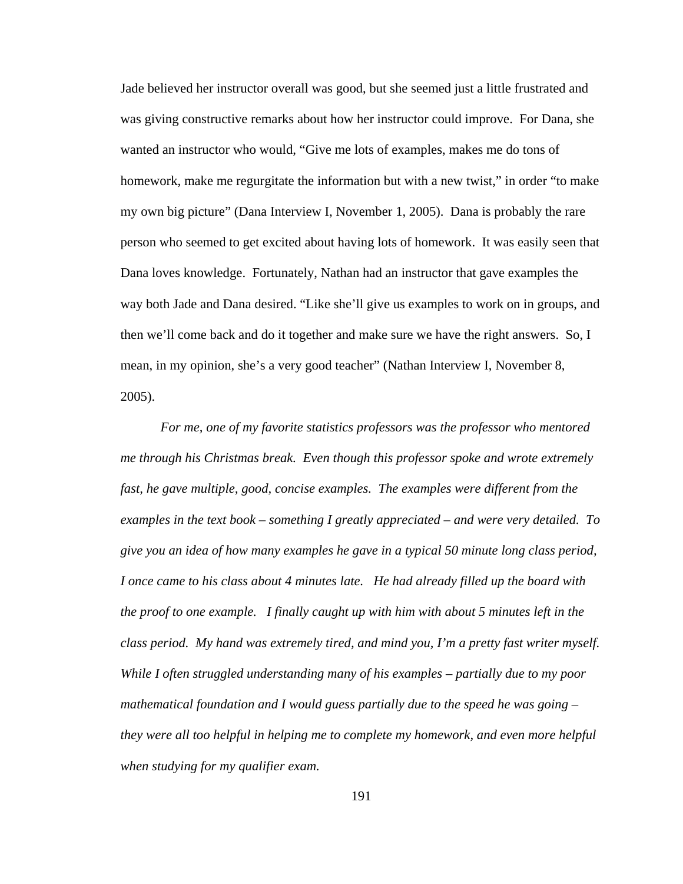Jade believed her instructor overall was good, but she seemed just a little frustrated and was giving constructive remarks about how her instructor could improve. For Dana, she wanted an instructor who would, "Give me lots of examples, makes me do tons of homework, make me regurgitate the information but with a new twist," in order "to make my own big picture" (Dana Interview I, November 1, 2005). Dana is probably the rare person who seemed to get excited about having lots of homework. It was easily seen that Dana loves knowledge. Fortunately, Nathan had an instructor that gave examples the way both Jade and Dana desired. "Like she'll give us examples to work on in groups, and then we'll come back and do it together and make sure we have the right answers. So, I mean, in my opinion, she's a very good teacher" (Nathan Interview I, November 8, 2005).

*For me, one of my favorite statistics professors was the professor who mentored me through his Christmas break. Even though this professor spoke and wrote extremely fast, he gave multiple, good, concise examples. The examples were different from the examples in the text book – something I greatly appreciated – and were very detailed. To give you an idea of how many examples he gave in a typical 50 minute long class period, I once came to his class about 4 minutes late. He had already filled up the board with the proof to one example. I finally caught up with him with about 5 minutes left in the class period. My hand was extremely tired, and mind you, I'm a pretty fast writer myself. While I often struggled understanding many of his examples – partially due to my poor mathematical foundation and I would guess partially due to the speed he was going – they were all too helpful in helping me to complete my homework, and even more helpful when studying for my qualifier exam.*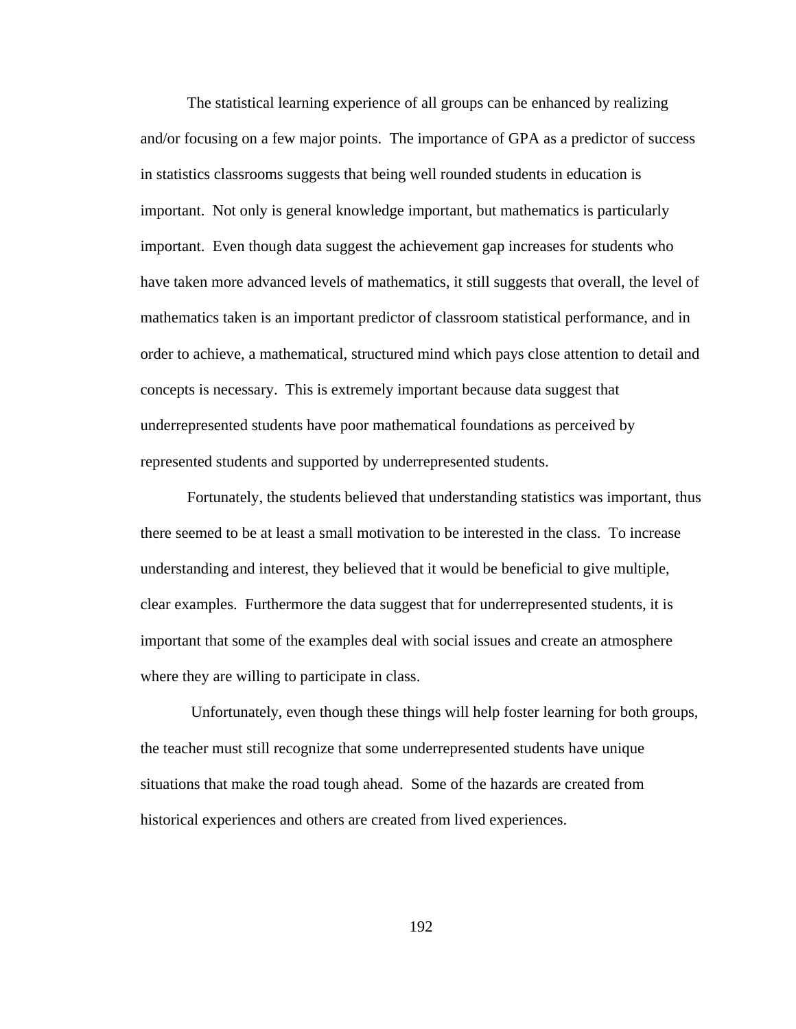The statistical learning experience of all groups can be enhanced by realizing and/or focusing on a few major points. The importance of GPA as a predictor of success in statistics classrooms suggests that being well rounded students in education is important. Not only is general knowledge important, but mathematics is particularly important. Even though data suggest the achievement gap increases for students who have taken more advanced levels of mathematics, it still suggests that overall, the level of mathematics taken is an important predictor of classroom statistical performance, and in order to achieve, a mathematical, structured mind which pays close attention to detail and concepts is necessary. This is extremely important because data suggest that underrepresented students have poor mathematical foundations as perceived by represented students and supported by underrepresented students.

Fortunately, the students believed that understanding statistics was important, thus there seemed to be at least a small motivation to be interested in the class. To increase understanding and interest, they believed that it would be beneficial to give multiple, clear examples. Furthermore the data suggest that for underrepresented students, it is important that some of the examples deal with social issues and create an atmosphere where they are willing to participate in class.

Unfortunately, even though these things will help foster learning for both groups, the teacher must still recognize that some underrepresented students have unique situations that make the road tough ahead. Some of the hazards are created from historical experiences and others are created from lived experiences.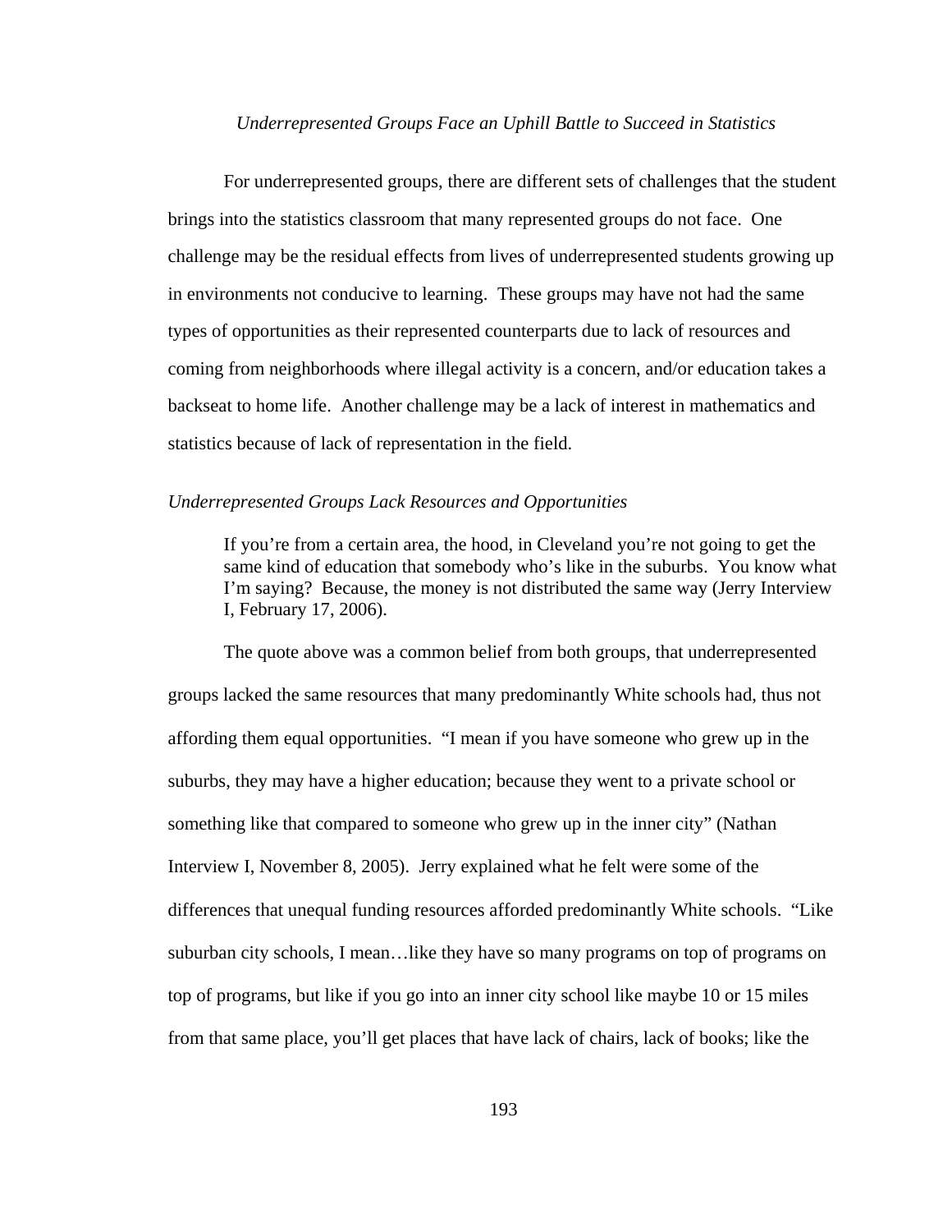*Underrepresented Groups Face an Uphill Battle to Succeed in Statistics*

For underrepresented groups, there are different sets of challenges that the student brings into the statistics classroom that many represented groups do not face. One challenge may be the residual effects from lives of underrepresented students growing up in environments not conducive to learning. These groups may have not had the same types of opportunities as their represented counterparts due to lack of resources and coming from neighborhoods where illegal activity is a concern, and/or education takes a backseat to home life. Another challenge may be a lack of interest in mathematics and statistics because of lack of representation in the field.

*Underrepresented Groups Lack Resources and Opportunities*

> If you're from a certain area, the hood, in Cleveland you're not going to get the same kind of education that somebody who's like in the suburbs. You know what I'm saying? Because, the money is not distributed the same way (Jerry Interview I, February 17, 2006).

The quote above was a common belief from both groups, that underrepresented groups lacked the same resources that many predominantly White schools had, thus not affording them equal opportunities. "I mean if you have someone who grew up in the suburbs, they may have a higher education; because they went to a private school or something like that compared to someone who grew up in the inner city" (Nathan Interview I, November 8, 2005). Jerry explained what he felt were some of the differences that unequal funding resources afforded predominantly White schools. "Like suburban city schools, I mean…like they have so many programs on top of programs on top of programs, but like if you go into an inner city school like maybe 10 or 15 miles from that same place, you'll get places that have lack of chairs, lack of books; like the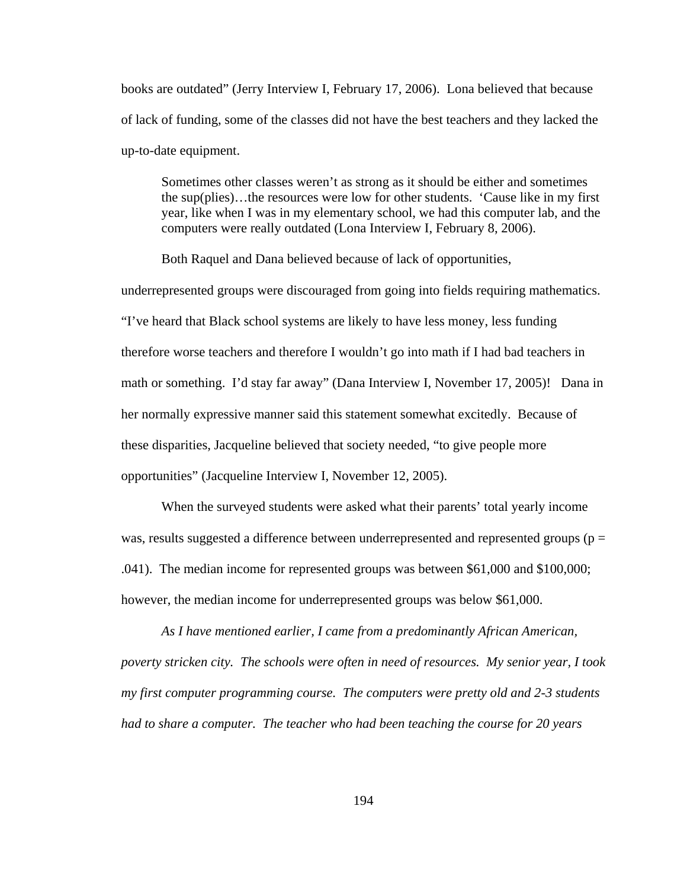books are outdated" (Jerry Interview I, February 17, 2006). Lona believed that because of lack of funding, some of the classes did not have the best teachers and they lacked the up-to-date equipment.

> Sometimes other classes weren't as strong as it should be either and sometimes the sup(plies)…the resources were low for other students. 'Cause like in my first year, like when I was in my elementary school, we had this computer lab, and the computers were really outdated (Lona Interview I, February 8, 2006).

Both Raquel and Dana believed because of lack of opportunities, underrepresented groups were discouraged from going into fields requiring mathematics. "I've heard that Black school systems are likely to have less money, less funding therefore worse teachers and therefore I wouldn't go into math if I had bad teachers in math or something. I'd stay far away" (Dana Interview I, November 17, 2005)! Dana in her normally expressive manner said this statement somewhat excitedly. Because of these disparities, Jacqueline believed that society needed, "to give people more opportunities" (Jacqueline Interview I, November 12, 2005).

When the surveyed students were asked what their parents' total yearly income was, results suggested a difference between underrepresented and represented groups ($p = .041$). The median income for represented groups was between \$61,000 and \$100,000; however, the median income for underrepresented groups was below \$61,000.

*As I have mentioned earlier, I came from a predominantly African American, poverty stricken city. The schools were often in need of resources. My senior year, I took my first computer programming course. The computers were pretty old and 2-3 students had to share a computer. The teacher who had been teaching the course for 20 years*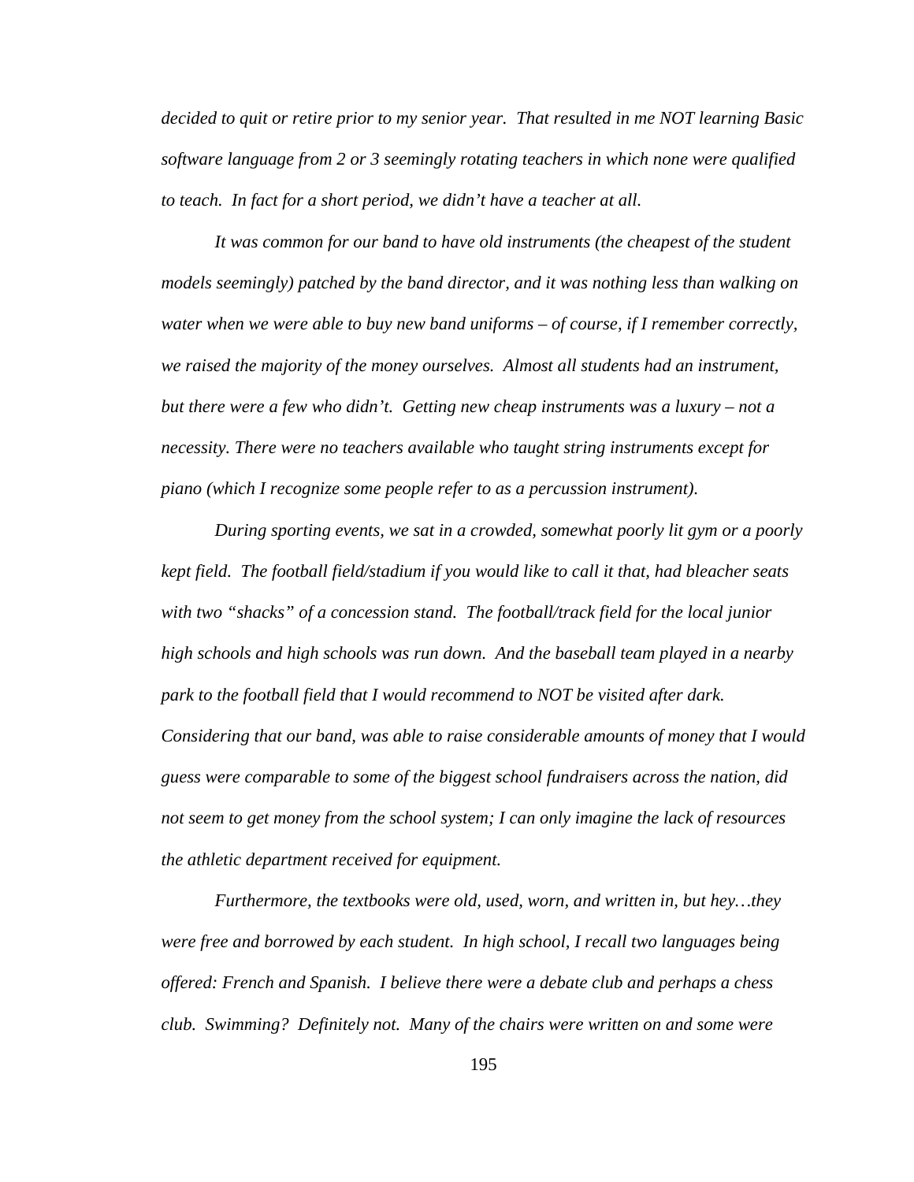*decided to quit or retire prior to my senior year. That resulted in me NOT learning Basic software language from 2 or 3 seemingly rotating teachers in which none were qualified to teach. In fact for a short period, we didn't have a teacher at all.*

*It was common for our band to have old instruments (the cheapest of the student models seemingly) patched by the band director, and it was nothing less than walking on water when we were able to buy new band uniforms – of course, if I remember correctly, we raised the majority of the money ourselves. Almost all students had an instrument, but there were a few who didn't. Getting new cheap instruments was a luxury – not a necessity. There were no teachers available who taught string instruments except for piano (which I recognize some people refer to as a percussion instrument).*

*During sporting events, we sat in a crowded, somewhat poorly lit gym or a poorly kept field. The football field/stadium if you would like to call it that, had bleacher seats with two "shacks" of a concession stand. The football/track field for the local junior high schools and high schools was run down. And the baseball team played in a nearby park to the football field that I would recommend to NOT be visited after dark. Considering that our band, was able to raise considerable amounts of money that I would guess were comparable to some of the biggest school fundraisers across the nation, did not seem to get money from the school system; I can only imagine the lack of resources the athletic department received for equipment.*

*Furthermore, the textbooks were old, used, worn, and written in, but hey…they were free and borrowed by each student. In high school, I recall two languages being offered: French and Spanish. I believe there were a debate club and perhaps a chess club. Swimming? Definitely not. Many of the chairs were written on and some were*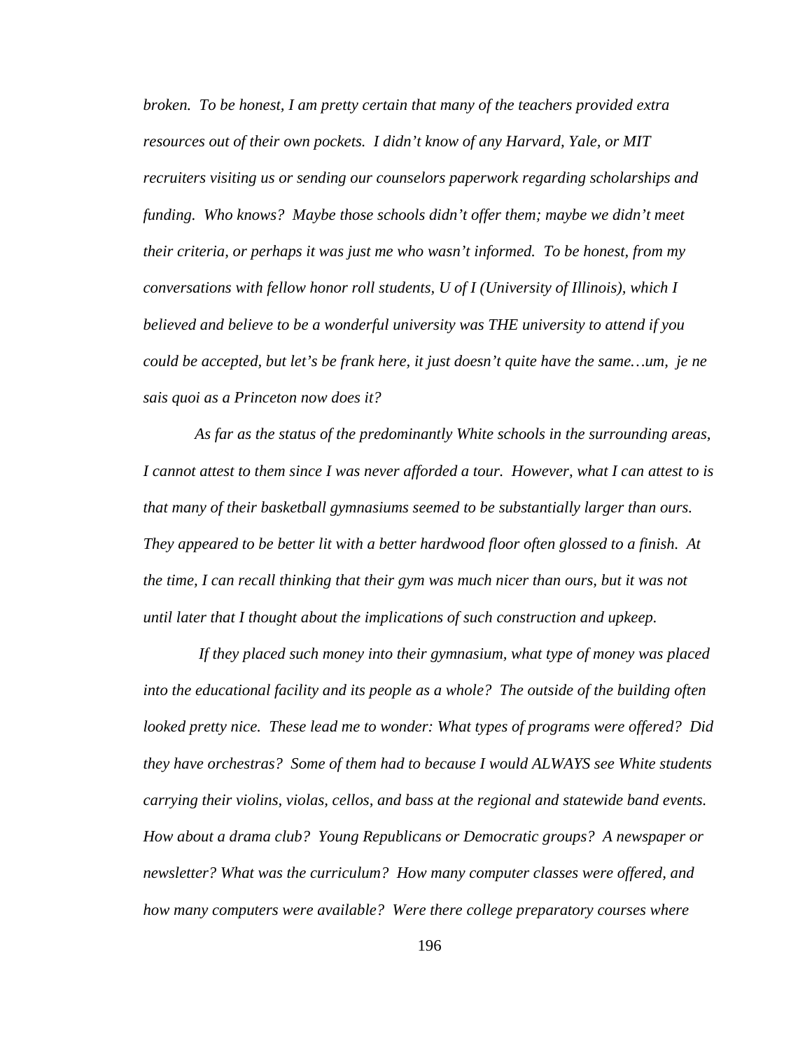*broken. To be honest, I am pretty certain that many of the teachers provided extra resources out of their own pockets. I didn't know of any Harvard, Yale, or MIT recruiters visiting us or sending our counselors paperwork regarding scholarships and funding. Who knows? Maybe those schools didn't offer them; maybe we didn't meet their criteria, or perhaps it was just me who wasn't informed. To be honest, from my conversations with fellow honor roll students, U of I (University of Illinois), which I believed and believe to be a wonderful university was THE university to attend if you could be accepted, but let's be frank here, it just doesn't quite have the same…um, je ne sais quoi as a Princeton now does it?*

*As far as the status of the predominantly White schools in the surrounding areas, I cannot attest to them since I was never afforded a tour. However, what I can attest to is that many of their basketball gymnasiums seemed to be substantially larger than ours. They appeared to be better lit with a better hardwood floor often glossed to a finish. At the time, I can recall thinking that their gym was much nicer than ours, but it was not until later that I thought about the implications of such construction and upkeep.*

*If they placed such money into their gymnasium, what type of money was placed into the educational facility and its people as a whole? The outside of the building often looked pretty nice. These lead me to wonder: What types of programs were offered? Did they have orchestras? Some of them had to because I would ALWAYS see White students carrying their violins, violas, cellos, and bass at the regional and statewide band events. How about a drama club? Young Republicans or Democratic groups? A newspaper or newsletter? What was the curriculum? How many computer classes were offered, and how many computers were available? Were there college preparatory courses where*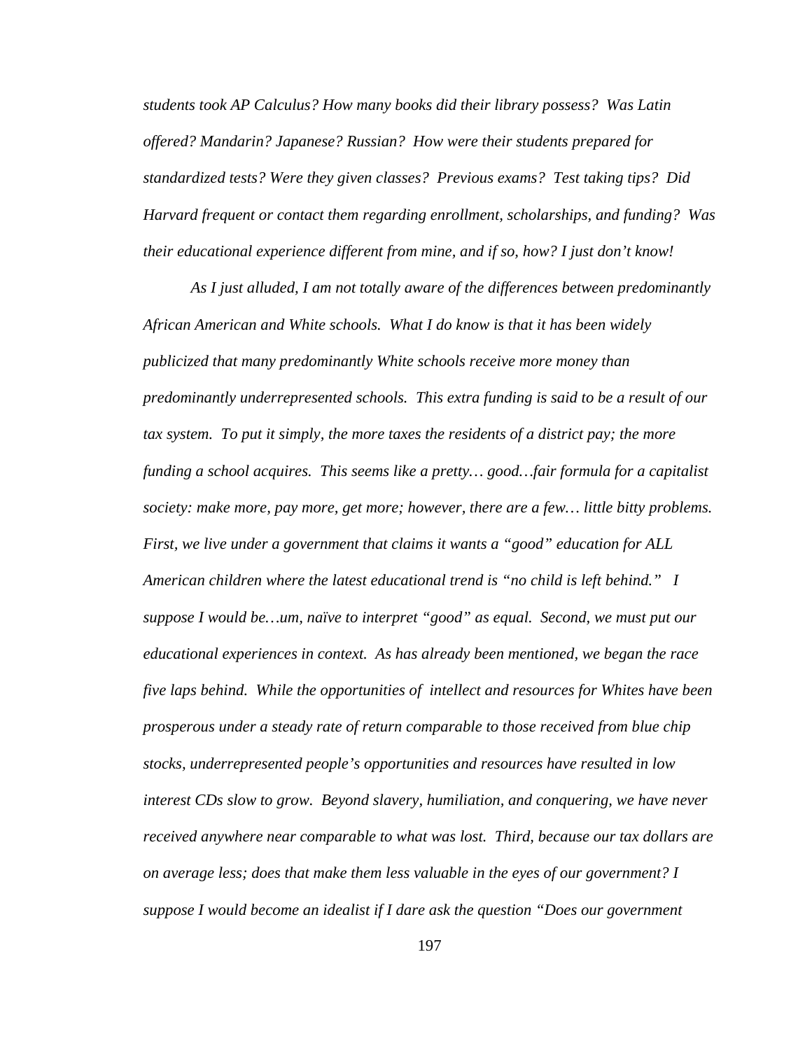*students took AP Calculus? How many books did their library possess? Was Latin offered? Mandarin? Japanese? Russian? How were their students prepared for standardized tests? Were they given classes? Previous exams? Test taking tips? Did Harvard frequent or contact them regarding enrollment, scholarships, and funding? Was their educational experience different from mine, and if so, how? I just don't know!*

*As I just alluded, I am not totally aware of the differences between predominantly African American and White schools. What I do know is that it has been widely publicized that many predominantly White schools receive more money than predominantly underrepresented schools. This extra funding is said to be a result of our tax system. To put it simply, the more taxes the residents of a district pay; the more funding a school acquires. This seems like a pretty… good…fair formula for a capitalist society: make more, pay more, get more; however, there are a few… little bitty problems. First, we live under a government that claims it wants a "good" education for ALL American children where the latest educational trend is "no child is left behind." I suppose I would be…um, naïve to interpret "good" as equal. Second, we must put our educational experiences in context. As has already been mentioned, we began the race five laps behind. While the opportunities of intellect and resources for Whites have been prosperous under a steady rate of return comparable to those received from blue chip stocks, underrepresented people's opportunities and resources have resulted in low interest CDs slow to grow. Beyond slavery, humiliation, and conquering, we have never received anywhere near comparable to what was lost. Third, because our tax dollars are on average less; does that make them less valuable in the eyes of our government? I suppose I would become an idealist if I dare ask the question "Does our government*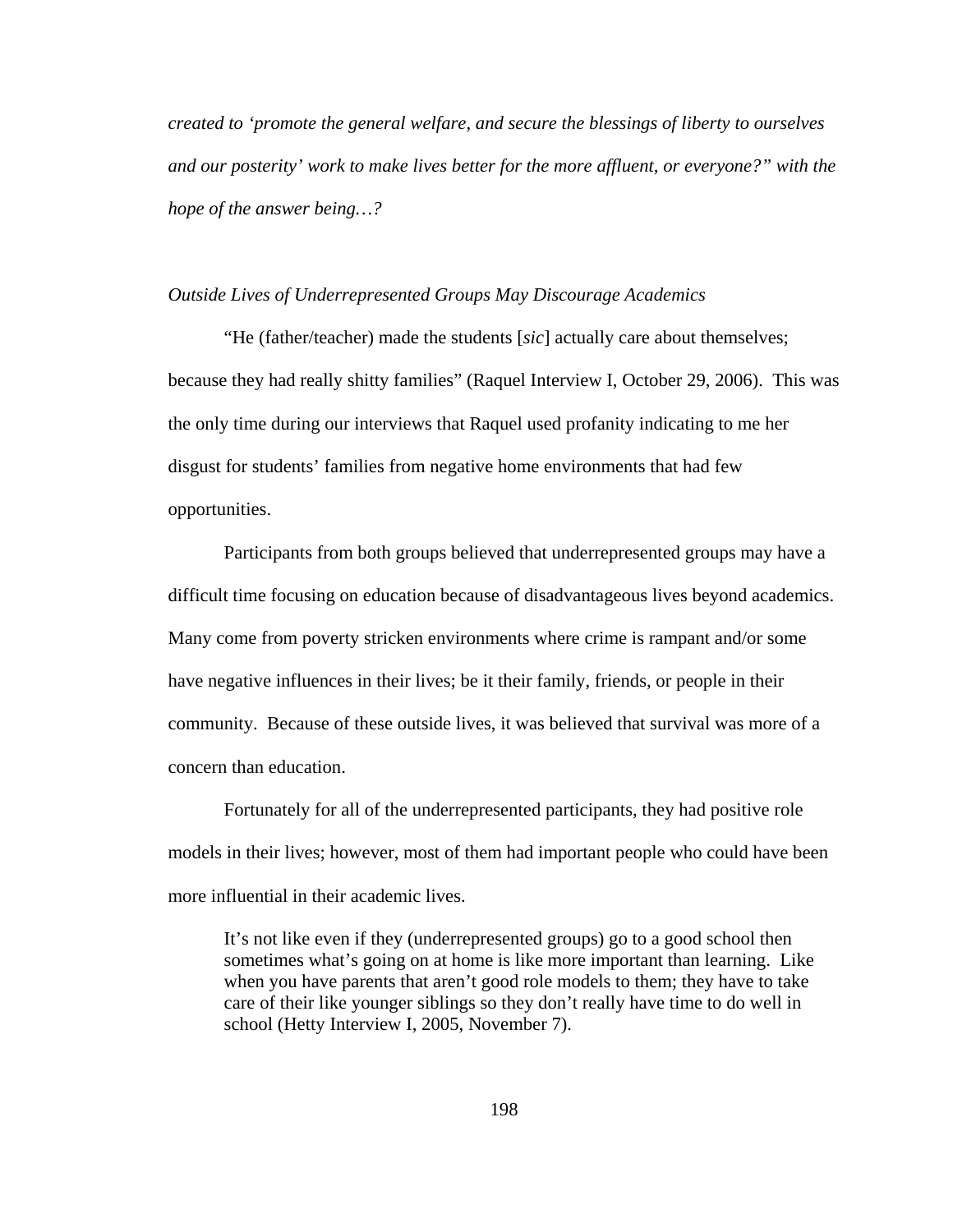*created to 'promote the general welfare, and secure the blessings of liberty to ourselves and our posterity' work to make lives better for the more affluent, or everyone?" with the hope of the answer being…?*

*Outside Lives of Underrepresented Groups May Discourage Academics*

"He (father/teacher) made the students [*sic*] actually care about themselves; because they had really shitty families" (Raquel Interview I, October 29, 2006). This was the only time during our interviews that Raquel used profanity indicating to me her disgust for students' families from negative home environments that had few opportunities.

Participants from both groups believed that underrepresented groups may have a difficult time focusing on education because of disadvantageous lives beyond academics. Many come from poverty stricken environments where crime is rampant and/or some have negative influences in their lives; be it their family, friends, or people in their community. Because of these outside lives, it was believed that survival was more of a concern than education.

Fortunately for all of the underrepresented participants, they had positive role models in their lives; however, most of them had important people who could have been more influential in their academic lives.

> It's not like even if they (underrepresented groups) go to a good school then sometimes what's going on at home is like more important than learning. Like when you have parents that aren't good role models to them; they have to take care of their like younger siblings so they don't really have time to do well in school (Hetty Interview I, 2005, November 7).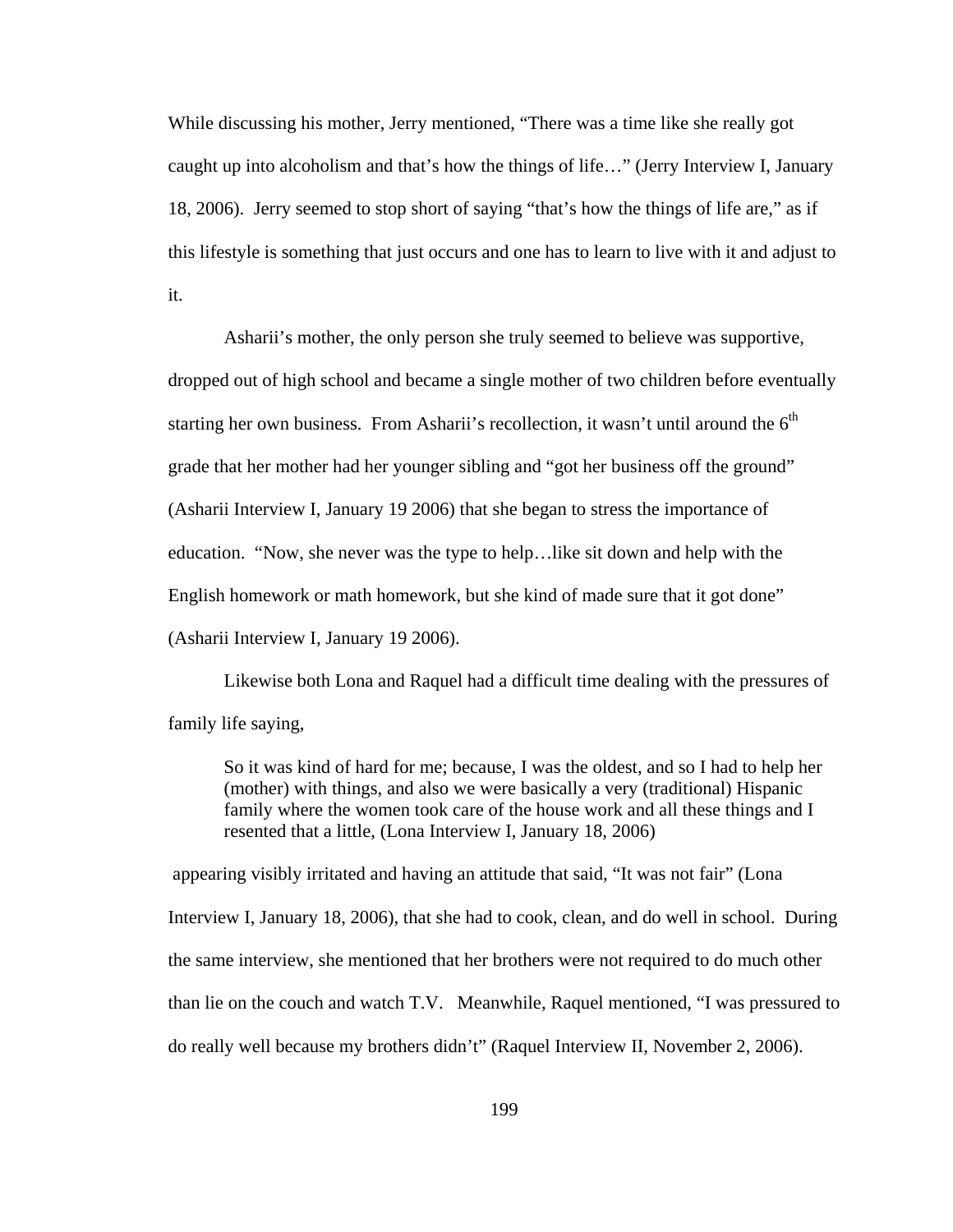While discussing his mother, Jerry mentioned, "There was a time like she really got caught up into alcoholism and that's how the things of life…" (Jerry Interview I, January 18, 2006). Jerry seemed to stop short of saying "that's how the things of life are," as if this lifestyle is something that just occurs and one has to learn to live with it and adjust to it.

Asharii's mother, the only person she truly seemed to believe was supportive, dropped out of high school and became a single mother of two children before eventually starting her own business. From Asharii's recollection, it wasn't until around the 6th grade that her mother had her younger sibling and "got her business off the ground" (Asharii Interview I, January 19 2006) that she began to stress the importance of education. "Now, she never was the type to help…like sit down and help with the English homework or math homework, but she kind of made sure that it got done" (Asharii Interview I, January 19 2006).

Likewise both Lona and Raquel had a difficult time dealing with the pressures of family life saying,

> So it was kind of hard for me; because, I was the oldest, and so I had to help her (mother) with things, and also we were basically a very (traditional) Hispanic family where the women took care of the house work and all these things and I resented that a little, (Lona Interview I, January 18, 2006)

appearing visibly irritated and having an attitude that said, "It was not fair" (Lona Interview I, January 18, 2006), that she had to cook, clean, and do well in school. During the same interview, she mentioned that her brothers were not required to do much other than lie on the couch and watch T.V. Meanwhile, Raquel mentioned, "I was pressured to do really well because my brothers didn't" (Raquel Interview II, November 2, 2006).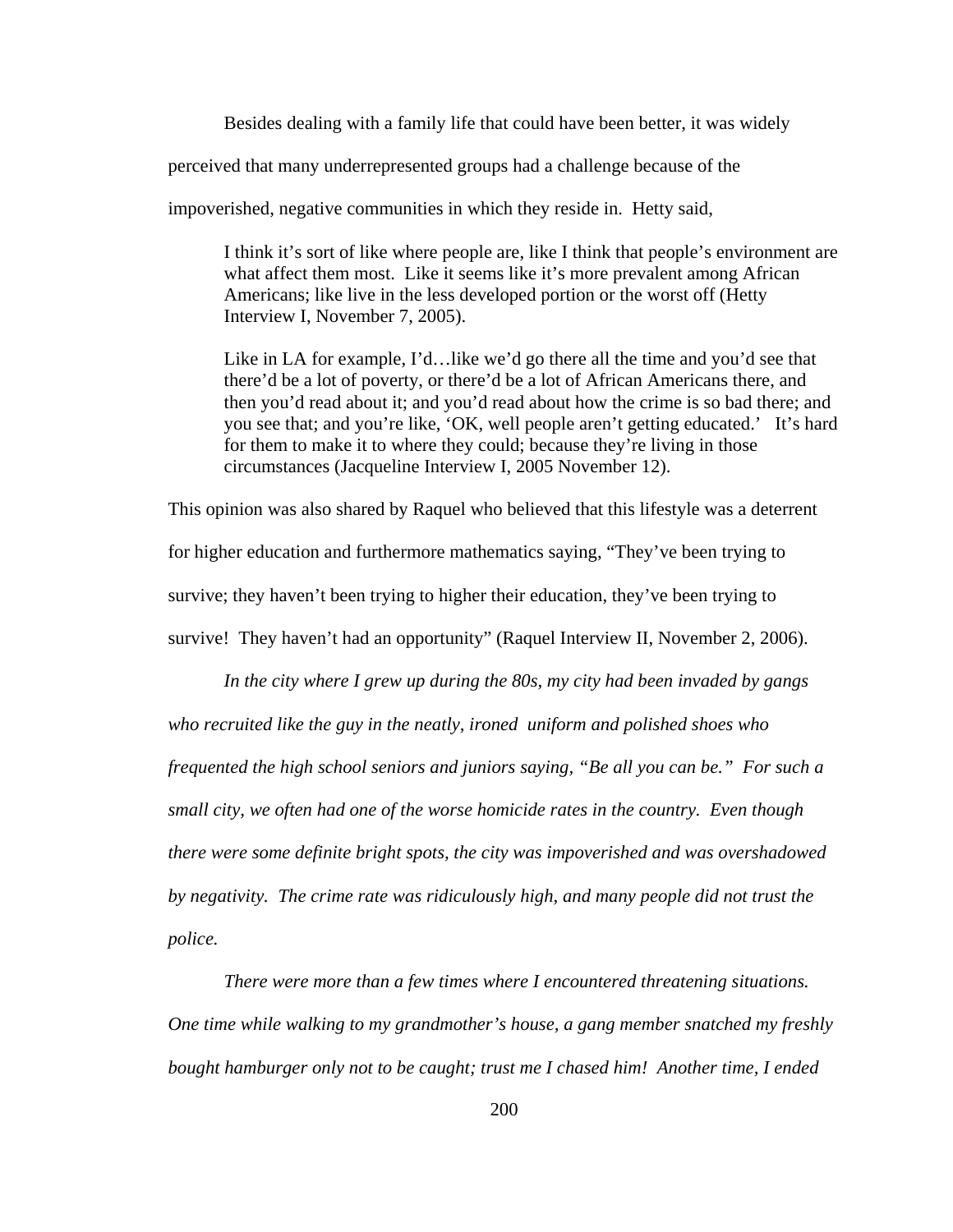Besides dealing with a family life that could have been better, it was widely perceived that many underrepresented groups had a challenge because of the impoverished, negative communities in which they reside in. Hetty said,

> I think it's sort of like where people are, like I think that people's environment are what affect them most. Like it seems like it's more prevalent among African Americans; like live in the less developed portion or the worst off (Hetty Interview I, November 7, 2005).
>
> Like in LA for example, I'd…like we'd go there all the time and you'd see that there'd be a lot of poverty, or there'd be a lot of African Americans there, and then you'd read about it; and you'd read about how the crime is so bad there; and you see that; and you're like, 'OK, well people aren't getting educated.' It's hard for them to make it to where they could; because they're living in those circumstances (Jacqueline Interview I, 2005 November 12).

This opinion was also shared by Raquel who believed that this lifestyle was a deterrent for higher education and furthermore mathematics saying, "They've been trying to survive; they haven't been trying to higher their education, they've been trying to survive! They haven't had an opportunity" (Raquel Interview II, November 2, 2006).

*In the city where I grew up during the 80s, my city had been invaded by gangs who recruited like the guy in the neatly, ironed uniform and polished shoes who frequented the high school seniors and juniors saying, "Be all you can be." For such a small city, we often had one of the worse homicide rates in the country. Even though there were some definite bright spots, the city was impoverished and was overshadowed by negativity. The crime rate was ridiculously high, and many people did not trust the police.*

*There were more than a few times where I encountered threatening situations. One time while walking to my grandmother's house, a gang member snatched my freshly bought hamburger only not to be caught; trust me I chased him! Another time, I ended*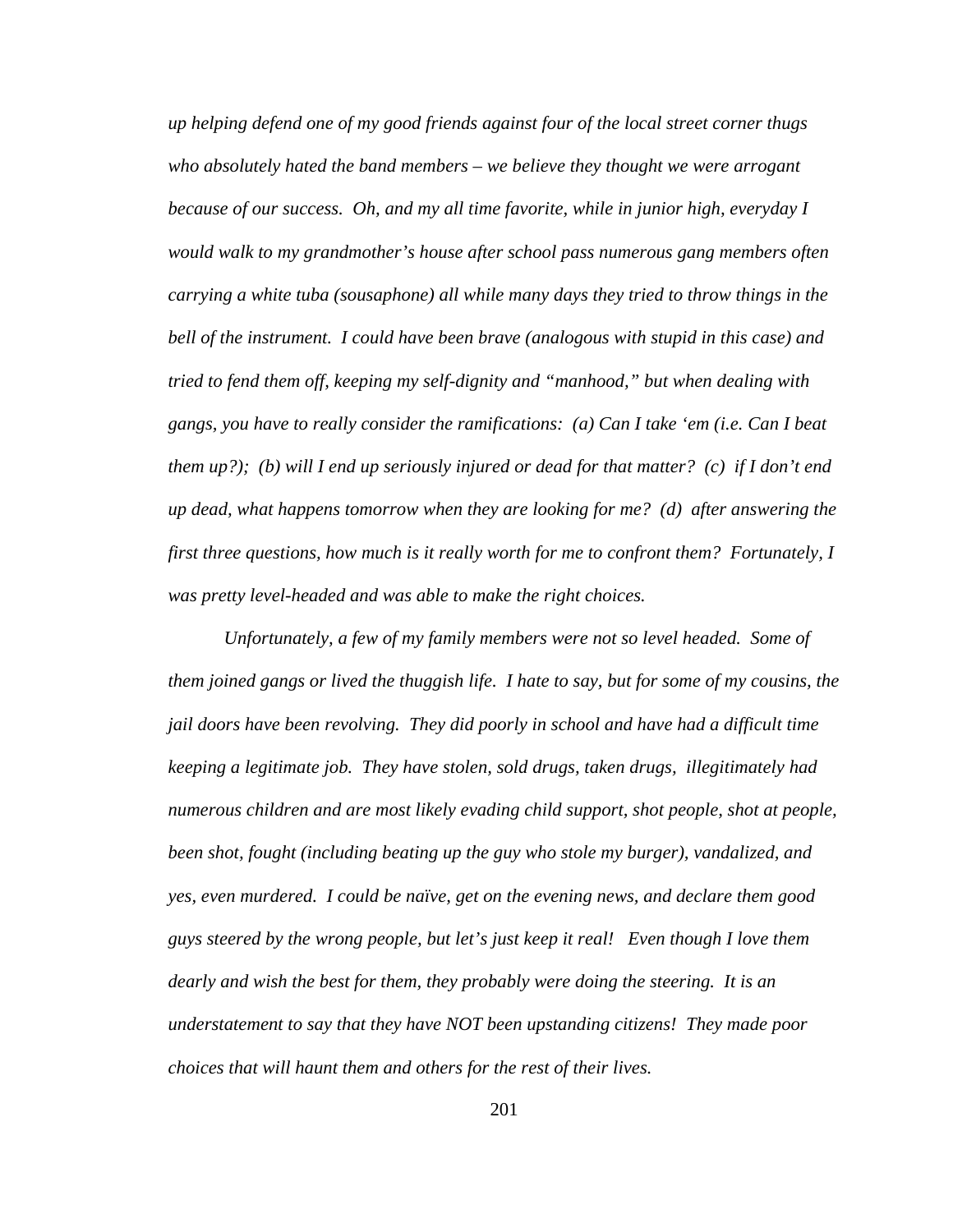*up helping defend one of my good friends against four of the local street corner thugs who absolutely hated the band members – we believe they thought we were arrogant because of our success. Oh, and my all time favorite, while in junior high, everyday I would walk to my grandmother's house after school pass numerous gang members often carrying a white tuba (sousaphone) all while many days they tried to throw things in the bell of the instrument. I could have been brave (analogous with stupid in this case) and tried to fend them off, keeping my self-dignity and "manhood," but when dealing with gangs, you have to really consider the ramifications: (a) Can I take 'em (i.e. Can I beat them up?); (b) will I end up seriously injured or dead for that matter? (c) if I don't end up dead, what happens tomorrow when they are looking for me? (d) after answering the first three questions, how much is it really worth for me to confront them? Fortunately, I was pretty level-headed and was able to make the right choices.*

*Unfortunately, a few of my family members were not so level headed. Some of them joined gangs or lived the thuggish life. I hate to say, but for some of my cousins, the jail doors have been revolving. They did poorly in school and have had a difficult time keeping a legitimate job. They have stolen, sold drugs, taken drugs, illegitimately had numerous children and are most likely evading child support, shot people, shot at people, been shot, fought (including beating up the guy who stole my burger), vandalized, and yes, even murdered. I could be naïve, get on the evening news, and declare them good guys steered by the wrong people, but let's just keep it real! Even though I love them dearly and wish the best for them, they probably were doing the steering. It is an understatement to say that they have NOT been upstanding citizens! They made poor choices that will haunt them and others for the rest of their lives.*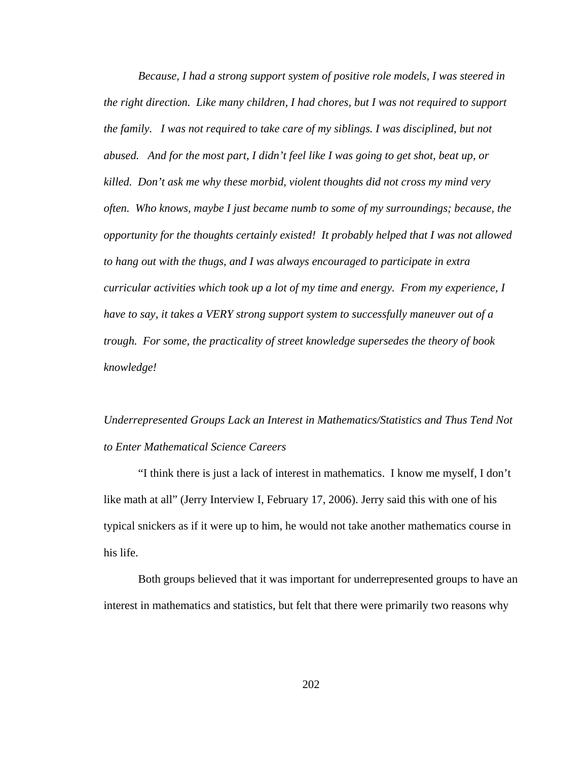*Because, I had a strong support system of positive role models, I was steered in the right direction. Like many children, I had chores, but I was not required to support the family. I was not required to take care of my siblings. I was disciplined, but not abused. And for the most part, I didn't feel like I was going to get shot, beat up, or killed. Don't ask me why these morbid, violent thoughts did not cross my mind very often. Who knows, maybe I just became numb to some of my surroundings; because, the opportunity for the thoughts certainly existed! It probably helped that I was not allowed to hang out with the thugs, and I was always encouraged to participate in extra curricular activities which took up a lot of my time and energy. From my experience, I have to say, it takes a VERY strong support system to successfully maneuver out of a trough. For some, the practicality of street knowledge supersedes the theory of book knowledge!*

### *Underrepresented Groups Lack an Interest in Mathematics/Statistics and Thus Tend Not to Enter Mathematical Science Careers*

"I think there is just a lack of interest in mathematics. I know me myself, I don't like math at all" (Jerry Interview I, February 17, 2006). Jerry said this with one of his typical snickers as if it were up to him, he would not take another mathematics course in his life.

Both groups believed that it was important for underrepresented groups to have an interest in mathematics and statistics, but felt that there were primarily two reasons why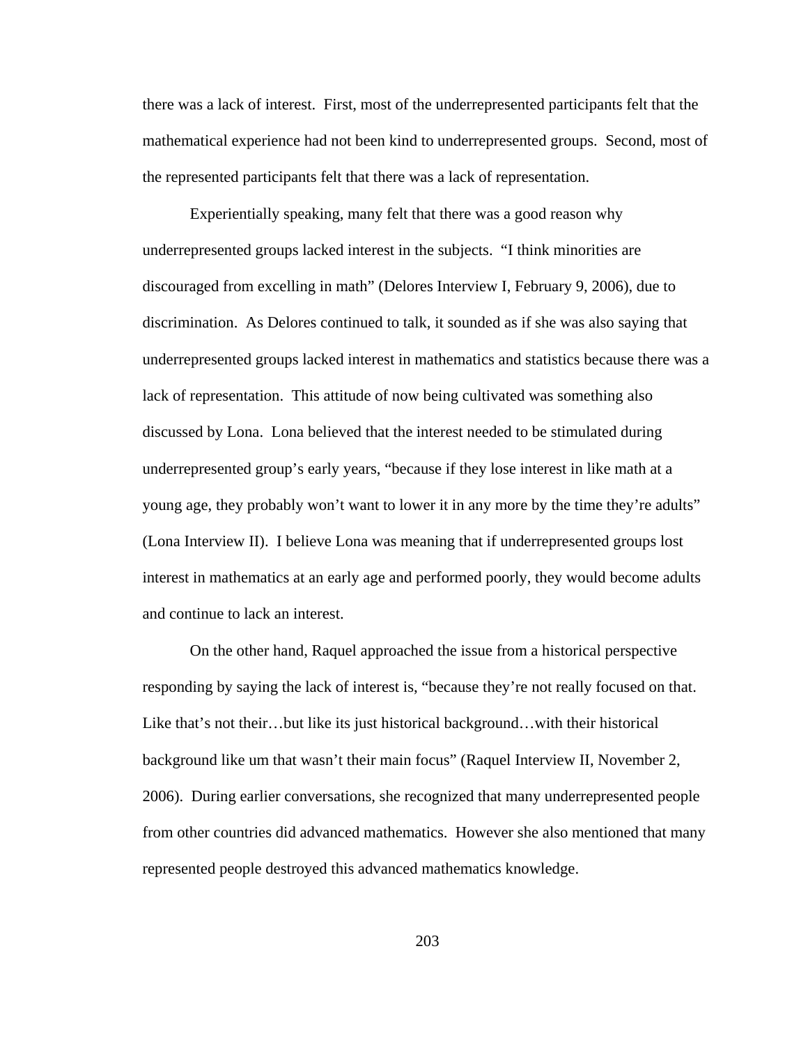there was a lack of interest. First, most of the underrepresented participants felt that the mathematical experience had not been kind to underrepresented groups. Second, most of the represented participants felt that there was a lack of representation.

Experientially speaking, many felt that there was a good reason why underrepresented groups lacked interest in the subjects. "I think minorities are discouraged from excelling in math" (Delores Interview I, February 9, 2006), due to discrimination. As Delores continued to talk, it sounded as if she was also saying that underrepresented groups lacked interest in mathematics and statistics because there was a lack of representation. This attitude of now being cultivated was something also discussed by Lona. Lona believed that the interest needed to be stimulated during underrepresented group's early years, "because if they lose interest in like math at a young age, they probably won't want to lower it in any more by the time they're adults" (Lona Interview II). I believe Lona was meaning that if underrepresented groups lost interest in mathematics at an early age and performed poorly, they would become adults and continue to lack an interest.

On the other hand, Raquel approached the issue from a historical perspective responding by saying the lack of interest is, "because they're not really focused on that. Like that's not their…but like its just historical background…with their historical background like um that wasn't their main focus" (Raquel Interview II, November 2, 2006). During earlier conversations, she recognized that many underrepresented people from other countries did advanced mathematics. However she also mentioned that many represented people destroyed this advanced mathematics knowledge.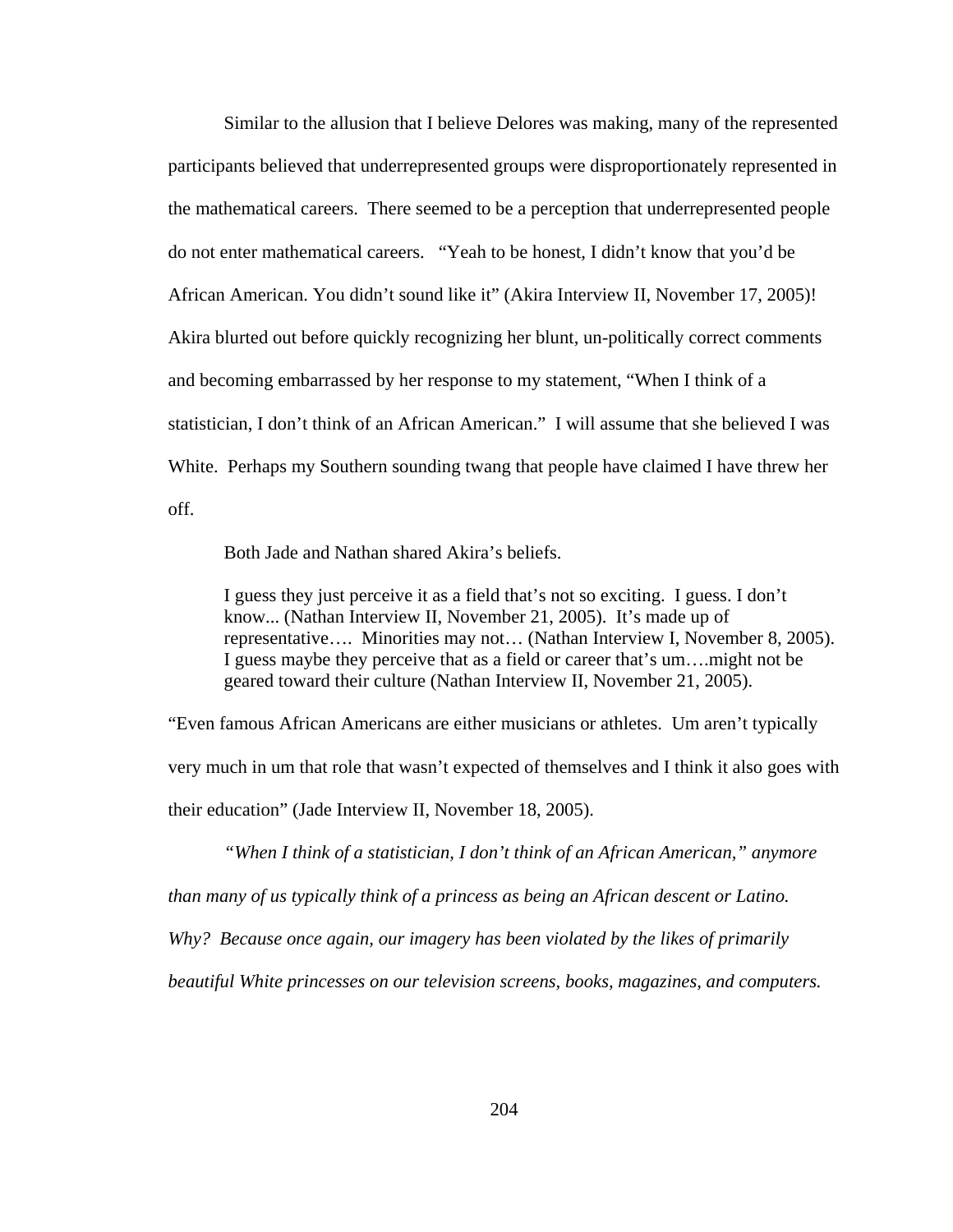Similar to the allusion that I believe Delores was making, many of the represented participants believed that underrepresented groups were disproportionately represented in the mathematical careers. There seemed to be a perception that underrepresented people do not enter mathematical careers. "Yeah to be honest, I didn't know that you'd be African American. You didn't sound like it" (Akira Interview II, November 17, 2005)! Akira blurted out before quickly recognizing her blunt, un-politically correct comments and becoming embarrassed by her response to my statement, "When I think of a statistician, I don't think of an African American." I will assume that she believed I was White. Perhaps my Southern sounding twang that people have claimed I have threw her off.

Both Jade and Nathan shared Akira's beliefs.

> I guess they just perceive it as a field that's not so exciting. I guess. I don't know... (Nathan Interview II, November 21, 2005). It's made up of representative…. Minorities may not… (Nathan Interview I, November 8, 2005). I guess maybe they perceive that as a field or career that's um….might not be geared toward their culture (Nathan Interview II, November 21, 2005).

"Even famous African Americans are either musicians or athletes. Um aren't typically very much in um that role that wasn't expected of themselves and I think it also goes with their education" (Jade Interview II, November 18, 2005).

*"When I think of a statistician, I don't think of an African American," anymore than many of us typically think of a princess as being an African descent or Latino. Why? Because once again, our imagery has been violated by the likes of primarily beautiful White princesses on our television screens, books, magazines, and computers.*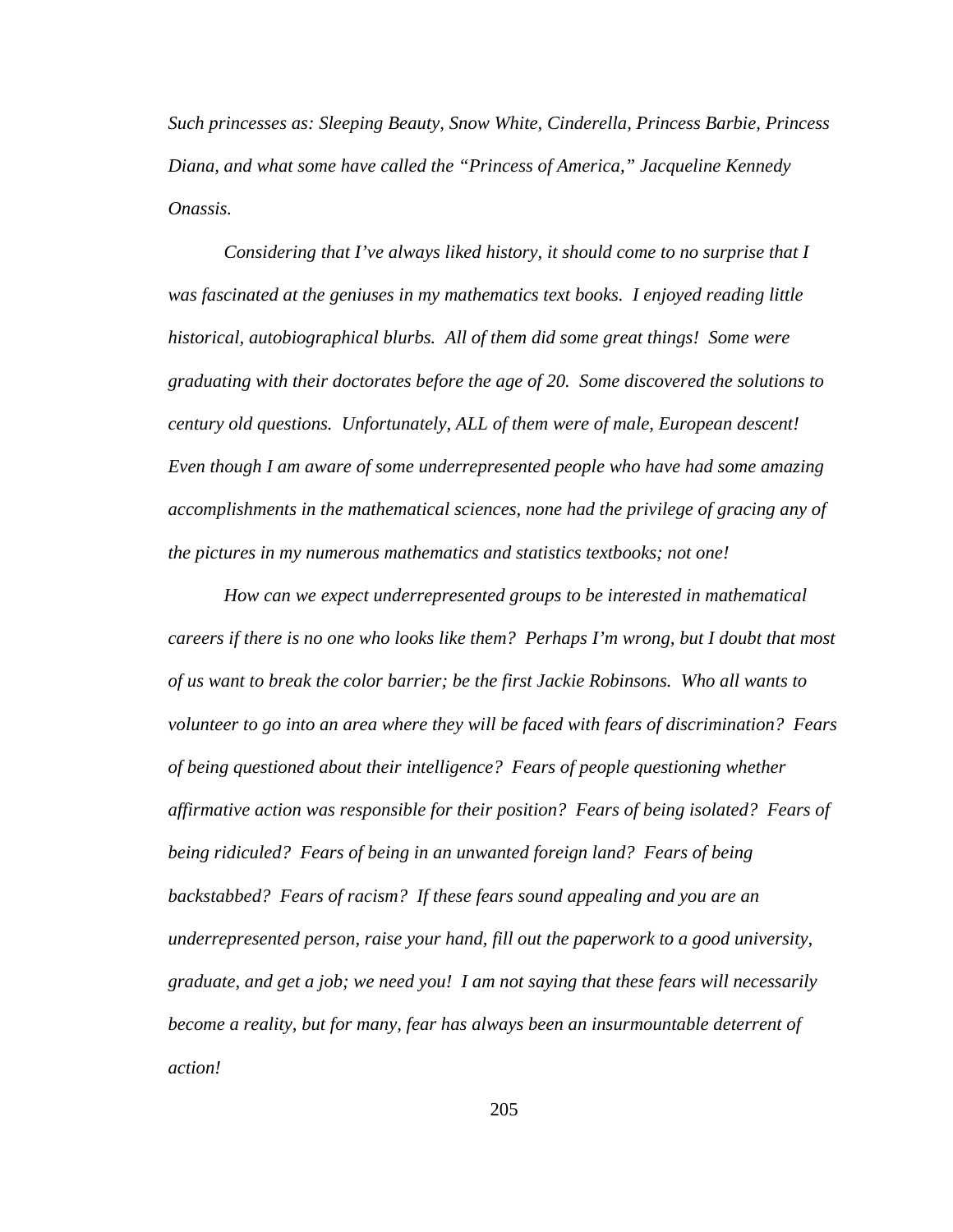*Such princesses as: Sleeping Beauty, Snow White, Cinderella, Princess Barbie, Princess Diana, and what some have called the "Princess of America," Jacqueline Kennedy Onassis.*

*Considering that I've always liked history, it should come to no surprise that I was fascinated at the geniuses in my mathematics text books. I enjoyed reading little historical, autobiographical blurbs. All of them did some great things! Some were graduating with their doctorates before the age of 20. Some discovered the solutions to century old questions. Unfortunately, ALL of them were of male, European descent! Even though I am aware of some underrepresented people who have had some amazing accomplishments in the mathematical sciences, none had the privilege of gracing any of the pictures in my numerous mathematics and statistics textbooks; not one!*

*How can we expect underrepresented groups to be interested in mathematical careers if there is no one who looks like them? Perhaps I'm wrong, but I doubt that most of us want to break the color barrier; be the first Jackie Robinsons. Who all wants to volunteer to go into an area where they will be faced with fears of discrimination? Fears of being questioned about their intelligence? Fears of people questioning whether affirmative action was responsible for their position? Fears of being isolated? Fears of being ridiculed? Fears of being in an unwanted foreign land? Fears of being backstabbed? Fears of racism? If these fears sound appealing and you are an underrepresented person, raise your hand, fill out the paperwork to a good university, graduate, and get a job; we need you! I am not saying that these fears will necessarily become a reality, but for many, fear has always been an insurmountable deterrent of action!*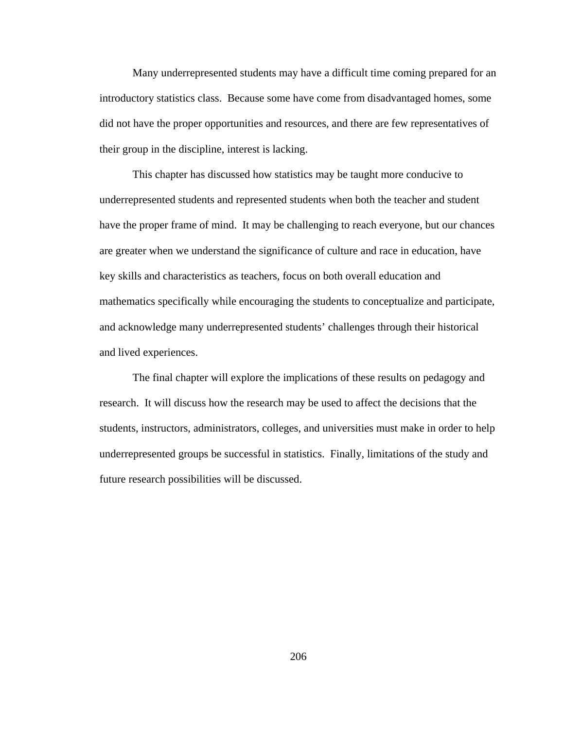Many underrepresented students may have a difficult time coming prepared for an introductory statistics class. Because some have come from disadvantaged homes, some did not have the proper opportunities and resources, and there are few representatives of their group in the discipline, interest is lacking.

This chapter has discussed how statistics may be taught more conducive to underrepresented students and represented students when both the teacher and student have the proper frame of mind. It may be challenging to reach everyone, but our chances are greater when we understand the significance of culture and race in education, have key skills and characteristics as teachers, focus on both overall education and mathematics specifically while encouraging the students to conceptualize and participate, and acknowledge many underrepresented students' challenges through their historical and lived experiences.

The final chapter will explore the implications of these results on pedagogy and research. It will discuss how the research may be used to affect the decisions that the students, instructors, administrators, colleges, and universities must make in order to help underrepresented groups be successful in statistics. Finally, limitations of the study and future research possibilities will be discussed.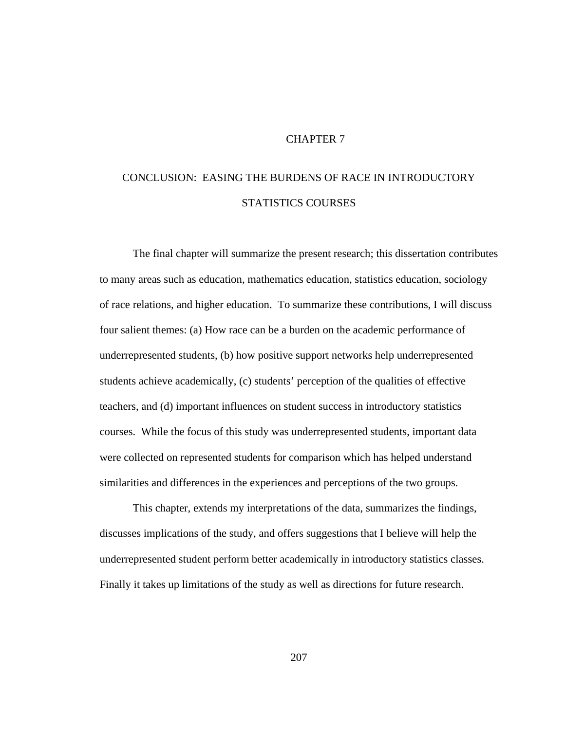# CHAPTER 7

## CONCLUSION: EASING THE BURDENS OF RACE IN INTRODUCTORY STATISTICS COURSES

The final chapter will summarize the present research; this dissertation contributes to many areas such as education, mathematics education, statistics education, sociology of race relations, and higher education. To summarize these contributions, I will discuss four salient themes: (a) How race can be a burden on the academic performance of underrepresented students, (b) how positive support networks help underrepresented students achieve academically, (c) students' perception of the qualities of effective teachers, and (d) important influences on student success in introductory statistics courses. While the focus of this study was underrepresented students, important data were collected on represented students for comparison which has helped understand similarities and differences in the experiences and perceptions of the two groups.

This chapter, extends my interpretations of the data, summarizes the findings, discusses implications of the study, and offers suggestions that I believe will help the underrepresented student perform better academically in introductory statistics classes. Finally it takes up limitations of the study as well as directions for future research.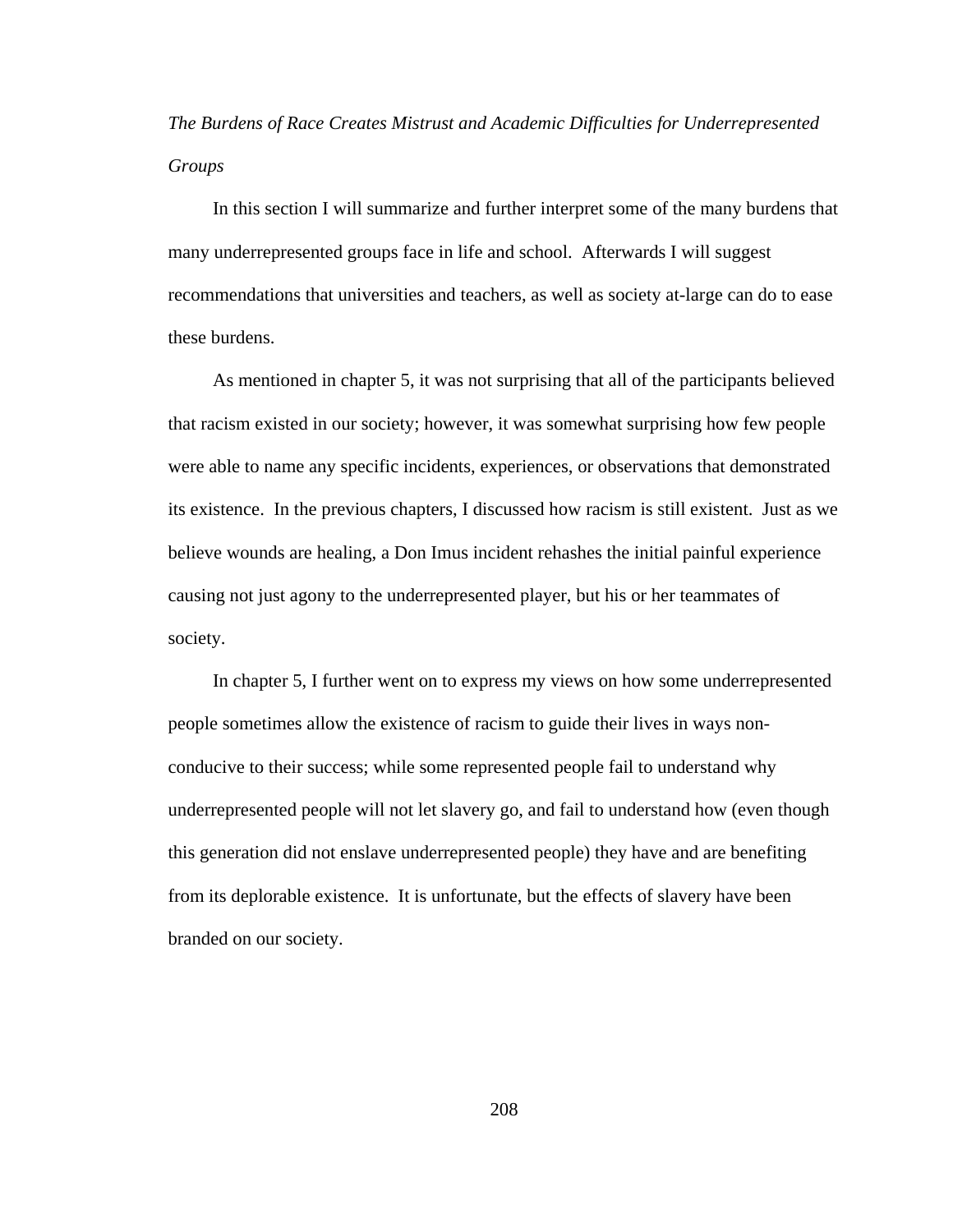*The Burdens of Race Creates Mistrust and Academic Difficulties for Underrepresented Groups*

In this section I will summarize and further interpret some of the many burdens that many underrepresented groups face in life and school. Afterwards I will suggest recommendations that universities and teachers, as well as society at-large can do to ease these burdens.

As mentioned in chapter 5, it was not surprising that all of the participants believed that racism existed in our society; however, it was somewhat surprising how few people were able to name any specific incidents, experiences, or observations that demonstrated its existence. In the previous chapters, I discussed how racism is still existent. Just as we believe wounds are healing, a Don Imus incident rehashes the initial painful experience causing not just agony to the underrepresented player, but his or her teammates of society.

In chapter 5, I further went on to express my views on how some underrepresented people sometimes allow the existence of racism to guide their lives in ways non-conducive to their success; while some represented people fail to understand why underrepresented people will not let slavery go, and fail to understand how (even though this generation did not enslave underrepresented people) they have and are benefiting from its deplorable existence. It is unfortunate, but the effects of slavery have been branded on our society.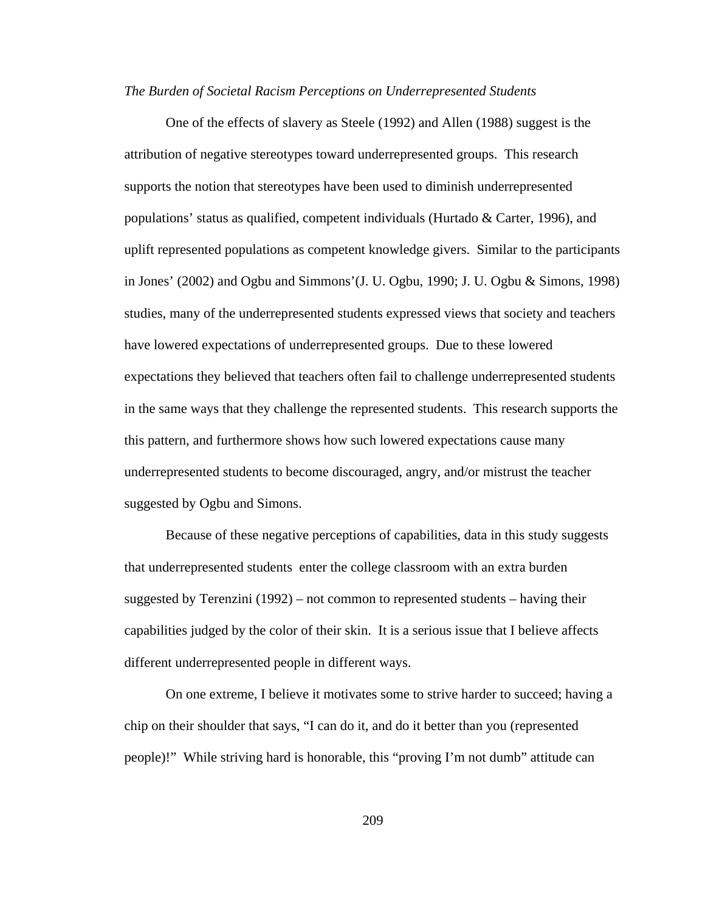*The Burden of Societal Racism Perceptions on Underrepresented Students*

One of the effects of slavery as Steele (1992) and Allen (1988) suggest is the attribution of negative stereotypes toward underrepresented groups. This research supports the notion that stereotypes have been used to diminish underrepresented populations' status as qualified, competent individuals (Hurtado & Carter, 1996), and uplift represented populations as competent knowledge givers. Similar to the participants in Jones' (2002) and Ogbu and Simmons'(J. U. Ogbu, 1990; J. U. Ogbu & Simons, 1998) studies, many of the underrepresented students expressed views that society and teachers have lowered expectations of underrepresented groups. Due to these lowered expectations they believed that teachers often fail to challenge underrepresented students in the same ways that they challenge the represented students. This research supports the this pattern, and furthermore shows how such lowered expectations cause many underrepresented students to become discouraged, angry, and/or mistrust the teacher suggested by Ogbu and Simons.

Because of these negative perceptions of capabilities, data in this study suggests that underrepresented students enter the college classroom with an extra burden suggested by Terenzini (1992) – not common to represented students – having their capabilities judged by the color of their skin. It is a serious issue that I believe affects different underrepresented people in different ways.

On one extreme, I believe it motivates some to strive harder to succeed; having a chip on their shoulder that says, "I can do it, and do it better than you (represented people)!" While striving hard is honorable, this "proving I'm not dumb" attitude can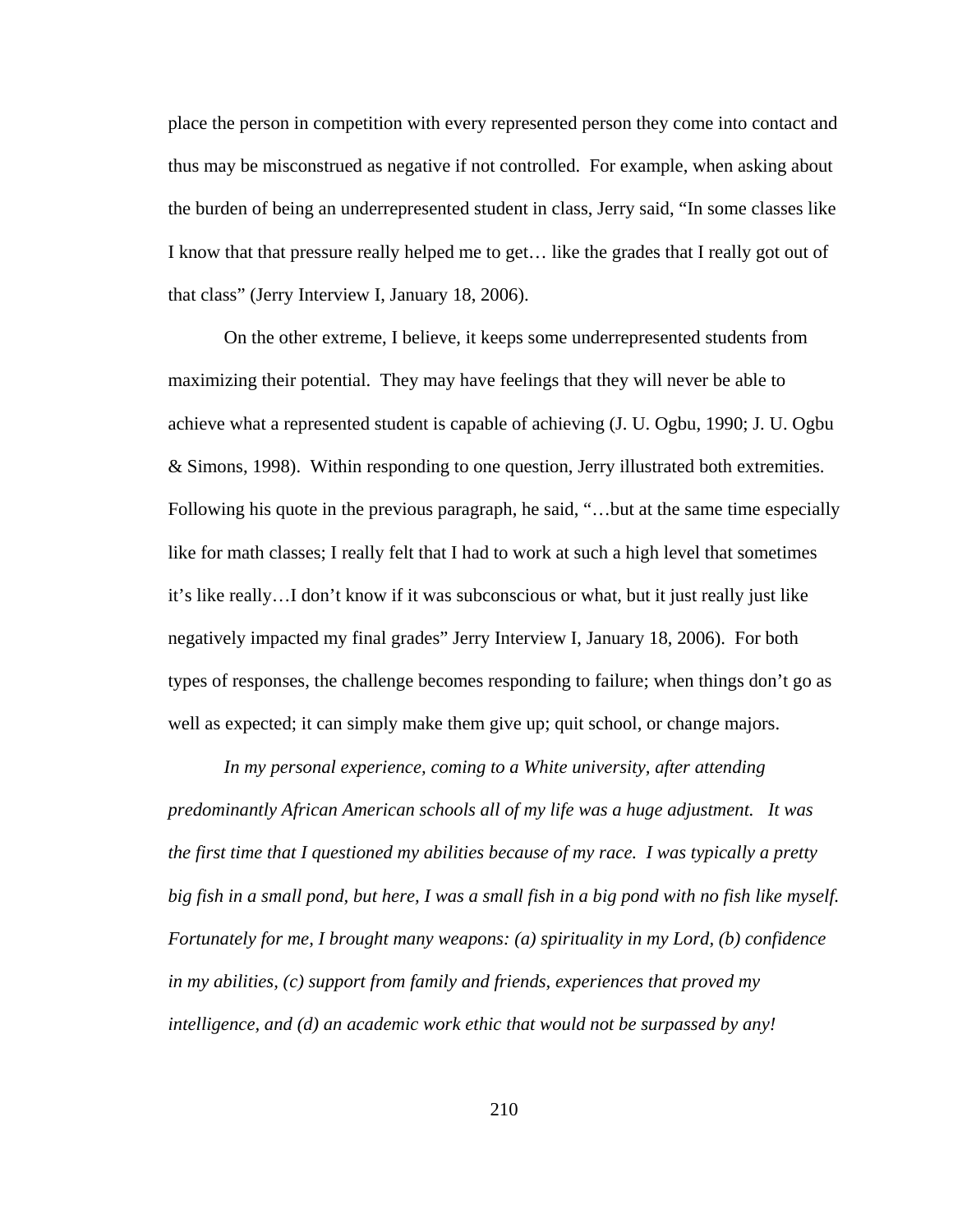place the person in competition with every represented person they come into contact and thus may be misconstrued as negative if not controlled.  For example, when asking about the burden of being an underrepresented student in class, Jerry said, "In some classes like I know that that pressure really helped me to get… like the grades that I really got out of that class" (Jerry Interview I, January 18, 2006).

On the other extreme, I believe, it keeps some underrepresented students from maximizing their potential.  They may have feelings that they will never be able to achieve what a represented student is capable of achieving (J. U. Ogbu, 1990; J. U. Ogbu & Simons, 1998).  Within responding to one question, Jerry illustrated both extremities.  Following his quote in the previous paragraph, he said, "…but at the same time especially like for math classes; I really felt that I had to work at such a high level that sometimes it's like really…I don't know if it was subconscious or what, but it just really just like negatively impacted my final grades" Jerry Interview I, January 18, 2006).  For both types of responses, the challenge becomes responding to failure; when things don't go as well as expected; it can simply make them give up; quit school, or change majors.

*In my personal experience, coming to a White university, after attending predominantly African American schools all of my life was a huge adjustment.   It was the first time that I questioned my abilities because of my race.  I was typically a pretty big fish in a small pond, but here, I was a small fish in a big pond with no fish like myself.  Fortunately for me, I brought many weapons: (a) spirituality in my Lord, (b) confidence in my abilities, (c) support from family and friends, experiences that proved my intelligence, and (d) an academic work ethic that would not be surpassed by any!*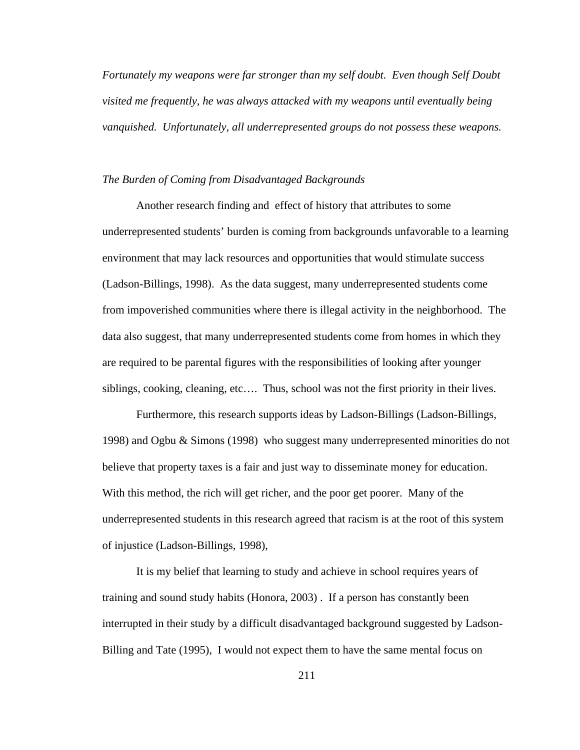*Fortunately my weapons were far stronger than my self doubt. Even though Self Doubt visited me frequently, he was always attacked with my weapons until eventually being vanquished. Unfortunately, all underrepresented groups do not possess these weapons.*

*The Burden of Coming from Disadvantaged Backgrounds*

Another research finding and effect of history that attributes to some underrepresented students' burden is coming from backgrounds unfavorable to a learning environment that may lack resources and opportunities that would stimulate success (Ladson-Billings, 1998). As the data suggest, many underrepresented students come from impoverished communities where there is illegal activity in the neighborhood. The data also suggest, that many underrepresented students come from homes in which they are required to be parental figures with the responsibilities of looking after younger siblings, cooking, cleaning, etc…. Thus, school was not the first priority in their lives.

Furthermore, this research supports ideas by Ladson-Billings (Ladson-Billings, 1998) and Ogbu & Simons (1998) who suggest many underrepresented minorities do not believe that property taxes is a fair and just way to disseminate money for education. With this method, the rich will get richer, and the poor get poorer. Many of the underrepresented students in this research agreed that racism is at the root of this system of injustice (Ladson-Billings, 1998),

It is my belief that learning to study and achieve in school requires years of training and sound study habits (Honora, 2003) . If a person has constantly been interrupted in their study by a difficult disadvantaged background suggested by Ladson-Billing and Tate (1995), I would not expect them to have the same mental focus on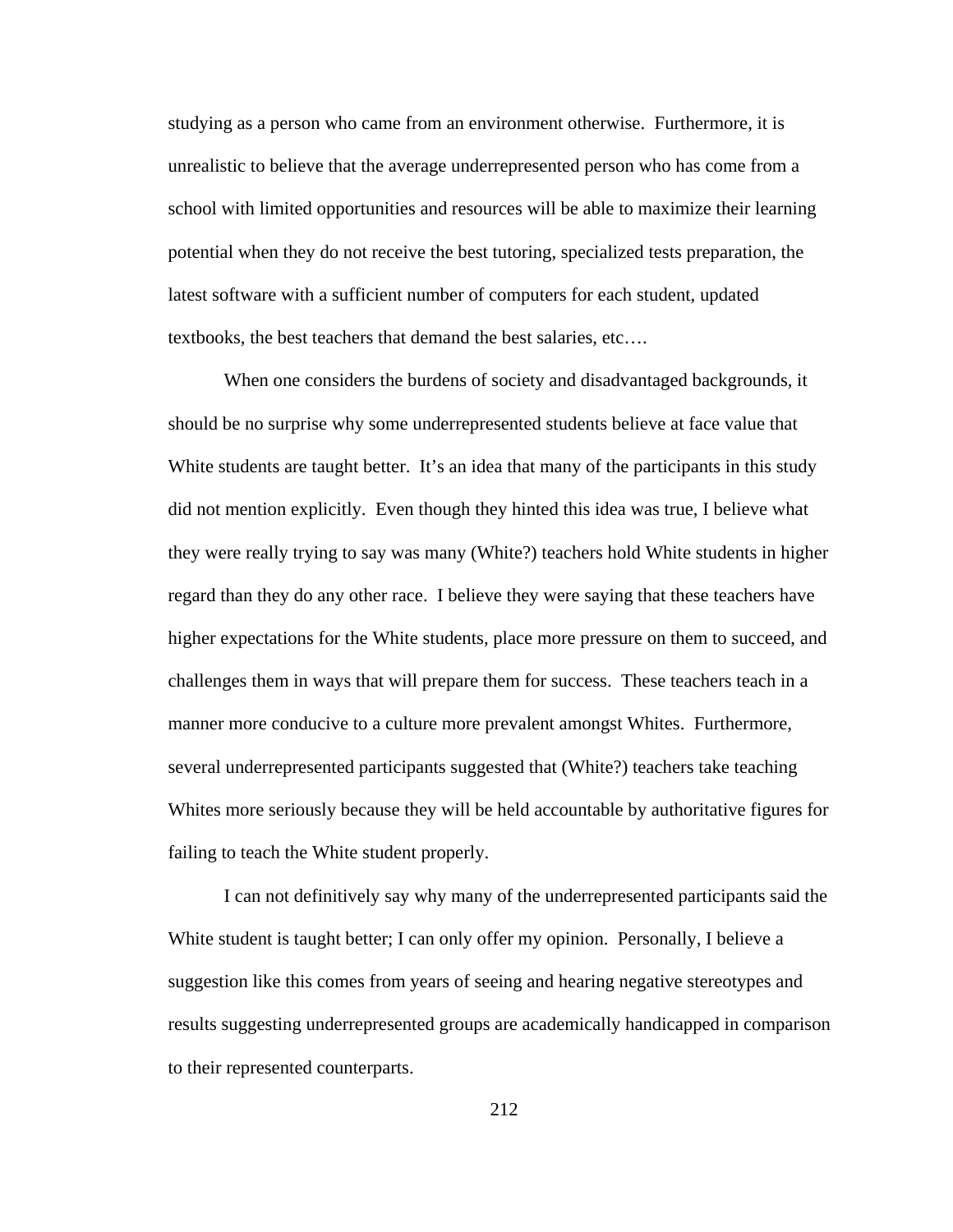studying as a person who came from an environment otherwise. Furthermore, it is unrealistic to believe that the average underrepresented person who has come from a school with limited opportunities and resources will be able to maximize their learning potential when they do not receive the best tutoring, specialized tests preparation, the latest software with a sufficient number of computers for each student, updated textbooks, the best teachers that demand the best salaries, etc….

When one considers the burdens of society and disadvantaged backgrounds, it should be no surprise why some underrepresented students believe at face value that White students are taught better. It's an idea that many of the participants in this study did not mention explicitly. Even though they hinted this idea was true, I believe what they were really trying to say was many (White?) teachers hold White students in higher regard than they do any other race. I believe they were saying that these teachers have higher expectations for the White students, place more pressure on them to succeed, and challenges them in ways that will prepare them for success. These teachers teach in a manner more conducive to a culture more prevalent amongst Whites. Furthermore, several underrepresented participants suggested that (White?) teachers take teaching Whites more seriously because they will be held accountable by authoritative figures for failing to teach the White student properly.

I can not definitively say why many of the underrepresented participants said the White student is taught better; I can only offer my opinion. Personally, I believe a suggestion like this comes from years of seeing and hearing negative stereotypes and results suggesting underrepresented groups are academically handicapped in comparison to their represented counterparts.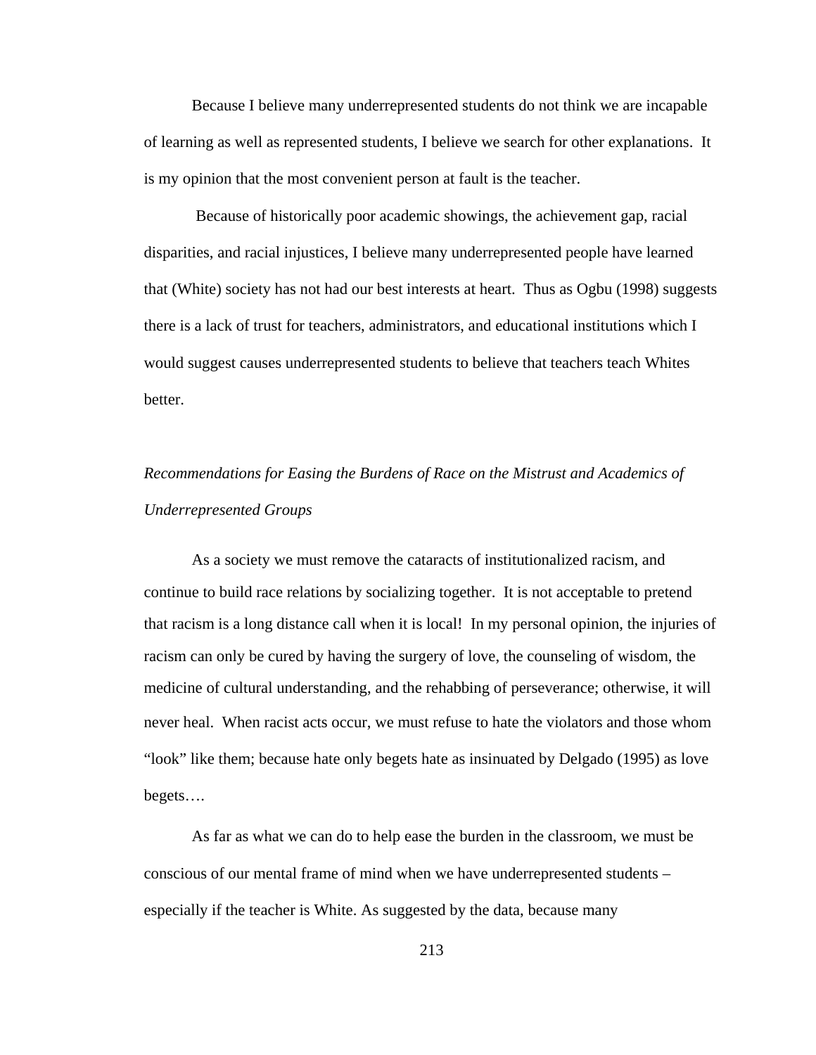Because I believe many underrepresented students do not think we are incapable of learning as well as represented students, I believe we search for other explanations. It is my opinion that the most convenient person at fault is the teacher.

Because of historically poor academic showings, the achievement gap, racial disparities, and racial injustices, I believe many underrepresented people have learned that (White) society has not had our best interests at heart. Thus as Ogbu (1998) suggests there is a lack of trust for teachers, administrators, and educational institutions which I would suggest causes underrepresented students to believe that teachers teach Whites better.

*Recommendations for Easing the Burdens of Race on the Mistrust and Academics of Underrepresented Groups*

As a society we must remove the cataracts of institutionalized racism, and continue to build race relations by socializing together. It is not acceptable to pretend that racism is a long distance call when it is local! In my personal opinion, the injuries of racism can only be cured by having the surgery of love, the counseling of wisdom, the medicine of cultural understanding, and the rehabbing of perseverance; otherwise, it will never heal. When racist acts occur, we must refuse to hate the violators and those whom "look" like them; because hate only begets hate as insinuated by Delgado (1995) as love begets….

As far as what we can do to help ease the burden in the classroom, we must be conscious of our mental frame of mind when we have underrepresented students – especially if the teacher is White. As suggested by the data, because many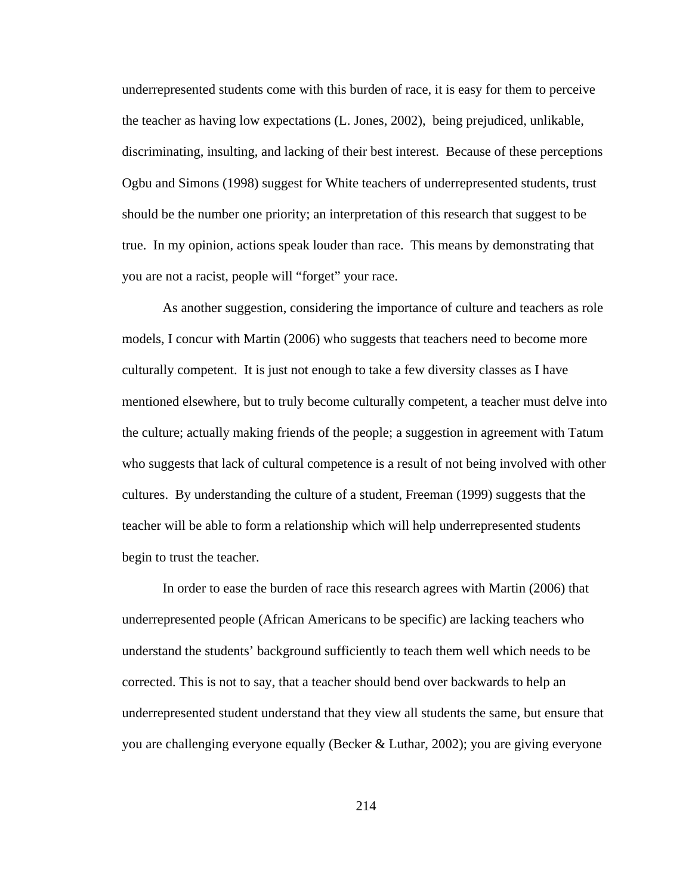underrepresented students come with this burden of race, it is easy for them to perceive the teacher as having low expectations (L. Jones, 2002), being prejudiced, unlikable, discriminating, insulting, and lacking of their best interest. Because of these perceptions Ogbu and Simons (1998) suggest for White teachers of underrepresented students, trust should be the number one priority; an interpretation of this research that suggest to be true. In my opinion, actions speak louder than race. This means by demonstrating that you are not a racist, people will "forget" your race.

As another suggestion, considering the importance of culture and teachers as role models, I concur with Martin (2006) who suggests that teachers need to become more culturally competent. It is just not enough to take a few diversity classes as I have mentioned elsewhere, but to truly become culturally competent, a teacher must delve into the culture; actually making friends of the people; a suggestion in agreement with Tatum who suggests that lack of cultural competence is a result of not being involved with other cultures. By understanding the culture of a student, Freeman (1999) suggests that the teacher will be able to form a relationship which will help underrepresented students begin to trust the teacher.

In order to ease the burden of race this research agrees with Martin (2006) that underrepresented people (African Americans to be specific) are lacking teachers who understand the students' background sufficiently to teach them well which needs to be corrected. This is not to say, that a teacher should bend over backwards to help an underrepresented student understand that they view all students the same, but ensure that you are challenging everyone equally (Becker & Luthar, 2002); you are giving everyone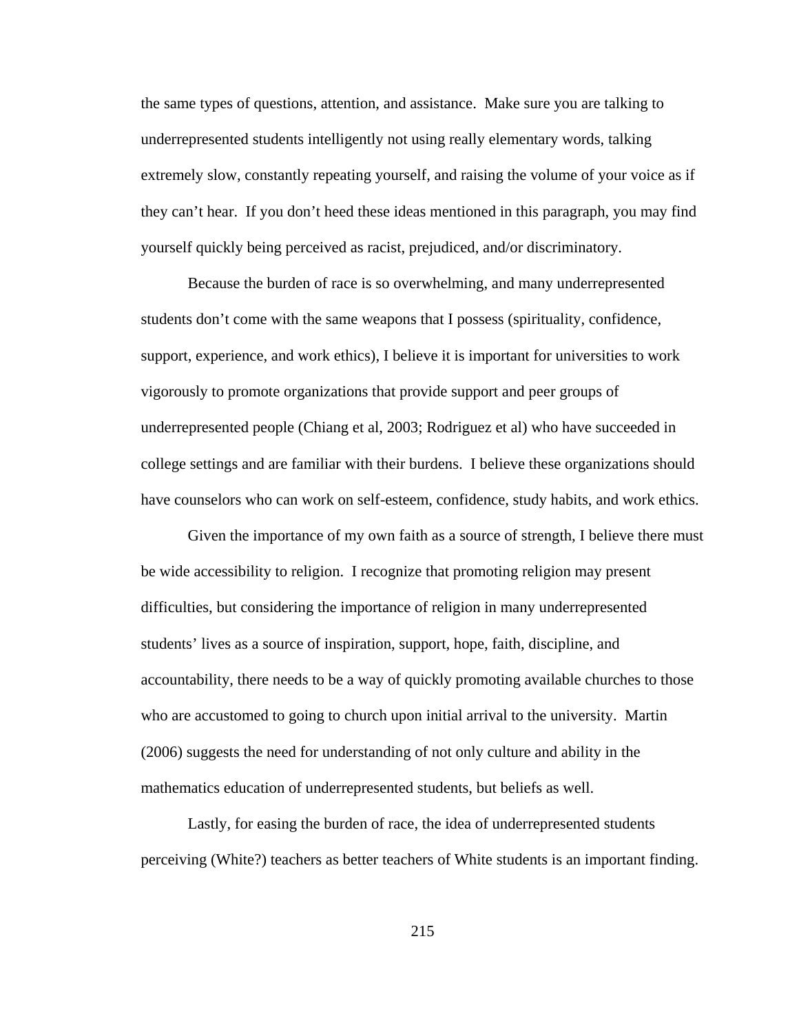the same types of questions, attention, and assistance.  Make sure you are talking to underrepresented students intelligently not using really elementary words, talking extremely slow, constantly repeating yourself, and raising the volume of your voice as if they can't hear.  If you don't heed these ideas mentioned in this paragraph, you may find yourself quickly being perceived as racist, prejudiced, and/or discriminatory.

Because the burden of race is so overwhelming, and many underrepresented students don't come with the same weapons that I possess (spirituality, confidence, support, experience, and work ethics), I believe it is important for universities to work vigorously to promote organizations that provide support and peer groups of underrepresented people (Chiang et al, 2003; Rodriguez et al) who have succeeded in college settings and are familiar with their burdens.  I believe these organizations should have counselors who can work on self-esteem, confidence, study habits, and work ethics.

Given the importance of my own faith as a source of strength, I believe there must be wide accessibility to religion.  I recognize that promoting religion may present difficulties, but considering the importance of religion in many underrepresented students' lives as a source of inspiration, support, hope, faith, discipline, and accountability, there needs to be a way of quickly promoting available churches to those who are accustomed to going to church upon initial arrival to the university.  Martin (2006) suggests the need for understanding of not only culture and ability in the mathematics education of underrepresented students, but beliefs as well.

Lastly, for easing the burden of race, the idea of underrepresented students perceiving (White?) teachers as better teachers of White students is an important finding.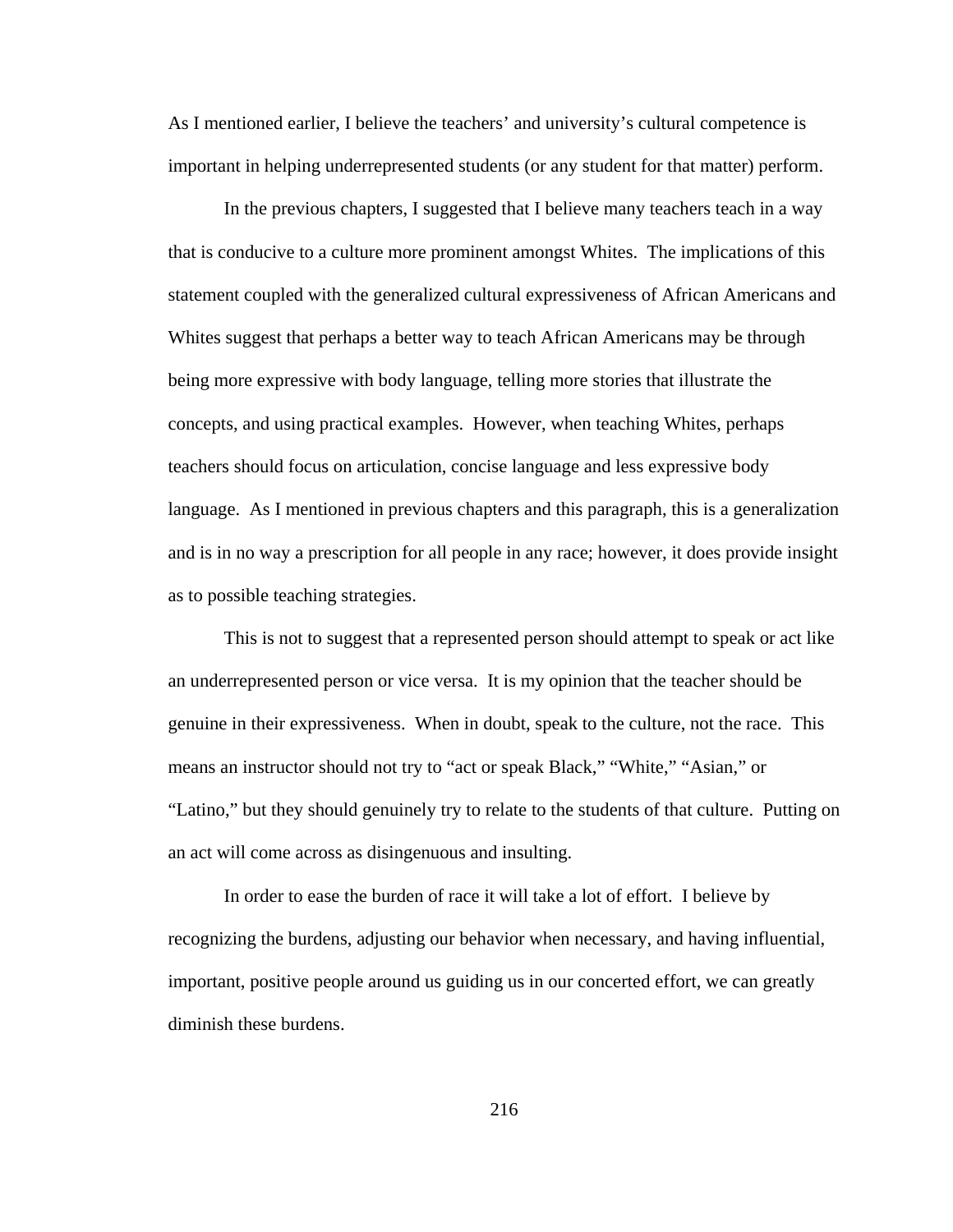As I mentioned earlier, I believe the teachers' and university's cultural competence is important in helping underrepresented students (or any student for that matter) perform.

In the previous chapters, I suggested that I believe many teachers teach in a way that is conducive to a culture more prominent amongst Whites. The implications of this statement coupled with the generalized cultural expressiveness of African Americans and Whites suggest that perhaps a better way to teach African Americans may be through being more expressive with body language, telling more stories that illustrate the concepts, and using practical examples. However, when teaching Whites, perhaps teachers should focus on articulation, concise language and less expressive body language. As I mentioned in previous chapters and this paragraph, this is a generalization and is in no way a prescription for all people in any race; however, it does provide insight as to possible teaching strategies.

This is not to suggest that a represented person should attempt to speak or act like an underrepresented person or vice versa. It is my opinion that the teacher should be genuine in their expressiveness. When in doubt, speak to the culture, not the race. This means an instructor should not try to "act or speak Black," "White," "Asian," or "Latino," but they should genuinely try to relate to the students of that culture. Putting on an act will come across as disingenuous and insulting.

In order to ease the burden of race it will take a lot of effort. I believe by recognizing the burdens, adjusting our behavior when necessary, and having influential, important, positive people around us guiding us in our concerted effort, we can greatly diminish these burdens.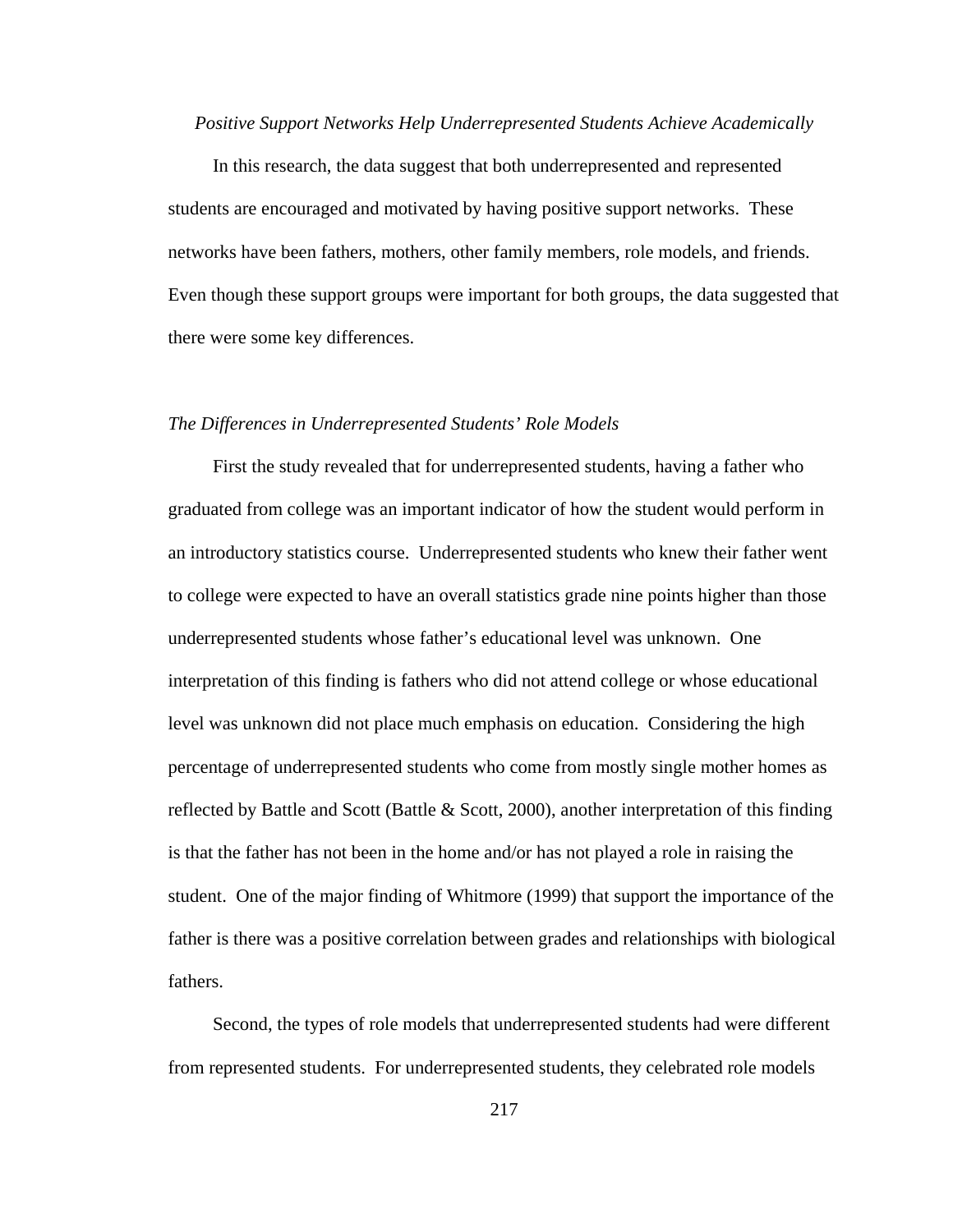### *Positive Support Networks Help Underrepresented Students Achieve Academically*

In this research, the data suggest that both underrepresented and represented students are encouraged and motivated by having positive support networks. These networks have been fathers, mothers, other family members, role models, and friends. Even though these support groups were important for both groups, the data suggested that there were some key differences.

#### *The Differences in Underrepresented Students' Role Models*

First the study revealed that for underrepresented students, having a father who graduated from college was an important indicator of how the student would perform in an introductory statistics course. Underrepresented students who knew their father went to college were expected to have an overall statistics grade nine points higher than those underrepresented students whose father's educational level was unknown. One interpretation of this finding is fathers who did not attend college or whose educational level was unknown did not place much emphasis on education. Considering the high percentage of underrepresented students who come from mostly single mother homes as reflected by Battle and Scott (Battle & Scott, 2000), another interpretation of this finding is that the father has not been in the home and/or has not played a role in raising the student. One of the major finding of Whitmore (1999) that support the importance of the father is there was a positive correlation between grades and relationships with biological fathers.

Second, the types of role models that underrepresented students had were different from represented students. For underrepresented students, they celebrated role models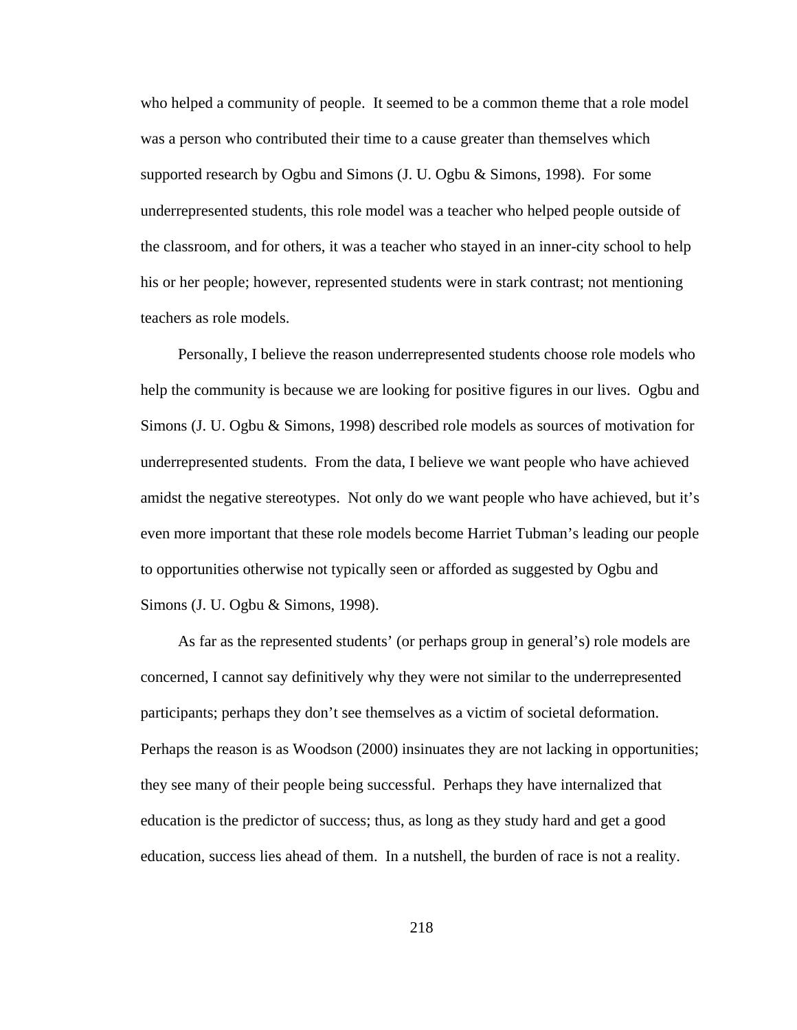who helped a community of people. It seemed to be a common theme that a role model was a person who contributed their time to a cause greater than themselves which supported research by Ogbu and Simons (J. U. Ogbu & Simons, 1998). For some underrepresented students, this role model was a teacher who helped people outside of the classroom, and for others, it was a teacher who stayed in an inner-city school to help his or her people; however, represented students were in stark contrast; not mentioning teachers as role models.

Personally, I believe the reason underrepresented students choose role models who help the community is because we are looking for positive figures in our lives. Ogbu and Simons (J. U. Ogbu & Simons, 1998) described role models as sources of motivation for underrepresented students. From the data, I believe we want people who have achieved amidst the negative stereotypes. Not only do we want people who have achieved, but it's even more important that these role models become Harriet Tubman's leading our people to opportunities otherwise not typically seen or afforded as suggested by Ogbu and Simons (J. U. Ogbu & Simons, 1998).

As far as the represented students' (or perhaps group in general's) role models are concerned, I cannot say definitively why they were not similar to the underrepresented participants; perhaps they don't see themselves as a victim of societal deformation. Perhaps the reason is as Woodson (2000) insinuates they are not lacking in opportunities; they see many of their people being successful. Perhaps they have internalized that education is the predictor of success; thus, as long as they study hard and get a good education, success lies ahead of them. In a nutshell, the burden of race is not a reality.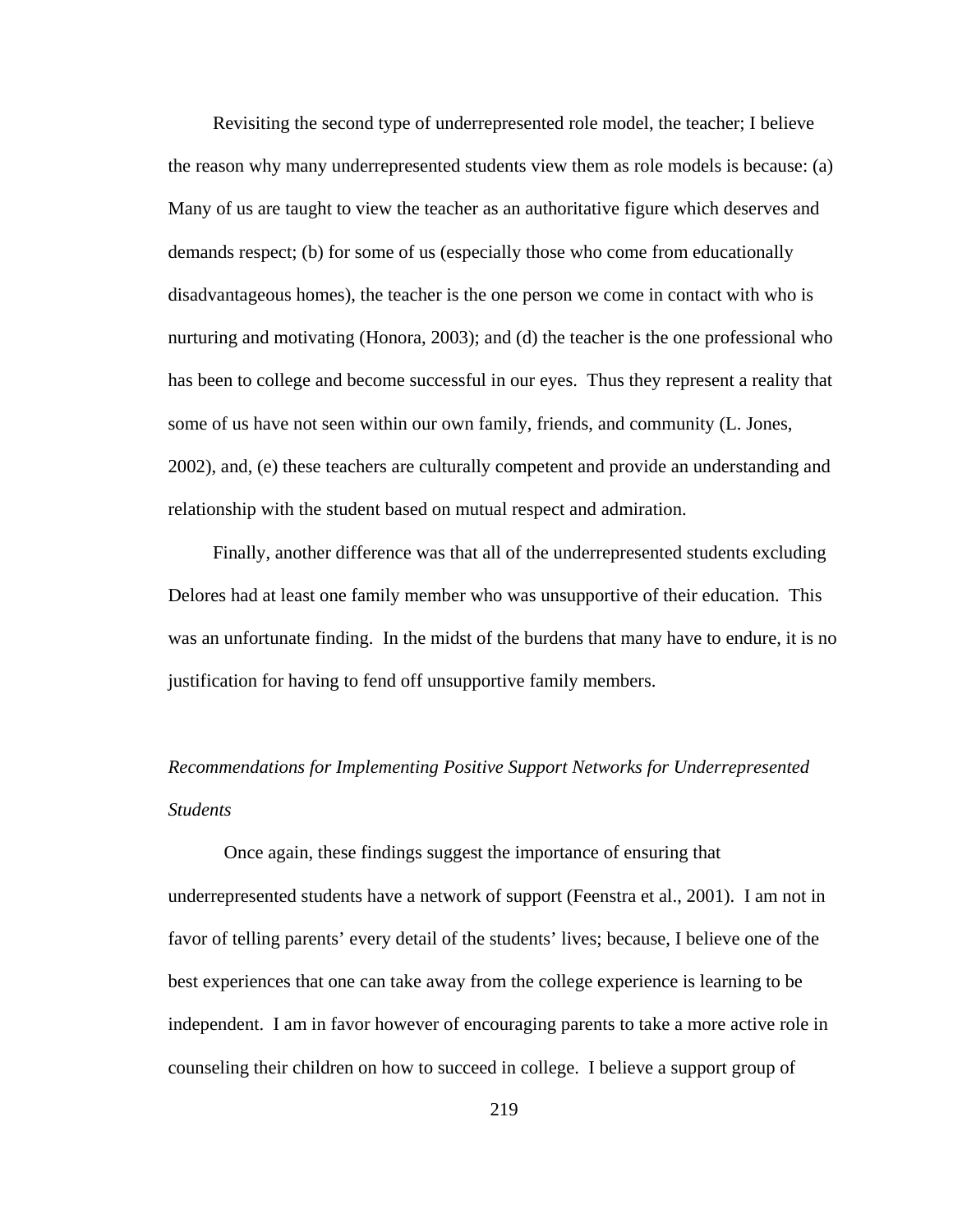Revisiting the second type of underrepresented role model, the teacher; I believe the reason why many underrepresented students view them as role models is because: (a) Many of us are taught to view the teacher as an authoritative figure which deserves and demands respect; (b) for some of us (especially those who come from educationally disadvantageous homes), the teacher is the one person we come in contact with who is nurturing and motivating (Honora, 2003); and (d) the teacher is the one professional who has been to college and become successful in our eyes. Thus they represent a reality that some of us have not seen within our own family, friends, and community (L. Jones, 2002), and, (e) these teachers are culturally competent and provide an understanding and relationship with the student based on mutual respect and admiration.

Finally, another difference was that all of the underrepresented students excluding Delores had at least one family member who was unsupportive of their education. This was an unfortunate finding. In the midst of the burdens that many have to endure, it is no justification for having to fend off unsupportive family members.

*Recommendations for Implementing Positive Support Networks for Underrepresented Students*

Once again, these findings suggest the importance of ensuring that underrepresented students have a network of support (Feenstra et al., 2001). I am not in favor of telling parents' every detail of the students' lives; because, I believe one of the best experiences that one can take away from the college experience is learning to be independent. I am in favor however of encouraging parents to take a more active role in counseling their children on how to succeed in college. I believe a support group of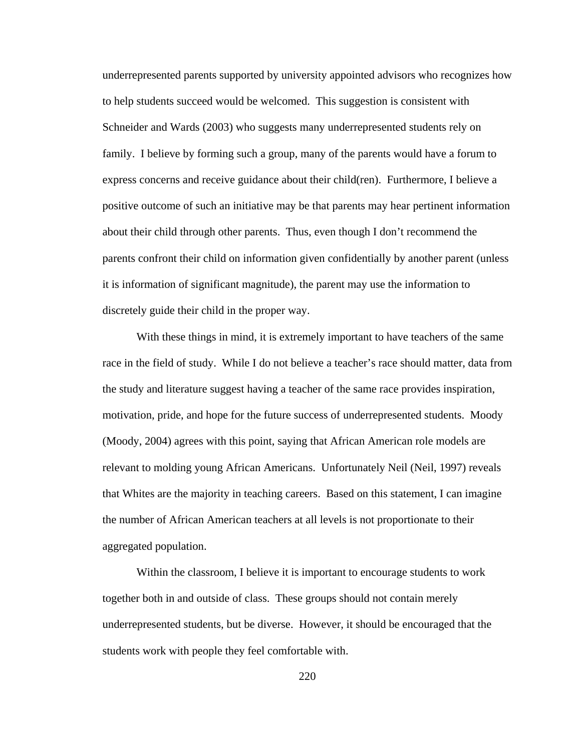underrepresented parents supported by university appointed advisors who recognizes how to help students succeed would be welcomed. This suggestion is consistent with Schneider and Wards (2003) who suggests many underrepresented students rely on family. I believe by forming such a group, many of the parents would have a forum to express concerns and receive guidance about their child(ren). Furthermore, I believe a positive outcome of such an initiative may be that parents may hear pertinent information about their child through other parents. Thus, even though I don't recommend the parents confront their child on information given confidentially by another parent (unless it is information of significant magnitude), the parent may use the information to discretely guide their child in the proper way.

With these things in mind, it is extremely important to have teachers of the same race in the field of study. While I do not believe a teacher's race should matter, data from the study and literature suggest having a teacher of the same race provides inspiration, motivation, pride, and hope for the future success of underrepresented students. Moody (Moody, 2004) agrees with this point, saying that African American role models are relevant to molding young African Americans. Unfortunately Neil (Neil, 1997) reveals that Whites are the majority in teaching careers. Based on this statement, I can imagine the number of African American teachers at all levels is not proportionate to their aggregated population.

Within the classroom, I believe it is important to encourage students to work together both in and outside of class. These groups should not contain merely underrepresented students, but be diverse. However, it should be encouraged that the students work with people they feel comfortable with.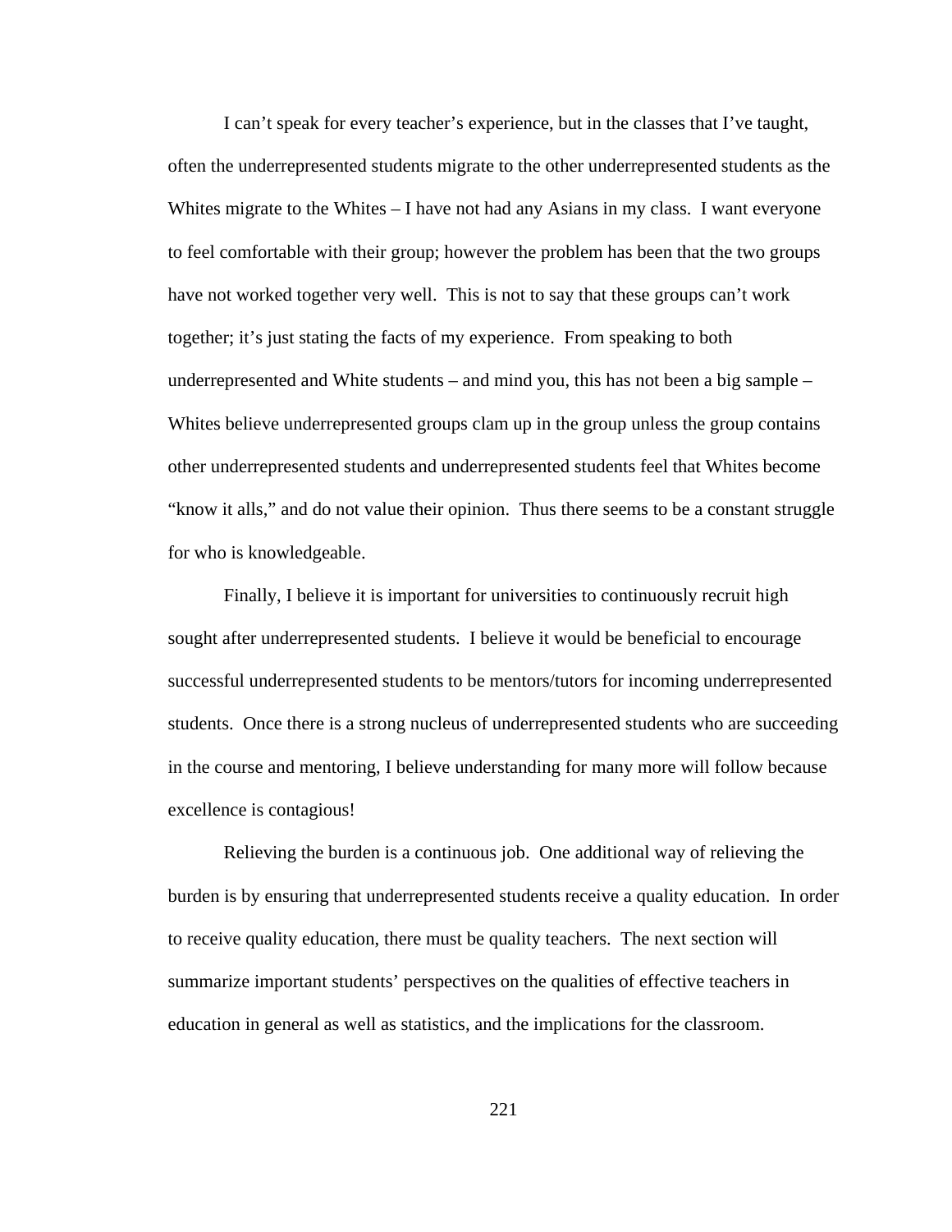I can’t speak for every teacher’s experience, but in the classes that I’ve taught, often the underrepresented students migrate to the other underrepresented students as the Whites migrate to the Whites – I have not had any Asians in my class. I want everyone to feel comfortable with their group; however the problem has been that the two groups have not worked together very well. This is not to say that these groups can’t work together; it’s just stating the facts of my experience. From speaking to both underrepresented and White students – and mind you, this has not been a big sample – Whites believe underrepresented groups clam up in the group unless the group contains other underrepresented students and underrepresented students feel that Whites become “know it alls,” and do not value their opinion. Thus there seems to be a constant struggle for who is knowledgeable.

Finally, I believe it is important for universities to continuously recruit high sought after underrepresented students. I believe it would be beneficial to encourage successful underrepresented students to be mentors/tutors for incoming underrepresented students. Once there is a strong nucleus of underrepresented students who are succeeding in the course and mentoring, I believe understanding for many more will follow because excellence is contagious!

Relieving the burden is a continuous job. One additional way of relieving the burden is by ensuring that underrepresented students receive a quality education. In order to receive quality education, there must be quality teachers. The next section will summarize important students’ perspectives on the qualities of effective teachers in education in general as well as statistics, and the implications for the classroom.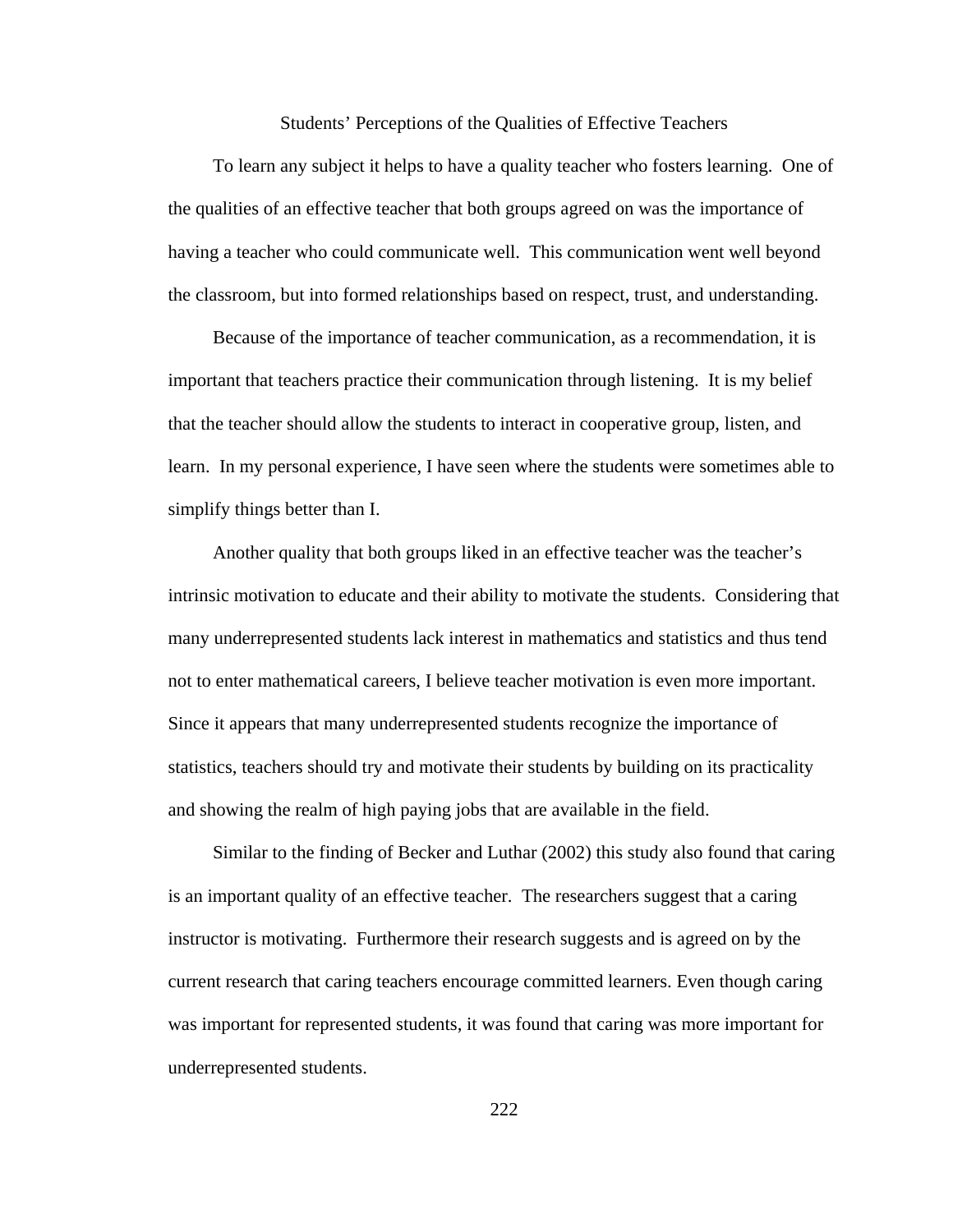## Students' Perceptions of the Qualities of Effective Teachers

To learn any subject it helps to have a quality teacher who fosters learning. One of the qualities of an effective teacher that both groups agreed on was the importance of having a teacher who could communicate well. This communication went well beyond the classroom, but into formed relationships based on respect, trust, and understanding.

Because of the importance of teacher communication, as a recommendation, it is important that teachers practice their communication through listening. It is my belief that the teacher should allow the students to interact in cooperative group, listen, and learn. In my personal experience, I have seen where the students were sometimes able to simplify things better than I.

Another quality that both groups liked in an effective teacher was the teacher's intrinsic motivation to educate and their ability to motivate the students. Considering that many underrepresented students lack interest in mathematics and statistics and thus tend not to enter mathematical careers, I believe teacher motivation is even more important. Since it appears that many underrepresented students recognize the importance of statistics, teachers should try and motivate their students by building on its practicality and showing the realm of high paying jobs that are available in the field.

Similar to the finding of Becker and Luthar (2002) this study also found that caring is an important quality of an effective teacher. The researchers suggest that a caring instructor is motivating. Furthermore their research suggests and is agreed on by the current research that caring teachers encourage committed learners. Even though caring was important for represented students, it was found that caring was more important for underrepresented students.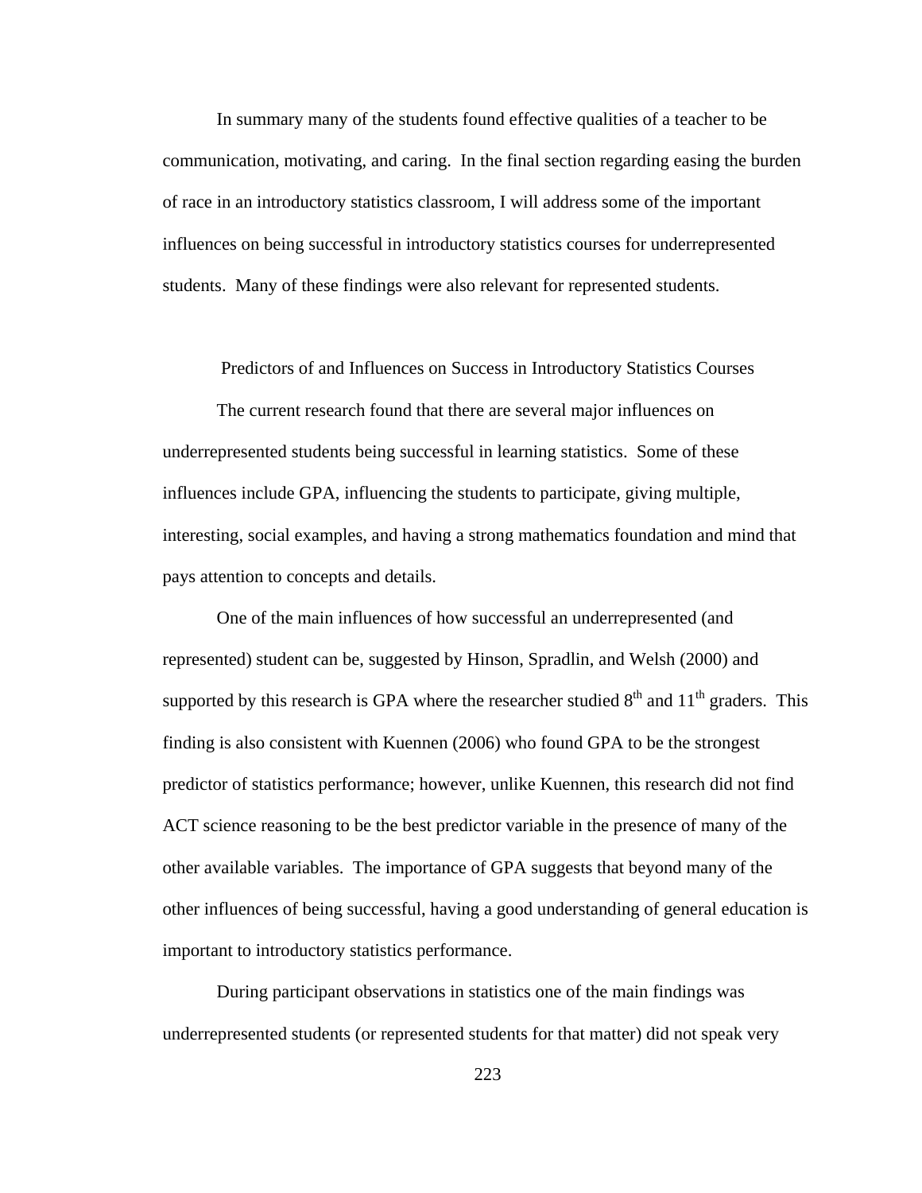In summary many of the students found effective qualities of a teacher to be communication, motivating, and caring. In the final section regarding easing the burden of race in an introductory statistics classroom, I will address some of the important influences on being successful in introductory statistics courses for underrepresented students. Many of these findings were also relevant for represented students.

## Predictors of and Influences on Success in Introductory Statistics Courses

The current research found that there are several major influences on underrepresented students being successful in learning statistics. Some of these influences include GPA, influencing the students to participate, giving multiple, interesting, social examples, and having a strong mathematics foundation and mind that pays attention to concepts and details.

One of the main influences of how successful an underrepresented (and represented) student can be, suggested by Hinson, Spradlin, and Welsh (2000) and supported by this research is GPA where the researcher studied 8th and 11th graders. This finding is also consistent with Kuennen (2006) who found GPA to be the strongest predictor of statistics performance; however, unlike Kuennen, this research did not find ACT science reasoning to be the best predictor variable in the presence of many of the other available variables. The importance of GPA suggests that beyond many of the other influences of being successful, having a good understanding of general education is important to introductory statistics performance.

During participant observations in statistics one of the main findings was underrepresented students (or represented students for that matter) did not speak very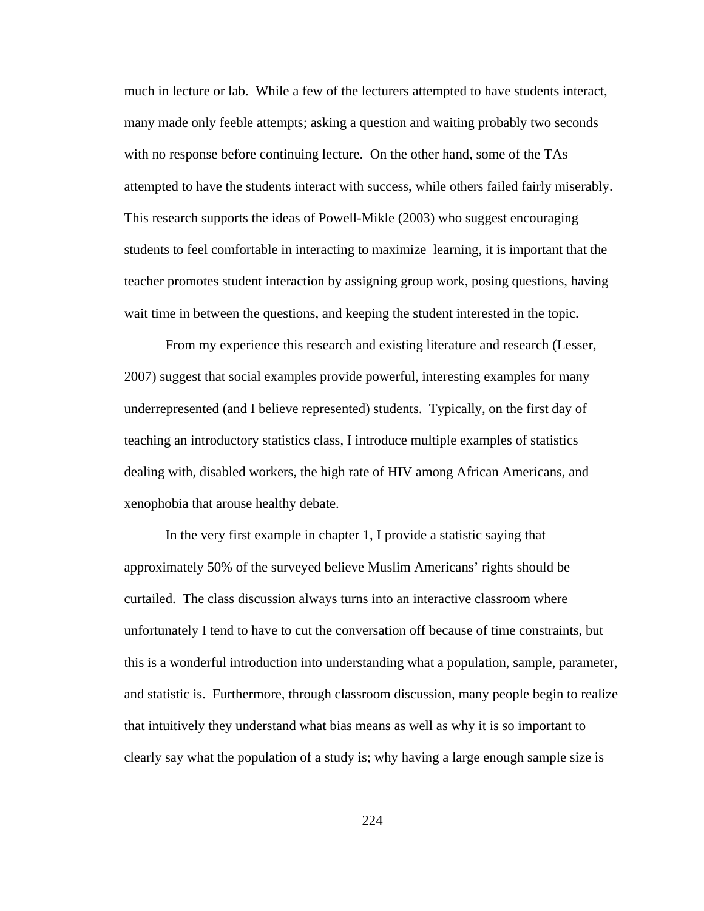much in lecture or lab. While a few of the lecturers attempted to have students interact, many made only feeble attempts; asking a question and waiting probably two seconds with no response before continuing lecture. On the other hand, some of the TAs attempted to have the students interact with success, while others failed fairly miserably. This research supports the ideas of Powell-Mikle (2003) who suggest encouraging students to feel comfortable in interacting to maximize learning, it is important that the teacher promotes student interaction by assigning group work, posing questions, having wait time in between the questions, and keeping the student interested in the topic.

From my experience this research and existing literature and research (Lesser, 2007) suggest that social examples provide powerful, interesting examples for many underrepresented (and I believe represented) students. Typically, on the first day of teaching an introductory statistics class, I introduce multiple examples of statistics dealing with, disabled workers, the high rate of HIV among African Americans, and xenophobia that arouse healthy debate.

In the very first example in chapter 1, I provide a statistic saying that approximately 50% of the surveyed believe Muslim Americans' rights should be curtailed. The class discussion always turns into an interactive classroom where unfortunately I tend to have to cut the conversation off because of time constraints, but this is a wonderful introduction into understanding what a population, sample, parameter, and statistic is. Furthermore, through classroom discussion, many people begin to realize that intuitively they understand what bias means as well as why it is so important to clearly say what the population of a study is; why having a large enough sample size is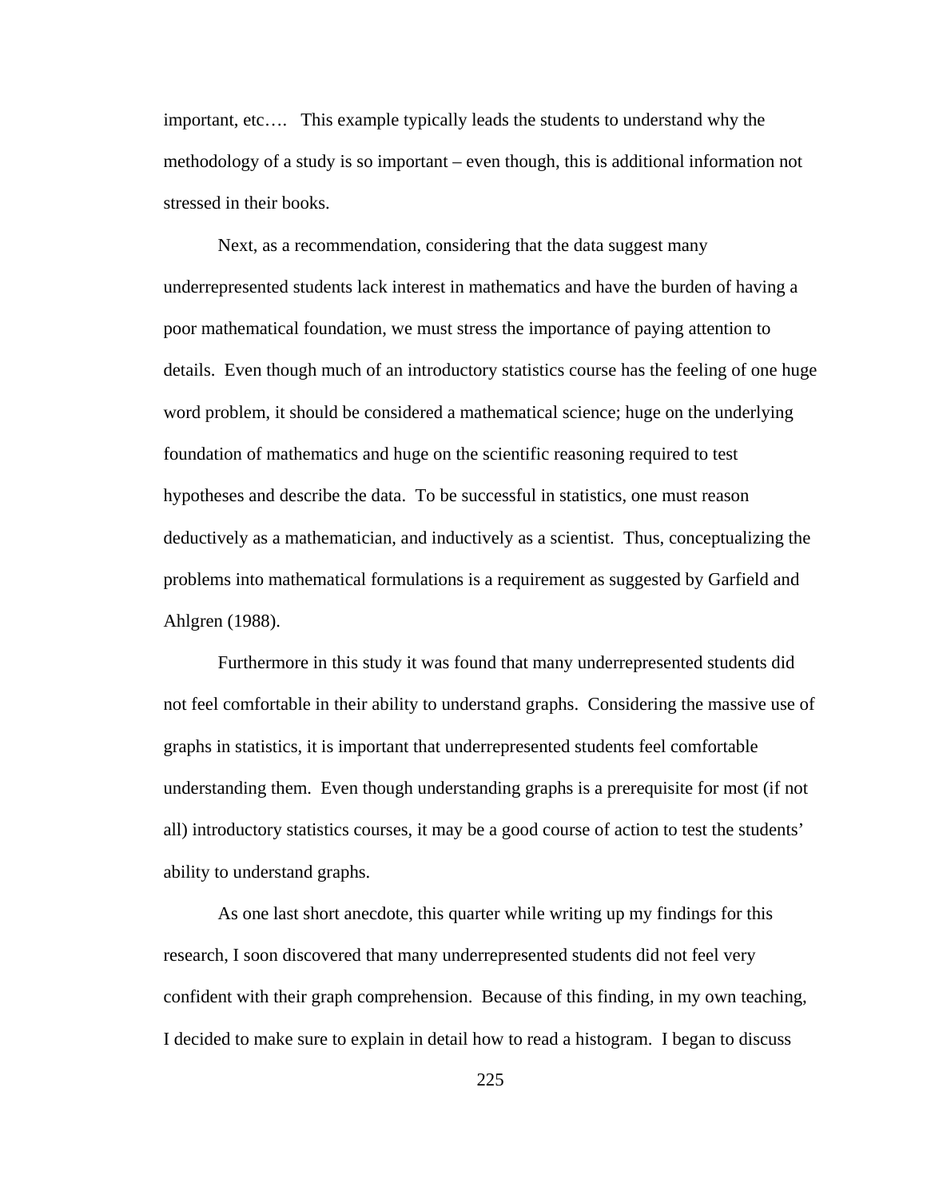important, etc…. This example typically leads the students to understand why the methodology of a study is so important – even though, this is additional information not stressed in their books.

Next, as a recommendation, considering that the data suggest many underrepresented students lack interest in mathematics and have the burden of having a poor mathematical foundation, we must stress the importance of paying attention to details. Even though much of an introductory statistics course has the feeling of one huge word problem, it should be considered a mathematical science; huge on the underlying foundation of mathematics and huge on the scientific reasoning required to test hypotheses and describe the data. To be successful in statistics, one must reason deductively as a mathematician, and inductively as a scientist. Thus, conceptualizing the problems into mathematical formulations is a requirement as suggested by Garfield and Ahlgren (1988).

Furthermore in this study it was found that many underrepresented students did not feel comfortable in their ability to understand graphs. Considering the massive use of graphs in statistics, it is important that underrepresented students feel comfortable understanding them. Even though understanding graphs is a prerequisite for most (if not all) introductory statistics courses, it may be a good course of action to test the students' ability to understand graphs.

As one last short anecdote, this quarter while writing up my findings for this research, I soon discovered that many underrepresented students did not feel very confident with their graph comprehension. Because of this finding, in my own teaching, I decided to make sure to explain in detail how to read a histogram. I began to discuss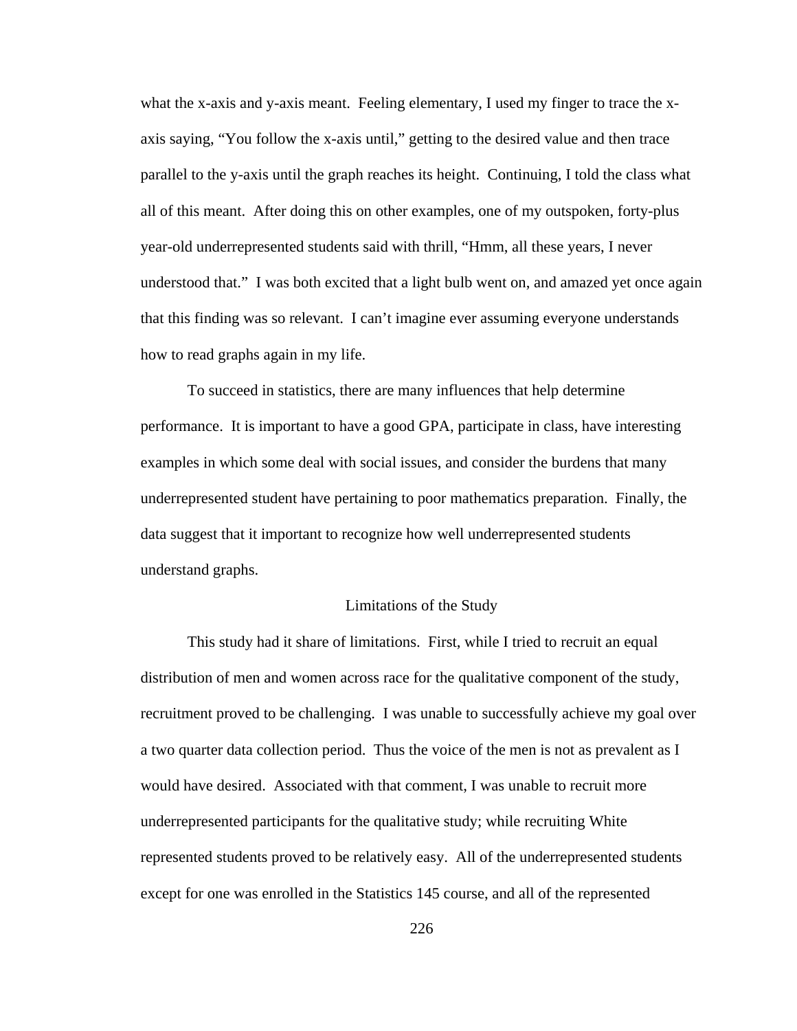what the x-axis and y-axis meant. Feeling elementary, I used my finger to trace the x-axis saying, "You follow the x-axis until," getting to the desired value and then trace parallel to the y-axis until the graph reaches its height. Continuing, I told the class what all of this meant. After doing this on other examples, one of my outspoken, forty-plus year-old underrepresented students said with thrill, "Hmm, all these years, I never understood that." I was both excited that a light bulb went on, and amazed yet once again that this finding was so relevant. I can't imagine ever assuming everyone understands how to read graphs again in my life.

To succeed in statistics, there are many influences that help determine performance. It is important to have a good GPA, participate in class, have interesting examples in which some deal with social issues, and consider the burdens that many underrepresented student have pertaining to poor mathematics preparation. Finally, the data suggest that it important to recognize how well underrepresented students understand graphs.

## Limitations of the Study

This study had it share of limitations. First, while I tried to recruit an equal distribution of men and women across race for the qualitative component of the study, recruitment proved to be challenging. I was unable to successfully achieve my goal over a two quarter data collection period. Thus the voice of the men is not as prevalent as I would have desired. Associated with that comment, I was unable to recruit more underrepresented participants for the qualitative study; while recruiting White represented students proved to be relatively easy. All of the underrepresented students except for one was enrolled in the Statistics 145 course, and all of the represented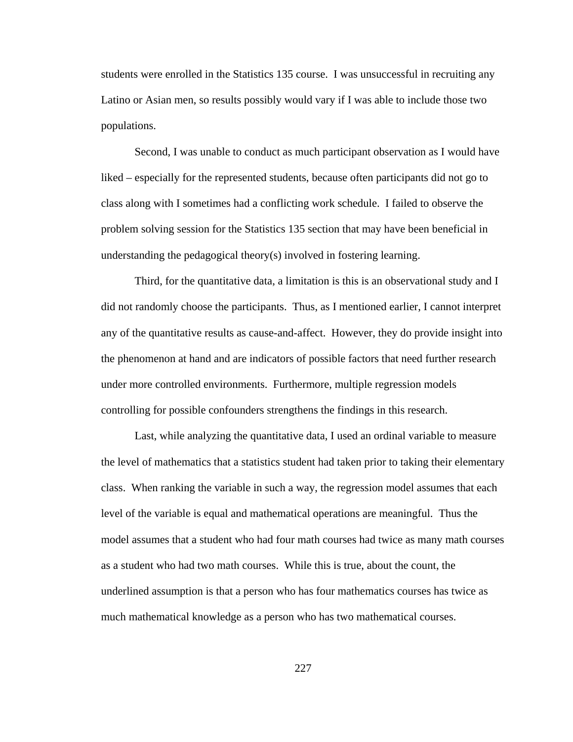students were enrolled in the Statistics 135 course. I was unsuccessful in recruiting any Latino or Asian men, so results possibly would vary if I was able to include those two populations.

Second, I was unable to conduct as much participant observation as I would have liked – especially for the represented students, because often participants did not go to class along with I sometimes had a conflicting work schedule. I failed to observe the problem solving session for the Statistics 135 section that may have been beneficial in understanding the pedagogical theory(s) involved in fostering learning.

Third, for the quantitative data, a limitation is this is an observational study and I did not randomly choose the participants. Thus, as I mentioned earlier, I cannot interpret any of the quantitative results as cause-and-affect. However, they do provide insight into the phenomenon at hand and are indicators of possible factors that need further research under more controlled environments. Furthermore, multiple regression models controlling for possible confounders strengthens the findings in this research.

Last, while analyzing the quantitative data, I used an ordinal variable to measure the level of mathematics that a statistics student had taken prior to taking their elementary class. When ranking the variable in such a way, the regression model assumes that each level of the variable is equal and mathematical operations are meaningful. Thus the model assumes that a student who had four math courses had twice as many math courses as a student who had two math courses. While this is true, about the count, the underlined assumption is that a person who has four mathematics courses has twice as much mathematical knowledge as a person who has two mathematical courses.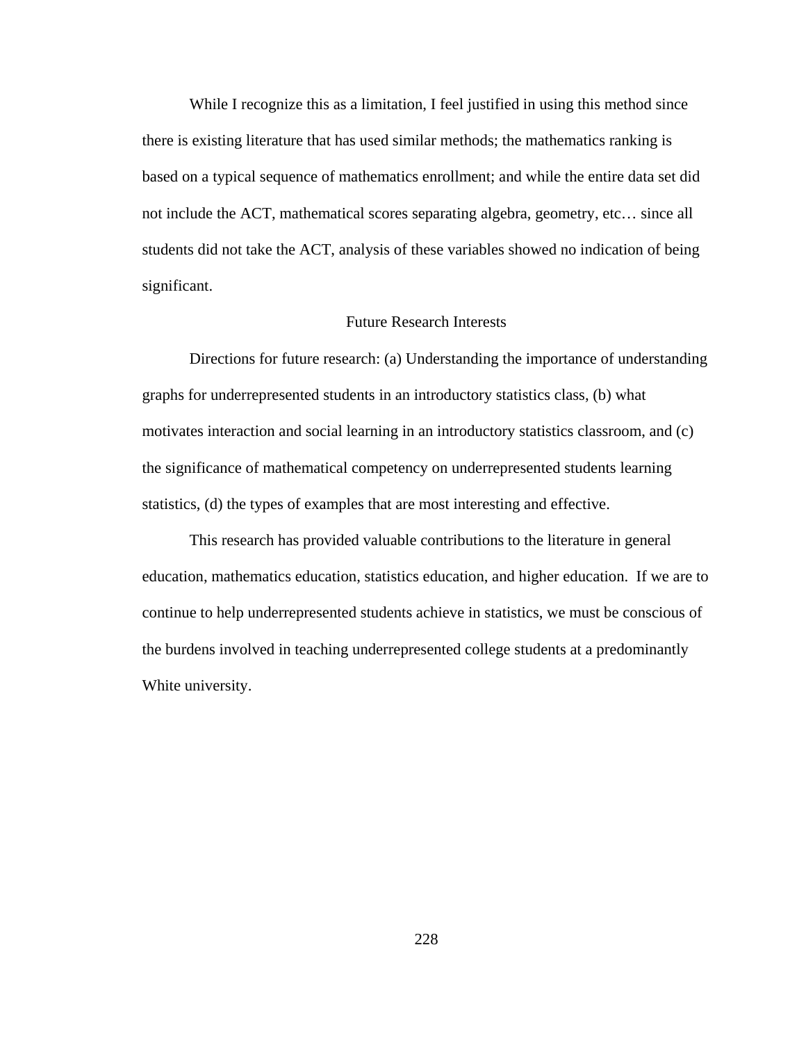While I recognize this as a limitation, I feel justified in using this method since there is existing literature that has used similar methods; the mathematics ranking is based on a typical sequence of mathematics enrollment; and while the entire data set did not include the ACT, mathematical scores separating algebra, geometry, etc… since all students did not take the ACT, analysis of these variables showed no indication of being significant.

## Future Research Interests

Directions for future research: (a) Understanding the importance of understanding graphs for underrepresented students in an introductory statistics class, (b) what motivates interaction and social learning in an introductory statistics classroom, and (c) the significance of mathematical competency on underrepresented students learning statistics, (d) the types of examples that are most interesting and effective.

This research has provided valuable contributions to the literature in general education, mathematics education, statistics education, and higher education. If we are to continue to help underrepresented students achieve in statistics, we must be conscious of the burdens involved in teaching underrepresented college students at a predominantly White university.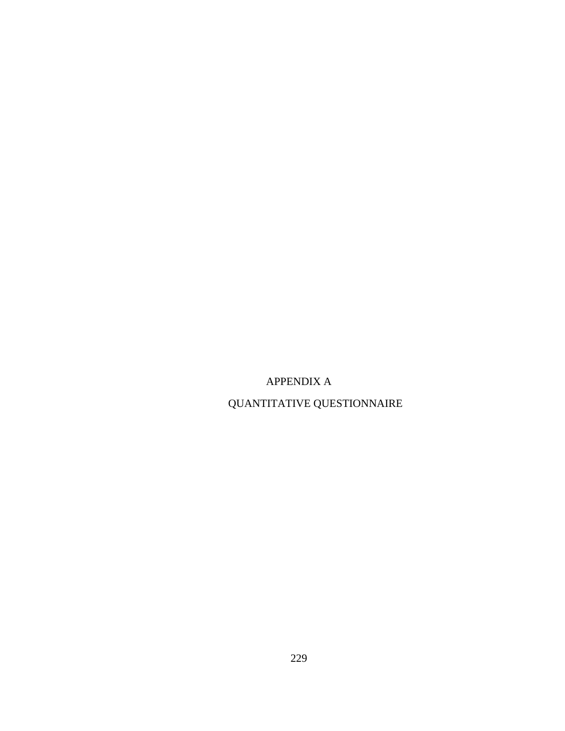# APPENDIX A

# QUANTITATIVE QUESTIONNAIRE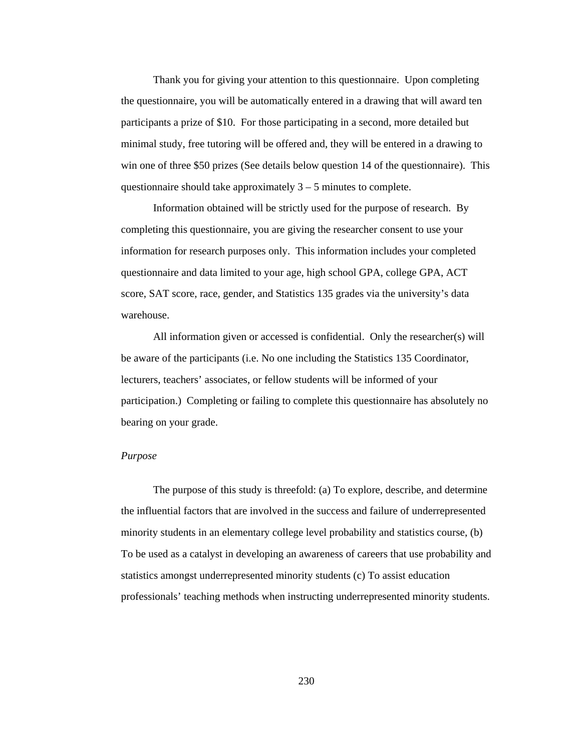Thank you for giving your attention to this questionnaire. Upon completing the questionnaire, you will be automatically entered in a drawing that will award ten participants a prize of $10. For those participating in a second, more detailed but minimal study, free tutoring will be offered and, they will be entered in a drawing to win one of three $50 prizes (See details below question 14 of the questionnaire). This questionnaire should take approximately 3 – 5 minutes to complete.

Information obtained will be strictly used for the purpose of research. By completing this questionnaire, you are giving the researcher consent to use your information for research purposes only. This information includes your completed questionnaire and data limited to your age, high school GPA, college GPA, ACT score, SAT score, race, gender, and Statistics 135 grades via the university's data warehouse.

All information given or accessed is confidential. Only the researcher(s) will be aware of the participants (i.e. No one including the Statistics 135 Coordinator, lecturers, teachers' associates, or fellow students will be informed of your participation.) Completing or failing to complete this questionnaire has absolutely no bearing on your grade.

*Purpose*

The purpose of this study is threefold: (a) To explore, describe, and determine the influential factors that are involved in the success and failure of underrepresented minority students in an elementary college level probability and statistics course, (b) To be used as a catalyst in developing an awareness of careers that use probability and statistics amongst underrepresented minority students (c) To assist education professionals' teaching methods when instructing underrepresented minority students.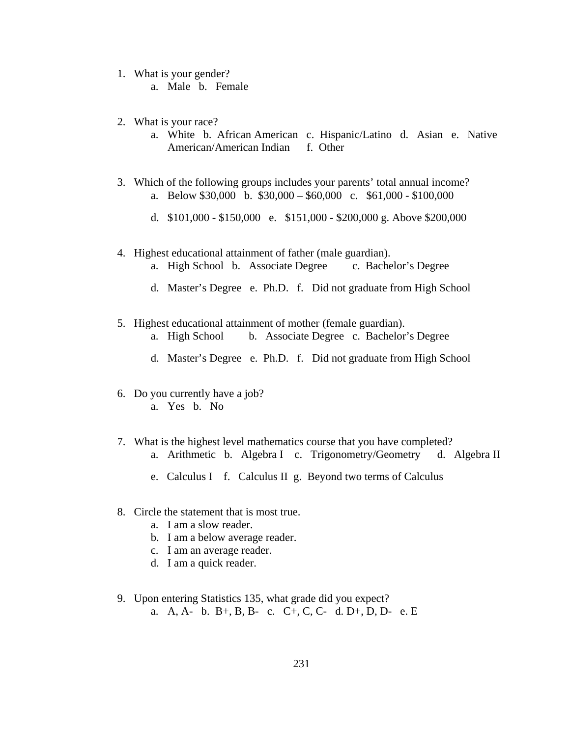1. What is your gender?
    a. Male b. Female

2. What is your race?
    a. White b. African American c. Hispanic/Latino d. Asian e. Native American/American Indian f. Other

3. Which of the following groups includes your parents' total annual income?
    a. Below $30,000 b. $30,000 – $60,000 c. $61,000 - $100,000

    d. $101,000 - $150,000 e. $151,000 - $200,000 g. Above $200,000

4. Highest educational attainment of father (male guardian).
    a. High School b. Associate Degree c. Bachelor's Degree

    d. Master's Degree e. Ph.D. f. Did not graduate from High School

5. Highest educational attainment of mother (female guardian).
    a. High School b. Associate Degree c. Bachelor's Degree

    d. Master's Degree e. Ph.D. f. Did not graduate from High School

6. Do you currently have a job?
    a. Yes b. No

7. What is the highest level mathematics course that you have completed?
    a. Arithmetic b. Algebra I c. Trigonometry/Geometry d. Algebra II

    e. Calculus I f. Calculus II g. Beyond two terms of Calculus

8. Circle the statement that is most true.
    a. I am a slow reader.
    b. I am a below average reader.
    c. I am an average reader.
    d. I am a quick reader.

9. Upon entering Statistics 135, what grade did you expect?
    a. A, A- b. B+, B, B- c. C+, C, C- d. D+, D, D- e. E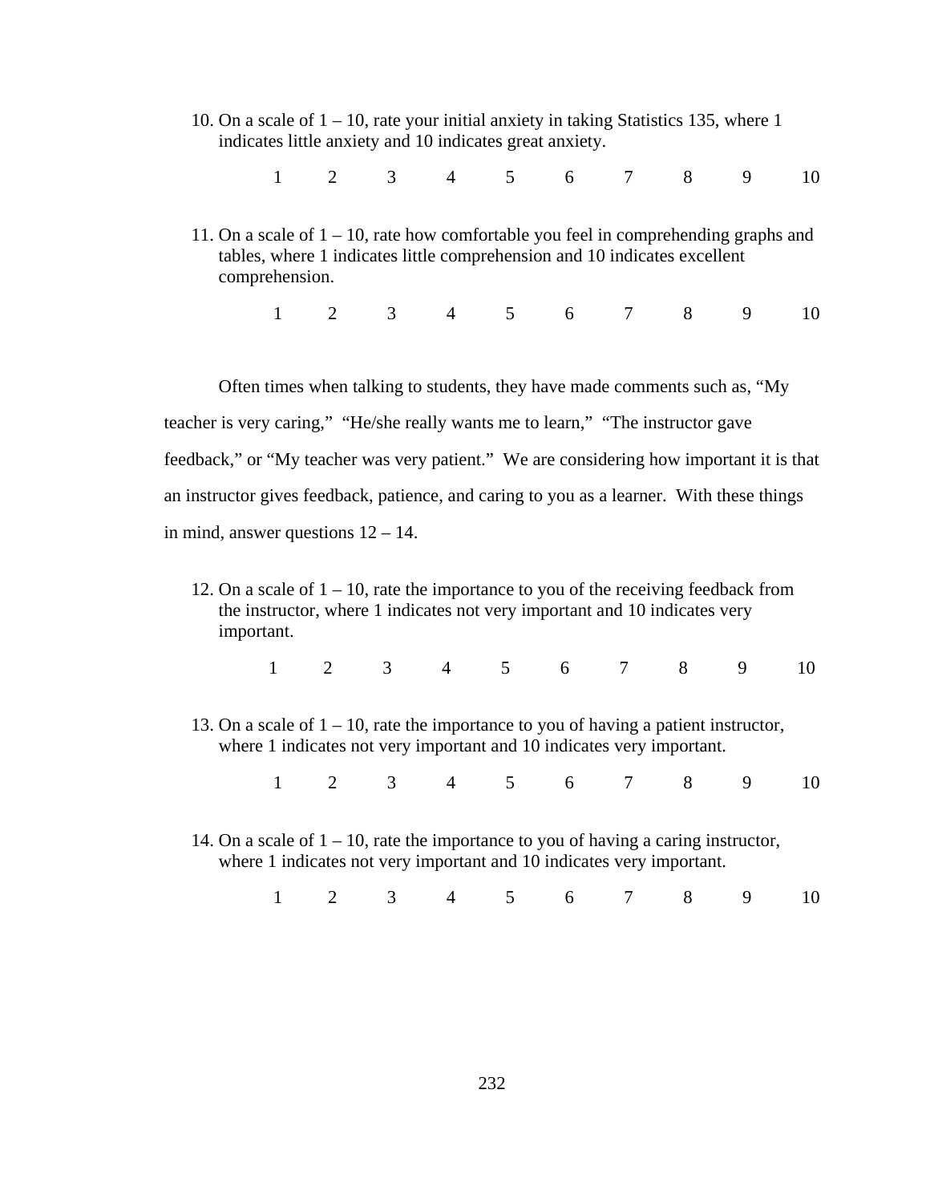10. On a scale of 1 – 10, rate your initial anxiety in taking Statistics 135, where 1 indicates little anxiety and 10 indicates great anxiety.

    1 2 3 4 5 6 7 8 9 10

11. On a scale of 1 – 10, rate how comfortable you feel in comprehending graphs and tables, where 1 indicates little comprehension and 10 indicates excellent comprehension.

    1 2 3 4 5 6 7 8 9 10

Often times when talking to students, they have made comments such as, “My teacher is very caring,” “He/she really wants me to learn,” “The instructor gave feedback,” or “My teacher was very patient.” We are considering how important it is that an instructor gives feedback, patience, and caring to you as a learner. With these things in mind, answer questions 12 – 14.

12. On a scale of 1 – 10, rate the importance to you of the receiving feedback from the instructor, where 1 indicates not very important and 10 indicates very important.

    1 2 3 4 5 6 7 8 9 10

13. On a scale of 1 – 10, rate the importance to you of having a patient instructor, where 1 indicates not very important and 10 indicates very important.

    1 2 3 4 5 6 7 8 9 10

14. On a scale of 1 – 10, rate the importance to you of having a caring instructor, where 1 indicates not very important and 10 indicates very important.

    1 2 3 4 5 6 7 8 9 10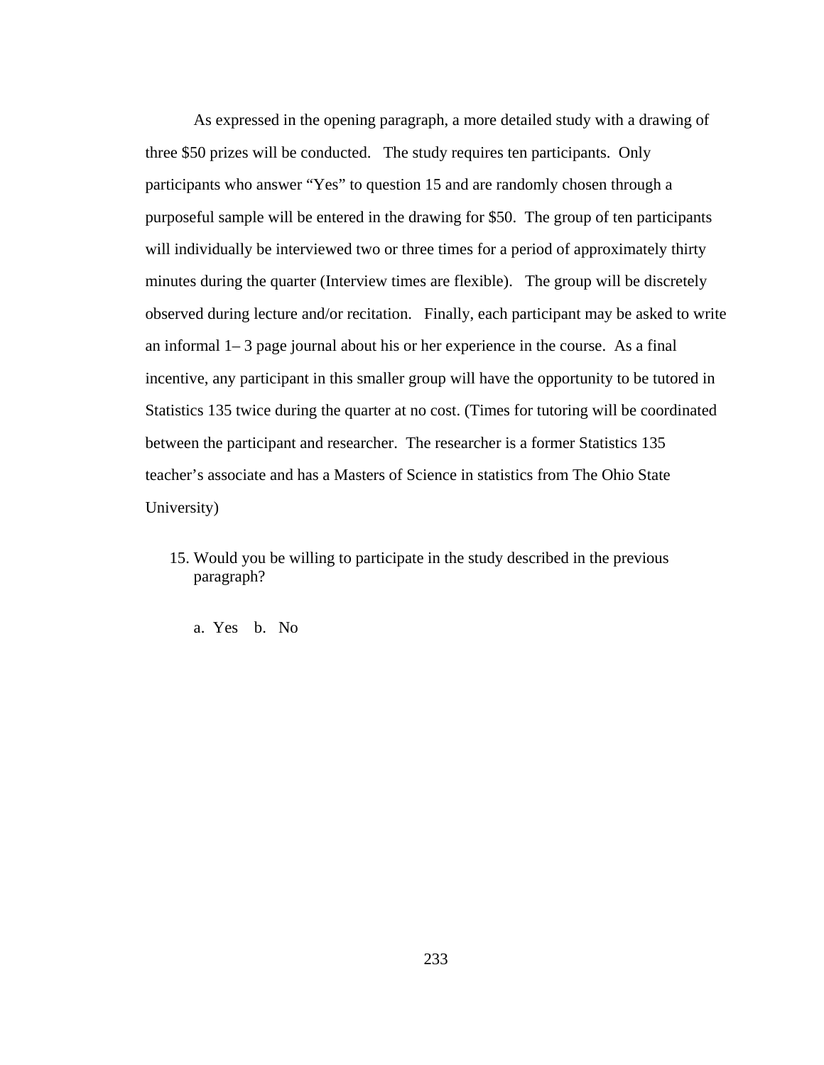As expressed in the opening paragraph, a more detailed study with a drawing of three $50 prizes will be conducted.   The study requires ten participants.  Only participants who answer “Yes” to question 15 and are randomly chosen through a purposeful sample will be entered in the drawing for $50.  The group of ten participants will individually be interviewed two or three times for a period of approximately thirty minutes during the quarter (Interview times are flexible).   The group will be discretely observed during lecture and/or recitation.   Finally, each participant may be asked to write an informal 1– 3 page journal about his or her experience in the course.  As a final incentive, any participant in this smaller group will have the opportunity to be tutored in Statistics 135 twice during the quarter at no cost. (Times for tutoring will be coordinated between the participant and researcher.  The researcher is a former Statistics 135 teacher’s associate and has a Masters of Science in statistics from The Ohio State University)

15. Would you be willing to participate in the study described in the previous paragraph?

    a.  Yes    b.   No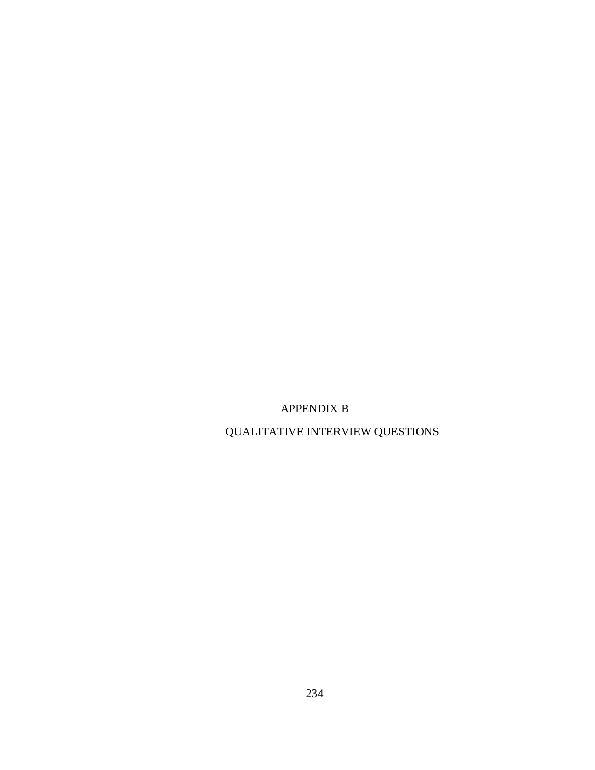# APPENDIX B

# QUALITATIVE INTERVIEW QUESTIONS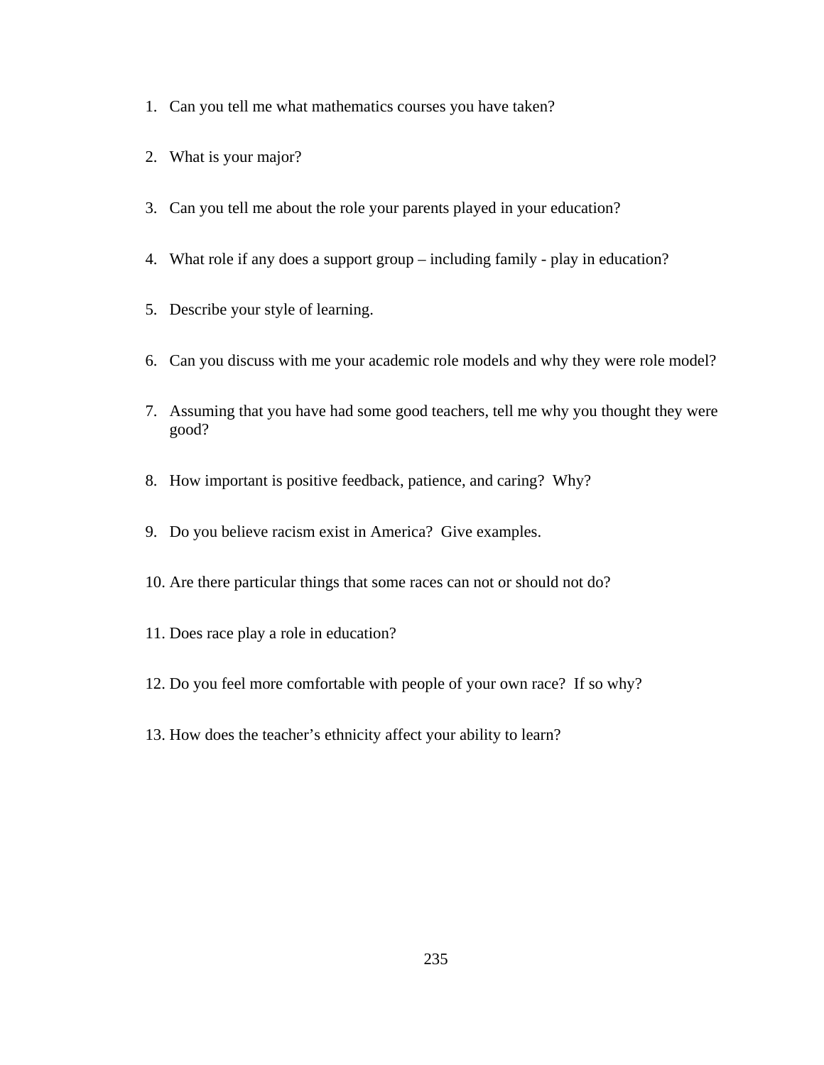1. Can you tell me what mathematics courses you have taken?

2. What is your major?

3. Can you tell me about the role your parents played in your education?

4. What role if any does a support group – including family - play in education?

5. Describe your style of learning.

6. Can you discuss with me your academic role models and why they were role model?

7. Assuming that you have had some good teachers, tell me why you thought they were good?

8. How important is positive feedback, patience, and caring? Why?

9. Do you believe racism exist in America? Give examples.

10. Are there particular things that some races can not or should not do?

11. Does race play a role in education?

12. Do you feel more comfortable with people of your own race? If so why?

13. How does the teacher's ethnicity affect your ability to learn?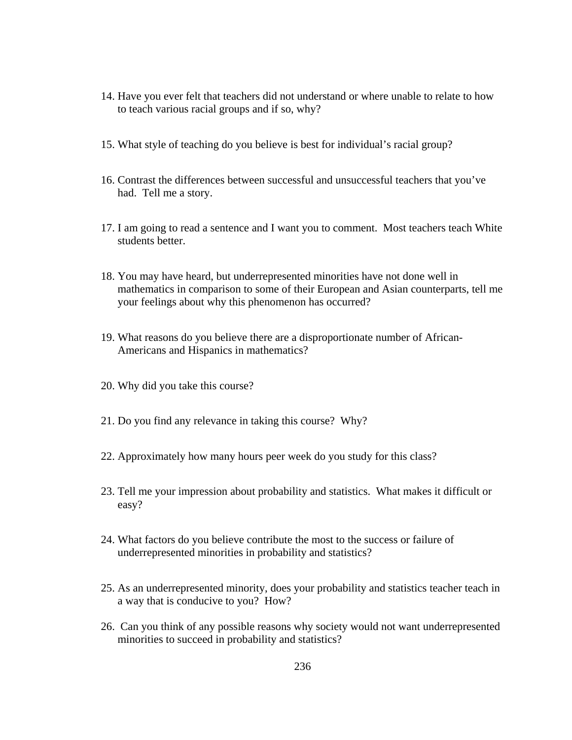14. Have you ever felt that teachers did not understand or where unable to relate to how to teach various racial groups and if so, why?

15. What style of teaching do you believe is best for individual's racial group?

16. Contrast the differences between successful and unsuccessful teachers that you've had. Tell me a story.

17. I am going to read a sentence and I want you to comment. Most teachers teach White students better.

18. You may have heard, but underrepresented minorities have not done well in mathematics in comparison to some of their European and Asian counterparts, tell me your feelings about why this phenomenon has occurred?

19. What reasons do you believe there are a disproportionate number of African-Americans and Hispanics in mathematics?

20. Why did you take this course?

21. Do you find any relevance in taking this course? Why?

22. Approximately how many hours peer week do you study for this class?

23. Tell me your impression about probability and statistics. What makes it difficult or easy?

24. What factors do you believe contribute the most to the success or failure of underrepresented minorities in probability and statistics?

25. As an underrepresented minority, does your probability and statistics teacher teach in a way that is conducive to you? How?

26. Can you think of any possible reasons why society would not want underrepresented minorities to succeed in probability and statistics?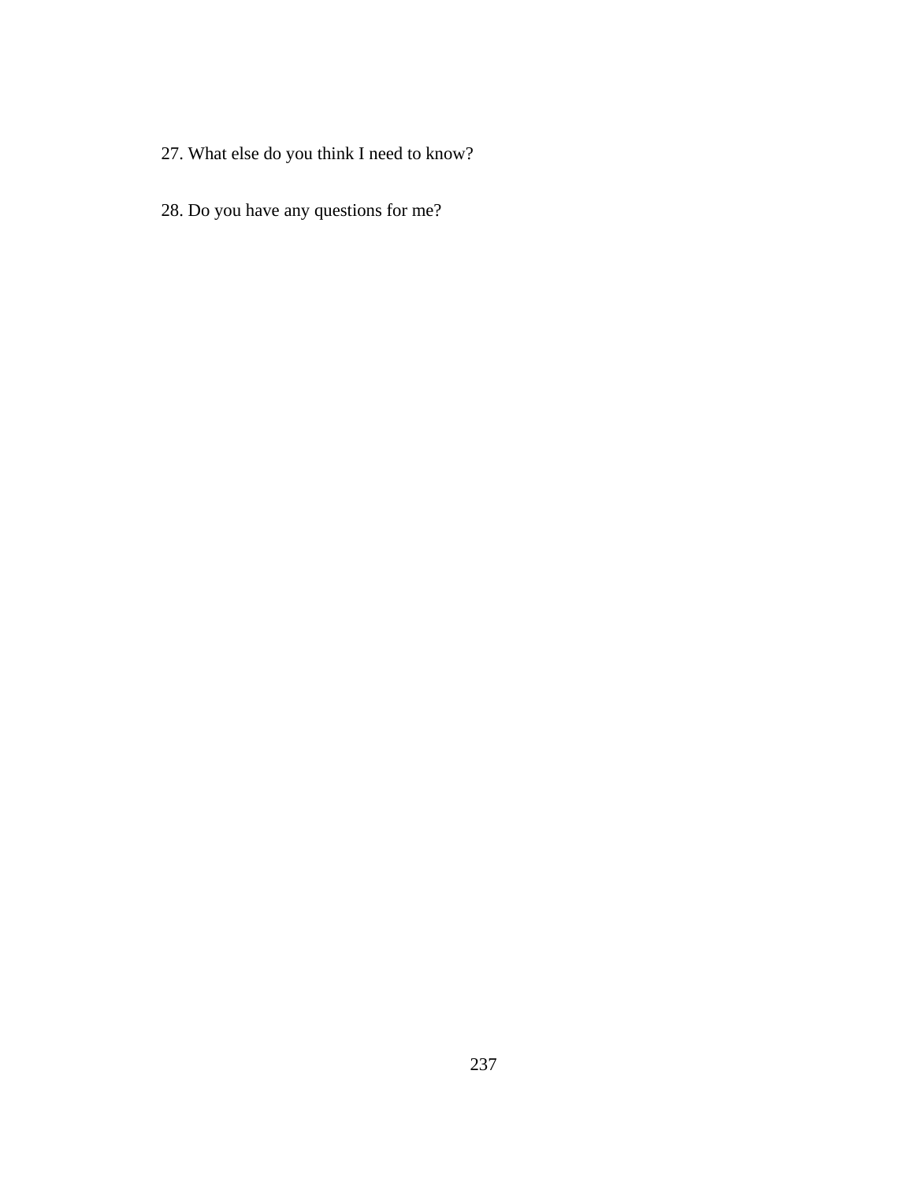27. What else do you think I need to know?

28. Do you have any questions for me?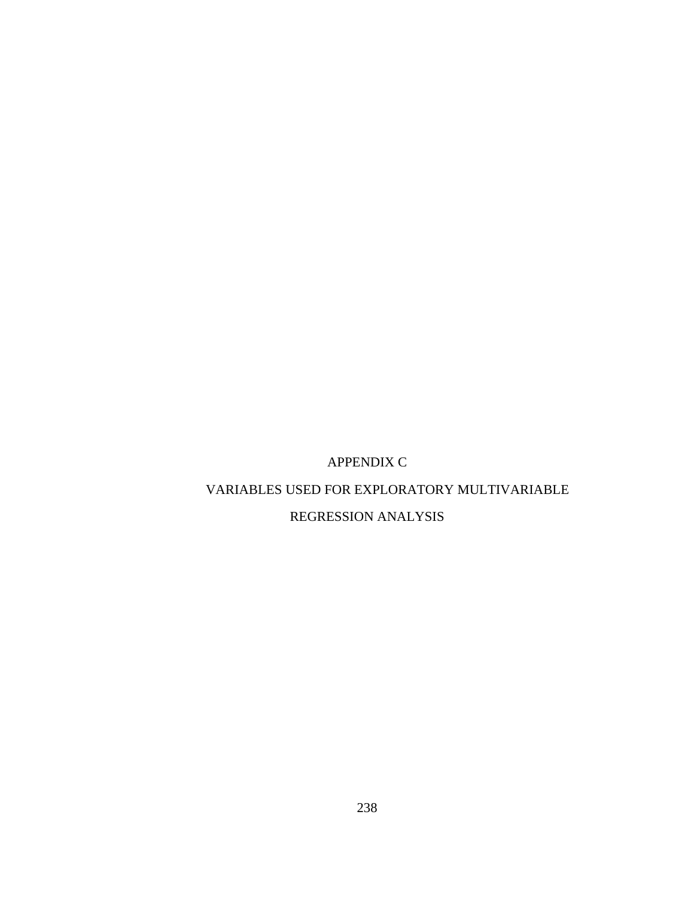# APPENDIX C

# VARIABLES USED FOR EXPLORATORY MULTIVARIABLE REGRESSION ANALYSIS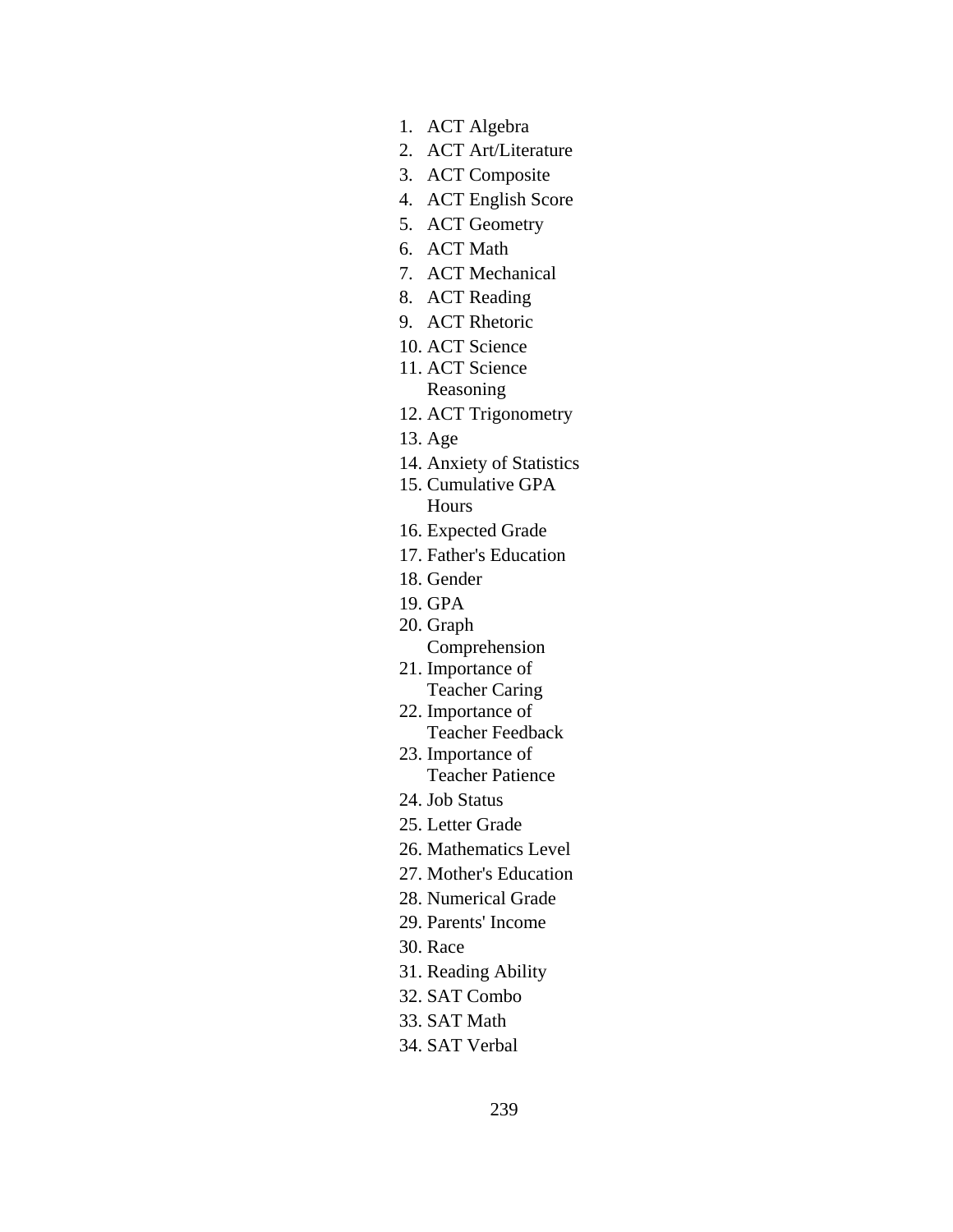1. ACT Algebra
2. ACT Art/Literature
3. ACT Composite
4. ACT English Score
5. ACT Geometry
6. ACT Math
7. ACT Mechanical
8. ACT Reading
9. ACT Rhetoric
10. ACT Science
11. ACT Science Reasoning
12. ACT Trigonometry
13. Age
14. Anxiety of Statistics
15. Cumulative GPA Hours
16. Expected Grade
17. Father's Education
18. Gender
19. GPA
20. Graph Comprehension
21. Importance of Teacher Caring
22. Importance of Teacher Feedback
23. Importance of Teacher Patience
24. Job Status
25. Letter Grade
26. Mathematics Level
27. Mother's Education
28. Numerical Grade
29. Parents' Income
30. Race
31. Reading Ability
32. SAT Combo
33. SAT Math
34. SAT Verbal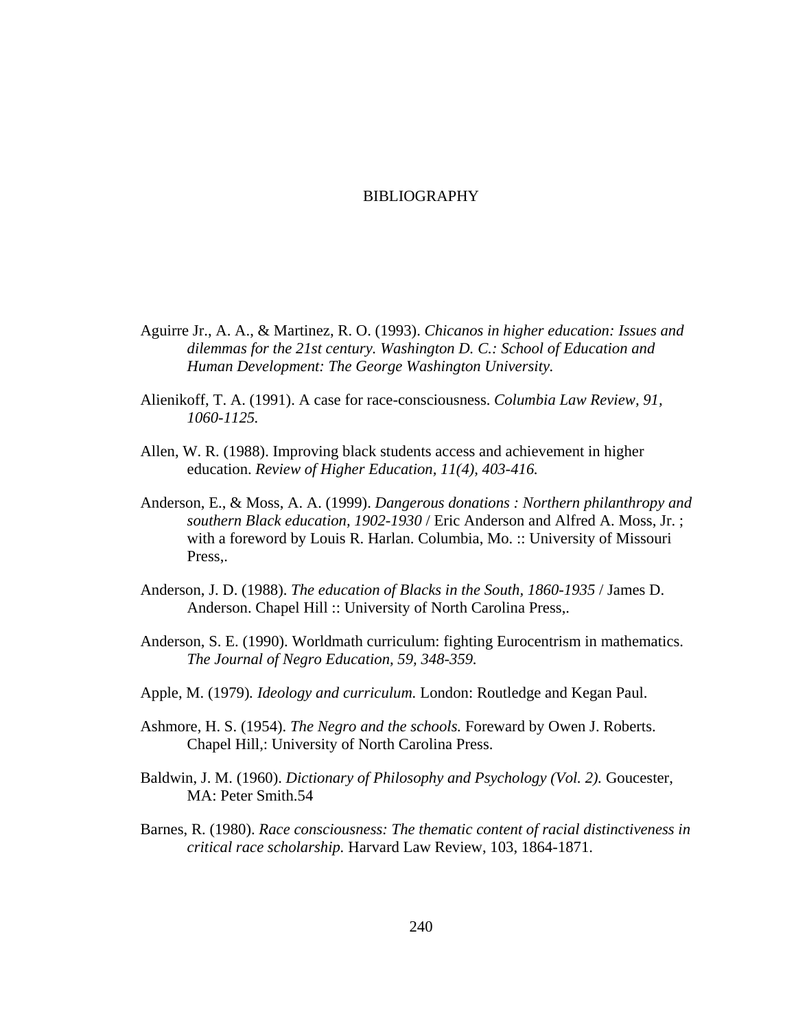# BIBLIOGRAPHY

Aguirre Jr., A. A., & Martinez, R. O. (1993). *Chicanos in higher education: Issues and dilemmas for the 21st century. Washington D. C.: School of Education and Human Development: The George Washington University.*

Alienikoff, T. A. (1991). A case for race-consciousness. *Columbia Law Review, 91, 1060-1125.*

Allen, W. R. (1988). Improving black students access and achievement in higher education. *Review of Higher Education, 11(4), 403-416.*

Anderson, E., & Moss, A. A. (1999). *Dangerous donations : Northern philanthropy and southern Black education, 1902-1930* / Eric Anderson and Alfred A. Moss, Jr. ; with a foreword by Louis R. Harlan. Columbia, Mo. :: University of Missouri Press,.

Anderson, J. D. (1988). *The education of Blacks in the South, 1860-1935* / James D. Anderson. Chapel Hill :: University of North Carolina Press,.

Anderson, S. E. (1990). Worldmath curriculum: fighting Eurocentrism in mathematics. *The Journal of Negro Education, 59, 348-359.*

Apple, M. (1979). *Ideology and curriculum.* London: Routledge and Kegan Paul.

Ashmore, H. S. (1954). *The Negro and the schools.* Foreward by Owen J. Roberts. Chapel Hill,: University of North Carolina Press.

Baldwin, J. M. (1960). *Dictionary of Philosophy and Psychology (Vol. 2).* Goucester, MA: Peter Smith.54

Barnes, R. (1980). *Race consciousness: The thematic content of racial distinctiveness in critical race scholarship.* Harvard Law Review, 103, 1864-1871.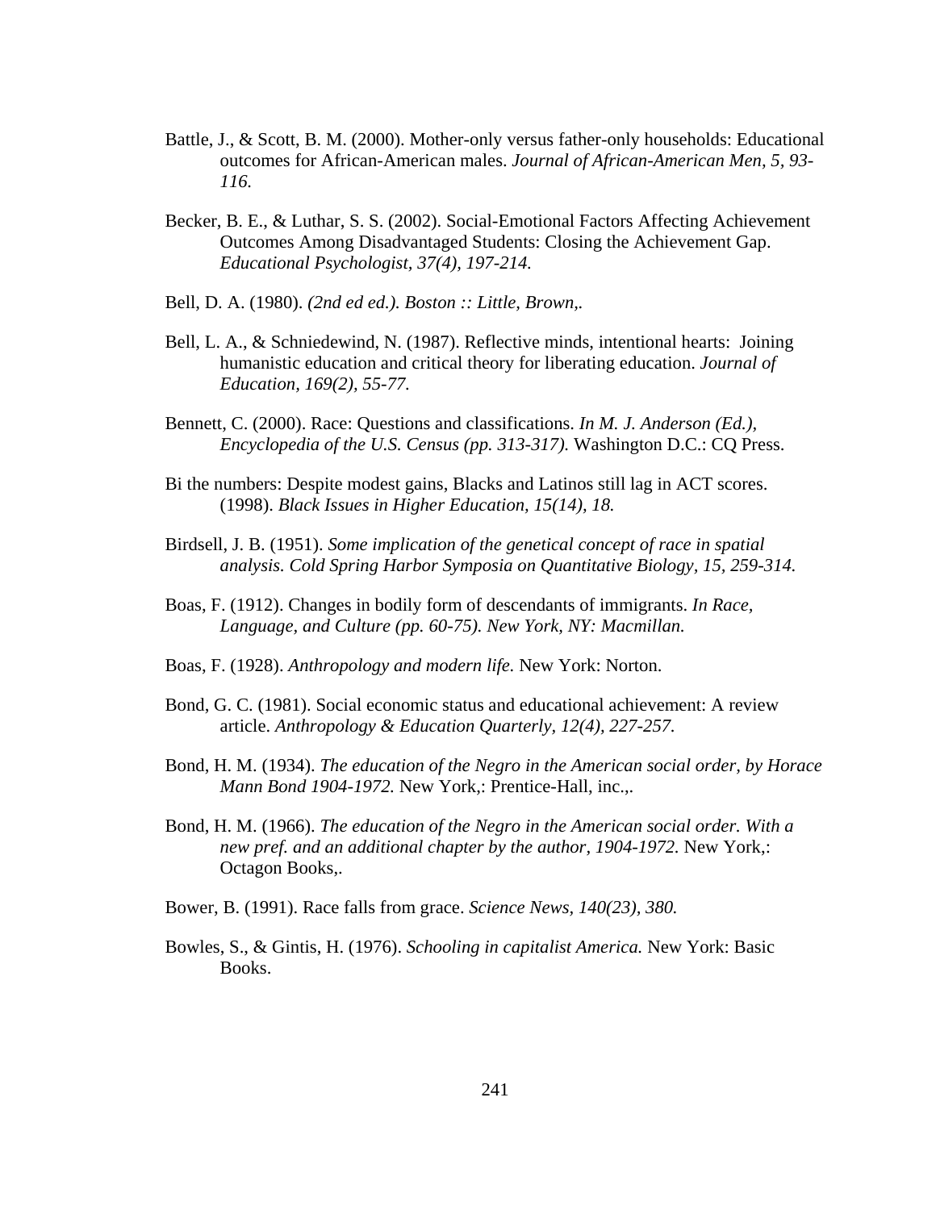Battle, J., & Scott, B. M. (2000). Mother-only versus father-only households: Educational outcomes for African-American males. *Journal of African-American Men, 5, 93-116.*

Becker, B. E., & Luthar, S. S. (2002). Social-Emotional Factors Affecting Achievement Outcomes Among Disadvantaged Students: Closing the Achievement Gap. *Educational Psychologist, 37(4), 197-214.*

Bell, D. A. (1980). *(2nd ed ed.). Boston :: Little, Brown,.*

Bell, L. A., & Schniedewind, N. (1987). Reflective minds, intentional hearts: Joining humanistic education and critical theory for liberating education. *Journal of Education, 169(2), 55-77.*

Bennett, C. (2000). Race: Questions and classifications. *In M. J. Anderson (Ed.), Encyclopedia of the U.S. Census (pp. 313-317).* Washington D.C.: CQ Press.

Bi the numbers: Despite modest gains, Blacks and Latinos still lag in ACT scores. (1998). *Black Issues in Higher Education, 15(14), 18.*

Birdsell, J. B. (1951). *Some implication of the genetical concept of race in spatial analysis. Cold Spring Harbor Symposia on Quantitative Biology, 15, 259-314.*

Boas, F. (1912). Changes in bodily form of descendants of immigrants. *In Race, Language, and Culture (pp. 60-75). New York, NY: Macmillan.*

Boas, F. (1928). *Anthropology and modern life.* New York: Norton.

Bond, G. C. (1981). Social economic status and educational achievement: A review article. *Anthropology & Education Quarterly, 12(4), 227-257.*

Bond, H. M. (1934). *The education of the Negro in the American social order, by Horace Mann Bond 1904-1972.* New York,: Prentice-Hall, inc.,.

Bond, H. M. (1966). *The education of the Negro in the American social order. With a new pref. and an additional chapter by the author, 1904-1972*. New York,: Octagon Books,.

Bower, B. (1991). Race falls from grace. *Science News, 140(23), 380.*

Bowles, S., & Gintis, H. (1976). *Schooling in capitalist America.* New York: Basic Books.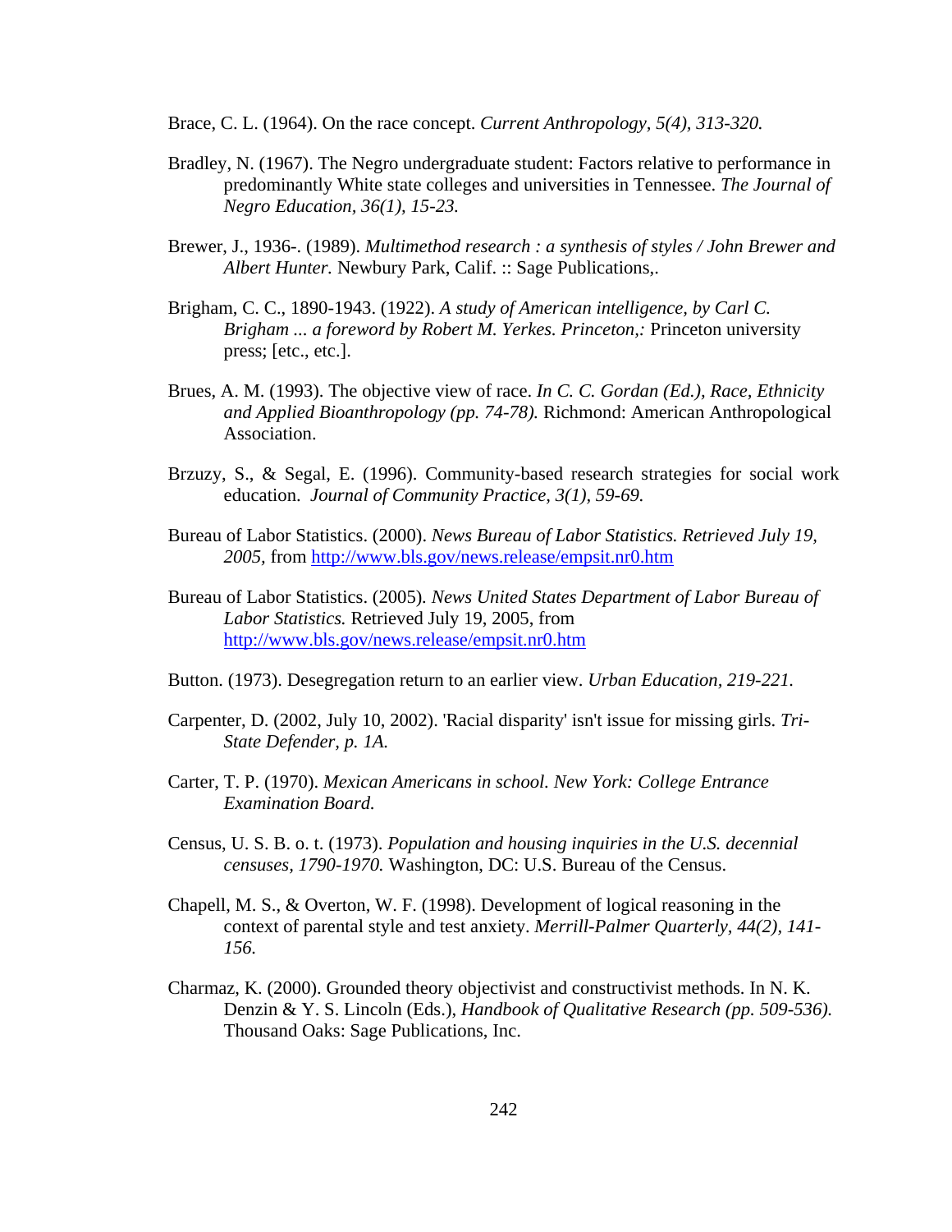Brace, C. L. (1964). On the race concept. *Current Anthropology, 5(4), 313-320.*

Bradley, N. (1967). The Negro undergraduate student: Factors relative to performance in predominantly White state colleges and universities in Tennessee. *The Journal of Negro Education, 36(1), 15-23.*

Brewer, J., 1936-. (1989). *Multimethod research : a synthesis of styles / John Brewer and Albert Hunter.* Newbury Park, Calif. :: Sage Publications,.

Brigham, C. C., 1890-1943. (1922). *A study of American intelligence, by Carl C. Brigham ... a foreword by Robert M. Yerkes. Princeton,:* Princeton university press; [etc., etc.].

Brues, A. M. (1993). The objective view of race. *In C. C. Gordan (Ed.), Race, Ethnicity and Applied Bioanthropology (pp. 74-78).* Richmond: American Anthropological Association.

Brzuzy, S., & Segal, E. (1996). Community-based research strategies for social work education. *Journal of Community Practice, 3(1), 59-69.*

Bureau of Labor Statistics. (2000). *News Bureau of Labor Statistics. Retrieved July 19, 2005,* from http://www.bls.gov/news.release/empsit.nr0.htm

Bureau of Labor Statistics. (2005). *News United States Department of Labor Bureau of Labor Statistics.* Retrieved July 19, 2005, from http://www.bls.gov/news.release/empsit.nr0.htm

Button. (1973). Desegregation return to an earlier view. *Urban Education, 219-221.*

Carpenter, D. (2002, July 10, 2002). 'Racial disparity' isn't issue for missing girls. *Tri-State Defender, p. 1A.*

Carter, T. P. (1970). *Mexican Americans in school. New York: College Entrance Examination Board.*

Census, U. S. B. o. t. (1973). *Population and housing inquiries in the U.S. decennial censuses, 1790-1970.* Washington, DC: U.S. Bureau of the Census.

Chapell, M. S., & Overton, W. F. (1998). Development of logical reasoning in the context of parental style and test anxiety. *Merrill-Palmer Quarterly, 44(2), 141-156.*

Charmaz, K. (2000). Grounded theory objectivist and constructivist methods. In N. K. Denzin & Y. S. Lincoln (Eds.), *Handbook of Qualitative Research (pp. 509-536).* Thousand Oaks: Sage Publications, Inc.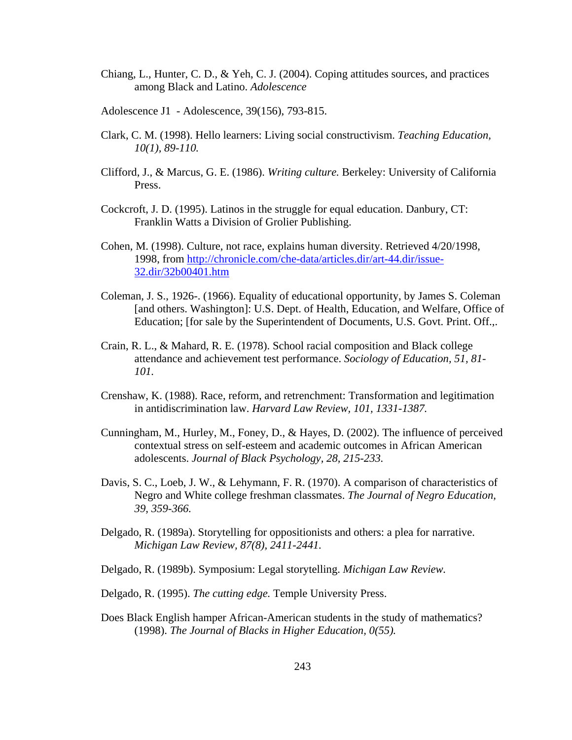Chiang, L., Hunter, C. D., & Yeh, C. J. (2004). Coping attitudes sources, and practices among Black and Latino. *Adolescence*

Adolescence J1 - Adolescence, 39(156), 793-815.

Clark, C. M. (1998). Hello learners: Living social constructivism. *Teaching Education, 10(1), 89-110.*

Clifford, J., & Marcus, G. E. (1986). *Writing culture.* Berkeley: University of California Press.

Cockcroft, J. D. (1995). Latinos in the struggle for equal education. Danbury, CT: Franklin Watts a Division of Grolier Publishing.

Cohen, M. (1998). Culture, not race, explains human diversity. Retrieved 4/20/1998, 1998, from http://chronicle.com/che-data/articles.dir/art-44.dir/issue-32.dir/32b00401.htm

Coleman, J. S., 1926-. (1966). Equality of educational opportunity, by James S. Coleman [and others. Washington]: U.S. Dept. of Health, Education, and Welfare, Office of Education; [for sale by the Superintendent of Documents, U.S. Govt. Print. Off.,.

Crain, R. L., & Mahard, R. E. (1978). School racial composition and Black college attendance and achievement test performance. *Sociology of Education, 51, 81-101.*

Crenshaw, K. (1988). Race, reform, and retrenchment: Transformation and legitimation in antidiscrimination law. *Harvard Law Review, 101, 1331-1387.*

Cunningham, M., Hurley, M., Foney, D., & Hayes, D. (2002). The influence of perceived contextual stress on self-esteem and academic outcomes in African American adolescents. *Journal of Black Psychology, 28, 215-233.*

Davis, S. C., Loeb, J. W., & Lehymann, F. R. (1970). A comparison of characteristics of Negro and White college freshman classmates. *The Journal of Negro Education, 39, 359-366.*

Delgado, R. (1989a). Storytelling for oppositionists and others: a plea for narrative. *Michigan Law Review, 87(8), 2411-2441.*

Delgado, R. (1989b). Symposium: Legal storytelling. *Michigan Law Review.*

Delgado, R. (1995). *The cutting edge.* Temple University Press.

Does Black English hamper African-American students in the study of mathematics? (1998). *The Journal of Blacks in Higher Education, 0(55).*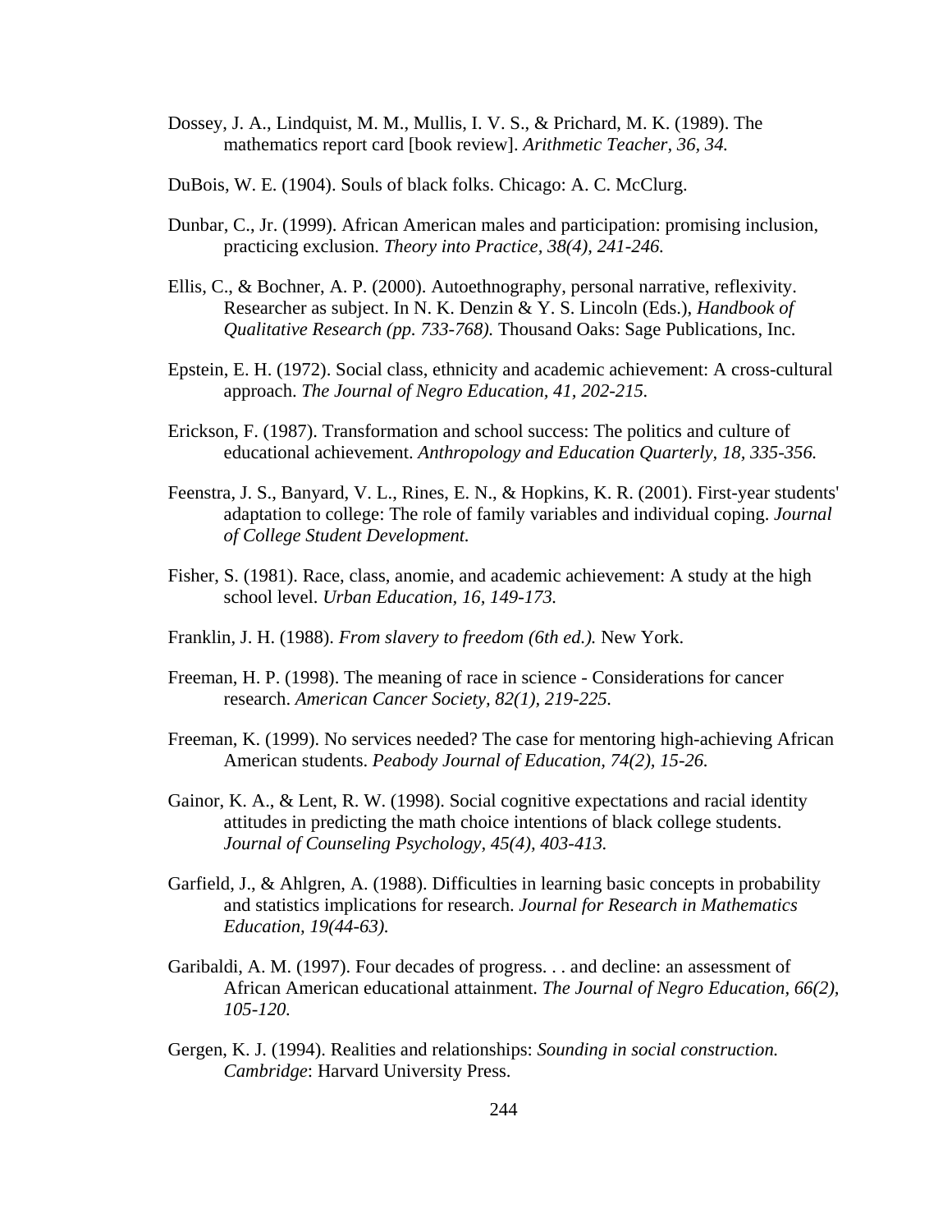Dossey, J. A., Lindquist, M. M., Mullis, I. V. S., & Prichard, M. K. (1989). The mathematics report card [book review]. *Arithmetic Teacher, 36, 34.*

DuBois, W. E. (1904). Souls of black folks. Chicago: A. C. McClurg.

Dunbar, C., Jr. (1999). African American males and participation: promising inclusion, practicing exclusion. *Theory into Practice, 38(4), 241-246.*

Ellis, C., & Bochner, A. P. (2000). Autoethnography, personal narrative, reflexivity. Researcher as subject. In N. K. Denzin & Y. S. Lincoln (Eds.), *Handbook of Qualitative Research (pp. 733-768).* Thousand Oaks: Sage Publications, Inc.

Epstein, E. H. (1972). Social class, ethnicity and academic achievement: A cross-cultural approach. *The Journal of Negro Education, 41, 202-215.*

Erickson, F. (1987). Transformation and school success: The politics and culture of educational achievement. *Anthropology and Education Quarterly, 18, 335-356.*

Feenstra, J. S., Banyard, V. L., Rines, E. N., & Hopkins, K. R. (2001). First-year students' adaptation to college: The role of family variables and individual coping. *Journal of College Student Development.*

Fisher, S. (1981). Race, class, anomie, and academic achievement: A study at the high school level. *Urban Education, 16, 149-173.*

Franklin, J. H. (1988). *From slavery to freedom (6th ed.).* New York.

Freeman, H. P. (1998). The meaning of race in science - Considerations for cancer research. *American Cancer Society, 82(1), 219-225.*

Freeman, K. (1999). No services needed? The case for mentoring high-achieving African American students. *Peabody Journal of Education, 74(2), 15-26.*

Gainor, K. A., & Lent, R. W. (1998). Social cognitive expectations and racial identity attitudes in predicting the math choice intentions of black college students. *Journal of Counseling Psychology, 45(4), 403-413.*

Garfield, J., & Ahlgren, A. (1988). Difficulties in learning basic concepts in probability and statistics implications for research. *Journal for Research in Mathematics Education, 19(44-63).*

Garibaldi, A. M. (1997). Four decades of progress. . . and decline: an assessment of African American educational attainment. *The Journal of Negro Education, 66(2), 105-120.*

Gergen, K. J. (1994). Realities and relationships: *Sounding in social construction. Cambridge*: Harvard University Press.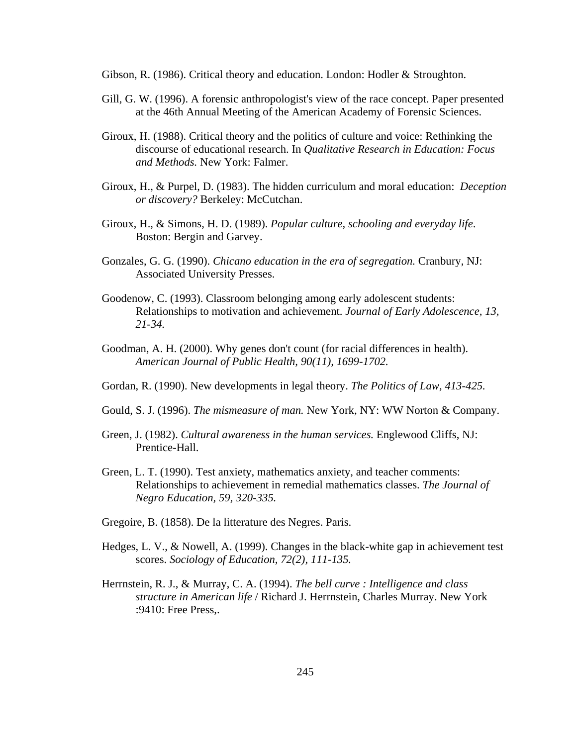Gibson, R. (1986). Critical theory and education. London: Hodler & Stroughton.

Gill, G. W. (1996). A forensic anthropologist's view of the race concept. Paper presented at the 46th Annual Meeting of the American Academy of Forensic Sciences.

Giroux, H. (1988). Critical theory and the politics of culture and voice: Rethinking the discourse of educational research. In *Qualitative Research in Education: Focus and Methods.* New York: Falmer.

Giroux, H., & Purpel, D. (1983). The hidden curriculum and moral education: *Deception or discovery?* Berkeley: McCutchan.

Giroux, H., & Simons, H. D. (1989). *Popular culture, schooling and everyday life*. Boston: Bergin and Garvey.

Gonzales, G. G. (1990). *Chicano education in the era of segregation.* Cranbury, NJ: Associated University Presses.

Goodenow, C. (1993). Classroom belonging among early adolescent students: Relationships to motivation and achievement. *Journal of Early Adolescence, 13, 21-34.*

Goodman, A. H. (2000). Why genes don't count (for racial differences in health). *American Journal of Public Health, 90(11), 1699-1702.*

Gordan, R. (1990). New developments in legal theory. *The Politics of Law, 413-425.*

Gould, S. J. (1996). *The mismeasure of man.* New York, NY: WW Norton & Company.

Green, J. (1982). *Cultural awareness in the human services.* Englewood Cliffs, NJ: Prentice-Hall.

Green, L. T. (1990). Test anxiety, mathematics anxiety, and teacher comments: Relationships to achievement in remedial mathematics classes. *The Journal of Negro Education, 59, 320-335.*

Gregoire, B. (1858). De la litterature des Negres. Paris.

Hedges, L. V., & Nowell, A. (1999). Changes in the black-white gap in achievement test scores. *Sociology of Education, 72(2), 111-135.*

Herrnstein, R. J., & Murray, C. A. (1994). *The bell curve : Intelligence and class structure in American life* / Richard J. Herrnstein, Charles Murray. New York :9410: Free Press,.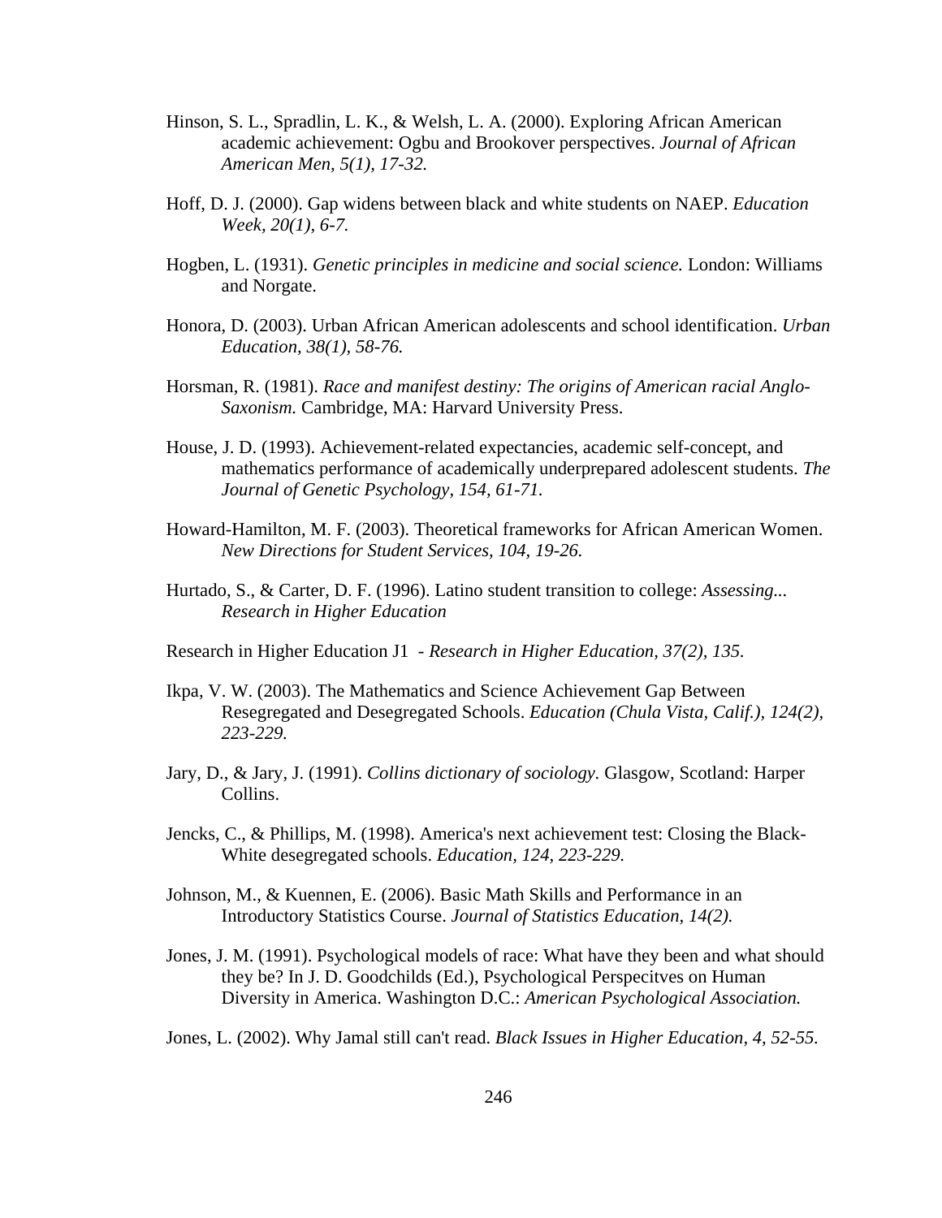Hinson, S. L., Spradlin, L. K., & Welsh, L. A. (2000). Exploring African American academic achievement: Ogbu and Brookover perspectives. *Journal of African American Men, 5(1), 17-32.*

Hoff, D. J. (2000). Gap widens between black and white students on NAEP. *Education Week, 20(1), 6-7.*

Hogben, L. (1931). *Genetic principles in medicine and social science.* London: Williams and Norgate.

Honora, D. (2003). Urban African American adolescents and school identification. *Urban Education, 38(1), 58-76.*

Horsman, R. (1981). *Race and manifest destiny: The origins of American racial Anglo-Saxonism.* Cambridge, MA: Harvard University Press.

House, J. D. (1993). Achievement-related expectancies, academic self-concept, and mathematics performance of academically underprepared adolescent students. *The Journal of Genetic Psychology, 154, 61-71.*

Howard-Hamilton, M. F. (2003). Theoretical frameworks for African American Women. *New Directions for Student Services, 104, 19-26.*

Hurtado, S., & Carter, D. F. (1996). Latino student transition to college: *Assessing... Research in Higher Education*

Research in Higher Education J1 - *Research in Higher Education, 37(2), 135.*

Ikpa, V. W. (2003). The Mathematics and Science Achievement Gap Between Resegregated and Desegregated Schools. *Education (Chula Vista, Calif.), 124(2), 223-229.*

Jary, D., & Jary, J. (1991). *Collins dictionary of sociology.* Glasgow, Scotland: Harper Collins.

Jencks, C., & Phillips, M. (1998). America's next achievement test: Closing the Black-White desegregated schools. *Education, 124, 223-229.*

Johnson, M., & Kuennen, E. (2006). Basic Math Skills and Performance in an Introductory Statistics Course. *Journal of Statistics Education, 14(2).*

Jones, J. M. (1991). Psychological models of race: What have they been and what should they be? In J. D. Goodchilds (Ed.), Psychological Perspecitves on Human Diversity in America. Washington D.C.: *American Psychological Association.*

Jones, L. (2002). Why Jamal still can't read. *Black Issues in Higher Education, 4, 52-55.*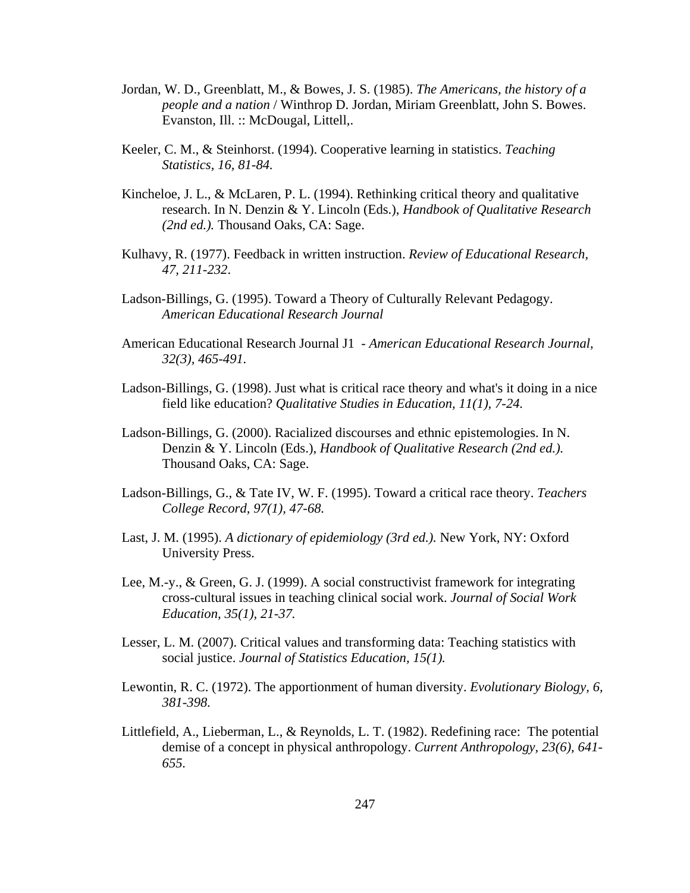Jordan, W. D., Greenblatt, M., & Bowes, J. S. (1985). *The Americans, the history of a people and a nation* / Winthrop D. Jordan, Miriam Greenblatt, John S. Bowes. Evanston, Ill. :: McDougal, Littell,.

Keeler, C. M., & Steinhorst. (1994). Cooperative learning in statistics. *Teaching Statistics, 16, 81-84.*

Kincheloe, J. L., & McLaren, P. L. (1994). Rethinking critical theory and qualitative research. In N. Denzin & Y. Lincoln (Eds.), *Handbook of Qualitative Research (2nd ed.).* Thousand Oaks, CA: Sage.

Kulhavy, R. (1977). Feedback in written instruction. *Review of Educational Research, 47, 211-232*.

Ladson-Billings, G. (1995). Toward a Theory of Culturally Relevant Pedagogy. *American Educational Research Journal*

American Educational Research Journal J1 - *American Educational Research Journal, 32(3), 465-491.*

Ladson-Billings, G. (1998). Just what is critical race theory and what's it doing in a nice field like education? *Qualitative Studies in Education, 11(1), 7-24.*

Ladson-Billings, G. (2000). Racialized discourses and ethnic epistemologies. In N. Denzin & Y. Lincoln (Eds.), *Handbook of Qualitative Research (2nd ed.).* Thousand Oaks, CA: Sage.

Ladson-Billings, G., & Tate IV, W. F. (1995). Toward a critical race theory. *Teachers College Record, 97(1), 47-68.*

Last, J. M. (1995). *A dictionary of epidemiology (3rd ed.).* New York, NY: Oxford University Press.

Lee, M.-y., & Green, G. J. (1999). A social constructivist framework for integrating cross-cultural issues in teaching clinical social work. *Journal of Social Work Education, 35(1), 21-37.*

Lesser, L. M. (2007). Critical values and transforming data: Teaching statistics with social justice. *Journal of Statistics Education, 15(1).*

Lewontin, R. C. (1972). The apportionment of human diversity. *Evolutionary Biology, 6, 381-398.*

Littlefield, A., Lieberman, L., & Reynolds, L. T. (1982). Redefining race: The potential demise of a concept in physical anthropology. *Current Anthropology, 23(6), 641-655.*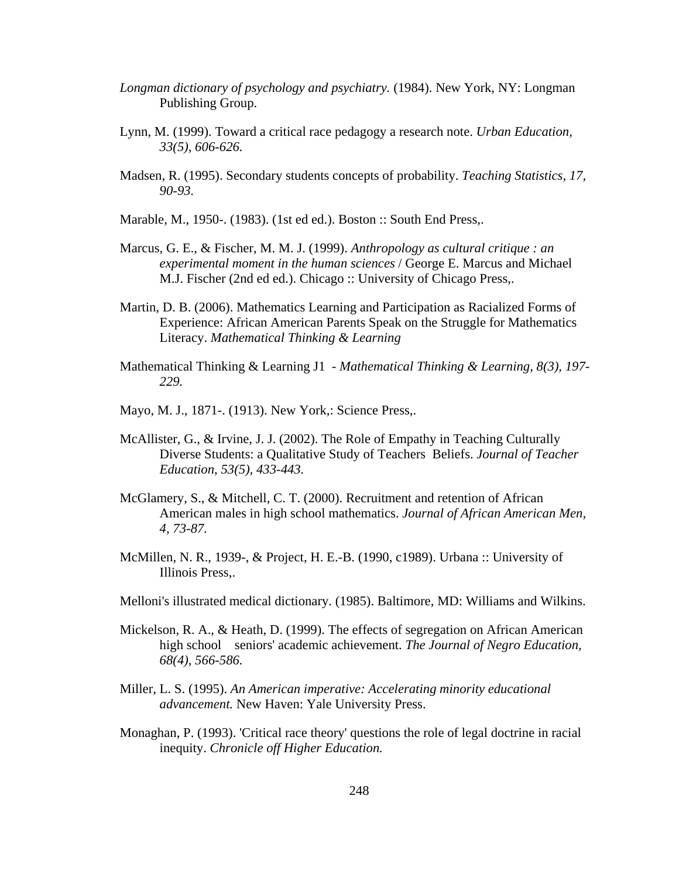*Longman dictionary of psychology and psychiatry.* (1984). New York, NY: Longman Publishing Group.

Lynn, M. (1999). Toward a critical race pedagogy a research note. *Urban Education, 33(5), 606-626.*

Madsen, R. (1995). Secondary students concepts of probability. *Teaching Statistics, 17, 90-93.*

Marable, M., 1950-. (1983). (1st ed ed.). Boston :: South End Press,.

Marcus, G. E., & Fischer, M. M. J. (1999). *Anthropology as cultural critique : an experimental moment in the human sciences* / George E. Marcus and Michael M.J. Fischer (2nd ed ed.). Chicago :: University of Chicago Press,.

Martin, D. B. (2006). Mathematics Learning and Participation as Racialized Forms of Experience: African American Parents Speak on the Struggle for Mathematics Literacy. *Mathematical Thinking & Learning*

Mathematical Thinking & Learning J1 - *Mathematical Thinking & Learning, 8(3), 197-229.*

Mayo, M. J., 1871-. (1913). New York,: Science Press,.

McAllister, G., & Irvine, J. J. (2002). The Role of Empathy in Teaching Culturally Diverse Students: a Qualitative Study of Teachers Beliefs. *Journal of Teacher Education, 53(5), 433-443.*

McGlamery, S., & Mitchell, C. T. (2000). Recruitment and retention of African American males in high school mathematics. *Journal of African American Men, 4, 73-87.*

McMillen, N. R., 1939-, & Project, H. E.-B. (1990, c1989). Urbana :: University of Illinois Press,.

Melloni's illustrated medical dictionary. (1985). Baltimore, MD: Williams and Wilkins.

Mickelson, R. A., & Heath, D. (1999). The effects of segregation on African American high school seniors' academic achievement. *The Journal of Negro Education, 68(4), 566-586.*

Miller, L. S. (1995). *An American imperative: Accelerating minority educational advancement.* New Haven: Yale University Press.

Monaghan, P. (1993). 'Critical race theory' questions the role of legal doctrine in racial inequity. *Chronicle off Higher Education.*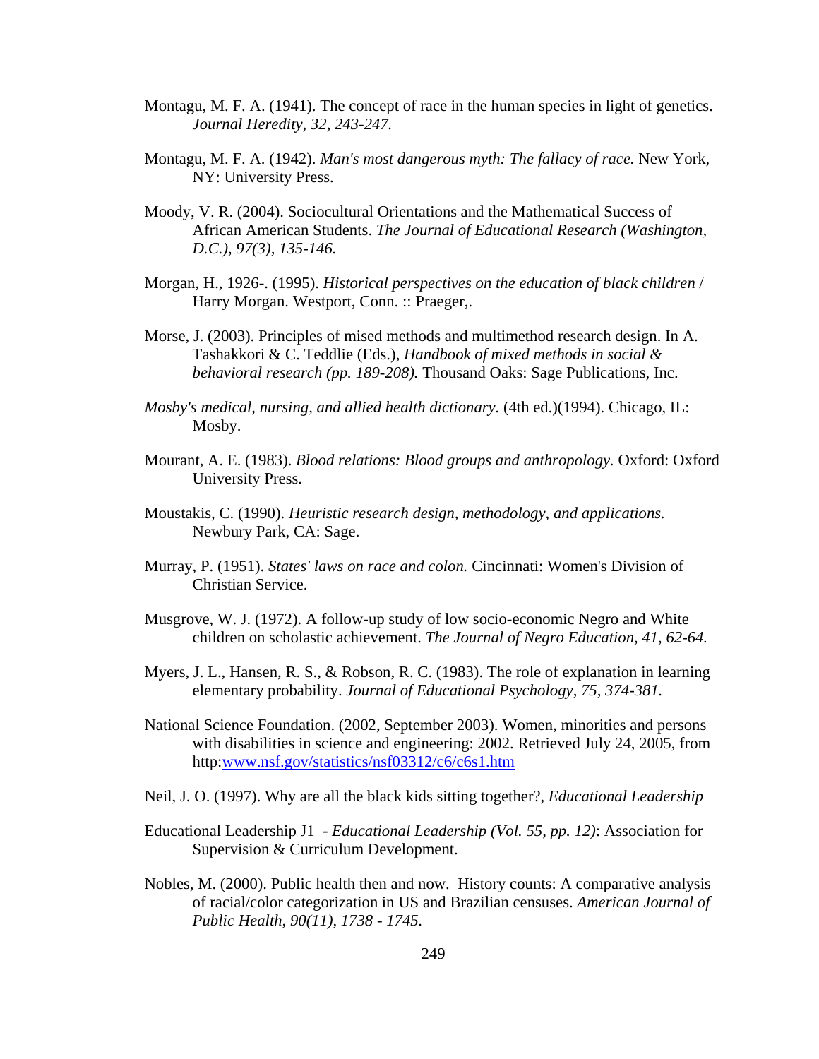Montagu, M. F. A. (1941). The concept of race in the human species in light of genetics. *Journal Heredity, 32, 243-247.*

Montagu, M. F. A. (1942). *Man's most dangerous myth: The fallacy of race.* New York, NY: University Press.

Moody, V. R. (2004). Sociocultural Orientations and the Mathematical Success of African American Students. *The Journal of Educational Research (Washington, D.C.), 97(3), 135-146.*

Morgan, H., 1926-. (1995). *Historical perspectives on the education of black children* / Harry Morgan. Westport, Conn. :: Praeger,.

Morse, J. (2003). Principles of mised methods and multimethod research design. In A. Tashakkori & C. Teddlie (Eds.), *Handbook of mixed methods in social & behavioral research (pp. 189-208).* Thousand Oaks: Sage Publications, Inc.

*Mosby's medical, nursing, and allied health dictionary.* (4th ed.)(1994). Chicago, IL: Mosby.

Mourant, A. E. (1983). *Blood relations: Blood groups and anthropology.* Oxford: Oxford University Press.

Moustakis, C. (1990). *Heuristic research design, methodology, and applications.* Newbury Park, CA: Sage.

Murray, P. (1951). *States' laws on race and colon.* Cincinnati: Women's Division of Christian Service.

Musgrove, W. J. (1972). A follow-up study of low socio-economic Negro and White children on scholastic achievement. *The Journal of Negro Education, 41, 62-64.*

Myers, J. L., Hansen, R. S., & Robson, R. C. (1983). The role of explanation in learning elementary probability. *Journal of Educational Psychology, 75, 374-381.*

National Science Foundation. (2002, September 2003). Women, minorities and persons with disabilities in science and engineering: 2002. Retrieved July 24, 2005, from http:www.nsf.gov/statistics/nsf03312/c6/c6s1.htm

Neil, J. O. (1997). Why are all the black kids sitting together?, *Educational Leadership*

Educational Leadership J1 - *Educational Leadership (Vol. 55, pp. 12)*: Association for Supervision & Curriculum Development.

Nobles, M. (2000). Public health then and now. History counts: A comparative analysis of racial/color categorization in US and Brazilian censuses. *American Journal of Public Health, 90(11), 1738 - 1745.*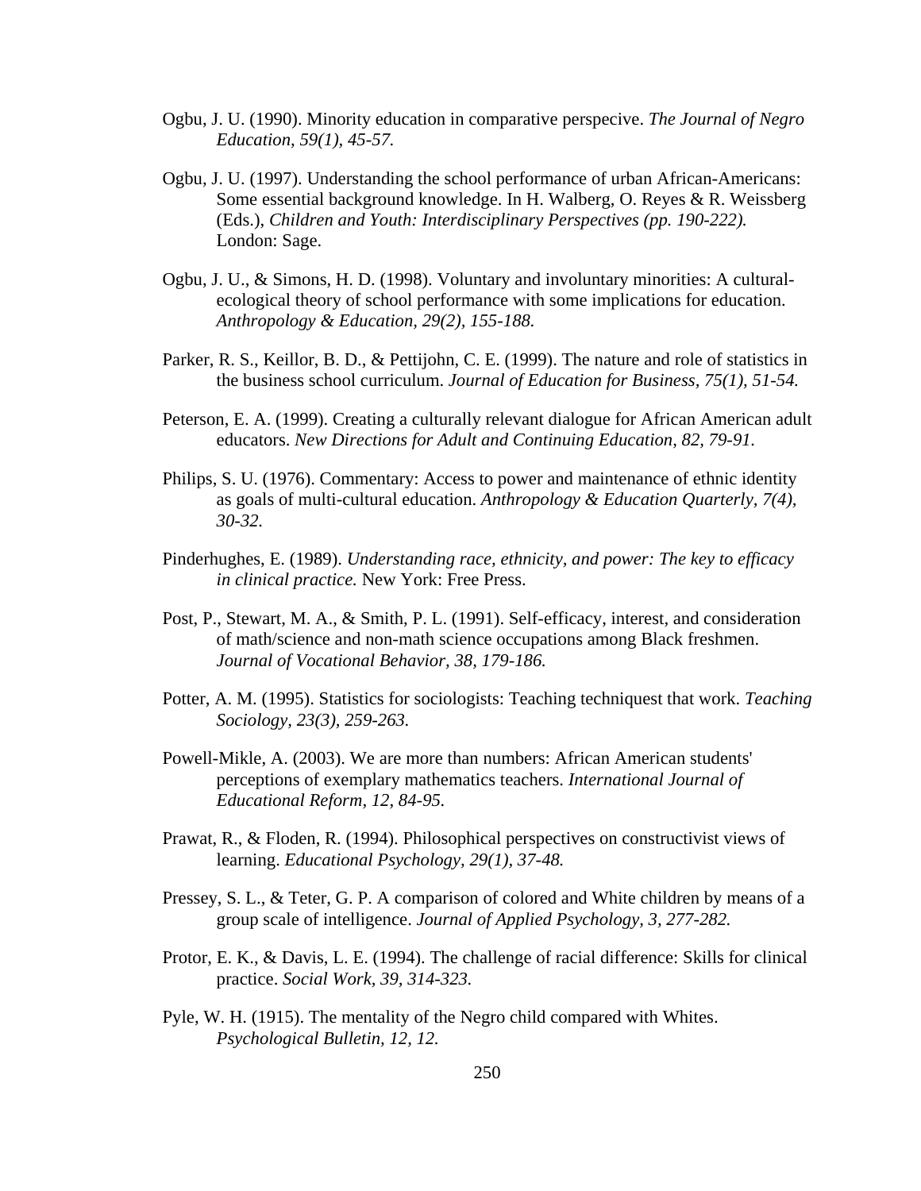Ogbu, J. U. (1990). Minority education in comparative perspecive. *The Journal of Negro Education, 59(1), 45-57.*

Ogbu, J. U. (1997). Understanding the school performance of urban African-Americans: Some essential background knowledge. In H. Walberg, O. Reyes & R. Weissberg (Eds.), *Children and Youth: Interdisciplinary Perspectives (pp. 190-222).* London: Sage.

Ogbu, J. U., & Simons, H. D. (1998). Voluntary and involuntary minorities: A cultural-ecological theory of school performance with some implications for education. *Anthropology & Education, 29(2), 155-188.*

Parker, R. S., Keillor, B. D., & Pettijohn, C. E. (1999). The nature and role of statistics in the business school curriculum. *Journal of Education for Business, 75(1), 51-54.*

Peterson, E. A. (1999). Creating a culturally relevant dialogue for African American adult educators. *New Directions for Adult and Continuing Education, 82, 79-91.*

Philips, S. U. (1976). Commentary: Access to power and maintenance of ethnic identity as goals of multi-cultural education. *Anthropology & Education Quarterly, 7(4), 30-32.*

Pinderhughes, E. (1989). *Understanding race, ethnicity, and power: The key to efficacy in clinical practice.* New York: Free Press.

Post, P., Stewart, M. A., & Smith, P. L. (1991). Self-efficacy, interest, and consideration of math/science and non-math science occupations among Black freshmen. *Journal of Vocational Behavior, 38, 179-186.*

Potter, A. M. (1995). Statistics for sociologists: Teaching techniquest that work. *Teaching Sociology, 23(3), 259-263.*

Powell-Mikle, A. (2003). We are more than numbers: African American students' perceptions of exemplary mathematics teachers. *International Journal of Educational Reform, 12, 84-95.*

Prawat, R., & Floden, R. (1994). Philosophical perspectives on constructivist views of learning. *Educational Psychology, 29(1), 37-48.*

Pressey, S. L., & Teter, G. P. A comparison of colored and White children by means of a group scale of intelligence. *Journal of Applied Psychology, 3, 277-282.*

Protor, E. K., & Davis, L. E. (1994). The challenge of racial difference: Skills for clinical practice. *Social Work, 39, 314-323.*

Pyle, W. H. (1915). The mentality of the Negro child compared with Whites. *Psychological Bulletin, 12, 12.*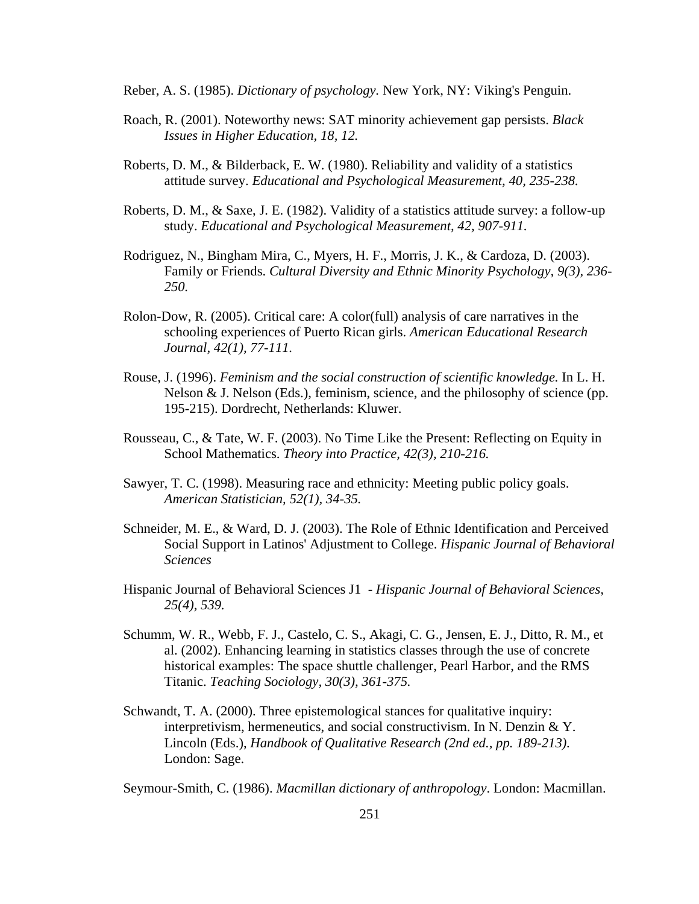Reber, A. S. (1985). *Dictionary of psychology.* New York, NY: Viking's Penguin.

Roach, R. (2001). Noteworthy news: SAT minority achievement gap persists. *Black Issues in Higher Education, 18, 12.*

Roberts, D. M., & Bilderback, E. W. (1980). Reliability and validity of a statistics attitude survey. *Educational and Psychological Measurement, 40, 235-238.*

Roberts, D. M., & Saxe, J. E. (1982). Validity of a statistics attitude survey: a follow-up study. *Educational and Psychological Measurement, 42, 907-911.*

Rodriguez, N., Bingham Mira, C., Myers, H. F., Morris, J. K., & Cardoza, D. (2003). Family or Friends. *Cultural Diversity and Ethnic Minority Psychology, 9(3), 236-250.*

Rolon-Dow, R. (2005). Critical care: A color(full) analysis of care narratives in the schooling experiences of Puerto Rican girls. *American Educational Research Journal, 42(1), 77-111.*

Rouse, J. (1996). *Feminism and the social construction of scientific knowledge.* In L. H. Nelson & J. Nelson (Eds.), feminism, science, and the philosophy of science (pp. 195-215). Dordrecht, Netherlands: Kluwer.

Rousseau, C., & Tate, W. F. (2003). No Time Like the Present: Reflecting on Equity in School Mathematics. *Theory into Practice, 42(3), 210-216.*

Sawyer, T. C. (1998). Measuring race and ethnicity: Meeting public policy goals. *American Statistician, 52(1), 34-35.*

Schneider, M. E., & Ward, D. J. (2003). The Role of Ethnic Identification and Perceived Social Support in Latinos' Adjustment to College. *Hispanic Journal of Behavioral Sciences*

Hispanic Journal of Behavioral Sciences J1 - *Hispanic Journal of Behavioral Sciences, 25(4), 539.*

Schumm, W. R., Webb, F. J., Castelo, C. S., Akagi, C. G., Jensen, E. J., Ditto, R. M., et al. (2002). Enhancing learning in statistics classes through the use of concrete historical examples: The space shuttle challenger, Pearl Harbor, and the RMS Titanic. *Teaching Sociology, 30(3), 361-375.*

Schwandt, T. A. (2000). Three epistemological stances for qualitative inquiry: interpretivism, hermeneutics, and social constructivism. In N. Denzin & Y. Lincoln (Eds.), *Handbook of Qualitative Research (2nd ed., pp. 189-213).* London: Sage.

Seymour-Smith, C. (1986). *Macmillan dictionary of anthropology*. London: Macmillan.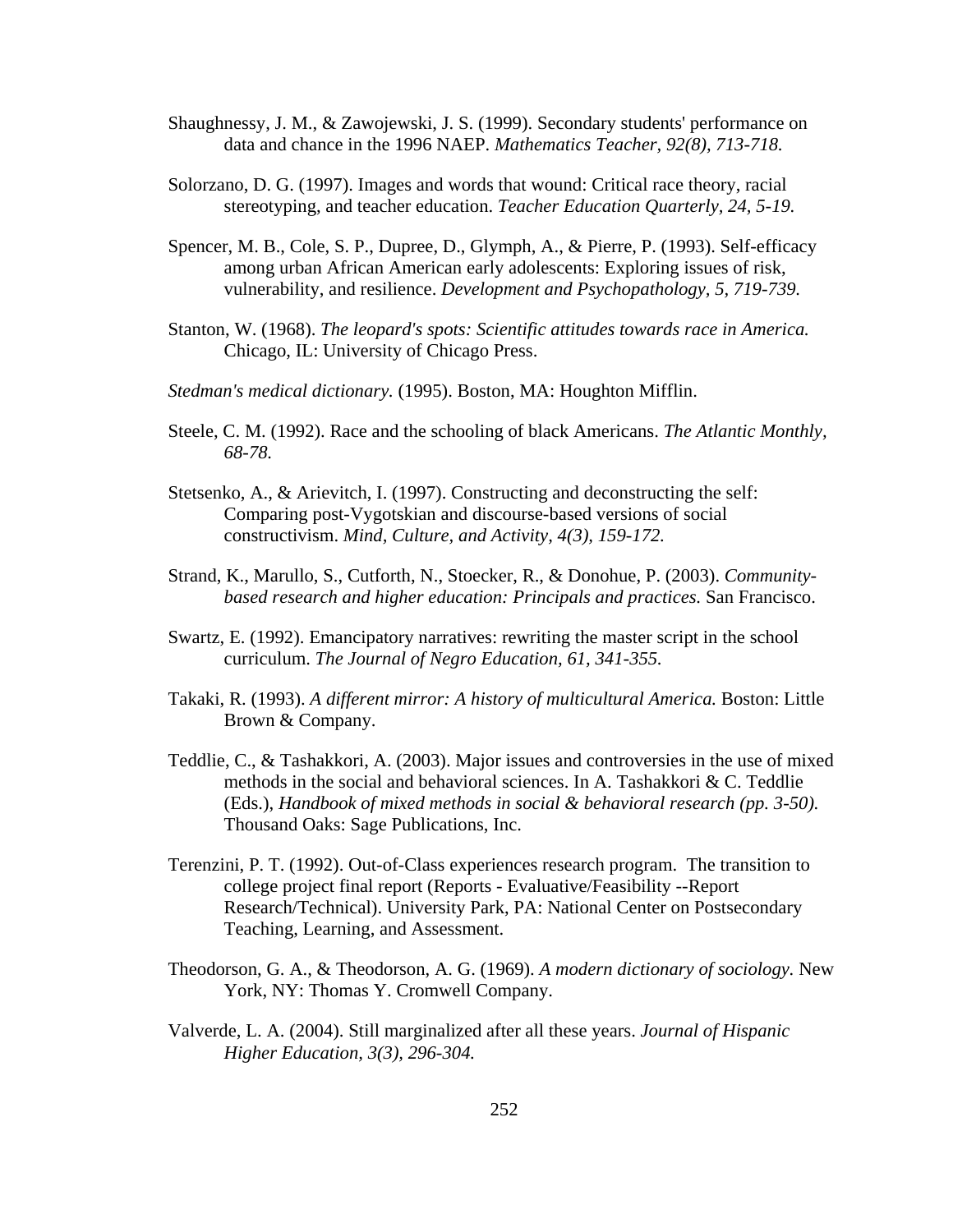Shaughnessy, J. M., & Zawojewski, J. S. (1999). Secondary students' performance on data and chance in the 1996 NAEP. *Mathematics Teacher, 92(8), 713-718.*

Solorzano, D. G. (1997). Images and words that wound: Critical race theory, racial stereotyping, and teacher education. *Teacher Education Quarterly, 24, 5-19.*

Spencer, M. B., Cole, S. P., Dupree, D., Glymph, A., & Pierre, P. (1993). Self-efficacy among urban African American early adolescents: Exploring issues of risk, vulnerability, and resilience. *Development and Psychopathology, 5, 719-739.*

Stanton, W. (1968). *The leopard's spots: Scientific attitudes towards race in America.* Chicago, IL: University of Chicago Press.

*Stedman's medical dictionary.* (1995). Boston, MA: Houghton Mifflin.

Steele, C. M. (1992). Race and the schooling of black Americans. *The Atlantic Monthly, 68-78.*

Stetsenko, A., & Arievitch, I. (1997). Constructing and deconstructing the self: Comparing post-Vygotskian and discourse-based versions of social constructivism. *Mind, Culture, and Activity, 4(3), 159-172.*

Strand, K., Marullo, S., Cutforth, N., Stoecker, R., & Donohue, P. (2003). *Community-based research and higher education: Principals and practices.* San Francisco.

Swartz, E. (1992). Emancipatory narratives: rewriting the master script in the school curriculum. *The Journal of Negro Education, 61, 341-355.*

Takaki, R. (1993). *A different mirror: A history of multicultural America.* Boston: Little Brown & Company.

Teddlie, C., & Tashakkori, A. (2003). Major issues and controversies in the use of mixed methods in the social and behavioral sciences. In A. Tashakkori & C. Teddlie (Eds.), *Handbook of mixed methods in social & behavioral research (pp. 3-50).* Thousand Oaks: Sage Publications, Inc.

Terenzini, P. T. (1992). Out-of-Class experiences research program. The transition to college project final report (Reports - Evaluative/Feasibility --Report Research/Technical). University Park, PA: National Center on Postsecondary Teaching, Learning, and Assessment.

Theodorson, G. A., & Theodorson, A. G. (1969). *A modern dictionary of sociology.* New York, NY: Thomas Y. Cromwell Company.

Valverde, L. A. (2004). Still marginalized after all these years. *Journal of Hispanic Higher Education, 3(3), 296-304.*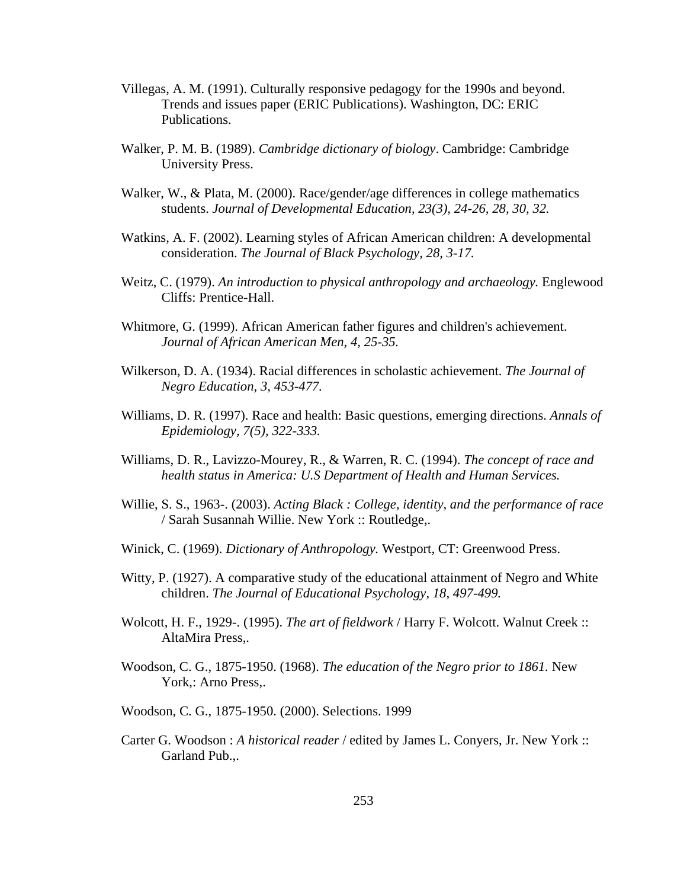Villegas, A. M. (1991). Culturally responsive pedagogy for the 1990s and beyond. Trends and issues paper (ERIC Publications). Washington, DC: ERIC Publications.

Walker, P. M. B. (1989). *Cambridge dictionary of biology*. Cambridge: Cambridge University Press.

Walker, W., & Plata, M. (2000). Race/gender/age differences in college mathematics students. *Journal of Developmental Education, 23(3), 24-26, 28, 30, 32.*

Watkins, A. F. (2002). Learning styles of African American children: A developmental consideration. *The Journal of Black Psychology, 28, 3-17.*

Weitz, C. (1979). *An introduction to physical anthropology and archaeology.* Englewood Cliffs: Prentice-Hall.

Whitmore, G. (1999). African American father figures and children's achievement. *Journal of African American Men, 4, 25-35.*

Wilkerson, D. A. (1934). Racial differences in scholastic achievement. *The Journal of Negro Education, 3, 453-477.*

Williams, D. R. (1997). Race and health: Basic questions, emerging directions. *Annals of Epidemiology, 7(5), 322-333.*

Williams, D. R., Lavizzo-Mourey, R., & Warren, R. C. (1994). *The concept of race and health status in America: U.S Department of Health and Human Services.*

Willie, S. S., 1963-. (2003). *Acting Black : College, identity, and the performance of race* / Sarah Susannah Willie. New York :: Routledge,.

Winick, C. (1969). *Dictionary of Anthropology.* Westport, CT: Greenwood Press.

Witty, P. (1927). A comparative study of the educational attainment of Negro and White children. *The Journal of Educational Psychology, 18, 497-499.*

Wolcott, H. F., 1929-. (1995). *The art of fieldwork* / Harry F. Wolcott. Walnut Creek :: AltaMira Press,.

Woodson, C. G., 1875-1950. (1968). *The education of the Negro prior to 1861.* New York,: Arno Press,.

Woodson, C. G., 1875-1950. (2000). Selections. 1999

Carter G. Woodson : *A historical reader* / edited by James L. Conyers, Jr. New York :: Garland Pub.,.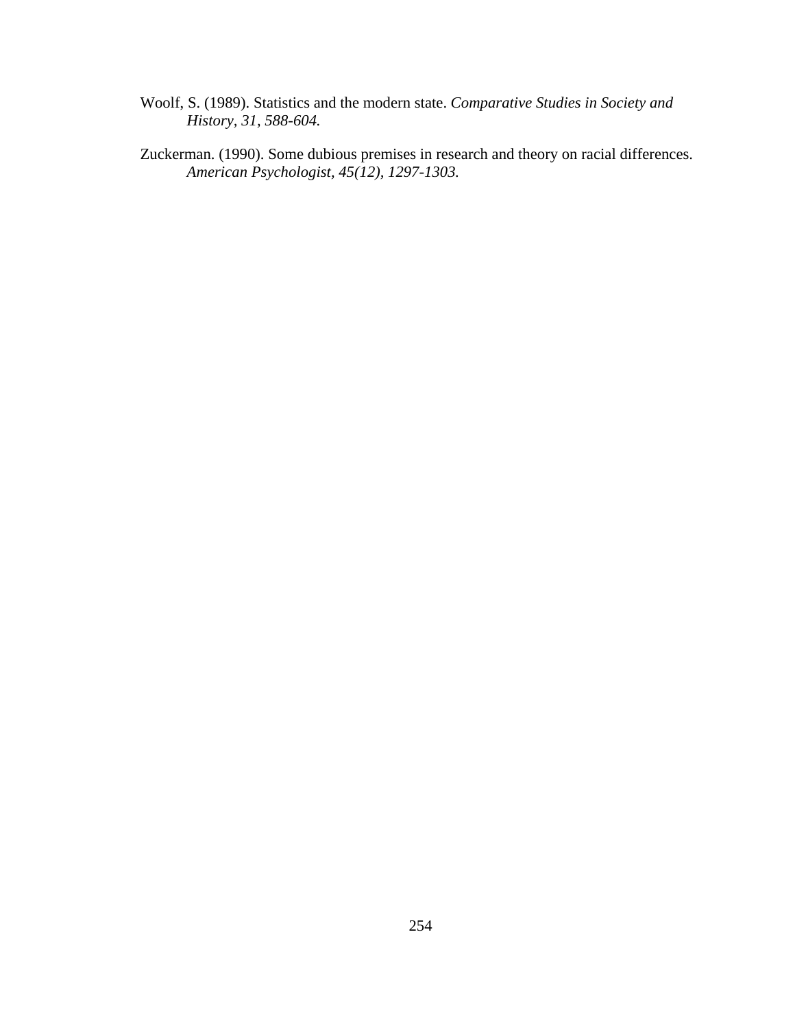Woolf, S. (1989). Statistics and the modern state. *Comparative Studies in Society and History, 31, 588-604.*

Zuckerman. (1990). Some dubious premises in research and theory on racial differences. *American Psychologist, 45(12), 1297-1303.*